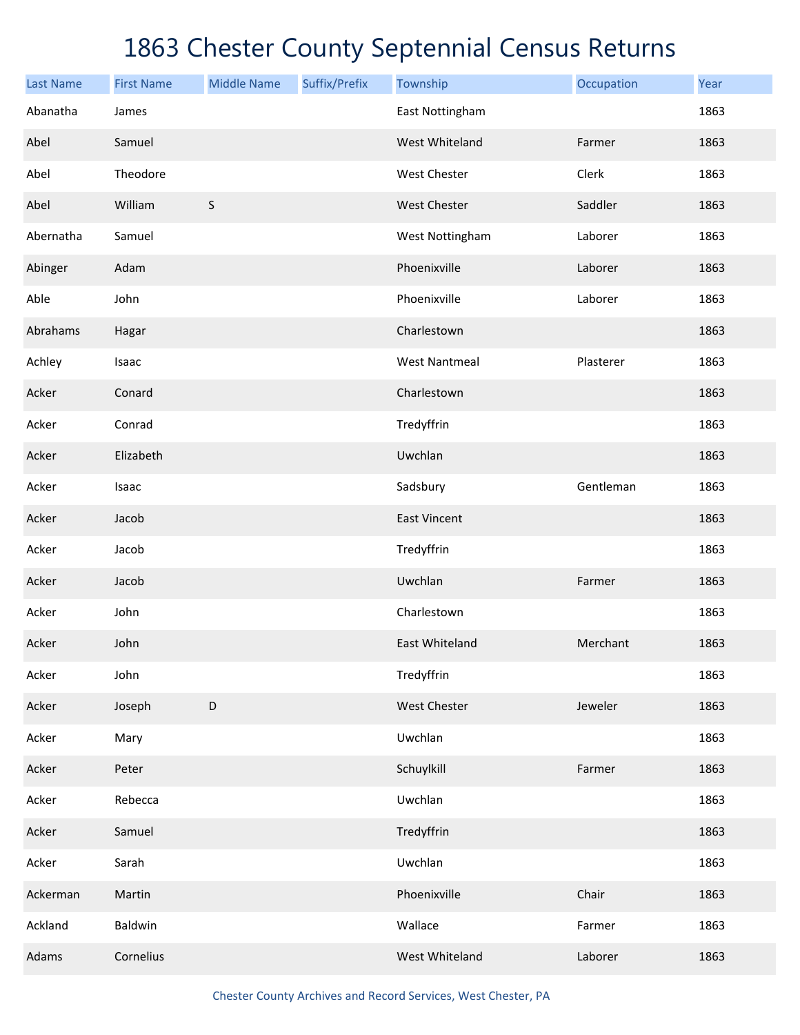# 1863 Chester County Septennial Census Returns

| Last Name | First Name | Middle Name | Suffix/Prefix | Township | Occupation | Year |
|---|---|---|---|---|---|---|
| Abanatha | James | | | East Nottingham | | 1863 |
| Abel | Samuel | | | West Whiteland | Farmer | 1863 |
| Abel | Theodore | | | West Chester | Clerk | 1863 |
| Abel | William | S | | West Chester | Saddler | 1863 |
| Abernatha | Samuel | | | West Nottingham | Laborer | 1863 |
| Abinger | Adam | | | Phoenixville | Laborer | 1863 |
| Able | John | | | Phoenixville | Laborer | 1863 |
| Abrahams | Hagar | | | Charlestown | | 1863 |
| Achley | Isaac | | | West Nantmeal | Plasterer | 1863 |
| Acker | Conard | | | Charlestown | | 1863 |
| Acker | Conrad | | | Tredyffrin | | 1863 |
| Acker | Elizabeth | | | Uwchlan | | 1863 |
| Acker | Isaac | | | Sadsbury | Gentleman | 1863 |
| Acker | Jacob | | | East Vincent | | 1863 |
| Acker | Jacob | | | Tredyffrin | | 1863 |
| Acker | Jacob | | | Uwchlan | Farmer | 1863 |
| Acker | John | | | Charlestown | | 1863 |
| Acker | John | | | East Whiteland | Merchant | 1863 |
| Acker | John | | | Tredyffrin | | 1863 |
| Acker | Joseph | D | | West Chester | Jeweler | 1863 |
| Acker | Mary | | | Uwchlan | | 1863 |
| Acker | Peter | | | Schuylkill | Farmer | 1863 |
| Acker | Rebecca | | | Uwchlan | | 1863 |
| Acker | Samuel | | | Tredyffrin | | 1863 |
| Acker | Sarah | | | Uwchlan | | 1863 |
| Ackerman | Martin | | | Phoenixville | Chair | 1863 |
| Ackland | Baldwin | | | Wallace | Farmer | 1863 |
| Adams | Cornelius | | | West Whiteland | Laborer | 1863 |

Chester County Archives and Record Services, West Chester, PA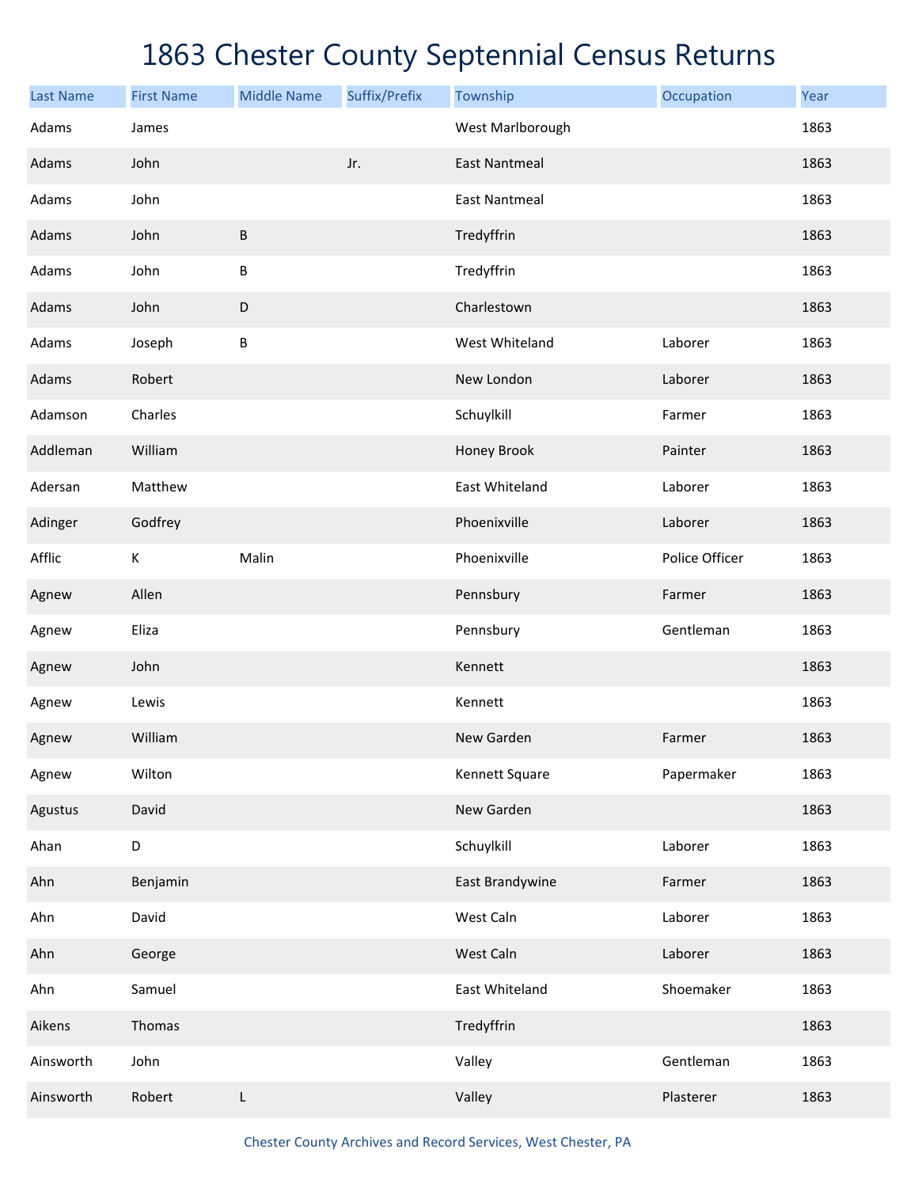# 1863 Chester County Septennial Census Returns

| Last Name | First Name | Middle Name | Suffix/Prefix | Township | Occupation | Year |
|---|---|---|---|---|---|---|
| Adams | James | | | West Marlborough | | 1863 |
| Adams | John | | Jr. | East Nantmeal | | 1863 |
| Adams | John | | | East Nantmeal | | 1863 |
| Adams | John | B | | Tredyffrin | | 1863 |
| Adams | John | B | | Tredyffrin | | 1863 |
| Adams | John | D | | Charlestown | | 1863 |
| Adams | Joseph | B | | West Whiteland | Laborer | 1863 |
| Adams | Robert | | | New London | Laborer | 1863 |
| Adamson | Charles | | | Schuylkill | Farmer | 1863 |
| Addleman | William | | | Honey Brook | Painter | 1863 |
| Adersan | Matthew | | | East Whiteland | Laborer | 1863 |
| Adinger | Godfrey | | | Phoenixville | Laborer | 1863 |
| Afflic | K | Malin | | Phoenixville | Police Officer | 1863 |
| Agnew | Allen | | | Pennsbury | Farmer | 1863 |
| Agnew | Eliza | | | Pennsbury | Gentleman | 1863 |
| Agnew | John | | | Kennett | | 1863 |
| Agnew | Lewis | | | Kennett | | 1863 |
| Agnew | William | | | New Garden | Farmer | 1863 |
| Agnew | Wilton | | | Kennett Square | Papermaker | 1863 |
| Agustus | David | | | New Garden | | 1863 |
| Ahan | D | | | Schuylkill | Laborer | 1863 |
| Ahn | Benjamin | | | East Brandywine | Farmer | 1863 |
| Ahn | David | | | West Caln | Laborer | 1863 |
| Ahn | George | | | West Caln | Laborer | 1863 |
| Ahn | Samuel | | | East Whiteland | Shoemaker | 1863 |
| Aikens | Thomas | | | Tredyffrin | | 1863 |
| Ainsworth | John | | | Valley | Gentleman | 1863 |
| Ainsworth | Robert | L | | Valley | Plasterer | 1863 |

Chester County Archives and Record Services, West Chester, PA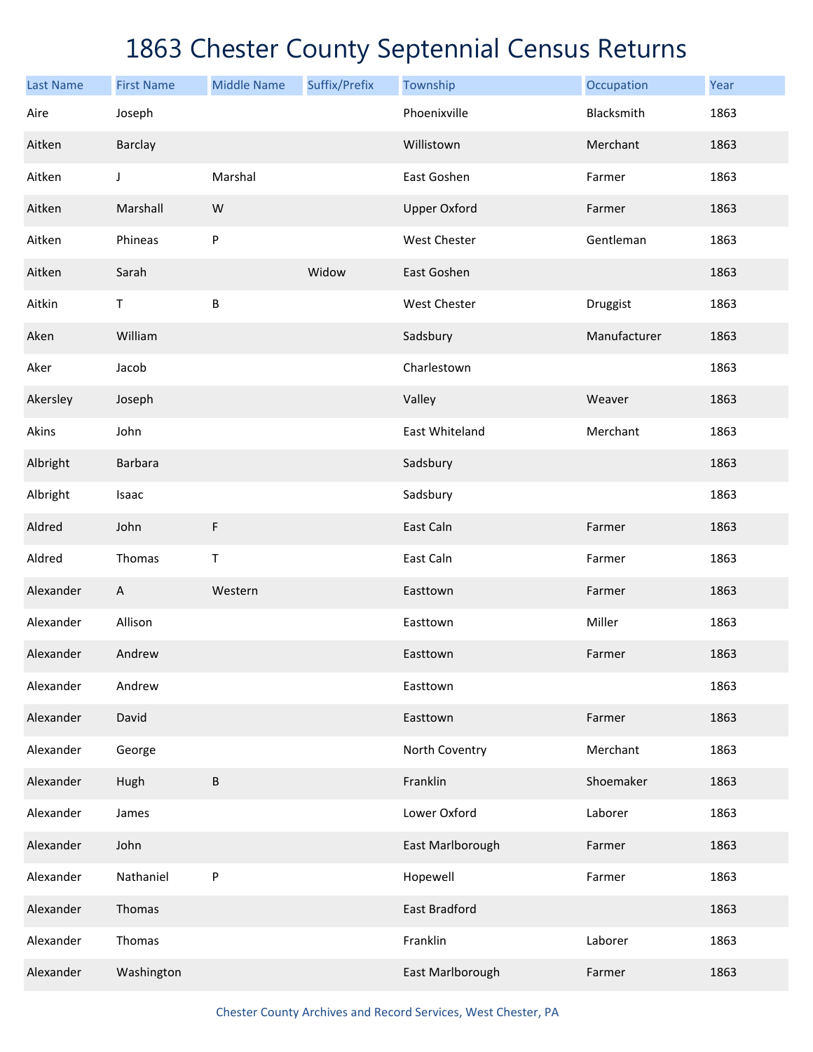# 1863 Chester County Septennial Census Returns

| Last Name | First Name | Middle Name | Suffix/Prefix | Township | Occupation | Year |
|---|---|---|---|---|---|---|
| Aire | Joseph | | | Phoenixville | Blacksmith | 1863 |
| Aitken | Barclay | | | Willistown | Merchant | 1863 |
| Aitken | J | Marshal | | East Goshen | Farmer | 1863 |
| Aitken | Marshall | W | | Upper Oxford | Farmer | 1863 |
| Aitken | Phineas | P | | West Chester | Gentleman | 1863 |
| Aitken | Sarah | | Widow | East Goshen | | 1863 |
| Aitkin | T | B | | West Chester | Druggist | 1863 |
| Aken | William | | | Sadsbury | Manufacturer | 1863 |
| Aker | Jacob | | | Charlestown | | 1863 |
| Akersley | Joseph | | | Valley | Weaver | 1863 |
| Akins | John | | | East Whiteland | Merchant | 1863 |
| Albright | Barbara | | | Sadsbury | | 1863 |
| Albright | Isaac | | | Sadsbury | | 1863 |
| Aldred | John | F | | East Caln | Farmer | 1863 |
| Aldred | Thomas | T | | East Caln | Farmer | 1863 |
| Alexander | A | Western | | Easttown | Farmer | 1863 |
| Alexander | Allison | | | Easttown | Miller | 1863 |
| Alexander | Andrew | | | Easttown | Farmer | 1863 |
| Alexander | Andrew | | | Easttown | | 1863 |
| Alexander | David | | | Easttown | Farmer | 1863 |
| Alexander | George | | | North Coventry | Merchant | 1863 |
| Alexander | Hugh | B | | Franklin | Shoemaker | 1863 |
| Alexander | James | | | Lower Oxford | Laborer | 1863 |
| Alexander | John | | | East Marlborough | Farmer | 1863 |
| Alexander | Nathaniel | P | | Hopewell | Farmer | 1863 |
| Alexander | Thomas | | | East Bradford | | 1863 |
| Alexander | Thomas | | | Franklin | Laborer | 1863 |
| Alexander | Washington | | | East Marlborough | Farmer | 1863 |

Chester County Archives and Record Services, West Chester, PA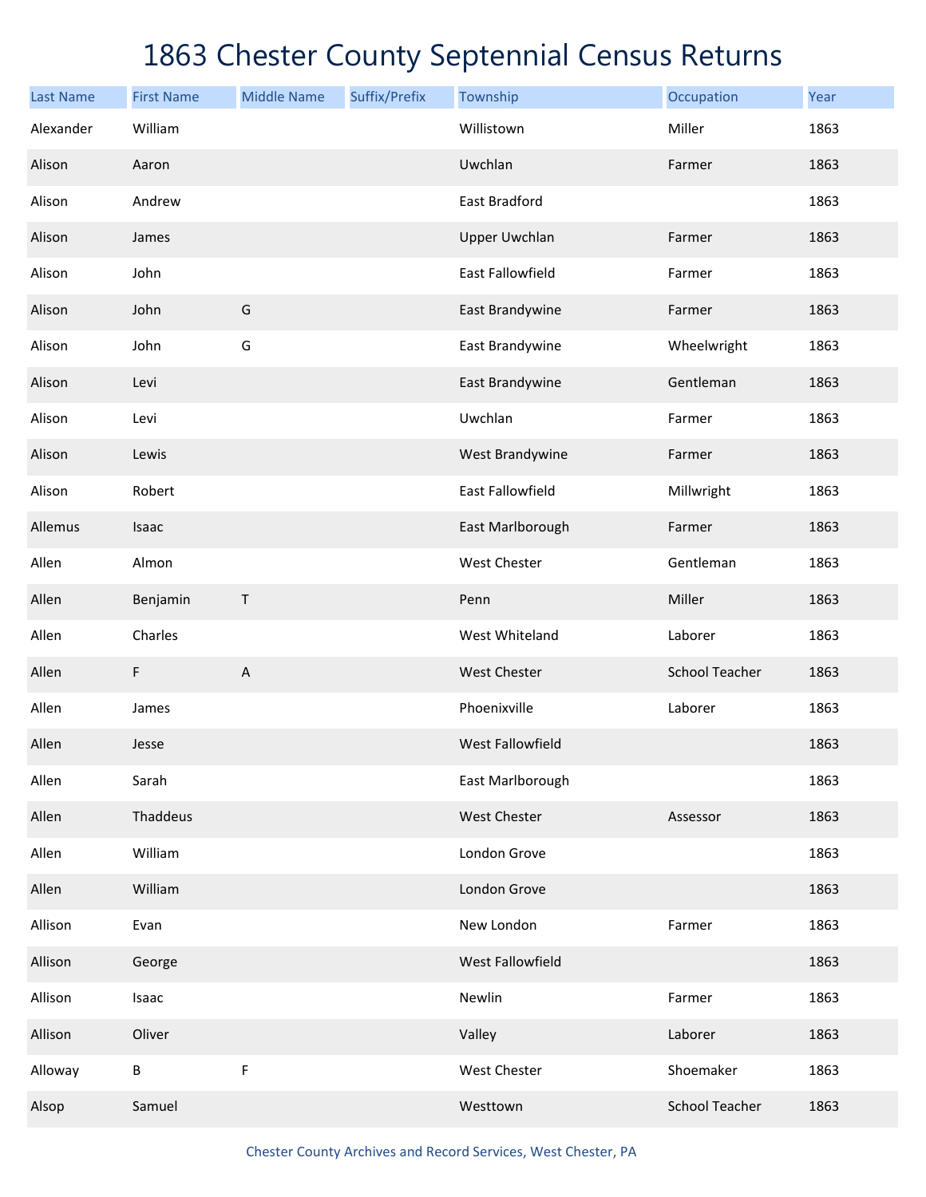# 1863 Chester County Septennial Census Returns

| Last Name | First Name | Middle Name | Suffix/Prefix | Township | Occupation | Year |
|---|---|---|---|---|---|---|
| Alexander | William | | | Willistown | Miller | 1863 |
| Alison | Aaron | | | Uwchlan | Farmer | 1863 |
| Alison | Andrew | | | East Bradford | | 1863 |
| Alison | James | | | Upper Uwchlan | Farmer | 1863 |
| Alison | John | | | East Fallowfield | Farmer | 1863 |
| Alison | John | G | | East Brandywine | Farmer | 1863 |
| Alison | John | G | | East Brandywine | Wheelwright | 1863 |
| Alison | Levi | | | East Brandywine | Gentleman | 1863 |
| Alison | Levi | | | Uwchlan | Farmer | 1863 |
| Alison | Lewis | | | West Brandywine | Farmer | 1863 |
| Alison | Robert | | | East Fallowfield | Millwright | 1863 |
| Allemus | Isaac | | | East Marlborough | Farmer | 1863 |
| Allen | Almon | | | West Chester | Gentleman | 1863 |
| Allen | Benjamin | T | | Penn | Miller | 1863 |
| Allen | Charles | | | West Whiteland | Laborer | 1863 |
| Allen | F | A | | West Chester | School Teacher | 1863 |
| Allen | James | | | Phoenixville | Laborer | 1863 |
| Allen | Jesse | | | West Fallowfield | | 1863 |
| Allen | Sarah | | | East Marlborough | | 1863 |
| Allen | Thaddeus | | | West Chester | Assessor | 1863 |
| Allen | William | | | London Grove | | 1863 |
| Allen | William | | | London Grove | | 1863 |
| Allison | Evan | | | New London | Farmer | 1863 |
| Allison | George | | | West Fallowfield | | 1863 |
| Allison | Isaac | | | Newlin | Farmer | 1863 |
| Allison | Oliver | | | Valley | Laborer | 1863 |
| Alloway | B | F | | West Chester | Shoemaker | 1863 |
| Alsop | Samuel | | | Westtown | School Teacher | 1863 |

Chester County Archives and Record Services, West Chester, PA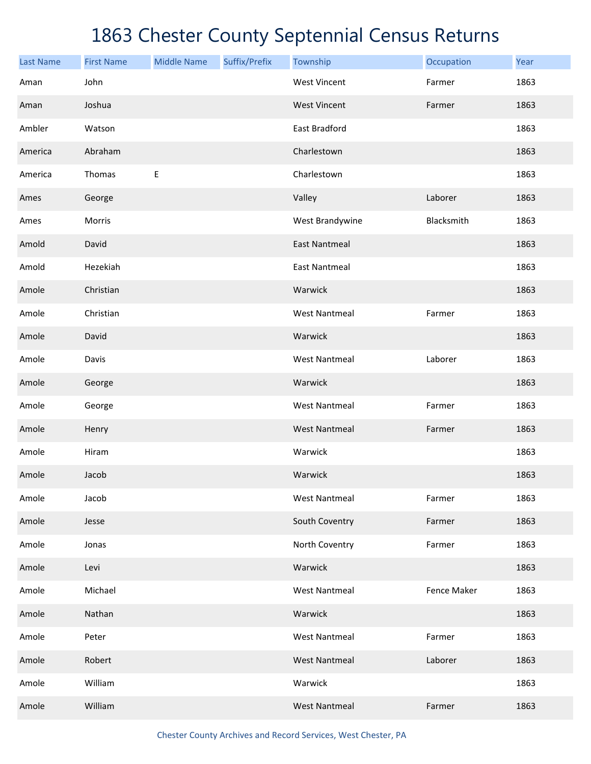# 1863 Chester County Septennial Census Returns

| Last Name | First Name | Middle Name | Suffix/Prefix | Township | Occupation | Year |
|---|---|---|---|---|---|---|
| Aman | John | | | West Vincent | Farmer | 1863 |
| Aman | Joshua | | | West Vincent | Farmer | 1863 |
| Ambler | Watson | | | East Bradford | | 1863 |
| America | Abraham | | | Charlestown | | 1863 |
| America | Thomas | E | | Charlestown | | 1863 |
| Ames | George | | | Valley | Laborer | 1863 |
| Ames | Morris | | | West Brandywine | Blacksmith | 1863 |
| Amold | David | | | East Nantmeal | | 1863 |
| Amold | Hezekiah | | | East Nantmeal | | 1863 |
| Amole | Christian | | | Warwick | | 1863 |
| Amole | Christian | | | West Nantmeal | Farmer | 1863 |
| Amole | David | | | Warwick | | 1863 |
| Amole | Davis | | | West Nantmeal | Laborer | 1863 |
| Amole | George | | | Warwick | | 1863 |
| Amole | George | | | West Nantmeal | Farmer | 1863 |
| Amole | Henry | | | West Nantmeal | Farmer | 1863 |
| Amole | Hiram | | | Warwick | | 1863 |
| Amole | Jacob | | | Warwick | | 1863 |
| Amole | Jacob | | | West Nantmeal | Farmer | 1863 |
| Amole | Jesse | | | South Coventry | Farmer | 1863 |
| Amole | Jonas | | | North Coventry | Farmer | 1863 |
| Amole | Levi | | | Warwick | | 1863 |
| Amole | Michael | | | West Nantmeal | Fence Maker | 1863 |
| Amole | Nathan | | | Warwick | | 1863 |
| Amole | Peter | | | West Nantmeal | Farmer | 1863 |
| Amole | Robert | | | West Nantmeal | Laborer | 1863 |
| Amole | William | | | Warwick | | 1863 |
| Amole | William | | | West Nantmeal | Farmer | 1863 |

Chester County Archives and Record Services, West Chester, PA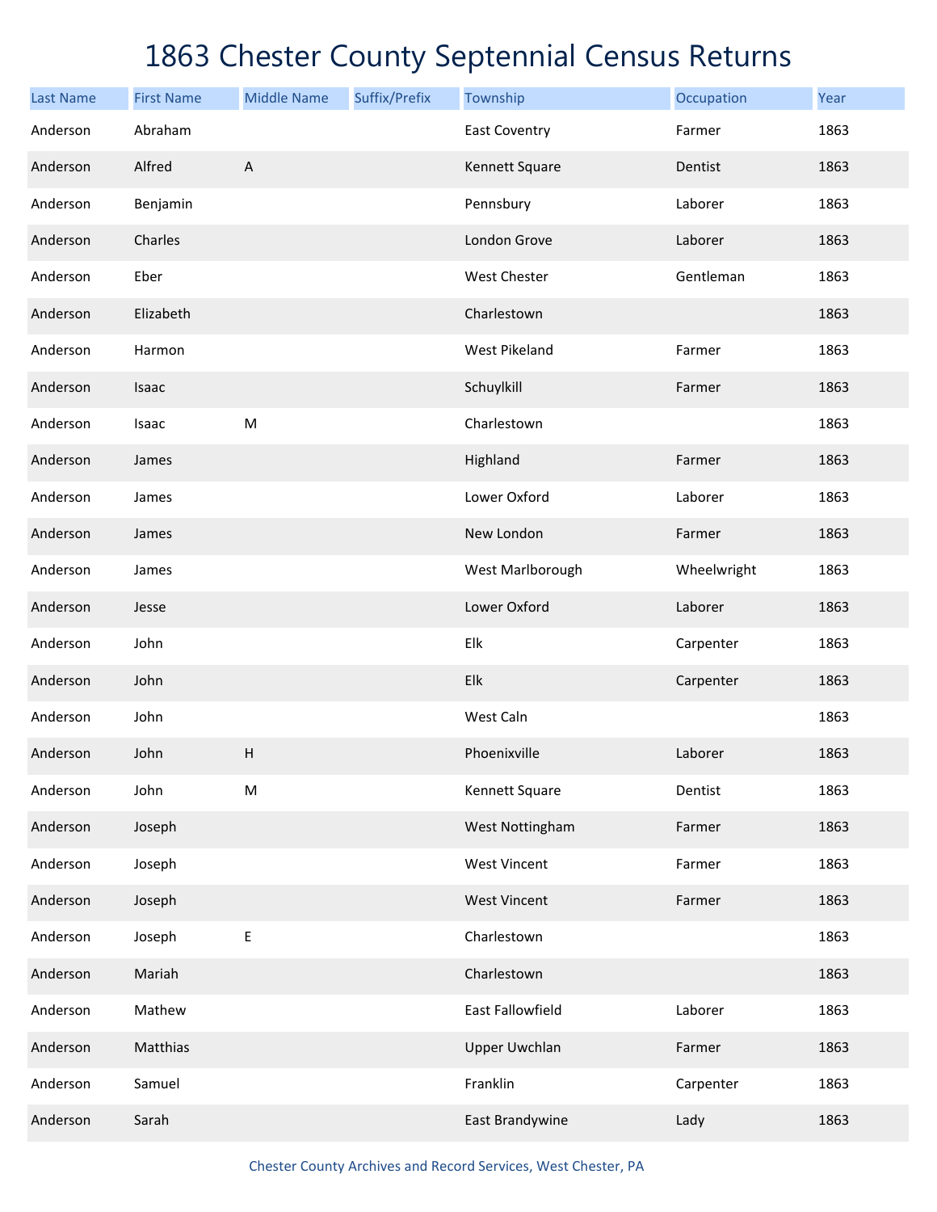# 1863 Chester County Septennial Census Returns

| Last Name | First Name | Middle Name | Suffix/Prefix | Township | Occupation | Year |
|---|---|---|---|---|---|---|
| Anderson | Abraham | | | East Coventry | Farmer | 1863 |
| Anderson | Alfred | A | | Kennett Square | Dentist | 1863 |
| Anderson | Benjamin | | | Pennsbury | Laborer | 1863 |
| Anderson | Charles | | | London Grove | Laborer | 1863 |
| Anderson | Eber | | | West Chester | Gentleman | 1863 |
| Anderson | Elizabeth | | | Charlestown | | 1863 |
| Anderson | Harmon | | | West Pikeland | Farmer | 1863 |
| Anderson | Isaac | | | Schuylkill | Farmer | 1863 |
| Anderson | Isaac | M | | Charlestown | | 1863 |
| Anderson | James | | | Highland | Farmer | 1863 |
| Anderson | James | | | Lower Oxford | Laborer | 1863 |
| Anderson | James | | | New London | Farmer | 1863 |
| Anderson | James | | | West Marlborough | Wheelwright | 1863 |
| Anderson | Jesse | | | Lower Oxford | Laborer | 1863 |
| Anderson | John | | | Elk | Carpenter | 1863 |
| Anderson | John | | | Elk | Carpenter | 1863 |
| Anderson | John | | | West Caln | | 1863 |
| Anderson | John | H | | Phoenixville | Laborer | 1863 |
| Anderson | John | M | | Kennett Square | Dentist | 1863 |
| Anderson | Joseph | | | West Nottingham | Farmer | 1863 |
| Anderson | Joseph | | | West Vincent | Farmer | 1863 |
| Anderson | Joseph | | | West Vincent | Farmer | 1863 |
| Anderson | Joseph | E | | Charlestown | | 1863 |
| Anderson | Mariah | | | Charlestown | | 1863 |
| Anderson | Mathew | | | East Fallowfield | Laborer | 1863 |
| Anderson | Matthias | | | Upper Uwchlan | Farmer | 1863 |
| Anderson | Samuel | | | Franklin | Carpenter | 1863 |
| Anderson | Sarah | | | East Brandywine | Lady | 1863 |

Chester County Archives and Record Services, West Chester, PA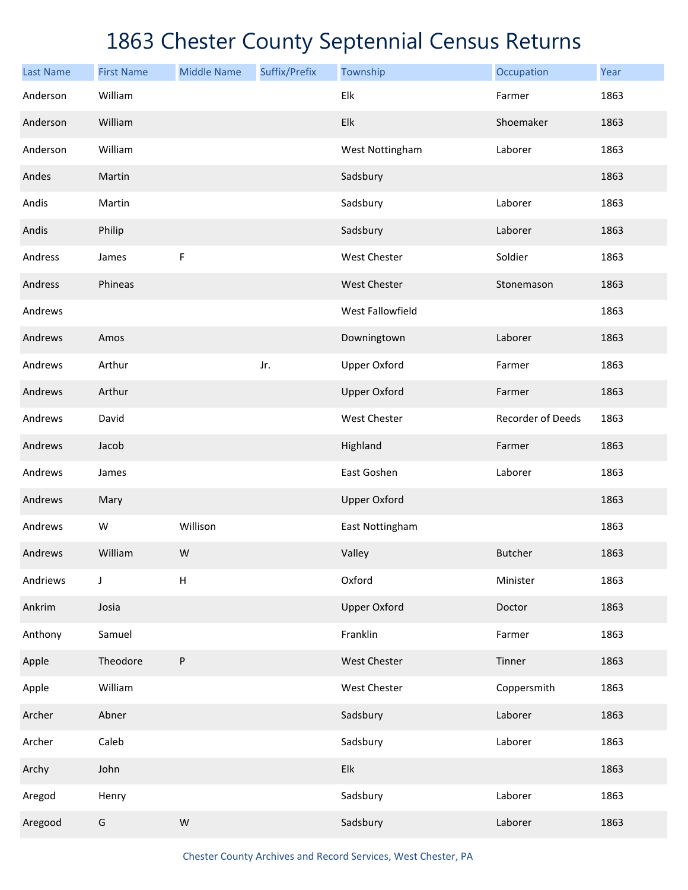# 1863 Chester County Septennial Census Returns

| Last Name | First Name | Middle Name | Suffix/Prefix | Township | Occupation | Year |
|---|---|---|---|---|---|---|
| Anderson | William | | | Elk | Farmer | 1863 |
| Anderson | William | | | Elk | Shoemaker | 1863 |
| Anderson | William | | | West Nottingham | Laborer | 1863 |
| Andes | Martin | | | Sadsbury | | 1863 |
| Andis | Martin | | | Sadsbury | Laborer | 1863 |
| Andis | Philip | | | Sadsbury | Laborer | 1863 |
| Andress | James | F | | West Chester | Soldier | 1863 |
| Andress | Phineas | | | West Chester | Stonemason | 1863 |
| Andrews | | | | West Fallowfield | | 1863 |
| Andrews | Amos | | | Downingtown | Laborer | 1863 |
| Andrews | Arthur | | Jr. | Upper Oxford | Farmer | 1863 |
| Andrews | Arthur | | | Upper Oxford | Farmer | 1863 |
| Andrews | David | | | West Chester | Recorder of Deeds | 1863 |
| Andrews | Jacob | | | Highland | Farmer | 1863 |
| Andrews | James | | | East Goshen | Laborer | 1863 |
| Andrews | Mary | | | Upper Oxford | | 1863 |
| Andrews | W | Willison | | East Nottingham | | 1863 |
| Andrews | William | W | | Valley | Butcher | 1863 |
| Andriews | J | H | | Oxford | Minister | 1863 |
| Ankrim | Josia | | | Upper Oxford | Doctor | 1863 |
| Anthony | Samuel | | | Franklin | Farmer | 1863 |
| Apple | Theodore | P | | West Chester | Tinner | 1863 |
| Apple | William | | | West Chester | Coppersmith | 1863 |
| Archer | Abner | | | Sadsbury | Laborer | 1863 |
| Archer | Caleb | | | Sadsbury | Laborer | 1863 |
| Archy | John | | | Elk | | 1863 |
| Aregod | Henry | | | Sadsbury | Laborer | 1863 |
| Aregood | G | W | | Sadsbury | Laborer | 1863 |

Chester County Archives and Record Services, West Chester, PA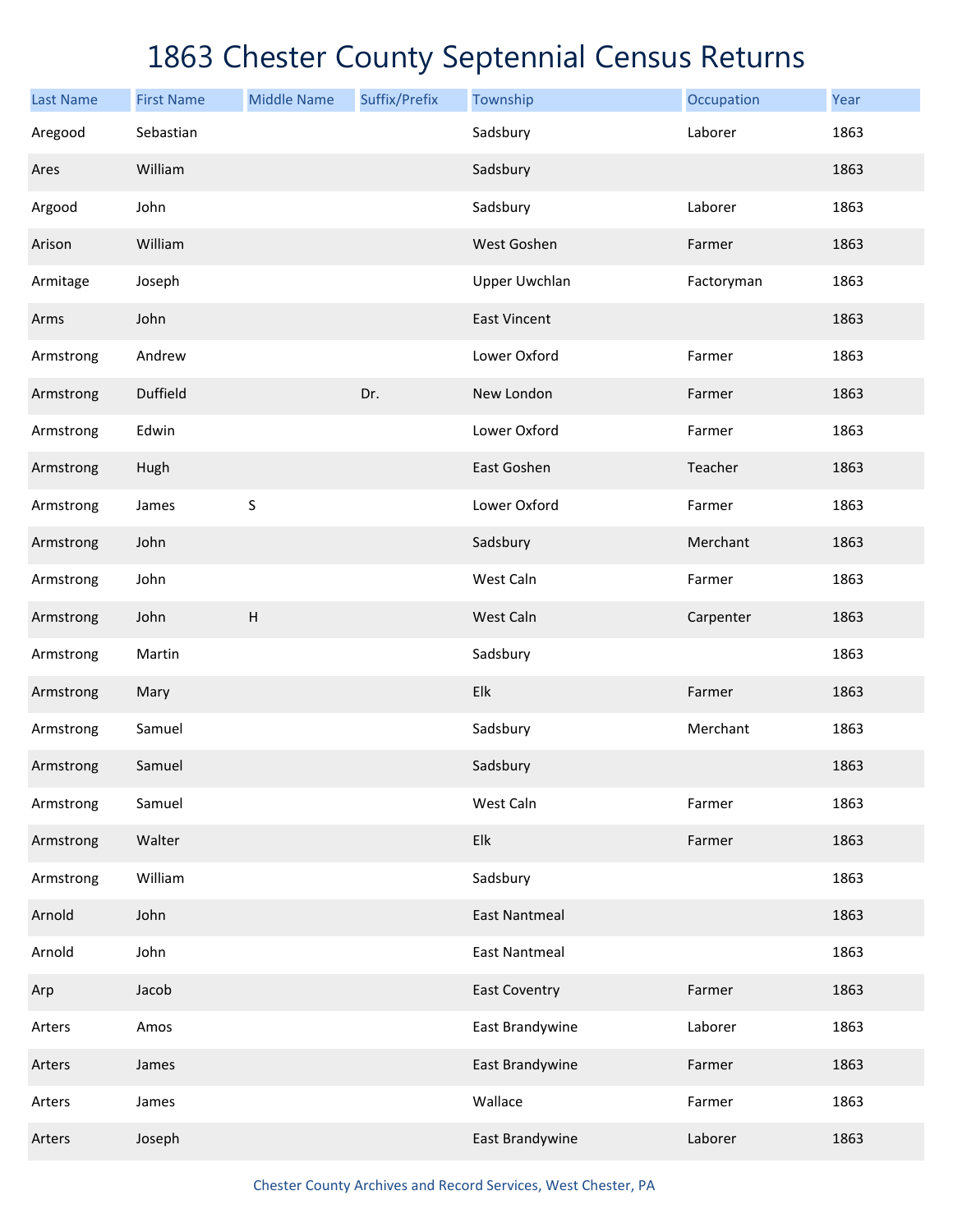# 1863 Chester County Septennial Census Returns

| Last Name | First Name | Middle Name | Suffix/Prefix | Township | Occupation | Year |
|---|---|---|---|---|---|---|
| Aregood | Sebastian | | | Sadsbury | Laborer | 1863 |
| Ares | William | | | Sadsbury | | 1863 |
| Argood | John | | | Sadsbury | Laborer | 1863 |
| Arison | William | | | West Goshen | Farmer | 1863 |
| Armitage | Joseph | | | Upper Uwchlan | Factoryman | 1863 |
| Arms | John | | | East Vincent | | 1863 |
| Armstrong | Andrew | | | Lower Oxford | Farmer | 1863 |
| Armstrong | Duffield | | Dr. | New London | Farmer | 1863 |
| Armstrong | Edwin | | | Lower Oxford | Farmer | 1863 |
| Armstrong | Hugh | | | East Goshen | Teacher | 1863 |
| Armstrong | James | S | | Lower Oxford | Farmer | 1863 |
| Armstrong | John | | | Sadsbury | Merchant | 1863 |
| Armstrong | John | | | West Caln | Farmer | 1863 |
| Armstrong | John | H | | West Caln | Carpenter | 1863 |
| Armstrong | Martin | | | Sadsbury | | 1863 |
| Armstrong | Mary | | | Elk | Farmer | 1863 |
| Armstrong | Samuel | | | Sadsbury | Merchant | 1863 |
| Armstrong | Samuel | | | Sadsbury | | 1863 |
| Armstrong | Samuel | | | West Caln | Farmer | 1863 |
| Armstrong | Walter | | | Elk | Farmer | 1863 |
| Armstrong | William | | | Sadsbury | | 1863 |
| Arnold | John | | | East Nantmeal | | 1863 |
| Arnold | John | | | East Nantmeal | | 1863 |
| Arp | Jacob | | | East Coventry | Farmer | 1863 |
| Arters | Amos | | | East Brandywine | Laborer | 1863 |
| Arters | James | | | East Brandywine | Farmer | 1863 |
| Arters | James | | | Wallace | Farmer | 1863 |
| Arters | Joseph | | | East Brandywine | Laborer | 1863 |

Chester County Archives and Record Services, West Chester, PA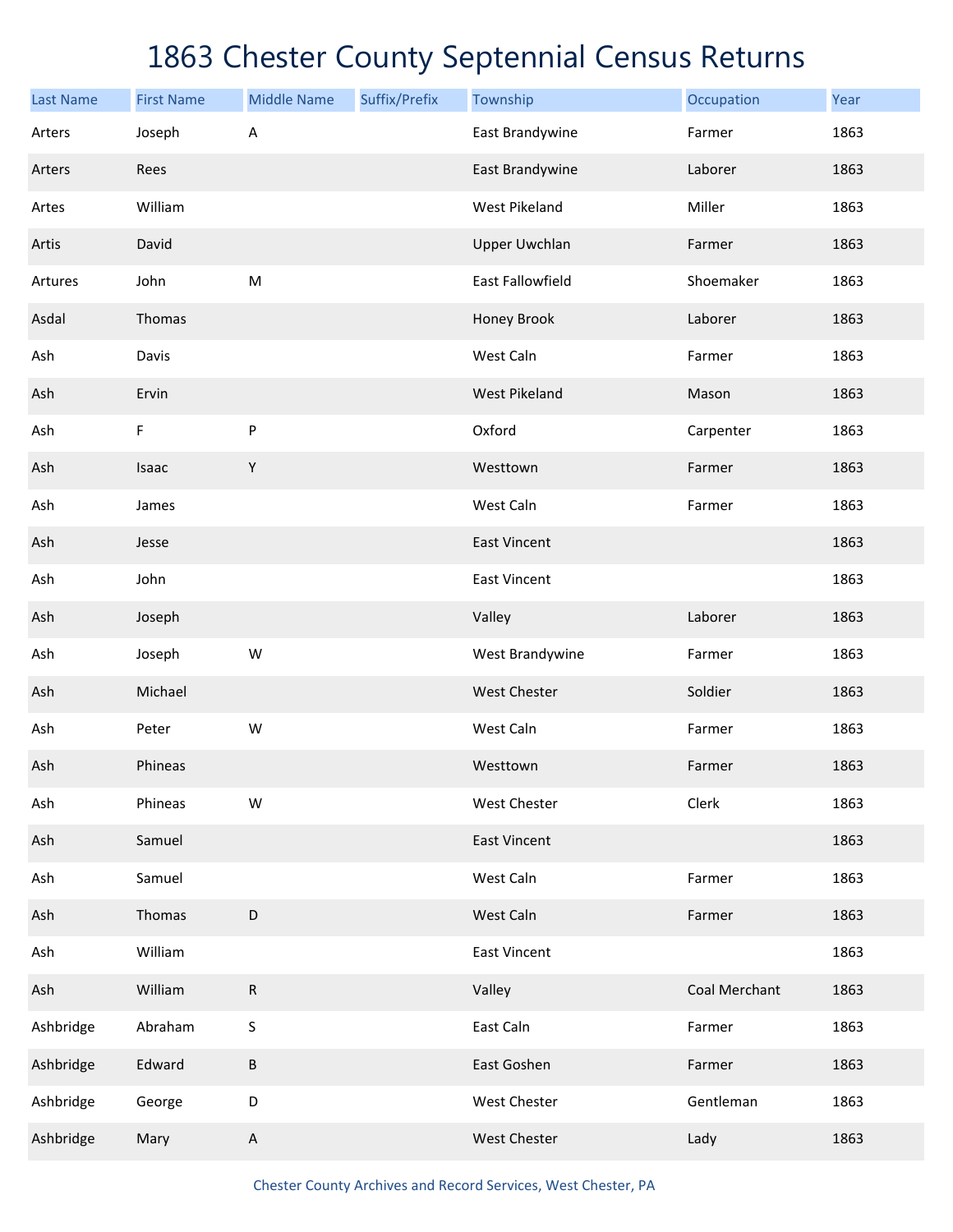# 1863 Chester County Septennial Census Returns

| Last Name | First Name | Middle Name | Suffix/Prefix | Township | Occupation | Year |
|---|---|---|---|---|---|---|
| Arters | Joseph | A | | East Brandywine | Farmer | 1863 |
| Arters | Rees | | | East Brandywine | Laborer | 1863 |
| Artes | William | | | West Pikeland | Miller | 1863 |
| Artis | David | | | Upper Uwchlan | Farmer | 1863 |
| Artures | John | M | | East Fallowfield | Shoemaker | 1863 |
| Asdal | Thomas | | | Honey Brook | Laborer | 1863 |
| Ash | Davis | | | West Caln | Farmer | 1863 |
| Ash | Ervin | | | West Pikeland | Mason | 1863 |
| Ash | F | P | | Oxford | Carpenter | 1863 |
| Ash | Isaac | Y | | Westtown | Farmer | 1863 |
| Ash | James | | | West Caln | Farmer | 1863 |
| Ash | Jesse | | | East Vincent | | 1863 |
| Ash | John | | | East Vincent | | 1863 |
| Ash | Joseph | | | Valley | Laborer | 1863 |
| Ash | Joseph | W | | West Brandywine | Farmer | 1863 |
| Ash | Michael | | | West Chester | Soldier | 1863 |
| Ash | Peter | W | | West Caln | Farmer | 1863 |
| Ash | Phineas | | | Westtown | Farmer | 1863 |
| Ash | Phineas | W | | West Chester | Clerk | 1863 |
| Ash | Samuel | | | East Vincent | | 1863 |
| Ash | Samuel | | | West Caln | Farmer | 1863 |
| Ash | Thomas | D | | West Caln | Farmer | 1863 |
| Ash | William | | | East Vincent | | 1863 |
| Ash | William | R | | Valley | Coal Merchant | 1863 |
| Ashbridge | Abraham | S | | East Caln | Farmer | 1863 |
| Ashbridge | Edward | B | | East Goshen | Farmer | 1863 |
| Ashbridge | George | D | | West Chester | Gentleman | 1863 |
| Ashbridge | Mary | A | | West Chester | Lady | 1863 |

Chester County Archives and Record Services, West Chester, PA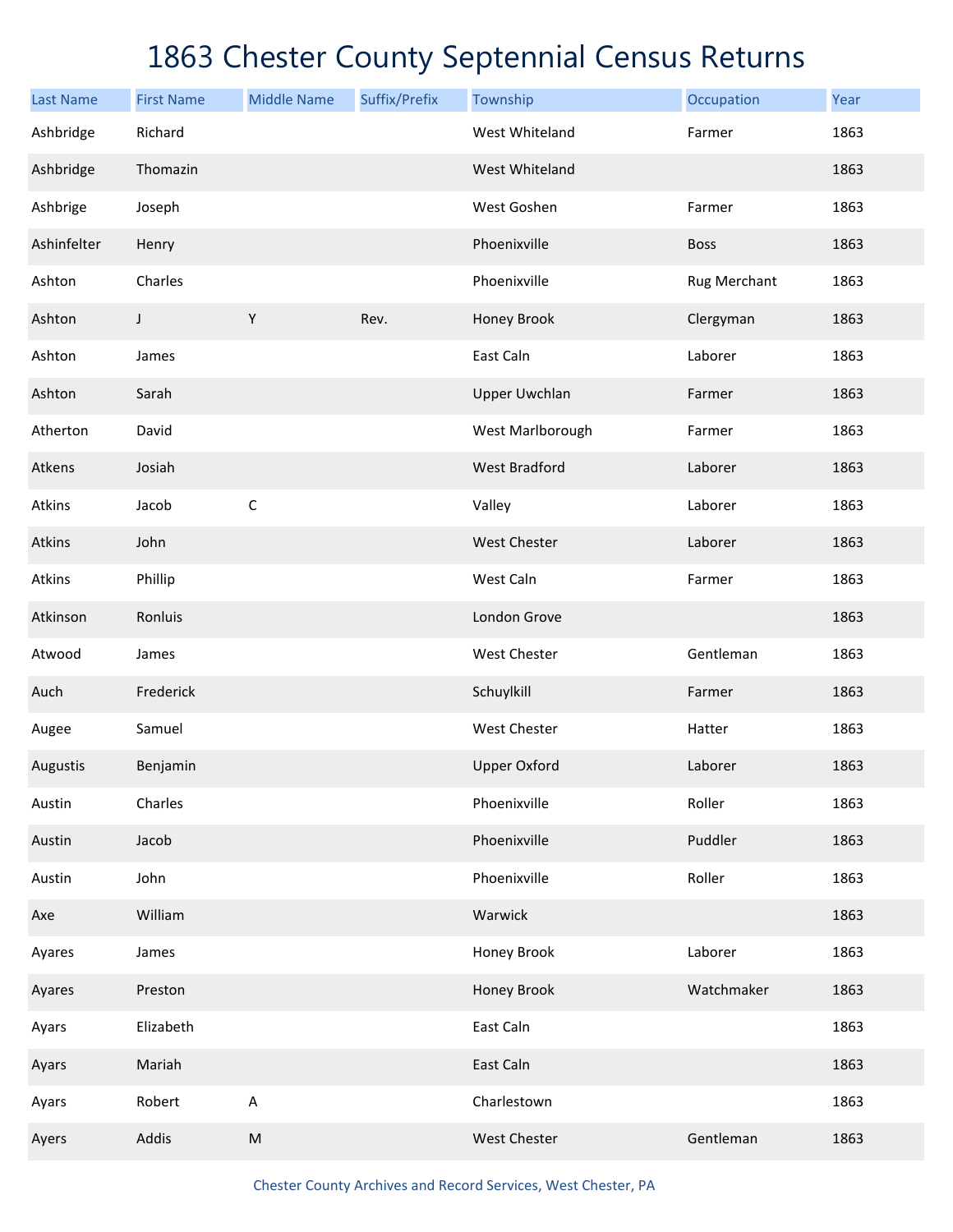# 1863 Chester County Septennial Census Returns

| Last Name | First Name | Middle Name | Suffix/Prefix | Township | Occupation | Year |
|---|---|---|---|---|---|---|
| Ashbridge | Richard | | | West Whiteland | Farmer | 1863 |
| Ashbridge | Thomazin | | | West Whiteland | | 1863 |
| Ashbrige | Joseph | | | West Goshen | Farmer | 1863 |
| Ashinfelter | Henry | | | Phoenixville | Boss | 1863 |
| Ashton | Charles | | | Phoenixville | Rug Merchant | 1863 |
| Ashton | J | Y | Rev. | Honey Brook | Clergyman | 1863 |
| Ashton | James | | | East Caln | Laborer | 1863 |
| Ashton | Sarah | | | Upper Uwchlan | Farmer | 1863 |
| Atherton | David | | | West Marlborough | Farmer | 1863 |
| Atkens | Josiah | | | West Bradford | Laborer | 1863 |
| Atkins | Jacob | C | | Valley | Laborer | 1863 |
| Atkins | John | | | West Chester | Laborer | 1863 |
| Atkins | Phillip | | | West Caln | Farmer | 1863 |
| Atkinson | Ronluis | | | London Grove | | 1863 |
| Atwood | James | | | West Chester | Gentleman | 1863 |
| Auch | Frederick | | | Schuylkill | Farmer | 1863 |
| Augee | Samuel | | | West Chester | Hatter | 1863 |
| Augustis | Benjamin | | | Upper Oxford | Laborer | 1863 |
| Austin | Charles | | | Phoenixville | Roller | 1863 |
| Austin | Jacob | | | Phoenixville | Puddler | 1863 |
| Austin | John | | | Phoenixville | Roller | 1863 |
| Axe | William | | | Warwick | | 1863 |
| Ayares | James | | | Honey Brook | Laborer | 1863 |
| Ayares | Preston | | | Honey Brook | Watchmaker | 1863 |
| Ayars | Elizabeth | | | East Caln | | 1863 |
| Ayars | Mariah | | | East Caln | | 1863 |
| Ayars | Robert | A | | Charlestown | | 1863 |
| Ayers | Addis | M | | West Chester | Gentleman | 1863 |

Chester County Archives and Record Services, West Chester, PA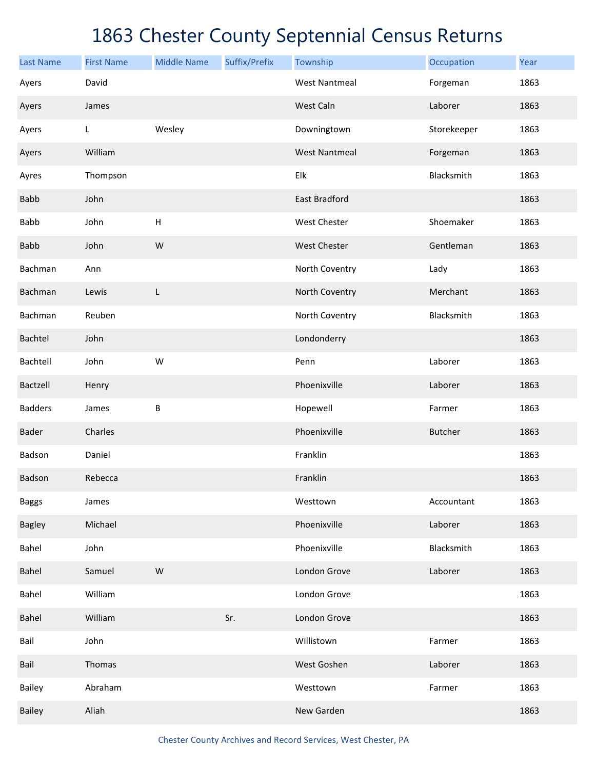# 1863 Chester County Septennial Census Returns

| Last Name | First Name | Middle Name | Suffix/Prefix | Township | Occupation | Year |
|---|---|---|---|---|---|---|
| Ayers | David | | | West Nantmeal | Forgeman | 1863 |
| Ayers | James | | | West Caln | Laborer | 1863 |
| Ayers | L | Wesley | | Downingtown | Storekeeper | 1863 |
| Ayers | William | | | West Nantmeal | Forgeman | 1863 |
| Ayres | Thompson | | | Elk | Blacksmith | 1863 |
| Babb | John | | | East Bradford | | 1863 |
| Babb | John | H | | West Chester | Shoemaker | 1863 |
| Babb | John | W | | West Chester | Gentleman | 1863 |
| Bachman | Ann | | | North Coventry | Lady | 1863 |
| Bachman | Lewis | L | | North Coventry | Merchant | 1863 |
| Bachman | Reuben | | | North Coventry | Blacksmith | 1863 |
| Bachtel | John | | | Londonderry | | 1863 |
| Bachtell | John | W | | Penn | Laborer | 1863 |
| Bactzell | Henry | | | Phoenixville | Laborer | 1863 |
| Badders | James | B | | Hopewell | Farmer | 1863 |
| Bader | Charles | | | Phoenixville | Butcher | 1863 |
| Badson | Daniel | | | Franklin | | 1863 |
| Badson | Rebecca | | | Franklin | | 1863 |
| Baggs | James | | | Westtown | Accountant | 1863 |
| Bagley | Michael | | | Phoenixville | Laborer | 1863 |
| Bahel | John | | | Phoenixville | Blacksmith | 1863 |
| Bahel | Samuel | W | | London Grove | Laborer | 1863 |
| Bahel | William | | | London Grove | | 1863 |
| Bahel | William | | Sr. | London Grove | | 1863 |
| Bail | John | | | Willistown | Farmer | 1863 |
| Bail | Thomas | | | West Goshen | Laborer | 1863 |
| Bailey | Abraham | | | Westtown | Farmer | 1863 |
| Bailey | Aliah | | | New Garden | | 1863 |

Chester County Archives and Record Services, West Chester, PA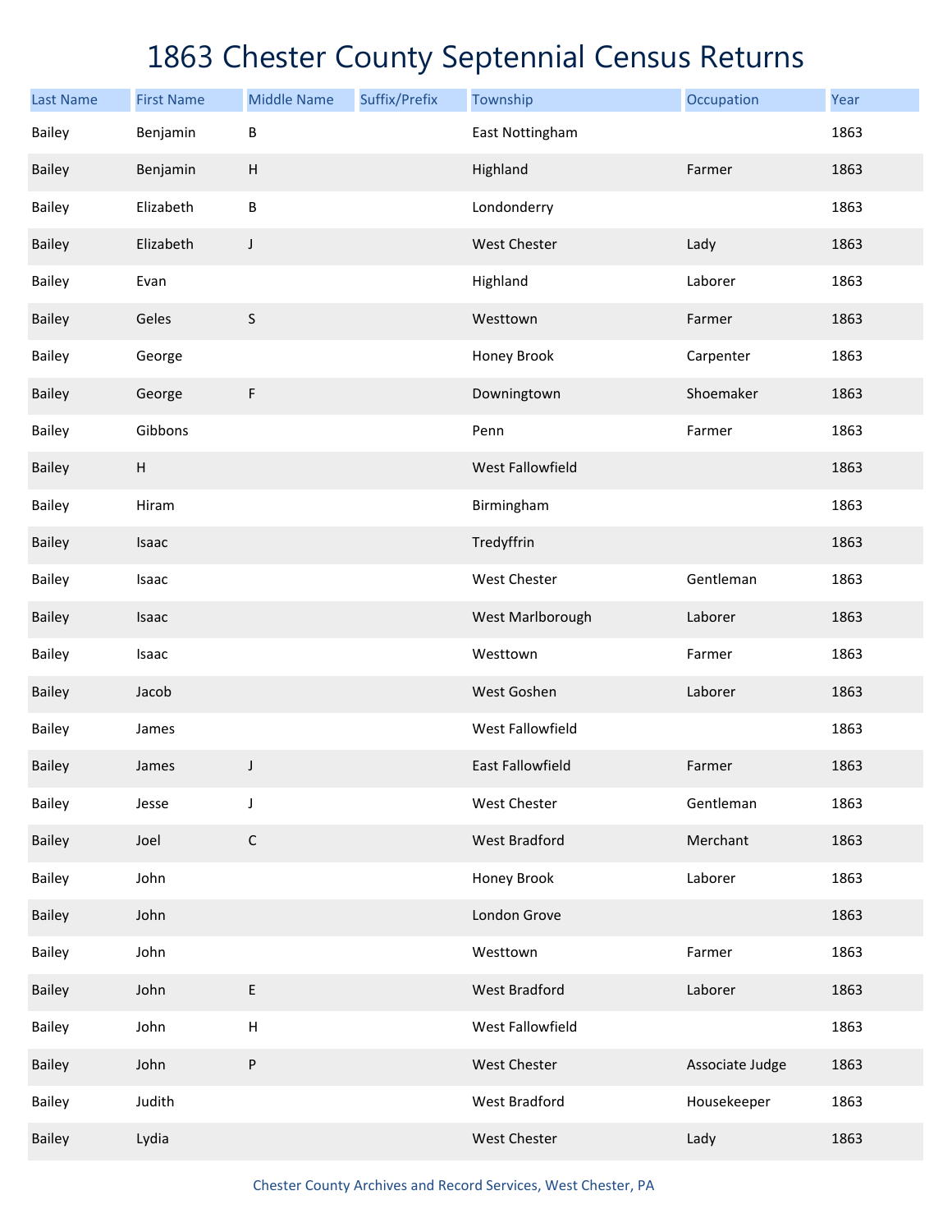# 1863 Chester County Septennial Census Returns

| Last Name | First Name | Middle Name | Suffix/Prefix | Township | Occupation | Year |
|---|---|---|---|---|---|---|
| Bailey | Benjamin | B | | East Nottingham | | 1863 |
| Bailey | Benjamin | H | | Highland | Farmer | 1863 |
| Bailey | Elizabeth | B | | Londonderry | | 1863 |
| Bailey | Elizabeth | J | | West Chester | Lady | 1863 |
| Bailey | Evan | | | Highland | Laborer | 1863 |
| Bailey | Geles | S | | Westtown | Farmer | 1863 |
| Bailey | George | | | Honey Brook | Carpenter | 1863 |
| Bailey | George | F | | Downingtown | Shoemaker | 1863 |
| Bailey | Gibbons | | | Penn | Farmer | 1863 |
| Bailey | H | | | West Fallowfield | | 1863 |
| Bailey | Hiram | | | Birmingham | | 1863 |
| Bailey | Isaac | | | Tredyffrin | | 1863 |
| Bailey | Isaac | | | West Chester | Gentleman | 1863 |
| Bailey | Isaac | | | West Marlborough | Laborer | 1863 |
| Bailey | Isaac | | | Westtown | Farmer | 1863 |
| Bailey | Jacob | | | West Goshen | Laborer | 1863 |
| Bailey | James | | | West Fallowfield | | 1863 |
| Bailey | James | J | | East Fallowfield | Farmer | 1863 |
| Bailey | Jesse | J | | West Chester | Gentleman | 1863 |
| Bailey | Joel | C | | West Bradford | Merchant | 1863 |
| Bailey | John | | | Honey Brook | Laborer | 1863 |
| Bailey | John | | | London Grove | | 1863 |
| Bailey | John | | | Westtown | Farmer | 1863 |
| Bailey | John | E | | West Bradford | Laborer | 1863 |
| Bailey | John | H | | West Fallowfield | | 1863 |
| Bailey | John | P | | West Chester | Associate Judge | 1863 |
| Bailey | Judith | | | West Bradford | Housekeeper | 1863 |
| Bailey | Lydia | | | West Chester | Lady | 1863 |

Chester County Archives and Record Services, West Chester, PA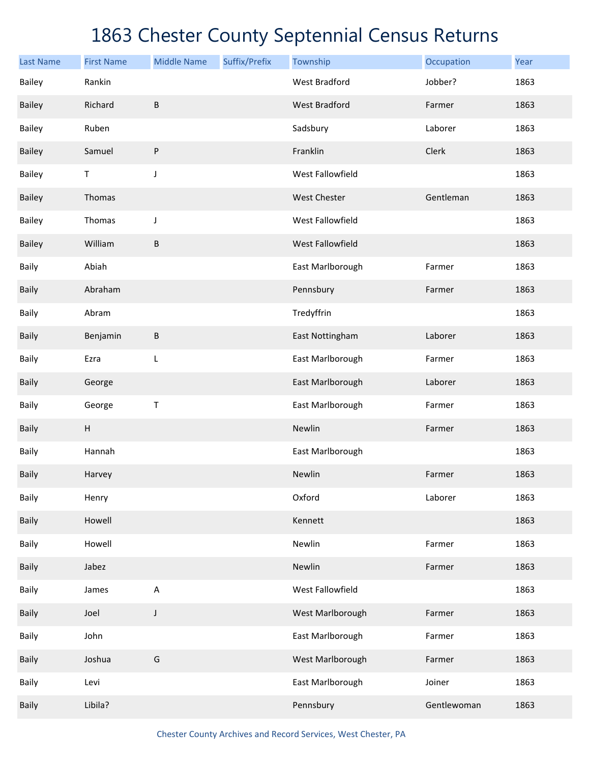# 1863 Chester County Septennial Census Returns

| Last Name | First Name | Middle Name | Suffix/Prefix | Township | Occupation | Year |
|---|---|---|---|---|---|---|
| Bailey | Rankin | | | West Bradford | Jobber? | 1863 |
| Bailey | Richard | B | | West Bradford | Farmer | 1863 |
| Bailey | Ruben | | | Sadsbury | Laborer | 1863 |
| Bailey | Samuel | P | | Franklin | Clerk | 1863 |
| Bailey | T | J | | West Fallowfield | | 1863 |
| Bailey | Thomas | | | West Chester | Gentleman | 1863 |
| Bailey | Thomas | J | | West Fallowfield | | 1863 |
| Bailey | William | B | | West Fallowfield | | 1863 |
| Baily | Abiah | | | East Marlborough | Farmer | 1863 |
| Baily | Abraham | | | Pennsbury | Farmer | 1863 |
| Baily | Abram | | | Tredyffrin | | 1863 |
| Baily | Benjamin | B | | East Nottingham | Laborer | 1863 |
| Baily | Ezra | L | | East Marlborough | Farmer | 1863 |
| Baily | George | | | East Marlborough | Laborer | 1863 |
| Baily | George | T | | East Marlborough | Farmer | 1863 |
| Baily | H | | | Newlin | Farmer | 1863 |
| Baily | Hannah | | | East Marlborough | | 1863 |
| Baily | Harvey | | | Newlin | Farmer | 1863 |
| Baily | Henry | | | Oxford | Laborer | 1863 |
| Baily | Howell | | | Kennett | | 1863 |
| Baily | Howell | | | Newlin | Farmer | 1863 |
| Baily | Jabez | | | Newlin | Farmer | 1863 |
| Baily | James | A | | West Fallowfield | | 1863 |
| Baily | Joel | J | | West Marlborough | Farmer | 1863 |
| Baily | John | | | East Marlborough | Farmer | 1863 |
| Baily | Joshua | G | | West Marlborough | Farmer | 1863 |
| Baily | Levi | | | East Marlborough | Joiner | 1863 |
| Baily | Libila? | | | Pennsbury | Gentlewoman | 1863 |

Chester County Archives and Record Services, West Chester, PA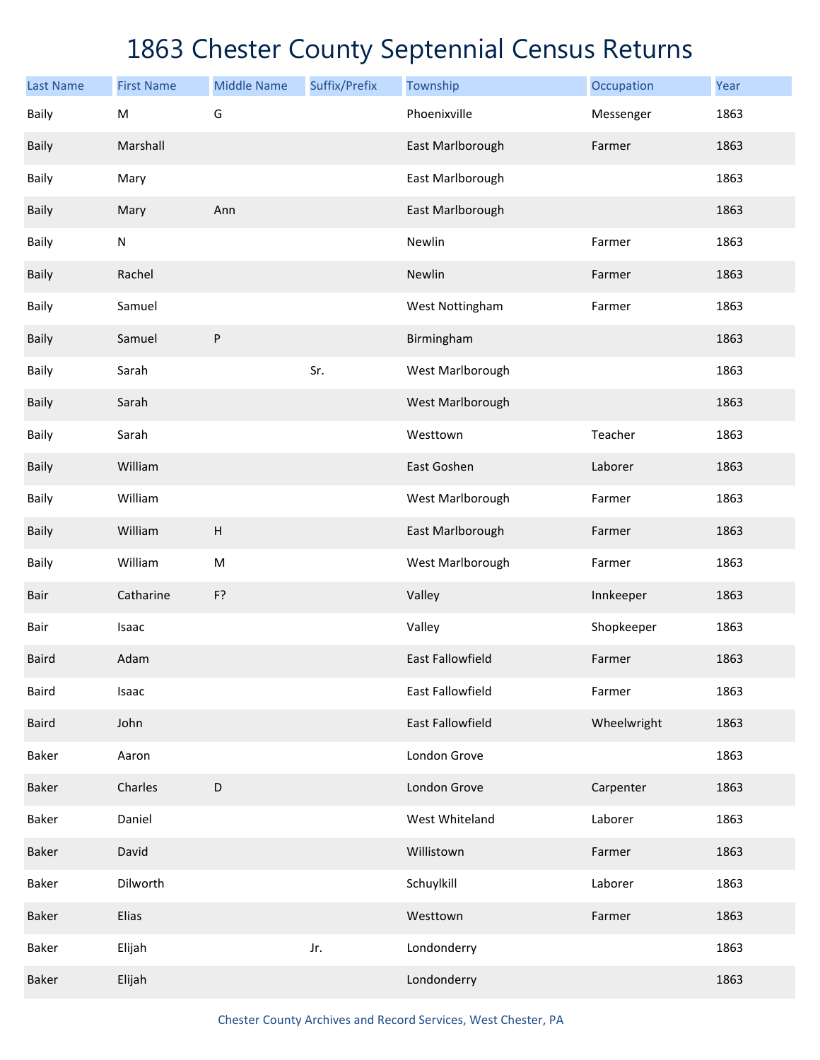# 1863 Chester County Septennial Census Returns

| Last Name | First Name | Middle Name | Suffix/Prefix | Township | Occupation | Year |
|---|---|---|---|---|---|---|
| Baily | M | G | | Phoenixville | Messenger | 1863 |
| Baily | Marshall | | | East Marlborough | Farmer | 1863 |
| Baily | Mary | | | East Marlborough | | 1863 |
| Baily | Mary | Ann | | East Marlborough | | 1863 |
| Baily | N | | | Newlin | Farmer | 1863 |
| Baily | Rachel | | | Newlin | Farmer | 1863 |
| Baily | Samuel | | | West Nottingham | Farmer | 1863 |
| Baily | Samuel | P | | Birmingham | | 1863 |
| Baily | Sarah | | Sr. | West Marlborough | | 1863 |
| Baily | Sarah | | | West Marlborough | | 1863 |
| Baily | Sarah | | | Westtown | Teacher | 1863 |
| Baily | William | | | East Goshen | Laborer | 1863 |
| Baily | William | | | West Marlborough | Farmer | 1863 |
| Baily | William | H | | East Marlborough | Farmer | 1863 |
| Baily | William | M | | West Marlborough | Farmer | 1863 |
| Bair | Catharine | F? | | Valley | Innkeeper | 1863 |
| Bair | Isaac | | | Valley | Shopkeeper | 1863 |
| Baird | Adam | | | East Fallowfield | Farmer | 1863 |
| Baird | Isaac | | | East Fallowfield | Farmer | 1863 |
| Baird | John | | | East Fallowfield | Wheelwright | 1863 |
| Baker | Aaron | | | London Grove | | 1863 |
| Baker | Charles | D | | London Grove | Carpenter | 1863 |
| Baker | Daniel | | | West Whiteland | Laborer | 1863 |
| Baker | David | | | Willistown | Farmer | 1863 |
| Baker | Dilworth | | | Schuylkill | Laborer | 1863 |
| Baker | Elias | | | Westtown | Farmer | 1863 |
| Baker | Elijah | | Jr. | Londonderry | | 1863 |
| Baker | Elijah | | | Londonderry | | 1863 |

Chester County Archives and Record Services, West Chester, PA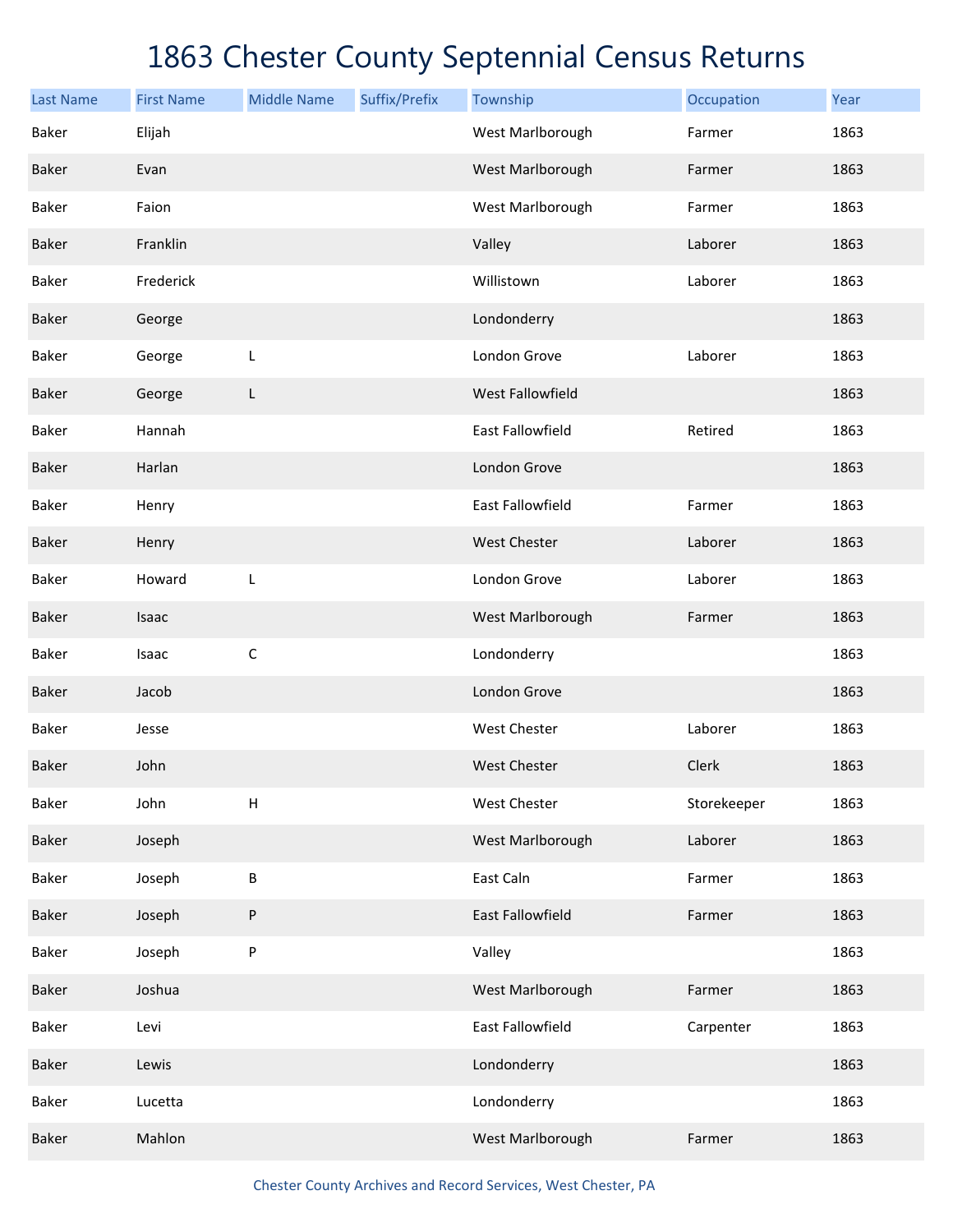# 1863 Chester County Septennial Census Returns

| Last Name | First Name | Middle Name | Suffix/Prefix | Township | Occupation | Year |
|---|---|---|---|---|---|---|
| Baker | Elijah | | | West Marlborough | Farmer | 1863 |
| Baker | Evan | | | West Marlborough | Farmer | 1863 |
| Baker | Faion | | | West Marlborough | Farmer | 1863 |
| Baker | Franklin | | | Valley | Laborer | 1863 |
| Baker | Frederick | | | Willistown | Laborer | 1863 |
| Baker | George | | | Londonderry | | 1863 |
| Baker | George | L | | London Grove | Laborer | 1863 |
| Baker | George | L | | West Fallowfield | | 1863 |
| Baker | Hannah | | | East Fallowfield | Retired | 1863 |
| Baker | Harlan | | | London Grove | | 1863 |
| Baker | Henry | | | East Fallowfield | Farmer | 1863 |
| Baker | Henry | | | West Chester | Laborer | 1863 |
| Baker | Howard | L | | London Grove | Laborer | 1863 |
| Baker | Isaac | | | West Marlborough | Farmer | 1863 |
| Baker | Isaac | C | | Londonderry | | 1863 |
| Baker | Jacob | | | London Grove | | 1863 |
| Baker | Jesse | | | West Chester | Laborer | 1863 |
| Baker | John | | | West Chester | Clerk | 1863 |
| Baker | John | H | | West Chester | Storekeeper | 1863 |
| Baker | Joseph | | | West Marlborough | Laborer | 1863 |
| Baker | Joseph | B | | East Caln | Farmer | 1863 |
| Baker | Joseph | P | | East Fallowfield | Farmer | 1863 |
| Baker | Joseph | P | | Valley | | 1863 |
| Baker | Joshua | | | West Marlborough | Farmer | 1863 |
| Baker | Levi | | | East Fallowfield | Carpenter | 1863 |
| Baker | Lewis | | | Londonderry | | 1863 |
| Baker | Lucetta | | | Londonderry | | 1863 |
| Baker | Mahlon | | | West Marlborough | Farmer | 1863 |

Chester County Archives and Record Services, West Chester, PA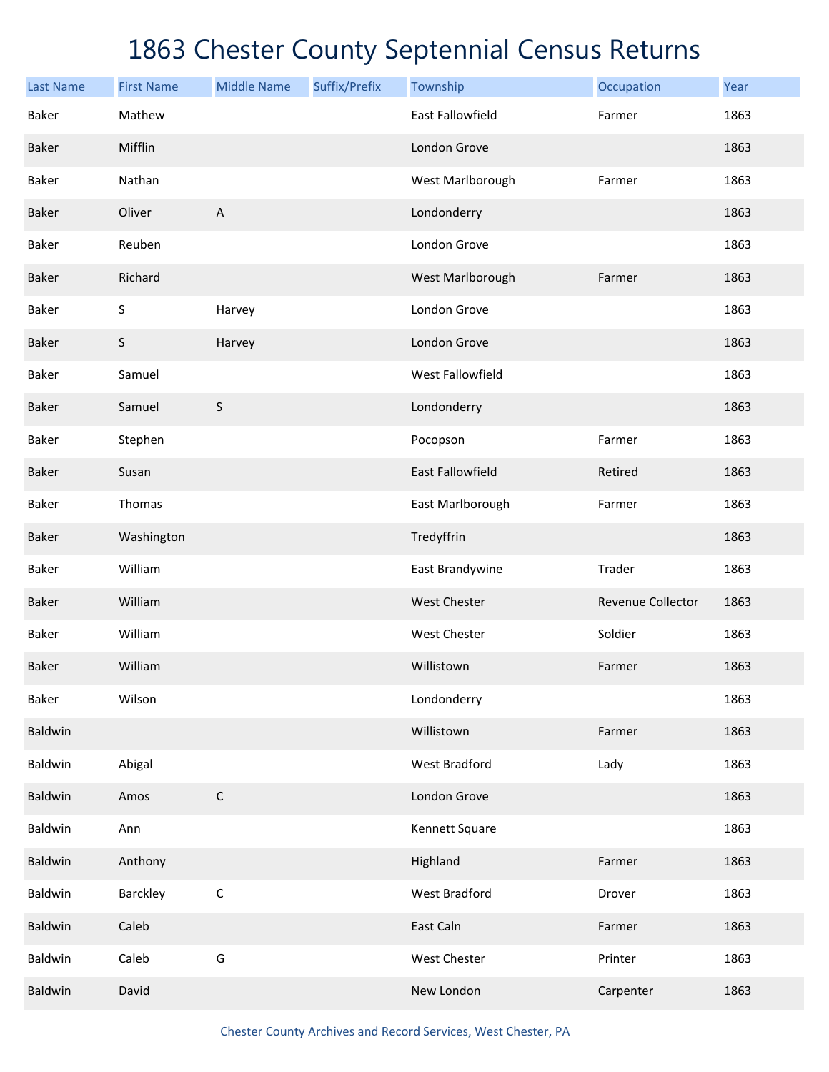# 1863 Chester County Septennial Census Returns

| Last Name | First Name | Middle Name | Suffix/Prefix | Township | Occupation | Year |
|---|---|---|---|---|---|---|
| Baker | Mathew | | | East Fallowfield | Farmer | 1863 |
| Baker | Mifflin | | | London Grove | | 1863 |
| Baker | Nathan | | | West Marlborough | Farmer | 1863 |
| Baker | Oliver | A | | Londonderry | | 1863 |
| Baker | Reuben | | | London Grove | | 1863 |
| Baker | Richard | | | West Marlborough | Farmer | 1863 |
| Baker | S | Harvey | | London Grove | | 1863 |
| Baker | S | Harvey | | London Grove | | 1863 |
| Baker | Samuel | | | West Fallowfield | | 1863 |
| Baker | Samuel | S | | Londonderry | | 1863 |
| Baker | Stephen | | | Pocopson | Farmer | 1863 |
| Baker | Susan | | | East Fallowfield | Retired | 1863 |
| Baker | Thomas | | | East Marlborough | Farmer | 1863 |
| Baker | Washington | | | Tredyffrin | | 1863 |
| Baker | William | | | East Brandywine | Trader | 1863 |
| Baker | William | | | West Chester | Revenue Collector | 1863 |
| Baker | William | | | West Chester | Soldier | 1863 |
| Baker | William | | | Willistown | Farmer | 1863 |
| Baker | Wilson | | | Londonderry | | 1863 |
| Baldwin | | | | Willistown | Farmer | 1863 |
| Baldwin | Abigal | | | West Bradford | Lady | 1863 |
| Baldwin | Amos | C | | London Grove | | 1863 |
| Baldwin | Ann | | | Kennett Square | | 1863 |
| Baldwin | Anthony | | | Highland | Farmer | 1863 |
| Baldwin | Barckley | C | | West Bradford | Drover | 1863 |
| Baldwin | Caleb | | | East Caln | Farmer | 1863 |
| Baldwin | Caleb | G | | West Chester | Printer | 1863 |
| Baldwin | David | | | New London | Carpenter | 1863 |

Chester County Archives and Record Services, West Chester, PA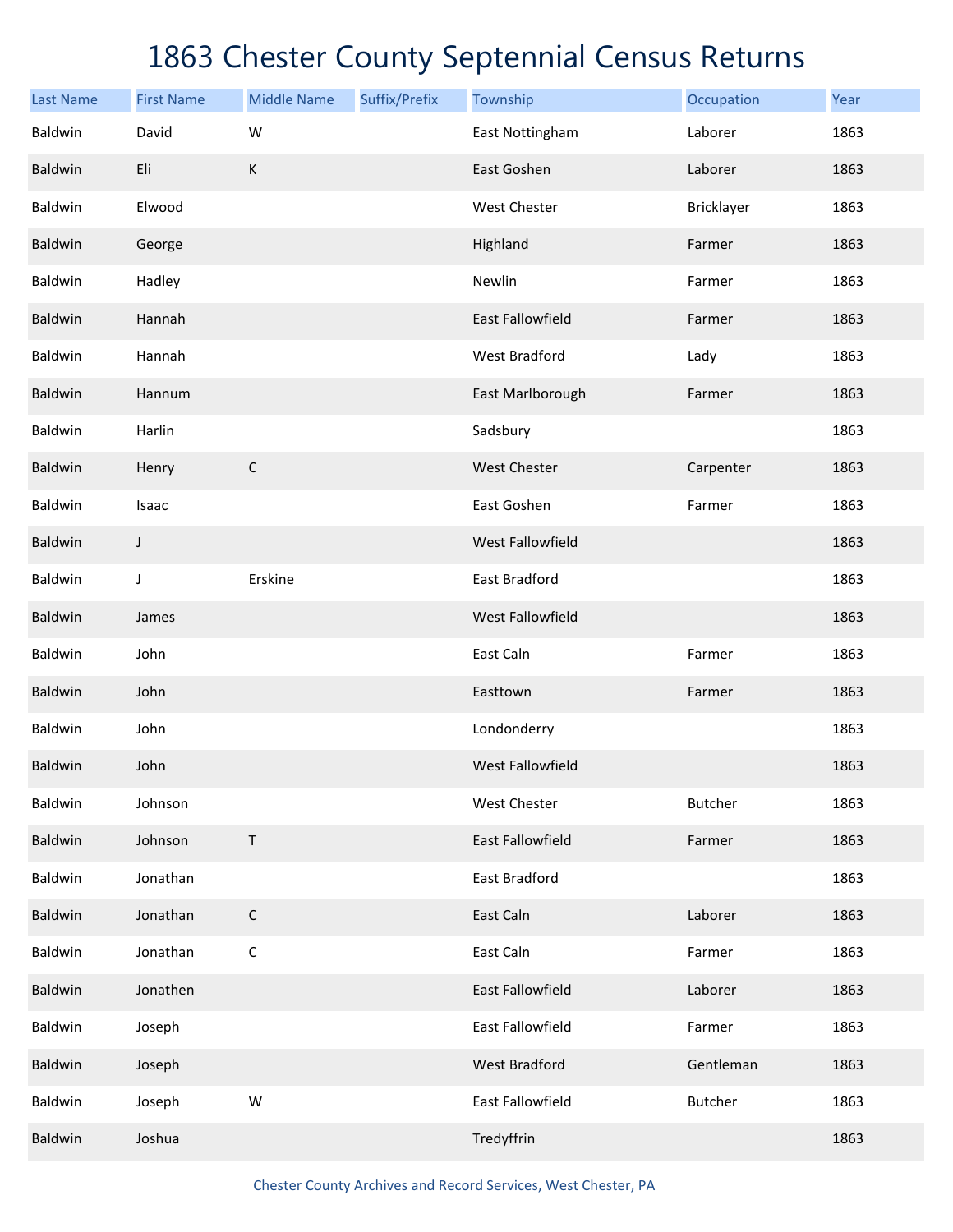# 1863 Chester County Septennial Census Returns

| Last Name | First Name | Middle Name | Suffix/Prefix | Township | Occupation | Year |
|---|---|---|---|---|---|---|
| Baldwin | David | W | | East Nottingham | Laborer | 1863 |
| Baldwin | Eli | K | | East Goshen | Laborer | 1863 |
| Baldwin | Elwood | | | West Chester | Bricklayer | 1863 |
| Baldwin | George | | | Highland | Farmer | 1863 |
| Baldwin | Hadley | | | Newlin | Farmer | 1863 |
| Baldwin | Hannah | | | East Fallowfield | Farmer | 1863 |
| Baldwin | Hannah | | | West Bradford | Lady | 1863 |
| Baldwin | Hannum | | | East Marlborough | Farmer | 1863 |
| Baldwin | Harlin | | | Sadsbury | | 1863 |
| Baldwin | Henry | C | | West Chester | Carpenter | 1863 |
| Baldwin | Isaac | | | East Goshen | Farmer | 1863 |
| Baldwin | J | | | West Fallowfield | | 1863 |
| Baldwin | J | Erskine | | East Bradford | | 1863 |
| Baldwin | James | | | West Fallowfield | | 1863 |
| Baldwin | John | | | East Caln | Farmer | 1863 |
| Baldwin | John | | | Easttown | Farmer | 1863 |
| Baldwin | John | | | Londonderry | | 1863 |
| Baldwin | John | | | West Fallowfield | | 1863 |
| Baldwin | Johnson | | | West Chester | Butcher | 1863 |
| Baldwin | Johnson | T | | East Fallowfield | Farmer | 1863 |
| Baldwin | Jonathan | | | East Bradford | | 1863 |
| Baldwin | Jonathan | C | | East Caln | Laborer | 1863 |
| Baldwin | Jonathan | C | | East Caln | Farmer | 1863 |
| Baldwin | Jonathen | | | East Fallowfield | Laborer | 1863 |
| Baldwin | Joseph | | | East Fallowfield | Farmer | 1863 |
| Baldwin | Joseph | | | West Bradford | Gentleman | 1863 |
| Baldwin | Joseph | W | | East Fallowfield | Butcher | 1863 |
| Baldwin | Joshua | | | Tredyffrin | | 1863 |

Chester County Archives and Record Services, West Chester, PA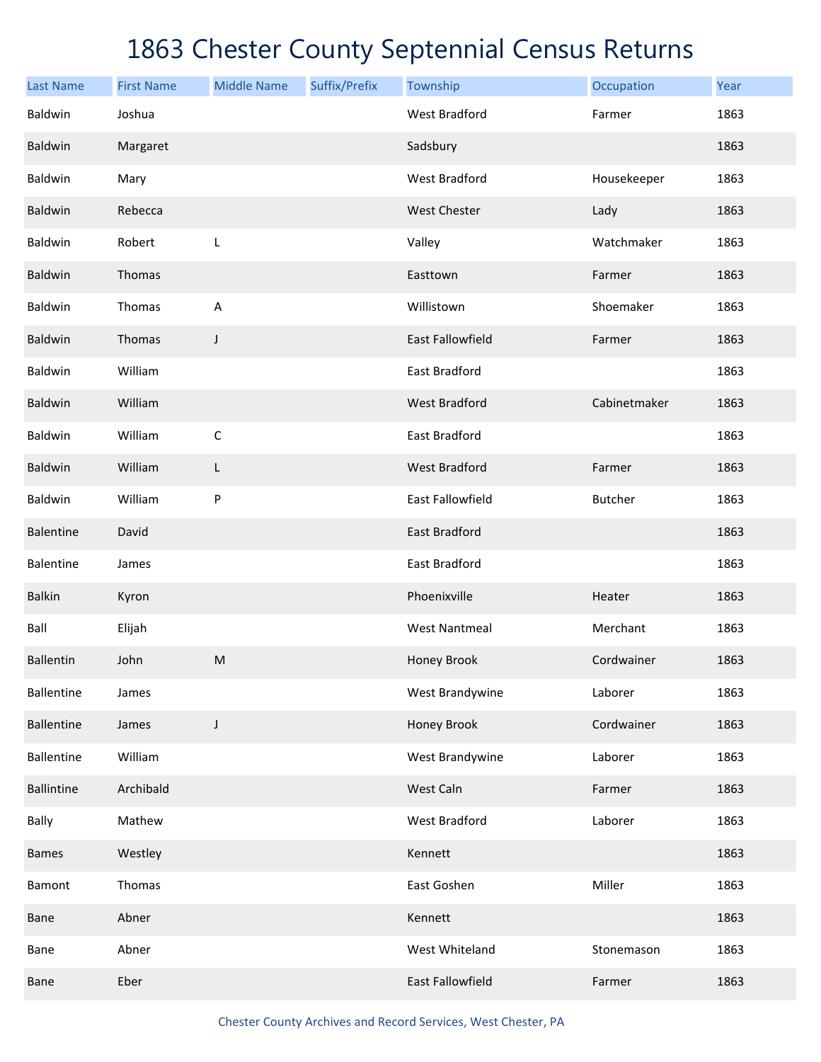# 1863 Chester County Septennial Census Returns

| Last Name | First Name | Middle Name | Suffix/Prefix | Township | Occupation | Year |
|---|---|---|---|---|---|---|
| Baldwin | Joshua | | | West Bradford | Farmer | 1863 |
| Baldwin | Margaret | | | Sadsbury | | 1863 |
| Baldwin | Mary | | | West Bradford | Housekeeper | 1863 |
| Baldwin | Rebecca | | | West Chester | Lady | 1863 |
| Baldwin | Robert | L | | Valley | Watchmaker | 1863 |
| Baldwin | Thomas | | | Easttown | Farmer | 1863 |
| Baldwin | Thomas | A | | Willistown | Shoemaker | 1863 |
| Baldwin | Thomas | J | | East Fallowfield | Farmer | 1863 |
| Baldwin | William | | | East Bradford | | 1863 |
| Baldwin | William | | | West Bradford | Cabinetmaker | 1863 |
| Baldwin | William | C | | East Bradford | | 1863 |
| Baldwin | William | L | | West Bradford | Farmer | 1863 |
| Baldwin | William | P | | East Fallowfield | Butcher | 1863 |
| Balentine | David | | | East Bradford | | 1863 |
| Balentine | James | | | East Bradford | | 1863 |
| Balkin | Kyron | | | Phoenixville | Heater | 1863 |
| Ball | Elijah | | | West Nantmeal | Merchant | 1863 |
| Ballentin | John | M | | Honey Brook | Cordwainer | 1863 |
| Ballentine | James | | | West Brandywine | Laborer | 1863 |
| Ballentine | James | J | | Honey Brook | Cordwainer | 1863 |
| Ballentine | William | | | West Brandywine | Laborer | 1863 |
| Ballintine | Archibald | | | West Caln | Farmer | 1863 |
| Bally | Mathew | | | West Bradford | Laborer | 1863 |
| Bames | Westley | | | Kennett | | 1863 |
| Bamont | Thomas | | | East Goshen | Miller | 1863 |
| Bane | Abner | | | Kennett | | 1863 |
| Bane | Abner | | | West Whiteland | Stonemason | 1863 |
| Bane | Eber | | | East Fallowfield | Farmer | 1863 |

Chester County Archives and Record Services, West Chester, PA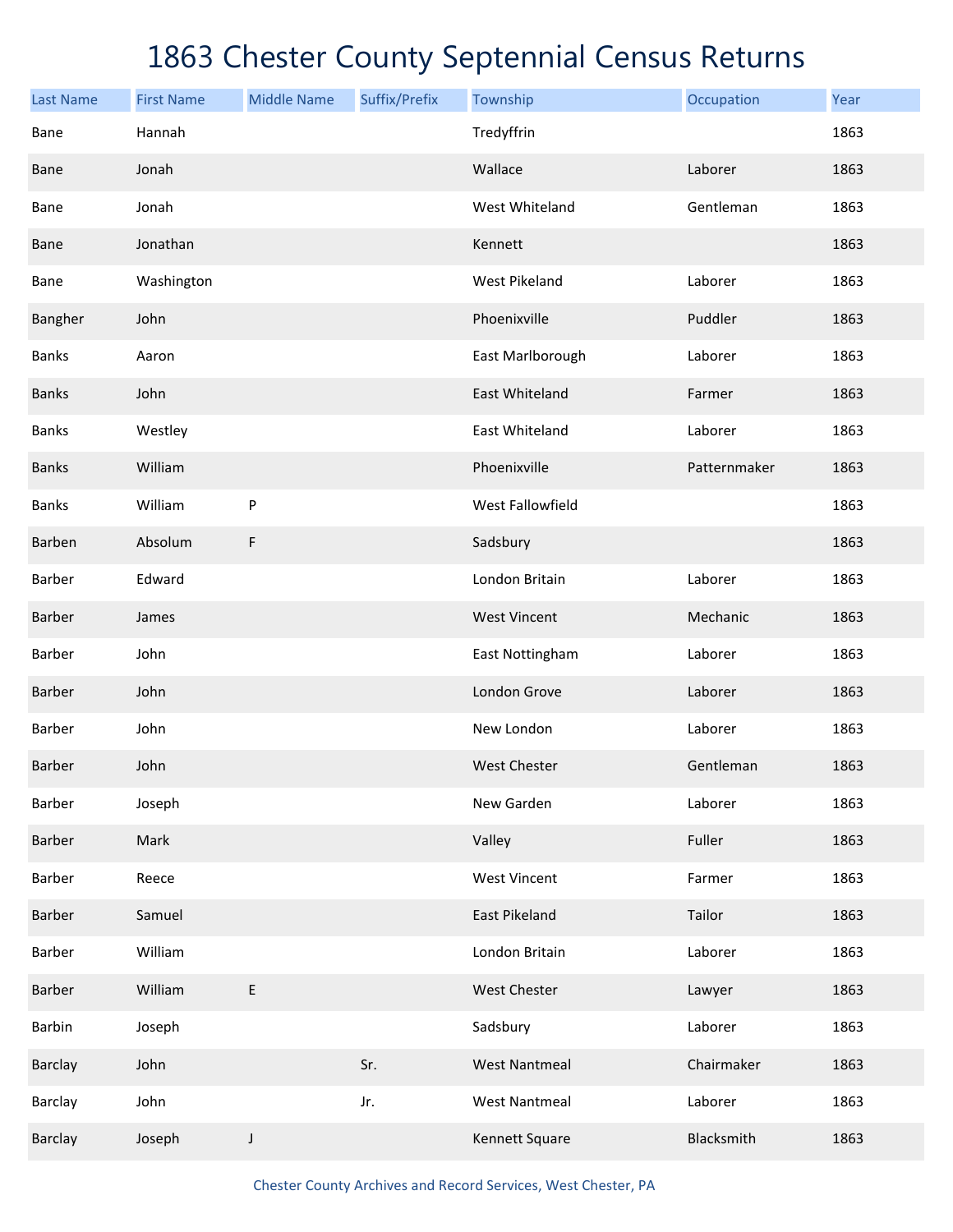# 1863 Chester County Septennial Census Returns

| Last Name | First Name | Middle Name | Suffix/Prefix | Township | Occupation | Year |
|---|---|---|---|---|---|---|
| Bane | Hannah | | | Tredyffrin | | 1863 |
| Bane | Jonah | | | Wallace | Laborer | 1863 |
| Bane | Jonah | | | West Whiteland | Gentleman | 1863 |
| Bane | Jonathan | | | Kennett | | 1863 |
| Bane | Washington | | | West Pikeland | Laborer | 1863 |
| Bangher | John | | | Phoenixville | Puddler | 1863 |
| Banks | Aaron | | | East Marlborough | Laborer | 1863 |
| Banks | John | | | East Whiteland | Farmer | 1863 |
| Banks | Westley | | | East Whiteland | Laborer | 1863 |
| Banks | William | | | Phoenixville | Patternmaker | 1863 |
| Banks | William | P | | West Fallowfield | | 1863 |
| Barben | Absolum | F | | Sadsbury | | 1863 |
| Barber | Edward | | | London Britain | Laborer | 1863 |
| Barber | James | | | West Vincent | Mechanic | 1863 |
| Barber | John | | | East Nottingham | Laborer | 1863 |
| Barber | John | | | London Grove | Laborer | 1863 |
| Barber | John | | | New London | Laborer | 1863 |
| Barber | John | | | West Chester | Gentleman | 1863 |
| Barber | Joseph | | | New Garden | Laborer | 1863 |
| Barber | Mark | | | Valley | Fuller | 1863 |
| Barber | Reece | | | West Vincent | Farmer | 1863 |
| Barber | Samuel | | | East Pikeland | Tailor | 1863 |
| Barber | William | | | London Britain | Laborer | 1863 |
| Barber | William | E | | West Chester | Lawyer | 1863 |
| Barbin | Joseph | | | Sadsbury | Laborer | 1863 |
| Barclay | John | | Sr. | West Nantmeal | Chairmaker | 1863 |
| Barclay | John | | Jr. | West Nantmeal | Laborer | 1863 |
| Barclay | Joseph | J | | Kennett Square | Blacksmith | 1863 |

Chester County Archives and Record Services, West Chester, PA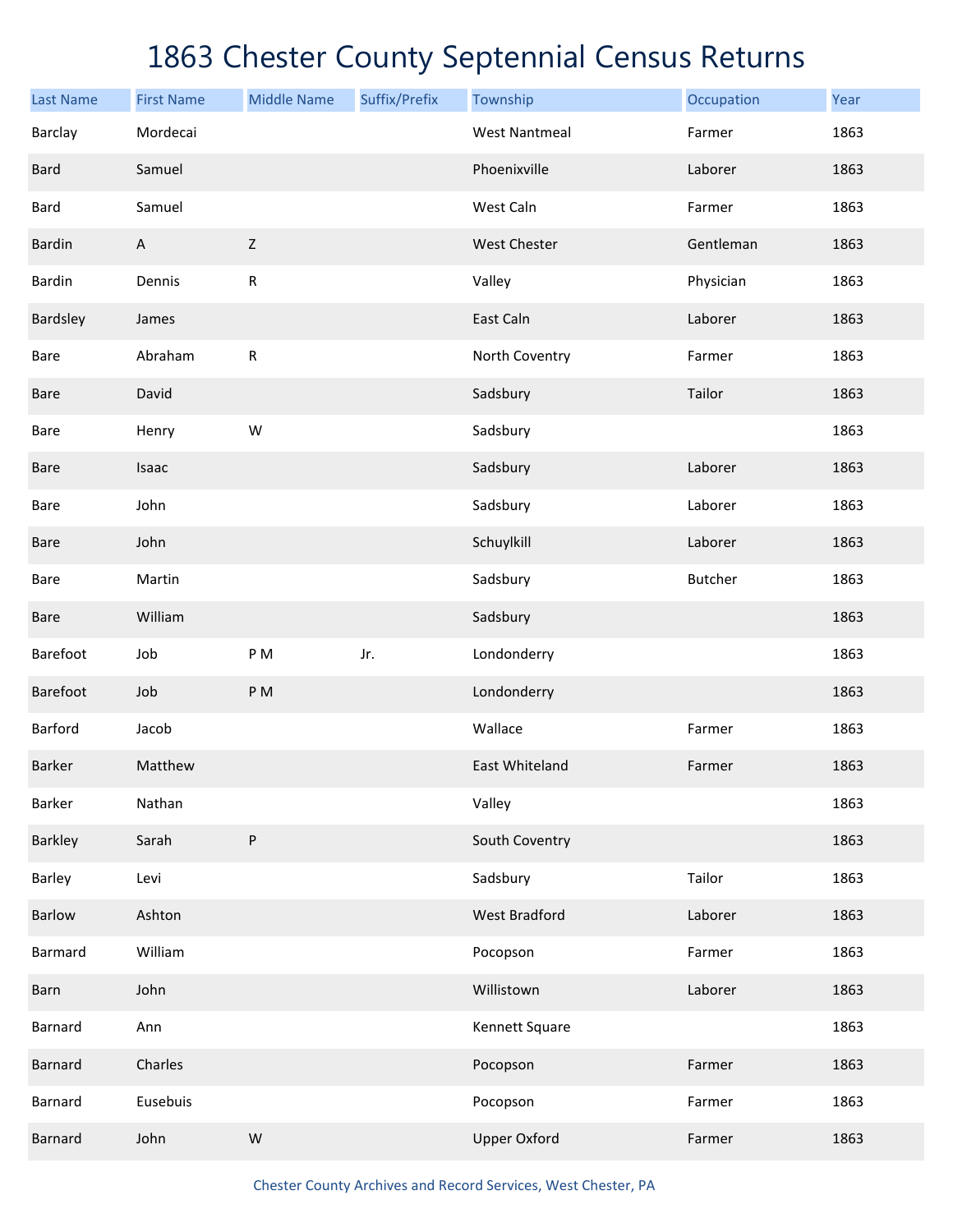# 1863 Chester County Septennial Census Returns

| Last Name | First Name | Middle Name | Suffix/Prefix | Township | Occupation | Year |
|---|---|---|---|---|---|---|
| Barclay | Mordecai | | | West Nantmeal | Farmer | 1863 |
| Bard | Samuel | | | Phoenixville | Laborer | 1863 |
| Bard | Samuel | | | West Caln | Farmer | 1863 |
| Bardin | A | Z | | West Chester | Gentleman | 1863 |
| Bardin | Dennis | R | | Valley | Physician | 1863 |
| Bardsley | James | | | East Caln | Laborer | 1863 |
| Bare | Abraham | R | | North Coventry | Farmer | 1863 |
| Bare | David | | | Sadsbury | Tailor | 1863 |
| Bare | Henry | W | | Sadsbury | | 1863 |
| Bare | Isaac | | | Sadsbury | Laborer | 1863 |
| Bare | John | | | Sadsbury | Laborer | 1863 |
| Bare | John | | | Schuylkill | Laborer | 1863 |
| Bare | Martin | | | Sadsbury | Butcher | 1863 |
| Bare | William | | | Sadsbury | | 1863 |
| Barefoot | Job | P M | Jr. | Londonderry | | 1863 |
| Barefoot | Job | P M | | Londonderry | | 1863 |
| Barford | Jacob | | | Wallace | Farmer | 1863 |
| Barker | Matthew | | | East Whiteland | Farmer | 1863 |
| Barker | Nathan | | | Valley | | 1863 |
| Barkley | Sarah | P | | South Coventry | | 1863 |
| Barley | Levi | | | Sadsbury | Tailor | 1863 |
| Barlow | Ashton | | | West Bradford | Laborer | 1863 |
| Barmard | William | | | Pocopson | Farmer | 1863 |
| Barn | John | | | Willistown | Laborer | 1863 |
| Barnard | Ann | | | Kennett Square | | 1863 |
| Barnard | Charles | | | Pocopson | Farmer | 1863 |
| Barnard | Eusebuis | | | Pocopson | Farmer | 1863 |
| Barnard | John | W | | Upper Oxford | Farmer | 1863 |

Chester County Archives and Record Services, West Chester, PA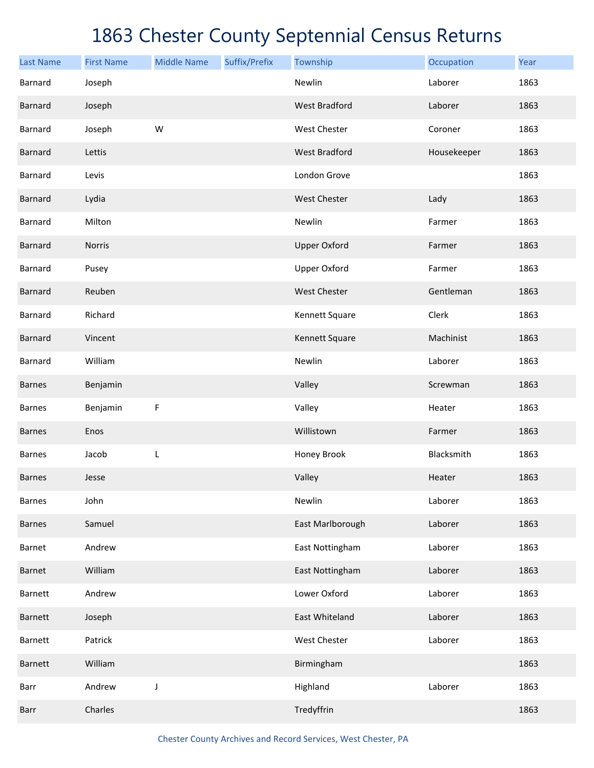# 1863 Chester County Septennial Census Returns

| Last Name | First Name | Middle Name | Suffix/Prefix | Township | Occupation | Year |
|---|---|---|---|---|---|---|
| Barnard | Joseph | | | Newlin | Laborer | 1863 |
| Barnard | Joseph | | | West Bradford | Laborer | 1863 |
| Barnard | Joseph | W | | West Chester | Coroner | 1863 |
| Barnard | Lettis | | | West Bradford | Housekeeper | 1863 |
| Barnard | Levis | | | London Grove | | 1863 |
| Barnard | Lydia | | | West Chester | Lady | 1863 |
| Barnard | Milton | | | Newlin | Farmer | 1863 |
| Barnard | Norris | | | Upper Oxford | Farmer | 1863 |
| Barnard | Pusey | | | Upper Oxford | Farmer | 1863 |
| Barnard | Reuben | | | West Chester | Gentleman | 1863 |
| Barnard | Richard | | | Kennett Square | Clerk | 1863 |
| Barnard | Vincent | | | Kennett Square | Machinist | 1863 |
| Barnard | William | | | Newlin | Laborer | 1863 |
| Barnes | Benjamin | | | Valley | Screwman | 1863 |
| Barnes | Benjamin | F | | Valley | Heater | 1863 |
| Barnes | Enos | | | Willistown | Farmer | 1863 |
| Barnes | Jacob | L | | Honey Brook | Blacksmith | 1863 |
| Barnes | Jesse | | | Valley | Heater | 1863 |
| Barnes | John | | | Newlin | Laborer | 1863 |
| Barnes | Samuel | | | East Marlborough | Laborer | 1863 |
| Barnet | Andrew | | | East Nottingham | Laborer | 1863 |
| Barnet | William | | | East Nottingham | Laborer | 1863 |
| Barnett | Andrew | | | Lower Oxford | Laborer | 1863 |
| Barnett | Joseph | | | East Whiteland | Laborer | 1863 |
| Barnett | Patrick | | | West Chester | Laborer | 1863 |
| Barnett | William | | | Birmingham | | 1863 |
| Barr | Andrew | J | | Highland | Laborer | 1863 |
| Barr | Charles | | | Tredyffrin | | 1863 |

Chester County Archives and Record Services, West Chester, PA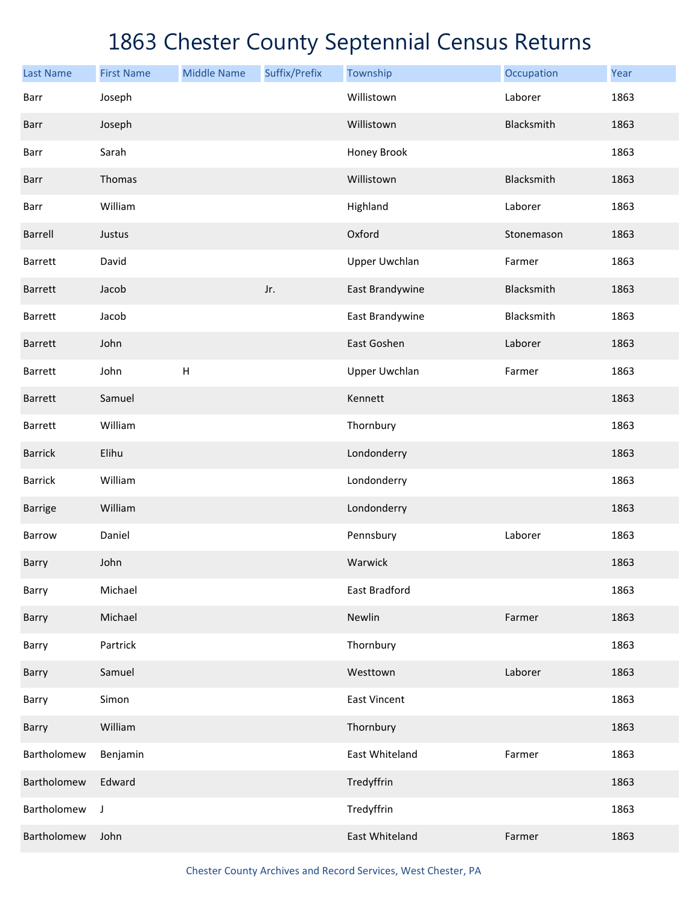# 1863 Chester County Septennial Census Returns

| Last Name | First Name | Middle Name | Suffix/Prefix | Township | Occupation | Year |
|---|---|---|---|---|---|---|
| Barr | Joseph | | | Willistown | Laborer | 1863 |
| Barr | Joseph | | | Willistown | Blacksmith | 1863 |
| Barr | Sarah | | | Honey Brook | | 1863 |
| Barr | Thomas | | | Willistown | Blacksmith | 1863 |
| Barr | William | | | Highland | Laborer | 1863 |
| Barrell | Justus | | | Oxford | Stonemason | 1863 |
| Barrett | David | | | Upper Uwchlan | Farmer | 1863 |
| Barrett | Jacob | | Jr. | East Brandywine | Blacksmith | 1863 |
| Barrett | Jacob | | | East Brandywine | Blacksmith | 1863 |
| Barrett | John | | | East Goshen | Laborer | 1863 |
| Barrett | John | H | | Upper Uwchlan | Farmer | 1863 |
| Barrett | Samuel | | | Kennett | | 1863 |
| Barrett | William | | | Thornbury | | 1863 |
| Barrick | Elihu | | | Londonderry | | 1863 |
| Barrick | William | | | Londonderry | | 1863 |
| Barrige | William | | | Londonderry | | 1863 |
| Barrow | Daniel | | | Pennsbury | Laborer | 1863 |
| Barry | John | | | Warwick | | 1863 |
| Barry | Michael | | | East Bradford | | 1863 |
| Barry | Michael | | | Newlin | Farmer | 1863 |
| Barry | Partrick | | | Thornbury | | 1863 |
| Barry | Samuel | | | Westtown | Laborer | 1863 |
| Barry | Simon | | | East Vincent | | 1863 |
| Barry | William | | | Thornbury | | 1863 |
| Bartholomew | Benjamin | | | East Whiteland | Farmer | 1863 |
| Bartholomew | Edward | | | Tredyffrin | | 1863 |
| Bartholomew | J | | | Tredyffrin | | 1863 |
| Bartholomew | John | | | East Whiteland | Farmer | 1863 |

Chester County Archives and Record Services, West Chester, PA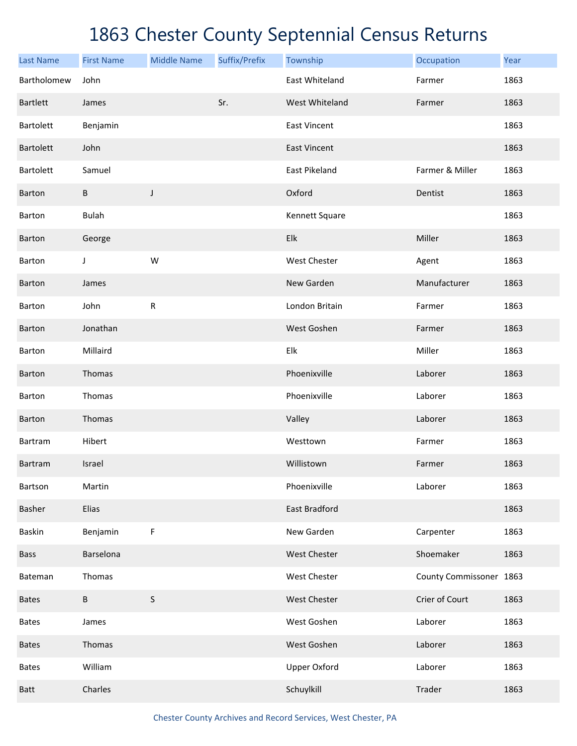# 1863 Chester County Septennial Census Returns

| Last Name | First Name | Middle Name | Suffix/Prefix | Township | Occupation | Year |
|---|---|---|---|---|---|---|
| Bartholomew | John | | | East Whiteland | Farmer | 1863 |
| Bartlett | James | | Sr. | West Whiteland | Farmer | 1863 |
| Bartolett | Benjamin | | | East Vincent | | 1863 |
| Bartolett | John | | | East Vincent | | 1863 |
| Bartolett | Samuel | | | East Pikeland | Farmer & Miller | 1863 |
| Barton | B | J | | Oxford | Dentist | 1863 |
| Barton | Bulah | | | Kennett Square | | 1863 |
| Barton | George | | | Elk | Miller | 1863 |
| Barton | J | W | | West Chester | Agent | 1863 |
| Barton | James | | | New Garden | Manufacturer | 1863 |
| Barton | John | R | | London Britain | Farmer | 1863 |
| Barton | Jonathan | | | West Goshen | Farmer | 1863 |
| Barton | Millaird | | | Elk | Miller | 1863 |
| Barton | Thomas | | | Phoenixville | Laborer | 1863 |
| Barton | Thomas | | | Phoenixville | Laborer | 1863 |
| Barton | Thomas | | | Valley | Laborer | 1863 |
| Bartram | Hibert | | | Westtown | Farmer | 1863 |
| Bartram | Israel | | | Willistown | Farmer | 1863 |
| Bartson | Martin | | | Phoenixville | Laborer | 1863 |
| Basher | Elias | | | East Bradford | | 1863 |
| Baskin | Benjamin | F | | New Garden | Carpenter | 1863 |
| Bass | Barselona | | | West Chester | Shoemaker | 1863 |
| Bateman | Thomas | | | West Chester | County Commissoner | 1863 |
| Bates | B | S | | West Chester | Crier of Court | 1863 |
| Bates | James | | | West Goshen | Laborer | 1863 |
| Bates | Thomas | | | West Goshen | Laborer | 1863 |
| Bates | William | | | Upper Oxford | Laborer | 1863 |
| Batt | Charles | | | Schuylkill | Trader | 1863 |

Chester County Archives and Record Services, West Chester, PA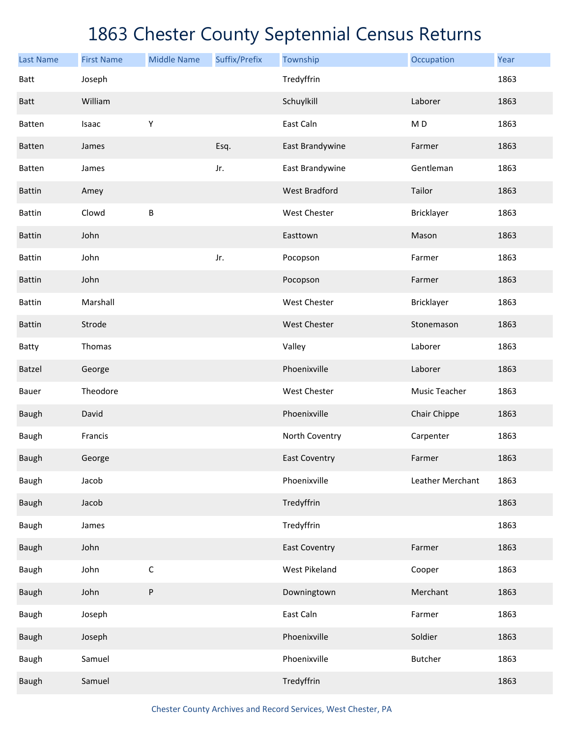# 1863 Chester County Septennial Census Returns

| Last Name | First Name | Middle Name | Suffix/Prefix | Township | Occupation | Year |
|---|---|---|---|---|---|---|
| Batt | Joseph | | | Tredyffrin | | 1863 |
| Batt | William | | | Schuylkill | Laborer | 1863 |
| Batten | Isaac | Y | | East Caln | M D | 1863 |
| Batten | James | | Esq. | East Brandywine | Farmer | 1863 |
| Batten | James | | Jr. | East Brandywine | Gentleman | 1863 |
| Battin | Amey | | | West Bradford | Tailor | 1863 |
| Battin | Clowd | B | | West Chester | Bricklayer | 1863 |
| Battin | John | | | Easttown | Mason | 1863 |
| Battin | John | | Jr. | Pocopson | Farmer | 1863 |
| Battin | John | | | Pocopson | Farmer | 1863 |
| Battin | Marshall | | | West Chester | Bricklayer | 1863 |
| Battin | Strode | | | West Chester | Stonemason | 1863 |
| Batty | Thomas | | | Valley | Laborer | 1863 |
| Batzel | George | | | Phoenixville | Laborer | 1863 |
| Bauer | Theodore | | | West Chester | Music Teacher | 1863 |
| Baugh | David | | | Phoenixville | Chair Chippe | 1863 |
| Baugh | Francis | | | North Coventry | Carpenter | 1863 |
| Baugh | George | | | East Coventry | Farmer | 1863 |
| Baugh | Jacob | | | Phoenixville | Leather Merchant | 1863 |
| Baugh | Jacob | | | Tredyffrin | | 1863 |
| Baugh | James | | | Tredyffrin | | 1863 |
| Baugh | John | | | East Coventry | Farmer | 1863 |
| Baugh | John | C | | West Pikeland | Cooper | 1863 |
| Baugh | John | P | | Downingtown | Merchant | 1863 |
| Baugh | Joseph | | | East Caln | Farmer | 1863 |
| Baugh | Joseph | | | Phoenixville | Soldier | 1863 |
| Baugh | Samuel | | | Phoenixville | Butcher | 1863 |
| Baugh | Samuel | | | Tredyffrin | | 1863 |

Chester County Archives and Record Services, West Chester, PA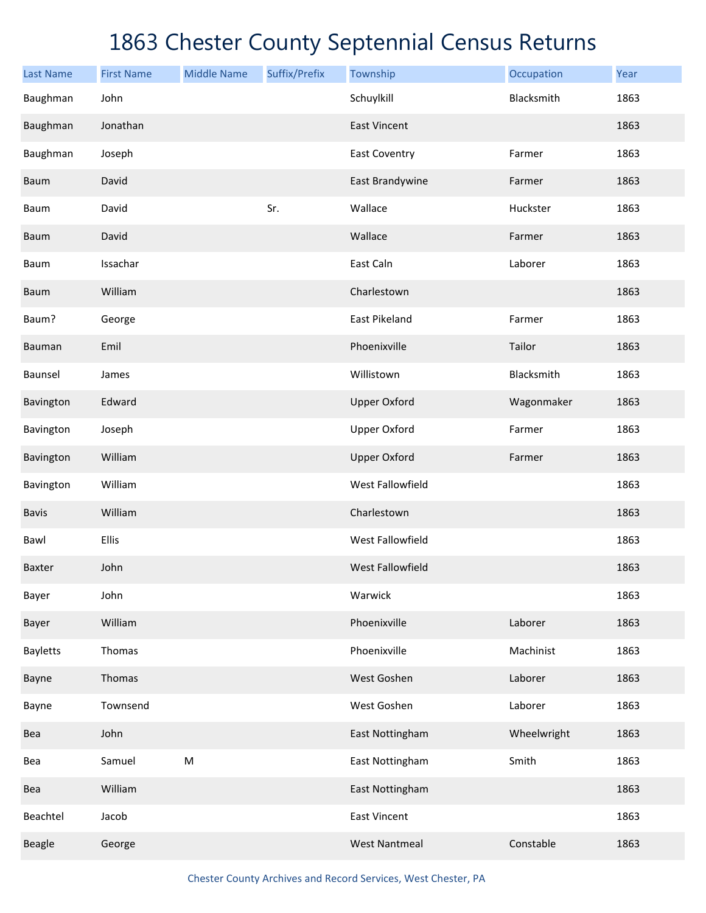# 1863 Chester County Septennial Census Returns

| Last Name | First Name | Middle Name | Suffix/Prefix | Township | Occupation | Year |
|---|---|---|---|---|---|---|
| Baughman | John | | | Schuylkill | Blacksmith | 1863 |
| Baughman | Jonathan | | | East Vincent | | 1863 |
| Baughman | Joseph | | | East Coventry | Farmer | 1863 |
| Baum | David | | | East Brandywine | Farmer | 1863 |
| Baum | David | | Sr. | Wallace | Huckster | 1863 |
| Baum | David | | | Wallace | Farmer | 1863 |
| Baum | Issachar | | | East Caln | Laborer | 1863 |
| Baum | William | | | Charlestown | | 1863 |
| Baum? | George | | | East Pikeland | Farmer | 1863 |
| Bauman | Emil | | | Phoenixville | Tailor | 1863 |
| Baunsel | James | | | Willistown | Blacksmith | 1863 |
| Bavington | Edward | | | Upper Oxford | Wagonmaker | 1863 |
| Bavington | Joseph | | | Upper Oxford | Farmer | 1863 |
| Bavington | William | | | Upper Oxford | Farmer | 1863 |
| Bavington | William | | | West Fallowfield | | 1863 |
| Bavis | William | | | Charlestown | | 1863 |
| Bawl | Ellis | | | West Fallowfield | | 1863 |
| Baxter | John | | | West Fallowfield | | 1863 |
| Bayer | John | | | Warwick | | 1863 |
| Bayer | William | | | Phoenixville | Laborer | 1863 |
| Bayletts | Thomas | | | Phoenixville | Machinist | 1863 |
| Bayne | Thomas | | | West Goshen | Laborer | 1863 |
| Bayne | Townsend | | | West Goshen | Laborer | 1863 |
| Bea | John | | | East Nottingham | Wheelwright | 1863 |
| Bea | Samuel | M | | East Nottingham | Smith | 1863 |
| Bea | William | | | East Nottingham | | 1863 |
| Beachtel | Jacob | | | East Vincent | | 1863 |
| Beagle | George | | | West Nantmeal | Constable | 1863 |

Chester County Archives and Record Services, West Chester, PA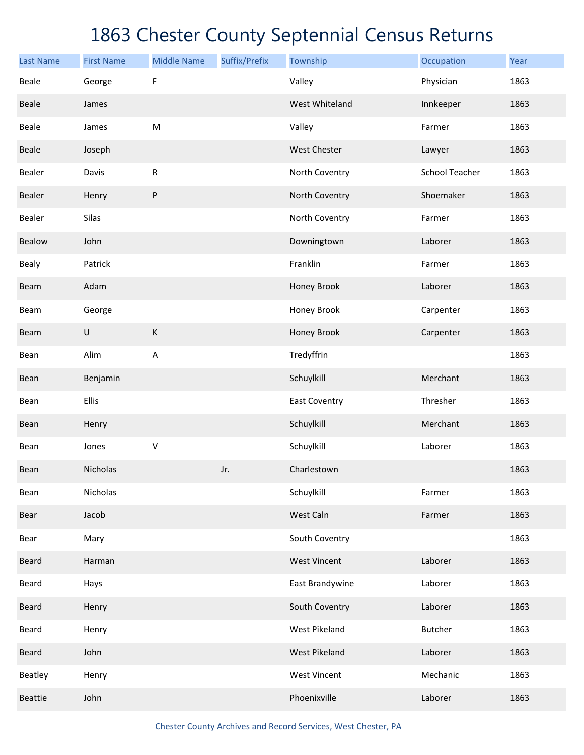# 1863 Chester County Septennial Census Returns

| Last Name | First Name | Middle Name | Suffix/Prefix | Township | Occupation | Year |
|---|---|---|---|---|---|---|
| Beale | George | F | | Valley | Physician | 1863 |
| Beale | James | | | West Whiteland | Innkeeper | 1863 |
| Beale | James | M | | Valley | Farmer | 1863 |
| Beale | Joseph | | | West Chester | Lawyer | 1863 |
| Bealer | Davis | R | | North Coventry | School Teacher | 1863 |
| Bealer | Henry | P | | North Coventry | Shoemaker | 1863 |
| Bealer | Silas | | | North Coventry | Farmer | 1863 |
| Bealow | John | | | Downingtown | Laborer | 1863 |
| Bealy | Patrick | | | Franklin | Farmer | 1863 |
| Beam | Adam | | | Honey Brook | Laborer | 1863 |
| Beam | George | | | Honey Brook | Carpenter | 1863 |
| Beam | U | K | | Honey Brook | Carpenter | 1863 |
| Bean | Alim | A | | Tredyffrin | | 1863 |
| Bean | Benjamin | | | Schuylkill | Merchant | 1863 |
| Bean | Ellis | | | East Coventry | Thresher | 1863 |
| Bean | Henry | | | Schuylkill | Merchant | 1863 |
| Bean | Jones | V | | Schuylkill | Laborer | 1863 |
| Bean | Nicholas | | Jr. | Charlestown | | 1863 |
| Bean | Nicholas | | | Schuylkill | Farmer | 1863 |
| Bear | Jacob | | | West Caln | Farmer | 1863 |
| Bear | Mary | | | South Coventry | | 1863 |
| Beard | Harman | | | West Vincent | Laborer | 1863 |
| Beard | Hays | | | East Brandywine | Laborer | 1863 |
| Beard | Henry | | | South Coventry | Laborer | 1863 |
| Beard | Henry | | | West Pikeland | Butcher | 1863 |
| Beard | John | | | West Pikeland | Laborer | 1863 |
| Beatley | Henry | | | West Vincent | Mechanic | 1863 |
| Beattie | John | | | Phoenixville | Laborer | 1863 |

Chester County Archives and Record Services, West Chester, PA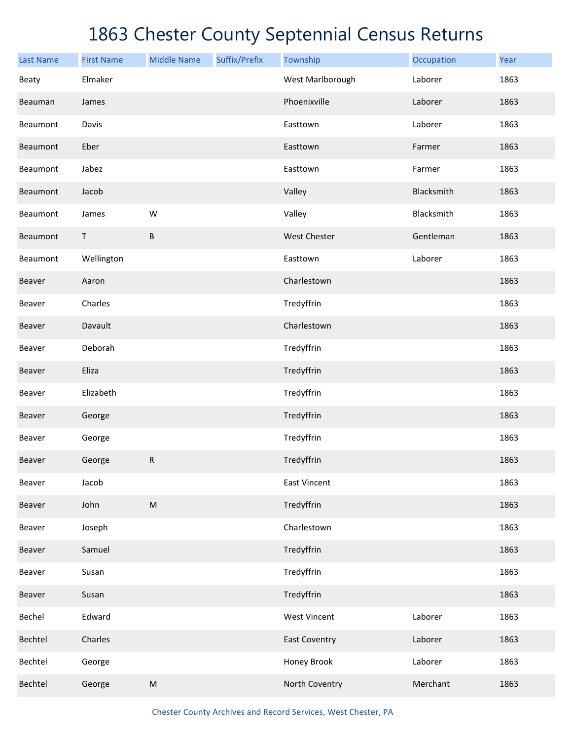# 1863 Chester County Septennial Census Returns

| Last Name | First Name | Middle Name | Suffix/Prefix | Township | Occupation | Year |
|---|---|---|---|---|---|---|
| Beaty | Elmaker | | | West Marlborough | Laborer | 1863 |
| Beauman | James | | | Phoenixville | Laborer | 1863 |
| Beaumont | Davis | | | Easttown | Laborer | 1863 |
| Beaumont | Eber | | | Easttown | Farmer | 1863 |
| Beaumont | Jabez | | | Easttown | Farmer | 1863 |
| Beaumont | Jacob | | | Valley | Blacksmith | 1863 |
| Beaumont | James | W | | Valley | Blacksmith | 1863 |
| Beaumont | T | B | | West Chester | Gentleman | 1863 |
| Beaumont | Wellington | | | Easttown | Laborer | 1863 |
| Beaver | Aaron | | | Charlestown | | 1863 |
| Beaver | Charles | | | Tredyffrin | | 1863 |
| Beaver | Davault | | | Charlestown | | 1863 |
| Beaver | Deborah | | | Tredyffrin | | 1863 |
| Beaver | Eliza | | | Tredyffrin | | 1863 |
| Beaver | Elizabeth | | | Tredyffrin | | 1863 |
| Beaver | George | | | Tredyffrin | | 1863 |
| Beaver | George | | | Tredyffrin | | 1863 |
| Beaver | George | R | | Tredyffrin | | 1863 |
| Beaver | Jacob | | | East Vincent | | 1863 |
| Beaver | John | M | | Tredyffrin | | 1863 |
| Beaver | Joseph | | | Charlestown | | 1863 |
| Beaver | Samuel | | | Tredyffrin | | 1863 |
| Beaver | Susan | | | Tredyffrin | | 1863 |
| Beaver | Susan | | | Tredyffrin | | 1863 |
| Bechel | Edward | | | West Vincent | Laborer | 1863 |
| Bechtel | Charles | | | East Coventry | Laborer | 1863 |
| Bechtel | George | | | Honey Brook | Laborer | 1863 |
| Bechtel | George | M | | North Coventry | Merchant | 1863 |

Chester County Archives and Record Services, West Chester, PA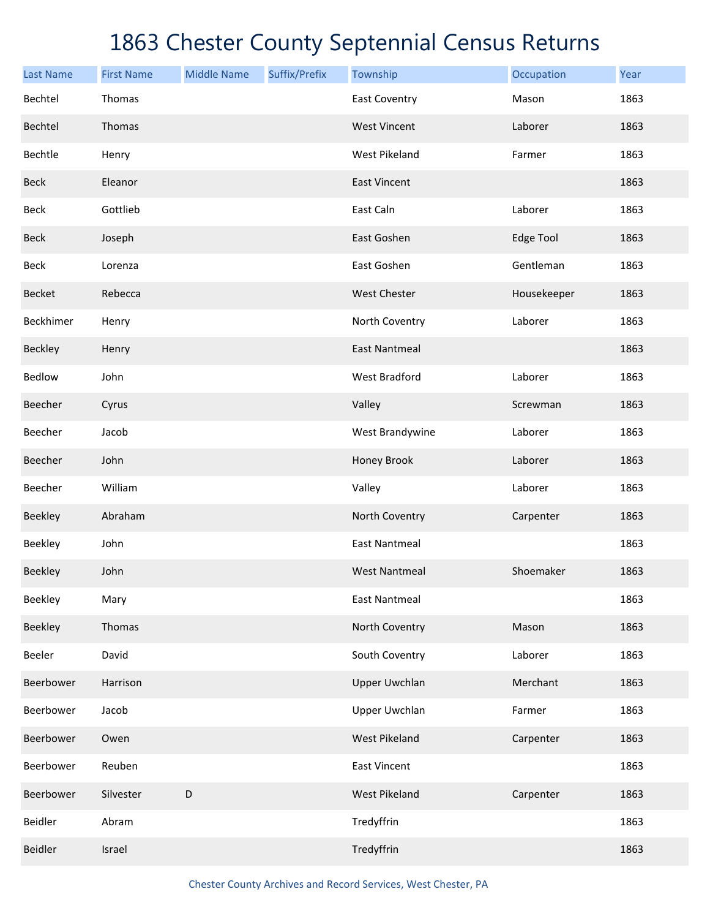# 1863 Chester County Septennial Census Returns

| Last Name | First Name | Middle Name | Suffix/Prefix | Township | Occupation | Year |
|---|---|---|---|---|---|---|
| Bechtel | Thomas | | | East Coventry | Mason | 1863 |
| Bechtel | Thomas | | | West Vincent | Laborer | 1863 |
| Bechtle | Henry | | | West Pikeland | Farmer | 1863 |
| Beck | Eleanor | | | East Vincent | | 1863 |
| Beck | Gottlieb | | | East Caln | Laborer | 1863 |
| Beck | Joseph | | | East Goshen | Edge Tool | 1863 |
| Beck | Lorenza | | | East Goshen | Gentleman | 1863 |
| Becket | Rebecca | | | West Chester | Housekeeper | 1863 |
| Beckhimer | Henry | | | North Coventry | Laborer | 1863 |
| Beckley | Henry | | | East Nantmeal | | 1863 |
| Bedlow | John | | | West Bradford | Laborer | 1863 |
| Beecher | Cyrus | | | Valley | Screwman | 1863 |
| Beecher | Jacob | | | West Brandywine | Laborer | 1863 |
| Beecher | John | | | Honey Brook | Laborer | 1863 |
| Beecher | William | | | Valley | Laborer | 1863 |
| Beekley | Abraham | | | North Coventry | Carpenter | 1863 |
| Beekley | John | | | East Nantmeal | | 1863 |
| Beekley | John | | | West Nantmeal | Shoemaker | 1863 |
| Beekley | Mary | | | East Nantmeal | | 1863 |
| Beekley | Thomas | | | North Coventry | Mason | 1863 |
| Beeler | David | | | South Coventry | Laborer | 1863 |
| Beerbower | Harrison | | | Upper Uwchlan | Merchant | 1863 |
| Beerbower | Jacob | | | Upper Uwchlan | Farmer | 1863 |
| Beerbower | Owen | | | West Pikeland | Carpenter | 1863 |
| Beerbower | Reuben | | | East Vincent | | 1863 |
| Beerbower | Silvester | D | | West Pikeland | Carpenter | 1863 |
| Beidler | Abram | | | Tredyffrin | | 1863 |
| Beidler | Israel | | | Tredyffrin | | 1863 |

Chester County Archives and Record Services, West Chester, PA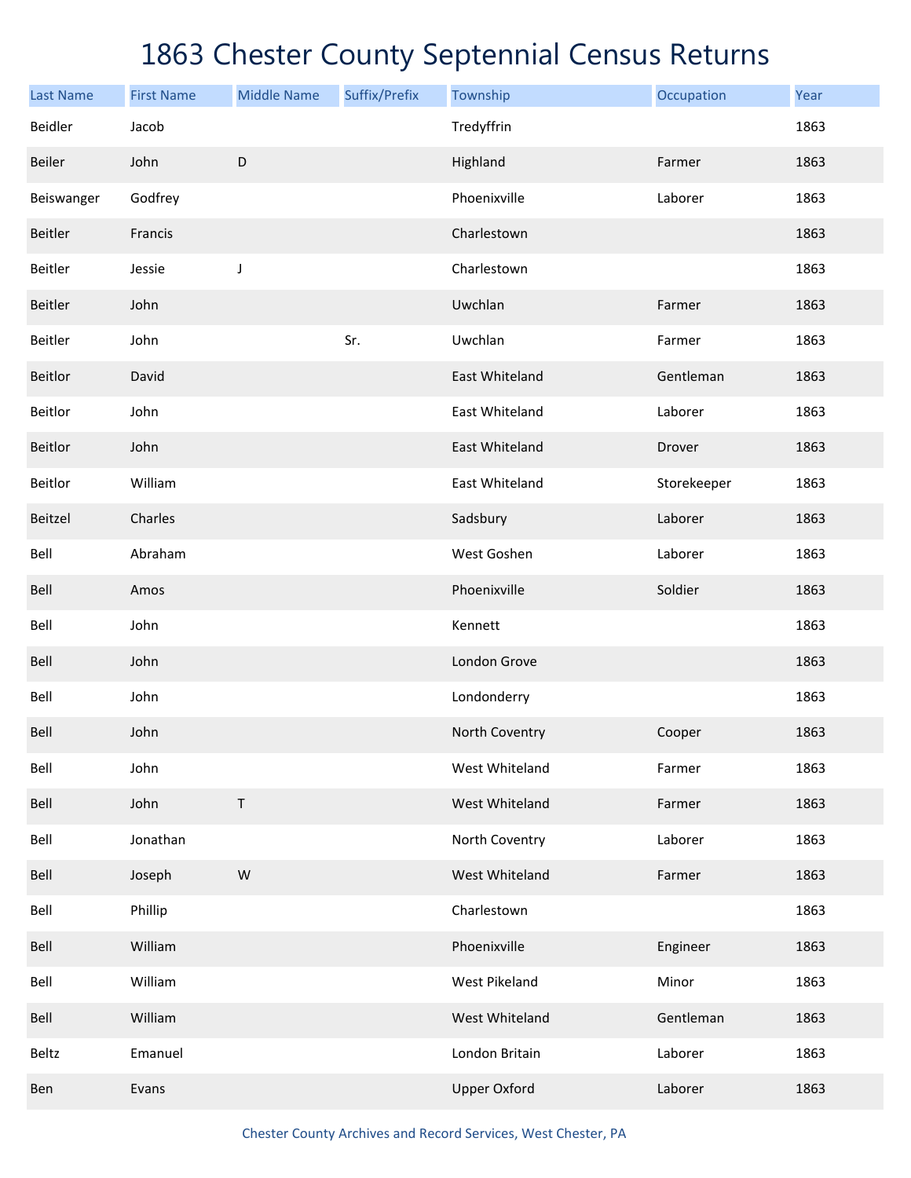# 1863 Chester County Septennial Census Returns

| Last Name | First Name | Middle Name | Suffix/Prefix | Township | Occupation | Year |
|---|---|---|---|---|---|---|
| Beidler | Jacob | | | Tredyffrin | | 1863 |
| Beiler | John | D | | Highland | Farmer | 1863 |
| Beiswanger | Godfrey | | | Phoenixville | Laborer | 1863 |
| Beitler | Francis | | | Charlestown | | 1863 |
| Beitler | Jessie | J | | Charlestown | | 1863 |
| Beitler | John | | | Uwchlan | Farmer | 1863 |
| Beitler | John | | Sr. | Uwchlan | Farmer | 1863 |
| Beitlor | David | | | East Whiteland | Gentleman | 1863 |
| Beitlor | John | | | East Whiteland | Laborer | 1863 |
| Beitlor | John | | | East Whiteland | Drover | 1863 |
| Beitlor | William | | | East Whiteland | Storekeeper | 1863 |
| Beitzel | Charles | | | Sadsbury | Laborer | 1863 |
| Bell | Abraham | | | West Goshen | Laborer | 1863 |
| Bell | Amos | | | Phoenixville | Soldier | 1863 |
| Bell | John | | | Kennett | | 1863 |
| Bell | John | | | London Grove | | 1863 |
| Bell | John | | | Londonderry | | 1863 |
| Bell | John | | | North Coventry | Cooper | 1863 |
| Bell | John | | | West Whiteland | Farmer | 1863 |
| Bell | John | T | | West Whiteland | Farmer | 1863 |
| Bell | Jonathan | | | North Coventry | Laborer | 1863 |
| Bell | Joseph | W | | West Whiteland | Farmer | 1863 |
| Bell | Phillip | | | Charlestown | | 1863 |
| Bell | William | | | Phoenixville | Engineer | 1863 |
| Bell | William | | | West Pikeland | Minor | 1863 |
| Bell | William | | | West Whiteland | Gentleman | 1863 |
| Beltz | Emanuel | | | London Britain | Laborer | 1863 |
| Ben | Evans | | | Upper Oxford | Laborer | 1863 |

Chester County Archives and Record Services, West Chester, PA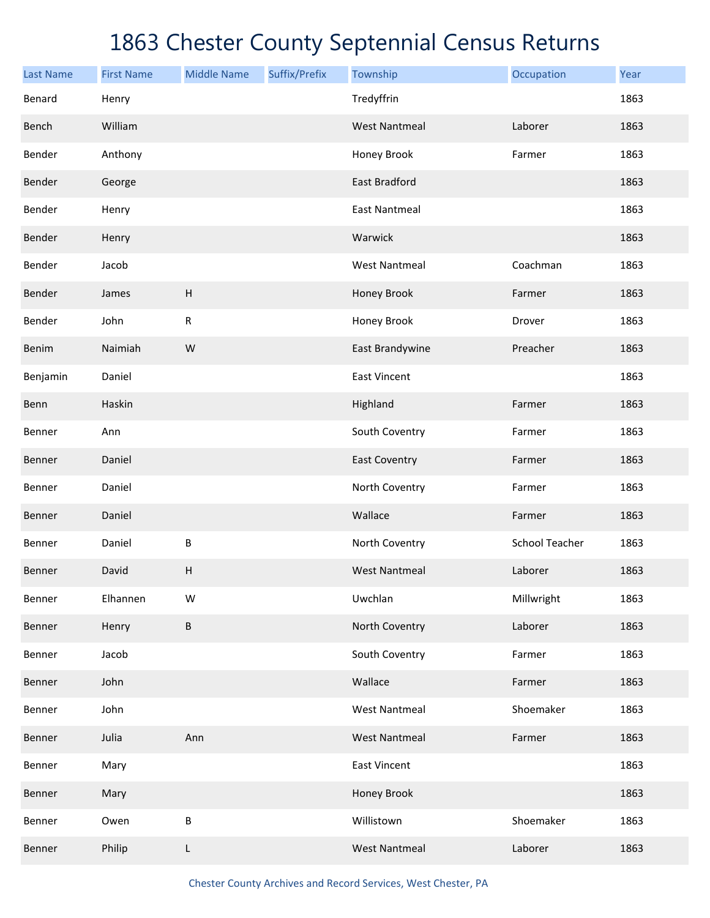# 1863 Chester County Septennial Census Returns

| Last Name | First Name | Middle Name | Suffix/Prefix | Township | Occupation | Year |
|---|---|---|---|---|---|---|
| Benard | Henry | | | Tredyffrin | | 1863 |
| Bench | William | | | West Nantmeal | Laborer | 1863 |
| Bender | Anthony | | | Honey Brook | Farmer | 1863 |
| Bender | George | | | East Bradford | | 1863 |
| Bender | Henry | | | East Nantmeal | | 1863 |
| Bender | Henry | | | Warwick | | 1863 |
| Bender | Jacob | | | West Nantmeal | Coachman | 1863 |
| Bender | James | H | | Honey Brook | Farmer | 1863 |
| Bender | John | R | | Honey Brook | Drover | 1863 |
| Benim | Naimiah | W | | East Brandywine | Preacher | 1863 |
| Benjamin | Daniel | | | East Vincent | | 1863 |
| Benn | Haskin | | | Highland | Farmer | 1863 |
| Benner | Ann | | | South Coventry | Farmer | 1863 |
| Benner | Daniel | | | East Coventry | Farmer | 1863 |
| Benner | Daniel | | | North Coventry | Farmer | 1863 |
| Benner | Daniel | | | Wallace | Farmer | 1863 |
| Benner | Daniel | B | | North Coventry | School Teacher | 1863 |
| Benner | David | H | | West Nantmeal | Laborer | 1863 |
| Benner | Elhannen | W | | Uwchlan | Millwright | 1863 |
| Benner | Henry | B | | North Coventry | Laborer | 1863 |
| Benner | Jacob | | | South Coventry | Farmer | 1863 |
| Benner | John | | | Wallace | Farmer | 1863 |
| Benner | John | | | West Nantmeal | Shoemaker | 1863 |
| Benner | Julia | Ann | | West Nantmeal | Farmer | 1863 |
| Benner | Mary | | | East Vincent | | 1863 |
| Benner | Mary | | | Honey Brook | | 1863 |
| Benner | Owen | B | | Willistown | Shoemaker | 1863 |
| Benner | Philip | L | | West Nantmeal | Laborer | 1863 |

Chester County Archives and Record Services, West Chester, PA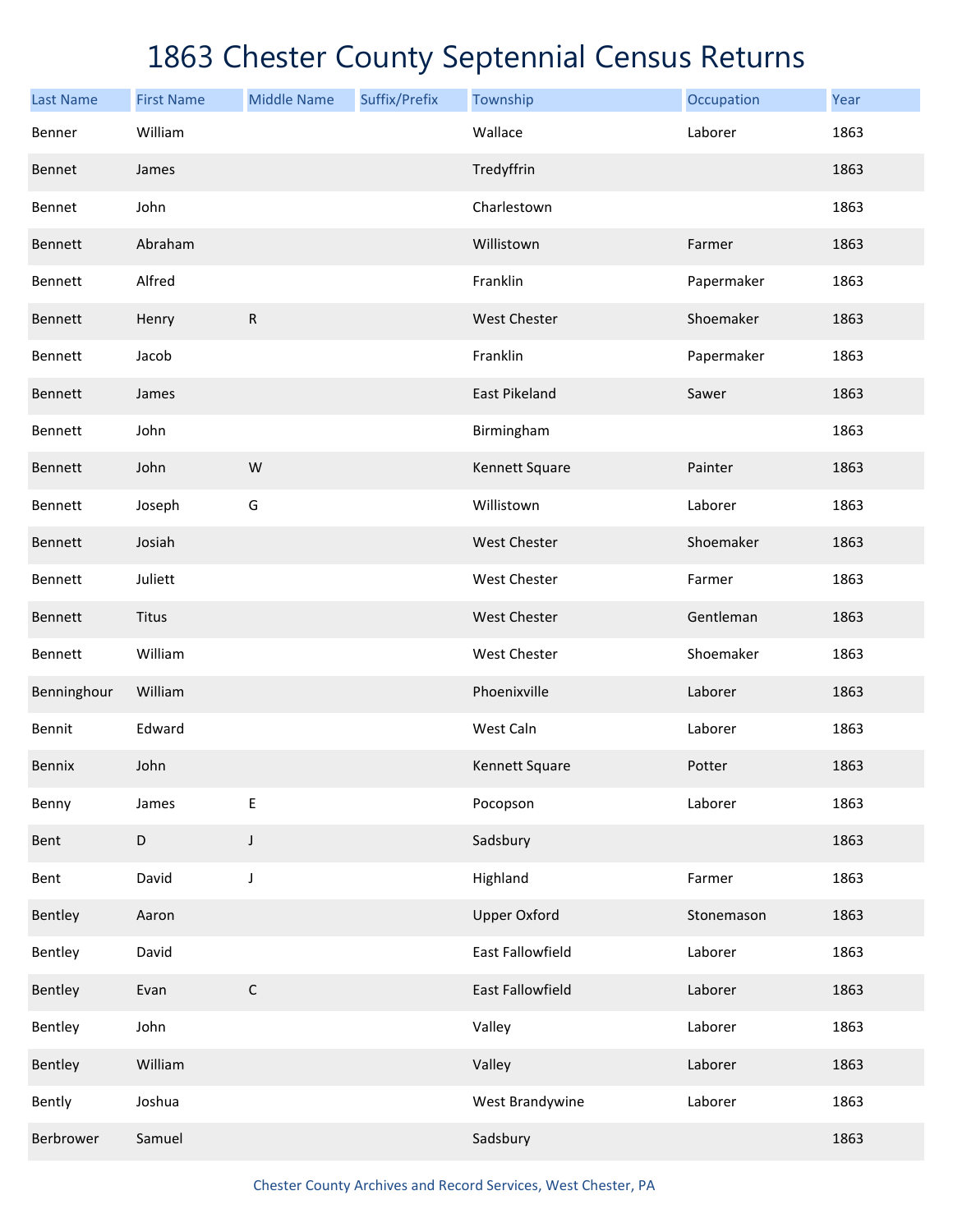# 1863 Chester County Septennial Census Returns

| Last Name | First Name | Middle Name | Suffix/Prefix | Township | Occupation | Year |
|---|---|---|---|---|---|---|
| Benner | William | | | Wallace | Laborer | 1863 |
| Bennet | James | | | Tredyffrin | | 1863 |
| Bennet | John | | | Charlestown | | 1863 |
| Bennett | Abraham | | | Willistown | Farmer | 1863 |
| Bennett | Alfred | | | Franklin | Papermaker | 1863 |
| Bennett | Henry | R | | West Chester | Shoemaker | 1863 |
| Bennett | Jacob | | | Franklin | Papermaker | 1863 |
| Bennett | James | | | East Pikeland | Sawer | 1863 |
| Bennett | John | | | Birmingham | | 1863 |
| Bennett | John | W | | Kennett Square | Painter | 1863 |
| Bennett | Joseph | G | | Willistown | Laborer | 1863 |
| Bennett | Josiah | | | West Chester | Shoemaker | 1863 |
| Bennett | Juliett | | | West Chester | Farmer | 1863 |
| Bennett | Titus | | | West Chester | Gentleman | 1863 |
| Bennett | William | | | West Chester | Shoemaker | 1863 |
| Benninghour | William | | | Phoenixville | Laborer | 1863 |
| Bennit | Edward | | | West Caln | Laborer | 1863 |
| Bennix | John | | | Kennett Square | Potter | 1863 |
| Benny | James | E | | Pocopson | Laborer | 1863 |
| Bent | D | J | | Sadsbury | | 1863 |
| Bent | David | J | | Highland | Farmer | 1863 |
| Bentley | Aaron | | | Upper Oxford | Stonemason | 1863 |
| Bentley | David | | | East Fallowfield | Laborer | 1863 |
| Bentley | Evan | C | | East Fallowfield | Laborer | 1863 |
| Bentley | John | | | Valley | Laborer | 1863 |
| Bentley | William | | | Valley | Laborer | 1863 |
| Bently | Joshua | | | West Brandywine | Laborer | 1863 |
| Berbrower | Samuel | | | Sadsbury | | 1863 |

Chester County Archives and Record Services, West Chester, PA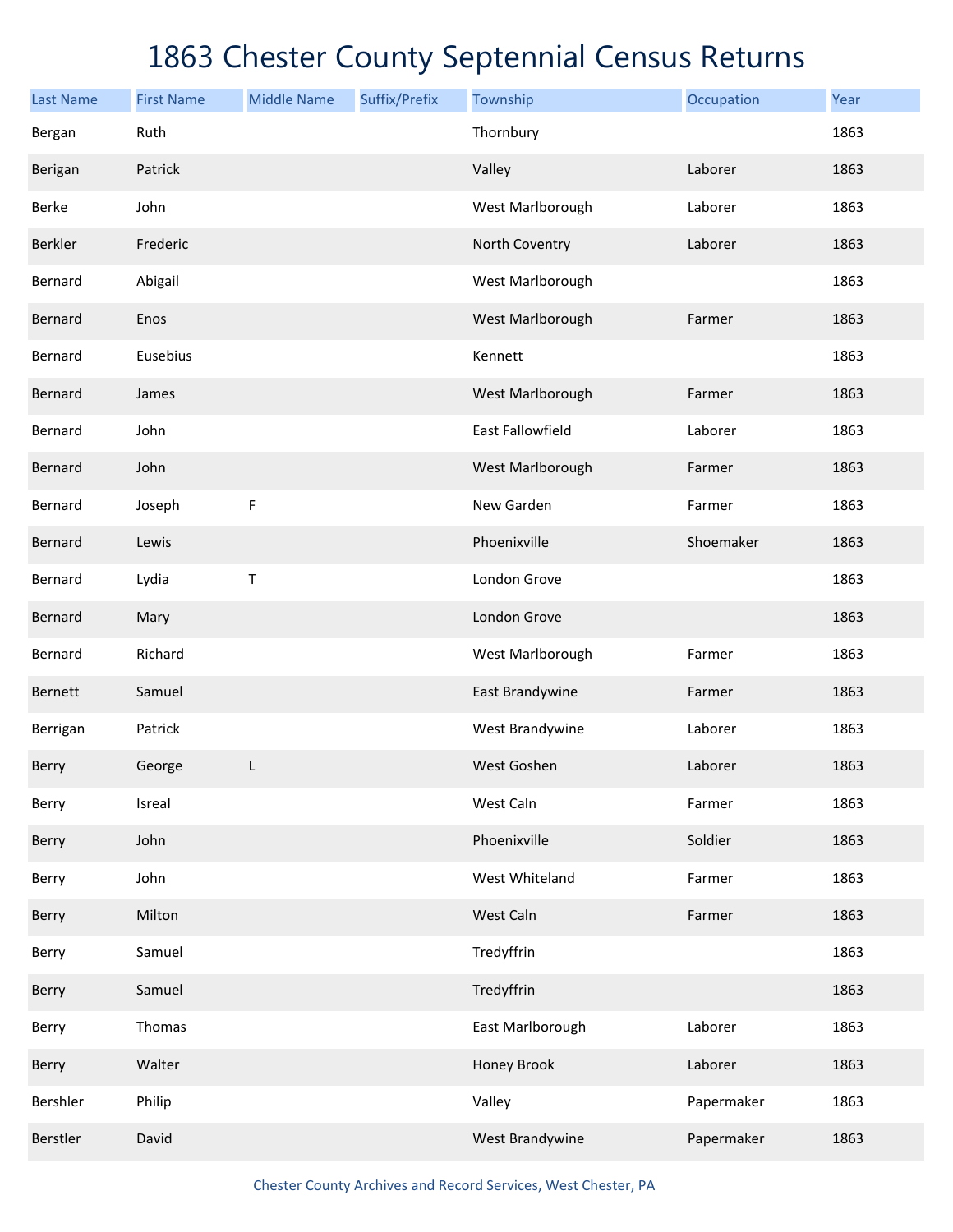# 1863 Chester County Septennial Census Returns

| Last Name | First Name | Middle Name | Suffix/Prefix | Township | Occupation | Year |
|---|---|---|---|---|---|---|
| Bergan | Ruth | | | Thornbury | | 1863 |
| Berigan | Patrick | | | Valley | Laborer | 1863 |
| Berke | John | | | West Marlborough | Laborer | 1863 |
| Berkler | Frederic | | | North Coventry | Laborer | 1863 |
| Bernard | Abigail | | | West Marlborough | | 1863 |
| Bernard | Enos | | | West Marlborough | Farmer | 1863 |
| Bernard | Eusebius | | | Kennett | | 1863 |
| Bernard | James | | | West Marlborough | Farmer | 1863 |
| Bernard | John | | | East Fallowfield | Laborer | 1863 |
| Bernard | John | | | West Marlborough | Farmer | 1863 |
| Bernard | Joseph | F | | New Garden | Farmer | 1863 |
| Bernard | Lewis | | | Phoenixville | Shoemaker | 1863 |
| Bernard | Lydia | T | | London Grove | | 1863 |
| Bernard | Mary | | | London Grove | | 1863 |
| Bernard | Richard | | | West Marlborough | Farmer | 1863 |
| Bernett | Samuel | | | East Brandywine | Farmer | 1863 |
| Berrigan | Patrick | | | West Brandywine | Laborer | 1863 |
| Berry | George | L | | West Goshen | Laborer | 1863 |
| Berry | Isreal | | | West Caln | Farmer | 1863 |
| Berry | John | | | Phoenixville | Soldier | 1863 |
| Berry | John | | | West Whiteland | Farmer | 1863 |
| Berry | Milton | | | West Caln | Farmer | 1863 |
| Berry | Samuel | | | Tredyffrin | | 1863 |
| Berry | Samuel | | | Tredyffrin | | 1863 |
| Berry | Thomas | | | East Marlborough | Laborer | 1863 |
| Berry | Walter | | | Honey Brook | Laborer | 1863 |
| Bershler | Philip | | | Valley | Papermaker | 1863 |
| Berstler | David | | | West Brandywine | Papermaker | 1863 |

Chester County Archives and Record Services, West Chester, PA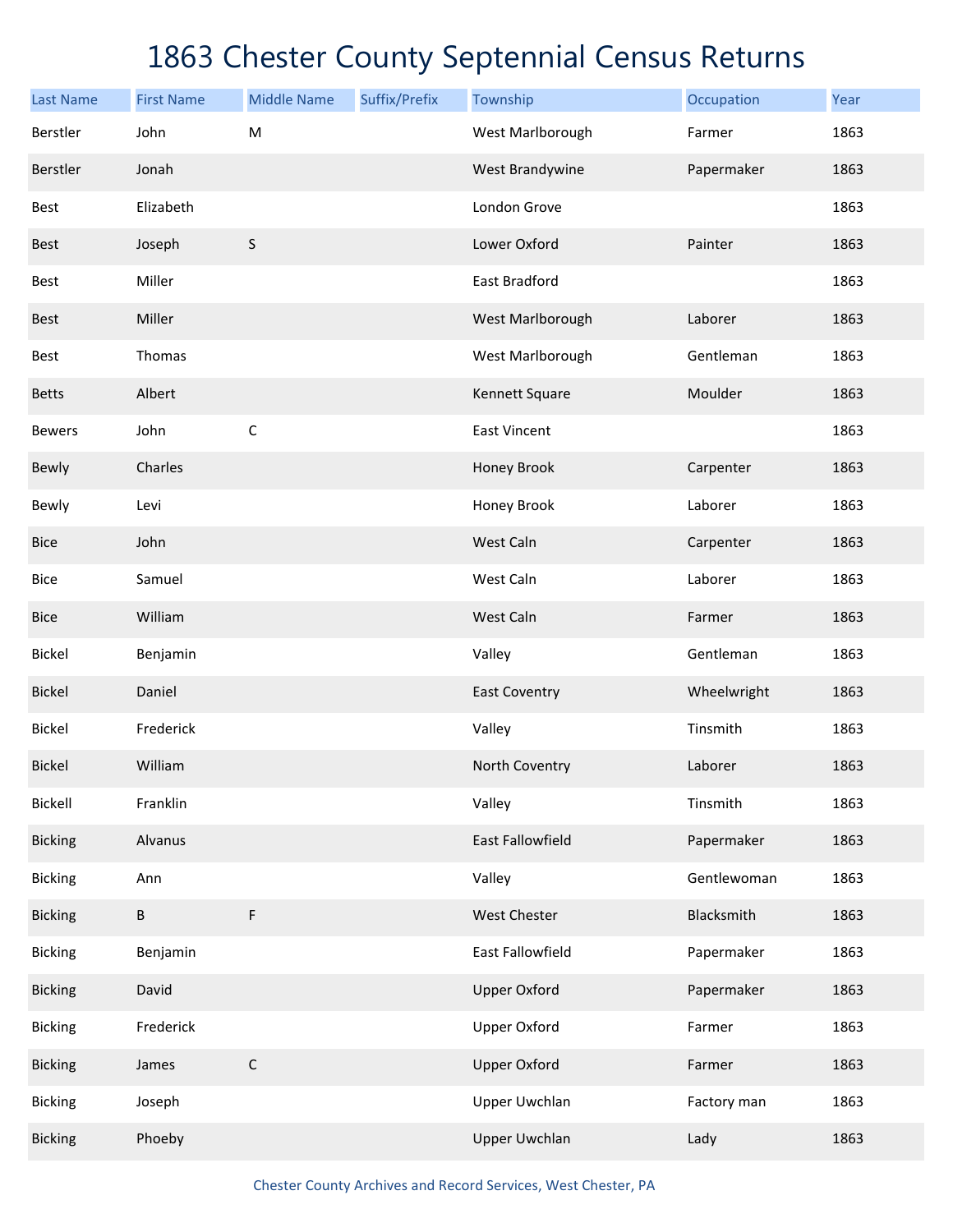# 1863 Chester County Septennial Census Returns

| Last Name | First Name | Middle Name | Suffix/Prefix | Township | Occupation | Year |
|---|---|---|---|---|---|---|
| Berstler | John | M | | West Marlborough | Farmer | 1863 |
| Berstler | Jonah | | | West Brandywine | Papermaker | 1863 |
| Best | Elizabeth | | | London Grove | | 1863 |
| Best | Joseph | S | | Lower Oxford | Painter | 1863 |
| Best | Miller | | | East Bradford | | 1863 |
| Best | Miller | | | West Marlborough | Laborer | 1863 |
| Best | Thomas | | | West Marlborough | Gentleman | 1863 |
| Betts | Albert | | | Kennett Square | Moulder | 1863 |
| Bewers | John | C | | East Vincent | | 1863 |
| Bewly | Charles | | | Honey Brook | Carpenter | 1863 |
| Bewly | Levi | | | Honey Brook | Laborer | 1863 |
| Bice | John | | | West Caln | Carpenter | 1863 |
| Bice | Samuel | | | West Caln | Laborer | 1863 |
| Bice | William | | | West Caln | Farmer | 1863 |
| Bickel | Benjamin | | | Valley | Gentleman | 1863 |
| Bickel | Daniel | | | East Coventry | Wheelwright | 1863 |
| Bickel | Frederick | | | Valley | Tinsmith | 1863 |
| Bickel | William | | | North Coventry | Laborer | 1863 |
| Bickell | Franklin | | | Valley | Tinsmith | 1863 |
| Bicking | Alvanus | | | East Fallowfield | Papermaker | 1863 |
| Bicking | Ann | | | Valley | Gentlewoman | 1863 |
| Bicking | B | F | | West Chester | Blacksmith | 1863 |
| Bicking | Benjamin | | | East Fallowfield | Papermaker | 1863 |
| Bicking | David | | | Upper Oxford | Papermaker | 1863 |
| Bicking | Frederick | | | Upper Oxford | Farmer | 1863 |
| Bicking | James | C | | Upper Oxford | Farmer | 1863 |
| Bicking | Joseph | | | Upper Uwchlan | Factory man | 1863 |
| Bicking | Phoeby | | | Upper Uwchlan | Lady | 1863 |

Chester County Archives and Record Services, West Chester, PA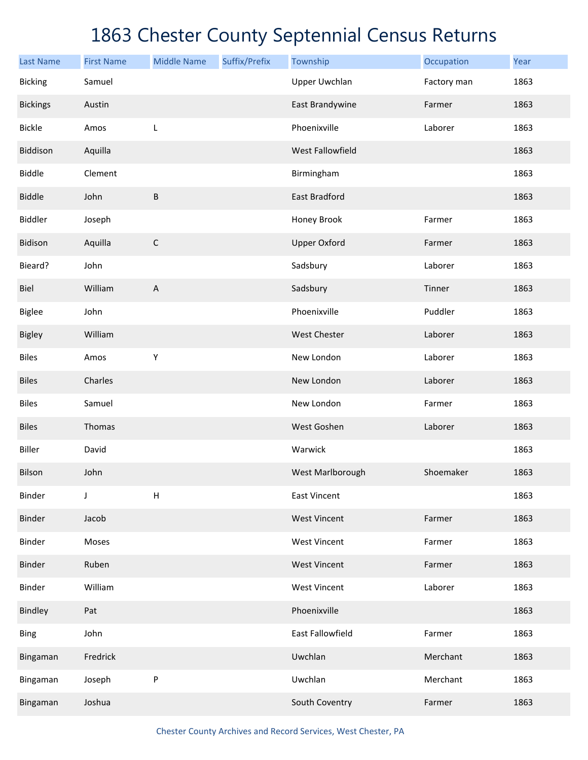# 1863 Chester County Septennial Census Returns

| Last Name | First Name | Middle Name | Suffix/Prefix | Township | Occupation | Year |
| --- | --- | --- | --- | --- | --- | --- |
| Bicking | Samuel | | | Upper Uwchlan | Factory man | 1863 |
| Bickings | Austin | | | East Brandywine | Farmer | 1863 |
| Bickle | Amos | L | | Phoenixville | Laborer | 1863 |
| Biddison | Aquilla | | | West Fallowfield | | 1863 |
| Biddle | Clement | | | Birmingham | | 1863 |
| Biddle | John | B | | East Bradford | | 1863 |
| Biddler | Joseph | | | Honey Brook | Farmer | 1863 |
| Bidison | Aquilla | C | | Upper Oxford | Farmer | 1863 |
| Bieard? | John | | | Sadsbury | Laborer | 1863 |
| Biel | William | A | | Sadsbury | Tinner | 1863 |
| Biglee | John | | | Phoenixville | Puddler | 1863 |
| Bigley | William | | | West Chester | Laborer | 1863 |
| Biles | Amos | Y | | New London | Laborer | 1863 |
| Biles | Charles | | | New London | Laborer | 1863 |
| Biles | Samuel | | | New London | Farmer | 1863 |
| Biles | Thomas | | | West Goshen | Laborer | 1863 |
| Biller | David | | | Warwick | | 1863 |
| Bilson | John | | | West Marlborough | Shoemaker | 1863 |
| Binder | J | H | | East Vincent | | 1863 |
| Binder | Jacob | | | West Vincent | Farmer | 1863 |
| Binder | Moses | | | West Vincent | Farmer | 1863 |
| Binder | Ruben | | | West Vincent | Farmer | 1863 |
| Binder | William | | | West Vincent | Laborer | 1863 |
| Bindley | Pat | | | Phoenixville | | 1863 |
| Bing | John | | | East Fallowfield | Farmer | 1863 |
| Bingaman | Fredrick | | | Uwchlan | Merchant | 1863 |
| Bingaman | Joseph | P | | Uwchlan | Merchant | 1863 |
| Bingaman | Joshua | | | South Coventry | Farmer | 1863 |

Chester County Archives and Record Services, West Chester, PA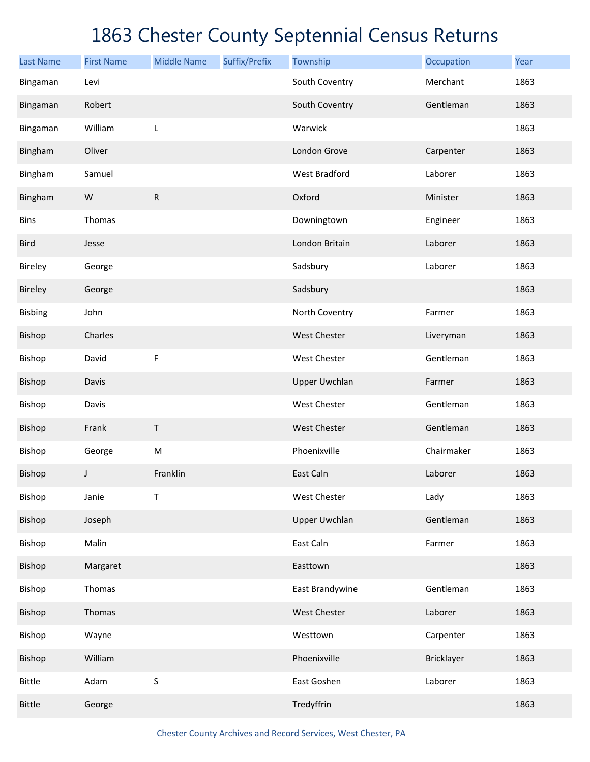# 1863 Chester County Septennial Census Returns

| Last Name | First Name | Middle Name | Suffix/Prefix | Township | Occupation | Year |
|---|---|---|---|---|---|---|
| Bingaman | Levi | | | South Coventry | Merchant | 1863 |
| Bingaman | Robert | | | South Coventry | Gentleman | 1863 |
| Bingaman | William | L | | Warwick | | 1863 |
| Bingham | Oliver | | | London Grove | Carpenter | 1863 |
| Bingham | Samuel | | | West Bradford | Laborer | 1863 |
| Bingham | W | R | | Oxford | Minister | 1863 |
| Bins | Thomas | | | Downingtown | Engineer | 1863 |
| Bird | Jesse | | | London Britain | Laborer | 1863 |
| Bireley | George | | | Sadsbury | Laborer | 1863 |
| Bireley | George | | | Sadsbury | | 1863 |
| Bisbing | John | | | North Coventry | Farmer | 1863 |
| Bishop | Charles | | | West Chester | Liveryman | 1863 |
| Bishop | David | F | | West Chester | Gentleman | 1863 |
| Bishop | Davis | | | Upper Uwchlan | Farmer | 1863 |
| Bishop | Davis | | | West Chester | Gentleman | 1863 |
| Bishop | Frank | T | | West Chester | Gentleman | 1863 |
| Bishop | George | M | | Phoenixville | Chairmaker | 1863 |
| Bishop | J | Franklin | | East Caln | Laborer | 1863 |
| Bishop | Janie | T | | West Chester | Lady | 1863 |
| Bishop | Joseph | | | Upper Uwchlan | Gentleman | 1863 |
| Bishop | Malin | | | East Caln | Farmer | 1863 |
| Bishop | Margaret | | | Easttown | | 1863 |
| Bishop | Thomas | | | East Brandywine | Gentleman | 1863 |
| Bishop | Thomas | | | West Chester | Laborer | 1863 |
| Bishop | Wayne | | | Westtown | Carpenter | 1863 |
| Bishop | William | | | Phoenixville | Bricklayer | 1863 |
| Bittle | Adam | S | | East Goshen | Laborer | 1863 |
| Bittle | George | | | Tredyffrin | | 1863 |

Chester County Archives and Record Services, West Chester, PA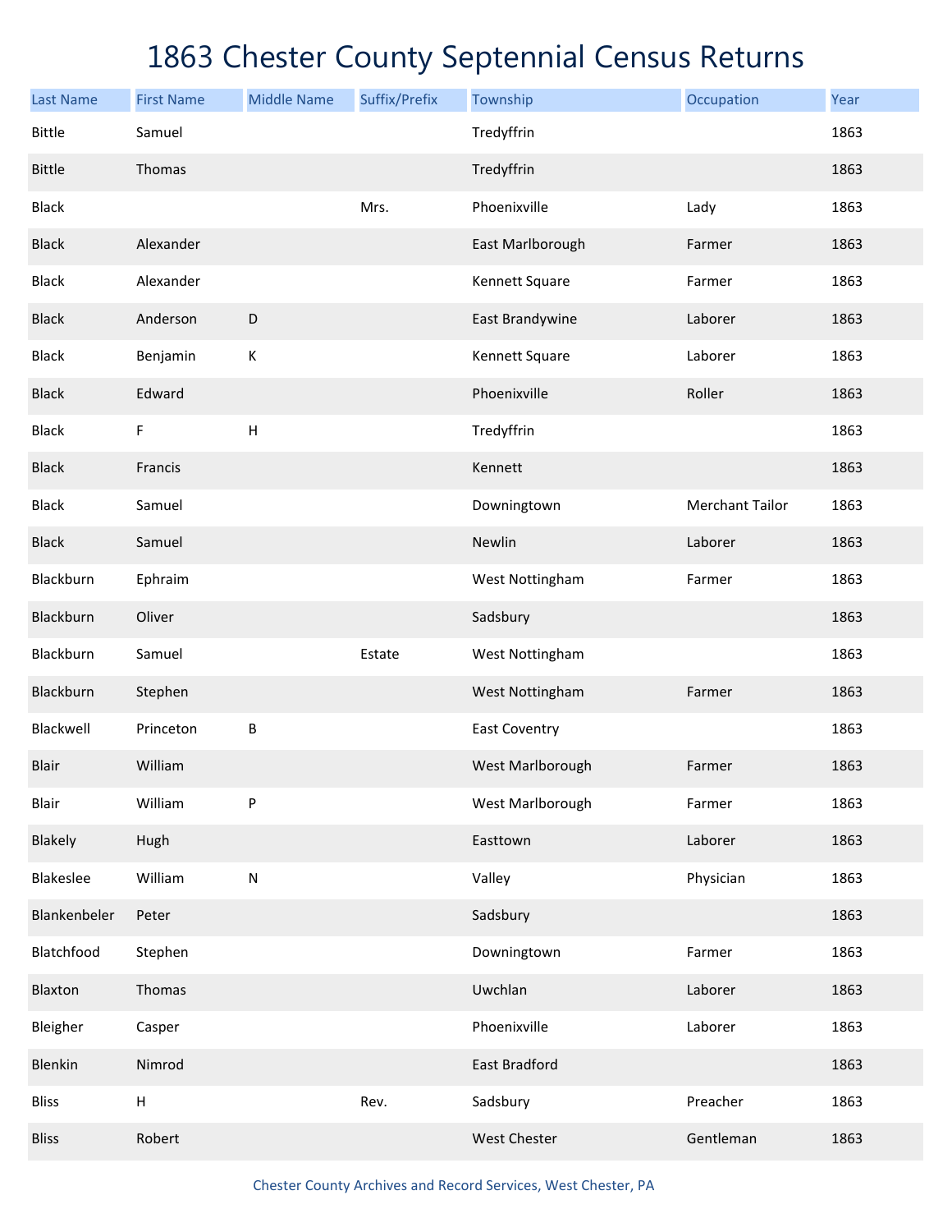# 1863 Chester County Septennial Census Returns

| Last Name | First Name | Middle Name | Suffix/Prefix | Township | Occupation | Year |
|---|---|---|---|---|---|---|
| Bittle | Samuel | | | Tredyffrin | | 1863 |
| Bittle | Thomas | | | Tredyffrin | | 1863 |
| Black | | | Mrs. | Phoenixville | Lady | 1863 |
| Black | Alexander | | | East Marlborough | Farmer | 1863 |
| Black | Alexander | | | Kennett Square | Farmer | 1863 |
| Black | Anderson | D | | East Brandywine | Laborer | 1863 |
| Black | Benjamin | K | | Kennett Square | Laborer | 1863 |
| Black | Edward | | | Phoenixville | Roller | 1863 |
| Black | F | H | | Tredyffrin | | 1863 |
| Black | Francis | | | Kennett | | 1863 |
| Black | Samuel | | | Downingtown | Merchant Tailor | 1863 |
| Black | Samuel | | | Newlin | Laborer | 1863 |
| Blackburn | Ephraim | | | West Nottingham | Farmer | 1863 |
| Blackburn | Oliver | | | Sadsbury | | 1863 |
| Blackburn | Samuel | | Estate | West Nottingham | | 1863 |
| Blackburn | Stephen | | | West Nottingham | Farmer | 1863 |
| Blackwell | Princeton | B | | East Coventry | | 1863 |
| Blair | William | | | West Marlborough | Farmer | 1863 |
| Blair | William | P | | West Marlborough | Farmer | 1863 |
| Blakely | Hugh | | | Easttown | Laborer | 1863 |
| Blakeslee | William | N | | Valley | Physician | 1863 |
| Blankenbeler | Peter | | | Sadsbury | | 1863 |
| Blatchfood | Stephen | | | Downingtown | Farmer | 1863 |
| Blaxton | Thomas | | | Uwchlan | Laborer | 1863 |
| Bleigher | Casper | | | Phoenixville | Laborer | 1863 |
| Blenkin | Nimrod | | | East Bradford | | 1863 |
| Bliss | H | | Rev. | Sadsbury | Preacher | 1863 |
| Bliss | Robert | | | West Chester | Gentleman | 1863 |

Chester County Archives and Record Services, West Chester, PA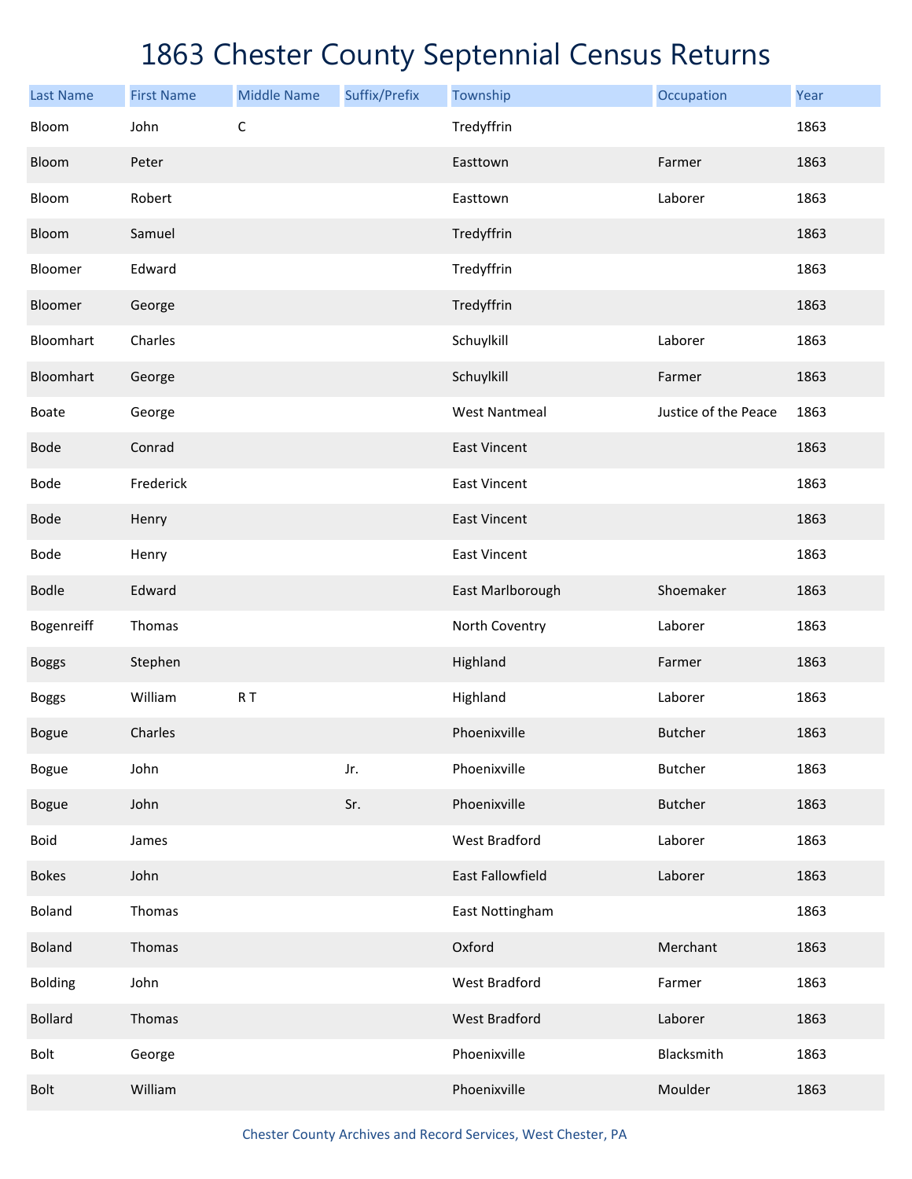# 1863 Chester County Septennial Census Returns

| Last Name | First Name | Middle Name | Suffix/Prefix | Township | Occupation | Year |
|---|---|---|---|---|---|---|
| Bloom | John | C | | Tredyffrin | | 1863 |
| Bloom | Peter | | | Easttown | Farmer | 1863 |
| Bloom | Robert | | | Easttown | Laborer | 1863 |
| Bloom | Samuel | | | Tredyffrin | | 1863 |
| Bloomer | Edward | | | Tredyffrin | | 1863 |
| Bloomer | George | | | Tredyffrin | | 1863 |
| Bloomhart | Charles | | | Schuylkill | Laborer | 1863 |
| Bloomhart | George | | | Schuylkill | Farmer | 1863 |
| Boate | George | | | West Nantmeal | Justice of the Peace | 1863 |
| Bode | Conrad | | | East Vincent | | 1863 |
| Bode | Frederick | | | East Vincent | | 1863 |
| Bode | Henry | | | East Vincent | | 1863 |
| Bode | Henry | | | East Vincent | | 1863 |
| Bodle | Edward | | | East Marlborough | Shoemaker | 1863 |
| Bogenreiff | Thomas | | | North Coventry | Laborer | 1863 |
| Boggs | Stephen | | | Highland | Farmer | 1863 |
| Boggs | William | R T | | Highland | Laborer | 1863 |
| Bogue | Charles | | | Phoenixville | Butcher | 1863 |
| Bogue | John | | Jr. | Phoenixville | Butcher | 1863 |
| Bogue | John | | Sr. | Phoenixville | Butcher | 1863 |
| Boid | James | | | West Bradford | Laborer | 1863 |
| Bokes | John | | | East Fallowfield | Laborer | 1863 |
| Boland | Thomas | | | East Nottingham | | 1863 |
| Boland | Thomas | | | Oxford | Merchant | 1863 |
| Bolding | John | | | West Bradford | Farmer | 1863 |
| Bollard | Thomas | | | West Bradford | Laborer | 1863 |
| Bolt | George | | | Phoenixville | Blacksmith | 1863 |
| Bolt | William | | | Phoenixville | Moulder | 1863 |

Chester County Archives and Record Services, West Chester, PA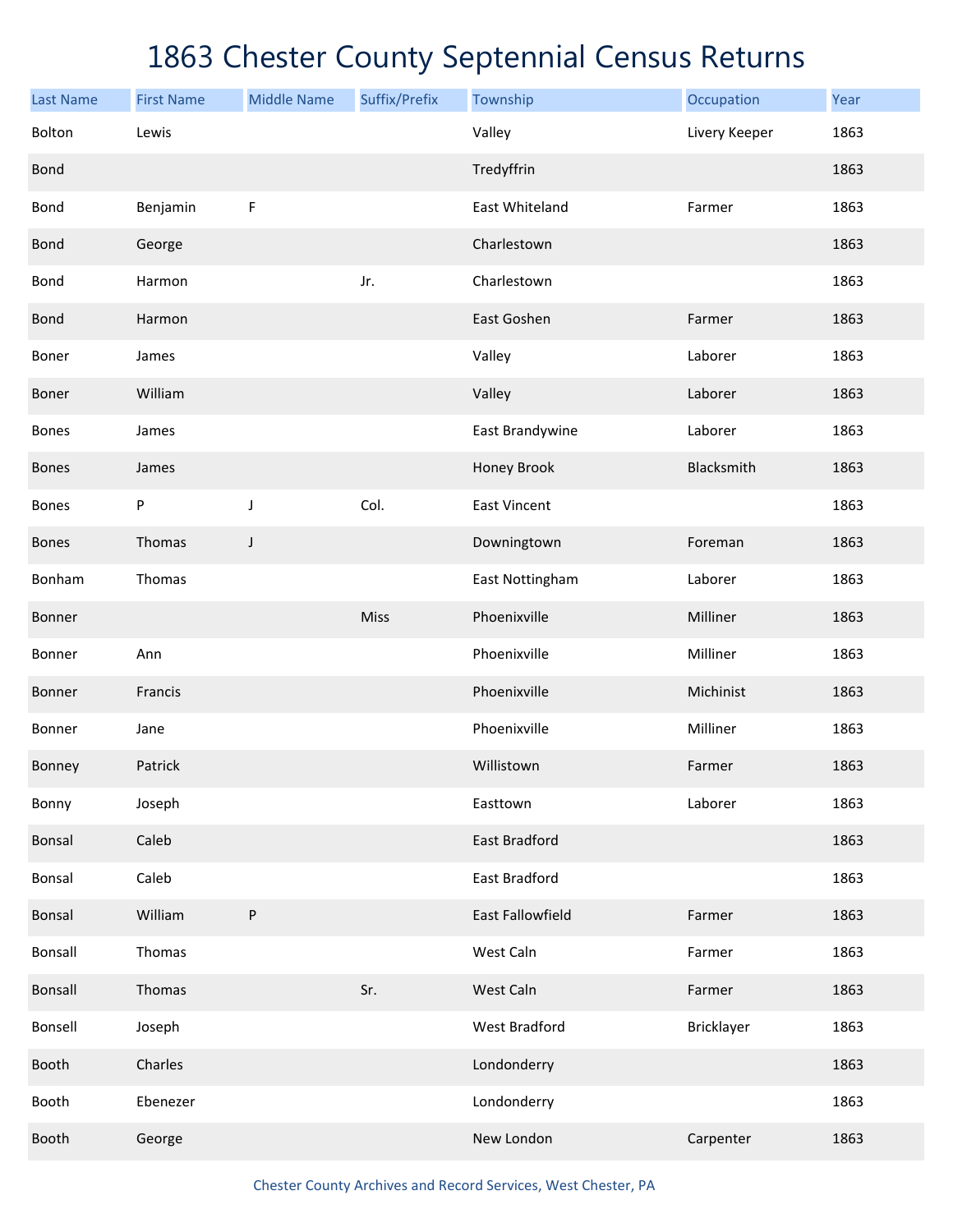# 1863 Chester County Septennial Census Returns

| Last Name | First Name | Middle Name | Suffix/Prefix | Township | Occupation | Year |
|---|---|---|---|---|---|---|
| Bolton | Lewis | | | Valley | Livery Keeper | 1863 |
| Bond | | | | Tredyffrin | | 1863 |
| Bond | Benjamin | F | | East Whiteland | Farmer | 1863 |
| Bond | George | | | Charlestown | | 1863 |
| Bond | Harmon | | Jr. | Charlestown | | 1863 |
| Bond | Harmon | | | East Goshen | Farmer | 1863 |
| Boner | James | | | Valley | Laborer | 1863 |
| Boner | William | | | Valley | Laborer | 1863 |
| Bones | James | | | East Brandywine | Laborer | 1863 |
| Bones | James | | | Honey Brook | Blacksmith | 1863 |
| Bones | P | J | Col. | East Vincent | | 1863 |
| Bones | Thomas | J | | Downingtown | Foreman | 1863 |
| Bonham | Thomas | | | East Nottingham | Laborer | 1863 |
| Bonner | | | Miss | Phoenixville | Milliner | 1863 |
| Bonner | Ann | | | Phoenixville | Milliner | 1863 |
| Bonner | Francis | | | Phoenixville | Michinist | 1863 |
| Bonner | Jane | | | Phoenixville | Milliner | 1863 |
| Bonney | Patrick | | | Willistown | Farmer | 1863 |
| Bonny | Joseph | | | Easttown | Laborer | 1863 |
| Bonsal | Caleb | | | East Bradford | | 1863 |
| Bonsal | Caleb | | | East Bradford | | 1863 |
| Bonsal | William | P | | East Fallowfield | Farmer | 1863 |
| Bonsall | Thomas | | | West Caln | Farmer | 1863 |
| Bonsall | Thomas | | Sr. | West Caln | Farmer | 1863 |
| Bonsell | Joseph | | | West Bradford | Bricklayer | 1863 |
| Booth | Charles | | | Londonderry | | 1863 |
| Booth | Ebenezer | | | Londonderry | | 1863 |
| Booth | George | | | New London | Carpenter | 1863 |

Chester County Archives and Record Services, West Chester, PA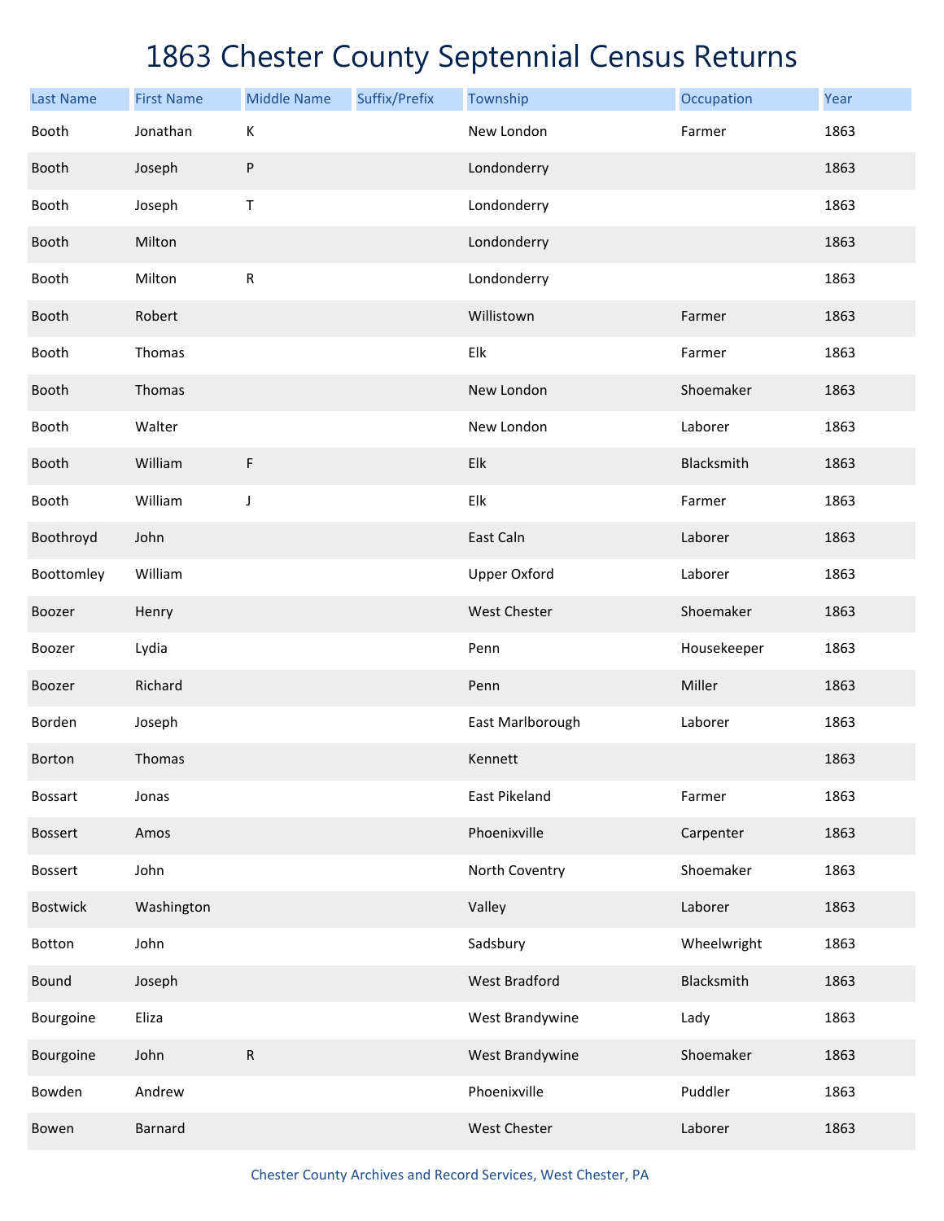# 1863 Chester County Septennial Census Returns

| Last Name | First Name | Middle Name | Suffix/Prefix | Township | Occupation | Year |
|---|---|---|---|---|---|---|
| Booth | Jonathan | K | | New London | Farmer | 1863 |
| Booth | Joseph | P | | Londonderry | | 1863 |
| Booth | Joseph | T | | Londonderry | | 1863 |
| Booth | Milton | | | Londonderry | | 1863 |
| Booth | Milton | R | | Londonderry | | 1863 |
| Booth | Robert | | | Willistown | Farmer | 1863 |
| Booth | Thomas | | | Elk | Farmer | 1863 |
| Booth | Thomas | | | New London | Shoemaker | 1863 |
| Booth | Walter | | | New London | Laborer | 1863 |
| Booth | William | F | | Elk | Blacksmith | 1863 |
| Booth | William | J | | Elk | Farmer | 1863 |
| Boothroyd | John | | | East Caln | Laborer | 1863 |
| Boottomley | William | | | Upper Oxford | Laborer | 1863 |
| Boozer | Henry | | | West Chester | Shoemaker | 1863 |
| Boozer | Lydia | | | Penn | Housekeeper | 1863 |
| Boozer | Richard | | | Penn | Miller | 1863 |
| Borden | Joseph | | | East Marlborough | Laborer | 1863 |
| Borton | Thomas | | | Kennett | | 1863 |
| Bossart | Jonas | | | East Pikeland | Farmer | 1863 |
| Bossert | Amos | | | Phoenixville | Carpenter | 1863 |
| Bossert | John | | | North Coventry | Shoemaker | 1863 |
| Bostwick | Washington | | | Valley | Laborer | 1863 |
| Botton | John | | | Sadsbury | Wheelwright | 1863 |
| Bound | Joseph | | | West Bradford | Blacksmith | 1863 |
| Bourgoine | Eliza | | | West Brandywine | Lady | 1863 |
| Bourgoine | John | R | | West Brandywine | Shoemaker | 1863 |
| Bowden | Andrew | | | Phoenixville | Puddler | 1863 |
| Bowen | Barnard | | | West Chester | Laborer | 1863 |

Chester County Archives and Record Services, West Chester, PA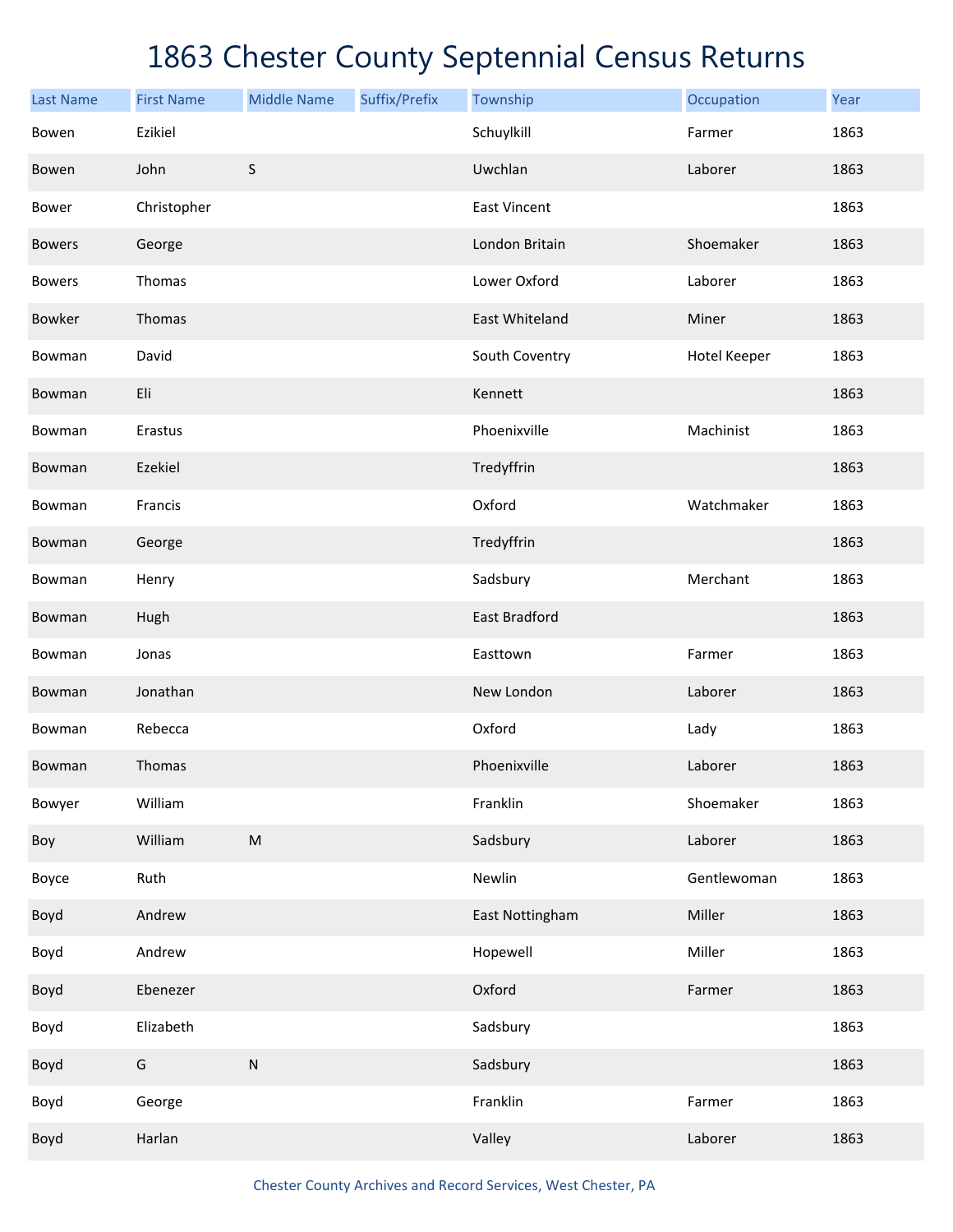# 1863 Chester County Septennial Census Returns

| Last Name | First Name | Middle Name | Suffix/Prefix | Township | Occupation | Year |
|---|---|---|---|---|---|---|
| Bowen | Ezikiel | | | Schuylkill | Farmer | 1863 |
| Bowen | John | S | | Uwchlan | Laborer | 1863 |
| Bower | Christopher | | | East Vincent | | 1863 |
| Bowers | George | | | London Britain | Shoemaker | 1863 |
| Bowers | Thomas | | | Lower Oxford | Laborer | 1863 |
| Bowker | Thomas | | | East Whiteland | Miner | 1863 |
| Bowman | David | | | South Coventry | Hotel Keeper | 1863 |
| Bowman | Eli | | | Kennett | | 1863 |
| Bowman | Erastus | | | Phoenixville | Machinist | 1863 |
| Bowman | Ezekiel | | | Tredyffrin | | 1863 |
| Bowman | Francis | | | Oxford | Watchmaker | 1863 |
| Bowman | George | | | Tredyffrin | | 1863 |
| Bowman | Henry | | | Sadsbury | Merchant | 1863 |
| Bowman | Hugh | | | East Bradford | | 1863 |
| Bowman | Jonas | | | Easttown | Farmer | 1863 |
| Bowman | Jonathan | | | New London | Laborer | 1863 |
| Bowman | Rebecca | | | Oxford | Lady | 1863 |
| Bowman | Thomas | | | Phoenixville | Laborer | 1863 |
| Bowyer | William | | | Franklin | Shoemaker | 1863 |
| Boy | William | M | | Sadsbury | Laborer | 1863 |
| Boyce | Ruth | | | Newlin | Gentlewoman | 1863 |
| Boyd | Andrew | | | East Nottingham | Miller | 1863 |
| Boyd | Andrew | | | Hopewell | Miller | 1863 |
| Boyd | Ebenezer | | | Oxford | Farmer | 1863 |
| Boyd | Elizabeth | | | Sadsbury | | 1863 |
| Boyd | G | N | | Sadsbury | | 1863 |
| Boyd | George | | | Franklin | Farmer | 1863 |
| Boyd | Harlan | | | Valley | Laborer | 1863 |

Chester County Archives and Record Services, West Chester, PA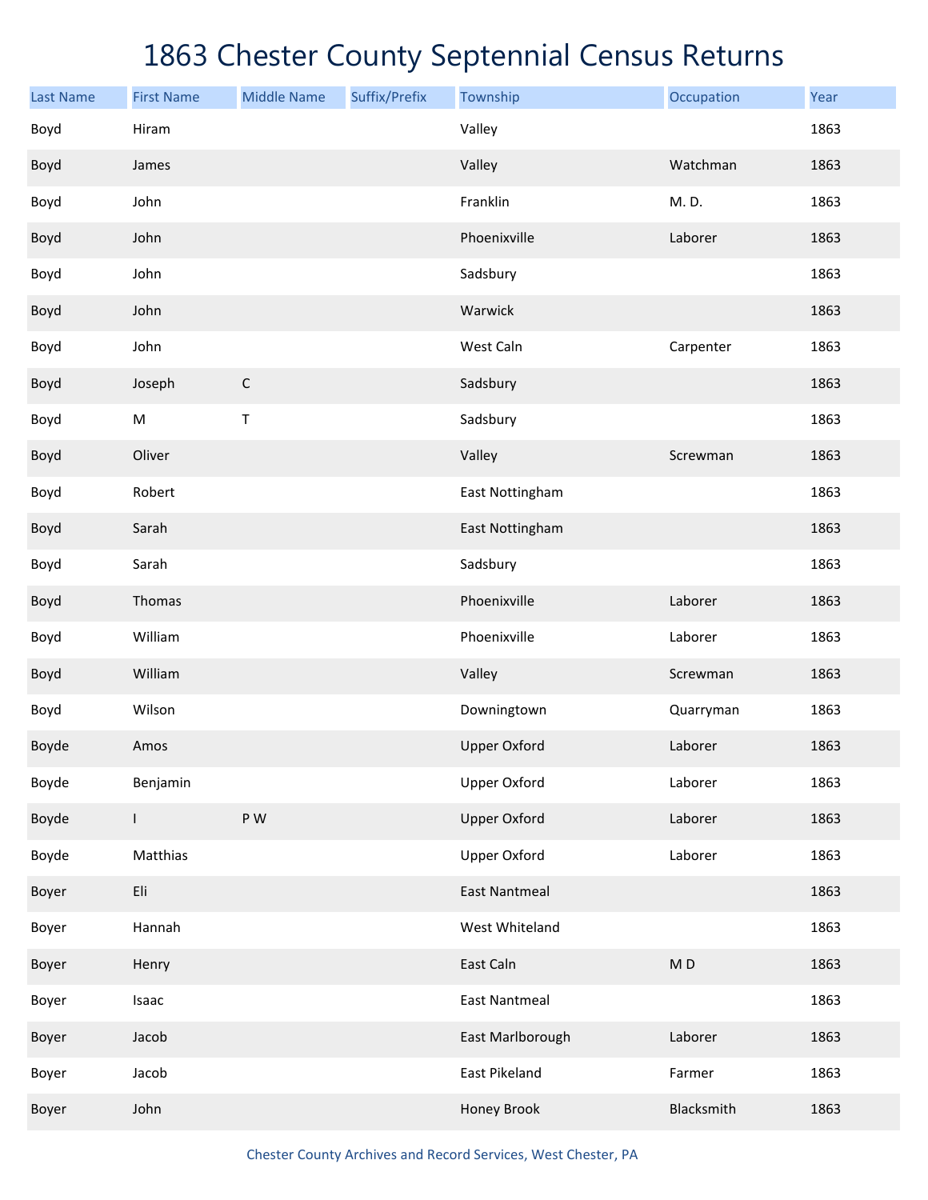# 1863 Chester County Septennial Census Returns

| Last Name | First Name | Middle Name | Suffix/Prefix | Township | Occupation | Year |
|---|---|---|---|---|---|---|
| Boyd | Hiram | | | Valley | | 1863 |
| Boyd | James | | | Valley | Watchman | 1863 |
| Boyd | John | | | Franklin | M. D. | 1863 |
| Boyd | John | | | Phoenixville | Laborer | 1863 |
| Boyd | John | | | Sadsbury | | 1863 |
| Boyd | John | | | Warwick | | 1863 |
| Boyd | John | | | West Caln | Carpenter | 1863 |
| Boyd | Joseph | C | | Sadsbury | | 1863 |
| Boyd | M | T | | Sadsbury | | 1863 |
| Boyd | Oliver | | | Valley | Screwman | 1863 |
| Boyd | Robert | | | East Nottingham | | 1863 |
| Boyd | Sarah | | | East Nottingham | | 1863 |
| Boyd | Sarah | | | Sadsbury | | 1863 |
| Boyd | Thomas | | | Phoenixville | Laborer | 1863 |
| Boyd | William | | | Phoenixville | Laborer | 1863 |
| Boyd | William | | | Valley | Screwman | 1863 |
| Boyd | Wilson | | | Downingtown | Quarryman | 1863 |
| Boyde | Amos | | | Upper Oxford | Laborer | 1863 |
| Boyde | Benjamin | | | Upper Oxford | Laborer | 1863 |
| Boyde | I | P W | | Upper Oxford | Laborer | 1863 |
| Boyde | Matthias | | | Upper Oxford | Laborer | 1863 |
| Boyer | Eli | | | East Nantmeal | | 1863 |
| Boyer | Hannah | | | West Whiteland | | 1863 |
| Boyer | Henry | | | East Caln | M D | 1863 |
| Boyer | Isaac | | | East Nantmeal | | 1863 |
| Boyer | Jacob | | | East Marlborough | Laborer | 1863 |
| Boyer | Jacob | | | East Pikeland | Farmer | 1863 |
| Boyer | John | | | Honey Brook | Blacksmith | 1863 |

Chester County Archives and Record Services, West Chester, PA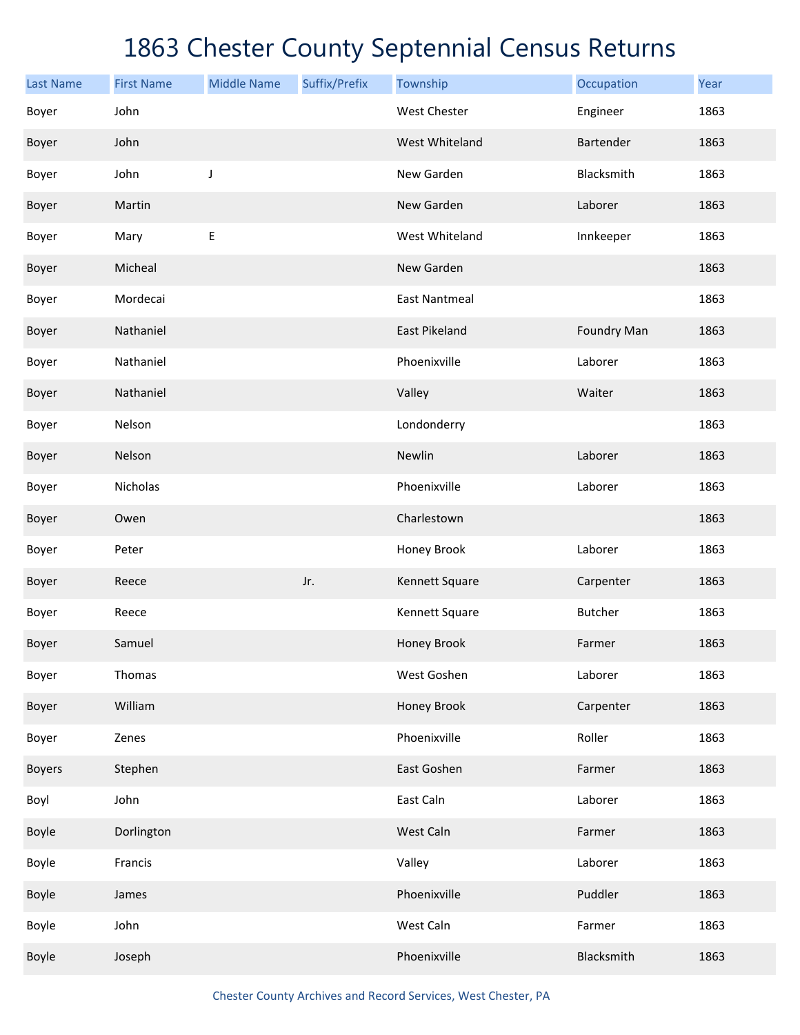# 1863 Chester County Septennial Census Returns

| Last Name | First Name | Middle Name | Suffix/Prefix | Township | Occupation | Year |
|---|---|---|---|---|---|---|
| Boyer | John | | | West Chester | Engineer | 1863 |
| Boyer | John | | | West Whiteland | Bartender | 1863 |
| Boyer | John | J | | New Garden | Blacksmith | 1863 |
| Boyer | Martin | | | New Garden | Laborer | 1863 |
| Boyer | Mary | E | | West Whiteland | Innkeeper | 1863 |
| Boyer | Micheal | | | New Garden | | 1863 |
| Boyer | Mordecai | | | East Nantmeal | | 1863 |
| Boyer | Nathaniel | | | East Pikeland | Foundry Man | 1863 |
| Boyer | Nathaniel | | | Phoenixville | Laborer | 1863 |
| Boyer | Nathaniel | | | Valley | Waiter | 1863 |
| Boyer | Nelson | | | Londonderry | | 1863 |
| Boyer | Nelson | | | Newlin | Laborer | 1863 |
| Boyer | Nicholas | | | Phoenixville | Laborer | 1863 |
| Boyer | Owen | | | Charlestown | | 1863 |
| Boyer | Peter | | | Honey Brook | Laborer | 1863 |
| Boyer | Reece | | Jr. | Kennett Square | Carpenter | 1863 |
| Boyer | Reece | | | Kennett Square | Butcher | 1863 |
| Boyer | Samuel | | | Honey Brook | Farmer | 1863 |
| Boyer | Thomas | | | West Goshen | Laborer | 1863 |
| Boyer | William | | | Honey Brook | Carpenter | 1863 |
| Boyer | Zenes | | | Phoenixville | Roller | 1863 |
| Boyers | Stephen | | | East Goshen | Farmer | 1863 |
| Boyl | John | | | East Caln | Laborer | 1863 |
| Boyle | Dorlington | | | West Caln | Farmer | 1863 |
| Boyle | Francis | | | Valley | Laborer | 1863 |
| Boyle | James | | | Phoenixville | Puddler | 1863 |
| Boyle | John | | | West Caln | Farmer | 1863 |
| Boyle | Joseph | | | Phoenixville | Blacksmith | 1863 |

Chester County Archives and Record Services, West Chester, PA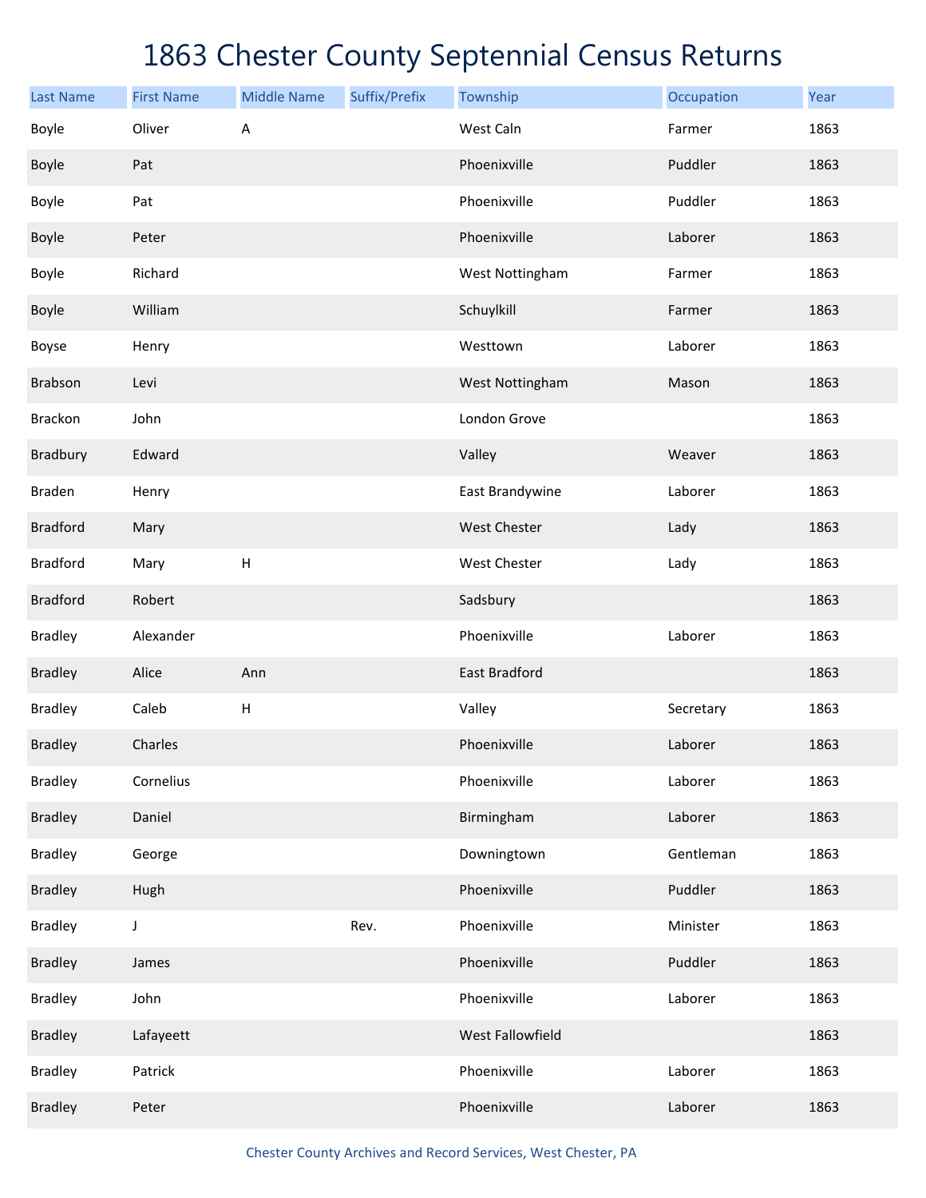# 1863 Chester County Septennial Census Returns

| Last Name | First Name | Middle Name | Suffix/Prefix | Township | Occupation | Year |
|---|---|---|---|---|---|---|
| Boyle | Oliver | A | | West Caln | Farmer | 1863 |
| Boyle | Pat | | | Phoenixville | Puddler | 1863 |
| Boyle | Pat | | | Phoenixville | Puddler | 1863 |
| Boyle | Peter | | | Phoenixville | Laborer | 1863 |
| Boyle | Richard | | | West Nottingham | Farmer | 1863 |
| Boyle | William | | | Schuylkill | Farmer | 1863 |
| Boyse | Henry | | | Westtown | Laborer | 1863 |
| Brabson | Levi | | | West Nottingham | Mason | 1863 |
| Brackon | John | | | London Grove | | 1863 |
| Bradbury | Edward | | | Valley | Weaver | 1863 |
| Braden | Henry | | | East Brandywine | Laborer | 1863 |
| Bradford | Mary | | | West Chester | Lady | 1863 |
| Bradford | Mary | H | | West Chester | Lady | 1863 |
| Bradford | Robert | | | Sadsbury | | 1863 |
| Bradley | Alexander | | | Phoenixville | Laborer | 1863 |
| Bradley | Alice | Ann | | East Bradford | | 1863 |
| Bradley | Caleb | H | | Valley | Secretary | 1863 |
| Bradley | Charles | | | Phoenixville | Laborer | 1863 |
| Bradley | Cornelius | | | Phoenixville | Laborer | 1863 |
| Bradley | Daniel | | | Birmingham | Laborer | 1863 |
| Bradley | George | | | Downingtown | Gentleman | 1863 |
| Bradley | Hugh | | | Phoenixville | Puddler | 1863 |
| Bradley | J | | Rev. | Phoenixville | Minister | 1863 |
| Bradley | James | | | Phoenixville | Puddler | 1863 |
| Bradley | John | | | Phoenixville | Laborer | 1863 |
| Bradley | Lafayeett | | | West Fallowfield | | 1863 |
| Bradley | Patrick | | | Phoenixville | Laborer | 1863 |
| Bradley | Peter | | | Phoenixville | Laborer | 1863 |

Chester County Archives and Record Services, West Chester, PA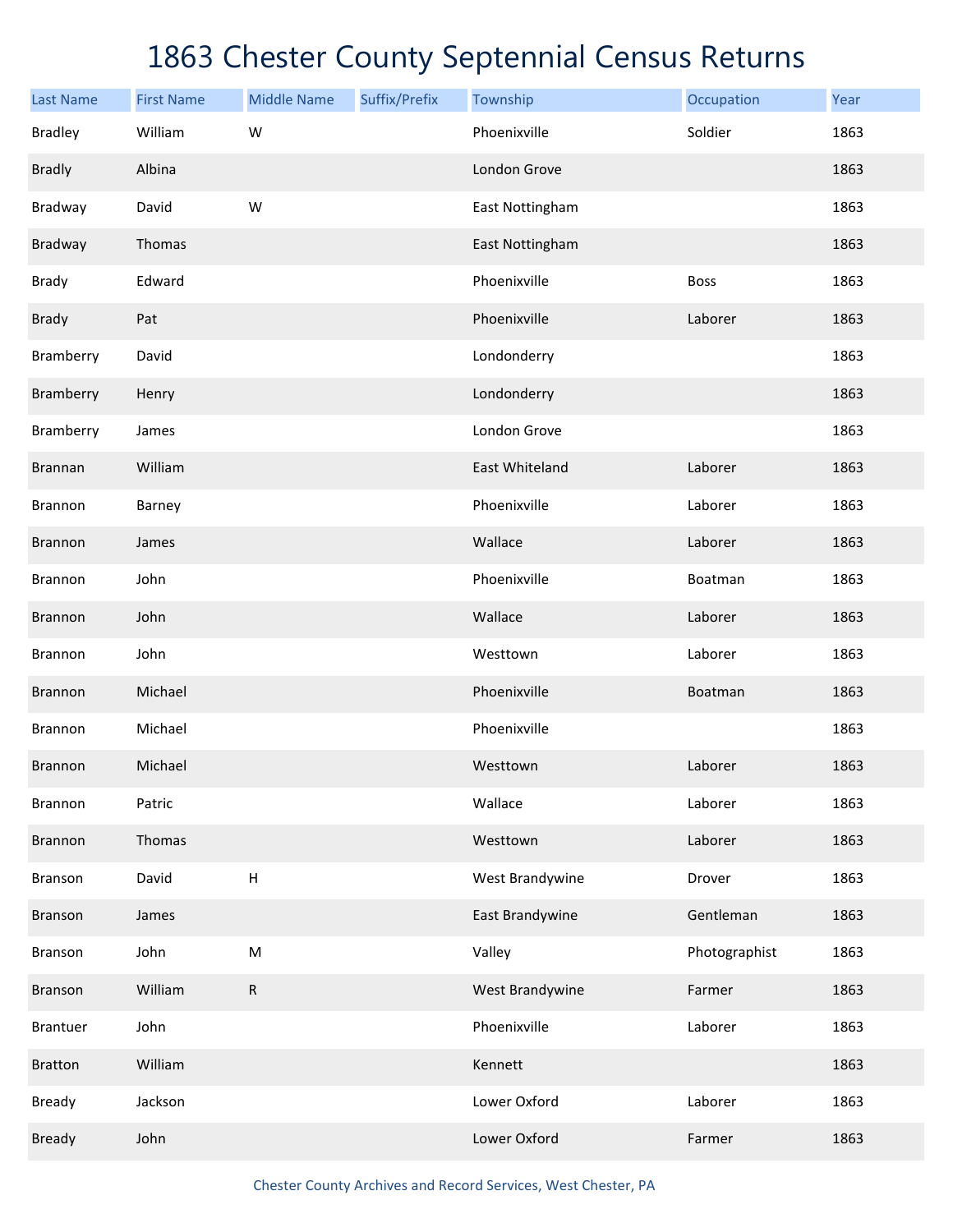# 1863 Chester County Septennial Census Returns

| Last Name | First Name | Middle Name | Suffix/Prefix | Township | Occupation | Year |
|---|---|---|---|---|---|---|
| Bradley | William | W | | Phoenixville | Soldier | 1863 |
| Bradly | Albina | | | London Grove | | 1863 |
| Bradway | David | W | | East Nottingham | | 1863 |
| Bradway | Thomas | | | East Nottingham | | 1863 |
| Brady | Edward | | | Phoenixville | Boss | 1863 |
| Brady | Pat | | | Phoenixville | Laborer | 1863 |
| Bramberry | David | | | Londonderry | | 1863 |
| Bramberry | Henry | | | Londonderry | | 1863 |
| Bramberry | James | | | London Grove | | 1863 |
| Brannan | William | | | East Whiteland | Laborer | 1863 |
| Brannon | Barney | | | Phoenixville | Laborer | 1863 |
| Brannon | James | | | Wallace | Laborer | 1863 |
| Brannon | John | | | Phoenixville | Boatman | 1863 |
| Brannon | John | | | Wallace | Laborer | 1863 |
| Brannon | John | | | Westtown | Laborer | 1863 |
| Brannon | Michael | | | Phoenixville | Boatman | 1863 |
| Brannon | Michael | | | Phoenixville | | 1863 |
| Brannon | Michael | | | Westtown | Laborer | 1863 |
| Brannon | Patric | | | Wallace | Laborer | 1863 |
| Brannon | Thomas | | | Westtown | Laborer | 1863 |
| Branson | David | H | | West Brandywine | Drover | 1863 |
| Branson | James | | | East Brandywine | Gentleman | 1863 |
| Branson | John | M | | Valley | Photographist | 1863 |
| Branson | William | R | | West Brandywine | Farmer | 1863 |
| Brantuer | John | | | Phoenixville | Laborer | 1863 |
| Bratton | William | | | Kennett | | 1863 |
| Bready | Jackson | | | Lower Oxford | Laborer | 1863 |
| Bready | John | | | Lower Oxford | Farmer | 1863 |

Chester County Archives and Record Services, West Chester, PA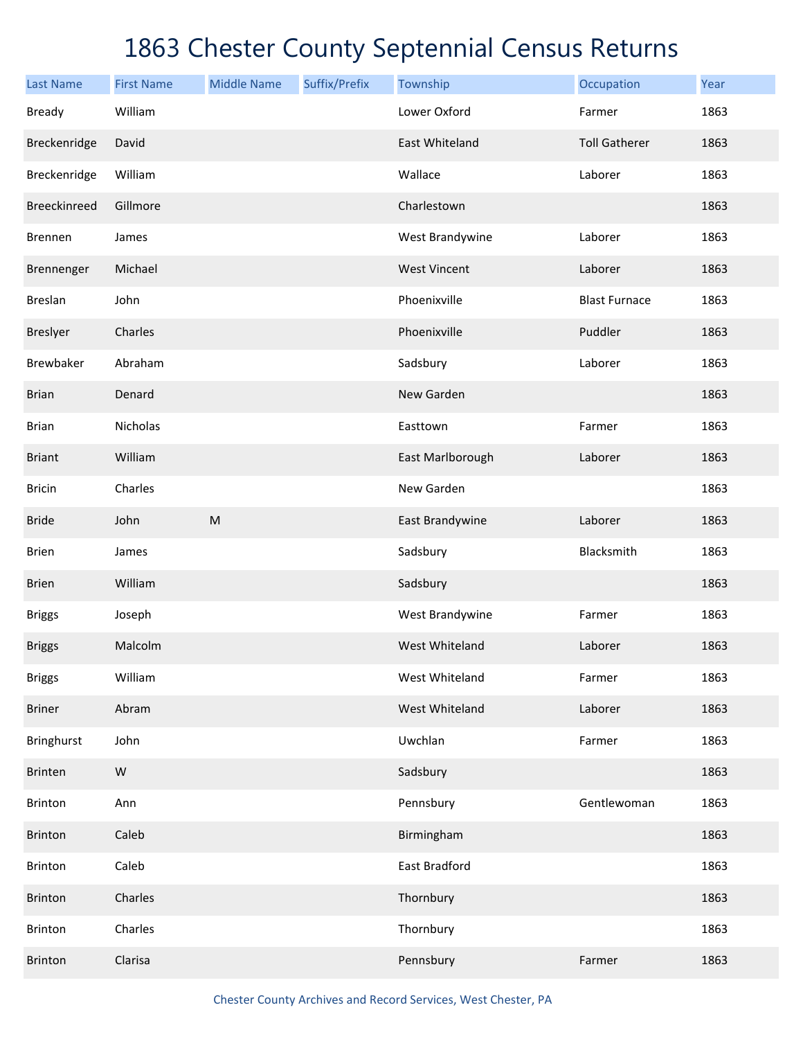# 1863 Chester County Septennial Census Returns

| Last Name | First Name | Middle Name | Suffix/Prefix | Township | Occupation | Year |
|---|---|---|---|---|---|---|
| Bready | William | | | Lower Oxford | Farmer | 1863 |
| Breckenridge | David | | | East Whiteland | Toll Gatherer | 1863 |
| Breckenridge | William | | | Wallace | Laborer | 1863 |
| Breeckinreed | Gillmore | | | Charlestown | | 1863 |
| Brennen | James | | | West Brandywine | Laborer | 1863 |
| Brennenger | Michael | | | West Vincent | Laborer | 1863 |
| Breslan | John | | | Phoenixville | Blast Furnace | 1863 |
| Breslyer | Charles | | | Phoenixville | Puddler | 1863 |
| Brewbaker | Abraham | | | Sadsbury | Laborer | 1863 |
| Brian | Denard | | | New Garden | | 1863 |
| Brian | Nicholas | | | Easttown | Farmer | 1863 |
| Briant | William | | | East Marlborough | Laborer | 1863 |
| Bricin | Charles | | | New Garden | | 1863 |
| Bride | John | M | | East Brandywine | Laborer | 1863 |
| Brien | James | | | Sadsbury | Blacksmith | 1863 |
| Brien | William | | | Sadsbury | | 1863 |
| Briggs | Joseph | | | West Brandywine | Farmer | 1863 |
| Briggs | Malcolm | | | West Whiteland | Laborer | 1863 |
| Briggs | William | | | West Whiteland | Farmer | 1863 |
| Briner | Abram | | | West Whiteland | Laborer | 1863 |
| Bringhurst | John | | | Uwchlan | Farmer | 1863 |
| Brinten | W | | | Sadsbury | | 1863 |
| Brinton | Ann | | | Pennsbury | Gentlewoman | 1863 |
| Brinton | Caleb | | | Birmingham | | 1863 |
| Brinton | Caleb | | | East Bradford | | 1863 |
| Brinton | Charles | | | Thornbury | | 1863 |
| Brinton | Charles | | | Thornbury | | 1863 |
| Brinton | Clarisa | | | Pennsbury | Farmer | 1863 |

Chester County Archives and Record Services, West Chester, PA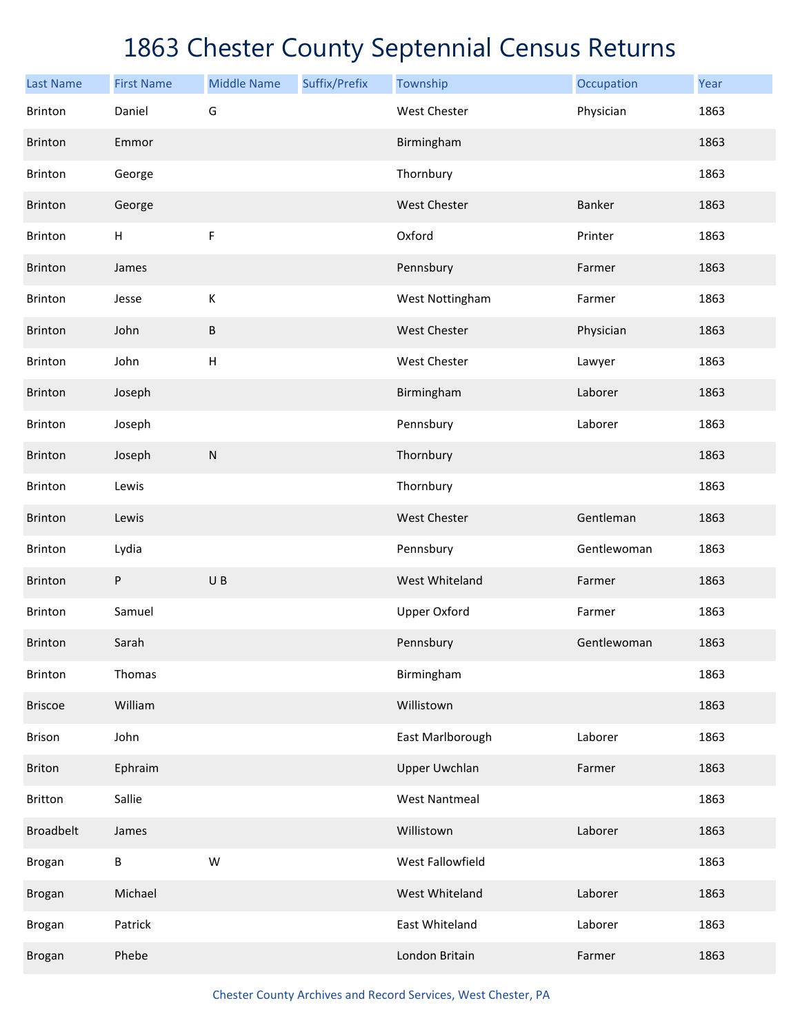# 1863 Chester County Septennial Census Returns

| Last Name | First Name | Middle Name | Suffix/Prefix | Township | Occupation | Year |
|---|---|---|---|---|---|---|
| Brinton | Daniel | G | | West Chester | Physician | 1863 |
| Brinton | Emmor | | | Birmingham | | 1863 |
| Brinton | George | | | Thornbury | | 1863 |
| Brinton | George | | | West Chester | Banker | 1863 |
| Brinton | H | F | | Oxford | Printer | 1863 |
| Brinton | James | | | Pennsbury | Farmer | 1863 |
| Brinton | Jesse | K | | West Nottingham | Farmer | 1863 |
| Brinton | John | B | | West Chester | Physician | 1863 |
| Brinton | John | H | | West Chester | Lawyer | 1863 |
| Brinton | Joseph | | | Birmingham | Laborer | 1863 |
| Brinton | Joseph | | | Pennsbury | Laborer | 1863 |
| Brinton | Joseph | N | | Thornbury | | 1863 |
| Brinton | Lewis | | | Thornbury | | 1863 |
| Brinton | Lewis | | | West Chester | Gentleman | 1863 |
| Brinton | Lydia | | | Pennsbury | Gentlewoman | 1863 |
| Brinton | P | U B | | West Whiteland | Farmer | 1863 |
| Brinton | Samuel | | | Upper Oxford | Farmer | 1863 |
| Brinton | Sarah | | | Pennsbury | Gentlewoman | 1863 |
| Brinton | Thomas | | | Birmingham | | 1863 |
| Briscoe | William | | | Willistown | | 1863 |
| Brison | John | | | East Marlborough | Laborer | 1863 |
| Briton | Ephraim | | | Upper Uwchlan | Farmer | 1863 |
| Britton | Sallie | | | West Nantmeal | | 1863 |
| Broadbelt | James | | | Willistown | Laborer | 1863 |
| Brogan | B | W | | West Fallowfield | | 1863 |
| Brogan | Michael | | | West Whiteland | Laborer | 1863 |
| Brogan | Patrick | | | East Whiteland | Laborer | 1863 |
| Brogan | Phebe | | | London Britain | Farmer | 1863 |

Chester County Archives and Record Services, West Chester, PA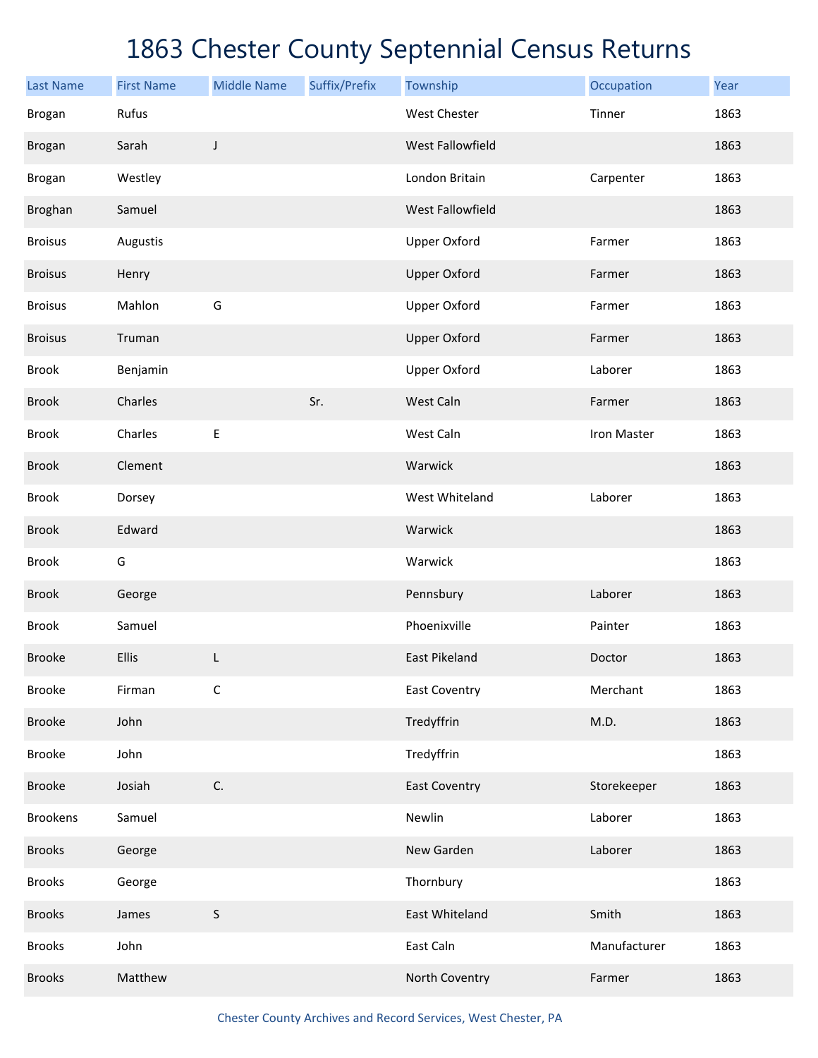# 1863 Chester County Septennial Census Returns

| Last Name | First Name | Middle Name | Suffix/Prefix | Township | Occupation | Year |
|---|---|---|---|---|---|---|
| Brogan | Rufus | | | West Chester | Tinner | 1863 |
| Brogan | Sarah | J | | West Fallowfield | | 1863 |
| Brogan | Westley | | | London Britain | Carpenter | 1863 |
| Broghan | Samuel | | | West Fallowfield | | 1863 |
| Broisus | Augustis | | | Upper Oxford | Farmer | 1863 |
| Broisus | Henry | | | Upper Oxford | Farmer | 1863 |
| Broisus | Mahlon | G | | Upper Oxford | Farmer | 1863 |
| Broisus | Truman | | | Upper Oxford | Farmer | 1863 |
| Brook | Benjamin | | | Upper Oxford | Laborer | 1863 |
| Brook | Charles | | Sr. | West Caln | Farmer | 1863 |
| Brook | Charles | E | | West Caln | Iron Master | 1863 |
| Brook | Clement | | | Warwick | | 1863 |
| Brook | Dorsey | | | West Whiteland | Laborer | 1863 |
| Brook | Edward | | | Warwick | | 1863 |
| Brook | G | | | Warwick | | 1863 |
| Brook | George | | | Pennsbury | Laborer | 1863 |
| Brook | Samuel | | | Phoenixville | Painter | 1863 |
| Brooke | Ellis | L | | East Pikeland | Doctor | 1863 |
| Brooke | Firman | C | | East Coventry | Merchant | 1863 |
| Brooke | John | | | Tredyffrin | M.D. | 1863 |
| Brooke | John | | | Tredyffrin | | 1863 |
| Brooke | Josiah | C. | | East Coventry | Storekeeper | 1863 |
| Brookens | Samuel | | | Newlin | Laborer | 1863 |
| Brooks | George | | | New Garden | Laborer | 1863 |
| Brooks | George | | | Thornbury | | 1863 |
| Brooks | James | S | | East Whiteland | Smith | 1863 |
| Brooks | John | | | East Caln | Manufacturer | 1863 |
| Brooks | Matthew | | | North Coventry | Farmer | 1863 |

Chester County Archives and Record Services, West Chester, PA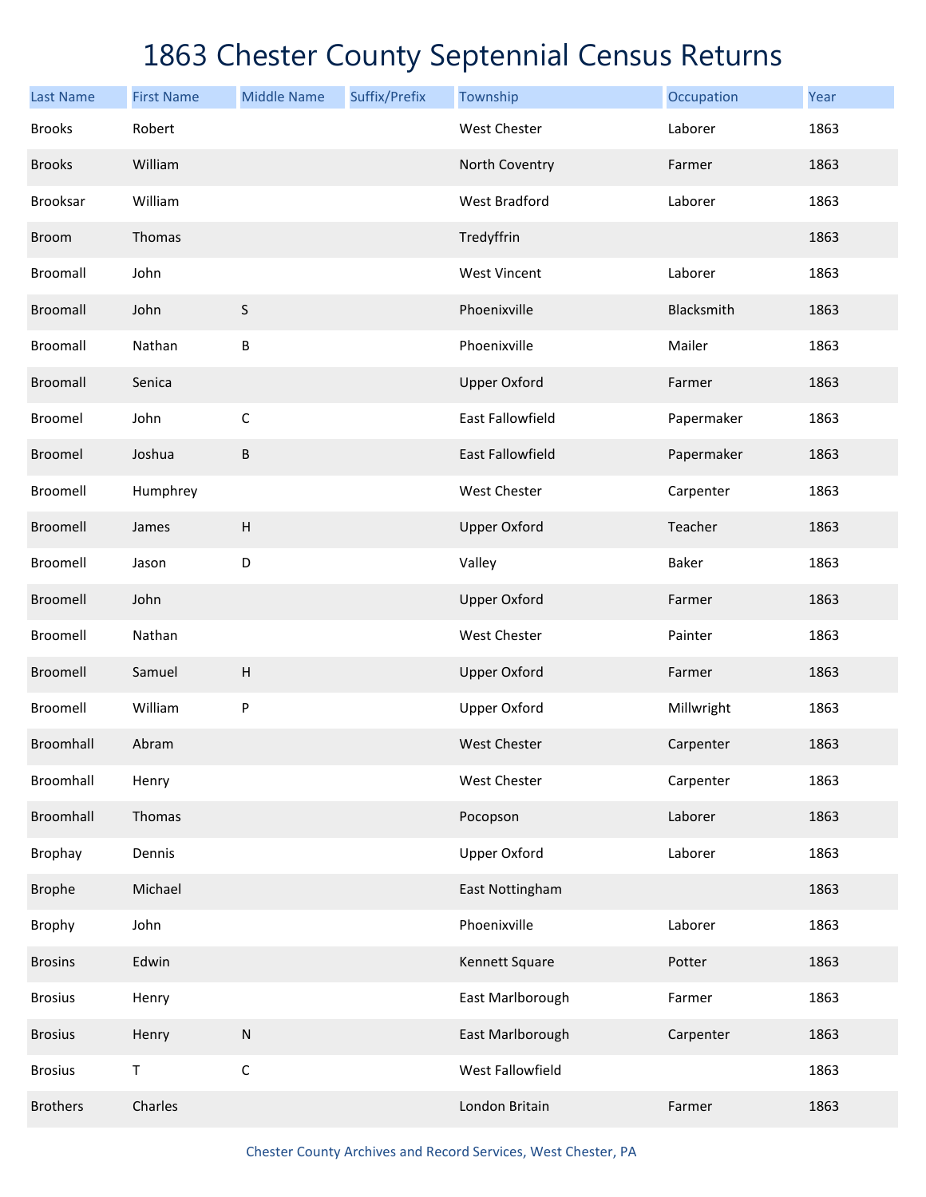# 1863 Chester County Septennial Census Returns

| Last Name | First Name | Middle Name | Suffix/Prefix | Township | Occupation | Year |
|---|---|---|---|---|---|---|
| Brooks | Robert | | | West Chester | Laborer | 1863 |
| Brooks | William | | | North Coventry | Farmer | 1863 |
| Brooksar | William | | | West Bradford | Laborer | 1863 |
| Broom | Thomas | | | Tredyffrin | | 1863 |
| Broomall | John | | | West Vincent | Laborer | 1863 |
| Broomall | John | S | | Phoenixville | Blacksmith | 1863 |
| Broomall | Nathan | B | | Phoenixville | Mailer | 1863 |
| Broomall | Senica | | | Upper Oxford | Farmer | 1863 |
| Broomel | John | C | | East Fallowfield | Papermaker | 1863 |
| Broomel | Joshua | B | | East Fallowfield | Papermaker | 1863 |
| Broomell | Humphrey | | | West Chester | Carpenter | 1863 |
| Broomell | James | H | | Upper Oxford | Teacher | 1863 |
| Broomell | Jason | D | | Valley | Baker | 1863 |
| Broomell | John | | | Upper Oxford | Farmer | 1863 |
| Broomell | Nathan | | | West Chester | Painter | 1863 |
| Broomell | Samuel | H | | Upper Oxford | Farmer | 1863 |
| Broomell | William | P | | Upper Oxford | Millwright | 1863 |
| Broomhall | Abram | | | West Chester | Carpenter | 1863 |
| Broomhall | Henry | | | West Chester | Carpenter | 1863 |
| Broomhall | Thomas | | | Pocopson | Laborer | 1863 |
| Brophay | Dennis | | | Upper Oxford | Laborer | 1863 |
| Brophe | Michael | | | East Nottingham | | 1863 |
| Brophy | John | | | Phoenixville | Laborer | 1863 |
| Brosins | Edwin | | | Kennett Square | Potter | 1863 |
| Brosius | Henry | | | East Marlborough | Farmer | 1863 |
| Brosius | Henry | N | | East Marlborough | Carpenter | 1863 |
| Brosius | T | C | | West Fallowfield | | 1863 |
| Brothers | Charles | | | London Britain | Farmer | 1863 |

Chester County Archives and Record Services, West Chester, PA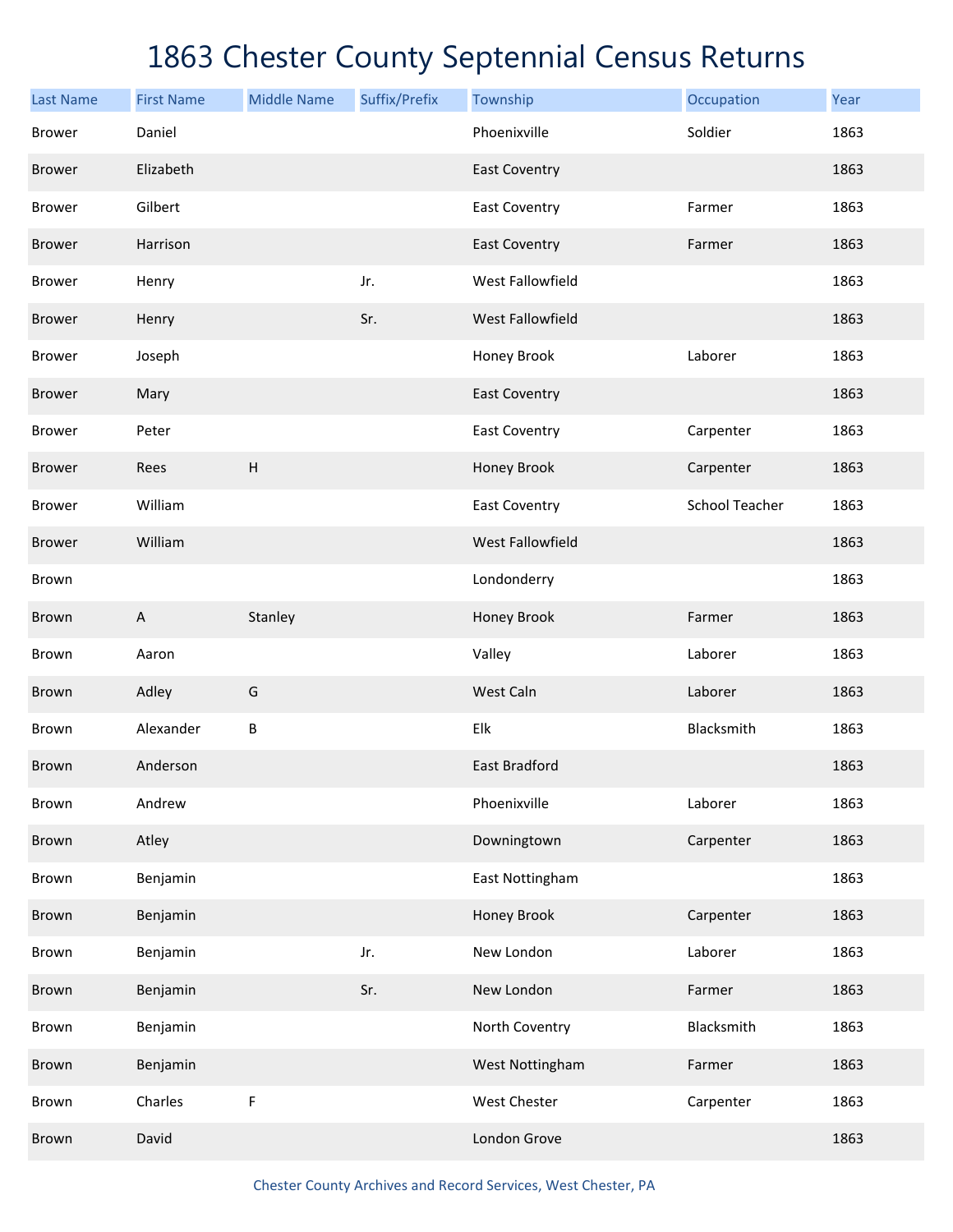# 1863 Chester County Septennial Census Returns

| Last Name | First Name | Middle Name | Suffix/Prefix | Township | Occupation | Year |
|---|---|---|---|---|---|---|
| Brower | Daniel | | | Phoenixville | Soldier | 1863 |
| Brower | Elizabeth | | | East Coventry | | 1863 |
| Brower | Gilbert | | | East Coventry | Farmer | 1863 |
| Brower | Harrison | | | East Coventry | Farmer | 1863 |
| Brower | Henry | | Jr. | West Fallowfield | | 1863 |
| Brower | Henry | | Sr. | West Fallowfield | | 1863 |
| Brower | Joseph | | | Honey Brook | Laborer | 1863 |
| Brower | Mary | | | East Coventry | | 1863 |
| Brower | Peter | | | East Coventry | Carpenter | 1863 |
| Brower | Rees | H | | Honey Brook | Carpenter | 1863 |
| Brower | William | | | East Coventry | School Teacher | 1863 |
| Brower | William | | | West Fallowfield | | 1863 |
| Brown | | | | Londonderry | | 1863 |
| Brown | A | Stanley | | Honey Brook | Farmer | 1863 |
| Brown | Aaron | | | Valley | Laborer | 1863 |
| Brown | Adley | G | | West Caln | Laborer | 1863 |
| Brown | Alexander | B | | Elk | Blacksmith | 1863 |
| Brown | Anderson | | | East Bradford | | 1863 |
| Brown | Andrew | | | Phoenixville | Laborer | 1863 |
| Brown | Atley | | | Downingtown | Carpenter | 1863 |
| Brown | Benjamin | | | East Nottingham | | 1863 |
| Brown | Benjamin | | | Honey Brook | Carpenter | 1863 |
| Brown | Benjamin | | Jr. | New London | Laborer | 1863 |
| Brown | Benjamin | | Sr. | New London | Farmer | 1863 |
| Brown | Benjamin | | | North Coventry | Blacksmith | 1863 |
| Brown | Benjamin | | | West Nottingham | Farmer | 1863 |
| Brown | Charles | F | | West Chester | Carpenter | 1863 |
| Brown | David | | | London Grove | | 1863 |

Chester County Archives and Record Services, West Chester, PA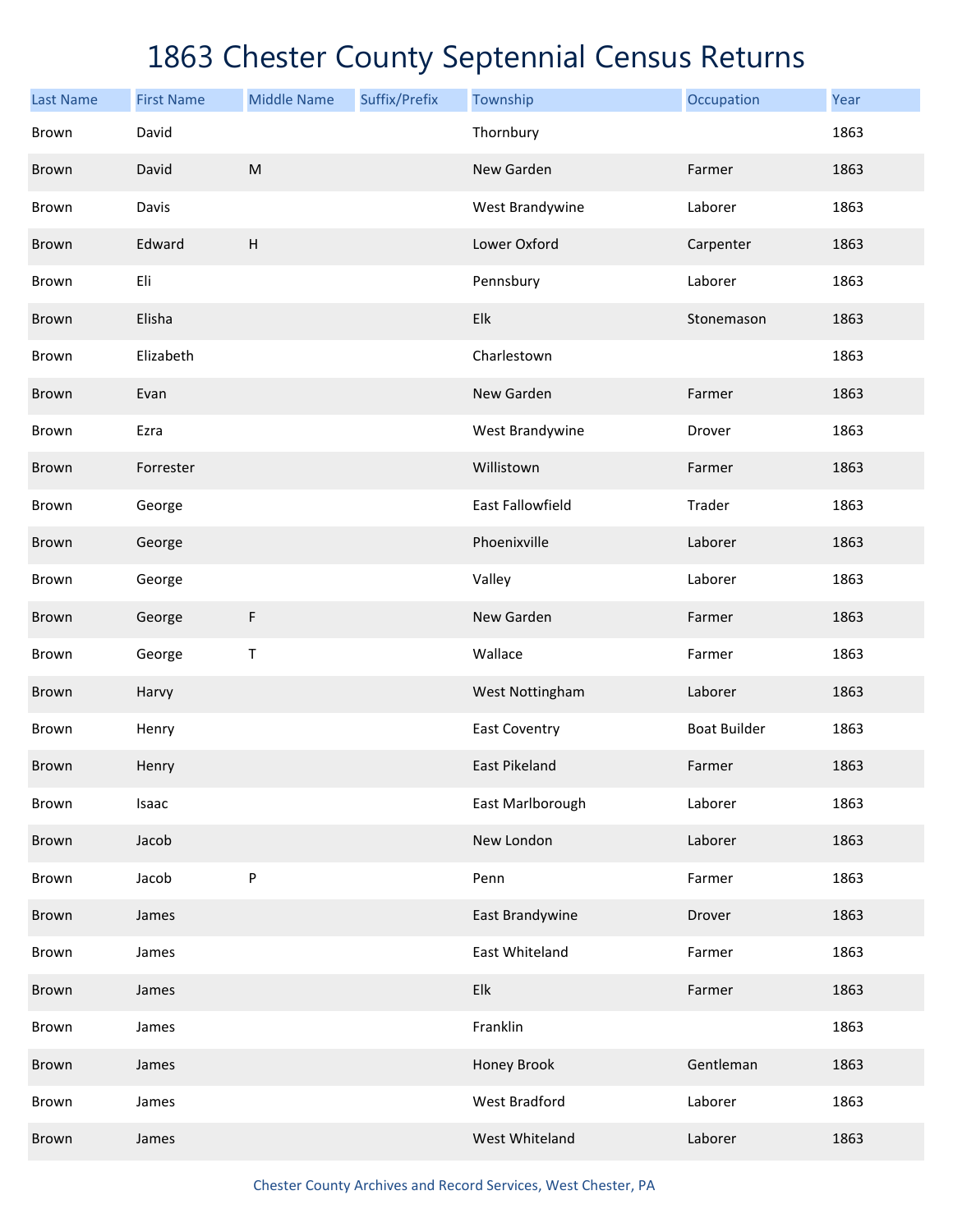# 1863 Chester County Septennial Census Returns

| Last Name | First Name | Middle Name | Suffix/Prefix | Township | Occupation | Year |
| --- | --- | --- | --- | --- | --- | --- |
| Brown | David | | | Thornbury | | 1863 |
| Brown | David | M | | New Garden | Farmer | 1863 |
| Brown | Davis | | | West Brandywine | Laborer | 1863 |
| Brown | Edward | H | | Lower Oxford | Carpenter | 1863 |
| Brown | Eli | | | Pennsbury | Laborer | 1863 |
| Brown | Elisha | | | Elk | Stonemason | 1863 |
| Brown | Elizabeth | | | Charlestown | | 1863 |
| Brown | Evan | | | New Garden | Farmer | 1863 |
| Brown | Ezra | | | West Brandywine | Drover | 1863 |
| Brown | Forrester | | | Willistown | Farmer | 1863 |
| Brown | George | | | East Fallowfield | Trader | 1863 |
| Brown | George | | | Phoenixville | Laborer | 1863 |
| Brown | George | | | Valley | Laborer | 1863 |
| Brown | George | F | | New Garden | Farmer | 1863 |
| Brown | George | T | | Wallace | Farmer | 1863 |
| Brown | Harvy | | | West Nottingham | Laborer | 1863 |
| Brown | Henry | | | East Coventry | Boat Builder | 1863 |
| Brown | Henry | | | East Pikeland | Farmer | 1863 |
| Brown | Isaac | | | East Marlborough | Laborer | 1863 |
| Brown | Jacob | | | New London | Laborer | 1863 |
| Brown | Jacob | P | | Penn | Farmer | 1863 |
| Brown | James | | | East Brandywine | Drover | 1863 |
| Brown | James | | | East Whiteland | Farmer | 1863 |
| Brown | James | | | Elk | Farmer | 1863 |
| Brown | James | | | Franklin | | 1863 |
| Brown | James | | | Honey Brook | Gentleman | 1863 |
| Brown | James | | | West Bradford | Laborer | 1863 |
| Brown | James | | | West Whiteland | Laborer | 1863 |

Chester County Archives and Record Services, West Chester, PA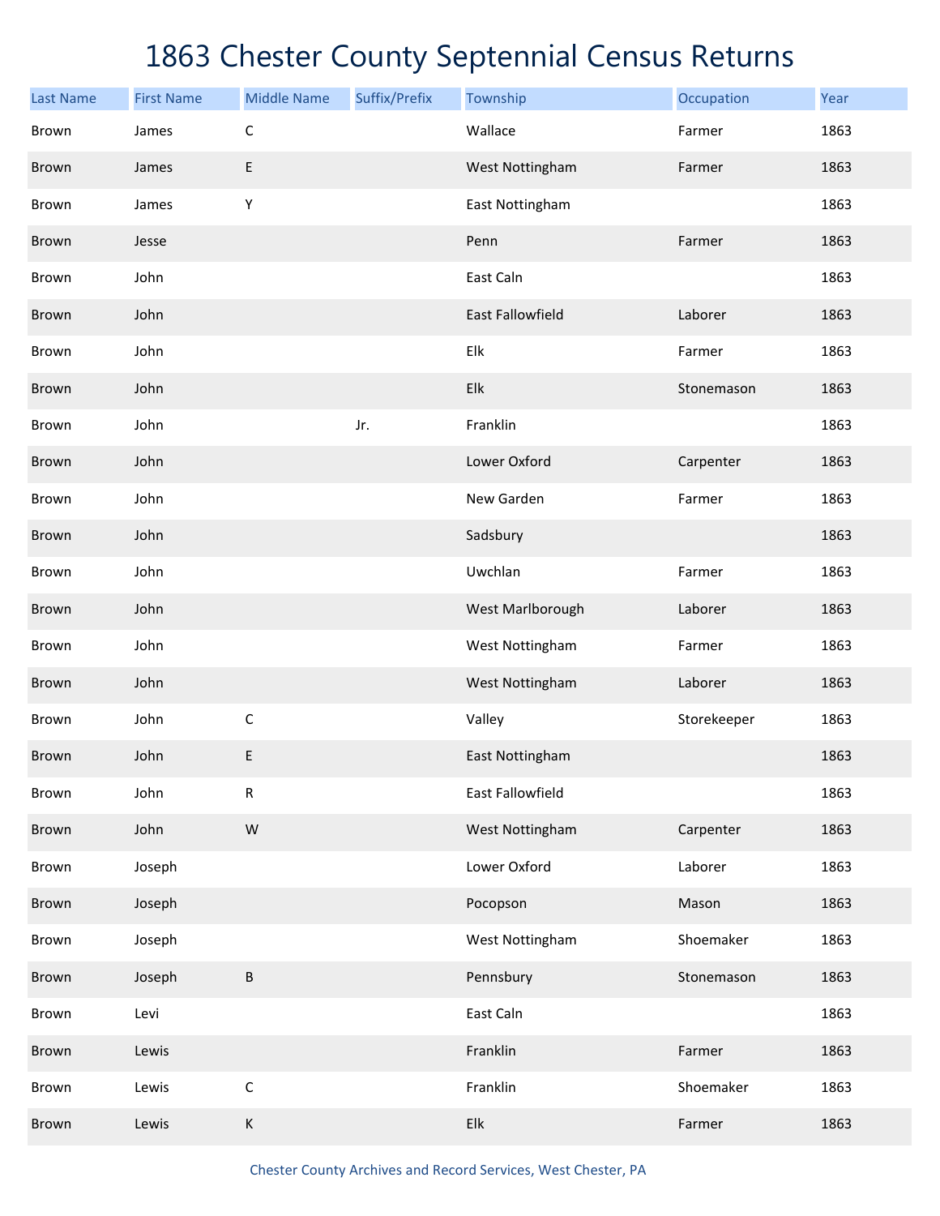# 1863 Chester County Septennial Census Returns

| Last Name | First Name | Middle Name | Suffix/Prefix | Township | Occupation | Year |
|---|---|---|---|---|---|---|
| Brown | James | C | | Wallace | Farmer | 1863 |
| Brown | James | E | | West Nottingham | Farmer | 1863 |
| Brown | James | Y | | East Nottingham | | 1863 |
| Brown | Jesse | | | Penn | Farmer | 1863 |
| Brown | John | | | East Caln | | 1863 |
| Brown | John | | | East Fallowfield | Laborer | 1863 |
| Brown | John | | | Elk | Farmer | 1863 |
| Brown | John | | | Elk | Stonemason | 1863 |
| Brown | John | | Jr. | Franklin | | 1863 |
| Brown | John | | | Lower Oxford | Carpenter | 1863 |
| Brown | John | | | New Garden | Farmer | 1863 |
| Brown | John | | | Sadsbury | | 1863 |
| Brown | John | | | Uwchlan | Farmer | 1863 |
| Brown | John | | | West Marlborough | Laborer | 1863 |
| Brown | John | | | West Nottingham | Farmer | 1863 |
| Brown | John | | | West Nottingham | Laborer | 1863 |
| Brown | John | C | | Valley | Storekeeper | 1863 |
| Brown | John | E | | East Nottingham | | 1863 |
| Brown | John | R | | East Fallowfield | | 1863 |
| Brown | John | W | | West Nottingham | Carpenter | 1863 |
| Brown | Joseph | | | Lower Oxford | Laborer | 1863 |
| Brown | Joseph | | | Pocopson | Mason | 1863 |
| Brown | Joseph | | | West Nottingham | Shoemaker | 1863 |
| Brown | Joseph | B | | Pennsbury | Stonemason | 1863 |
| Brown | Levi | | | East Caln | | 1863 |
| Brown | Lewis | | | Franklin | Farmer | 1863 |
| Brown | Lewis | C | | Franklin | Shoemaker | 1863 |
| Brown | Lewis | K | | Elk | Farmer | 1863 |

Chester County Archives and Record Services, West Chester, PA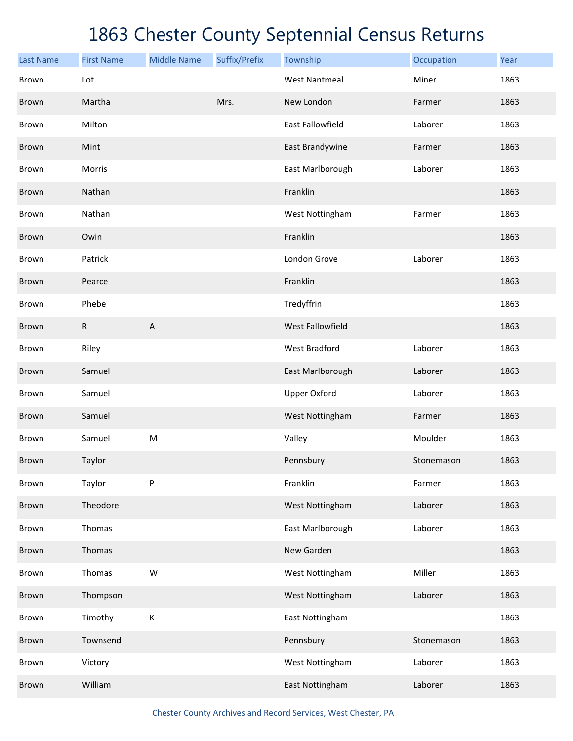# 1863 Chester County Septennial Census Returns

| Last Name | First Name | Middle Name | Suffix/Prefix | Township | Occupation | Year |
|---|---|---|---|---|---|---|
| Brown | Lot | | | West Nantmeal | Miner | 1863 |
| Brown | Martha | | Mrs. | New London | Farmer | 1863 |
| Brown | Milton | | | East Fallowfield | Laborer | 1863 |
| Brown | Mint | | | East Brandywine | Farmer | 1863 |
| Brown | Morris | | | East Marlborough | Laborer | 1863 |
| Brown | Nathan | | | Franklin | | 1863 |
| Brown | Nathan | | | West Nottingham | Farmer | 1863 |
| Brown | Owin | | | Franklin | | 1863 |
| Brown | Patrick | | | London Grove | Laborer | 1863 |
| Brown | Pearce | | | Franklin | | 1863 |
| Brown | Phebe | | | Tredyffrin | | 1863 |
| Brown | R | A | | West Fallowfield | | 1863 |
| Brown | Riley | | | West Bradford | Laborer | 1863 |
| Brown | Samuel | | | East Marlborough | Laborer | 1863 |
| Brown | Samuel | | | Upper Oxford | Laborer | 1863 |
| Brown | Samuel | | | West Nottingham | Farmer | 1863 |
| Brown | Samuel | M | | Valley | Moulder | 1863 |
| Brown | Taylor | | | Pennsbury | Stonemason | 1863 |
| Brown | Taylor | P | | Franklin | Farmer | 1863 |
| Brown | Theodore | | | West Nottingham | Laborer | 1863 |
| Brown | Thomas | | | East Marlborough | Laborer | 1863 |
| Brown | Thomas | | | New Garden | | 1863 |
| Brown | Thomas | W | | West Nottingham | Miller | 1863 |
| Brown | Thompson | | | West Nottingham | Laborer | 1863 |
| Brown | Timothy | K | | East Nottingham | | 1863 |
| Brown | Townsend | | | Pennsbury | Stonemason | 1863 |
| Brown | Victory | | | West Nottingham | Laborer | 1863 |
| Brown | William | | | East Nottingham | Laborer | 1863 |

Chester County Archives and Record Services, West Chester, PA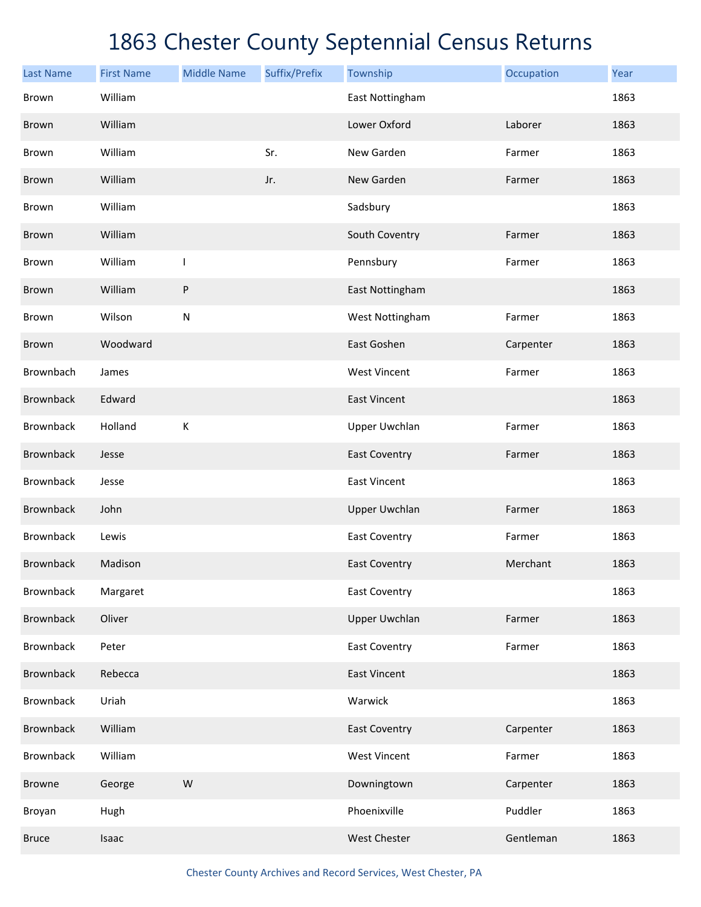# 1863 Chester County Septennial Census Returns

| Last Name | First Name | Middle Name | Suffix/Prefix | Township | Occupation | Year |
|---|---|---|---|---|---|---|
| Brown | William | | | East Nottingham | | 1863 |
| Brown | William | | | Lower Oxford | Laborer | 1863 |
| Brown | William | | Sr. | New Garden | Farmer | 1863 |
| Brown | William | | Jr. | New Garden | Farmer | 1863 |
| Brown | William | | | Sadsbury | | 1863 |
| Brown | William | | | South Coventry | Farmer | 1863 |
| Brown | William | I | | Pennsbury | Farmer | 1863 |
| Brown | William | P | | East Nottingham | | 1863 |
| Brown | Wilson | N | | West Nottingham | Farmer | 1863 |
| Brown | Woodward | | | East Goshen | Carpenter | 1863 |
| Brownbach | James | | | West Vincent | Farmer | 1863 |
| Brownback | Edward | | | East Vincent | | 1863 |
| Brownback | Holland | K | | Upper Uwchlan | Farmer | 1863 |
| Brownback | Jesse | | | East Coventry | Farmer | 1863 |
| Brownback | Jesse | | | East Vincent | | 1863 |
| Brownback | John | | | Upper Uwchlan | Farmer | 1863 |
| Brownback | Lewis | | | East Coventry | Farmer | 1863 |
| Brownback | Madison | | | East Coventry | Merchant | 1863 |
| Brownback | Margaret | | | East Coventry | | 1863 |
| Brownback | Oliver | | | Upper Uwchlan | Farmer | 1863 |
| Brownback | Peter | | | East Coventry | Farmer | 1863 |
| Brownback | Rebecca | | | East Vincent | | 1863 |
| Brownback | Uriah | | | Warwick | | 1863 |
| Brownback | William | | | East Coventry | Carpenter | 1863 |
| Brownback | William | | | West Vincent | Farmer | 1863 |
| Browne | George | W | | Downingtown | Carpenter | 1863 |
| Broyan | Hugh | | | Phoenixville | Puddler | 1863 |
| Bruce | Isaac | | | West Chester | Gentleman | 1863 |

Chester County Archives and Record Services, West Chester, PA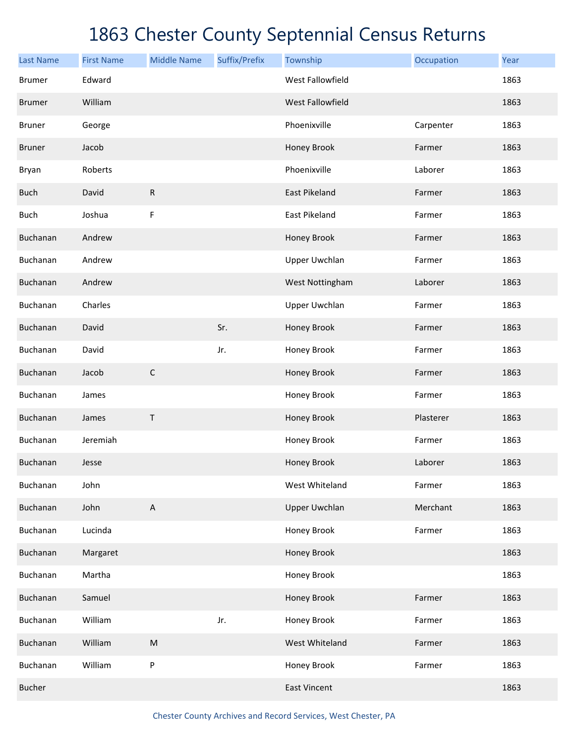# 1863 Chester County Septennial Census Returns

| Last Name | First Name | Middle Name | Suffix/Prefix | Township | Occupation | Year |
|---|---|---|---|---|---|---|
| Brumer | Edward | | | West Fallowfield | | 1863 |
| Brumer | William | | | West Fallowfield | | 1863 |
| Bruner | George | | | Phoenixville | Carpenter | 1863 |
| Bruner | Jacob | | | Honey Brook | Farmer | 1863 |
| Bryan | Roberts | | | Phoenixville | Laborer | 1863 |
| Buch | David | R | | East Pikeland | Farmer | 1863 |
| Buch | Joshua | F | | East Pikeland | Farmer | 1863 |
| Buchanan | Andrew | | | Honey Brook | Farmer | 1863 |
| Buchanan | Andrew | | | Upper Uwchlan | Farmer | 1863 |
| Buchanan | Andrew | | | West Nottingham | Laborer | 1863 |
| Buchanan | Charles | | | Upper Uwchlan | Farmer | 1863 |
| Buchanan | David | | Sr. | Honey Brook | Farmer | 1863 |
| Buchanan | David | | Jr. | Honey Brook | Farmer | 1863 |
| Buchanan | Jacob | C | | Honey Brook | Farmer | 1863 |
| Buchanan | James | | | Honey Brook | Farmer | 1863 |
| Buchanan | James | T | | Honey Brook | Plasterer | 1863 |
| Buchanan | Jeremiah | | | Honey Brook | Farmer | 1863 |
| Buchanan | Jesse | | | Honey Brook | Laborer | 1863 |
| Buchanan | John | | | West Whiteland | Farmer | 1863 |
| Buchanan | John | A | | Upper Uwchlan | Merchant | 1863 |
| Buchanan | Lucinda | | | Honey Brook | Farmer | 1863 |
| Buchanan | Margaret | | | Honey Brook | | 1863 |
| Buchanan | Martha | | | Honey Brook | | 1863 |
| Buchanan | Samuel | | | Honey Brook | Farmer | 1863 |
| Buchanan | William | | Jr. | Honey Brook | Farmer | 1863 |
| Buchanan | William | M | | West Whiteland | Farmer | 1863 |
| Buchanan | William | P | | Honey Brook | Farmer | 1863 |
| Bucher | | | | East Vincent | | 1863 |

Chester County Archives and Record Services, West Chester, PA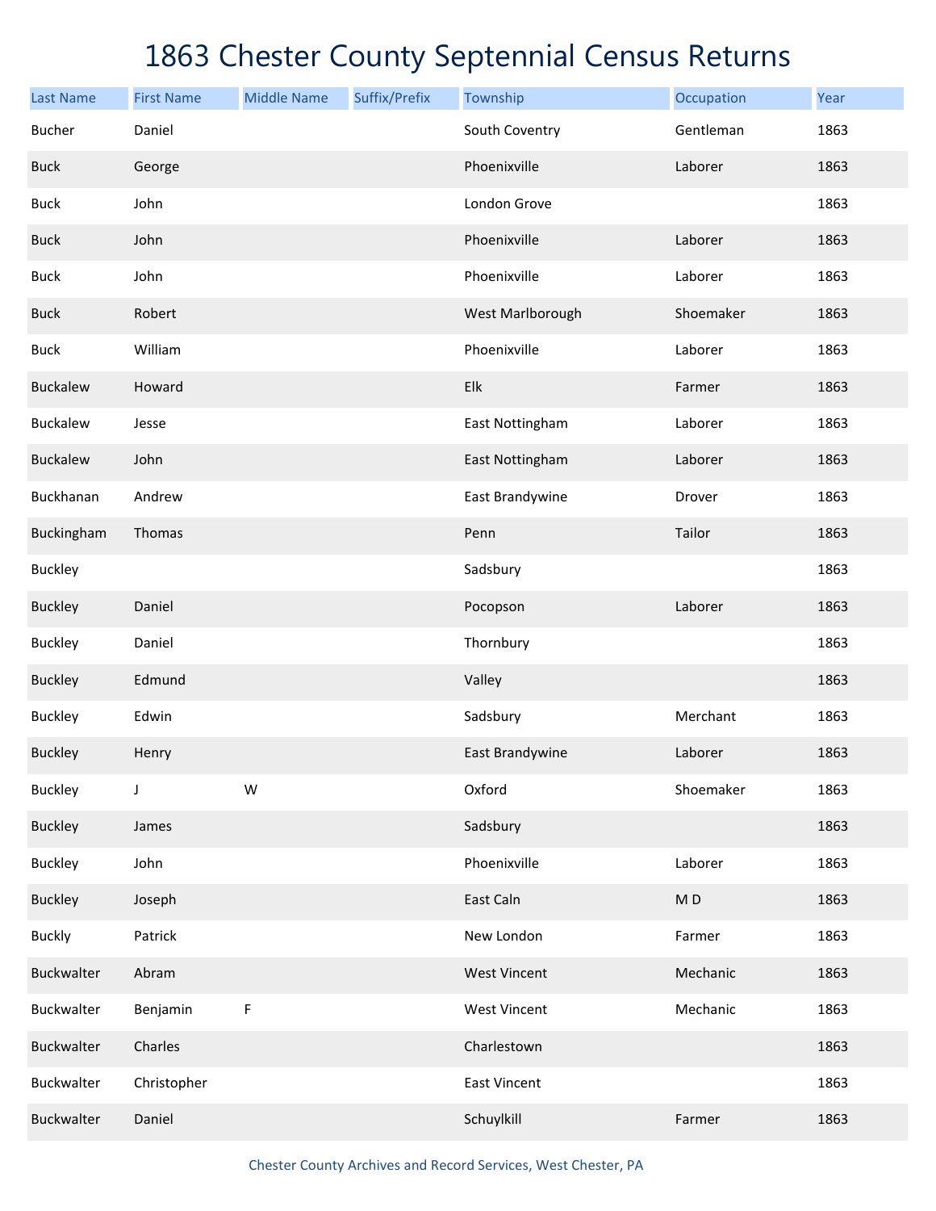# 1863 Chester County Septennial Census Returns

| Last Name | First Name | Middle Name | Suffix/Prefix | Township | Occupation | Year |
|---|---|---|---|---|---|---|
| Bucher | Daniel | | | South Coventry | Gentleman | 1863 |
| Buck | George | | | Phoenixville | Laborer | 1863 |
| Buck | John | | | London Grove | | 1863 |
| Buck | John | | | Phoenixville | Laborer | 1863 |
| Buck | John | | | Phoenixville | Laborer | 1863 |
| Buck | Robert | | | West Marlborough | Shoemaker | 1863 |
| Buck | William | | | Phoenixville | Laborer | 1863 |
| Buckalew | Howard | | | Elk | Farmer | 1863 |
| Buckalew | Jesse | | | East Nottingham | Laborer | 1863 |
| Buckalew | John | | | East Nottingham | Laborer | 1863 |
| Buckhanan | Andrew | | | East Brandywine | Drover | 1863 |
| Buckingham | Thomas | | | Penn | Tailor | 1863 |
| Buckley | | | | Sadsbury | | 1863 |
| Buckley | Daniel | | | Pocopson | Laborer | 1863 |
| Buckley | Daniel | | | Thornbury | | 1863 |
| Buckley | Edmund | | | Valley | | 1863 |
| Buckley | Edwin | | | Sadsbury | Merchant | 1863 |
| Buckley | Henry | | | East Brandywine | Laborer | 1863 |
| Buckley | J | W | | Oxford | Shoemaker | 1863 |
| Buckley | James | | | Sadsbury | | 1863 |
| Buckley | John | | | Phoenixville | Laborer | 1863 |
| Buckley | Joseph | | | East Caln | M D | 1863 |
| Buckly | Patrick | | | New London | Farmer | 1863 |
| Buckwalter | Abram | | | West Vincent | Mechanic | 1863 |
| Buckwalter | Benjamin | F | | West Vincent | Mechanic | 1863 |
| Buckwalter | Charles | | | Charlestown | | 1863 |
| Buckwalter | Christopher | | | East Vincent | | 1863 |
| Buckwalter | Daniel | | | Schuylkill | Farmer | 1863 |

Chester County Archives and Record Services, West Chester, PA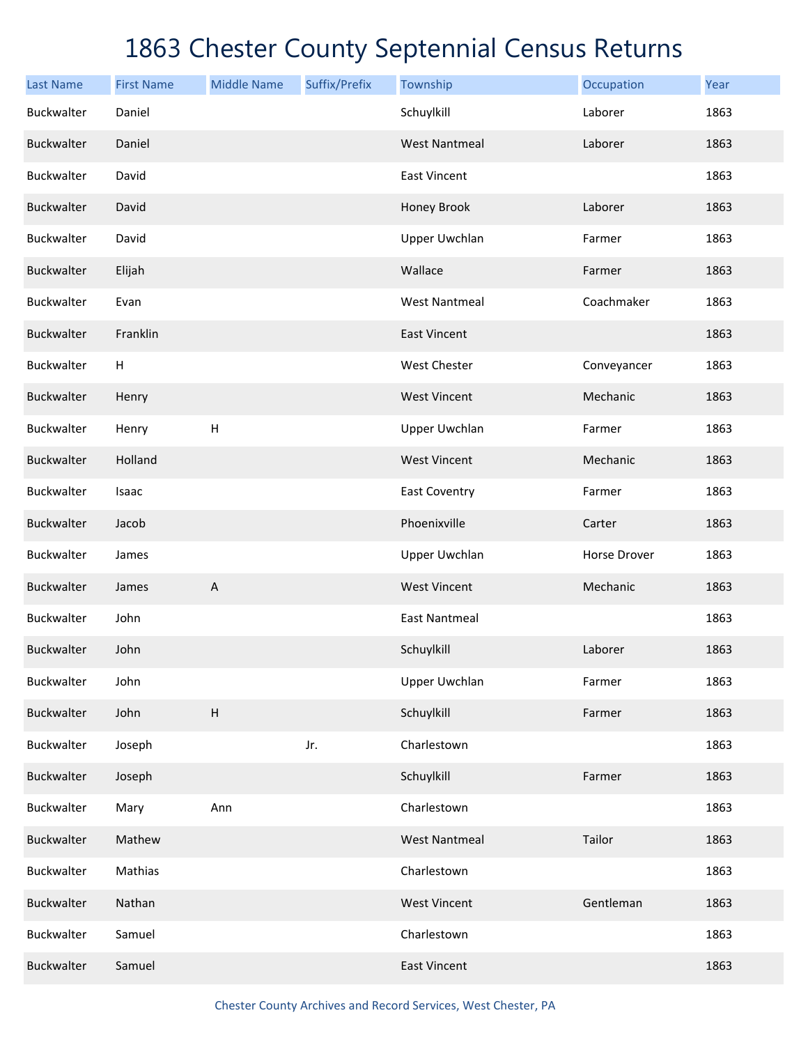# 1863 Chester County Septennial Census Returns

| Last Name | First Name | Middle Name | Suffix/Prefix | Township | Occupation | Year |
|---|---|---|---|---|---|---|
| Buckwalter | Daniel | | | Schuylkill | Laborer | 1863 |
| Buckwalter | Daniel | | | West Nantmeal | Laborer | 1863 |
| Buckwalter | David | | | East Vincent | | 1863 |
| Buckwalter | David | | | Honey Brook | Laborer | 1863 |
| Buckwalter | David | | | Upper Uwchlan | Farmer | 1863 |
| Buckwalter | Elijah | | | Wallace | Farmer | 1863 |
| Buckwalter | Evan | | | West Nantmeal | Coachmaker | 1863 |
| Buckwalter | Franklin | | | East Vincent | | 1863 |
| Buckwalter | H | | | West Chester | Conveyancer | 1863 |
| Buckwalter | Henry | | | West Vincent | Mechanic | 1863 |
| Buckwalter | Henry | H | | Upper Uwchlan | Farmer | 1863 |
| Buckwalter | Holland | | | West Vincent | Mechanic | 1863 |
| Buckwalter | Isaac | | | East Coventry | Farmer | 1863 |
| Buckwalter | Jacob | | | Phoenixville | Carter | 1863 |
| Buckwalter | James | | | Upper Uwchlan | Horse Drover | 1863 |
| Buckwalter | James | A | | West Vincent | Mechanic | 1863 |
| Buckwalter | John | | | East Nantmeal | | 1863 |
| Buckwalter | John | | | Schuylkill | Laborer | 1863 |
| Buckwalter | John | | | Upper Uwchlan | Farmer | 1863 |
| Buckwalter | John | H | | Schuylkill | Farmer | 1863 |
| Buckwalter | Joseph | | Jr. | Charlestown | | 1863 |
| Buckwalter | Joseph | | | Schuylkill | Farmer | 1863 |
| Buckwalter | Mary | Ann | | Charlestown | | 1863 |
| Buckwalter | Mathew | | | West Nantmeal | Tailor | 1863 |
| Buckwalter | Mathias | | | Charlestown | | 1863 |
| Buckwalter | Nathan | | | West Vincent | Gentleman | 1863 |
| Buckwalter | Samuel | | | Charlestown | | 1863 |
| Buckwalter | Samuel | | | East Vincent | | 1863 |

Chester County Archives and Record Services, West Chester, PA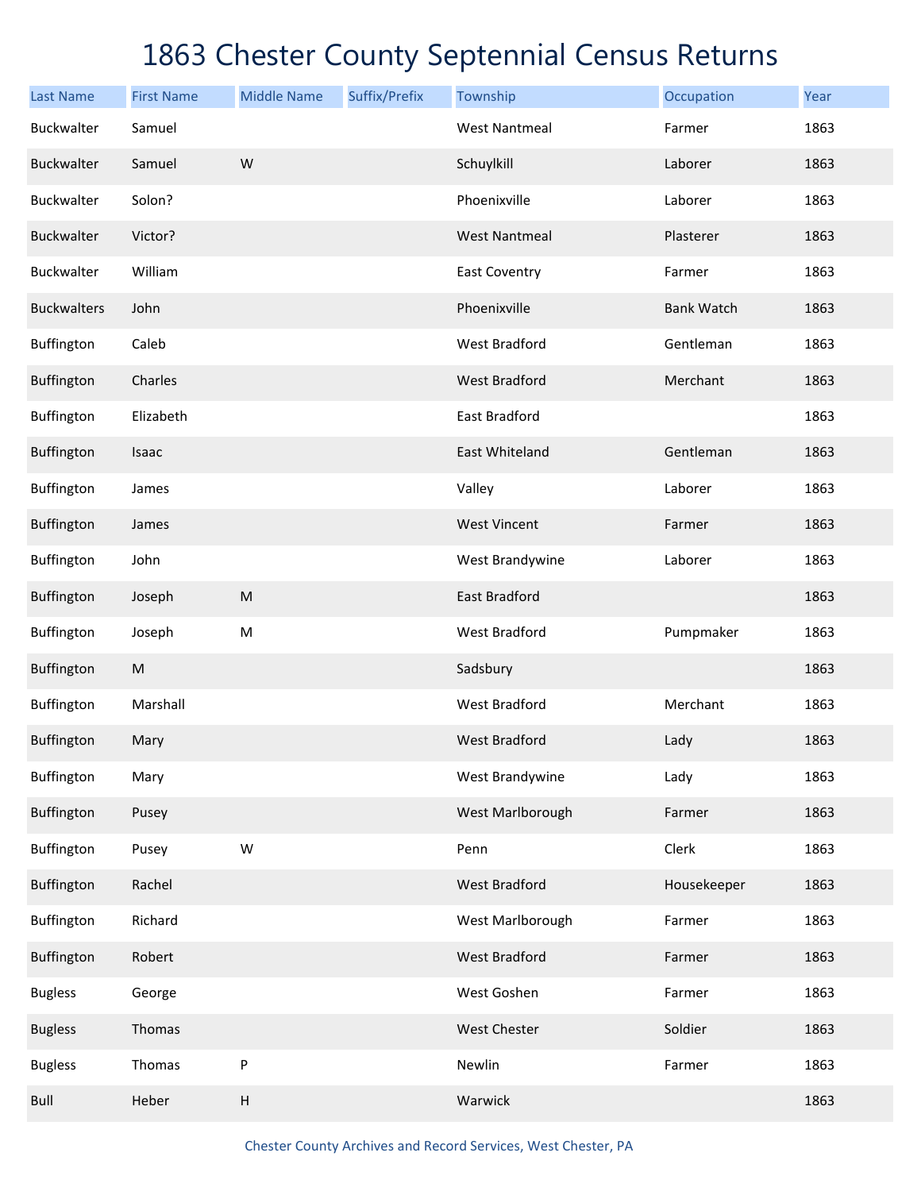# 1863 Chester County Septennial Census Returns

| Last Name | First Name | Middle Name | Suffix/Prefix | Township | Occupation | Year |
|---|---|---|---|---|---|---|
| Buckwalter | Samuel | | | West Nantmeal | Farmer | 1863 |
| Buckwalter | Samuel | W | | Schuylkill | Laborer | 1863 |
| Buckwalter | Solon? | | | Phoenixville | Laborer | 1863 |
| Buckwalter | Victor? | | | West Nantmeal | Plasterer | 1863 |
| Buckwalter | William | | | East Coventry | Farmer | 1863 |
| Buckwalters | John | | | Phoenixville | Bank Watch | 1863 |
| Buffington | Caleb | | | West Bradford | Gentleman | 1863 |
| Buffington | Charles | | | West Bradford | Merchant | 1863 |
| Buffington | Elizabeth | | | East Bradford | | 1863 |
| Buffington | Isaac | | | East Whiteland | Gentleman | 1863 |
| Buffington | James | | | Valley | Laborer | 1863 |
| Buffington | James | | | West Vincent | Farmer | 1863 |
| Buffington | John | | | West Brandywine | Laborer | 1863 |
| Buffington | Joseph | M | | East Bradford | | 1863 |
| Buffington | Joseph | M | | West Bradford | Pumpmaker | 1863 |
| Buffington | M | | | Sadsbury | | 1863 |
| Buffington | Marshall | | | West Bradford | Merchant | 1863 |
| Buffington | Mary | | | West Bradford | Lady | 1863 |
| Buffington | Mary | | | West Brandywine | Lady | 1863 |
| Buffington | Pusey | | | West Marlborough | Farmer | 1863 |
| Buffington | Pusey | W | | Penn | Clerk | 1863 |
| Buffington | Rachel | | | West Bradford | Housekeeper | 1863 |
| Buffington | Richard | | | West Marlborough | Farmer | 1863 |
| Buffington | Robert | | | West Bradford | Farmer | 1863 |
| Bugless | George | | | West Goshen | Farmer | 1863 |
| Bugless | Thomas | | | West Chester | Soldier | 1863 |
| Bugless | Thomas | P | | Newlin | Farmer | 1863 |
| Bull | Heber | H | | Warwick | | 1863 |

Chester County Archives and Record Services, West Chester, PA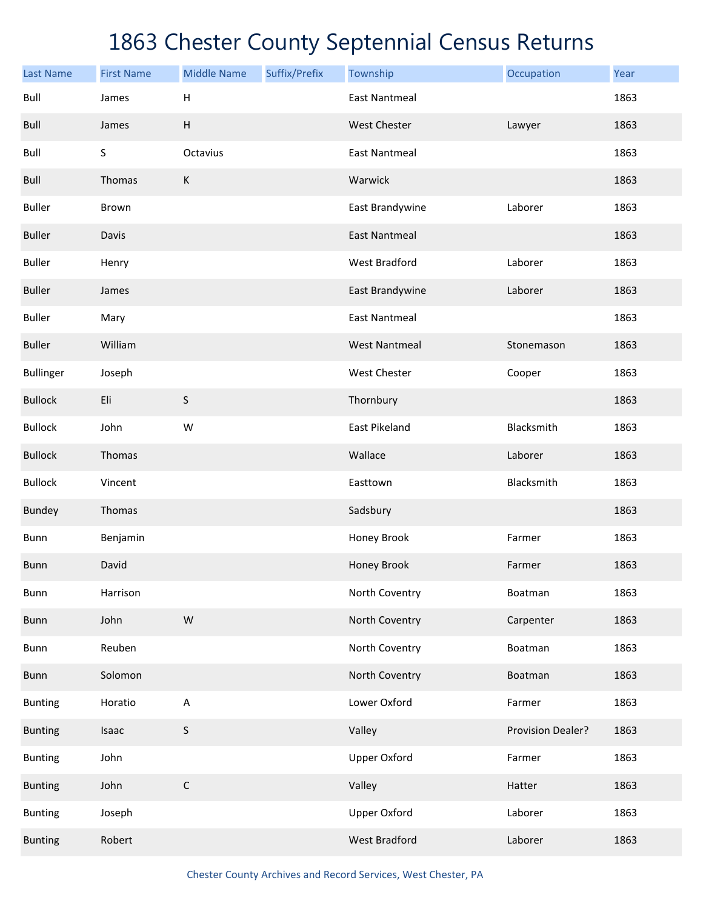# 1863 Chester County Septennial Census Returns

| Last Name | First Name | Middle Name | Suffix/Prefix | Township | Occupation | Year |
|---|---|---|---|---|---|---|
| Bull | James | H | | East Nantmeal | | 1863 |
| Bull | James | H | | West Chester | Lawyer | 1863 |
| Bull | S | Octavius | | East Nantmeal | | 1863 |
| Bull | Thomas | K | | Warwick | | 1863 |
| Buller | Brown | | | East Brandywine | Laborer | 1863 |
| Buller | Davis | | | East Nantmeal | | 1863 |
| Buller | Henry | | | West Bradford | Laborer | 1863 |
| Buller | James | | | East Brandywine | Laborer | 1863 |
| Buller | Mary | | | East Nantmeal | | 1863 |
| Buller | William | | | West Nantmeal | Stonemason | 1863 |
| Bullinger | Joseph | | | West Chester | Cooper | 1863 |
| Bullock | Eli | S | | Thornbury | | 1863 |
| Bullock | John | W | | East Pikeland | Blacksmith | 1863 |
| Bullock | Thomas | | | Wallace | Laborer | 1863 |
| Bullock | Vincent | | | Easttown | Blacksmith | 1863 |
| Bundey | Thomas | | | Sadsbury | | 1863 |
| Bunn | Benjamin | | | Honey Brook | Farmer | 1863 |
| Bunn | David | | | Honey Brook | Farmer | 1863 |
| Bunn | Harrison | | | North Coventry | Boatman | 1863 |
| Bunn | John | W | | North Coventry | Carpenter | 1863 |
| Bunn | Reuben | | | North Coventry | Boatman | 1863 |
| Bunn | Solomon | | | North Coventry | Boatman | 1863 |
| Bunting | Horatio | A | | Lower Oxford | Farmer | 1863 |
| Bunting | Isaac | S | | Valley | Provision Dealer? | 1863 |
| Bunting | John | | | Upper Oxford | Farmer | 1863 |
| Bunting | John | C | | Valley | Hatter | 1863 |
| Bunting | Joseph | | | Upper Oxford | Laborer | 1863 |
| Bunting | Robert | | | West Bradford | Laborer | 1863 |

Chester County Archives and Record Services, West Chester, PA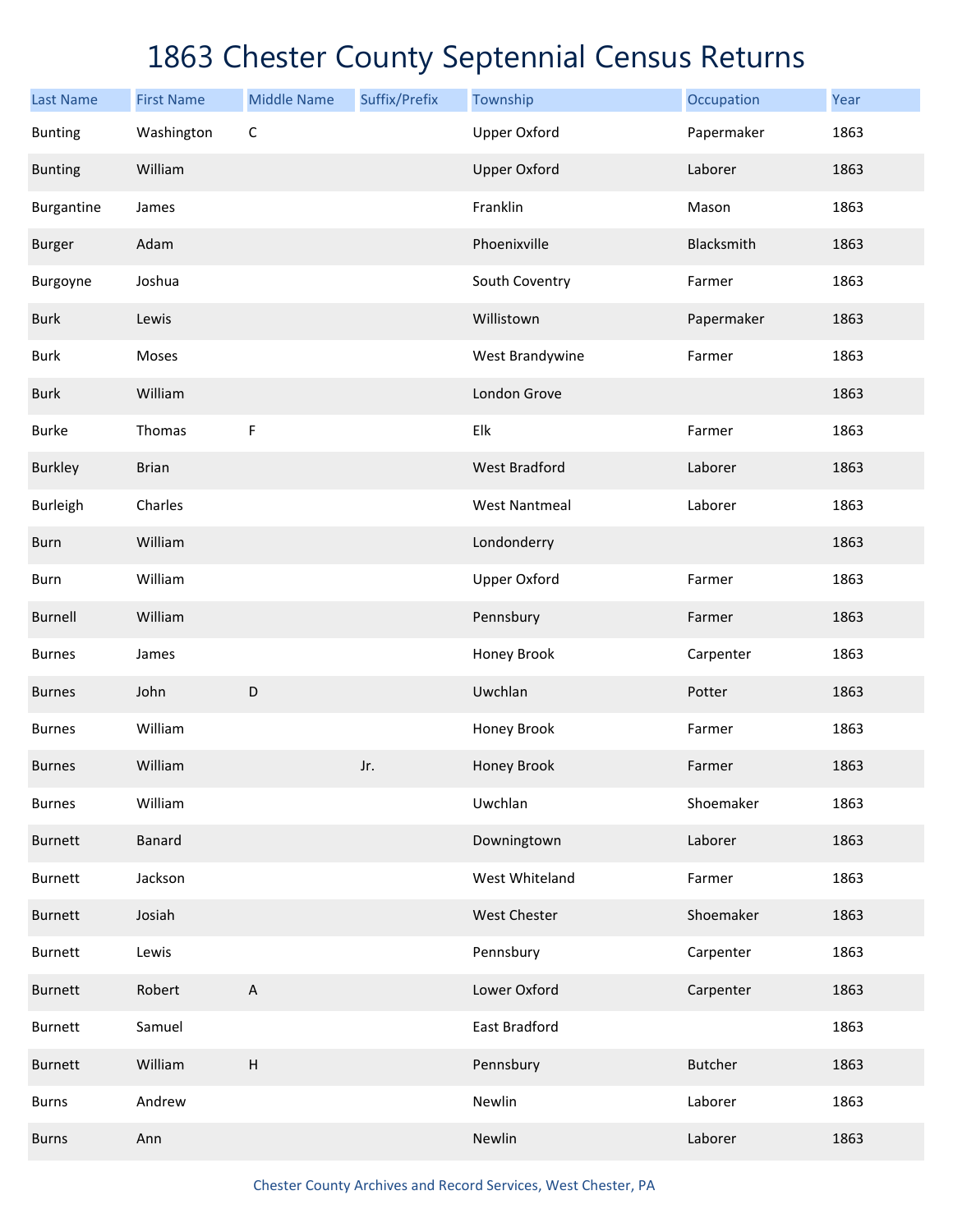# 1863 Chester County Septennial Census Returns

| Last Name | First Name | Middle Name | Suffix/Prefix | Township | Occupation | Year |
|---|---|---|---|---|---|---|
| Bunting | Washington | C | | Upper Oxford | Papermaker | 1863 |
| Bunting | William | | | Upper Oxford | Laborer | 1863 |
| Burgantine | James | | | Franklin | Mason | 1863 |
| Burger | Adam | | | Phoenixville | Blacksmith | 1863 |
| Burgoyne | Joshua | | | South Coventry | Farmer | 1863 |
| Burk | Lewis | | | Willistown | Papermaker | 1863 |
| Burk | Moses | | | West Brandywine | Farmer | 1863 |
| Burk | William | | | London Grove | | 1863 |
| Burke | Thomas | F | | Elk | Farmer | 1863 |
| Burkley | Brian | | | West Bradford | Laborer | 1863 |
| Burleigh | Charles | | | West Nantmeal | Laborer | 1863 |
| Burn | William | | | Londonderry | | 1863 |
| Burn | William | | | Upper Oxford | Farmer | 1863 |
| Burnell | William | | | Pennsbury | Farmer | 1863 |
| Burnes | James | | | Honey Brook | Carpenter | 1863 |
| Burnes | John | D | | Uwchlan | Potter | 1863 |
| Burnes | William | | | Honey Brook | Farmer | 1863 |
| Burnes | William | | Jr. | Honey Brook | Farmer | 1863 |
| Burnes | William | | | Uwchlan | Shoemaker | 1863 |
| Burnett | Banard | | | Downingtown | Laborer | 1863 |
| Burnett | Jackson | | | West Whiteland | Farmer | 1863 |
| Burnett | Josiah | | | West Chester | Shoemaker | 1863 |
| Burnett | Lewis | | | Pennsbury | Carpenter | 1863 |
| Burnett | Robert | A | | Lower Oxford | Carpenter | 1863 |
| Burnett | Samuel | | | East Bradford | | 1863 |
| Burnett | William | H | | Pennsbury | Butcher | 1863 |
| Burns | Andrew | | | Newlin | Laborer | 1863 |
| Burns | Ann | | | Newlin | Laborer | 1863 |

Chester County Archives and Record Services, West Chester, PA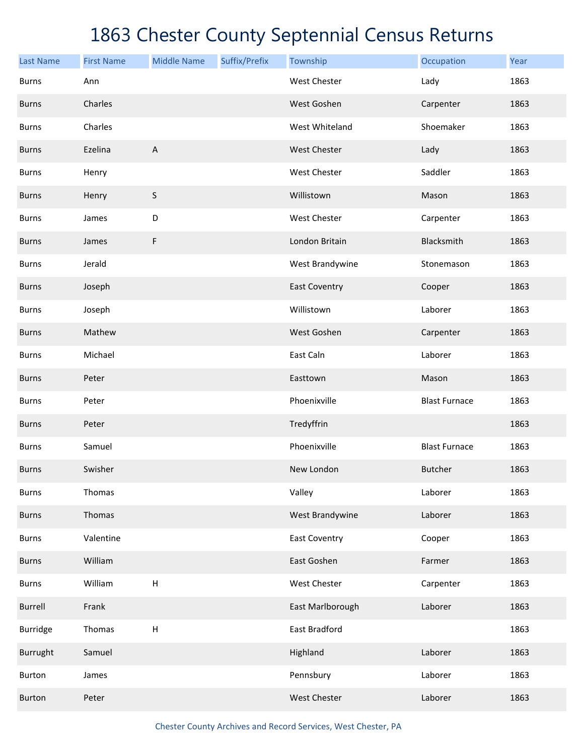# 1863 Chester County Septennial Census Returns

| Last Name | First Name | Middle Name | Suffix/Prefix | Township | Occupation | Year |
|---|---|---|---|---|---|---|
| Burns | Ann | | | West Chester | Lady | 1863 |
| Burns | Charles | | | West Goshen | Carpenter | 1863 |
| Burns | Charles | | | West Whiteland | Shoemaker | 1863 |
| Burns | Ezelina | A | | West Chester | Lady | 1863 |
| Burns | Henry | | | West Chester | Saddler | 1863 |
| Burns | Henry | S | | Willistown | Mason | 1863 |
| Burns | James | D | | West Chester | Carpenter | 1863 |
| Burns | James | F | | London Britain | Blacksmith | 1863 |
| Burns | Jerald | | | West Brandywine | Stonemason | 1863 |
| Burns | Joseph | | | East Coventry | Cooper | 1863 |
| Burns | Joseph | | | Willistown | Laborer | 1863 |
| Burns | Mathew | | | West Goshen | Carpenter | 1863 |
| Burns | Michael | | | East Caln | Laborer | 1863 |
| Burns | Peter | | | Easttown | Mason | 1863 |
| Burns | Peter | | | Phoenixville | Blast Furnace | 1863 |
| Burns | Peter | | | Tredyffrin | | 1863 |
| Burns | Samuel | | | Phoenixville | Blast Furnace | 1863 |
| Burns | Swisher | | | New London | Butcher | 1863 |
| Burns | Thomas | | | Valley | Laborer | 1863 |
| Burns | Thomas | | | West Brandywine | Laborer | 1863 |
| Burns | Valentine | | | East Coventry | Cooper | 1863 |
| Burns | William | | | East Goshen | Farmer | 1863 |
| Burns | William | H | | West Chester | Carpenter | 1863 |
| Burrell | Frank | | | East Marlborough | Laborer | 1863 |
| Burridge | Thomas | H | | East Bradford | | 1863 |
| Burrught | Samuel | | | Highland | Laborer | 1863 |
| Burton | James | | | Pennsbury | Laborer | 1863 |
| Burton | Peter | | | West Chester | Laborer | 1863 |

Chester County Archives and Record Services, West Chester, PA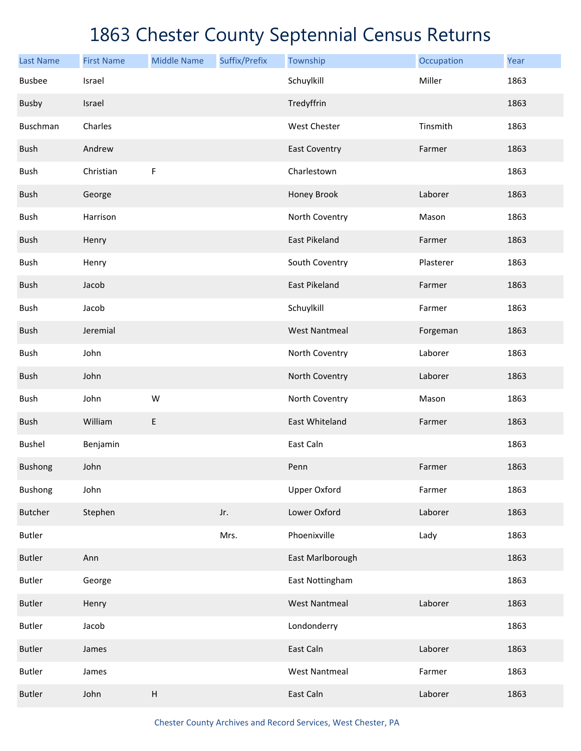# 1863 Chester County Septennial Census Returns

| Last Name | First Name | Middle Name | Suffix/Prefix | Township | Occupation | Year |
|---|---|---|---|---|---|---|
| Busbee | Israel | | | Schuylkill | Miller | 1863 |
| Busby | Israel | | | Tredyffrin | | 1863 |
| Buschman | Charles | | | West Chester | Tinsmith | 1863 |
| Bush | Andrew | | | East Coventry | Farmer | 1863 |
| Bush | Christian | F | | Charlestown | | 1863 |
| Bush | George | | | Honey Brook | Laborer | 1863 |
| Bush | Harrison | | | North Coventry | Mason | 1863 |
| Bush | Henry | | | East Pikeland | Farmer | 1863 |
| Bush | Henry | | | South Coventry | Plasterer | 1863 |
| Bush | Jacob | | | East Pikeland | Farmer | 1863 |
| Bush | Jacob | | | Schuylkill | Farmer | 1863 |
| Bush | Jeremial | | | West Nantmeal | Forgeman | 1863 |
| Bush | John | | | North Coventry | Laborer | 1863 |
| Bush | John | | | North Coventry | Laborer | 1863 |
| Bush | John | W | | North Coventry | Mason | 1863 |
| Bush | William | E | | East Whiteland | Farmer | 1863 |
| Bushel | Benjamin | | | East Caln | | 1863 |
| Bushong | John | | | Penn | Farmer | 1863 |
| Bushong | John | | | Upper Oxford | Farmer | 1863 |
| Butcher | Stephen | | Jr. | Lower Oxford | Laborer | 1863 |
| Butler | | | Mrs. | Phoenixville | Lady | 1863 |
| Butler | Ann | | | East Marlborough | | 1863 |
| Butler | George | | | East Nottingham | | 1863 |
| Butler | Henry | | | West Nantmeal | Laborer | 1863 |
| Butler | Jacob | | | Londonderry | | 1863 |
| Butler | James | | | East Caln | Laborer | 1863 |
| Butler | James | | | West Nantmeal | Farmer | 1863 |
| Butler | John | H | | East Caln | Laborer | 1863 |

Chester County Archives and Record Services, West Chester, PA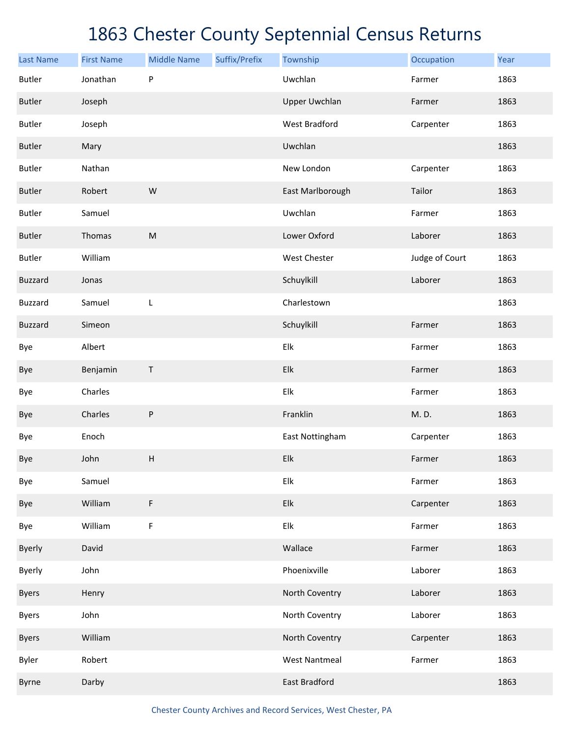# 1863 Chester County Septennial Census Returns

| Last Name | First Name | Middle Name | Suffix/Prefix | Township | Occupation | Year |
|---|---|---|---|---|---|---|
| Butler | Jonathan | P | | Uwchlan | Farmer | 1863 |
| Butler | Joseph | | | Upper Uwchlan | Farmer | 1863 |
| Butler | Joseph | | | West Bradford | Carpenter | 1863 |
| Butler | Mary | | | Uwchlan | | 1863 |
| Butler | Nathan | | | New London | Carpenter | 1863 |
| Butler | Robert | W | | East Marlborough | Tailor | 1863 |
| Butler | Samuel | | | Uwchlan | Farmer | 1863 |
| Butler | Thomas | M | | Lower Oxford | Laborer | 1863 |
| Butler | William | | | West Chester | Judge of Court | 1863 |
| Buzzard | Jonas | | | Schuylkill | Laborer | 1863 |
| Buzzard | Samuel | L | | Charlestown | | 1863 |
| Buzzard | Simeon | | | Schuylkill | Farmer | 1863 |
| Bye | Albert | | | Elk | Farmer | 1863 |
| Bye | Benjamin | T | | Elk | Farmer | 1863 |
| Bye | Charles | | | Elk | Farmer | 1863 |
| Bye | Charles | P | | Franklin | M. D. | 1863 |
| Bye | Enoch | | | East Nottingham | Carpenter | 1863 |
| Bye | John | H | | Elk | Farmer | 1863 |
| Bye | Samuel | | | Elk | Farmer | 1863 |
| Bye | William | F | | Elk | Carpenter | 1863 |
| Bye | William | F | | Elk | Farmer | 1863 |
| Byerly | David | | | Wallace | Farmer | 1863 |
| Byerly | John | | | Phoenixville | Laborer | 1863 |
| Byers | Henry | | | North Coventry | Laborer | 1863 |
| Byers | John | | | North Coventry | Laborer | 1863 |
| Byers | William | | | North Coventry | Carpenter | 1863 |
| Byler | Robert | | | West Nantmeal | Farmer | 1863 |
| Byrne | Darby | | | East Bradford | | 1863 |

Chester County Archives and Record Services, West Chester, PA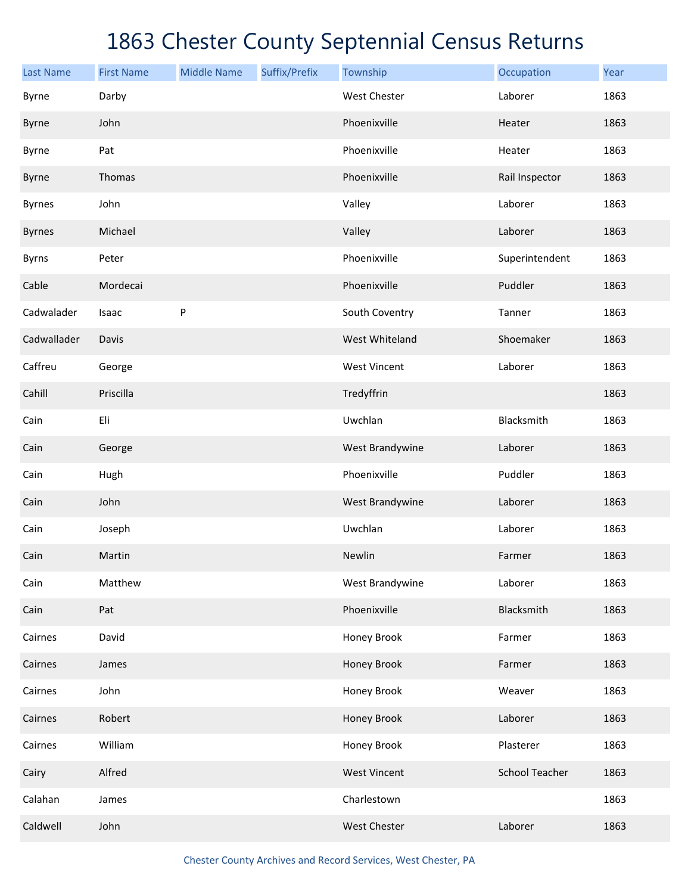# 1863 Chester County Septennial Census Returns

| Last Name | First Name | Middle Name | Suffix/Prefix | Township | Occupation | Year |
|---|---|---|---|---|---|---|
| Byrne | Darby | | | West Chester | Laborer | 1863 |
| Byrne | John | | | Phoenixville | Heater | 1863 |
| Byrne | Pat | | | Phoenixville | Heater | 1863 |
| Byrne | Thomas | | | Phoenixville | Rail Inspector | 1863 |
| Byrnes | John | | | Valley | Laborer | 1863 |
| Byrnes | Michael | | | Valley | Laborer | 1863 |
| Byrns | Peter | | | Phoenixville | Superintendent | 1863 |
| Cable | Mordecai | | | Phoenixville | Puddler | 1863 |
| Cadwalader | Isaac | P | | South Coventry | Tanner | 1863 |
| Cadwallader | Davis | | | West Whiteland | Shoemaker | 1863 |
| Caffreu | George | | | West Vincent | Laborer | 1863 |
| Cahill | Priscilla | | | Tredyffrin | | 1863 |
| Cain | Eli | | | Uwchlan | Blacksmith | 1863 |
| Cain | George | | | West Brandywine | Laborer | 1863 |
| Cain | Hugh | | | Phoenixville | Puddler | 1863 |
| Cain | John | | | West Brandywine | Laborer | 1863 |
| Cain | Joseph | | | Uwchlan | Laborer | 1863 |
| Cain | Martin | | | Newlin | Farmer | 1863 |
| Cain | Matthew | | | West Brandywine | Laborer | 1863 |
| Cain | Pat | | | Phoenixville | Blacksmith | 1863 |
| Cairnes | David | | | Honey Brook | Farmer | 1863 |
| Cairnes | James | | | Honey Brook | Farmer | 1863 |
| Cairnes | John | | | Honey Brook | Weaver | 1863 |
| Cairnes | Robert | | | Honey Brook | Laborer | 1863 |
| Cairnes | William | | | Honey Brook | Plasterer | 1863 |
| Cairy | Alfred | | | West Vincent | School Teacher | 1863 |
| Calahan | James | | | Charlestown | | 1863 |
| Caldwell | John | | | West Chester | Laborer | 1863 |

Chester County Archives and Record Services, West Chester, PA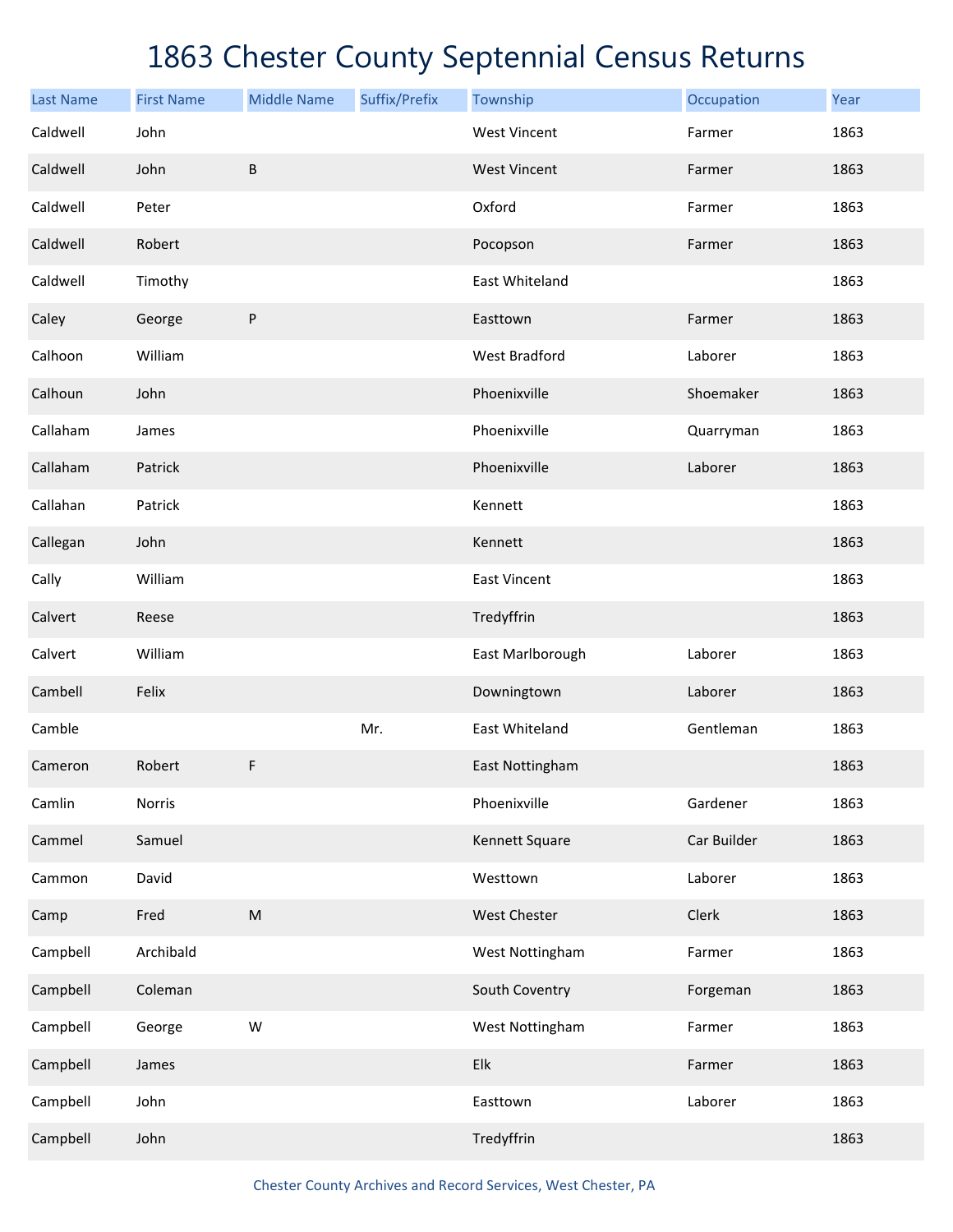# 1863 Chester County Septennial Census Returns

| Last Name | First Name | Middle Name | Suffix/Prefix | Township | Occupation | Year |
|---|---|---|---|---|---|---|
| Caldwell | John | | | West Vincent | Farmer | 1863 |
| Caldwell | John | B | | West Vincent | Farmer | 1863 |
| Caldwell | Peter | | | Oxford | Farmer | 1863 |
| Caldwell | Robert | | | Pocopson | Farmer | 1863 |
| Caldwell | Timothy | | | East Whiteland | | 1863 |
| Caley | George | P | | Easttown | Farmer | 1863 |
| Calhoon | William | | | West Bradford | Laborer | 1863 |
| Calhoun | John | | | Phoenixville | Shoemaker | 1863 |
| Callaham | James | | | Phoenixville | Quarryman | 1863 |
| Callaham | Patrick | | | Phoenixville | Laborer | 1863 |
| Callahan | Patrick | | | Kennett | | 1863 |
| Callegan | John | | | Kennett | | 1863 |
| Cally | William | | | East Vincent | | 1863 |
| Calvert | Reese | | | Tredyffrin | | 1863 |
| Calvert | William | | | East Marlborough | Laborer | 1863 |
| Cambell | Felix | | | Downingtown | Laborer | 1863 |
| Camble | | | Mr. | East Whiteland | Gentleman | 1863 |
| Cameron | Robert | F | | East Nottingham | | 1863 |
| Camlin | Norris | | | Phoenixville | Gardener | 1863 |
| Cammel | Samuel | | | Kennett Square | Car Builder | 1863 |
| Cammon | David | | | Westtown | Laborer | 1863 |
| Camp | Fred | M | | West Chester | Clerk | 1863 |
| Campbell | Archibald | | | West Nottingham | Farmer | 1863 |
| Campbell | Coleman | | | South Coventry | Forgeman | 1863 |
| Campbell | George | W | | West Nottingham | Farmer | 1863 |
| Campbell | James | | | Elk | Farmer | 1863 |
| Campbell | John | | | Easttown | Laborer | 1863 |
| Campbell | John | | | Tredyffrin | | 1863 |

Chester County Archives and Record Services, West Chester, PA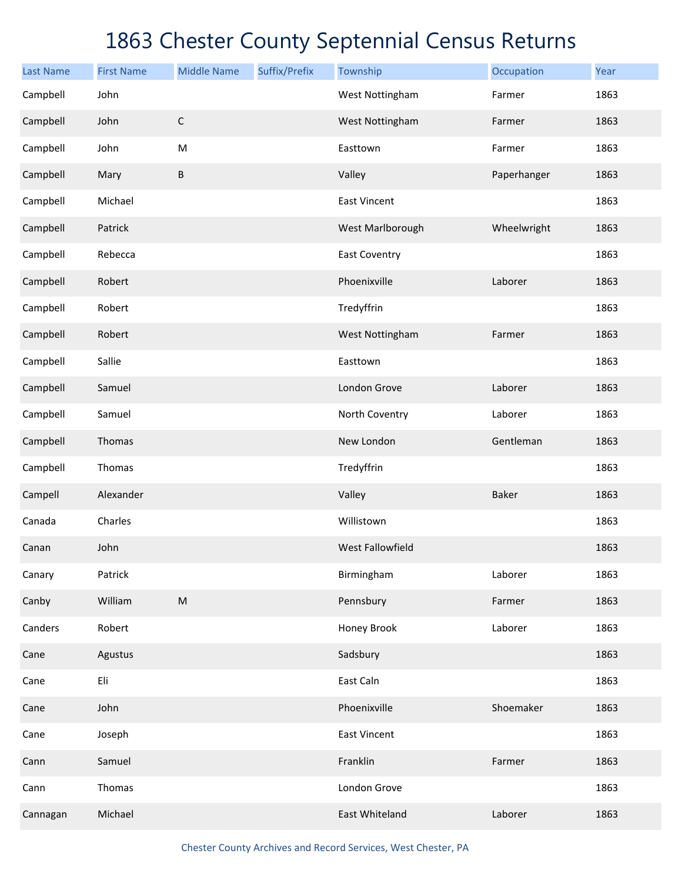# 1863 Chester County Septennial Census Returns

| Last Name | First Name | Middle Name | Suffix/Prefix | Township | Occupation | Year |
|---|---|---|---|---|---|---|
| Campbell | John | | | West Nottingham | Farmer | 1863 |
| Campbell | John | C | | West Nottingham | Farmer | 1863 |
| Campbell | John | M | | Easttown | Farmer | 1863 |
| Campbell | Mary | B | | Valley | Paperhanger | 1863 |
| Campbell | Michael | | | East Vincent | | 1863 |
| Campbell | Patrick | | | West Marlborough | Wheelwright | 1863 |
| Campbell | Rebecca | | | East Coventry | | 1863 |
| Campbell | Robert | | | Phoenixville | Laborer | 1863 |
| Campbell | Robert | | | Tredyffrin | | 1863 |
| Campbell | Robert | | | West Nottingham | Farmer | 1863 |
| Campbell | Sallie | | | Easttown | | 1863 |
| Campbell | Samuel | | | London Grove | Laborer | 1863 |
| Campbell | Samuel | | | North Coventry | Laborer | 1863 |
| Campbell | Thomas | | | New London | Gentleman | 1863 |
| Campbell | Thomas | | | Tredyffrin | | 1863 |
| Campell | Alexander | | | Valley | Baker | 1863 |
| Canada | Charles | | | Willistown | | 1863 |
| Canan | John | | | West Fallowfield | | 1863 |
| Canary | Patrick | | | Birmingham | Laborer | 1863 |
| Canby | William | M | | Pennsbury | Farmer | 1863 |
| Canders | Robert | | | Honey Brook | Laborer | 1863 |
| Cane | Agustus | | | Sadsbury | | 1863 |
| Cane | Eli | | | East Caln | | 1863 |
| Cane | John | | | Phoenixville | Shoemaker | 1863 |
| Cane | Joseph | | | East Vincent | | 1863 |
| Cann | Samuel | | | Franklin | Farmer | 1863 |
| Cann | Thomas | | | London Grove | | 1863 |
| Cannagan | Michael | | | East Whiteland | Laborer | 1863 |

Chester County Archives and Record Services, West Chester, PA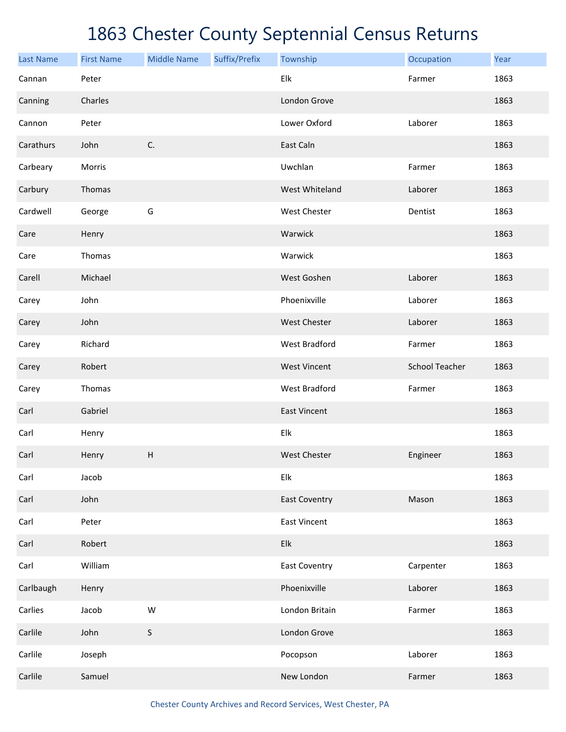# 1863 Chester County Septennial Census Returns

| Last Name | First Name | Middle Name | Suffix/Prefix | Township | Occupation | Year |
|---|---|---|---|---|---|---|
| Cannan | Peter | | | Elk | Farmer | 1863 |
| Canning | Charles | | | London Grove | | 1863 |
| Cannon | Peter | | | Lower Oxford | Laborer | 1863 |
| Carathurs | John | C. | | East Caln | | 1863 |
| Carbeary | Morris | | | Uwchlan | Farmer | 1863 |
| Carbury | Thomas | | | West Whiteland | Laborer | 1863 |
| Cardwell | George | G | | West Chester | Dentist | 1863 |
| Care | Henry | | | Warwick | | 1863 |
| Care | Thomas | | | Warwick | | 1863 |
| Carell | Michael | | | West Goshen | Laborer | 1863 |
| Carey | John | | | Phoenixville | Laborer | 1863 |
| Carey | John | | | West Chester | Laborer | 1863 |
| Carey | Richard | | | West Bradford | Farmer | 1863 |
| Carey | Robert | | | West Vincent | School Teacher | 1863 |
| Carey | Thomas | | | West Bradford | Farmer | 1863 |
| Carl | Gabriel | | | East Vincent | | 1863 |
| Carl | Henry | | | Elk | | 1863 |
| Carl | Henry | H | | West Chester | Engineer | 1863 |
| Carl | Jacob | | | Elk | | 1863 |
| Carl | John | | | East Coventry | Mason | 1863 |
| Carl | Peter | | | East Vincent | | 1863 |
| Carl | Robert | | | Elk | | 1863 |
| Carl | William | | | East Coventry | Carpenter | 1863 |
| Carlbaugh | Henry | | | Phoenixville | Laborer | 1863 |
| Carlies | Jacob | W | | London Britain | Farmer | 1863 |
| Carlile | John | S | | London Grove | | 1863 |
| Carlile | Joseph | | | Pocopson | Laborer | 1863 |
| Carlile | Samuel | | | New London | Farmer | 1863 |

Chester County Archives and Record Services, West Chester, PA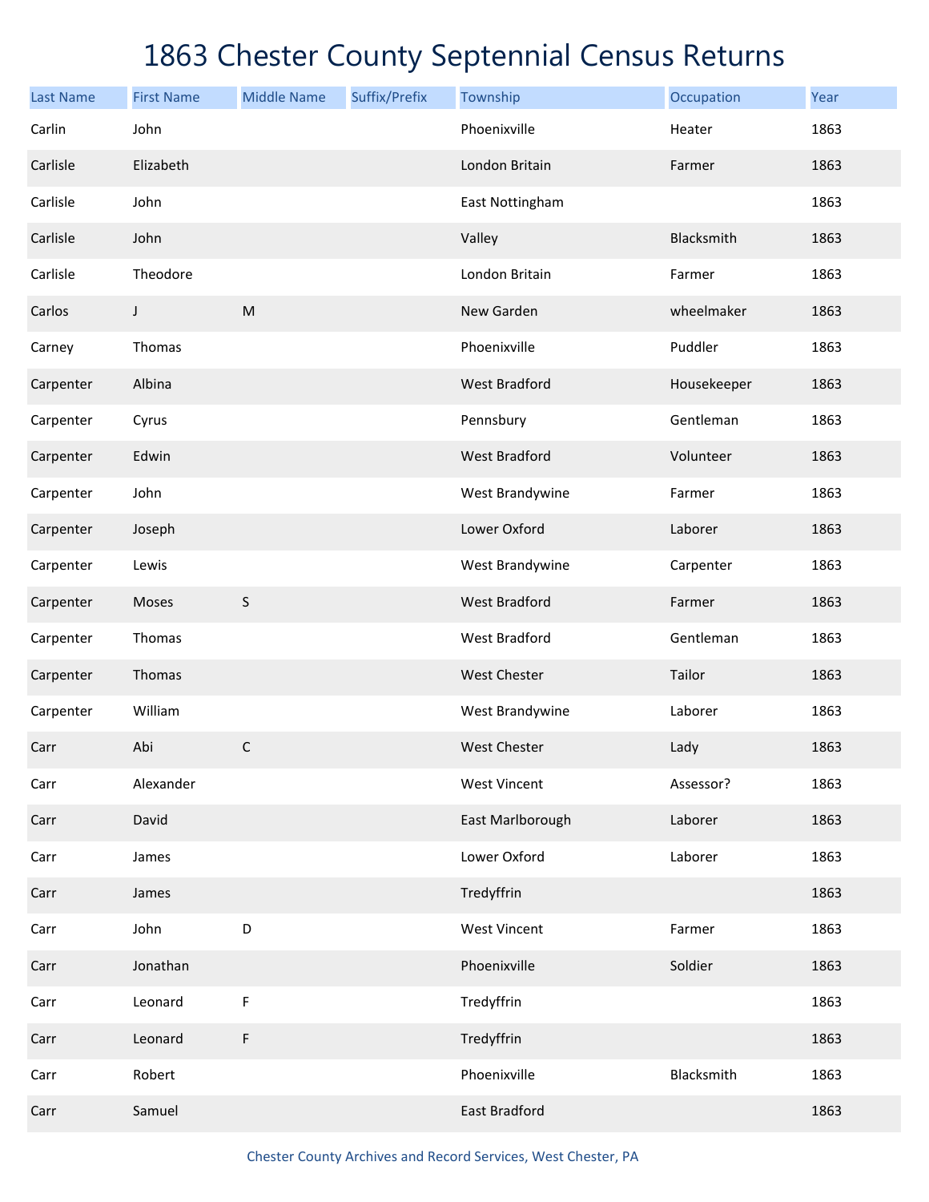# 1863 Chester County Septennial Census Returns

| Last Name | First Name | Middle Name | Suffix/Prefix | Township | Occupation | Year |
|---|---|---|---|---|---|---|
| Carlin | John | | | Phoenixville | Heater | 1863 |
| Carlisle | Elizabeth | | | London Britain | Farmer | 1863 |
| Carlisle | John | | | East Nottingham | | 1863 |
| Carlisle | John | | | Valley | Blacksmith | 1863 |
| Carlisle | Theodore | | | London Britain | Farmer | 1863 |
| Carlos | J | M | | New Garden | wheelmaker | 1863 |
| Carney | Thomas | | | Phoenixville | Puddler | 1863 |
| Carpenter | Albina | | | West Bradford | Housekeeper | 1863 |
| Carpenter | Cyrus | | | Pennsbury | Gentleman | 1863 |
| Carpenter | Edwin | | | West Bradford | Volunteer | 1863 |
| Carpenter | John | | | West Brandywine | Farmer | 1863 |
| Carpenter | Joseph | | | Lower Oxford | Laborer | 1863 |
| Carpenter | Lewis | | | West Brandywine | Carpenter | 1863 |
| Carpenter | Moses | S | | West Bradford | Farmer | 1863 |
| Carpenter | Thomas | | | West Bradford | Gentleman | 1863 |
| Carpenter | Thomas | | | West Chester | Tailor | 1863 |
| Carpenter | William | | | West Brandywine | Laborer | 1863 |
| Carr | Abi | C | | West Chester | Lady | 1863 |
| Carr | Alexander | | | West Vincent | Assessor? | 1863 |
| Carr | David | | | East Marlborough | Laborer | 1863 |
| Carr | James | | | Lower Oxford | Laborer | 1863 |
| Carr | James | | | Tredyffrin | | 1863 |
| Carr | John | D | | West Vincent | Farmer | 1863 |
| Carr | Jonathan | | | Phoenixville | Soldier | 1863 |
| Carr | Leonard | F | | Tredyffrin | | 1863 |
| Carr | Leonard | F | | Tredyffrin | | 1863 |
| Carr | Robert | | | Phoenixville | Blacksmith | 1863 |
| Carr | Samuel | | | East Bradford | | 1863 |

Chester County Archives and Record Services, West Chester, PA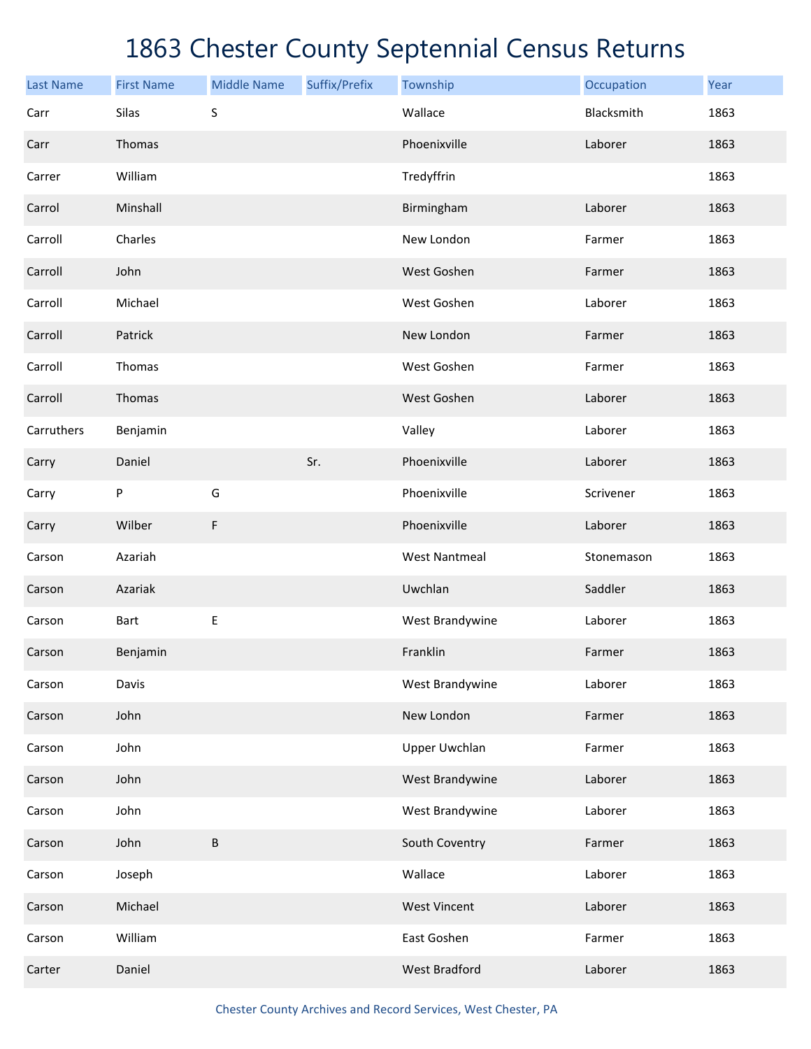# 1863 Chester County Septennial Census Returns

| Last Name | First Name | Middle Name | Suffix/Prefix | Township | Occupation | Year |
|---|---|---|---|---|---|---|
| Carr | Silas | S | | Wallace | Blacksmith | 1863 |
| Carr | Thomas | | | Phoenixville | Laborer | 1863 |
| Carrer | William | | | Tredyffrin | | 1863 |
| Carrol | Minshall | | | Birmingham | Laborer | 1863 |
| Carroll | Charles | | | New London | Farmer | 1863 |
| Carroll | John | | | West Goshen | Farmer | 1863 |
| Carroll | Michael | | | West Goshen | Laborer | 1863 |
| Carroll | Patrick | | | New London | Farmer | 1863 |
| Carroll | Thomas | | | West Goshen | Farmer | 1863 |
| Carroll | Thomas | | | West Goshen | Laborer | 1863 |
| Carruthers | Benjamin | | | Valley | Laborer | 1863 |
| Carry | Daniel | | Sr. | Phoenixville | Laborer | 1863 |
| Carry | P | G | | Phoenixville | Scrivener | 1863 |
| Carry | Wilber | F | | Phoenixville | Laborer | 1863 |
| Carson | Azariah | | | West Nantmeal | Stonemason | 1863 |
| Carson | Azariak | | | Uwchlan | Saddler | 1863 |
| Carson | Bart | E | | West Brandywine | Laborer | 1863 |
| Carson | Benjamin | | | Franklin | Farmer | 1863 |
| Carson | Davis | | | West Brandywine | Laborer | 1863 |
| Carson | John | | | New London | Farmer | 1863 |
| Carson | John | | | Upper Uwchlan | Farmer | 1863 |
| Carson | John | | | West Brandywine | Laborer | 1863 |
| Carson | John | | | West Brandywine | Laborer | 1863 |
| Carson | John | B | | South Coventry | Farmer | 1863 |
| Carson | Joseph | | | Wallace | Laborer | 1863 |
| Carson | Michael | | | West Vincent | Laborer | 1863 |
| Carson | William | | | East Goshen | Farmer | 1863 |
| Carter | Daniel | | | West Bradford | Laborer | 1863 |

Chester County Archives and Record Services, West Chester, PA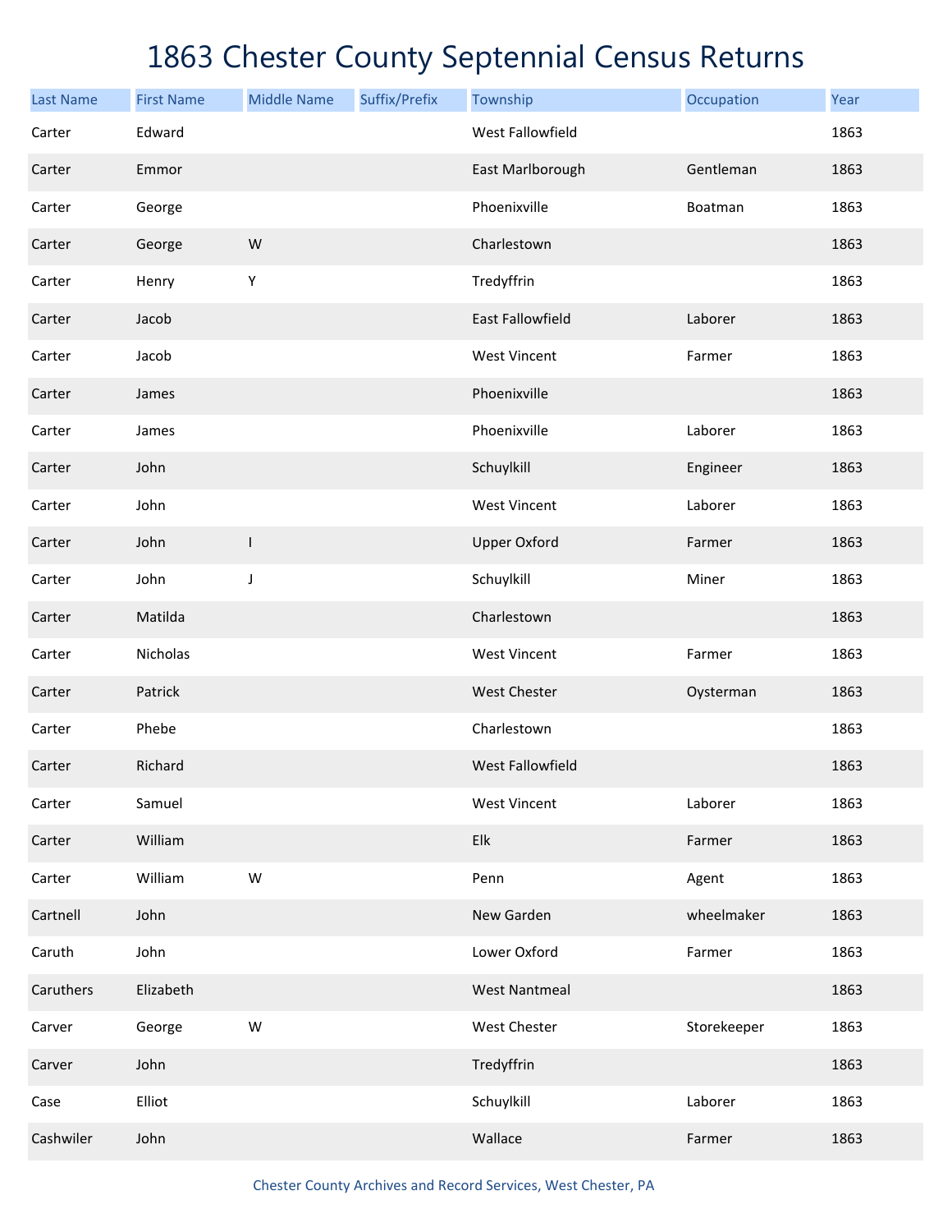# 1863 Chester County Septennial Census Returns

| Last Name | First Name | Middle Name | Suffix/Prefix | Township | Occupation | Year |
|---|---|---|---|---|---|---|
| Carter | Edward | | | West Fallowfield | | 1863 |
| Carter | Emmor | | | East Marlborough | Gentleman | 1863 |
| Carter | George | | | Phoenixville | Boatman | 1863 |
| Carter | George | W | | Charlestown | | 1863 |
| Carter | Henry | Y | | Tredyffrin | | 1863 |
| Carter | Jacob | | | East Fallowfield | Laborer | 1863 |
| Carter | Jacob | | | West Vincent | Farmer | 1863 |
| Carter | James | | | Phoenixville | | 1863 |
| Carter | James | | | Phoenixville | Laborer | 1863 |
| Carter | John | | | Schuylkill | Engineer | 1863 |
| Carter | John | | | West Vincent | Laborer | 1863 |
| Carter | John | I | | Upper Oxford | Farmer | 1863 |
| Carter | John | J | | Schuylkill | Miner | 1863 |
| Carter | Matilda | | | Charlestown | | 1863 |
| Carter | Nicholas | | | West Vincent | Farmer | 1863 |
| Carter | Patrick | | | West Chester | Oysterman | 1863 |
| Carter | Phebe | | | Charlestown | | 1863 |
| Carter | Richard | | | West Fallowfield | | 1863 |
| Carter | Samuel | | | West Vincent | Laborer | 1863 |
| Carter | William | | | Elk | Farmer | 1863 |
| Carter | William | W | | Penn | Agent | 1863 |
| Cartnell | John | | | New Garden | wheelmaker | 1863 |
| Caruth | John | | | Lower Oxford | Farmer | 1863 |
| Caruthers | Elizabeth | | | West Nantmeal | | 1863 |
| Carver | George | W | | West Chester | Storekeeper | 1863 |
| Carver | John | | | Tredyffrin | | 1863 |
| Case | Elliot | | | Schuylkill | Laborer | 1863 |
| Cashwiler | John | | | Wallace | Farmer | 1863 |

Chester County Archives and Record Services, West Chester, PA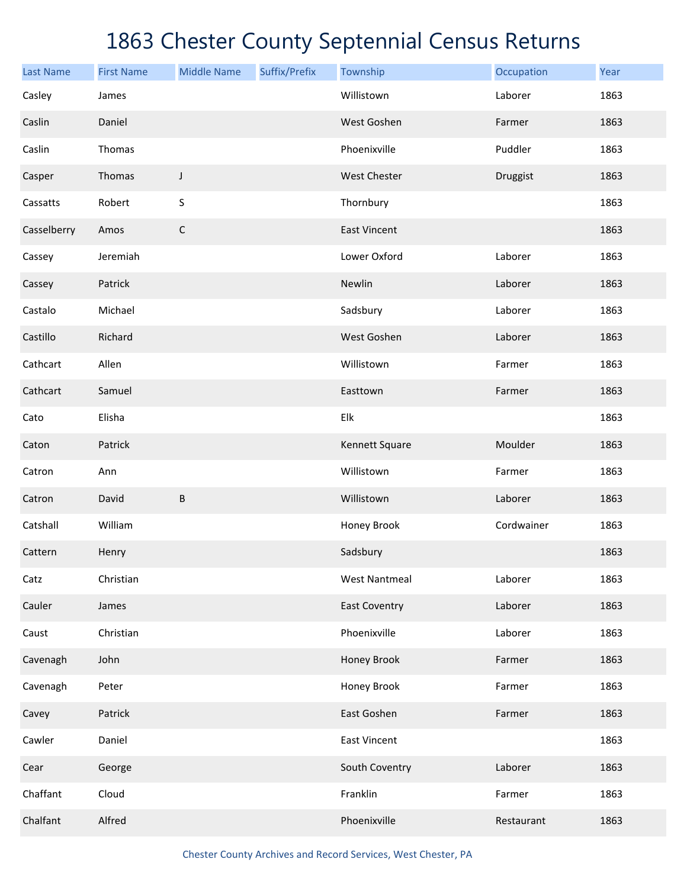# 1863 Chester County Septennial Census Returns

| Last Name | First Name | Middle Name | Suffix/Prefix | Township | Occupation | Year |
|---|---|---|---|---|---|---|
| Casley | James | | | Willistown | Laborer | 1863 |
| Caslin | Daniel | | | West Goshen | Farmer | 1863 |
| Caslin | Thomas | | | Phoenixville | Puddler | 1863 |
| Casper | Thomas | J | | West Chester | Druggist | 1863 |
| Cassatts | Robert | S | | Thornbury | | 1863 |
| Casselberry | Amos | C | | East Vincent | | 1863 |
| Cassey | Jeremiah | | | Lower Oxford | Laborer | 1863 |
| Cassey | Patrick | | | Newlin | Laborer | 1863 |
| Castalo | Michael | | | Sadsbury | Laborer | 1863 |
| Castillo | Richard | | | West Goshen | Laborer | 1863 |
| Cathcart | Allen | | | Willistown | Farmer | 1863 |
| Cathcart | Samuel | | | Easttown | Farmer | 1863 |
| Cato | Elisha | | | Elk | | 1863 |
| Caton | Patrick | | | Kennett Square | Moulder | 1863 |
| Catron | Ann | | | Willistown | Farmer | 1863 |
| Catron | David | B | | Willistown | Laborer | 1863 |
| Catshall | William | | | Honey Brook | Cordwainer | 1863 |
| Cattern | Henry | | | Sadsbury | | 1863 |
| Catz | Christian | | | West Nantmeal | Laborer | 1863 |
| Cauler | James | | | East Coventry | Laborer | 1863 |
| Caust | Christian | | | Phoenixville | Laborer | 1863 |
| Cavenagh | John | | | Honey Brook | Farmer | 1863 |
| Cavenagh | Peter | | | Honey Brook | Farmer | 1863 |
| Cavey | Patrick | | | East Goshen | Farmer | 1863 |
| Cawler | Daniel | | | East Vincent | | 1863 |
| Cear | George | | | South Coventry | Laborer | 1863 |
| Chaffant | Cloud | | | Franklin | Farmer | 1863 |
| Chalfant | Alfred | | | Phoenixville | Restaurant | 1863 |

Chester County Archives and Record Services, West Chester, PA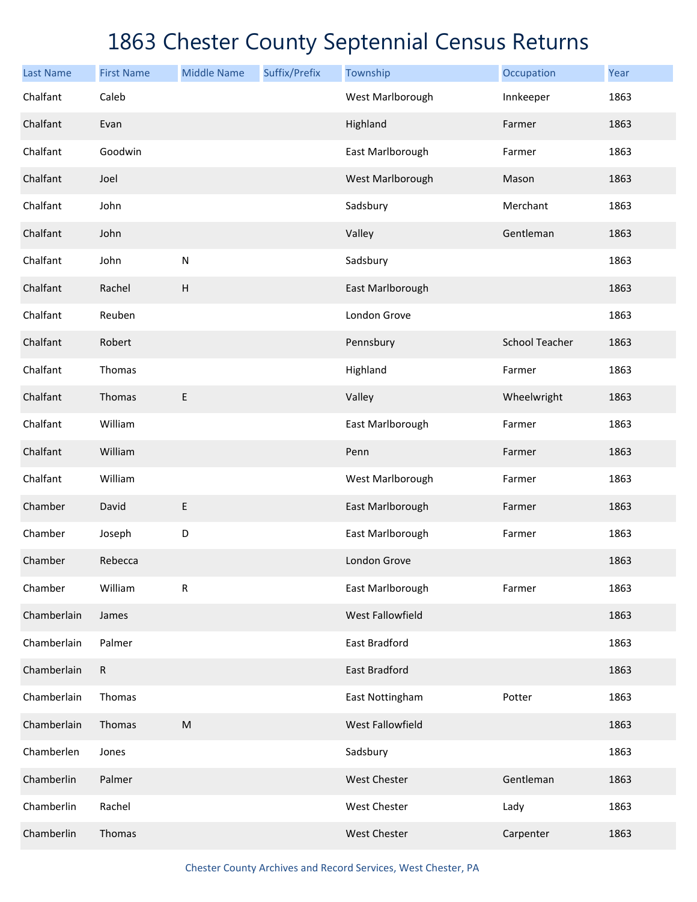# 1863 Chester County Septennial Census Returns

| Last Name | First Name | Middle Name | Suffix/Prefix | Township | Occupation | Year |
|---|---|---|---|---|---|---|
| Chalfant | Caleb | | | West Marlborough | Innkeeper | 1863 |
| Chalfant | Evan | | | Highland | Farmer | 1863 |
| Chalfant | Goodwin | | | East Marlborough | Farmer | 1863 |
| Chalfant | Joel | | | West Marlborough | Mason | 1863 |
| Chalfant | John | | | Sadsbury | Merchant | 1863 |
| Chalfant | John | | | Valley | Gentleman | 1863 |
| Chalfant | John | N | | Sadsbury | | 1863 |
| Chalfant | Rachel | H | | East Marlborough | | 1863 |
| Chalfant | Reuben | | | London Grove | | 1863 |
| Chalfant | Robert | | | Pennsbury | School Teacher | 1863 |
| Chalfant | Thomas | | | Highland | Farmer | 1863 |
| Chalfant | Thomas | E | | Valley | Wheelwright | 1863 |
| Chalfant | William | | | East Marlborough | Farmer | 1863 |
| Chalfant | William | | | Penn | Farmer | 1863 |
| Chalfant | William | | | West Marlborough | Farmer | 1863 |
| Chamber | David | E | | East Marlborough | Farmer | 1863 |
| Chamber | Joseph | D | | East Marlborough | Farmer | 1863 |
| Chamber | Rebecca | | | London Grove | | 1863 |
| Chamber | William | R | | East Marlborough | Farmer | 1863 |
| Chamberlain | James | | | West Fallowfield | | 1863 |
| Chamberlain | Palmer | | | East Bradford | | 1863 |
| Chamberlain | R | | | East Bradford | | 1863 |
| Chamberlain | Thomas | | | East Nottingham | Potter | 1863 |
| Chamberlain | Thomas | M | | West Fallowfield | | 1863 |
| Chamberlen | Jones | | | Sadsbury | | 1863 |
| Chamberlin | Palmer | | | West Chester | Gentleman | 1863 |
| Chamberlin | Rachel | | | West Chester | Lady | 1863 |
| Chamberlin | Thomas | | | West Chester | Carpenter | 1863 |

Chester County Archives and Record Services, West Chester, PA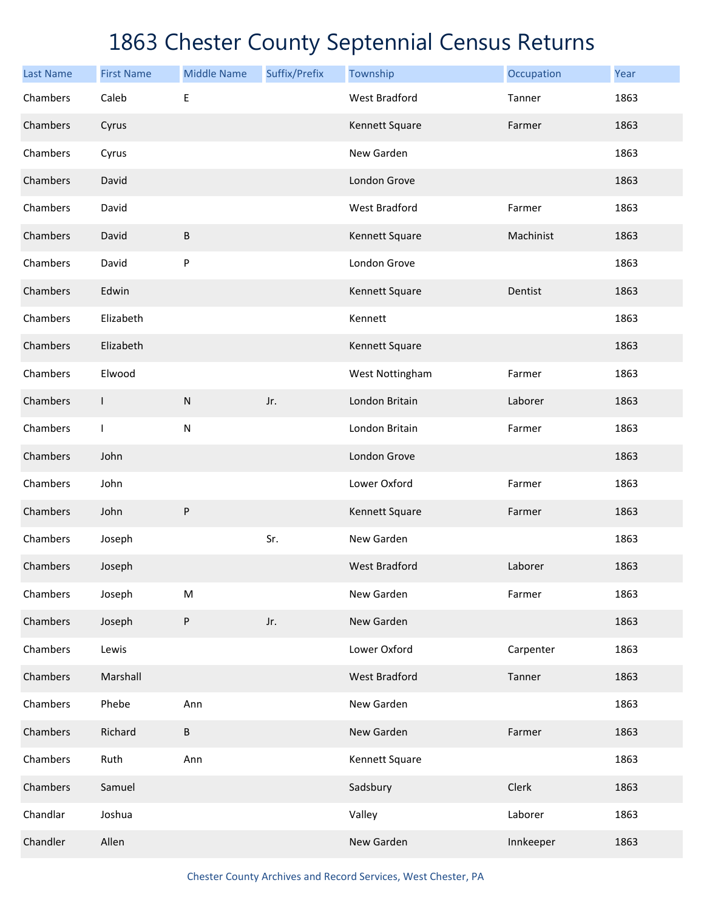# 1863 Chester County Septennial Census Returns

| Last Name | First Name | Middle Name | Suffix/Prefix | Township | Occupation | Year |
|---|---|---|---|---|---|---|
| Chambers | Caleb | E | | West Bradford | Tanner | 1863 |
| Chambers | Cyrus | | | Kennett Square | Farmer | 1863 |
| Chambers | Cyrus | | | New Garden | | 1863 |
| Chambers | David | | | London Grove | | 1863 |
| Chambers | David | | | West Bradford | Farmer | 1863 |
| Chambers | David | B | | Kennett Square | Machinist | 1863 |
| Chambers | David | P | | London Grove | | 1863 |
| Chambers | Edwin | | | Kennett Square | Dentist | 1863 |
| Chambers | Elizabeth | | | Kennett | | 1863 |
| Chambers | Elizabeth | | | Kennett Square | | 1863 |
| Chambers | Elwood | | | West Nottingham | Farmer | 1863 |
| Chambers | I | N | Jr. | London Britain | Laborer | 1863 |
| Chambers | I | N | | London Britain | Farmer | 1863 |
| Chambers | John | | | London Grove | | 1863 |
| Chambers | John | | | Lower Oxford | Farmer | 1863 |
| Chambers | John | P | | Kennett Square | Farmer | 1863 |
| Chambers | Joseph | | Sr. | New Garden | | 1863 |
| Chambers | Joseph | | | West Bradford | Laborer | 1863 |
| Chambers | Joseph | M | | New Garden | Farmer | 1863 |
| Chambers | Joseph | P | Jr. | New Garden | | 1863 |
| Chambers | Lewis | | | Lower Oxford | Carpenter | 1863 |
| Chambers | Marshall | | | West Bradford | Tanner | 1863 |
| Chambers | Phebe | Ann | | New Garden | | 1863 |
| Chambers | Richard | B | | New Garden | Farmer | 1863 |
| Chambers | Ruth | Ann | | Kennett Square | | 1863 |
| Chambers | Samuel | | | Sadsbury | Clerk | 1863 |
| Chandlar | Joshua | | | Valley | Laborer | 1863 |
| Chandler | Allen | | | New Garden | Innkeeper | 1863 |

Chester County Archives and Record Services, West Chester, PA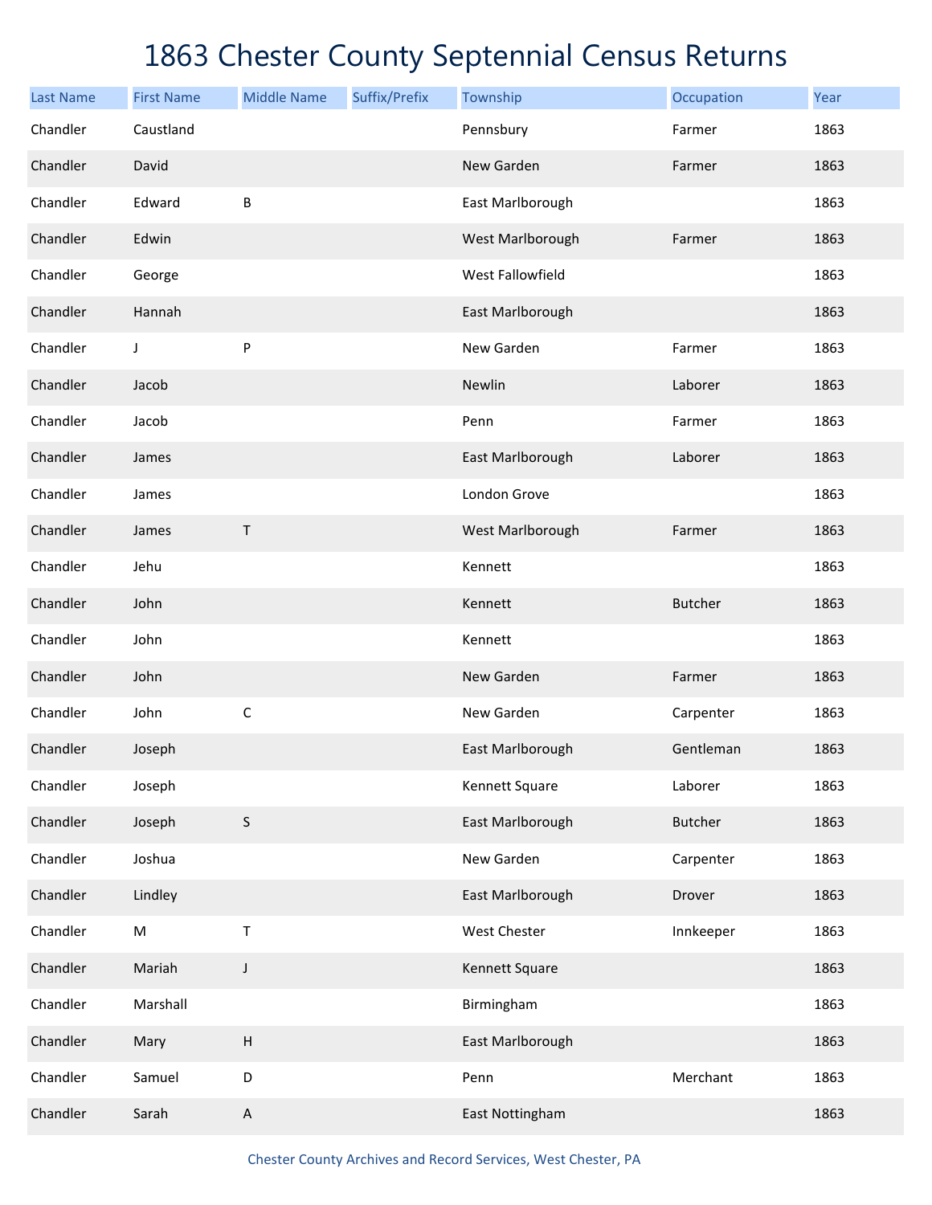# 1863 Chester County Septennial Census Returns

| Last Name | First Name | Middle Name | Suffix/Prefix | Township | Occupation | Year |
|---|---|---|---|---|---|---|
| Chandler | Caustland | | | Pennsbury | Farmer | 1863 |
| Chandler | David | | | New Garden | Farmer | 1863 |
| Chandler | Edward | B | | East Marlborough | | 1863 |
| Chandler | Edwin | | | West Marlborough | Farmer | 1863 |
| Chandler | George | | | West Fallowfield | | 1863 |
| Chandler | Hannah | | | East Marlborough | | 1863 |
| Chandler | J | P | | New Garden | Farmer | 1863 |
| Chandler | Jacob | | | Newlin | Laborer | 1863 |
| Chandler | Jacob | | | Penn | Farmer | 1863 |
| Chandler | James | | | East Marlborough | Laborer | 1863 |
| Chandler | James | | | London Grove | | 1863 |
| Chandler | James | T | | West Marlborough | Farmer | 1863 |
| Chandler | Jehu | | | Kennett | | 1863 |
| Chandler | John | | | Kennett | Butcher | 1863 |
| Chandler | John | | | Kennett | | 1863 |
| Chandler | John | | | New Garden | Farmer | 1863 |
| Chandler | John | C | | New Garden | Carpenter | 1863 |
| Chandler | Joseph | | | East Marlborough | Gentleman | 1863 |
| Chandler | Joseph | | | Kennett Square | Laborer | 1863 |
| Chandler | Joseph | S | | East Marlborough | Butcher | 1863 |
| Chandler | Joshua | | | New Garden | Carpenter | 1863 |
| Chandler | Lindley | | | East Marlborough | Drover | 1863 |
| Chandler | M | T | | West Chester | Innkeeper | 1863 |
| Chandler | Mariah | J | | Kennett Square | | 1863 |
| Chandler | Marshall | | | Birmingham | | 1863 |
| Chandler | Mary | H | | East Marlborough | | 1863 |
| Chandler | Samuel | D | | Penn | Merchant | 1863 |
| Chandler | Sarah | A | | East Nottingham | | 1863 |

Chester County Archives and Record Services, West Chester, PA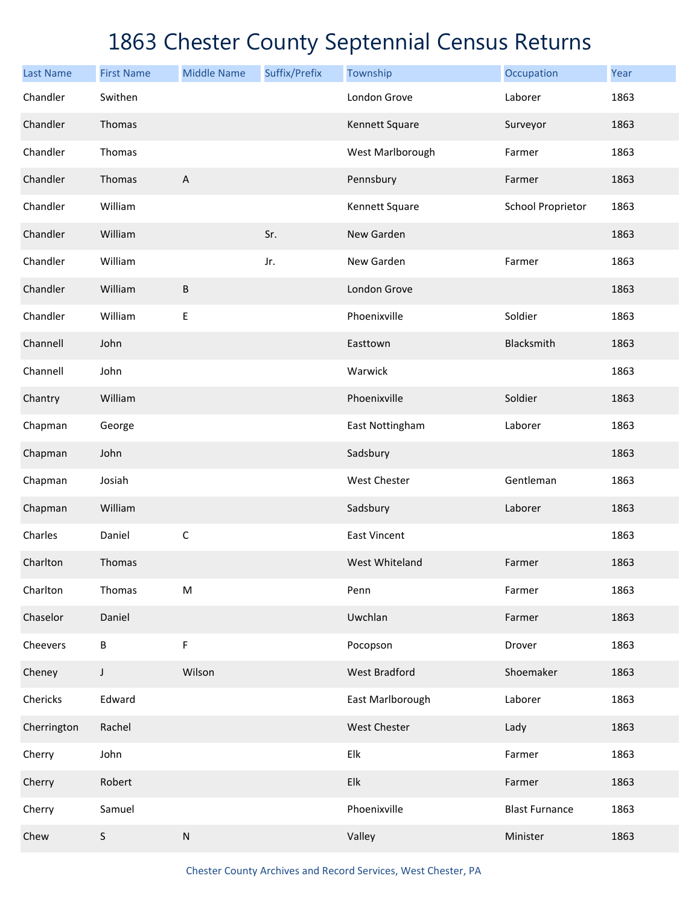# 1863 Chester County Septennial Census Returns

| Last Name | First Name | Middle Name | Suffix/Prefix | Township | Occupation | Year |
|---|---|---|---|---|---|---|
| Chandler | Swithen | | | London Grove | Laborer | 1863 |
| Chandler | Thomas | | | Kennett Square | Surveyor | 1863 |
| Chandler | Thomas | | | West Marlborough | Farmer | 1863 |
| Chandler | Thomas | A | | Pennsbury | Farmer | 1863 |
| Chandler | William | | | Kennett Square | School Proprietor | 1863 |
| Chandler | William | | Sr. | New Garden | | 1863 |
| Chandler | William | | Jr. | New Garden | Farmer | 1863 |
| Chandler | William | B | | London Grove | | 1863 |
| Chandler | William | E | | Phoenixville | Soldier | 1863 |
| Channell | John | | | Easttown | Blacksmith | 1863 |
| Channell | John | | | Warwick | | 1863 |
| Chantry | William | | | Phoenixville | Soldier | 1863 |
| Chapman | George | | | East Nottingham | Laborer | 1863 |
| Chapman | John | | | Sadsbury | | 1863 |
| Chapman | Josiah | | | West Chester | Gentleman | 1863 |
| Chapman | William | | | Sadsbury | Laborer | 1863 |
| Charles | Daniel | C | | East Vincent | | 1863 |
| Charlton | Thomas | | | West Whiteland | Farmer | 1863 |
| Charlton | Thomas | M | | Penn | Farmer | 1863 |
| Chaselor | Daniel | | | Uwchlan | Farmer | 1863 |
| Cheevers | B | F | | Pocopson | Drover | 1863 |
| Cheney | J | Wilson | | West Bradford | Shoemaker | 1863 |
| Chericks | Edward | | | East Marlborough | Laborer | 1863 |
| Cherrington | Rachel | | | West Chester | Lady | 1863 |
| Cherry | John | | | Elk | Farmer | 1863 |
| Cherry | Robert | | | Elk | Farmer | 1863 |
| Cherry | Samuel | | | Phoenixville | Blast Furnance | 1863 |
| Chew | S | N | | Valley | Minister | 1863 |

Chester County Archives and Record Services, West Chester, PA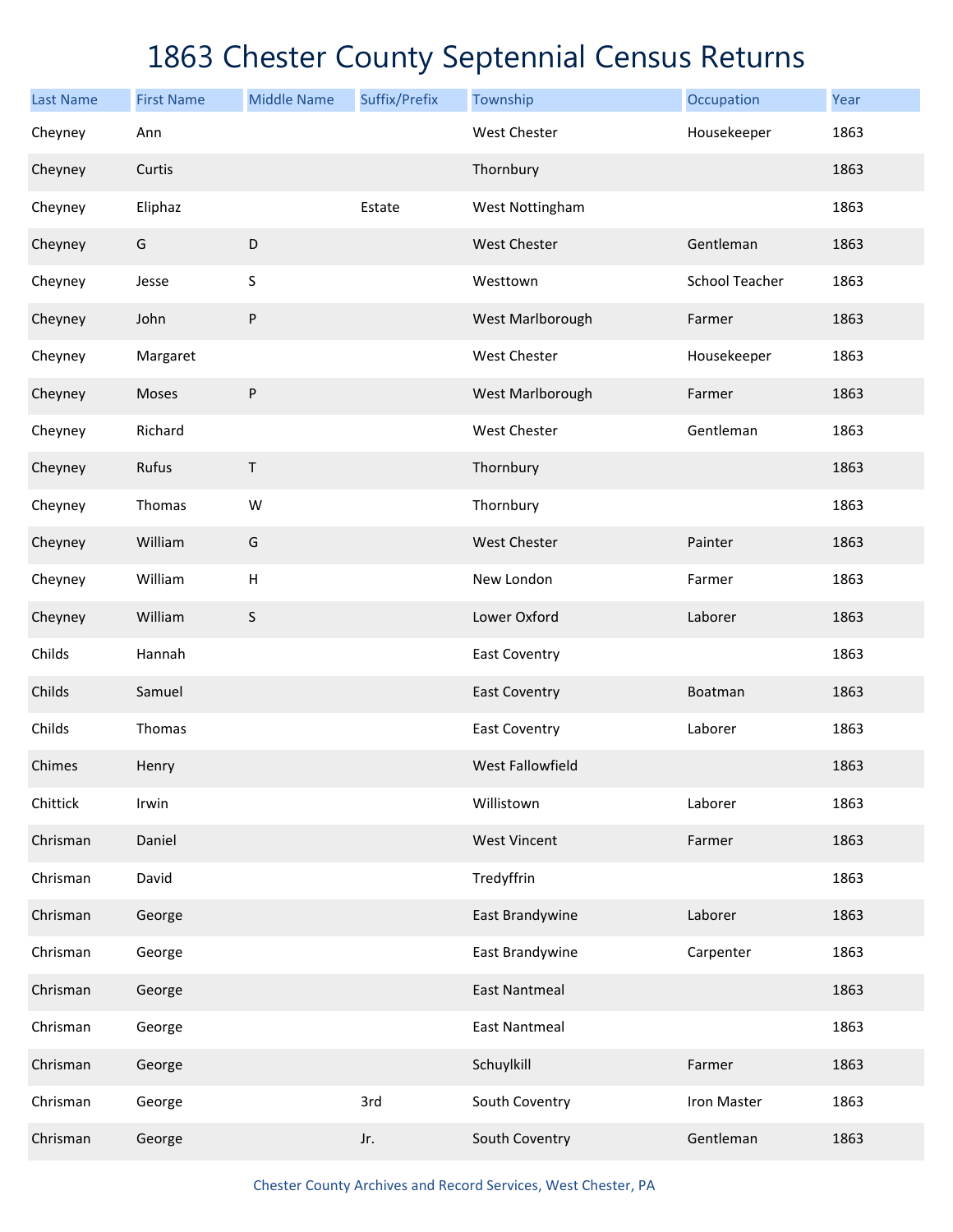# 1863 Chester County Septennial Census Returns

| Last Name | First Name | Middle Name | Suffix/Prefix | Township | Occupation | Year |
|---|---|---|---|---|---|---|
| Cheyney | Ann | | | West Chester | Housekeeper | 1863 |
| Cheyney | Curtis | | | Thornbury | | 1863 |
| Cheyney | Eliphaz | | Estate | West Nottingham | | 1863 |
| Cheyney | G | D | | West Chester | Gentleman | 1863 |
| Cheyney | Jesse | S | | Westtown | School Teacher | 1863 |
| Cheyney | John | P | | West Marlborough | Farmer | 1863 |
| Cheyney | Margaret | | | West Chester | Housekeeper | 1863 |
| Cheyney | Moses | P | | West Marlborough | Farmer | 1863 |
| Cheyney | Richard | | | West Chester | Gentleman | 1863 |
| Cheyney | Rufus | T | | Thornbury | | 1863 |
| Cheyney | Thomas | W | | Thornbury | | 1863 |
| Cheyney | William | G | | West Chester | Painter | 1863 |
| Cheyney | William | H | | New London | Farmer | 1863 |
| Cheyney | William | S | | Lower Oxford | Laborer | 1863 |
| Childs | Hannah | | | East Coventry | | 1863 |
| Childs | Samuel | | | East Coventry | Boatman | 1863 |
| Childs | Thomas | | | East Coventry | Laborer | 1863 |
| Chimes | Henry | | | West Fallowfield | | 1863 |
| Chittick | Irwin | | | Willistown | Laborer | 1863 |
| Chrisman | Daniel | | | West Vincent | Farmer | 1863 |
| Chrisman | David | | | Tredyffrin | | 1863 |
| Chrisman | George | | | East Brandywine | Laborer | 1863 |
| Chrisman | George | | | East Brandywine | Carpenter | 1863 |
| Chrisman | George | | | East Nantmeal | | 1863 |
| Chrisman | George | | | East Nantmeal | | 1863 |
| Chrisman | George | | | Schuylkill | Farmer | 1863 |
| Chrisman | George | | 3rd | South Coventry | Iron Master | 1863 |
| Chrisman | George | | Jr. | South Coventry | Gentleman | 1863 |

Chester County Archives and Record Services, West Chester, PA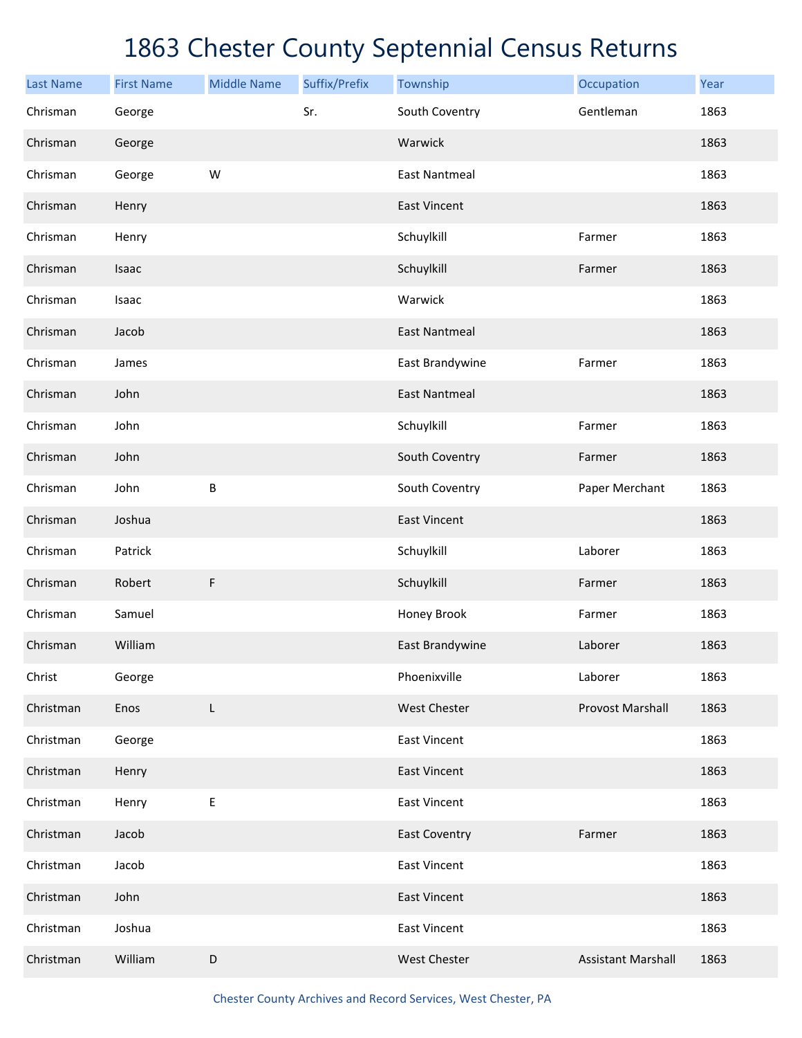# 1863 Chester County Septennial Census Returns

| Last Name | First Name | Middle Name | Suffix/Prefix | Township | Occupation | Year |
|---|---|---|---|---|---|---|
| Chrisman | George | | Sr. | South Coventry | Gentleman | 1863 |
| Chrisman | George | | | Warwick | | 1863 |
| Chrisman | George | W | | East Nantmeal | | 1863 |
| Chrisman | Henry | | | East Vincent | | 1863 |
| Chrisman | Henry | | | Schuylkill | Farmer | 1863 |
| Chrisman | Isaac | | | Schuylkill | Farmer | 1863 |
| Chrisman | Isaac | | | Warwick | | 1863 |
| Chrisman | Jacob | | | East Nantmeal | | 1863 |
| Chrisman | James | | | East Brandywine | Farmer | 1863 |
| Chrisman | John | | | East Nantmeal | | 1863 |
| Chrisman | John | | | Schuylkill | Farmer | 1863 |
| Chrisman | John | | | South Coventry | Farmer | 1863 |
| Chrisman | John | B | | South Coventry | Paper Merchant | 1863 |
| Chrisman | Joshua | | | East Vincent | | 1863 |
| Chrisman | Patrick | | | Schuylkill | Laborer | 1863 |
| Chrisman | Robert | F | | Schuylkill | Farmer | 1863 |
| Chrisman | Samuel | | | Honey Brook | Farmer | 1863 |
| Chrisman | William | | | East Brandywine | Laborer | 1863 |
| Christ | George | | | Phoenixville | Laborer | 1863 |
| Christman | Enos | L | | West Chester | Provost Marshall | 1863 |
| Christman | George | | | East Vincent | | 1863 |
| Christman | Henry | | | East Vincent | | 1863 |
| Christman | Henry | E | | East Vincent | | 1863 |
| Christman | Jacob | | | East Coventry | Farmer | 1863 |
| Christman | Jacob | | | East Vincent | | 1863 |
| Christman | John | | | East Vincent | | 1863 |
| Christman | Joshua | | | East Vincent | | 1863 |
| Christman | William | D | | West Chester | Assistant Marshall | 1863 |

Chester County Archives and Record Services, West Chester, PA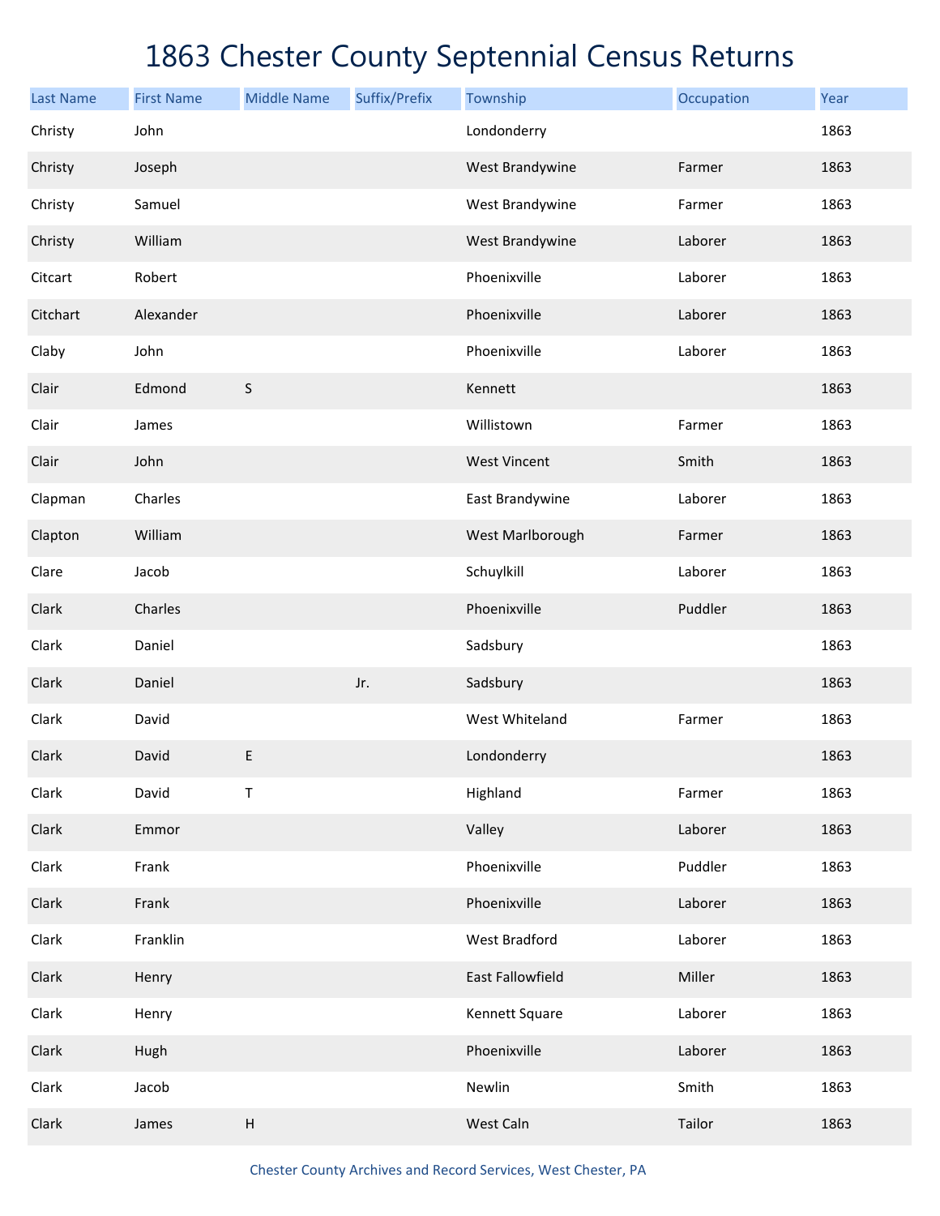# 1863 Chester County Septennial Census Returns

| Last Name | First Name | Middle Name | Suffix/Prefix | Township | Occupation | Year |
|---|---|---|---|---|---|---|
| Christy | John | | | Londonderry | | 1863 |
| Christy | Joseph | | | West Brandywine | Farmer | 1863 |
| Christy | Samuel | | | West Brandywine | Farmer | 1863 |
| Christy | William | | | West Brandywine | Laborer | 1863 |
| Citcart | Robert | | | Phoenixville | Laborer | 1863 |
| Citchart | Alexander | | | Phoenixville | Laborer | 1863 |
| Claby | John | | | Phoenixville | Laborer | 1863 |
| Clair | Edmond | S | | Kennett | | 1863 |
| Clair | James | | | Willistown | Farmer | 1863 |
| Clair | John | | | West Vincent | Smith | 1863 |
| Clapman | Charles | | | East Brandywine | Laborer | 1863 |
| Clapton | William | | | West Marlborough | Farmer | 1863 |
| Clare | Jacob | | | Schuylkill | Laborer | 1863 |
| Clark | Charles | | | Phoenixville | Puddler | 1863 |
| Clark | Daniel | | | Sadsbury | | 1863 |
| Clark | Daniel | | Jr. | Sadsbury | | 1863 |
| Clark | David | | | West Whiteland | Farmer | 1863 |
| Clark | David | E | | Londonderry | | 1863 |
| Clark | David | T | | Highland | Farmer | 1863 |
| Clark | Emmor | | | Valley | Laborer | 1863 |
| Clark | Frank | | | Phoenixville | Puddler | 1863 |
| Clark | Frank | | | Phoenixville | Laborer | 1863 |
| Clark | Franklin | | | West Bradford | Laborer | 1863 |
| Clark | Henry | | | East Fallowfield | Miller | 1863 |
| Clark | Henry | | | Kennett Square | Laborer | 1863 |
| Clark | Hugh | | | Phoenixville | Laborer | 1863 |
| Clark | Jacob | | | Newlin | Smith | 1863 |
| Clark | James | H | | West Caln | Tailor | 1863 |

Chester County Archives and Record Services, West Chester, PA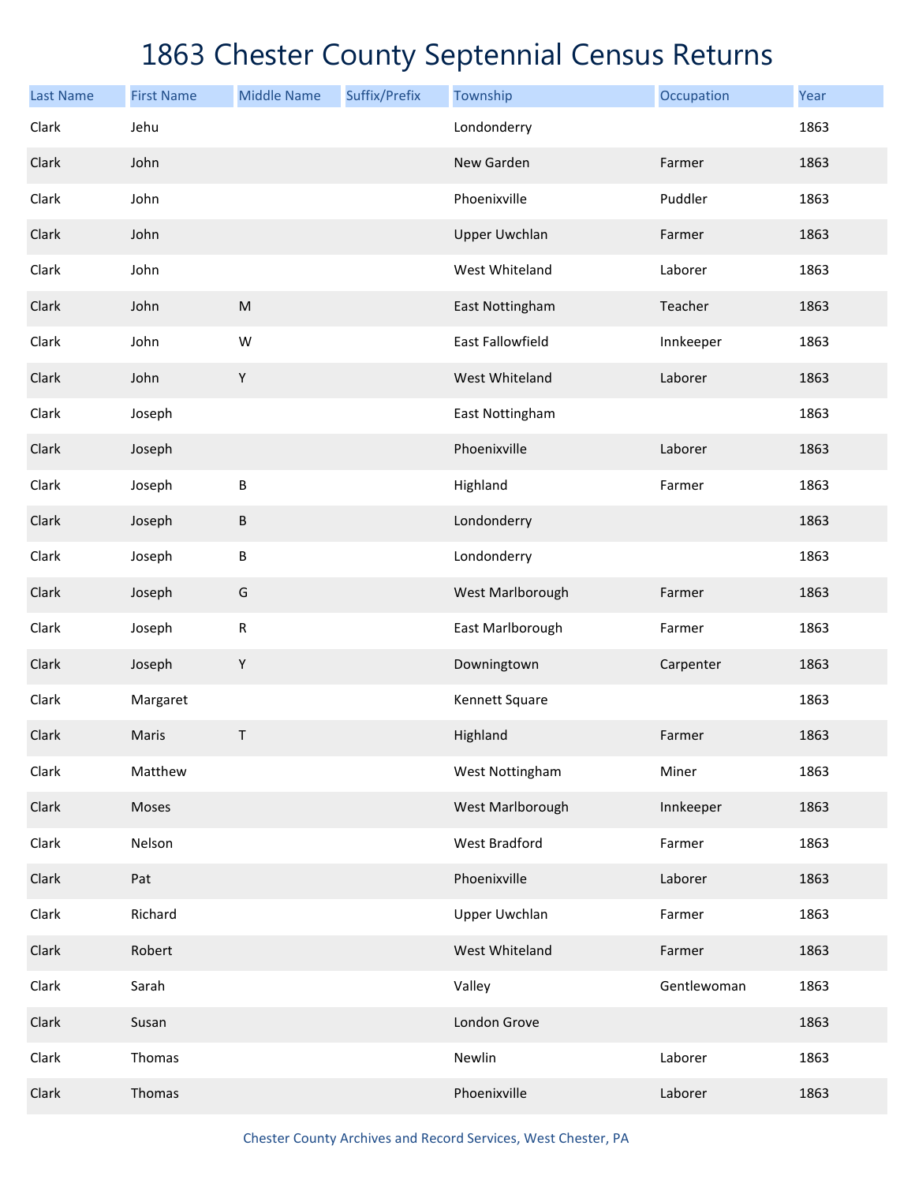# 1863 Chester County Septennial Census Returns

| Last Name | First Name | Middle Name | Suffix/Prefix | Township | Occupation | Year |
|---|---|---|---|---|---|---|
| Clark | Jehu | | | Londonderry | | 1863 |
| Clark | John | | | New Garden | Farmer | 1863 |
| Clark | John | | | Phoenixville | Puddler | 1863 |
| Clark | John | | | Upper Uwchlan | Farmer | 1863 |
| Clark | John | | | West Whiteland | Laborer | 1863 |
| Clark | John | M | | East Nottingham | Teacher | 1863 |
| Clark | John | W | | East Fallowfield | Innkeeper | 1863 |
| Clark | John | Y | | West Whiteland | Laborer | 1863 |
| Clark | Joseph | | | East Nottingham | | 1863 |
| Clark | Joseph | | | Phoenixville | Laborer | 1863 |
| Clark | Joseph | B | | Highland | Farmer | 1863 |
| Clark | Joseph | B | | Londonderry | | 1863 |
| Clark | Joseph | B | | Londonderry | | 1863 |
| Clark | Joseph | G | | West Marlborough | Farmer | 1863 |
| Clark | Joseph | R | | East Marlborough | Farmer | 1863 |
| Clark | Joseph | Y | | Downingtown | Carpenter | 1863 |
| Clark | Margaret | | | Kennett Square | | 1863 |
| Clark | Maris | T | | Highland | Farmer | 1863 |
| Clark | Matthew | | | West Nottingham | Miner | 1863 |
| Clark | Moses | | | West Marlborough | Innkeeper | 1863 |
| Clark | Nelson | | | West Bradford | Farmer | 1863 |
| Clark | Pat | | | Phoenixville | Laborer | 1863 |
| Clark | Richard | | | Upper Uwchlan | Farmer | 1863 |
| Clark | Robert | | | West Whiteland | Farmer | 1863 |
| Clark | Sarah | | | Valley | Gentlewoman | 1863 |
| Clark | Susan | | | London Grove | | 1863 |
| Clark | Thomas | | | Newlin | Laborer | 1863 |
| Clark | Thomas | | | Phoenixville | Laborer | 1863 |

Chester County Archives and Record Services, West Chester, PA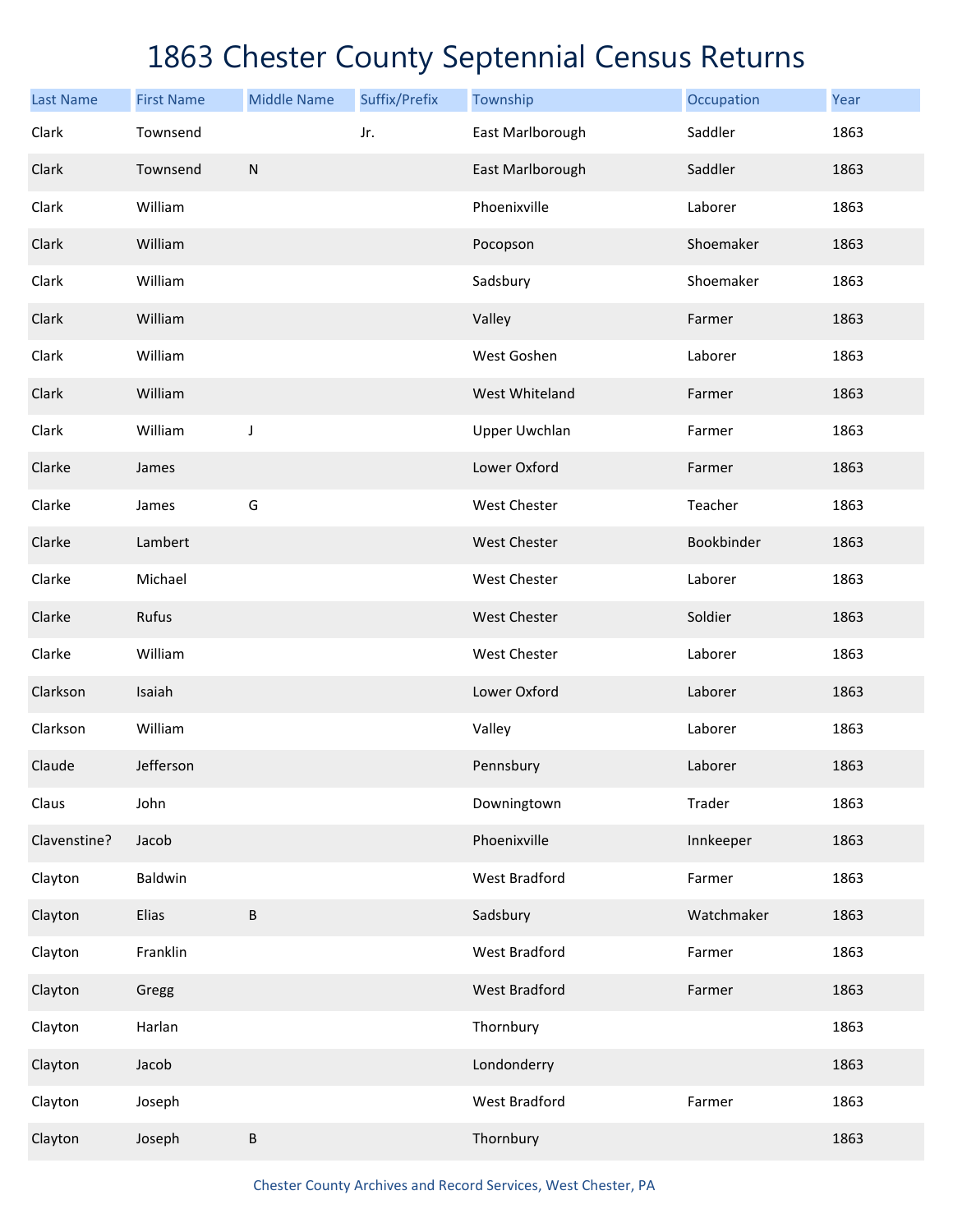# 1863 Chester County Septennial Census Returns

| Last Name | First Name | Middle Name | Suffix/Prefix | Township | Occupation | Year |
|---|---|---|---|---|---|---|
| Clark | Townsend | | Jr. | East Marlborough | Saddler | 1863 |
| Clark | Townsend | N | | East Marlborough | Saddler | 1863 |
| Clark | William | | | Phoenixville | Laborer | 1863 |
| Clark | William | | | Pocopson | Shoemaker | 1863 |
| Clark | William | | | Sadsbury | Shoemaker | 1863 |
| Clark | William | | | Valley | Farmer | 1863 |
| Clark | William | | | West Goshen | Laborer | 1863 |
| Clark | William | | | West Whiteland | Farmer | 1863 |
| Clark | William | J | | Upper Uwchlan | Farmer | 1863 |
| Clarke | James | | | Lower Oxford | Farmer | 1863 |
| Clarke | James | G | | West Chester | Teacher | 1863 |
| Clarke | Lambert | | | West Chester | Bookbinder | 1863 |
| Clarke | Michael | | | West Chester | Laborer | 1863 |
| Clarke | Rufus | | | West Chester | Soldier | 1863 |
| Clarke | William | | | West Chester | Laborer | 1863 |
| Clarkson | Isaiah | | | Lower Oxford | Laborer | 1863 |
| Clarkson | William | | | Valley | Laborer | 1863 |
| Claude | Jefferson | | | Pennsbury | Laborer | 1863 |
| Claus | John | | | Downingtown | Trader | 1863 |
| Clavenstine? | Jacob | | | Phoenixville | Innkeeper | 1863 |
| Clayton | Baldwin | | | West Bradford | Farmer | 1863 |
| Clayton | Elias | B | | Sadsbury | Watchmaker | 1863 |
| Clayton | Franklin | | | West Bradford | Farmer | 1863 |
| Clayton | Gregg | | | West Bradford | Farmer | 1863 |
| Clayton | Harlan | | | Thornbury | | 1863 |
| Clayton | Jacob | | | Londonderry | | 1863 |
| Clayton | Joseph | | | West Bradford | Farmer | 1863 |
| Clayton | Joseph | B | | Thornbury | | 1863 |

Chester County Archives and Record Services, West Chester, PA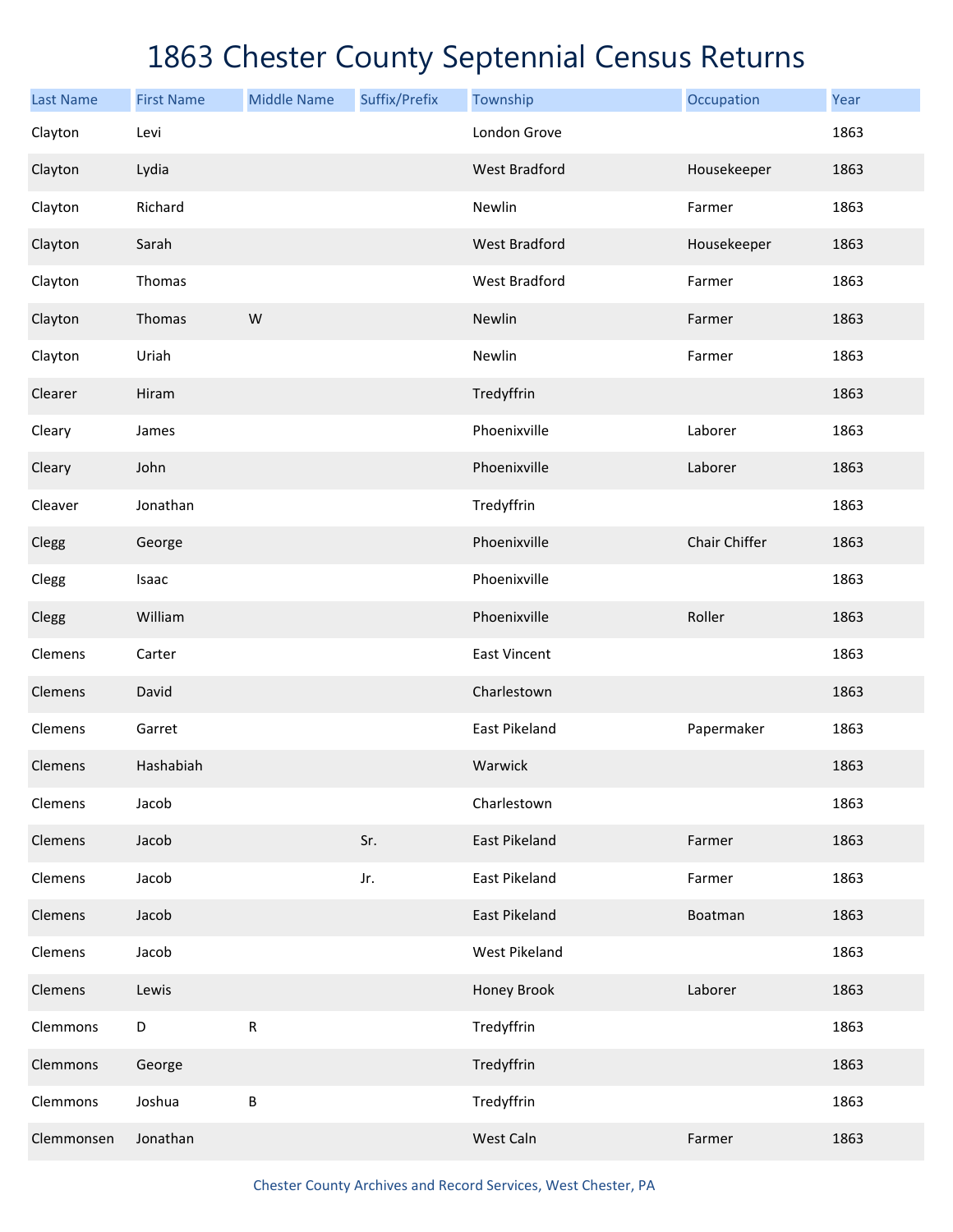# 1863 Chester County Septennial Census Returns

| Last Name | First Name | Middle Name | Suffix/Prefix | Township | Occupation | Year |
|---|---|---|---|---|---|---|
| Clayton | Levi | | | London Grove | | 1863 |
| Clayton | Lydia | | | West Bradford | Housekeeper | 1863 |
| Clayton | Richard | | | Newlin | Farmer | 1863 |
| Clayton | Sarah | | | West Bradford | Housekeeper | 1863 |
| Clayton | Thomas | | | West Bradford | Farmer | 1863 |
| Clayton | Thomas | W | | Newlin | Farmer | 1863 |
| Clayton | Uriah | | | Newlin | Farmer | 1863 |
| Clearer | Hiram | | | Tredyffrin | | 1863 |
| Cleary | James | | | Phoenixville | Laborer | 1863 |
| Cleary | John | | | Phoenixville | Laborer | 1863 |
| Cleaver | Jonathan | | | Tredyffrin | | 1863 |
| Clegg | George | | | Phoenixville | Chair Chiffer | 1863 |
| Clegg | Isaac | | | Phoenixville | | 1863 |
| Clegg | William | | | Phoenixville | Roller | 1863 |
| Clemens | Carter | | | East Vincent | | 1863 |
| Clemens | David | | | Charlestown | | 1863 |
| Clemens | Garret | | | East Pikeland | Papermaker | 1863 |
| Clemens | Hashabiah | | | Warwick | | 1863 |
| Clemens | Jacob | | | Charlestown | | 1863 |
| Clemens | Jacob | | Sr. | East Pikeland | Farmer | 1863 |
| Clemens | Jacob | | Jr. | East Pikeland | Farmer | 1863 |
| Clemens | Jacob | | | East Pikeland | Boatman | 1863 |
| Clemens | Jacob | | | West Pikeland | | 1863 |
| Clemens | Lewis | | | Honey Brook | Laborer | 1863 |
| Clemmons | D | R | | Tredyffrin | | 1863 |
| Clemmons | George | | | Tredyffrin | | 1863 |
| Clemmons | Joshua | B | | Tredyffrin | | 1863 |
| Clemmonsen | Jonathan | | | West Caln | Farmer | 1863 |

Chester County Archives and Record Services, West Chester, PA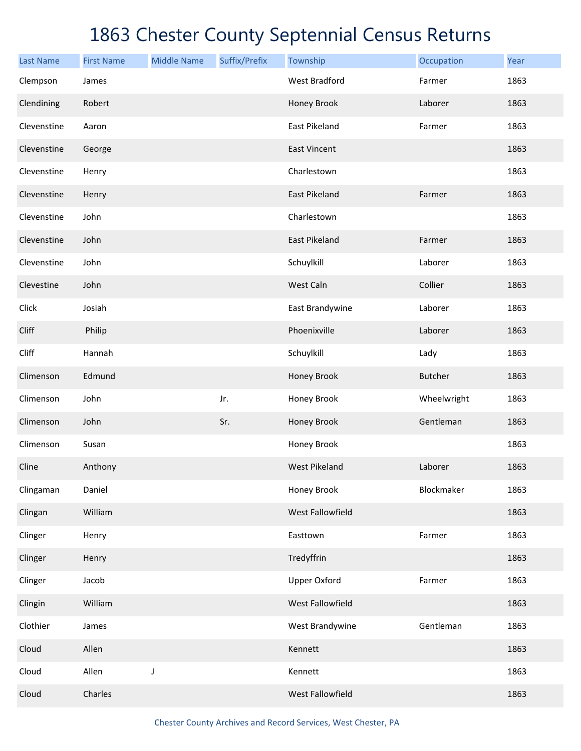# 1863 Chester County Septennial Census Returns

| Last Name | First Name | Middle Name | Suffix/Prefix | Township | Occupation | Year |
|---|---|---|---|---|---|---|
| Clempson | James | | | West Bradford | Farmer | 1863 |
| Clendining | Robert | | | Honey Brook | Laborer | 1863 |
| Clevenstine | Aaron | | | East Pikeland | Farmer | 1863 |
| Clevenstine | George | | | East Vincent | | 1863 |
| Clevenstine | Henry | | | Charlestown | | 1863 |
| Clevenstine | Henry | | | East Pikeland | Farmer | 1863 |
| Clevenstine | John | | | Charlestown | | 1863 |
| Clevenstine | John | | | East Pikeland | Farmer | 1863 |
| Clevenstine | John | | | Schuylkill | Laborer | 1863 |
| Clevestine | John | | | West Caln | Collier | 1863 |
| Click | Josiah | | | East Brandywine | Laborer | 1863 |
| Cliff | Philip | | | Phoenixville | Laborer | 1863 |
| Cliff | Hannah | | | Schuylkill | Lady | 1863 |
| Climenson | Edmund | | | Honey Brook | Butcher | 1863 |
| Climenson | John | | Jr. | Honey Brook | Wheelwright | 1863 |
| Climenson | John | | Sr. | Honey Brook | Gentleman | 1863 |
| Climenson | Susan | | | Honey Brook | | 1863 |
| Cline | Anthony | | | West Pikeland | Laborer | 1863 |
| Clingaman | Daniel | | | Honey Brook | Blockmaker | 1863 |
| Clingan | William | | | West Fallowfield | | 1863 |
| Clinger | Henry | | | Easttown | Farmer | 1863 |
| Clinger | Henry | | | Tredyffrin | | 1863 |
| Clinger | Jacob | | | Upper Oxford | Farmer | 1863 |
| Clingin | William | | | West Fallowfield | | 1863 |
| Clothier | James | | | West Brandywine | Gentleman | 1863 |
| Cloud | Allen | | | Kennett | | 1863 |
| Cloud | Allen | J | | Kennett | | 1863 |
| Cloud | Charles | | | West Fallowfield | | 1863 |

Chester County Archives and Record Services, West Chester, PA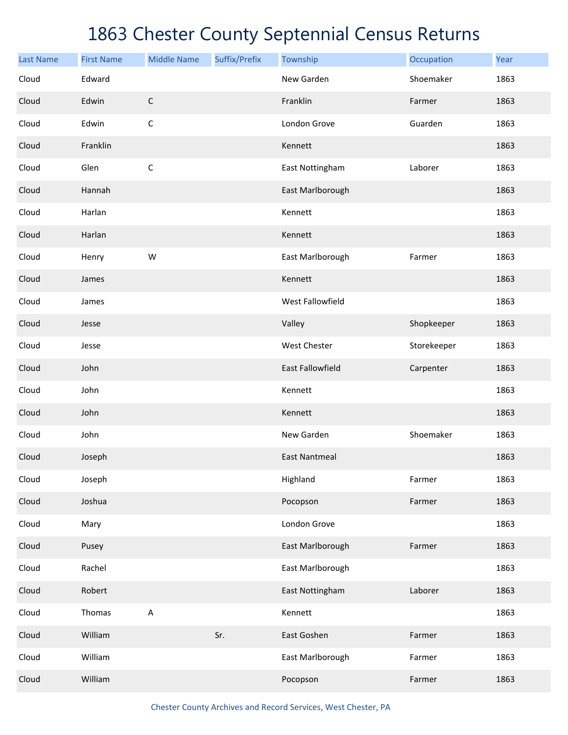# 1863 Chester County Septennial Census Returns

| Last Name | First Name | Middle Name | Suffix/Prefix | Township | Occupation | Year |
|---|---|---|---|---|---|---|
| Cloud | Edward | | | New Garden | Shoemaker | 1863 |
| Cloud | Edwin | C | | Franklin | Farmer | 1863 |
| Cloud | Edwin | C | | London Grove | Guarden | 1863 |
| Cloud | Franklin | | | Kennett | | 1863 |
| Cloud | Glen | C | | East Nottingham | Laborer | 1863 |
| Cloud | Hannah | | | East Marlborough | | 1863 |
| Cloud | Harlan | | | Kennett | | 1863 |
| Cloud | Harlan | | | Kennett | | 1863 |
| Cloud | Henry | W | | East Marlborough | Farmer | 1863 |
| Cloud | James | | | Kennett | | 1863 |
| Cloud | James | | | West Fallowfield | | 1863 |
| Cloud | Jesse | | | Valley | Shopkeeper | 1863 |
| Cloud | Jesse | | | West Chester | Storekeeper | 1863 |
| Cloud | John | | | East Fallowfield | Carpenter | 1863 |
| Cloud | John | | | Kennett | | 1863 |
| Cloud | John | | | Kennett | | 1863 |
| Cloud | John | | | New Garden | Shoemaker | 1863 |
| Cloud | Joseph | | | East Nantmeal | | 1863 |
| Cloud | Joseph | | | Highland | Farmer | 1863 |
| Cloud | Joshua | | | Pocopson | Farmer | 1863 |
| Cloud | Mary | | | London Grove | | 1863 |
| Cloud | Pusey | | | East Marlborough | Farmer | 1863 |
| Cloud | Rachel | | | East Marlborough | | 1863 |
| Cloud | Robert | | | East Nottingham | Laborer | 1863 |
| Cloud | Thomas | A | | Kennett | | 1863 |
| Cloud | William | | Sr. | East Goshen | Farmer | 1863 |
| Cloud | William | | | East Marlborough | Farmer | 1863 |
| Cloud | William | | | Pocopson | Farmer | 1863 |

Chester County Archives and Record Services, West Chester, PA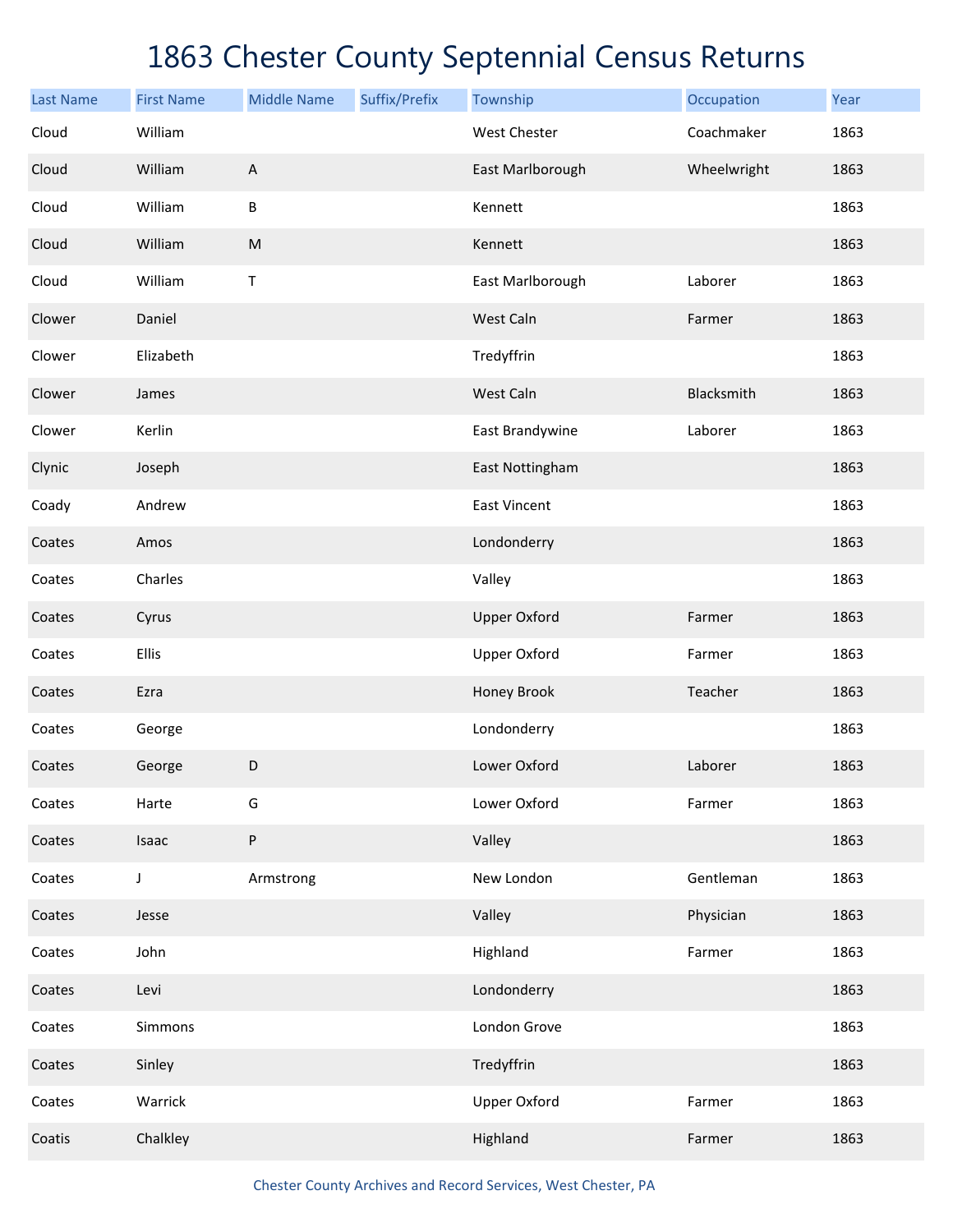# 1863 Chester County Septennial Census Returns

| Last Name | First Name | Middle Name | Suffix/Prefix | Township | Occupation | Year |
|---|---|---|---|---|---|---|
| Cloud | William | | | West Chester | Coachmaker | 1863 |
| Cloud | William | A | | East Marlborough | Wheelwright | 1863 |
| Cloud | William | B | | Kennett | | 1863 |
| Cloud | William | M | | Kennett | | 1863 |
| Cloud | William | T | | East Marlborough | Laborer | 1863 |
| Clower | Daniel | | | West Caln | Farmer | 1863 |
| Clower | Elizabeth | | | Tredyffrin | | 1863 |
| Clower | James | | | West Caln | Blacksmith | 1863 |
| Clower | Kerlin | | | East Brandywine | Laborer | 1863 |
| Clynic | Joseph | | | East Nottingham | | 1863 |
| Coady | Andrew | | | East Vincent | | 1863 |
| Coates | Amos | | | Londonderry | | 1863 |
| Coates | Charles | | | Valley | | 1863 |
| Coates | Cyrus | | | Upper Oxford | Farmer | 1863 |
| Coates | Ellis | | | Upper Oxford | Farmer | 1863 |
| Coates | Ezra | | | Honey Brook | Teacher | 1863 |
| Coates | George | | | Londonderry | | 1863 |
| Coates | George | D | | Lower Oxford | Laborer | 1863 |
| Coates | Harte | G | | Lower Oxford | Farmer | 1863 |
| Coates | Isaac | P | | Valley | | 1863 |
| Coates | J | Armstrong | | New London | Gentleman | 1863 |
| Coates | Jesse | | | Valley | Physician | 1863 |
| Coates | John | | | Highland | Farmer | 1863 |
| Coates | Levi | | | Londonderry | | 1863 |
| Coates | Simmons | | | London Grove | | 1863 |
| Coates | Sinley | | | Tredyffrin | | 1863 |
| Coates | Warrick | | | Upper Oxford | Farmer | 1863 |
| Coatis | Chalkley | | | Highland | Farmer | 1863 |

Chester County Archives and Record Services, West Chester, PA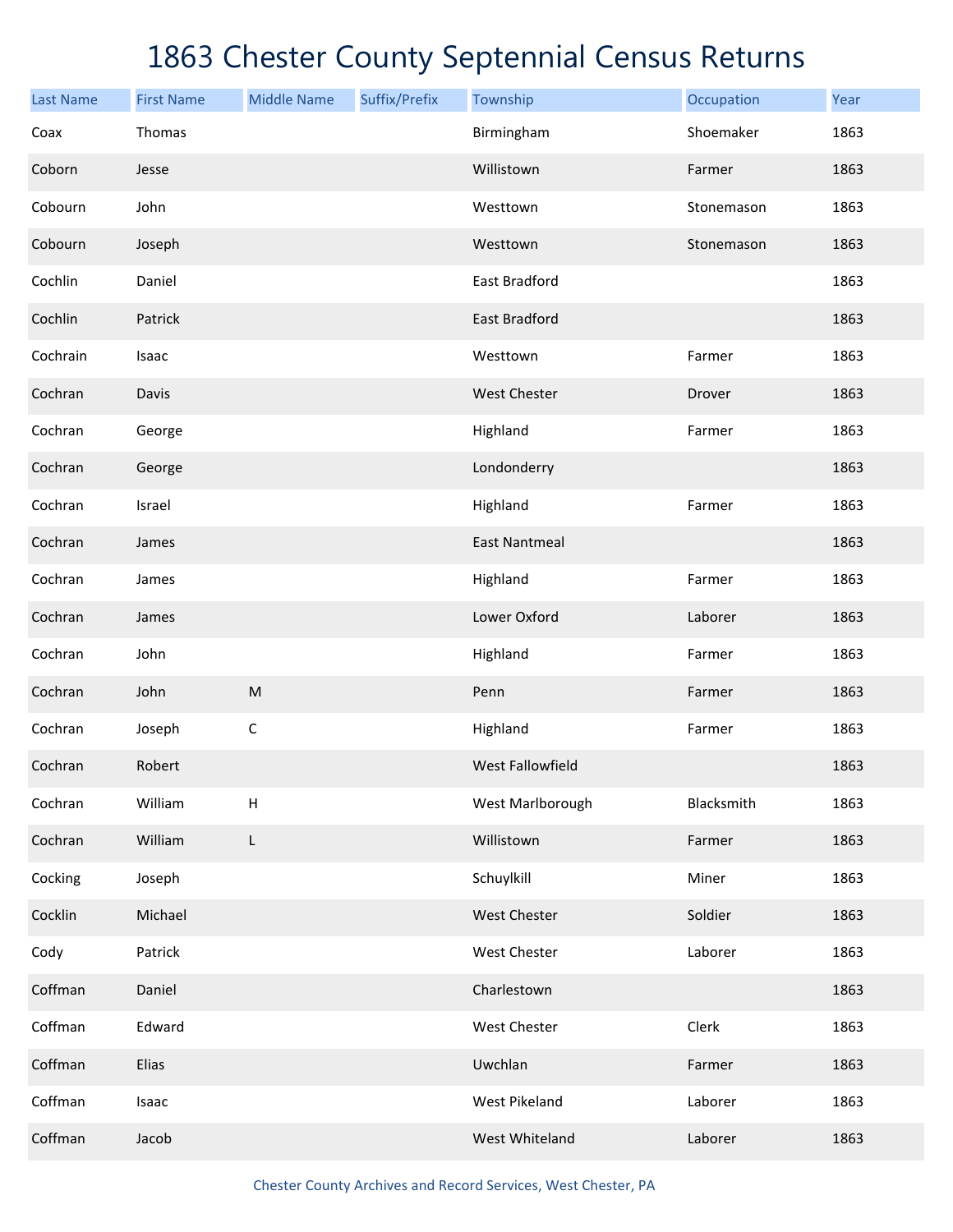# 1863 Chester County Septennial Census Returns

| Last Name | First Name | Middle Name | Suffix/Prefix | Township | Occupation | Year |
|---|---|---|---|---|---|---|
| Coax | Thomas | | | Birmingham | Shoemaker | 1863 |
| Coborn | Jesse | | | Willistown | Farmer | 1863 |
| Cobourn | John | | | Westtown | Stonemason | 1863 |
| Cobourn | Joseph | | | Westtown | Stonemason | 1863 |
| Cochlin | Daniel | | | East Bradford | | 1863 |
| Cochlin | Patrick | | | East Bradford | | 1863 |
| Cochrain | Isaac | | | Westtown | Farmer | 1863 |
| Cochran | Davis | | | West Chester | Drover | 1863 |
| Cochran | George | | | Highland | Farmer | 1863 |
| Cochran | George | | | Londonderry | | 1863 |
| Cochran | Israel | | | Highland | Farmer | 1863 |
| Cochran | James | | | East Nantmeal | | 1863 |
| Cochran | James | | | Highland | Farmer | 1863 |
| Cochran | James | | | Lower Oxford | Laborer | 1863 |
| Cochran | John | | | Highland | Farmer | 1863 |
| Cochran | John | M | | Penn | Farmer | 1863 |
| Cochran | Joseph | C | | Highland | Farmer | 1863 |
| Cochran | Robert | | | West Fallowfield | | 1863 |
| Cochran | William | H | | West Marlborough | Blacksmith | 1863 |
| Cochran | William | L | | Willistown | Farmer | 1863 |
| Cocking | Joseph | | | Schuylkill | Miner | 1863 |
| Cocklin | Michael | | | West Chester | Soldier | 1863 |
| Cody | Patrick | | | West Chester | Laborer | 1863 |
| Coffman | Daniel | | | Charlestown | | 1863 |
| Coffman | Edward | | | West Chester | Clerk | 1863 |
| Coffman | Elias | | | Uwchlan | Farmer | 1863 |
| Coffman | Isaac | | | West Pikeland | Laborer | 1863 |
| Coffman | Jacob | | | West Whiteland | Laborer | 1863 |

Chester County Archives and Record Services, West Chester, PA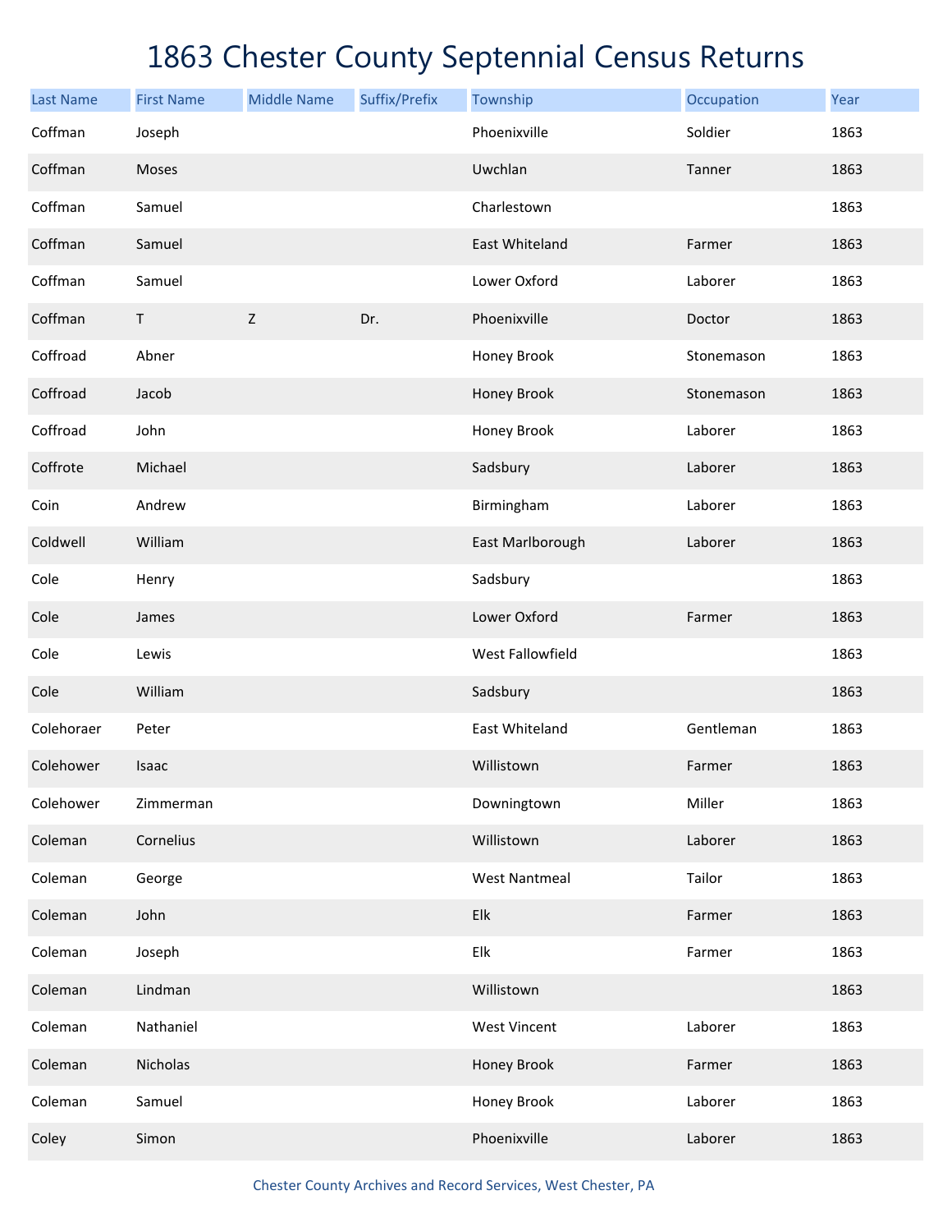# 1863 Chester County Septennial Census Returns

| Last Name | First Name | Middle Name | Suffix/Prefix | Township | Occupation | Year |
|---|---|---|---|---|---|---|
| Coffman | Joseph | | | Phoenixville | Soldier | 1863 |
| Coffman | Moses | | | Uwchlan | Tanner | 1863 |
| Coffman | Samuel | | | Charlestown | | 1863 |
| Coffman | Samuel | | | East Whiteland | Farmer | 1863 |
| Coffman | Samuel | | | Lower Oxford | Laborer | 1863 |
| Coffman | T | Z | Dr. | Phoenixville | Doctor | 1863 |
| Coffroad | Abner | | | Honey Brook | Stonemason | 1863 |
| Coffroad | Jacob | | | Honey Brook | Stonemason | 1863 |
| Coffroad | John | | | Honey Brook | Laborer | 1863 |
| Coffrote | Michael | | | Sadsbury | Laborer | 1863 |
| Coin | Andrew | | | Birmingham | Laborer | 1863 |
| Coldwell | William | | | East Marlborough | Laborer | 1863 |
| Cole | Henry | | | Sadsbury | | 1863 |
| Cole | James | | | Lower Oxford | Farmer | 1863 |
| Cole | Lewis | | | West Fallowfield | | 1863 |
| Cole | William | | | Sadsbury | | 1863 |
| Colehoraer | Peter | | | East Whiteland | Gentleman | 1863 |
| Colehower | Isaac | | | Willistown | Farmer | 1863 |
| Colehower | Zimmerman | | | Downingtown | Miller | 1863 |
| Coleman | Cornelius | | | Willistown | Laborer | 1863 |
| Coleman | George | | | West Nantmeal | Tailor | 1863 |
| Coleman | John | | | Elk | Farmer | 1863 |
| Coleman | Joseph | | | Elk | Farmer | 1863 |
| Coleman | Lindman | | | Willistown | | 1863 |
| Coleman | Nathaniel | | | West Vincent | Laborer | 1863 |
| Coleman | Nicholas | | | Honey Brook | Farmer | 1863 |
| Coleman | Samuel | | | Honey Brook | Laborer | 1863 |
| Coley | Simon | | | Phoenixville | Laborer | 1863 |

Chester County Archives and Record Services, West Chester, PA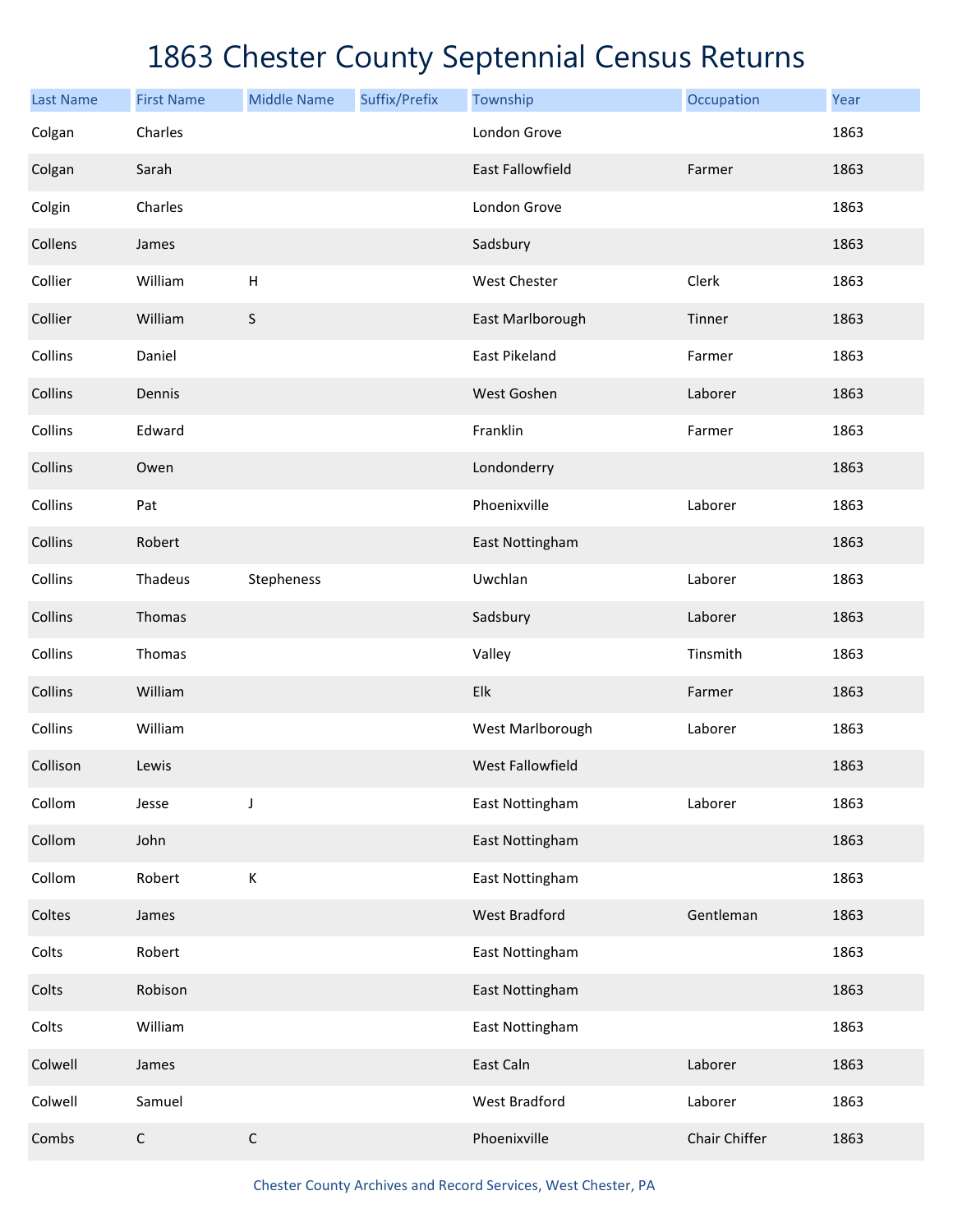# 1863 Chester County Septennial Census Returns

| Last Name | First Name | Middle Name | Suffix/Prefix | Township | Occupation | Year |
|---|---|---|---|---|---|---|
| Colgan | Charles | | | London Grove | | 1863 |
| Colgan | Sarah | | | East Fallowfield | Farmer | 1863 |
| Colgin | Charles | | | London Grove | | 1863 |
| Collens | James | | | Sadsbury | | 1863 |
| Collier | William | H | | West Chester | Clerk | 1863 |
| Collier | William | S | | East Marlborough | Tinner | 1863 |
| Collins | Daniel | | | East Pikeland | Farmer | 1863 |
| Collins | Dennis | | | West Goshen | Laborer | 1863 |
| Collins | Edward | | | Franklin | Farmer | 1863 |
| Collins | Owen | | | Londonderry | | 1863 |
| Collins | Pat | | | Phoenixville | Laborer | 1863 |
| Collins | Robert | | | East Nottingham | | 1863 |
| Collins | Thadeus | Stepheness | | Uwchlan | Laborer | 1863 |
| Collins | Thomas | | | Sadsbury | Laborer | 1863 |
| Collins | Thomas | | | Valley | Tinsmith | 1863 |
| Collins | William | | | Elk | Farmer | 1863 |
| Collins | William | | | West Marlborough | Laborer | 1863 |
| Collison | Lewis | | | West Fallowfield | | 1863 |
| Collom | Jesse | J | | East Nottingham | Laborer | 1863 |
| Collom | John | | | East Nottingham | | 1863 |
| Collom | Robert | K | | East Nottingham | | 1863 |
| Coltes | James | | | West Bradford | Gentleman | 1863 |
| Colts | Robert | | | East Nottingham | | 1863 |
| Colts | Robison | | | East Nottingham | | 1863 |
| Colts | William | | | East Nottingham | | 1863 |
| Colwell | James | | | East Caln | Laborer | 1863 |
| Colwell | Samuel | | | West Bradford | Laborer | 1863 |
| Combs | C | C | | Phoenixville | Chair Chiffer | 1863 |

Chester County Archives and Record Services, West Chester, PA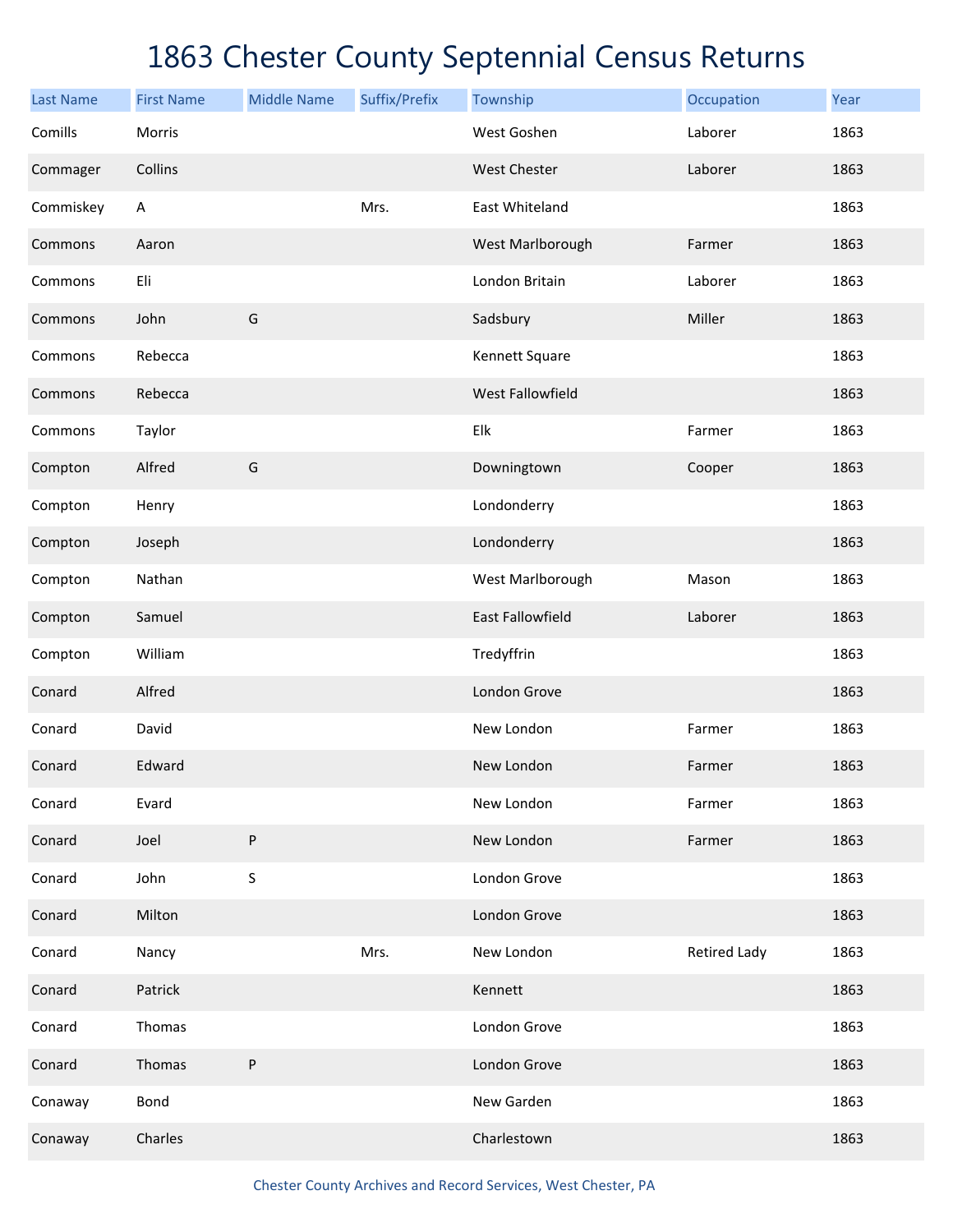# 1863 Chester County Septennial Census Returns

| Last Name | First Name | Middle Name | Suffix/Prefix | Township | Occupation | Year |
|---|---|---|---|---|---|---|
| Comills | Morris | | | West Goshen | Laborer | 1863 |
| Commager | Collins | | | West Chester | Laborer | 1863 |
| Commiskey | A | | Mrs. | East Whiteland | | 1863 |
| Commons | Aaron | | | West Marlborough | Farmer | 1863 |
| Commons | Eli | | | London Britain | Laborer | 1863 |
| Commons | John | G | | Sadsbury | Miller | 1863 |
| Commons | Rebecca | | | Kennett Square | | 1863 |
| Commons | Rebecca | | | West Fallowfield | | 1863 |
| Commons | Taylor | | | Elk | Farmer | 1863 |
| Compton | Alfred | G | | Downingtown | Cooper | 1863 |
| Compton | Henry | | | Londonderry | | 1863 |
| Compton | Joseph | | | Londonderry | | 1863 |
| Compton | Nathan | | | West Marlborough | Mason | 1863 |
| Compton | Samuel | | | East Fallowfield | Laborer | 1863 |
| Compton | William | | | Tredyffrin | | 1863 |
| Conard | Alfred | | | London Grove | | 1863 |
| Conard | David | | | New London | Farmer | 1863 |
| Conard | Edward | | | New London | Farmer | 1863 |
| Conard | Evard | | | New London | Farmer | 1863 |
| Conard | Joel | P | | New London | Farmer | 1863 |
| Conard | John | S | | London Grove | | 1863 |
| Conard | Milton | | | London Grove | | 1863 |
| Conard | Nancy | | Mrs. | New London | Retired Lady | 1863 |
| Conard | Patrick | | | Kennett | | 1863 |
| Conard | Thomas | | | London Grove | | 1863 |
| Conard | Thomas | P | | London Grove | | 1863 |
| Conaway | Bond | | | New Garden | | 1863 |
| Conaway | Charles | | | Charlestown | | 1863 |

Chester County Archives and Record Services, West Chester, PA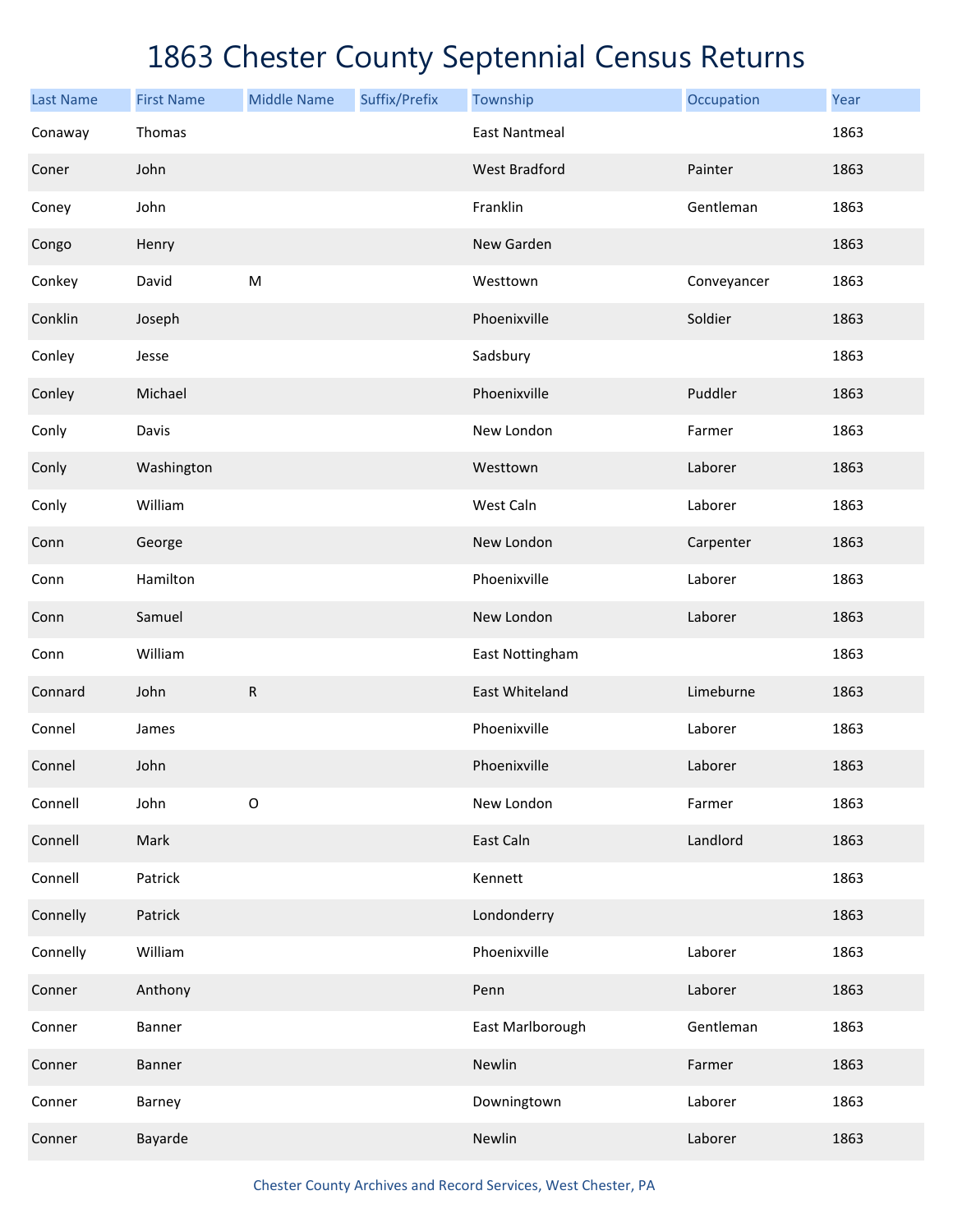# 1863 Chester County Septennial Census Returns

| Last Name | First Name | Middle Name | Suffix/Prefix | Township | Occupation | Year |
|---|---|---|---|---|---|---|
| Conaway | Thomas | | | East Nantmeal | | 1863 |
| Coner | John | | | West Bradford | Painter | 1863 |
| Coney | John | | | Franklin | Gentleman | 1863 |
| Congo | Henry | | | New Garden | | 1863 |
| Conkey | David | M | | Westtown | Conveyancer | 1863 |
| Conklin | Joseph | | | Phoenixville | Soldier | 1863 |
| Conley | Jesse | | | Sadsbury | | 1863 |
| Conley | Michael | | | Phoenixville | Puddler | 1863 |
| Conly | Davis | | | New London | Farmer | 1863 |
| Conly | Washington | | | Westtown | Laborer | 1863 |
| Conly | William | | | West Caln | Laborer | 1863 |
| Conn | George | | | New London | Carpenter | 1863 |
| Conn | Hamilton | | | Phoenixville | Laborer | 1863 |
| Conn | Samuel | | | New London | Laborer | 1863 |
| Conn | William | | | East Nottingham | | 1863 |
| Connard | John | R | | East Whiteland | Limeburne | 1863 |
| Connel | James | | | Phoenixville | Laborer | 1863 |
| Connel | John | | | Phoenixville | Laborer | 1863 |
| Connell | John | O | | New London | Farmer | 1863 |
| Connell | Mark | | | East Caln | Landlord | 1863 |
| Connell | Patrick | | | Kennett | | 1863 |
| Connelly | Patrick | | | Londonderry | | 1863 |
| Connelly | William | | | Phoenixville | Laborer | 1863 |
| Conner | Anthony | | | Penn | Laborer | 1863 |
| Conner | Banner | | | East Marlborough | Gentleman | 1863 |
| Conner | Banner | | | Newlin | Farmer | 1863 |
| Conner | Barney | | | Downingtown | Laborer | 1863 |
| Conner | Bayarde | | | Newlin | Laborer | 1863 |

Chester County Archives and Record Services, West Chester, PA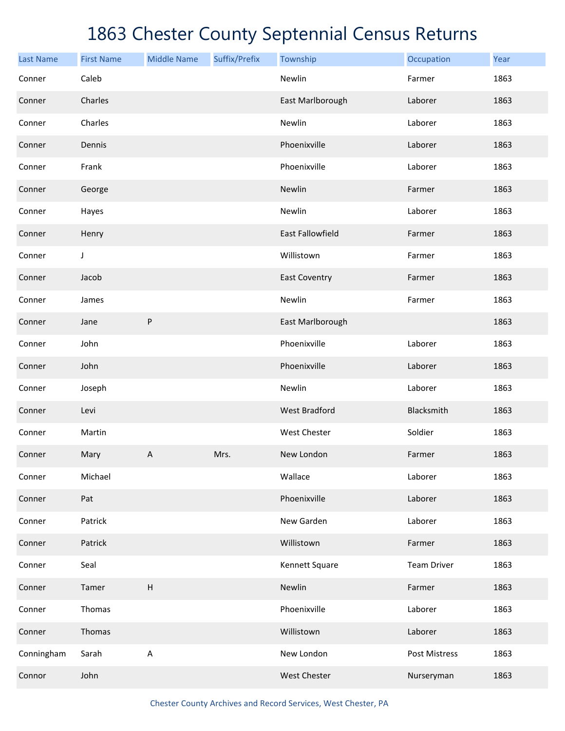# 1863 Chester County Septennial Census Returns

| Last Name | First Name | Middle Name | Suffix/Prefix | Township | Occupation | Year |
|---|---|---|---|---|---|---|
| Conner | Caleb | | | Newlin | Farmer | 1863 |
| Conner | Charles | | | East Marlborough | Laborer | 1863 |
| Conner | Charles | | | Newlin | Laborer | 1863 |
| Conner | Dennis | | | Phoenixville | Laborer | 1863 |
| Conner | Frank | | | Phoenixville | Laborer | 1863 |
| Conner | George | | | Newlin | Farmer | 1863 |
| Conner | Hayes | | | Newlin | Laborer | 1863 |
| Conner | Henry | | | East Fallowfield | Farmer | 1863 |
| Conner | J | | | Willistown | Farmer | 1863 |
| Conner | Jacob | | | East Coventry | Farmer | 1863 |
| Conner | James | | | Newlin | Farmer | 1863 |
| Conner | Jane | P | | East Marlborough | | 1863 |
| Conner | John | | | Phoenixville | Laborer | 1863 |
| Conner | John | | | Phoenixville | Laborer | 1863 |
| Conner | Joseph | | | Newlin | Laborer | 1863 |
| Conner | Levi | | | West Bradford | Blacksmith | 1863 |
| Conner | Martin | | | West Chester | Soldier | 1863 |
| Conner | Mary | A | Mrs. | New London | Farmer | 1863 |
| Conner | Michael | | | Wallace | Laborer | 1863 |
| Conner | Pat | | | Phoenixville | Laborer | 1863 |
| Conner | Patrick | | | New Garden | Laborer | 1863 |
| Conner | Patrick | | | Willistown | Farmer | 1863 |
| Conner | Seal | | | Kennett Square | Team Driver | 1863 |
| Conner | Tamer | H | | Newlin | Farmer | 1863 |
| Conner | Thomas | | | Phoenixville | Laborer | 1863 |
| Conner | Thomas | | | Willistown | Laborer | 1863 |
| Conningham | Sarah | A | | New London | Post Mistress | 1863 |
| Connor | John | | | West Chester | Nurseryman | 1863 |

Chester County Archives and Record Services, West Chester, PA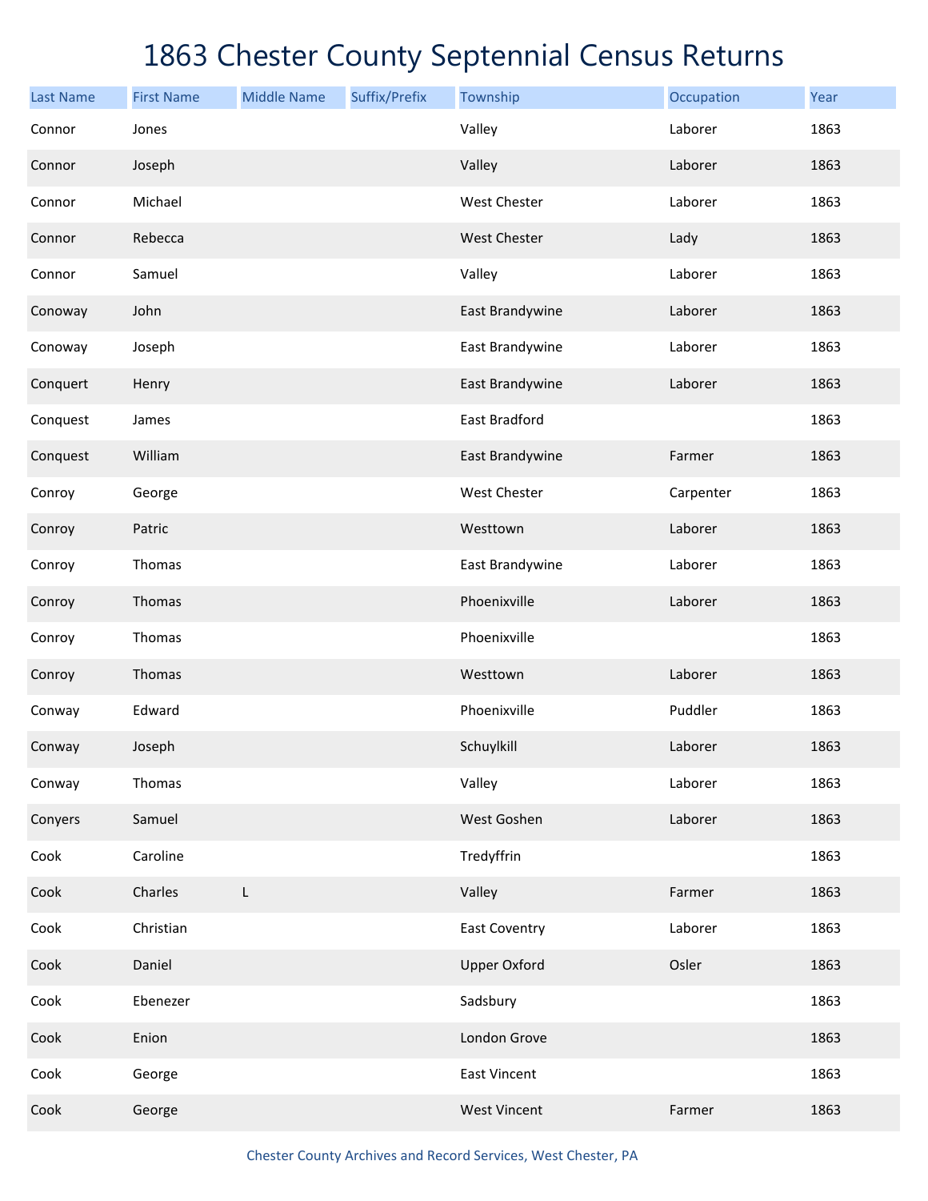# 1863 Chester County Septennial Census Returns

| Last Name | First Name | Middle Name | Suffix/Prefix | Township | Occupation | Year |
|---|---|---|---|---|---|---|
| Connor | Jones | | | Valley | Laborer | 1863 |
| Connor | Joseph | | | Valley | Laborer | 1863 |
| Connor | Michael | | | West Chester | Laborer | 1863 |
| Connor | Rebecca | | | West Chester | Lady | 1863 |
| Connor | Samuel | | | Valley | Laborer | 1863 |
| Conoway | John | | | East Brandywine | Laborer | 1863 |
| Conoway | Joseph | | | East Brandywine | Laborer | 1863 |
| Conquert | Henry | | | East Brandywine | Laborer | 1863 |
| Conquest | James | | | East Bradford | | 1863 |
| Conquest | William | | | East Brandywine | Farmer | 1863 |
| Conroy | George | | | West Chester | Carpenter | 1863 |
| Conroy | Patric | | | Westtown | Laborer | 1863 |
| Conroy | Thomas | | | East Brandywine | Laborer | 1863 |
| Conroy | Thomas | | | Phoenixville | Laborer | 1863 |
| Conroy | Thomas | | | Phoenixville | | 1863 |
| Conroy | Thomas | | | Westtown | Laborer | 1863 |
| Conway | Edward | | | Phoenixville | Puddler | 1863 |
| Conway | Joseph | | | Schuylkill | Laborer | 1863 |
| Conway | Thomas | | | Valley | Laborer | 1863 |
| Conyers | Samuel | | | West Goshen | Laborer | 1863 |
| Cook | Caroline | | | Tredyffrin | | 1863 |
| Cook | Charles | L | | Valley | Farmer | 1863 |
| Cook | Christian | | | East Coventry | Laborer | 1863 |
| Cook | Daniel | | | Upper Oxford | Osler | 1863 |
| Cook | Ebenezer | | | Sadsbury | | 1863 |
| Cook | Enion | | | London Grove | | 1863 |
| Cook | George | | | East Vincent | | 1863 |
| Cook | George | | | West Vincent | Farmer | 1863 |

Chester County Archives and Record Services, West Chester, PA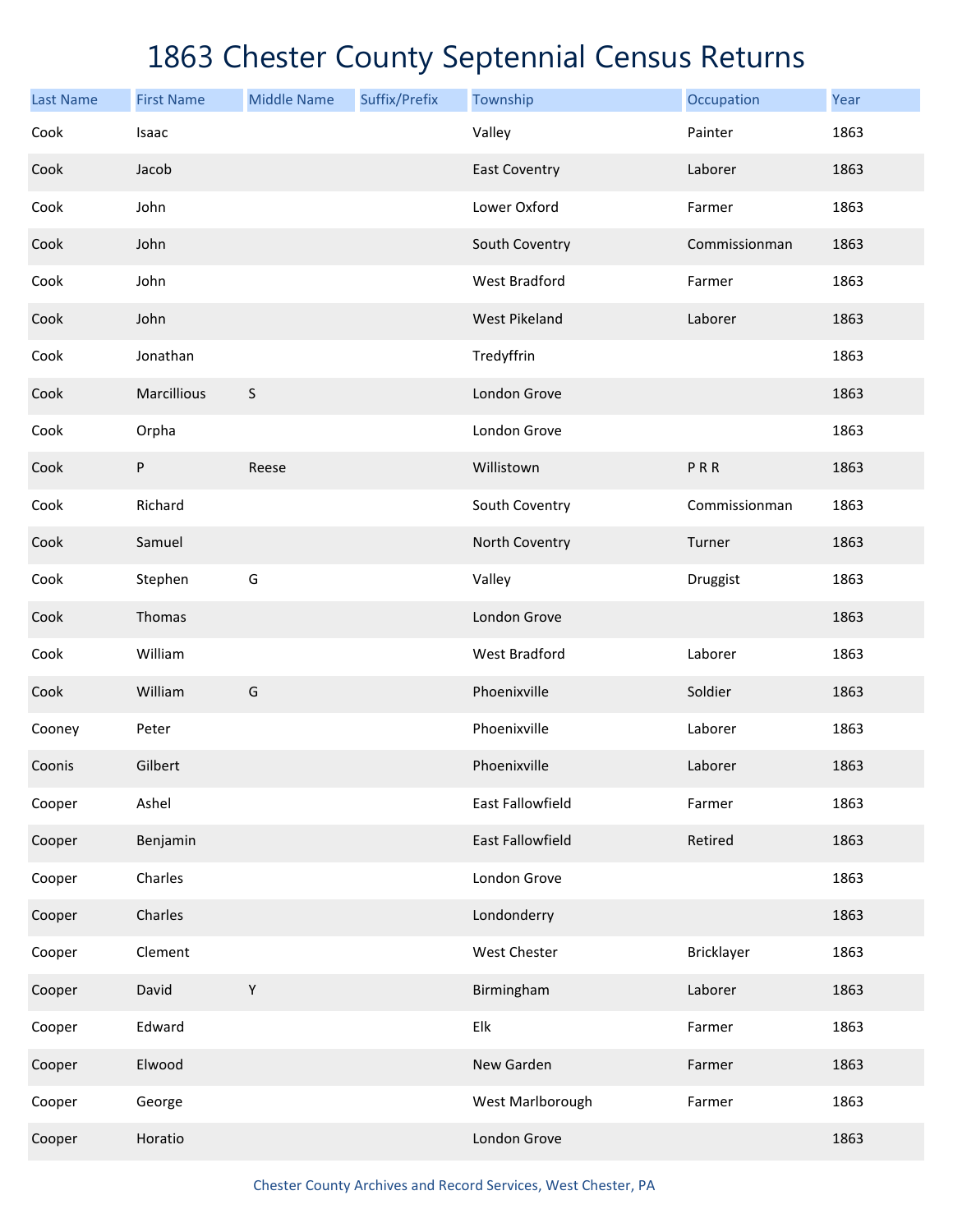# 1863 Chester County Septennial Census Returns

| Last Name | First Name | Middle Name | Suffix/Prefix | Township | Occupation | Year |
|---|---|---|---|---|---|---|
| Cook | Isaac | | | Valley | Painter | 1863 |
| Cook | Jacob | | | East Coventry | Laborer | 1863 |
| Cook | John | | | Lower Oxford | Farmer | 1863 |
| Cook | John | | | South Coventry | Commissionman | 1863 |
| Cook | John | | | West Bradford | Farmer | 1863 |
| Cook | John | | | West Pikeland | Laborer | 1863 |
| Cook | Jonathan | | | Tredyffrin | | 1863 |
| Cook | Marcillious | S | | London Grove | | 1863 |
| Cook | Orpha | | | London Grove | | 1863 |
| Cook | P | Reese | | Willistown | P R R | 1863 |
| Cook | Richard | | | South Coventry | Commissionman | 1863 |
| Cook | Samuel | | | North Coventry | Turner | 1863 |
| Cook | Stephen | G | | Valley | Druggist | 1863 |
| Cook | Thomas | | | London Grove | | 1863 |
| Cook | William | | | West Bradford | Laborer | 1863 |
| Cook | William | G | | Phoenixville | Soldier | 1863 |
| Cooney | Peter | | | Phoenixville | Laborer | 1863 |
| Coonis | Gilbert | | | Phoenixville | Laborer | 1863 |
| Cooper | Ashel | | | East Fallowfield | Farmer | 1863 |
| Cooper | Benjamin | | | East Fallowfield | Retired | 1863 |
| Cooper | Charles | | | London Grove | | 1863 |
| Cooper | Charles | | | Londonderry | | 1863 |
| Cooper | Clement | | | West Chester | Bricklayer | 1863 |
| Cooper | David | Y | | Birmingham | Laborer | 1863 |
| Cooper | Edward | | | Elk | Farmer | 1863 |
| Cooper | Elwood | | | New Garden | Farmer | 1863 |
| Cooper | George | | | West Marlborough | Farmer | 1863 |
| Cooper | Horatio | | | London Grove | | 1863 |

Chester County Archives and Record Services, West Chester, PA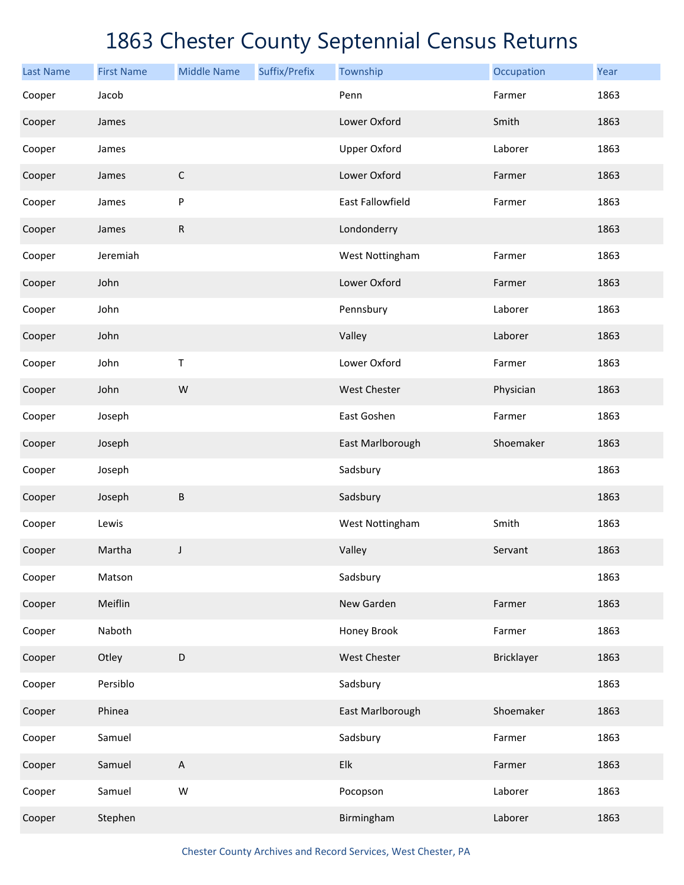# 1863 Chester County Septennial Census Returns

| Last Name | First Name | Middle Name | Suffix/Prefix | Township | Occupation | Year |
|---|---|---|---|---|---|---|
| Cooper | Jacob | | | Penn | Farmer | 1863 |
| Cooper | James | | | Lower Oxford | Smith | 1863 |
| Cooper | James | | | Upper Oxford | Laborer | 1863 |
| Cooper | James | C | | Lower Oxford | Farmer | 1863 |
| Cooper | James | P | | East Fallowfield | Farmer | 1863 |
| Cooper | James | R | | Londonderry | | 1863 |
| Cooper | Jeremiah | | | West Nottingham | Farmer | 1863 |
| Cooper | John | | | Lower Oxford | Farmer | 1863 |
| Cooper | John | | | Pennsbury | Laborer | 1863 |
| Cooper | John | | | Valley | Laborer | 1863 |
| Cooper | John | T | | Lower Oxford | Farmer | 1863 |
| Cooper | John | W | | West Chester | Physician | 1863 |
| Cooper | Joseph | | | East Goshen | Farmer | 1863 |
| Cooper | Joseph | | | East Marlborough | Shoemaker | 1863 |
| Cooper | Joseph | | | Sadsbury | | 1863 |
| Cooper | Joseph | B | | Sadsbury | | 1863 |
| Cooper | Lewis | | | West Nottingham | Smith | 1863 |
| Cooper | Martha | J | | Valley | Servant | 1863 |
| Cooper | Matson | | | Sadsbury | | 1863 |
| Cooper | Meiflin | | | New Garden | Farmer | 1863 |
| Cooper | Naboth | | | Honey Brook | Farmer | 1863 |
| Cooper | Otley | D | | West Chester | Bricklayer | 1863 |
| Cooper | Persiblo | | | Sadsbury | | 1863 |
| Cooper | Phinea | | | East Marlborough | Shoemaker | 1863 |
| Cooper | Samuel | | | Sadsbury | Farmer | 1863 |
| Cooper | Samuel | A | | Elk | Farmer | 1863 |
| Cooper | Samuel | W | | Pocopson | Laborer | 1863 |
| Cooper | Stephen | | | Birmingham | Laborer | 1863 |

Chester County Archives and Record Services, West Chester, PA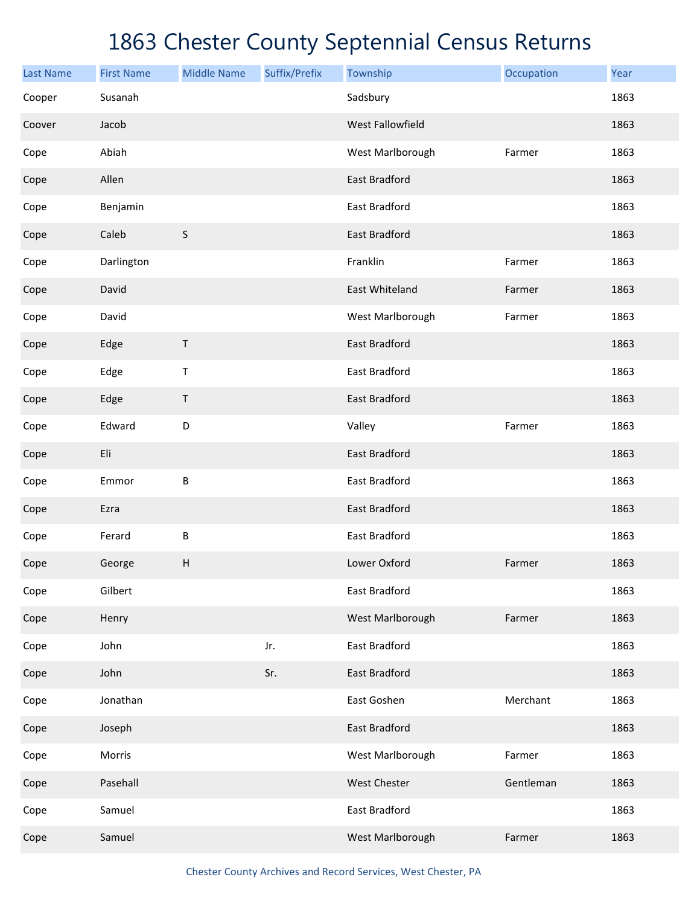# 1863 Chester County Septennial Census Returns

| Last Name | First Name | Middle Name | Suffix/Prefix | Township | Occupation | Year |
|---|---|---|---|---|---|---|
| Cooper | Susanah | | | Sadsbury | | 1863 |
| Coover | Jacob | | | West Fallowfield | | 1863 |
| Cope | Abiah | | | West Marlborough | Farmer | 1863 |
| Cope | Allen | | | East Bradford | | 1863 |
| Cope | Benjamin | | | East Bradford | | 1863 |
| Cope | Caleb | S | | East Bradford | | 1863 |
| Cope | Darlington | | | Franklin | Farmer | 1863 |
| Cope | David | | | East Whiteland | Farmer | 1863 |
| Cope | David | | | West Marlborough | Farmer | 1863 |
| Cope | Edge | T | | East Bradford | | 1863 |
| Cope | Edge | T | | East Bradford | | 1863 |
| Cope | Edge | T | | East Bradford | | 1863 |
| Cope | Edward | D | | Valley | Farmer | 1863 |
| Cope | Eli | | | East Bradford | | 1863 |
| Cope | Emmor | B | | East Bradford | | 1863 |
| Cope | Ezra | | | East Bradford | | 1863 |
| Cope | Ferard | B | | East Bradford | | 1863 |
| Cope | George | H | | Lower Oxford | Farmer | 1863 |
| Cope | Gilbert | | | East Bradford | | 1863 |
| Cope | Henry | | | West Marlborough | Farmer | 1863 |
| Cope | John | | Jr. | East Bradford | | 1863 |
| Cope | John | | Sr. | East Bradford | | 1863 |
| Cope | Jonathan | | | East Goshen | Merchant | 1863 |
| Cope | Joseph | | | East Bradford | | 1863 |
| Cope | Morris | | | West Marlborough | Farmer | 1863 |
| Cope | Pasehall | | | West Chester | Gentleman | 1863 |
| Cope | Samuel | | | East Bradford | | 1863 |
| Cope | Samuel | | | West Marlborough | Farmer | 1863 |

Chester County Archives and Record Services, West Chester, PA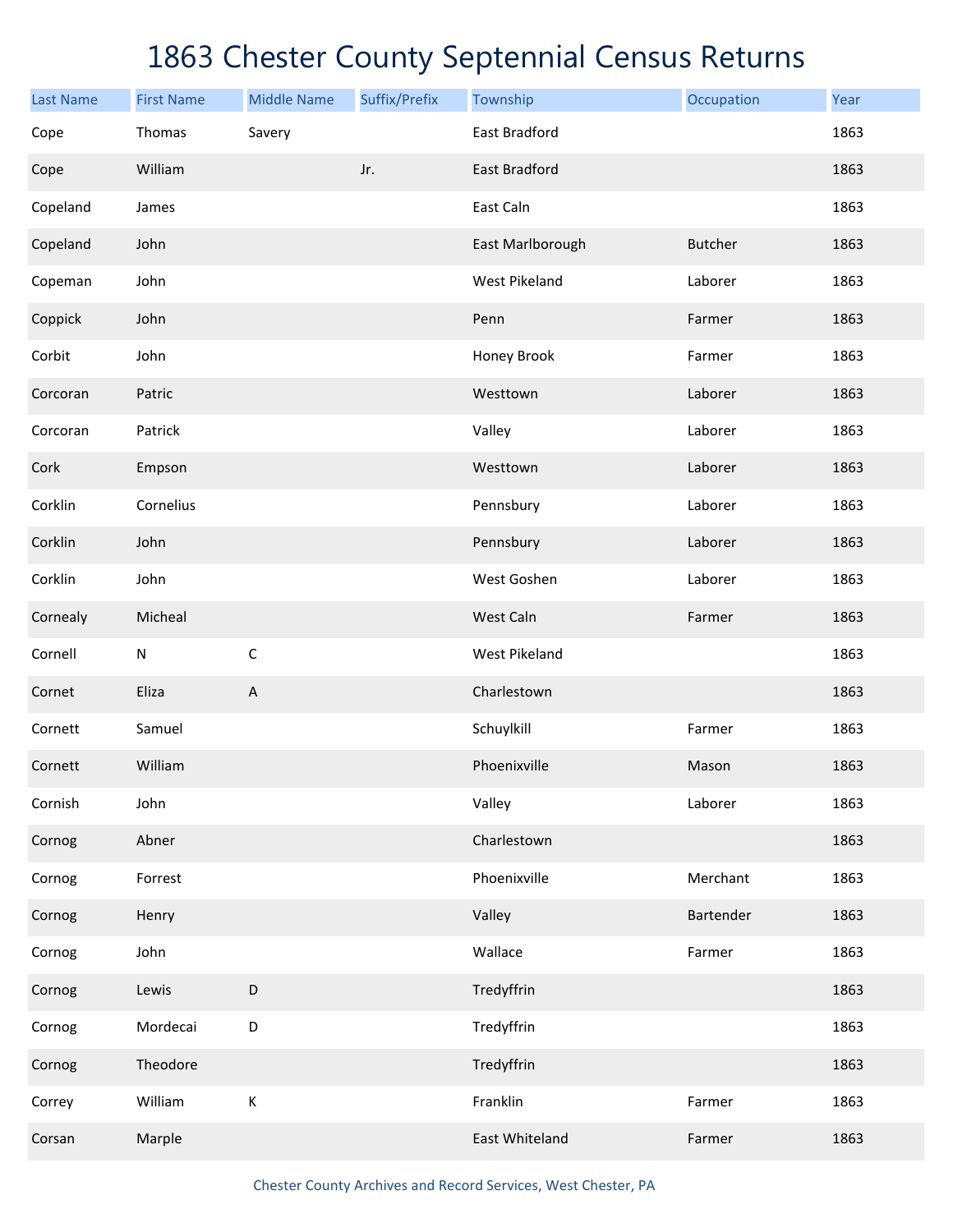# 1863 Chester County Septennial Census Returns

| Last Name | First Name | Middle Name | Suffix/Prefix | Township | Occupation | Year |
|---|---|---|---|---|---|---|
| Cope | Thomas | Savery | | East Bradford | | 1863 |
| Cope | William | | Jr. | East Bradford | | 1863 |
| Copeland | James | | | East Caln | | 1863 |
| Copeland | John | | | East Marlborough | Butcher | 1863 |
| Copeman | John | | | West Pikeland | Laborer | 1863 |
| Coppick | John | | | Penn | Farmer | 1863 |
| Corbit | John | | | Honey Brook | Farmer | 1863 |
| Corcoran | Patric | | | Westtown | Laborer | 1863 |
| Corcoran | Patrick | | | Valley | Laborer | 1863 |
| Cork | Empson | | | Westtown | Laborer | 1863 |
| Corklin | Cornelius | | | Pennsbury | Laborer | 1863 |
| Corklin | John | | | Pennsbury | Laborer | 1863 |
| Corklin | John | | | West Goshen | Laborer | 1863 |
| Cornealy | Micheal | | | West Caln | Farmer | 1863 |
| Cornell | N | C | | West Pikeland | | 1863 |
| Cornet | Eliza | A | | Charlestown | | 1863 |
| Cornett | Samuel | | | Schuylkill | Farmer | 1863 |
| Cornett | William | | | Phoenixville | Mason | 1863 |
| Cornish | John | | | Valley | Laborer | 1863 |
| Cornog | Abner | | | Charlestown | | 1863 |
| Cornog | Forrest | | | Phoenixville | Merchant | 1863 |
| Cornog | Henry | | | Valley | Bartender | 1863 |
| Cornog | John | | | Wallace | Farmer | 1863 |
| Cornog | Lewis | D | | Tredyffrin | | 1863 |
| Cornog | Mordecai | D | | Tredyffrin | | 1863 |
| Cornog | Theodore | | | Tredyffrin | | 1863 |
| Correy | William | K | | Franklin | Farmer | 1863 |
| Corsan | Marple | | | East Whiteland | Farmer | 1863 |

Chester County Archives and Record Services, West Chester, PA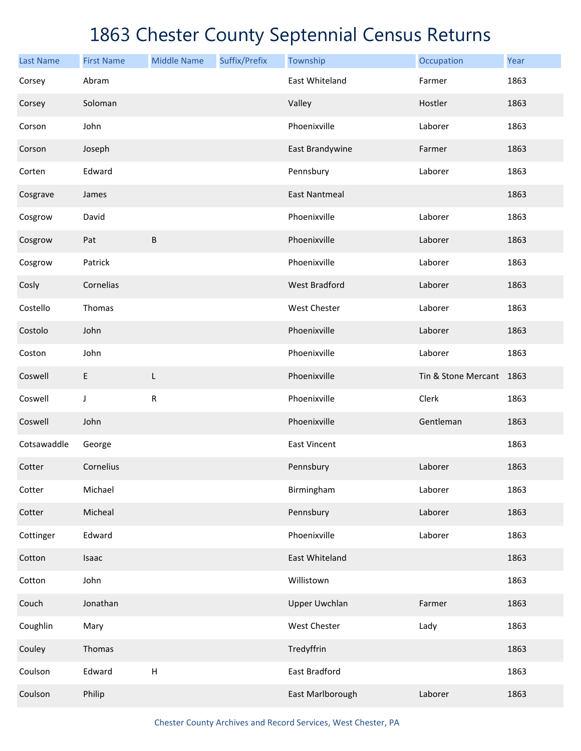# 1863 Chester County Septennial Census Returns

| Last Name | First Name | Middle Name | Suffix/Prefix | Township | Occupation | Year |
|---|---|---|---|---|---|---|
| Corsey | Abram | | | East Whiteland | Farmer | 1863 |
| Corsey | Soloman | | | Valley | Hostler | 1863 |
| Corson | John | | | Phoenixville | Laborer | 1863 |
| Corson | Joseph | | | East Brandywine | Farmer | 1863 |
| Corten | Edward | | | Pennsbury | Laborer | 1863 |
| Cosgrave | James | | | East Nantmeal | | 1863 |
| Cosgrow | David | | | Phoenixville | Laborer | 1863 |
| Cosgrow | Pat | B | | Phoenixville | Laborer | 1863 |
| Cosgrow | Patrick | | | Phoenixville | Laborer | 1863 |
| Cosly | Cornelias | | | West Bradford | Laborer | 1863 |
| Costello | Thomas | | | West Chester | Laborer | 1863 |
| Costolo | John | | | Phoenixville | Laborer | 1863 |
| Coston | John | | | Phoenixville | Laborer | 1863 |
| Coswell | E | L | | Phoenixville | Tin & Stone Mercant | 1863 |
| Coswell | J | R | | Phoenixville | Clerk | 1863 |
| Coswell | John | | | Phoenixville | Gentleman | 1863 |
| Cotsawaddle | George | | | East Vincent | | 1863 |
| Cotter | Cornelius | | | Pennsbury | Laborer | 1863 |
| Cotter | Michael | | | Birmingham | Laborer | 1863 |
| Cotter | Micheal | | | Pennsbury | Laborer | 1863 |
| Cottinger | Edward | | | Phoenixville | Laborer | 1863 |
| Cotton | Isaac | | | East Whiteland | | 1863 |
| Cotton | John | | | Willistown | | 1863 |
| Couch | Jonathan | | | Upper Uwchlan | Farmer | 1863 |
| Coughlin | Mary | | | West Chester | Lady | 1863 |
| Couley | Thomas | | | Tredyffrin | | 1863 |
| Coulson | Edward | H | | East Bradford | | 1863 |
| Coulson | Philip | | | East Marlborough | Laborer | 1863 |

Chester County Archives and Record Services, West Chester, PA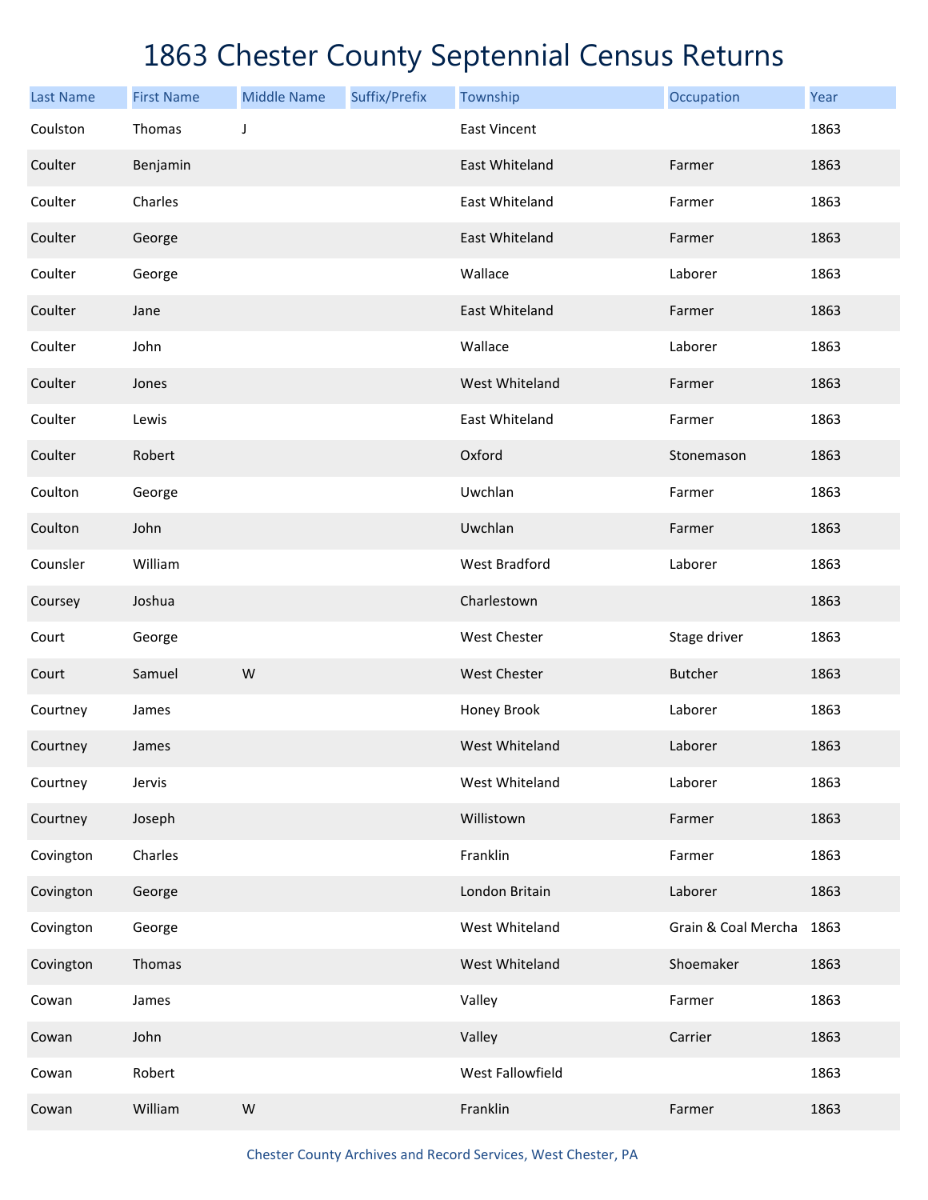# 1863 Chester County Septennial Census Returns

| Last Name | First Name | Middle Name | Suffix/Prefix | Township | Occupation | Year |
|---|---|---|---|---|---|---|
| Coulston | Thomas | J | | East Vincent | | 1863 |
| Coulter | Benjamin | | | East Whiteland | Farmer | 1863 |
| Coulter | Charles | | | East Whiteland | Farmer | 1863 |
| Coulter | George | | | East Whiteland | Farmer | 1863 |
| Coulter | George | | | Wallace | Laborer | 1863 |
| Coulter | Jane | | | East Whiteland | Farmer | 1863 |
| Coulter | John | | | Wallace | Laborer | 1863 |
| Coulter | Jones | | | West Whiteland | Farmer | 1863 |
| Coulter | Lewis | | | East Whiteland | Farmer | 1863 |
| Coulter | Robert | | | Oxford | Stonemason | 1863 |
| Coulton | George | | | Uwchlan | Farmer | 1863 |
| Coulton | John | | | Uwchlan | Farmer | 1863 |
| Counsler | William | | | West Bradford | Laborer | 1863 |
| Coursey | Joshua | | | Charlestown | | 1863 |
| Court | George | | | West Chester | Stage driver | 1863 |
| Court | Samuel | W | | West Chester | Butcher | 1863 |
| Courtney | James | | | Honey Brook | Laborer | 1863 |
| Courtney | James | | | West Whiteland | Laborer | 1863 |
| Courtney | Jervis | | | West Whiteland | Laborer | 1863 |
| Courtney | Joseph | | | Willistown | Farmer | 1863 |
| Covington | Charles | | | Franklin | Farmer | 1863 |
| Covington | George | | | London Britain | Laborer | 1863 |
| Covington | George | | | West Whiteland | Grain & Coal Mercha | 1863 |
| Covington | Thomas | | | West Whiteland | Shoemaker | 1863 |
| Cowan | James | | | Valley | Farmer | 1863 |
| Cowan | John | | | Valley | Carrier | 1863 |
| Cowan | Robert | | | West Fallowfield | | 1863 |
| Cowan | William | W | | Franklin | Farmer | 1863 |

Chester County Archives and Record Services, West Chester, PA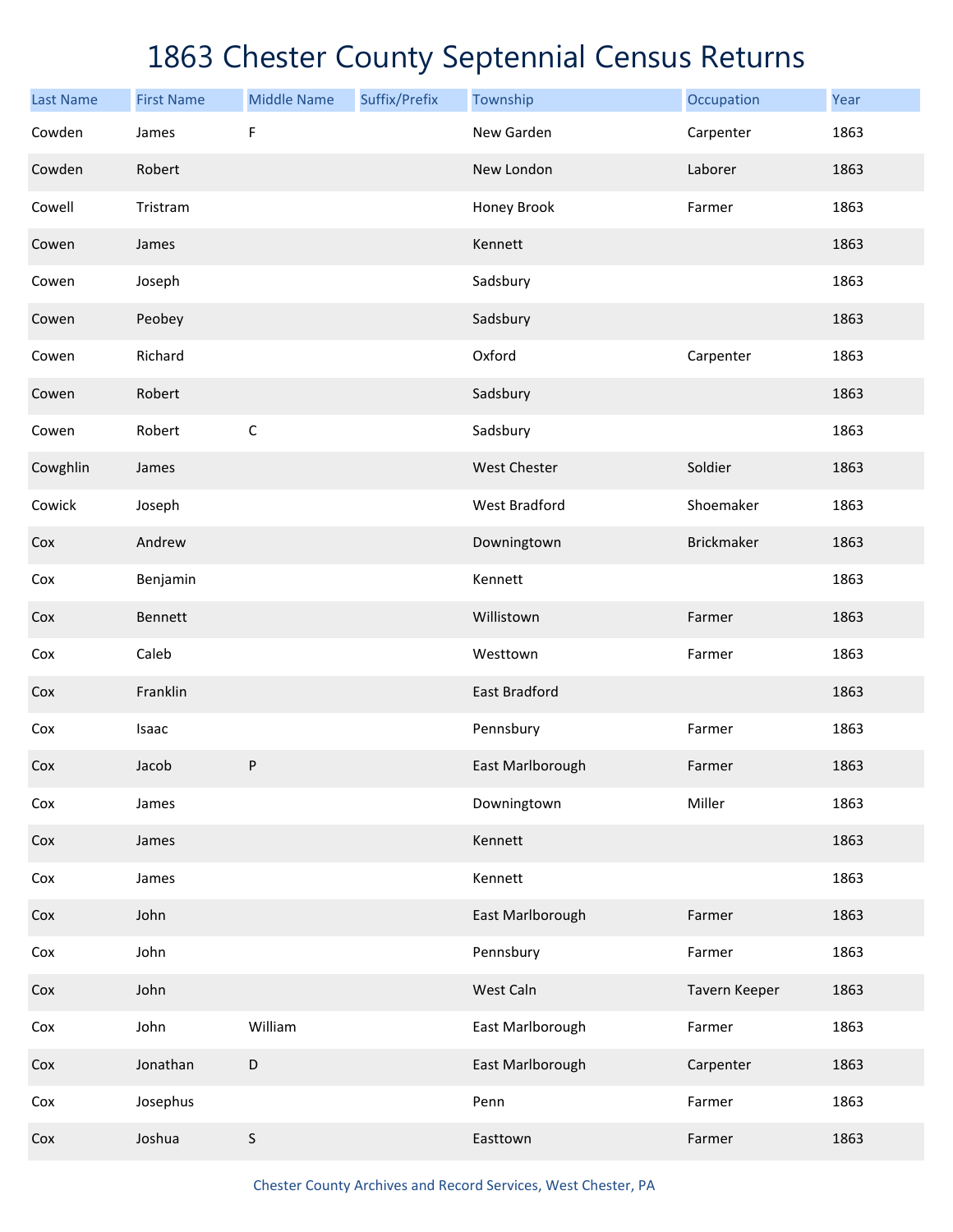# 1863 Chester County Septennial Census Returns

| Last Name | First Name | Middle Name | Suffix/Prefix | Township | Occupation | Year |
|---|---|---|---|---|---|---|
| Cowden | James | F | | New Garden | Carpenter | 1863 |
| Cowden | Robert | | | New London | Laborer | 1863 |
| Cowell | Tristram | | | Honey Brook | Farmer | 1863 |
| Cowen | James | | | Kennett | | 1863 |
| Cowen | Joseph | | | Sadsbury | | 1863 |
| Cowen | Peobey | | | Sadsbury | | 1863 |
| Cowen | Richard | | | Oxford | Carpenter | 1863 |
| Cowen | Robert | | | Sadsbury | | 1863 |
| Cowen | Robert | C | | Sadsbury | | 1863 |
| Cowghlin | James | | | West Chester | Soldier | 1863 |
| Cowick | Joseph | | | West Bradford | Shoemaker | 1863 |
| Cox | Andrew | | | Downingtown | Brickmaker | 1863 |
| Cox | Benjamin | | | Kennett | | 1863 |
| Cox | Bennett | | | Willistown | Farmer | 1863 |
| Cox | Caleb | | | Westtown | Farmer | 1863 |
| Cox | Franklin | | | East Bradford | | 1863 |
| Cox | Isaac | | | Pennsbury | Farmer | 1863 |
| Cox | Jacob | P | | East Marlborough | Farmer | 1863 |
| Cox | James | | | Downingtown | Miller | 1863 |
| Cox | James | | | Kennett | | 1863 |
| Cox | James | | | Kennett | | 1863 |
| Cox | John | | | East Marlborough | Farmer | 1863 |
| Cox | John | | | Pennsbury | Farmer | 1863 |
| Cox | John | | | West Caln | Tavern Keeper | 1863 |
| Cox | John | William | | East Marlborough | Farmer | 1863 |
| Cox | Jonathan | D | | East Marlborough | Carpenter | 1863 |
| Cox | Josephus | | | Penn | Farmer | 1863 |
| Cox | Joshua | S | | Easttown | Farmer | 1863 |

Chester County Archives and Record Services, West Chester, PA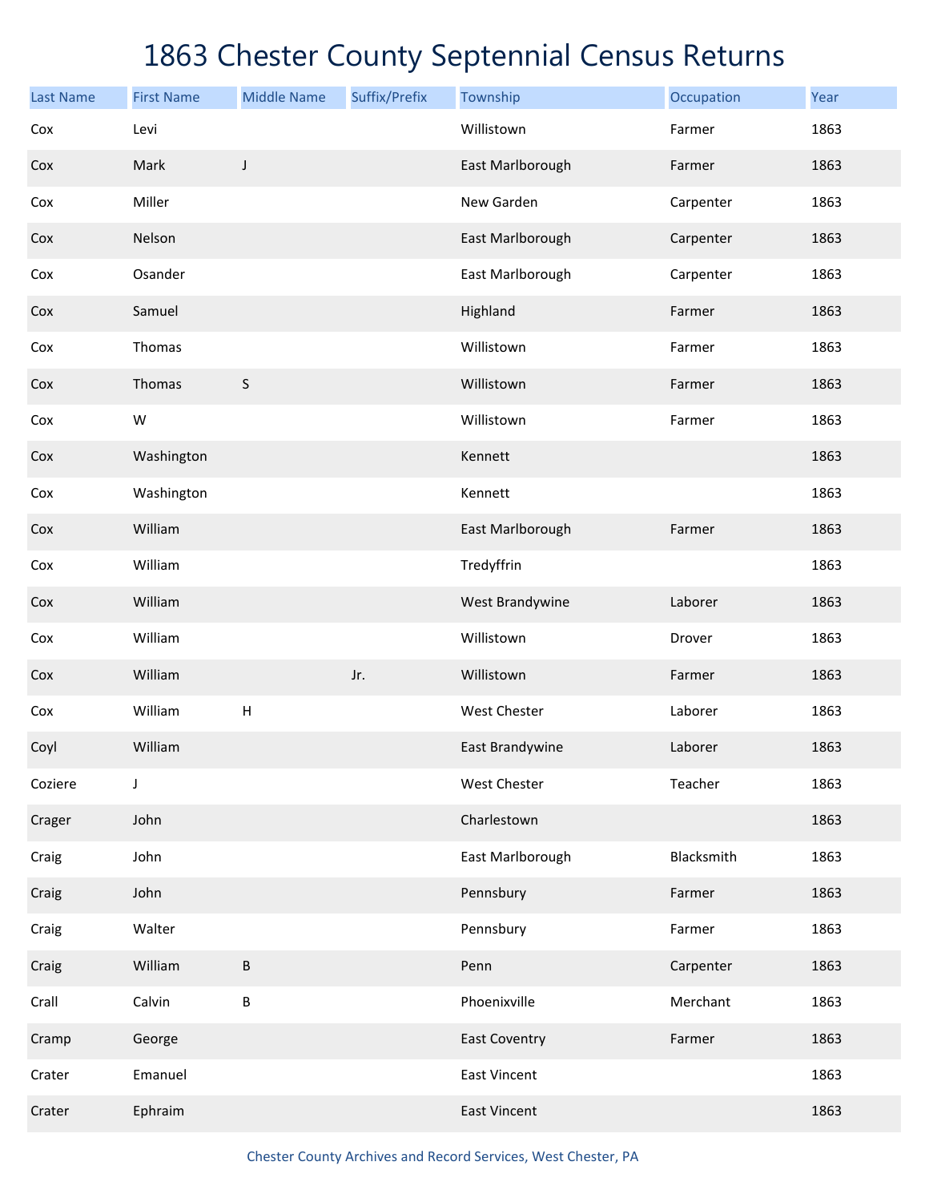# 1863 Chester County Septennial Census Returns

| Last Name | First Name | Middle Name | Suffix/Prefix | Township | Occupation | Year |
|---|---|---|---|---|---|---|
| Cox | Levi | | | Willistown | Farmer | 1863 |
| Cox | Mark | J | | East Marlborough | Farmer | 1863 |
| Cox | Miller | | | New Garden | Carpenter | 1863 |
| Cox | Nelson | | | East Marlborough | Carpenter | 1863 |
| Cox | Osander | | | East Marlborough | Carpenter | 1863 |
| Cox | Samuel | | | Highland | Farmer | 1863 |
| Cox | Thomas | | | Willistown | Farmer | 1863 |
| Cox | Thomas | S | | Willistown | Farmer | 1863 |
| Cox | W | | | Willistown | Farmer | 1863 |
| Cox | Washington | | | Kennett | | 1863 |
| Cox | Washington | | | Kennett | | 1863 |
| Cox | William | | | East Marlborough | Farmer | 1863 |
| Cox | William | | | Tredyffrin | | 1863 |
| Cox | William | | | West Brandywine | Laborer | 1863 |
| Cox | William | | | Willistown | Drover | 1863 |
| Cox | William | | Jr. | Willistown | Farmer | 1863 |
| Cox | William | H | | West Chester | Laborer | 1863 |
| Coyl | William | | | East Brandywine | Laborer | 1863 |
| Coziere | J | | | West Chester | Teacher | 1863 |
| Crager | John | | | Charlestown | | 1863 |
| Craig | John | | | East Marlborough | Blacksmith | 1863 |
| Craig | John | | | Pennsbury | Farmer | 1863 |
| Craig | Walter | | | Pennsbury | Farmer | 1863 |
| Craig | William | B | | Penn | Carpenter | 1863 |
| Crall | Calvin | B | | Phoenixville | Merchant | 1863 |
| Cramp | George | | | East Coventry | Farmer | 1863 |
| Crater | Emanuel | | | East Vincent | | 1863 |
| Crater | Ephraim | | | East Vincent | | 1863 |

Chester County Archives and Record Services, West Chester, PA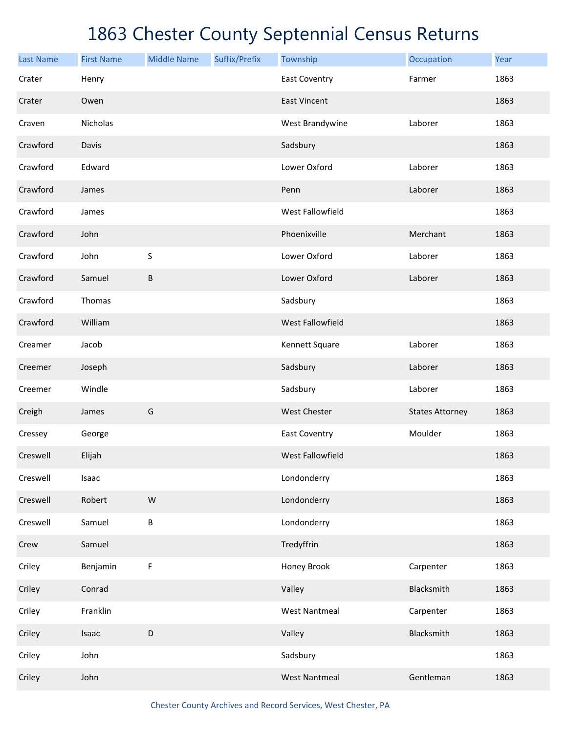# 1863 Chester County Septennial Census Returns

| Last Name | First Name | Middle Name | Suffix/Prefix | Township | Occupation | Year |
|---|---|---|---|---|---|---|
| Crater | Henry | | | East Coventry | Farmer | 1863 |
| Crater | Owen | | | East Vincent | | 1863 |
| Craven | Nicholas | | | West Brandywine | Laborer | 1863 |
| Crawford | Davis | | | Sadsbury | | 1863 |
| Crawford | Edward | | | Lower Oxford | Laborer | 1863 |
| Crawford | James | | | Penn | Laborer | 1863 |
| Crawford | James | | | West Fallowfield | | 1863 |
| Crawford | John | | | Phoenixville | Merchant | 1863 |
| Crawford | John | S | | Lower Oxford | Laborer | 1863 |
| Crawford | Samuel | B | | Lower Oxford | Laborer | 1863 |
| Crawford | Thomas | | | Sadsbury | | 1863 |
| Crawford | William | | | West Fallowfield | | 1863 |
| Creamer | Jacob | | | Kennett Square | Laborer | 1863 |
| Creemer | Joseph | | | Sadsbury | Laborer | 1863 |
| Creemer | Windle | | | Sadsbury | Laborer | 1863 |
| Creigh | James | G | | West Chester | States Attorney | 1863 |
| Cressey | George | | | East Coventry | Moulder | 1863 |
| Creswell | Elijah | | | West Fallowfield | | 1863 |
| Creswell | Isaac | | | Londonderry | | 1863 |
| Creswell | Robert | W | | Londonderry | | 1863 |
| Creswell | Samuel | B | | Londonderry | | 1863 |
| Crew | Samuel | | | Tredyffrin | | 1863 |
| Criley | Benjamin | F | | Honey Brook | Carpenter | 1863 |
| Criley | Conrad | | | Valley | Blacksmith | 1863 |
| Criley | Franklin | | | West Nantmeal | Carpenter | 1863 |
| Criley | Isaac | D | | Valley | Blacksmith | 1863 |
| Criley | John | | | Sadsbury | | 1863 |
| Criley | John | | | West Nantmeal | Gentleman | 1863 |

Chester County Archives and Record Services, West Chester, PA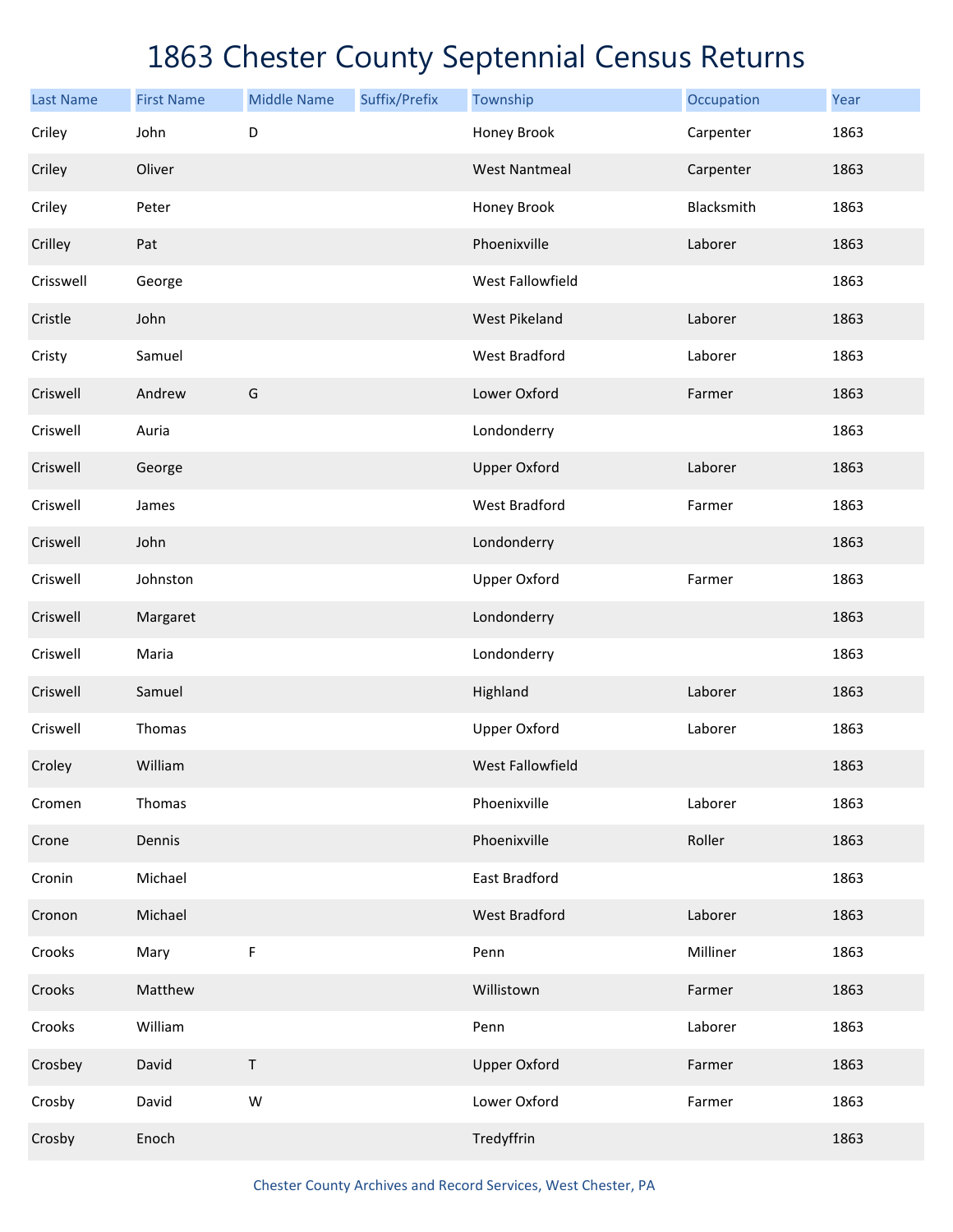# 1863 Chester County Septennial Census Returns

| Last Name | First Name | Middle Name | Suffix/Prefix | Township | Occupation | Year |
|---|---|---|---|---|---|---|
| Criley | John | D | | Honey Brook | Carpenter | 1863 |
| Criley | Oliver | | | West Nantmeal | Carpenter | 1863 |
| Criley | Peter | | | Honey Brook | Blacksmith | 1863 |
| Crilley | Pat | | | Phoenixville | Laborer | 1863 |
| Crisswell | George | | | West Fallowfield | | 1863 |
| Cristle | John | | | West Pikeland | Laborer | 1863 |
| Cristy | Samuel | | | West Bradford | Laborer | 1863 |
| Criswell | Andrew | G | | Lower Oxford | Farmer | 1863 |
| Criswell | Auria | | | Londonderry | | 1863 |
| Criswell | George | | | Upper Oxford | Laborer | 1863 |
| Criswell | James | | | West Bradford | Farmer | 1863 |
| Criswell | John | | | Londonderry | | 1863 |
| Criswell | Johnston | | | Upper Oxford | Farmer | 1863 |
| Criswell | Margaret | | | Londonderry | | 1863 |
| Criswell | Maria | | | Londonderry | | 1863 |
| Criswell | Samuel | | | Highland | Laborer | 1863 |
| Criswell | Thomas | | | Upper Oxford | Laborer | 1863 |
| Croley | William | | | West Fallowfield | | 1863 |
| Cromen | Thomas | | | Phoenixville | Laborer | 1863 |
| Crone | Dennis | | | Phoenixville | Roller | 1863 |
| Cronin | Michael | | | East Bradford | | 1863 |
| Cronon | Michael | | | West Bradford | Laborer | 1863 |
| Crooks | Mary | F | | Penn | Milliner | 1863 |
| Crooks | Matthew | | | Willistown | Farmer | 1863 |
| Crooks | William | | | Penn | Laborer | 1863 |
| Crosbey | David | T | | Upper Oxford | Farmer | 1863 |
| Crosby | David | W | | Lower Oxford | Farmer | 1863 |
| Crosby | Enoch | | | Tredyffrin | | 1863 |

Chester County Archives and Record Services, West Chester, PA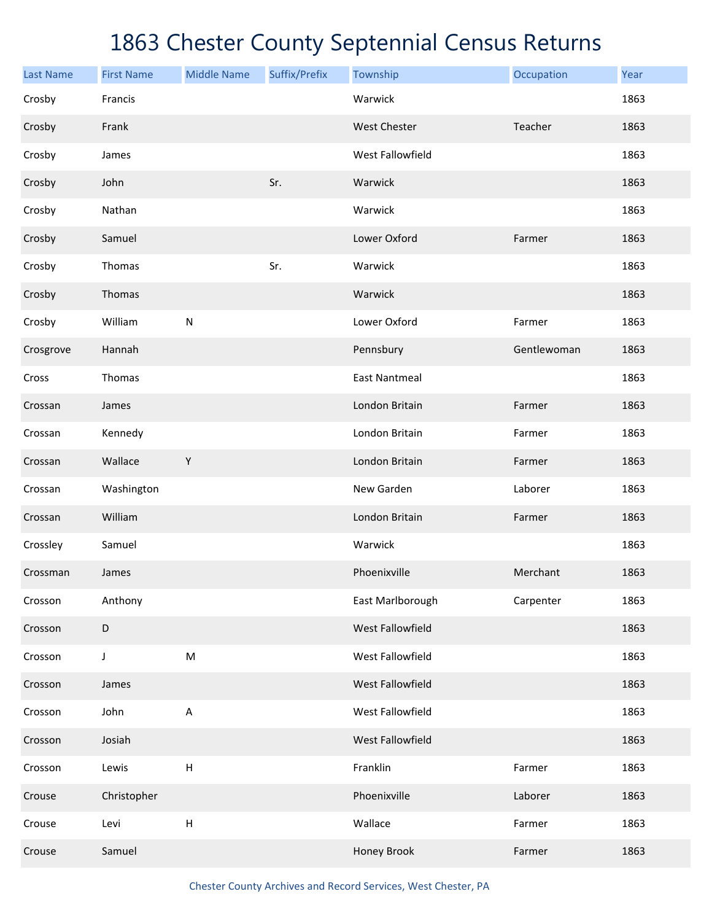# 1863 Chester County Septennial Census Returns

| Last Name | First Name | Middle Name | Suffix/Prefix | Township | Occupation | Year |
|---|---|---|---|---|---|---|
| Crosby | Francis | | | Warwick | | 1863 |
| Crosby | Frank | | | West Chester | Teacher | 1863 |
| Crosby | James | | | West Fallowfield | | 1863 |
| Crosby | John | | Sr. | Warwick | | 1863 |
| Crosby | Nathan | | | Warwick | | 1863 |
| Crosby | Samuel | | | Lower Oxford | Farmer | 1863 |
| Crosby | Thomas | | Sr. | Warwick | | 1863 |
| Crosby | Thomas | | | Warwick | | 1863 |
| Crosby | William | N | | Lower Oxford | Farmer | 1863 |
| Crosgrove | Hannah | | | Pennsbury | Gentlewoman | 1863 |
| Cross | Thomas | | | East Nantmeal | | 1863 |
| Crossan | James | | | London Britain | Farmer | 1863 |
| Crossan | Kennedy | | | London Britain | Farmer | 1863 |
| Crossan | Wallace | Y | | London Britain | Farmer | 1863 |
| Crossan | Washington | | | New Garden | Laborer | 1863 |
| Crossan | William | | | London Britain | Farmer | 1863 |
| Crossley | Samuel | | | Warwick | | 1863 |
| Crossman | James | | | Phoenixville | Merchant | 1863 |
| Crosson | Anthony | | | East Marlborough | Carpenter | 1863 |
| Crosson | D | | | West Fallowfield | | 1863 |
| Crosson | J | M | | West Fallowfield | | 1863 |
| Crosson | James | | | West Fallowfield | | 1863 |
| Crosson | John | A | | West Fallowfield | | 1863 |
| Crosson | Josiah | | | West Fallowfield | | 1863 |
| Crosson | Lewis | H | | Franklin | Farmer | 1863 |
| Crouse | Christopher | | | Phoenixville | Laborer | 1863 |
| Crouse | Levi | H | | Wallace | Farmer | 1863 |
| Crouse | Samuel | | | Honey Brook | Farmer | 1863 |

Chester County Archives and Record Services, West Chester, PA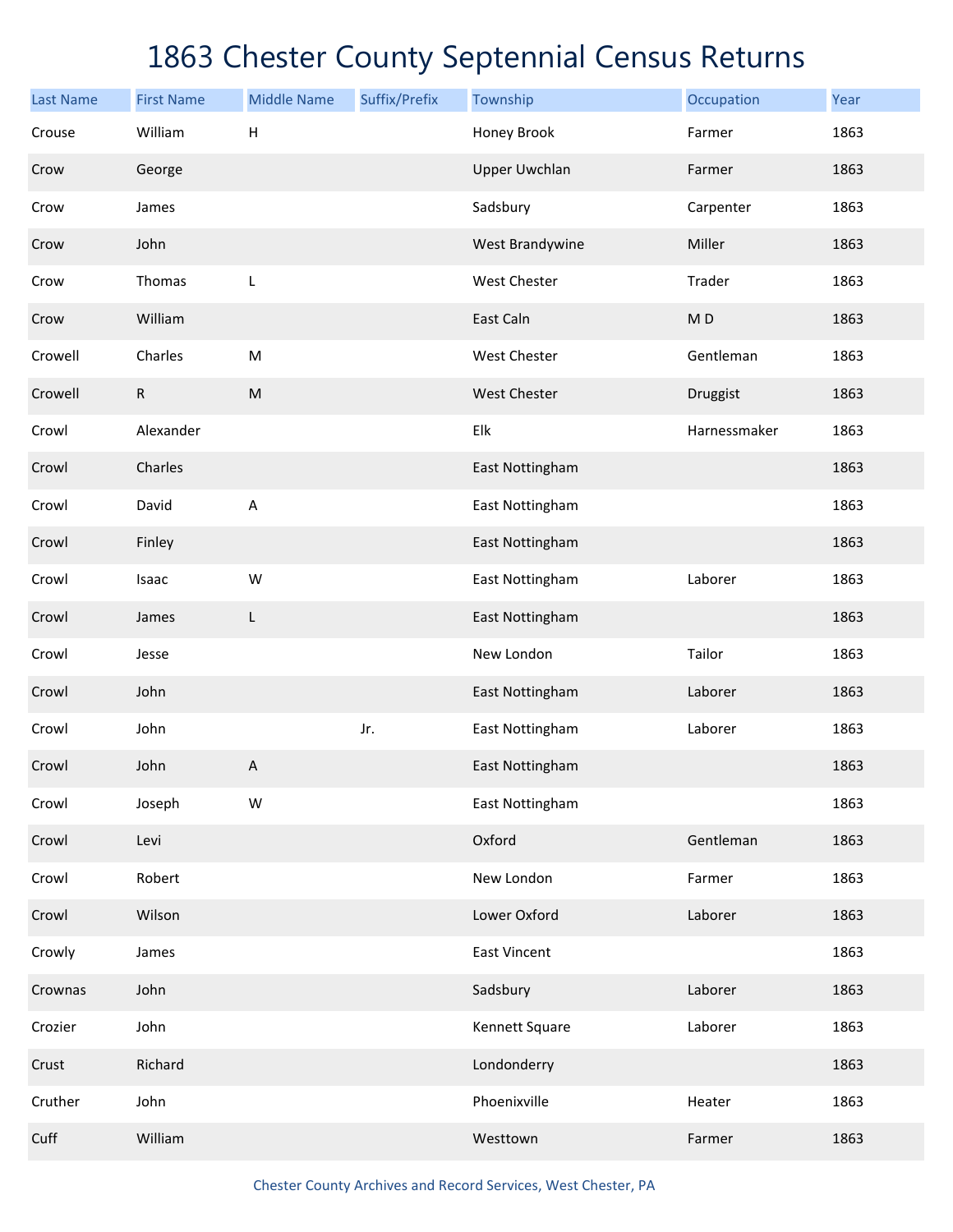# 1863 Chester County Septennial Census Returns

| Last Name | First Name | Middle Name | Suffix/Prefix | Township | Occupation | Year |
|---|---|---|---|---|---|---|
| Crouse | William | H | | Honey Brook | Farmer | 1863 |
| Crow | George | | | Upper Uwchlan | Farmer | 1863 |
| Crow | James | | | Sadsbury | Carpenter | 1863 |
| Crow | John | | | West Brandywine | Miller | 1863 |
| Crow | Thomas | L | | West Chester | Trader | 1863 |
| Crow | William | | | East Caln | M D | 1863 |
| Crowell | Charles | M | | West Chester | Gentleman | 1863 |
| Crowell | R | M | | West Chester | Druggist | 1863 |
| Crowl | Alexander | | | Elk | Harnessmaker | 1863 |
| Crowl | Charles | | | East Nottingham | | 1863 |
| Crowl | David | A | | East Nottingham | | 1863 |
| Crowl | Finley | | | East Nottingham | | 1863 |
| Crowl | Isaac | W | | East Nottingham | Laborer | 1863 |
| Crowl | James | L | | East Nottingham | | 1863 |
| Crowl | Jesse | | | New London | Tailor | 1863 |
| Crowl | John | | | East Nottingham | Laborer | 1863 |
| Crowl | John | | Jr. | East Nottingham | Laborer | 1863 |
| Crowl | John | A | | East Nottingham | | 1863 |
| Crowl | Joseph | W | | East Nottingham | | 1863 |
| Crowl | Levi | | | Oxford | Gentleman | 1863 |
| Crowl | Robert | | | New London | Farmer | 1863 |
| Crowl | Wilson | | | Lower Oxford | Laborer | 1863 |
| Crowly | James | | | East Vincent | | 1863 |
| Crownas | John | | | Sadsbury | Laborer | 1863 |
| Crozier | John | | | Kennett Square | Laborer | 1863 |
| Crust | Richard | | | Londonderry | | 1863 |
| Cruther | John | | | Phoenixville | Heater | 1863 |
| Cuff | William | | | Westtown | Farmer | 1863 |

Chester County Archives and Record Services, West Chester, PA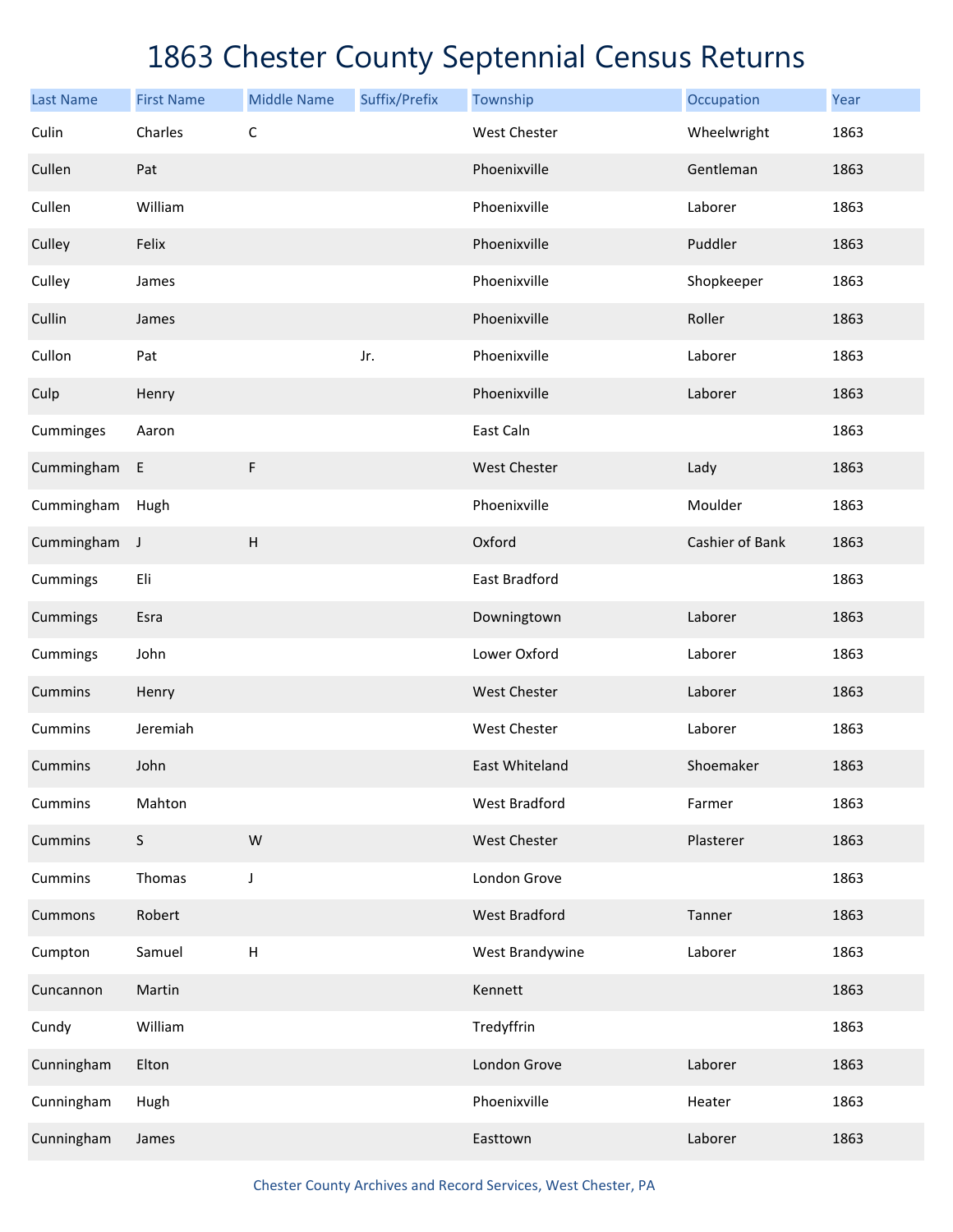# 1863 Chester County Septennial Census Returns

| Last Name | First Name | Middle Name | Suffix/Prefix | Township | Occupation | Year |
|---|---|---|---|---|---|---|
| Culin | Charles | C | | West Chester | Wheelwright | 1863 |
| Cullen | Pat | | | Phoenixville | Gentleman | 1863 |
| Cullen | William | | | Phoenixville | Laborer | 1863 |
| Culley | Felix | | | Phoenixville | Puddler | 1863 |
| Culley | James | | | Phoenixville | Shopkeeper | 1863 |
| Cullin | James | | | Phoenixville | Roller | 1863 |
| Cullon | Pat | | Jr. | Phoenixville | Laborer | 1863 |
| Culp | Henry | | | Phoenixville | Laborer | 1863 |
| Cumminges | Aaron | | | East Caln | | 1863 |
| Cummingham | E | F | | West Chester | Lady | 1863 |
| Cummingham | Hugh | | | Phoenixville | Moulder | 1863 |
| Cummingham | J | H | | Oxford | Cashier of Bank | 1863 |
| Cummings | Eli | | | East Bradford | | 1863 |
| Cummings | Esra | | | Downingtown | Laborer | 1863 |
| Cummings | John | | | Lower Oxford | Laborer | 1863 |
| Cummins | Henry | | | West Chester | Laborer | 1863 |
| Cummins | Jeremiah | | | West Chester | Laborer | 1863 |
| Cummins | John | | | East Whiteland | Shoemaker | 1863 |
| Cummins | Mahton | | | West Bradford | Farmer | 1863 |
| Cummins | S | W | | West Chester | Plasterer | 1863 |
| Cummins | Thomas | J | | London Grove | | 1863 |
| Cummons | Robert | | | West Bradford | Tanner | 1863 |
| Cumpton | Samuel | H | | West Brandywine | Laborer | 1863 |
| Cuncannon | Martin | | | Kennett | | 1863 |
| Cundy | William | | | Tredyffrin | | 1863 |
| Cunningham | Elton | | | London Grove | Laborer | 1863 |
| Cunningham | Hugh | | | Phoenixville | Heater | 1863 |
| Cunningham | James | | | Easttown | Laborer | 1863 |

Chester County Archives and Record Services, West Chester, PA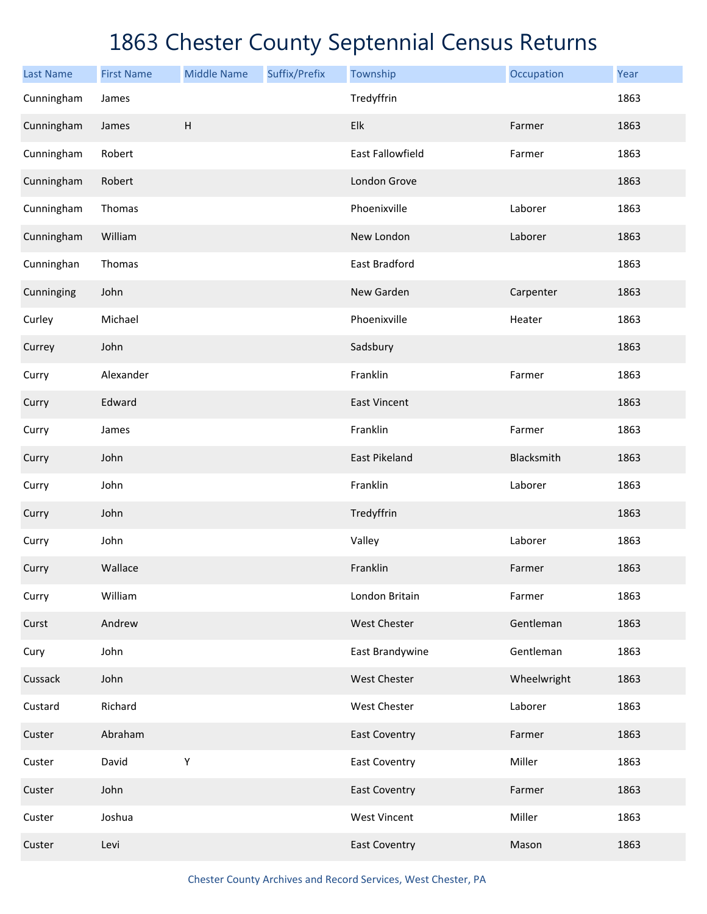# 1863 Chester County Septennial Census Returns

| Last Name | First Name | Middle Name | Suffix/Prefix | Township | Occupation | Year |
|---|---|---|---|---|---|---|
| Cunningham | James | | | Tredyffrin | | 1863 |
| Cunningham | James | H | | Elk | Farmer | 1863 |
| Cunningham | Robert | | | East Fallowfield | Farmer | 1863 |
| Cunningham | Robert | | | London Grove | | 1863 |
| Cunningham | Thomas | | | Phoenixville | Laborer | 1863 |
| Cunningham | William | | | New London | Laborer | 1863 |
| Cunninghan | Thomas | | | East Bradford | | 1863 |
| Cunninging | John | | | New Garden | Carpenter | 1863 |
| Curley | Michael | | | Phoenixville | Heater | 1863 |
| Currey | John | | | Sadsbury | | 1863 |
| Curry | Alexander | | | Franklin | Farmer | 1863 |
| Curry | Edward | | | East Vincent | | 1863 |
| Curry | James | | | Franklin | Farmer | 1863 |
| Curry | John | | | East Pikeland | Blacksmith | 1863 |
| Curry | John | | | Franklin | Laborer | 1863 |
| Curry | John | | | Tredyffrin | | 1863 |
| Curry | John | | | Valley | Laborer | 1863 |
| Curry | Wallace | | | Franklin | Farmer | 1863 |
| Curry | William | | | London Britain | Farmer | 1863 |
| Curst | Andrew | | | West Chester | Gentleman | 1863 |
| Cury | John | | | East Brandywine | Gentleman | 1863 |
| Cussack | John | | | West Chester | Wheelwright | 1863 |
| Custard | Richard | | | West Chester | Laborer | 1863 |
| Custer | Abraham | | | East Coventry | Farmer | 1863 |
| Custer | David | Y | | East Coventry | Miller | 1863 |
| Custer | John | | | East Coventry | Farmer | 1863 |
| Custer | Joshua | | | West Vincent | Miller | 1863 |
| Custer | Levi | | | East Coventry | Mason | 1863 |

Chester County Archives and Record Services, West Chester, PA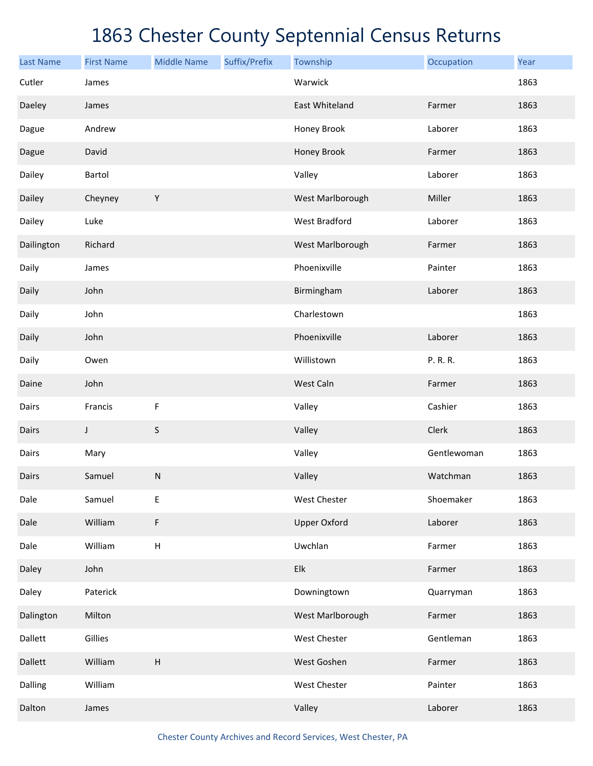# 1863 Chester County Septennial Census Returns

| Last Name | First Name | Middle Name | Suffix/Prefix | Township | Occupation | Year |
| --- | --- | --- | --- | --- | --- | --- |
| Cutler | James | | | Warwick | | 1863 |
| Daeley | James | | | East Whiteland | Farmer | 1863 |
| Dague | Andrew | | | Honey Brook | Laborer | 1863 |
| Dague | David | | | Honey Brook | Farmer | 1863 |
| Dailey | Bartol | | | Valley | Laborer | 1863 |
| Dailey | Cheyney | Y | | West Marlborough | Miller | 1863 |
| Dailey | Luke | | | West Bradford | Laborer | 1863 |
| Dailington | Richard | | | West Marlborough | Farmer | 1863 |
| Daily | James | | | Phoenixville | Painter | 1863 |
| Daily | John | | | Birmingham | Laborer | 1863 |
| Daily | John | | | Charlestown | | 1863 |
| Daily | John | | | Phoenixville | Laborer | 1863 |
| Daily | Owen | | | Willistown | P. R. R. | 1863 |
| Daine | John | | | West Caln | Farmer | 1863 |
| Dairs | Francis | F | | Valley | Cashier | 1863 |
| Dairs | J | S | | Valley | Clerk | 1863 |
| Dairs | Mary | | | Valley | Gentlewoman | 1863 |
| Dairs | Samuel | N | | Valley | Watchman | 1863 |
| Dale | Samuel | E | | West Chester | Shoemaker | 1863 |
| Dale | William | F | | Upper Oxford | Laborer | 1863 |
| Dale | William | H | | Uwchlan | Farmer | 1863 |
| Daley | John | | | Elk | Farmer | 1863 |
| Daley | Paterick | | | Downingtown | Quarryman | 1863 |
| Dalington | Milton | | | West Marlborough | Farmer | 1863 |
| Dallett | Gillies | | | West Chester | Gentleman | 1863 |
| Dallett | William | H | | West Goshen | Farmer | 1863 |
| Dalling | William | | | West Chester | Painter | 1863 |
| Dalton | James | | | Valley | Laborer | 1863 |

Chester County Archives and Record Services, West Chester, PA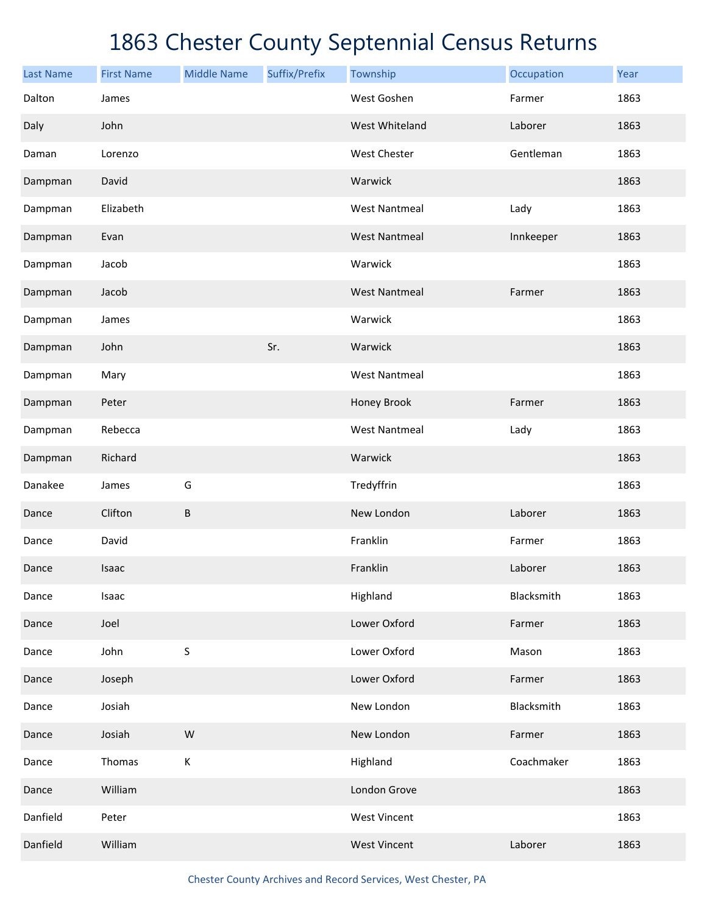# 1863 Chester County Septennial Census Returns

| Last Name | First Name | Middle Name | Suffix/Prefix | Township | Occupation | Year |
|---|---|---|---|---|---|---|
| Dalton | James | | | West Goshen | Farmer | 1863 |
| Daly | John | | | West Whiteland | Laborer | 1863 |
| Daman | Lorenzo | | | West Chester | Gentleman | 1863 |
| Dampman | David | | | Warwick | | 1863 |
| Dampman | Elizabeth | | | West Nantmeal | Lady | 1863 |
| Dampman | Evan | | | West Nantmeal | Innkeeper | 1863 |
| Dampman | Jacob | | | Warwick | | 1863 |
| Dampman | Jacob | | | West Nantmeal | Farmer | 1863 |
| Dampman | James | | | Warwick | | 1863 |
| Dampman | John | | Sr. | Warwick | | 1863 |
| Dampman | Mary | | | West Nantmeal | | 1863 |
| Dampman | Peter | | | Honey Brook | Farmer | 1863 |
| Dampman | Rebecca | | | West Nantmeal | Lady | 1863 |
| Dampman | Richard | | | Warwick | | 1863 |
| Danakee | James | G | | Tredyffrin | | 1863 |
| Dance | Clifton | B | | New London | Laborer | 1863 |
| Dance | David | | | Franklin | Farmer | 1863 |
| Dance | Isaac | | | Franklin | Laborer | 1863 |
| Dance | Isaac | | | Highland | Blacksmith | 1863 |
| Dance | Joel | | | Lower Oxford | Farmer | 1863 |
| Dance | John | S | | Lower Oxford | Mason | 1863 |
| Dance | Joseph | | | Lower Oxford | Farmer | 1863 |
| Dance | Josiah | | | New London | Blacksmith | 1863 |
| Dance | Josiah | W | | New London | Farmer | 1863 |
| Dance | Thomas | K | | Highland | Coachmaker | 1863 |
| Dance | William | | | London Grove | | 1863 |
| Danfield | Peter | | | West Vincent | | 1863 |
| Danfield | William | | | West Vincent | Laborer | 1863 |

Chester County Archives and Record Services, West Chester, PA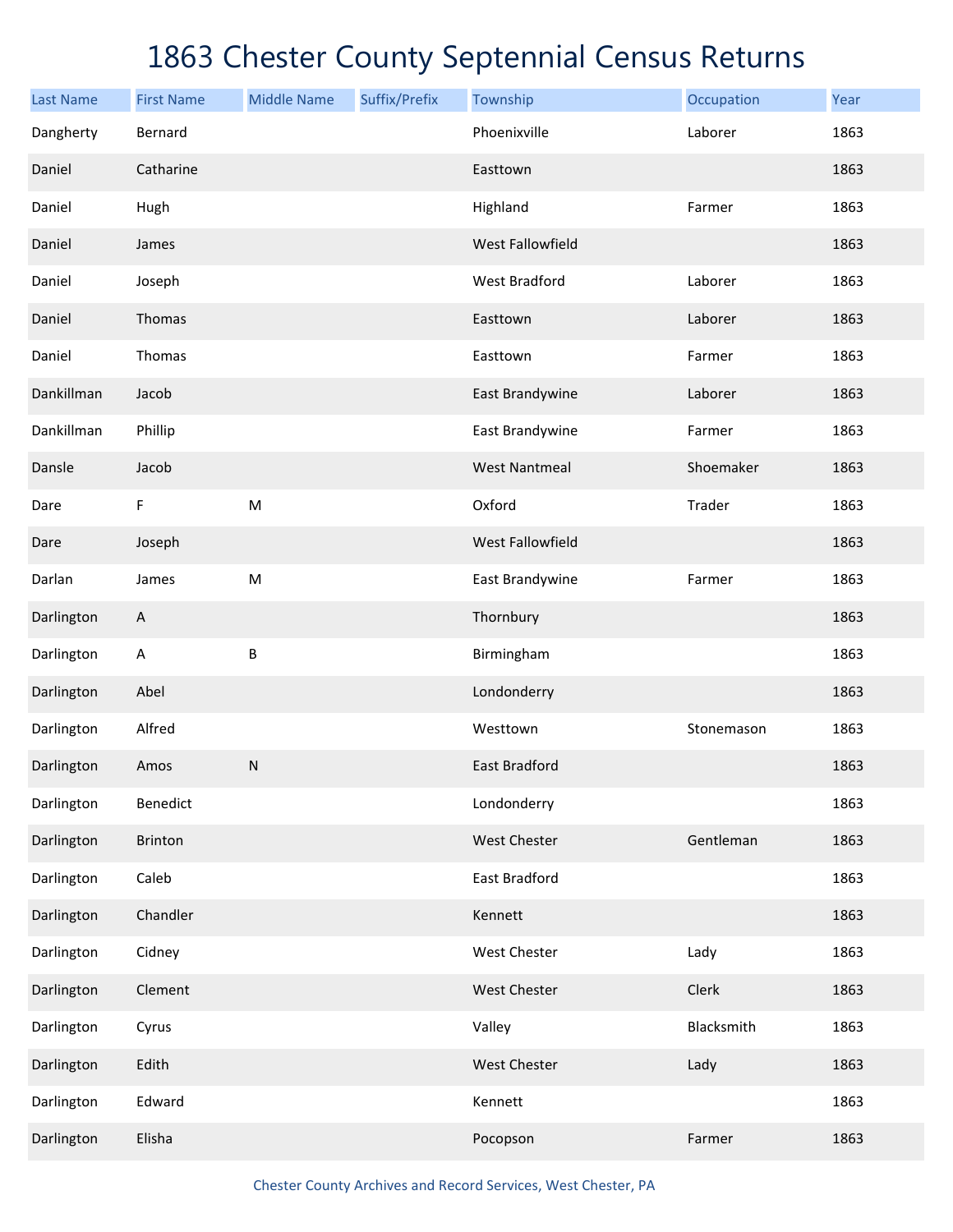# 1863 Chester County Septennial Census Returns

| Last Name | First Name | Middle Name | Suffix/Prefix | Township | Occupation | Year |
|---|---|---|---|---|---|---|
| Dangherty | Bernard | | | Phoenixville | Laborer | 1863 |
| Daniel | Catharine | | | Easttown | | 1863 |
| Daniel | Hugh | | | Highland | Farmer | 1863 |
| Daniel | James | | | West Fallowfield | | 1863 |
| Daniel | Joseph | | | West Bradford | Laborer | 1863 |
| Daniel | Thomas | | | Easttown | Laborer | 1863 |
| Daniel | Thomas | | | Easttown | Farmer | 1863 |
| Dankillman | Jacob | | | East Brandywine | Laborer | 1863 |
| Dankillman | Phillip | | | East Brandywine | Farmer | 1863 |
| Dansle | Jacob | | | West Nantmeal | Shoemaker | 1863 |
| Dare | F | M | | Oxford | Trader | 1863 |
| Dare | Joseph | | | West Fallowfield | | 1863 |
| Darlan | James | M | | East Brandywine | Farmer | 1863 |
| Darlington | A | | | Thornbury | | 1863 |
| Darlington | A | B | | Birmingham | | 1863 |
| Darlington | Abel | | | Londonderry | | 1863 |
| Darlington | Alfred | | | Westtown | Stonemason | 1863 |
| Darlington | Amos | N | | East Bradford | | 1863 |
| Darlington | Benedict | | | Londonderry | | 1863 |
| Darlington | Brinton | | | West Chester | Gentleman | 1863 |
| Darlington | Caleb | | | East Bradford | | 1863 |
| Darlington | Chandler | | | Kennett | | 1863 |
| Darlington | Cidney | | | West Chester | Lady | 1863 |
| Darlington | Clement | | | West Chester | Clerk | 1863 |
| Darlington | Cyrus | | | Valley | Blacksmith | 1863 |
| Darlington | Edith | | | West Chester | Lady | 1863 |
| Darlington | Edward | | | Kennett | | 1863 |
| Darlington | Elisha | | | Pocopson | Farmer | 1863 |

Chester County Archives and Record Services, West Chester, PA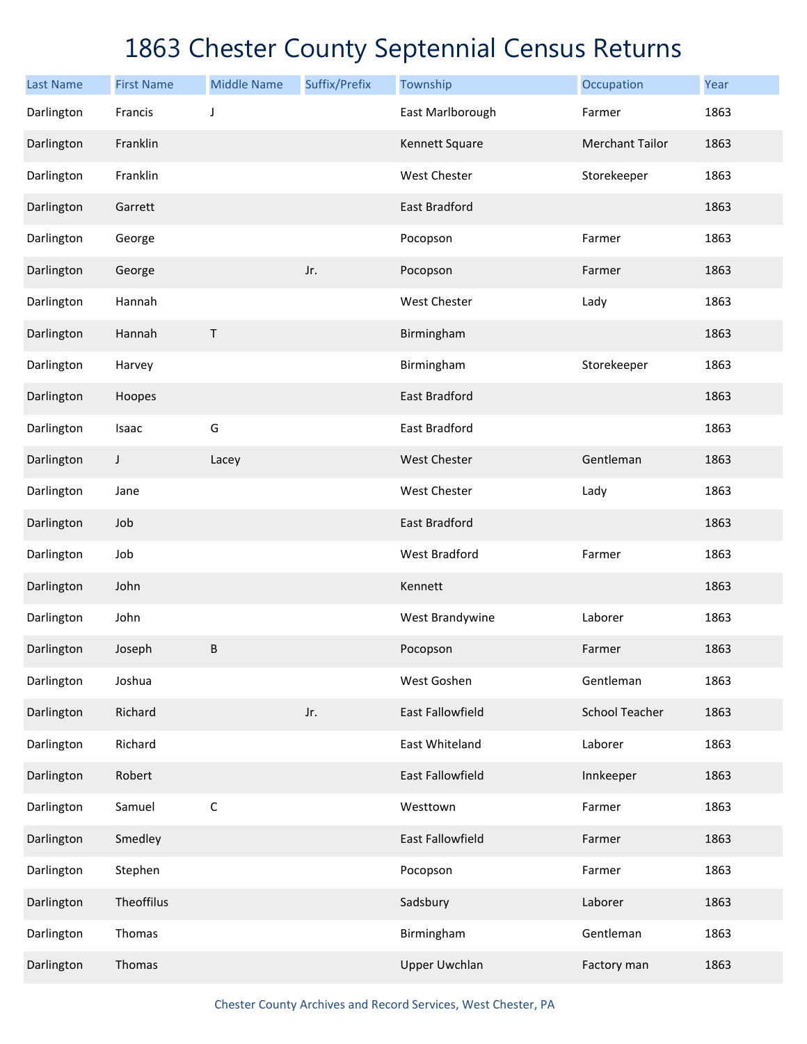# 1863 Chester County Septennial Census Returns

| Last Name | First Name | Middle Name | Suffix/Prefix | Township | Occupation | Year |
| --- | --- | --- | --- | --- | --- | --- |
| Darlington | Francis | J | | East Marlborough | Farmer | 1863 |
| Darlington | Franklin | | | Kennett Square | Merchant Tailor | 1863 |
| Darlington | Franklin | | | West Chester | Storekeeper | 1863 |
| Darlington | Garrett | | | East Bradford | | 1863 |
| Darlington | George | | | Pocopson | Farmer | 1863 |
| Darlington | George | | Jr. | Pocopson | Farmer | 1863 |
| Darlington | Hannah | | | West Chester | Lady | 1863 |
| Darlington | Hannah | T | | Birmingham | | 1863 |
| Darlington | Harvey | | | Birmingham | Storekeeper | 1863 |
| Darlington | Hoopes | | | East Bradford | | 1863 |
| Darlington | Isaac | G | | East Bradford | | 1863 |
| Darlington | J | Lacey | | West Chester | Gentleman | 1863 |
| Darlington | Jane | | | West Chester | Lady | 1863 |
| Darlington | Job | | | East Bradford | | 1863 |
| Darlington | Job | | | West Bradford | Farmer | 1863 |
| Darlington | John | | | Kennett | | 1863 |
| Darlington | John | | | West Brandywine | Laborer | 1863 |
| Darlington | Joseph | B | | Pocopson | Farmer | 1863 |
| Darlington | Joshua | | | West Goshen | Gentleman | 1863 |
| Darlington | Richard | | Jr. | East Fallowfield | School Teacher | 1863 |
| Darlington | Richard | | | East Whiteland | Laborer | 1863 |
| Darlington | Robert | | | East Fallowfield | Innkeeper | 1863 |
| Darlington | Samuel | C | | Westtown | Farmer | 1863 |
| Darlington | Smedley | | | East Fallowfield | Farmer | 1863 |
| Darlington | Stephen | | | Pocopson | Farmer | 1863 |
| Darlington | Theoffilus | | | Sadsbury | Laborer | 1863 |
| Darlington | Thomas | | | Birmingham | Gentleman | 1863 |
| Darlington | Thomas | | | Upper Uwchlan | Factory man | 1863 |

Chester County Archives and Record Services, West Chester, PA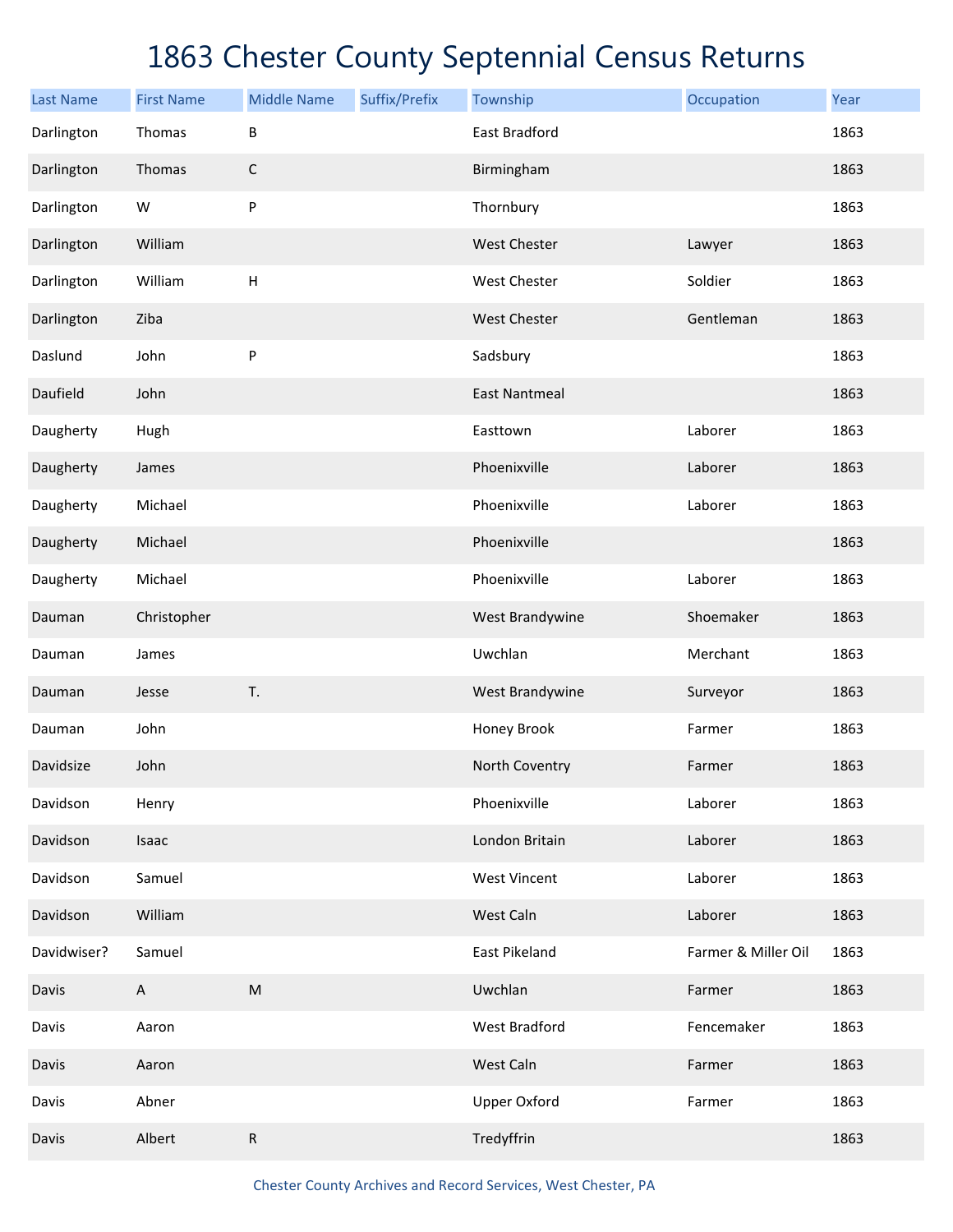# 1863 Chester County Septennial Census Returns

| Last Name | First Name | Middle Name | Suffix/Prefix | Township | Occupation | Year |
|---|---|---|---|---|---|---|
| Darlington | Thomas | B | | East Bradford | | 1863 |
| Darlington | Thomas | C | | Birmingham | | 1863 |
| Darlington | W | P | | Thornbury | | 1863 |
| Darlington | William | | | West Chester | Lawyer | 1863 |
| Darlington | William | H | | West Chester | Soldier | 1863 |
| Darlington | Ziba | | | West Chester | Gentleman | 1863 |
| Daslund | John | P | | Sadsbury | | 1863 |
| Daufield | John | | | East Nantmeal | | 1863 |
| Daugherty | Hugh | | | Easttown | Laborer | 1863 |
| Daugherty | James | | | Phoenixville | Laborer | 1863 |
| Daugherty | Michael | | | Phoenixville | Laborer | 1863 |
| Daugherty | Michael | | | Phoenixville | | 1863 |
| Daugherty | Michael | | | Phoenixville | Laborer | 1863 |
| Dauman | Christopher | | | West Brandywine | Shoemaker | 1863 |
| Dauman | James | | | Uwchlan | Merchant | 1863 |
| Dauman | Jesse | T. | | West Brandywine | Surveyor | 1863 |
| Dauman | John | | | Honey Brook | Farmer | 1863 |
| Davidsize | John | | | North Coventry | Farmer | 1863 |
| Davidson | Henry | | | Phoenixville | Laborer | 1863 |
| Davidson | Isaac | | | London Britain | Laborer | 1863 |
| Davidson | Samuel | | | West Vincent | Laborer | 1863 |
| Davidson | William | | | West Caln | Laborer | 1863 |
| Davidwiser? | Samuel | | | East Pikeland | Farmer & Miller Oil | 1863 |
| Davis | A | M | | Uwchlan | Farmer | 1863 |
| Davis | Aaron | | | West Bradford | Fencemaker | 1863 |
| Davis | Aaron | | | West Caln | Farmer | 1863 |
| Davis | Abner | | | Upper Oxford | Farmer | 1863 |
| Davis | Albert | R | | Tredyffrin | | 1863 |

Chester County Archives and Record Services, West Chester, PA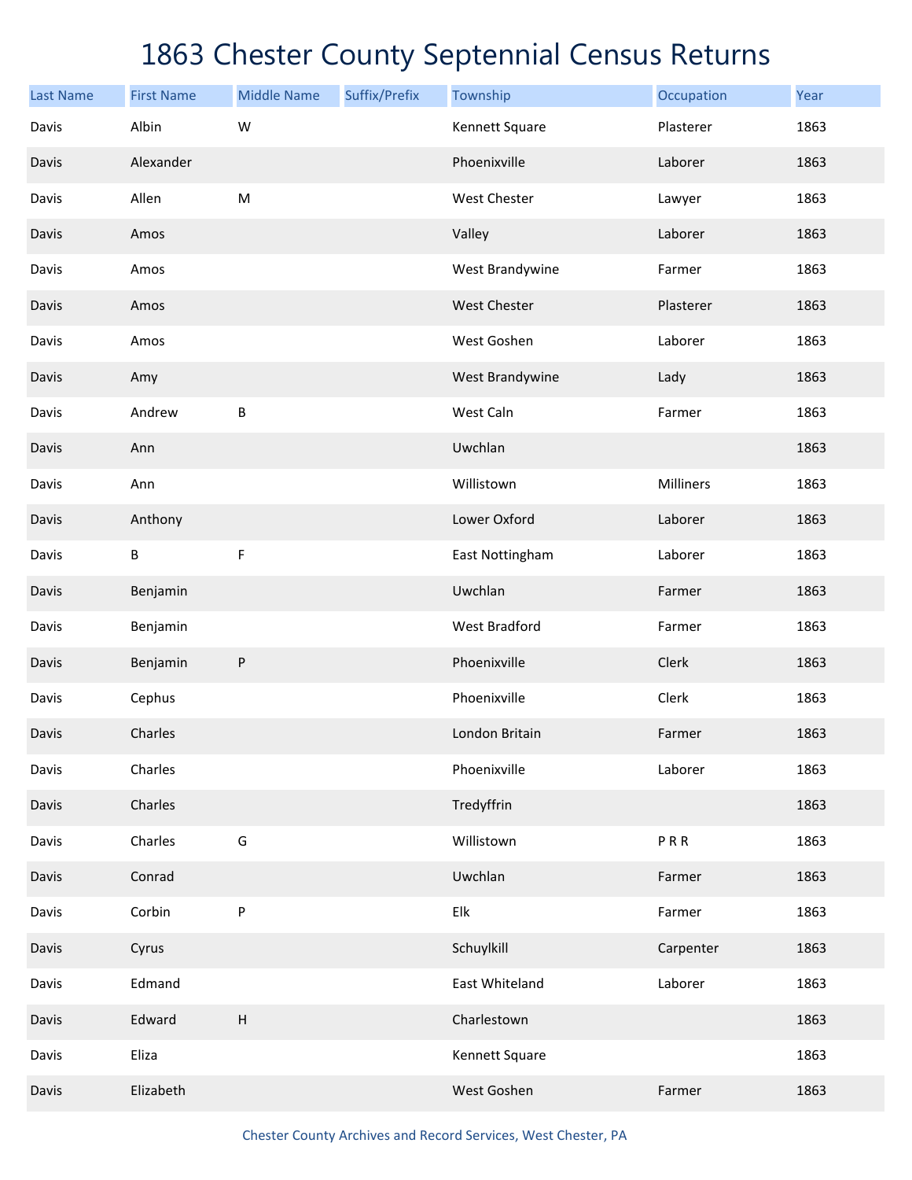# 1863 Chester County Septennial Census Returns

| Last Name | First Name | Middle Name | Suffix/Prefix | Township | Occupation | Year |
|---|---|---|---|---|---|---|
| Davis | Albin | W | | Kennett Square | Plasterer | 1863 |
| Davis | Alexander | | | Phoenixville | Laborer | 1863 |
| Davis | Allen | M | | West Chester | Lawyer | 1863 |
| Davis | Amos | | | Valley | Laborer | 1863 |
| Davis | Amos | | | West Brandywine | Farmer | 1863 |
| Davis | Amos | | | West Chester | Plasterer | 1863 |
| Davis | Amos | | | West Goshen | Laborer | 1863 |
| Davis | Amy | | | West Brandywine | Lady | 1863 |
| Davis | Andrew | B | | West Caln | Farmer | 1863 |
| Davis | Ann | | | Uwchlan | | 1863 |
| Davis | Ann | | | Willistown | Milliners | 1863 |
| Davis | Anthony | | | Lower Oxford | Laborer | 1863 |
| Davis | B | F | | East Nottingham | Laborer | 1863 |
| Davis | Benjamin | | | Uwchlan | Farmer | 1863 |
| Davis | Benjamin | | | West Bradford | Farmer | 1863 |
| Davis | Benjamin | P | | Phoenixville | Clerk | 1863 |
| Davis | Cephus | | | Phoenixville | Clerk | 1863 |
| Davis | Charles | | | London Britain | Farmer | 1863 |
| Davis | Charles | | | Phoenixville | Laborer | 1863 |
| Davis | Charles | | | Tredyffrin | | 1863 |
| Davis | Charles | G | | Willistown | P R R | 1863 |
| Davis | Conrad | | | Uwchlan | Farmer | 1863 |
| Davis | Corbin | P | | Elk | Farmer | 1863 |
| Davis | Cyrus | | | Schuylkill | Carpenter | 1863 |
| Davis | Edmand | | | East Whiteland | Laborer | 1863 |
| Davis | Edward | H | | Charlestown | | 1863 |
| Davis | Eliza | | | Kennett Square | | 1863 |
| Davis | Elizabeth | | | West Goshen | Farmer | 1863 |

Chester County Archives and Record Services, West Chester, PA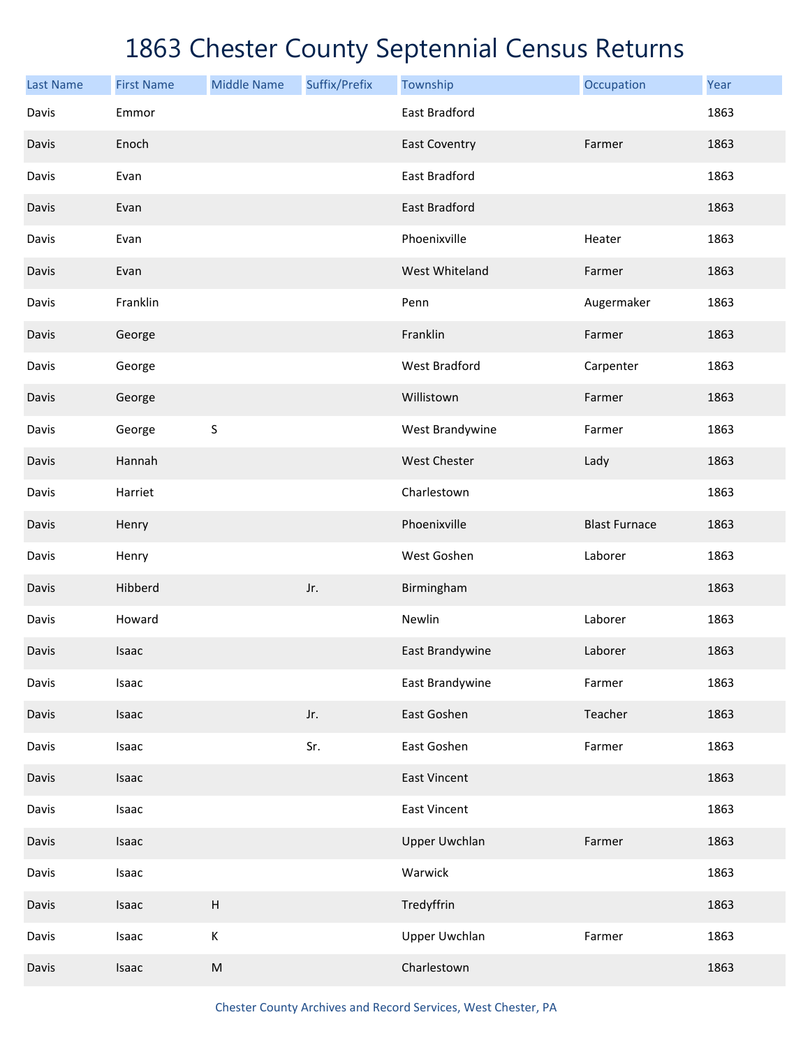# 1863 Chester County Septennial Census Returns

| Last Name | First Name | Middle Name | Suffix/Prefix | Township | Occupation | Year |
|---|---|---|---|---|---|---|
| Davis | Emmor | | | East Bradford | | 1863 |
| Davis | Enoch | | | East Coventry | Farmer | 1863 |
| Davis | Evan | | | East Bradford | | 1863 |
| Davis | Evan | | | East Bradford | | 1863 |
| Davis | Evan | | | Phoenixville | Heater | 1863 |
| Davis | Evan | | | West Whiteland | Farmer | 1863 |
| Davis | Franklin | | | Penn | Augermaker | 1863 |
| Davis | George | | | Franklin | Farmer | 1863 |
| Davis | George | | | West Bradford | Carpenter | 1863 |
| Davis | George | | | Willistown | Farmer | 1863 |
| Davis | George | S | | West Brandywine | Farmer | 1863 |
| Davis | Hannah | | | West Chester | Lady | 1863 |
| Davis | Harriet | | | Charlestown | | 1863 |
| Davis | Henry | | | Phoenixville | Blast Furnace | 1863 |
| Davis | Henry | | | West Goshen | Laborer | 1863 |
| Davis | Hibberd | | Jr. | Birmingham | | 1863 |
| Davis | Howard | | | Newlin | Laborer | 1863 |
| Davis | Isaac | | | East Brandywine | Laborer | 1863 |
| Davis | Isaac | | | East Brandywine | Farmer | 1863 |
| Davis | Isaac | | Jr. | East Goshen | Teacher | 1863 |
| Davis | Isaac | | Sr. | East Goshen | Farmer | 1863 |
| Davis | Isaac | | | East Vincent | | 1863 |
| Davis | Isaac | | | East Vincent | | 1863 |
| Davis | Isaac | | | Upper Uwchlan | Farmer | 1863 |
| Davis | Isaac | | | Warwick | | 1863 |
| Davis | Isaac | H | | Tredyffrin | | 1863 |
| Davis | Isaac | K | | Upper Uwchlan | Farmer | 1863 |
| Davis | Isaac | M | | Charlestown | | 1863 |

Chester County Archives and Record Services, West Chester, PA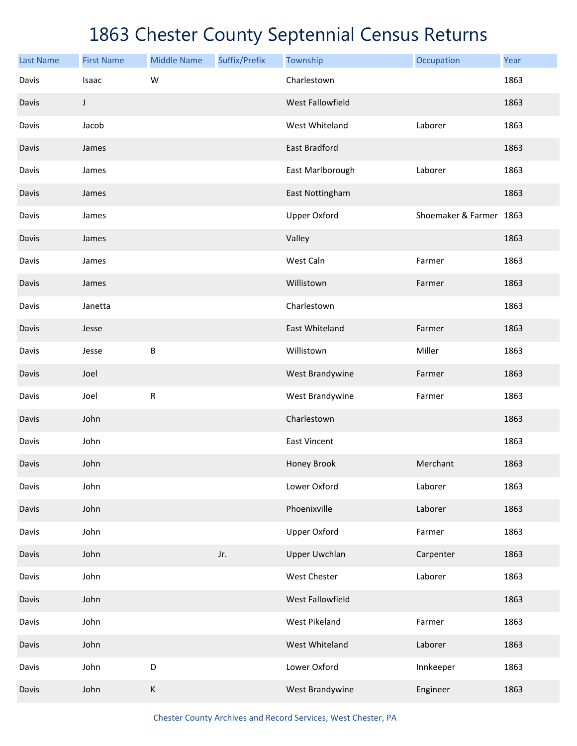# 1863 Chester County Septennial Census Returns

| Last Name | First Name | Middle Name | Suffix/Prefix | Township | Occupation | Year |
|---|---|---|---|---|---|---|
| Davis | Isaac | W | | Charlestown | | 1863 |
| Davis | J | | | West Fallowfield | | 1863 |
| Davis | Jacob | | | West Whiteland | Laborer | 1863 |
| Davis | James | | | East Bradford | | 1863 |
| Davis | James | | | East Marlborough | Laborer | 1863 |
| Davis | James | | | East Nottingham | | 1863 |
| Davis | James | | | Upper Oxford | Shoemaker & Farmer | 1863 |
| Davis | James | | | Valley | | 1863 |
| Davis | James | | | West Caln | Farmer | 1863 |
| Davis | James | | | Willistown | Farmer | 1863 |
| Davis | Janetta | | | Charlestown | | 1863 |
| Davis | Jesse | | | East Whiteland | Farmer | 1863 |
| Davis | Jesse | B | | Willistown | Miller | 1863 |
| Davis | Joel | | | West Brandywine | Farmer | 1863 |
| Davis | Joel | R | | West Brandywine | Farmer | 1863 |
| Davis | John | | | Charlestown | | 1863 |
| Davis | John | | | East Vincent | | 1863 |
| Davis | John | | | Honey Brook | Merchant | 1863 |
| Davis | John | | | Lower Oxford | Laborer | 1863 |
| Davis | John | | | Phoenixville | Laborer | 1863 |
| Davis | John | | | Upper Oxford | Farmer | 1863 |
| Davis | John | | Jr. | Upper Uwchlan | Carpenter | 1863 |
| Davis | John | | | West Chester | Laborer | 1863 |
| Davis | John | | | West Fallowfield | | 1863 |
| Davis | John | | | West Pikeland | Farmer | 1863 |
| Davis | John | | | West Whiteland | Laborer | 1863 |
| Davis | John | D | | Lower Oxford | Innkeeper | 1863 |
| Davis | John | K | | West Brandywine | Engineer | 1863 |

Chester County Archives and Record Services, West Chester, PA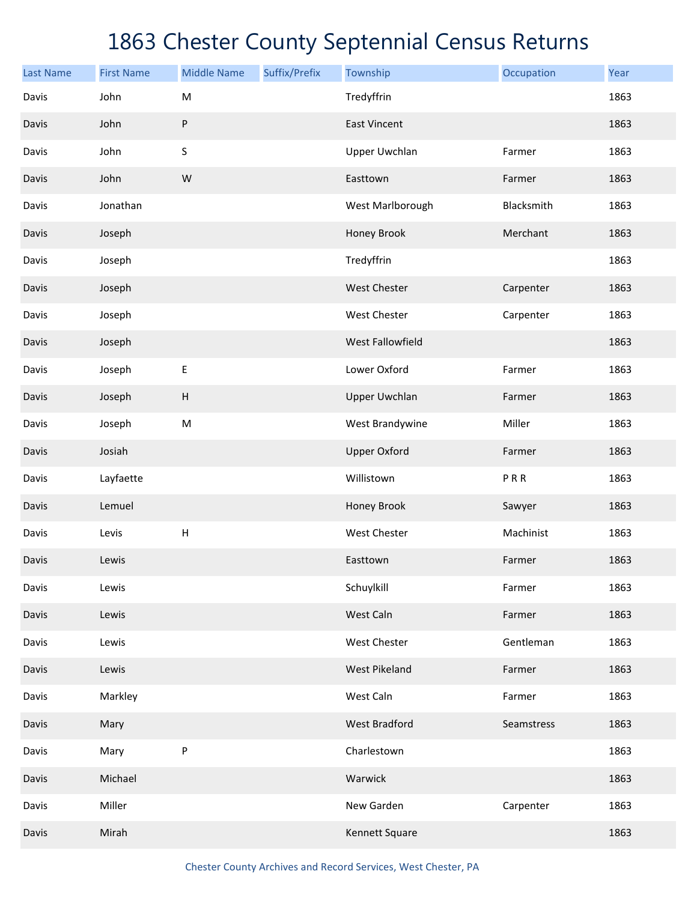# 1863 Chester County Septennial Census Returns

| Last Name | First Name | Middle Name | Suffix/Prefix | Township | Occupation | Year |
|---|---|---|---|---|---|---|
| Davis | John | M | | Tredyffrin | | 1863 |
| Davis | John | P | | East Vincent | | 1863 |
| Davis | John | S | | Upper Uwchlan | Farmer | 1863 |
| Davis | John | W | | Easttown | Farmer | 1863 |
| Davis | Jonathan | | | West Marlborough | Blacksmith | 1863 |
| Davis | Joseph | | | Honey Brook | Merchant | 1863 |
| Davis | Joseph | | | Tredyffrin | | 1863 |
| Davis | Joseph | | | West Chester | Carpenter | 1863 |
| Davis | Joseph | | | West Chester | Carpenter | 1863 |
| Davis | Joseph | | | West Fallowfield | | 1863 |
| Davis | Joseph | E | | Lower Oxford | Farmer | 1863 |
| Davis | Joseph | H | | Upper Uwchlan | Farmer | 1863 |
| Davis | Joseph | M | | West Brandywine | Miller | 1863 |
| Davis | Josiah | | | Upper Oxford | Farmer | 1863 |
| Davis | Layfaette | | | Willistown | P R R | 1863 |
| Davis | Lemuel | | | Honey Brook | Sawyer | 1863 |
| Davis | Levis | H | | West Chester | Machinist | 1863 |
| Davis | Lewis | | | Easttown | Farmer | 1863 |
| Davis | Lewis | | | Schuylkill | Farmer | 1863 |
| Davis | Lewis | | | West Caln | Farmer | 1863 |
| Davis | Lewis | | | West Chester | Gentleman | 1863 |
| Davis | Lewis | | | West Pikeland | Farmer | 1863 |
| Davis | Markley | | | West Caln | Farmer | 1863 |
| Davis | Mary | | | West Bradford | Seamstress | 1863 |
| Davis | Mary | P | | Charlestown | | 1863 |
| Davis | Michael | | | Warwick | | 1863 |
| Davis | Miller | | | New Garden | Carpenter | 1863 |
| Davis | Mirah | | | Kennett Square | | 1863 |

Chester County Archives and Record Services, West Chester, PA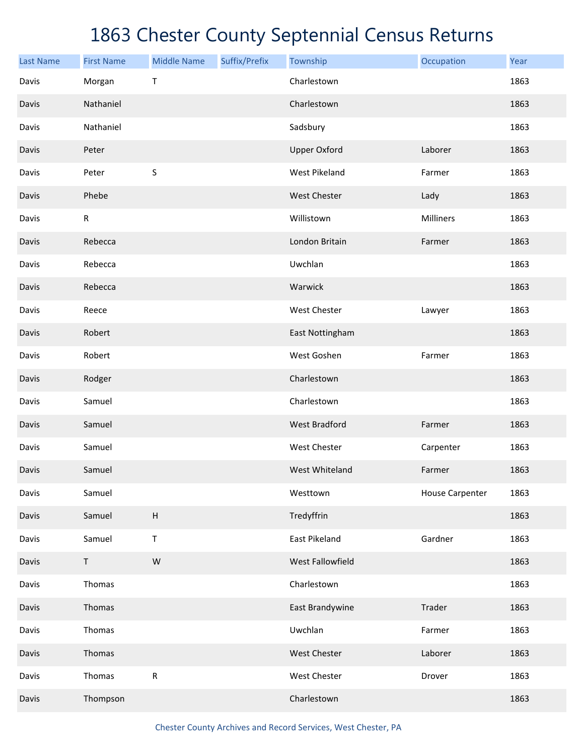# 1863 Chester County Septennial Census Returns

| Last Name | First Name | Middle Name | Suffix/Prefix | Township | Occupation | Year |
|---|---|---|---|---|---|---|
| Davis | Morgan | T | | Charlestown | | 1863 |
| Davis | Nathaniel | | | Charlestown | | 1863 |
| Davis | Nathaniel | | | Sadsbury | | 1863 |
| Davis | Peter | | | Upper Oxford | Laborer | 1863 |
| Davis | Peter | S | | West Pikeland | Farmer | 1863 |
| Davis | Phebe | | | West Chester | Lady | 1863 |
| Davis | R | | | Willistown | Milliners | 1863 |
| Davis | Rebecca | | | London Britain | Farmer | 1863 |
| Davis | Rebecca | | | Uwchlan | | 1863 |
| Davis | Rebecca | | | Warwick | | 1863 |
| Davis | Reece | | | West Chester | Lawyer | 1863 |
| Davis | Robert | | | East Nottingham | | 1863 |
| Davis | Robert | | | West Goshen | Farmer | 1863 |
| Davis | Rodger | | | Charlestown | | 1863 |
| Davis | Samuel | | | Charlestown | | 1863 |
| Davis | Samuel | | | West Bradford | Farmer | 1863 |
| Davis | Samuel | | | West Chester | Carpenter | 1863 |
| Davis | Samuel | | | West Whiteland | Farmer | 1863 |
| Davis | Samuel | | | Westtown | House Carpenter | 1863 |
| Davis | Samuel | H | | Tredyffrin | | 1863 |
| Davis | Samuel | T | | East Pikeland | Gardner | 1863 |
| Davis | T | W | | West Fallowfield | | 1863 |
| Davis | Thomas | | | Charlestown | | 1863 |
| Davis | Thomas | | | East Brandywine | Trader | 1863 |
| Davis | Thomas | | | Uwchlan | Farmer | 1863 |
| Davis | Thomas | | | West Chester | Laborer | 1863 |
| Davis | Thomas | R | | West Chester | Drover | 1863 |
| Davis | Thompson | | | Charlestown | | 1863 |

Chester County Archives and Record Services, West Chester, PA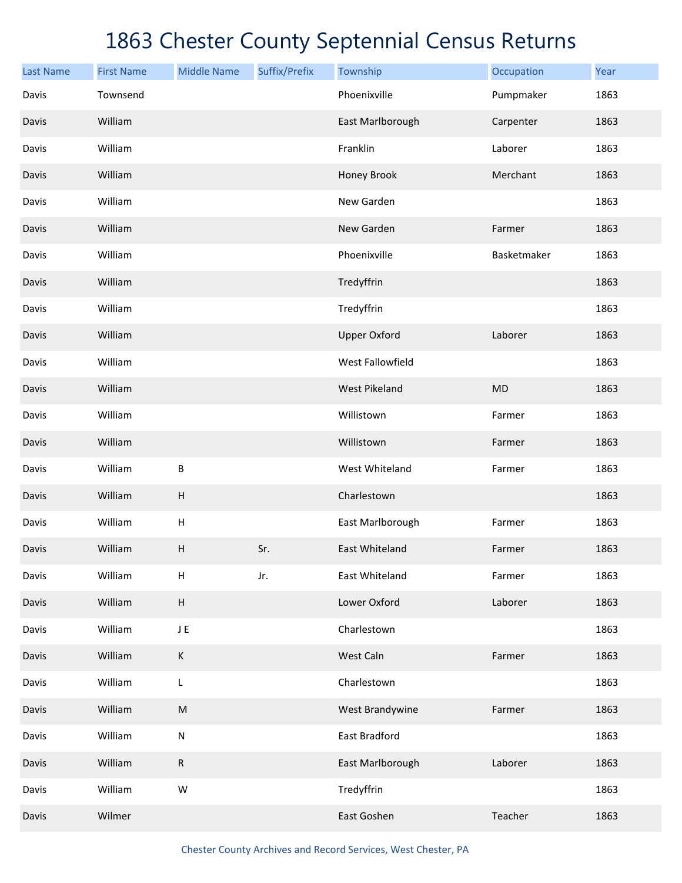# 1863 Chester County Septennial Census Returns

| Last Name | First Name | Middle Name | Suffix/Prefix | Township | Occupation | Year |
|---|---|---|---|---|---|---|
| Davis | Townsend | | | Phoenixville | Pumpmaker | 1863 |
| Davis | William | | | East Marlborough | Carpenter | 1863 |
| Davis | William | | | Franklin | Laborer | 1863 |
| Davis | William | | | Honey Brook | Merchant | 1863 |
| Davis | William | | | New Garden | | 1863 |
| Davis | William | | | New Garden | Farmer | 1863 |
| Davis | William | | | Phoenixville | Basketmaker | 1863 |
| Davis | William | | | Tredyffrin | | 1863 |
| Davis | William | | | Tredyffrin | | 1863 |
| Davis | William | | | Upper Oxford | Laborer | 1863 |
| Davis | William | | | West Fallowfield | | 1863 |
| Davis | William | | | West Pikeland | MD | 1863 |
| Davis | William | | | Willistown | Farmer | 1863 |
| Davis | William | | | Willistown | Farmer | 1863 |
| Davis | William | B | | West Whiteland | Farmer | 1863 |
| Davis | William | H | | Charlestown | | 1863 |
| Davis | William | H | | East Marlborough | Farmer | 1863 |
| Davis | William | H | Sr. | East Whiteland | Farmer | 1863 |
| Davis | William | H | Jr. | East Whiteland | Farmer | 1863 |
| Davis | William | H | | Lower Oxford | Laborer | 1863 |
| Davis | William | J E | | Charlestown | | 1863 |
| Davis | William | K | | West Caln | Farmer | 1863 |
| Davis | William | L | | Charlestown | | 1863 |
| Davis | William | M | | West Brandywine | Farmer | 1863 |
| Davis | William | N | | East Bradford | | 1863 |
| Davis | William | R | | East Marlborough | Laborer | 1863 |
| Davis | William | W | | Tredyffrin | | 1863 |
| Davis | Wilmer | | | East Goshen | Teacher | 1863 |

Chester County Archives and Record Services, West Chester, PA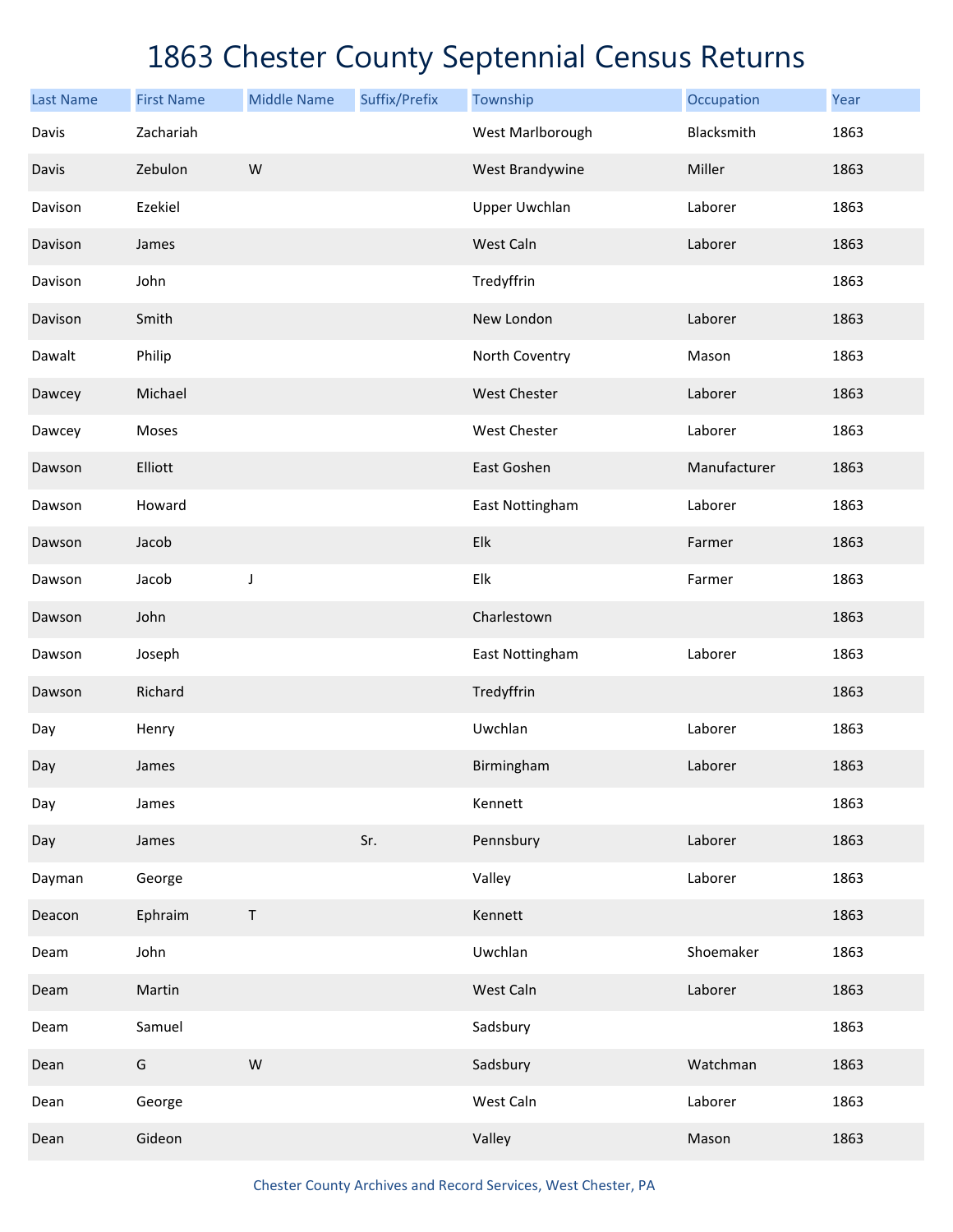# 1863 Chester County Septennial Census Returns

| Last Name | First Name | Middle Name | Suffix/Prefix | Township | Occupation | Year |
|---|---|---|---|---|---|---|
| Davis | Zachariah | | | West Marlborough | Blacksmith | 1863 |
| Davis | Zebulon | W | | West Brandywine | Miller | 1863 |
| Davison | Ezekiel | | | Upper Uwchlan | Laborer | 1863 |
| Davison | James | | | West Caln | Laborer | 1863 |
| Davison | John | | | Tredyffrin | | 1863 |
| Davison | Smith | | | New London | Laborer | 1863 |
| Dawalt | Philip | | | North Coventry | Mason | 1863 |
| Dawcey | Michael | | | West Chester | Laborer | 1863 |
| Dawcey | Moses | | | West Chester | Laborer | 1863 |
| Dawson | Elliott | | | East Goshen | Manufacturer | 1863 |
| Dawson | Howard | | | East Nottingham | Laborer | 1863 |
| Dawson | Jacob | | | Elk | Farmer | 1863 |
| Dawson | Jacob | J | | Elk | Farmer | 1863 |
| Dawson | John | | | Charlestown | | 1863 |
| Dawson | Joseph | | | East Nottingham | Laborer | 1863 |
| Dawson | Richard | | | Tredyffrin | | 1863 |
| Day | Henry | | | Uwchlan | Laborer | 1863 |
| Day | James | | | Birmingham | Laborer | 1863 |
| Day | James | | | Kennett | | 1863 |
| Day | James | | Sr. | Pennsbury | Laborer | 1863 |
| Dayman | George | | | Valley | Laborer | 1863 |
| Deacon | Ephraim | T | | Kennett | | 1863 |
| Deam | John | | | Uwchlan | Shoemaker | 1863 |
| Deam | Martin | | | West Caln | Laborer | 1863 |
| Deam | Samuel | | | Sadsbury | | 1863 |
| Dean | G | W | | Sadsbury | Watchman | 1863 |
| Dean | George | | | West Caln | Laborer | 1863 |
| Dean | Gideon | | | Valley | Mason | 1863 |

Chester County Archives and Record Services, West Chester, PA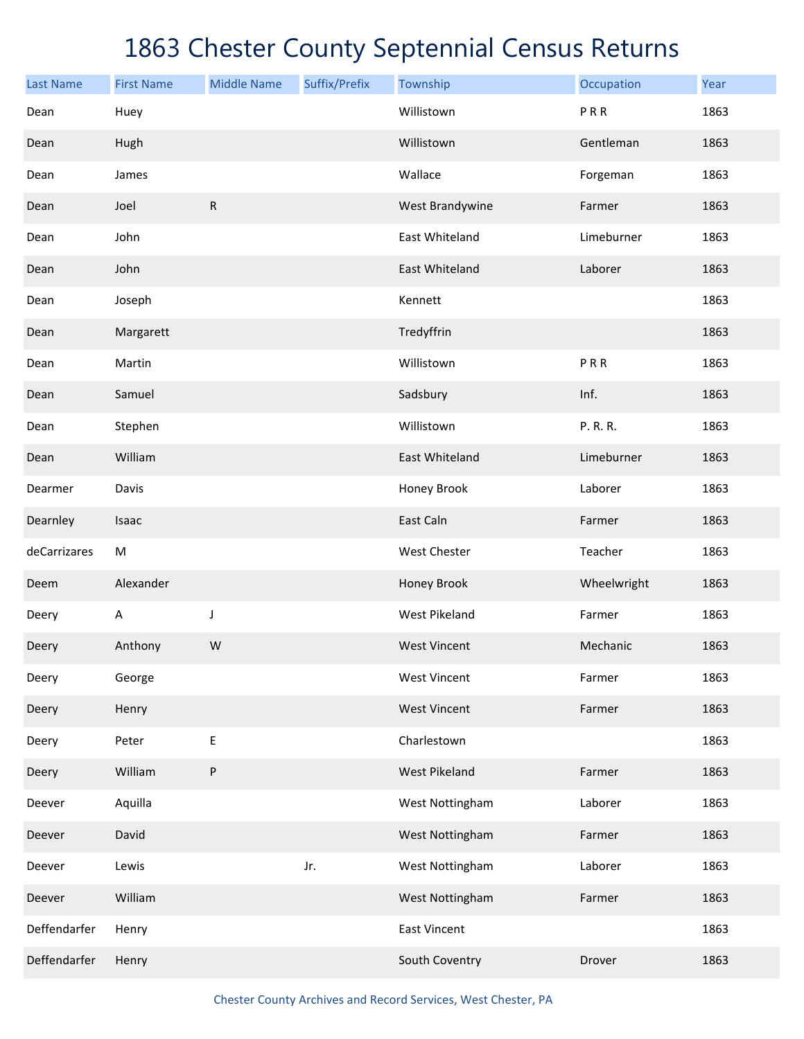# 1863 Chester County Septennial Census Returns

| Last Name | First Name | Middle Name | Suffix/Prefix | Township | Occupation | Year |
| --- | --- | --- | --- | --- | --- | --- |
| Dean | Huey | | | Willistown | P R R | 1863 |
| Dean | Hugh | | | Willistown | Gentleman | 1863 |
| Dean | James | | | Wallace | Forgeman | 1863 |
| Dean | Joel | R | | West Brandywine | Farmer | 1863 |
| Dean | John | | | East Whiteland | Limeburner | 1863 |
| Dean | John | | | East Whiteland | Laborer | 1863 |
| Dean | Joseph | | | Kennett | | 1863 |
| Dean | Margarett | | | Tredyffrin | | 1863 |
| Dean | Martin | | | Willistown | P R R | 1863 |
| Dean | Samuel | | | Sadsbury | Inf. | 1863 |
| Dean | Stephen | | | Willistown | P. R. R. | 1863 |
| Dean | William | | | East Whiteland | Limeburner | 1863 |
| Dearmer | Davis | | | Honey Brook | Laborer | 1863 |
| Dearnley | Isaac | | | East Caln | Farmer | 1863 |
| deCarrizares | M | | | West Chester | Teacher | 1863 |
| Deem | Alexander | | | Honey Brook | Wheelwright | 1863 |
| Deery | A | J | | West Pikeland | Farmer | 1863 |
| Deery | Anthony | W | | West Vincent | Mechanic | 1863 |
| Deery | George | | | West Vincent | Farmer | 1863 |
| Deery | Henry | | | West Vincent | Farmer | 1863 |
| Deery | Peter | E | | Charlestown | | 1863 |
| Deery | William | P | | West Pikeland | Farmer | 1863 |
| Deever | Aquilla | | | West Nottingham | Laborer | 1863 |
| Deever | David | | | West Nottingham | Farmer | 1863 |
| Deever | Lewis | | Jr. | West Nottingham | Laborer | 1863 |
| Deever | William | | | West Nottingham | Farmer | 1863 |
| Deffendarfer | Henry | | | East Vincent | | 1863 |
| Deffendarfer | Henry | | | South Coventry | Drover | 1863 |

Chester County Archives and Record Services, West Chester, PA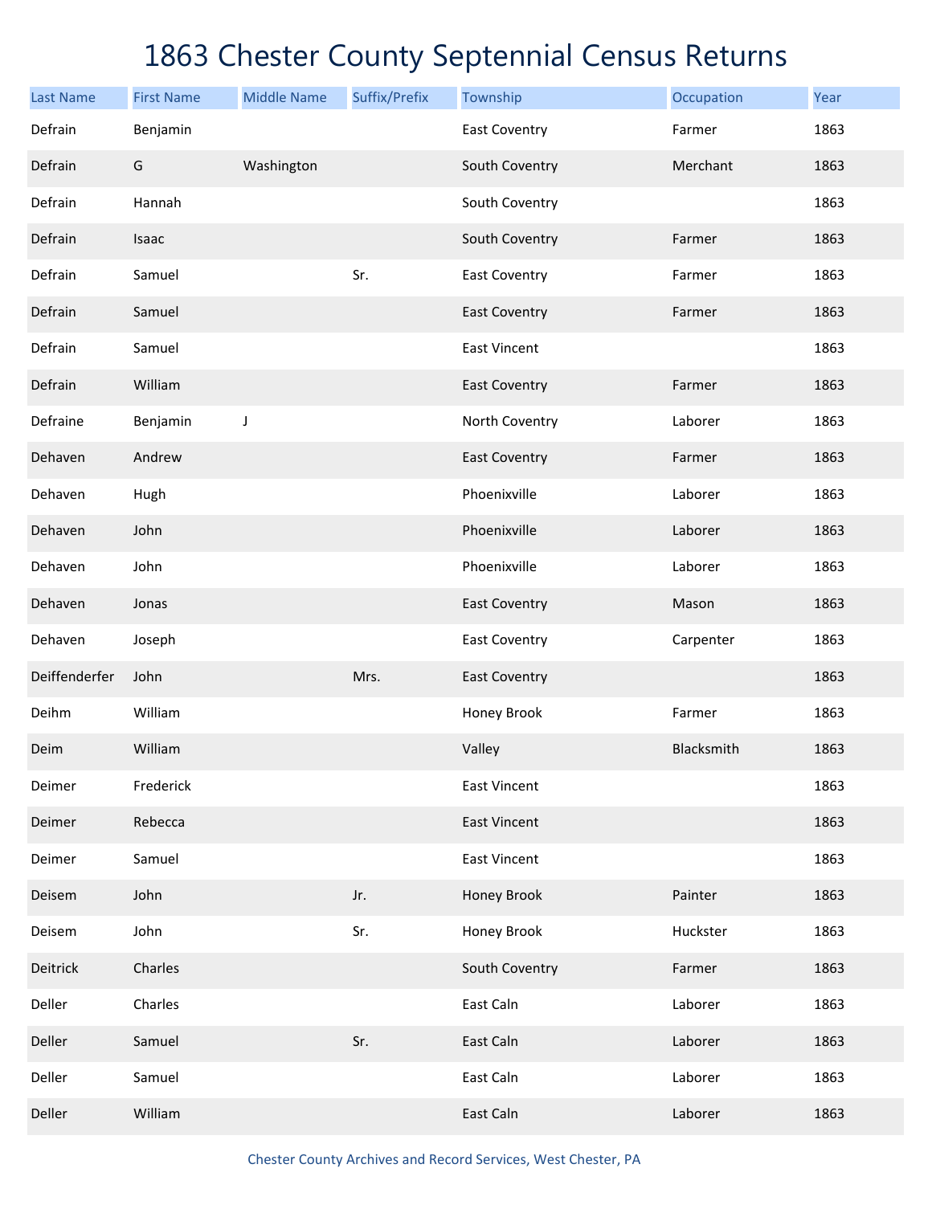# 1863 Chester County Septennial Census Returns

| Last Name | First Name | Middle Name | Suffix/Prefix | Township | Occupation | Year |
|---|---|---|---|---|---|---|
| Defrain | Benjamin | | | East Coventry | Farmer | 1863 |
| Defrain | G | Washington | | South Coventry | Merchant | 1863 |
| Defrain | Hannah | | | South Coventry | | 1863 |
| Defrain | Isaac | | | South Coventry | Farmer | 1863 |
| Defrain | Samuel | | Sr. | East Coventry | Farmer | 1863 |
| Defrain | Samuel | | | East Coventry | Farmer | 1863 |
| Defrain | Samuel | | | East Vincent | | 1863 |
| Defrain | William | | | East Coventry | Farmer | 1863 |
| Defraine | Benjamin | J | | North Coventry | Laborer | 1863 |
| Dehaven | Andrew | | | East Coventry | Farmer | 1863 |
| Dehaven | Hugh | | | Phoenixville | Laborer | 1863 |
| Dehaven | John | | | Phoenixville | Laborer | 1863 |
| Dehaven | John | | | Phoenixville | Laborer | 1863 |
| Dehaven | Jonas | | | East Coventry | Mason | 1863 |
| Dehaven | Joseph | | | East Coventry | Carpenter | 1863 |
| Deiffenderfer | John | | Mrs. | East Coventry | | 1863 |
| Deihm | William | | | Honey Brook | Farmer | 1863 |
| Deim | William | | | Valley | Blacksmith | 1863 |
| Deimer | Frederick | | | East Vincent | | 1863 |
| Deimer | Rebecca | | | East Vincent | | 1863 |
| Deimer | Samuel | | | East Vincent | | 1863 |
| Deisem | John | | Jr. | Honey Brook | Painter | 1863 |
| Deisem | John | | Sr. | Honey Brook | Huckster | 1863 |
| Deitrick | Charles | | | South Coventry | Farmer | 1863 |
| Deller | Charles | | | East Caln | Laborer | 1863 |
| Deller | Samuel | | Sr. | East Caln | Laborer | 1863 |
| Deller | Samuel | | | East Caln | Laborer | 1863 |
| Deller | William | | | East Caln | Laborer | 1863 |

Chester County Archives and Record Services, West Chester, PA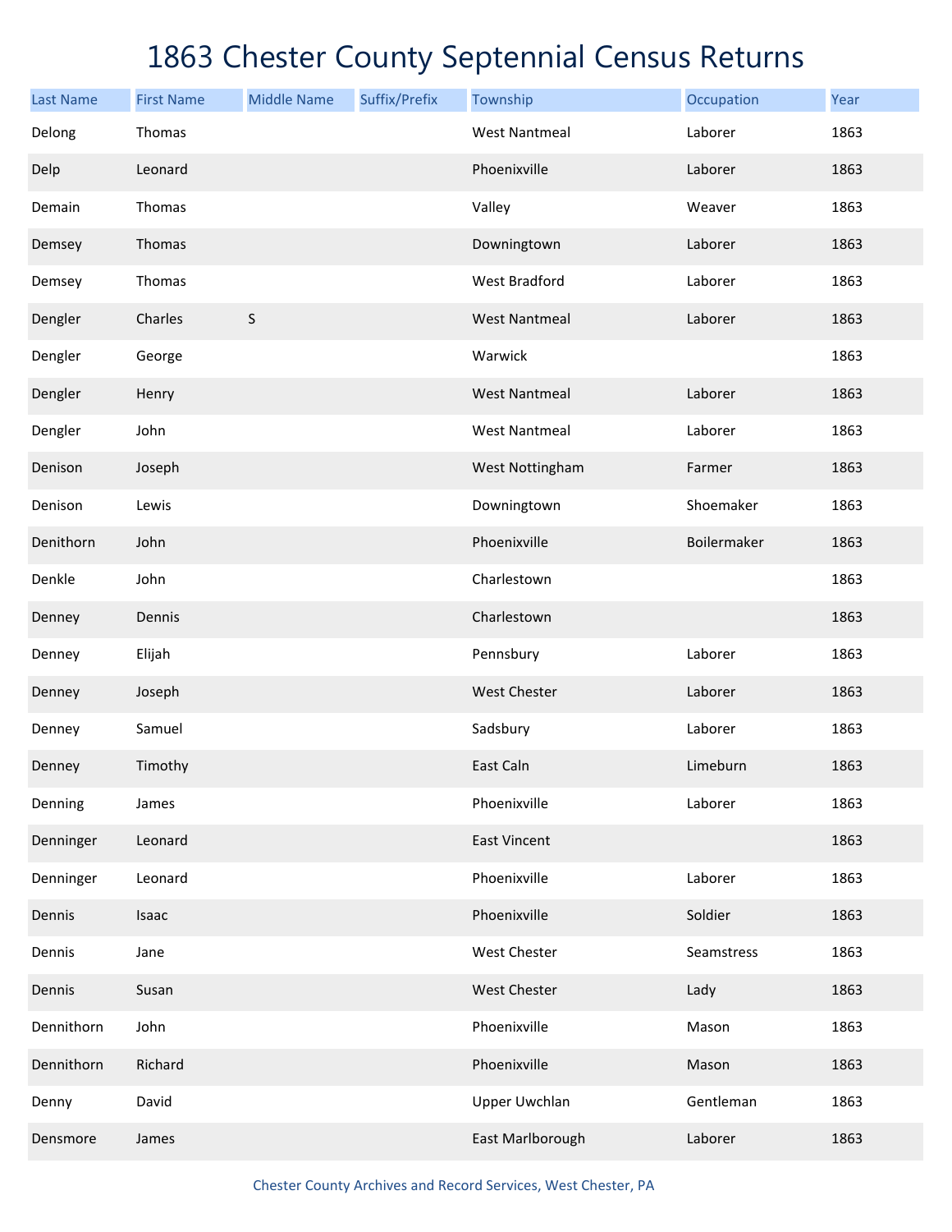# 1863 Chester County Septennial Census Returns

| Last Name | First Name | Middle Name | Suffix/Prefix | Township | Occupation | Year |
|---|---|---|---|---|---|---|
| Delong | Thomas | | | West Nantmeal | Laborer | 1863 |
| Delp | Leonard | | | Phoenixville | Laborer | 1863 |
| Demain | Thomas | | | Valley | Weaver | 1863 |
| Demsey | Thomas | | | Downingtown | Laborer | 1863 |
| Demsey | Thomas | | | West Bradford | Laborer | 1863 |
| Dengler | Charles | S | | West Nantmeal | Laborer | 1863 |
| Dengler | George | | | Warwick | | 1863 |
| Dengler | Henry | | | West Nantmeal | Laborer | 1863 |
| Dengler | John | | | West Nantmeal | Laborer | 1863 |
| Denison | Joseph | | | West Nottingham | Farmer | 1863 |
| Denison | Lewis | | | Downingtown | Shoemaker | 1863 |
| Denithorn | John | | | Phoenixville | Boilermaker | 1863 |
| Denkle | John | | | Charlestown | | 1863 |
| Denney | Dennis | | | Charlestown | | 1863 |
| Denney | Elijah | | | Pennsbury | Laborer | 1863 |
| Denney | Joseph | | | West Chester | Laborer | 1863 |
| Denney | Samuel | | | Sadsbury | Laborer | 1863 |
| Denney | Timothy | | | East Caln | Limeburn | 1863 |
| Denning | James | | | Phoenixville | Laborer | 1863 |
| Denninger | Leonard | | | East Vincent | | 1863 |
| Denninger | Leonard | | | Phoenixville | Laborer | 1863 |
| Dennis | Isaac | | | Phoenixville | Soldier | 1863 |
| Dennis | Jane | | | West Chester | Seamstress | 1863 |
| Dennis | Susan | | | West Chester | Lady | 1863 |
| Dennithorn | John | | | Phoenixville | Mason | 1863 |
| Dennithorn | Richard | | | Phoenixville | Mason | 1863 |
| Denny | David | | | Upper Uwchlan | Gentleman | 1863 |
| Densmore | James | | | East Marlborough | Laborer | 1863 |

Chester County Archives and Record Services, West Chester, PA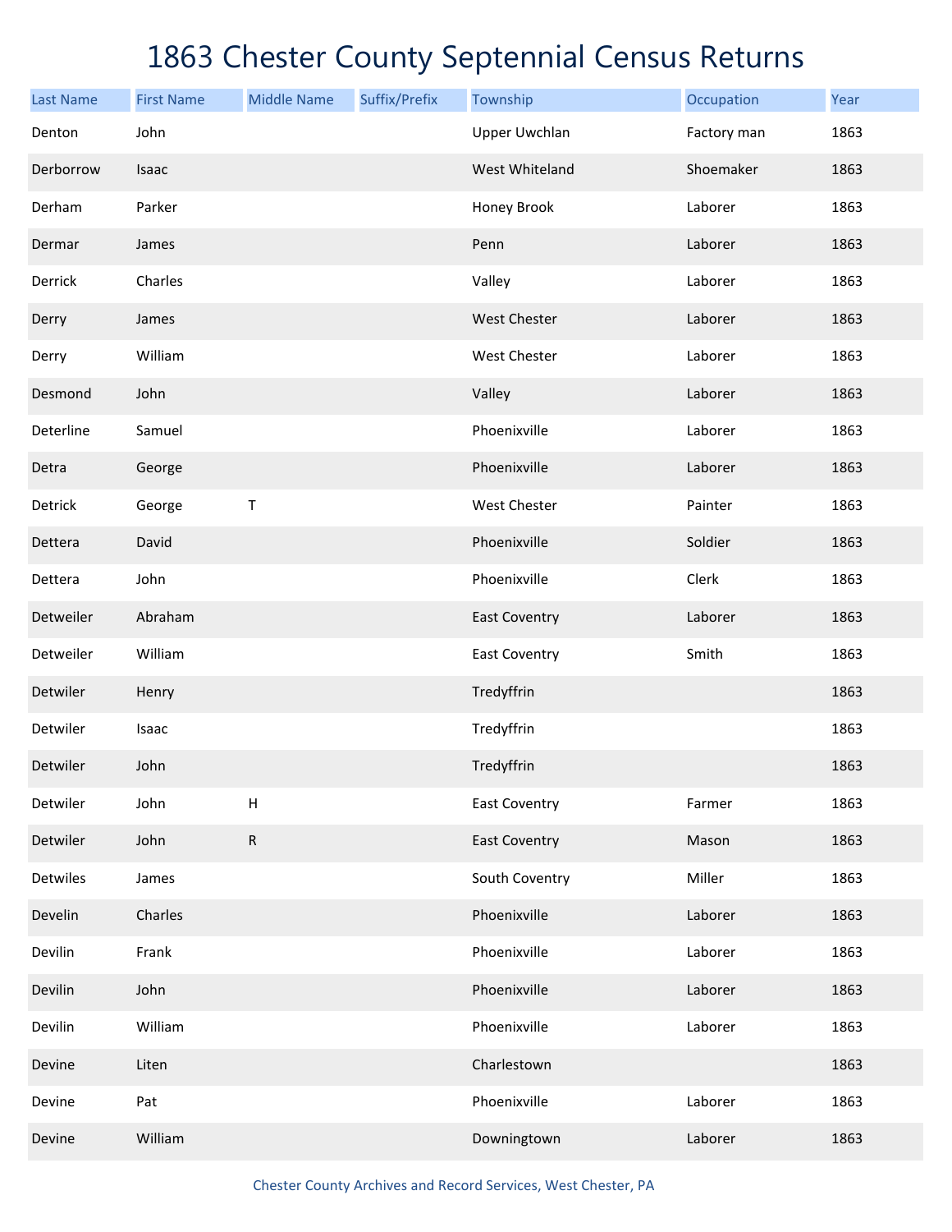# 1863 Chester County Septennial Census Returns

| Last Name | First Name | Middle Name | Suffix/Prefix | Township | Occupation | Year |
|---|---|---|---|---|---|---|
| Denton | John | | | Upper Uwchlan | Factory man | 1863 |
| Derborrow | Isaac | | | West Whiteland | Shoemaker | 1863 |
| Derham | Parker | | | Honey Brook | Laborer | 1863 |
| Dermar | James | | | Penn | Laborer | 1863 |
| Derrick | Charles | | | Valley | Laborer | 1863 |
| Derry | James | | | West Chester | Laborer | 1863 |
| Derry | William | | | West Chester | Laborer | 1863 |
| Desmond | John | | | Valley | Laborer | 1863 |
| Deterline | Samuel | | | Phoenixville | Laborer | 1863 |
| Detra | George | | | Phoenixville | Laborer | 1863 |
| Detrick | George | T | | West Chester | Painter | 1863 |
| Dettera | David | | | Phoenixville | Soldier | 1863 |
| Dettera | John | | | Phoenixville | Clerk | 1863 |
| Detweiler | Abraham | | | East Coventry | Laborer | 1863 |
| Detweiler | William | | | East Coventry | Smith | 1863 |
| Detwiler | Henry | | | Tredyffrin | | 1863 |
| Detwiler | Isaac | | | Tredyffrin | | 1863 |
| Detwiler | John | | | Tredyffrin | | 1863 |
| Detwiler | John | H | | East Coventry | Farmer | 1863 |
| Detwiler | John | R | | East Coventry | Mason | 1863 |
| Detwiles | James | | | South Coventry | Miller | 1863 |
| Develin | Charles | | | Phoenixville | Laborer | 1863 |
| Devilin | Frank | | | Phoenixville | Laborer | 1863 |
| Devilin | John | | | Phoenixville | Laborer | 1863 |
| Devilin | William | | | Phoenixville | Laborer | 1863 |
| Devine | Liten | | | Charlestown | | 1863 |
| Devine | Pat | | | Phoenixville | Laborer | 1863 |
| Devine | William | | | Downingtown | Laborer | 1863 |

Chester County Archives and Record Services, West Chester, PA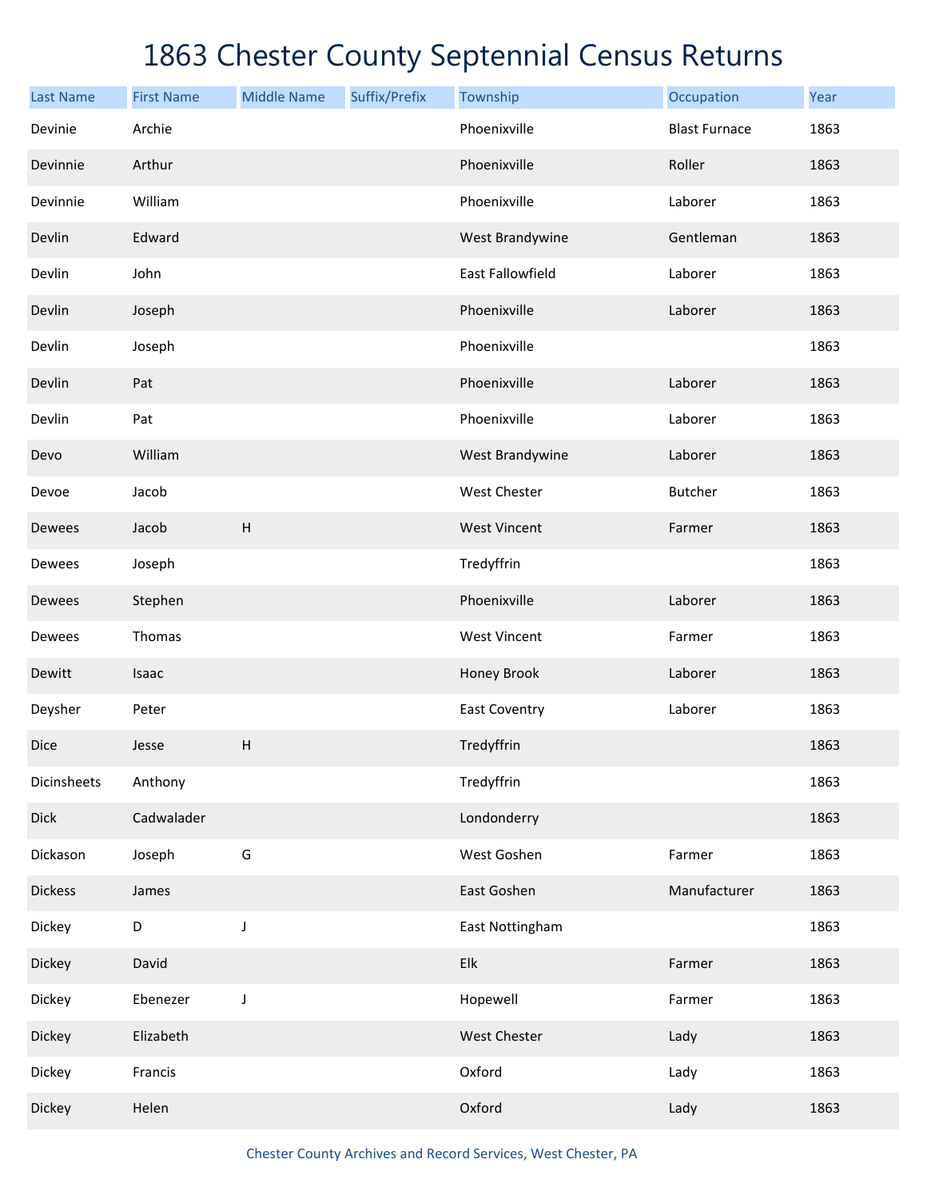# 1863 Chester County Septennial Census Returns

| Last Name | First Name | Middle Name | Suffix/Prefix | Township | Occupation | Year |
|---|---|---|---|---|---|---|
| Devinie | Archie | | | Phoenixville | Blast Furnace | 1863 |
| Devinnie | Arthur | | | Phoenixville | Roller | 1863 |
| Devinnie | William | | | Phoenixville | Laborer | 1863 |
| Devlin | Edward | | | West Brandywine | Gentleman | 1863 |
| Devlin | John | | | East Fallowfield | Laborer | 1863 |
| Devlin | Joseph | | | Phoenixville | Laborer | 1863 |
| Devlin | Joseph | | | Phoenixville | | 1863 |
| Devlin | Pat | | | Phoenixville | Laborer | 1863 |
| Devlin | Pat | | | Phoenixville | Laborer | 1863 |
| Devo | William | | | West Brandywine | Laborer | 1863 |
| Devoe | Jacob | | | West Chester | Butcher | 1863 |
| Dewees | Jacob | H | | West Vincent | Farmer | 1863 |
| Dewees | Joseph | | | Tredyffrin | | 1863 |
| Dewees | Stephen | | | Phoenixville | Laborer | 1863 |
| Dewees | Thomas | | | West Vincent | Farmer | 1863 |
| Dewitt | Isaac | | | Honey Brook | Laborer | 1863 |
| Deysher | Peter | | | East Coventry | Laborer | 1863 |
| Dice | Jesse | H | | Tredyffrin | | 1863 |
| Dicinsheets | Anthony | | | Tredyffrin | | 1863 |
| Dick | Cadwalader | | | Londonderry | | 1863 |
| Dickason | Joseph | G | | West Goshen | Farmer | 1863 |
| Dickess | James | | | East Goshen | Manufacturer | 1863 |
| Dickey | D | J | | East Nottingham | | 1863 |
| Dickey | David | | | Elk | Farmer | 1863 |
| Dickey | Ebenezer | J | | Hopewell | Farmer | 1863 |
| Dickey | Elizabeth | | | West Chester | Lady | 1863 |
| Dickey | Francis | | | Oxford | Lady | 1863 |
| Dickey | Helen | | | Oxford | Lady | 1863 |

Chester County Archives and Record Services, West Chester, PA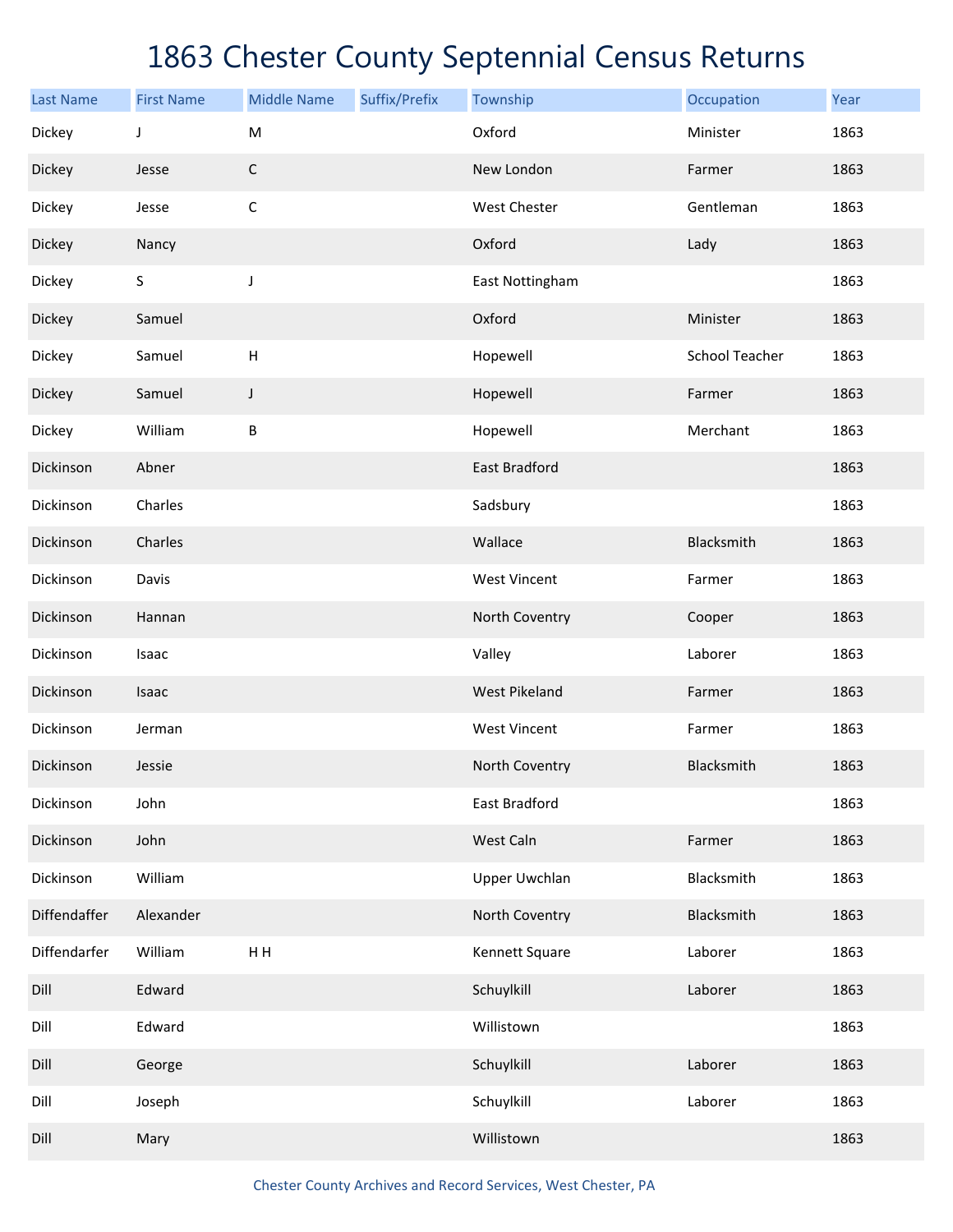# 1863 Chester County Septennial Census Returns

| Last Name | First Name | Middle Name | Suffix/Prefix | Township | Occupation | Year |
|---|---|---|---|---|---|---|
| Dickey | J | M | | Oxford | Minister | 1863 |
| Dickey | Jesse | C | | New London | Farmer | 1863 |
| Dickey | Jesse | C | | West Chester | Gentleman | 1863 |
| Dickey | Nancy | | | Oxford | Lady | 1863 |
| Dickey | S | J | | East Nottingham | | 1863 |
| Dickey | Samuel | | | Oxford | Minister | 1863 |
| Dickey | Samuel | H | | Hopewell | School Teacher | 1863 |
| Dickey | Samuel | J | | Hopewell | Farmer | 1863 |
| Dickey | William | B | | Hopewell | Merchant | 1863 |
| Dickinson | Abner | | | East Bradford | | 1863 |
| Dickinson | Charles | | | Sadsbury | | 1863 |
| Dickinson | Charles | | | Wallace | Blacksmith | 1863 |
| Dickinson | Davis | | | West Vincent | Farmer | 1863 |
| Dickinson | Hannan | | | North Coventry | Cooper | 1863 |
| Dickinson | Isaac | | | Valley | Laborer | 1863 |
| Dickinson | Isaac | | | West Pikeland | Farmer | 1863 |
| Dickinson | Jerman | | | West Vincent | Farmer | 1863 |
| Dickinson | Jessie | | | North Coventry | Blacksmith | 1863 |
| Dickinson | John | | | East Bradford | | 1863 |
| Dickinson | John | | | West Caln | Farmer | 1863 |
| Dickinson | William | | | Upper Uwchlan | Blacksmith | 1863 |
| Diffendaffer | Alexander | | | North Coventry | Blacksmith | 1863 |
| Diffendarfer | William | H H | | Kennett Square | Laborer | 1863 |
| Dill | Edward | | | Schuylkill | Laborer | 1863 |
| Dill | Edward | | | Willistown | | 1863 |
| Dill | George | | | Schuylkill | Laborer | 1863 |
| Dill | Joseph | | | Schuylkill | Laborer | 1863 |
| Dill | Mary | | | Willistown | | 1863 |

Chester County Archives and Record Services, West Chester, PA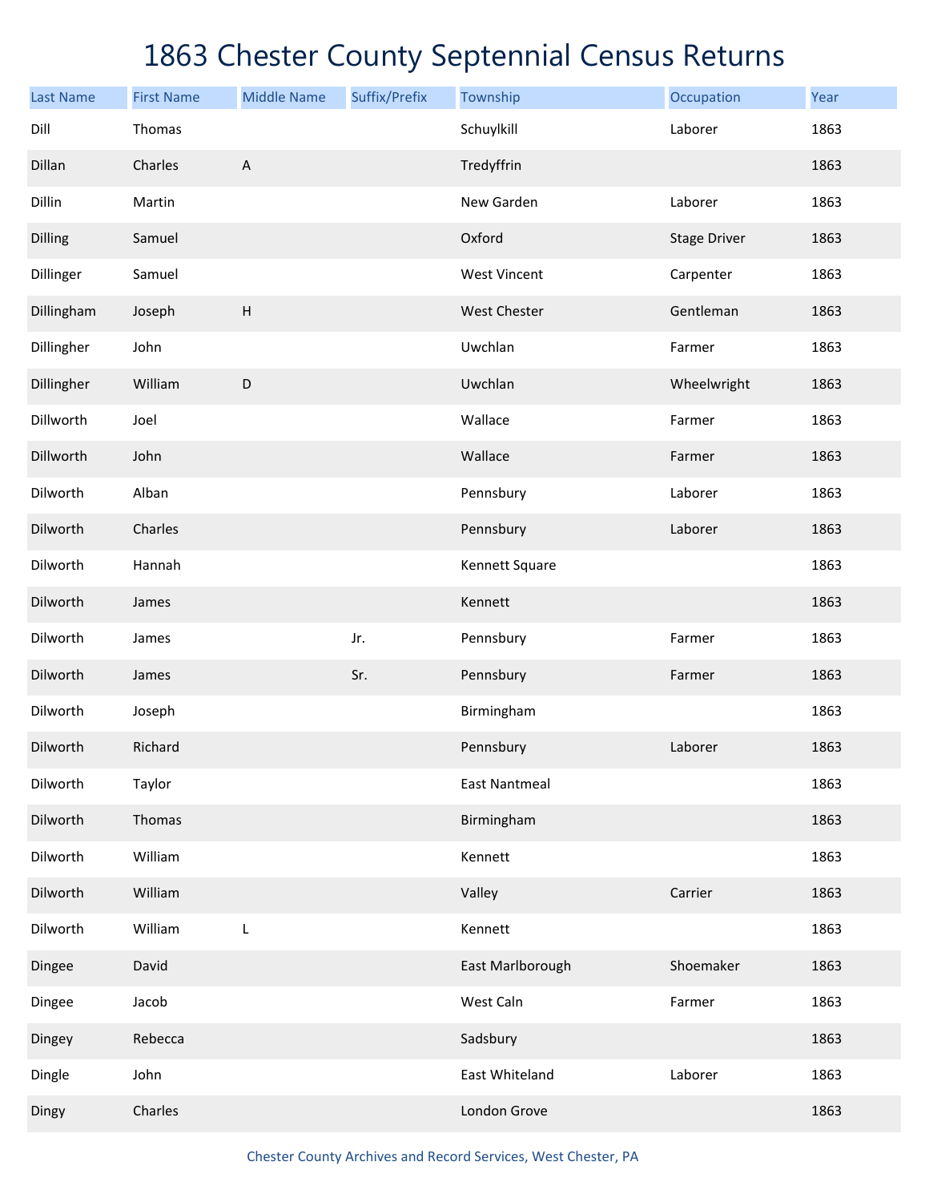# 1863 Chester County Septennial Census Returns

| Last Name | First Name | Middle Name | Suffix/Prefix | Township | Occupation | Year |
|---|---|---|---|---|---|---|
| Dill | Thomas | | | Schuylkill | Laborer | 1863 |
| Dillan | Charles | A | | Tredyffrin | | 1863 |
| Dillin | Martin | | | New Garden | Laborer | 1863 |
| Dilling | Samuel | | | Oxford | Stage Driver | 1863 |
| Dillinger | Samuel | | | West Vincent | Carpenter | 1863 |
| Dillingham | Joseph | H | | West Chester | Gentleman | 1863 |
| Dillingher | John | | | Uwchlan | Farmer | 1863 |
| Dillingher | William | D | | Uwchlan | Wheelwright | 1863 |
| Dillworth | Joel | | | Wallace | Farmer | 1863 |
| Dillworth | John | | | Wallace | Farmer | 1863 |
| Dilworth | Alban | | | Pennsbury | Laborer | 1863 |
| Dilworth | Charles | | | Pennsbury | Laborer | 1863 |
| Dilworth | Hannah | | | Kennett Square | | 1863 |
| Dilworth | James | | | Kennett | | 1863 |
| Dilworth | James | | Jr. | Pennsbury | Farmer | 1863 |
| Dilworth | James | | Sr. | Pennsbury | Farmer | 1863 |
| Dilworth | Joseph | | | Birmingham | | 1863 |
| Dilworth | Richard | | | Pennsbury | Laborer | 1863 |
| Dilworth | Taylor | | | East Nantmeal | | 1863 |
| Dilworth | Thomas | | | Birmingham | | 1863 |
| Dilworth | William | | | Kennett | | 1863 |
| Dilworth | William | | | Valley | Carrier | 1863 |
| Dilworth | William | L | | Kennett | | 1863 |
| Dingee | David | | | East Marlborough | Shoemaker | 1863 |
| Dingee | Jacob | | | West Caln | Farmer | 1863 |
| Dingey | Rebecca | | | Sadsbury | | 1863 |
| Dingle | John | | | East Whiteland | Laborer | 1863 |
| Dingy | Charles | | | London Grove | | 1863 |

Chester County Archives and Record Services, West Chester, PA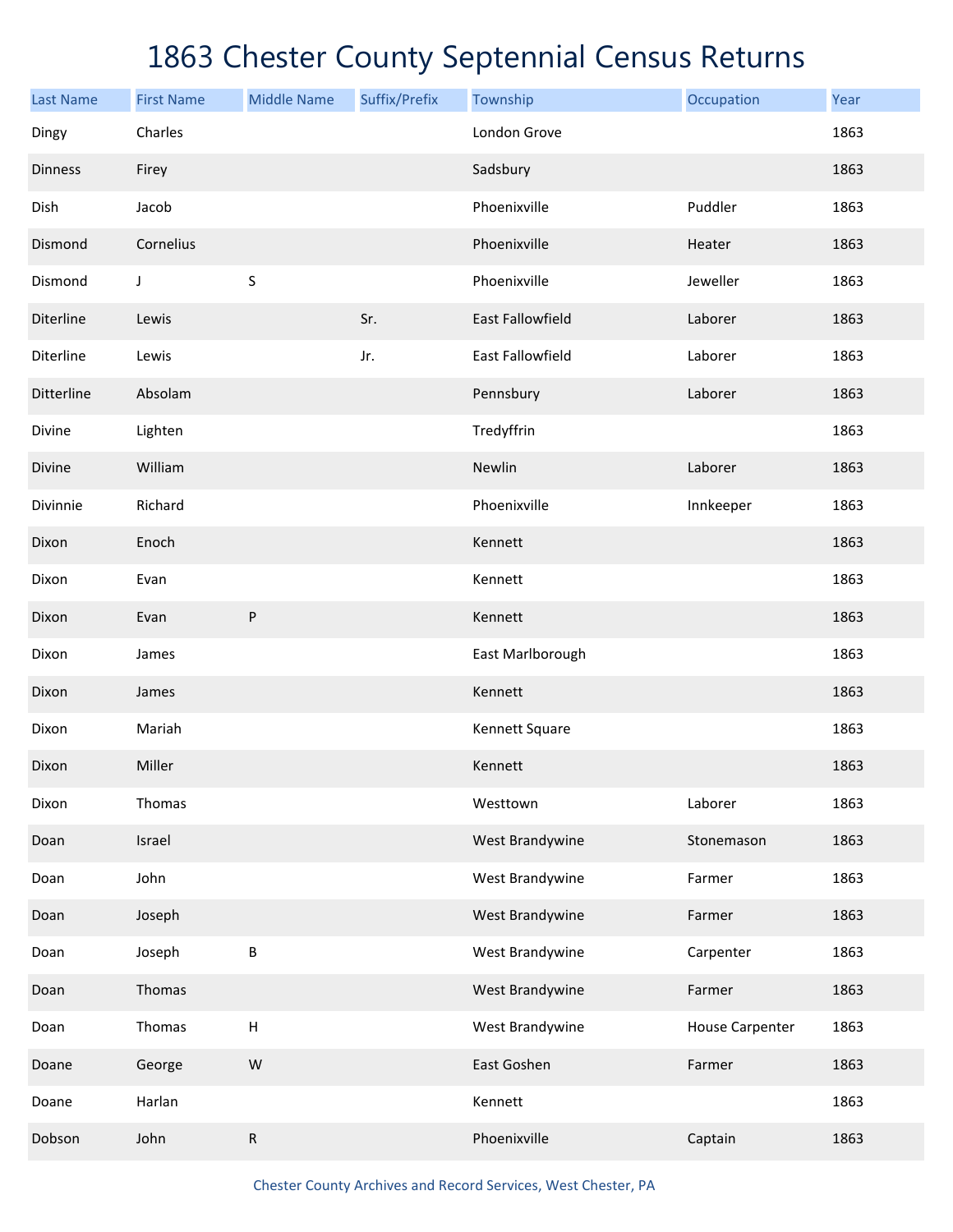# 1863 Chester County Septennial Census Returns

| Last Name | First Name | Middle Name | Suffix/Prefix | Township | Occupation | Year |
|---|---|---|---|---|---|---|
| Dingy | Charles | | | London Grove | | 1863 |
| Dinness | Firey | | | Sadsbury | | 1863 |
| Dish | Jacob | | | Phoenixville | Puddler | 1863 |
| Dismond | Cornelius | | | Phoenixville | Heater | 1863 |
| Dismond | J | S | | Phoenixville | Jeweller | 1863 |
| Diterline | Lewis | | Sr. | East Fallowfield | Laborer | 1863 |
| Diterline | Lewis | | Jr. | East Fallowfield | Laborer | 1863 |
| Ditterline | Absolam | | | Pennsbury | Laborer | 1863 |
| Divine | Lighten | | | Tredyffrin | | 1863 |
| Divine | William | | | Newlin | Laborer | 1863 |
| Divinnie | Richard | | | Phoenixville | Innkeeper | 1863 |
| Dixon | Enoch | | | Kennett | | 1863 |
| Dixon | Evan | | | Kennett | | 1863 |
| Dixon | Evan | P | | Kennett | | 1863 |
| Dixon | James | | | East Marlborough | | 1863 |
| Dixon | James | | | Kennett | | 1863 |
| Dixon | Mariah | | | Kennett Square | | 1863 |
| Dixon | Miller | | | Kennett | | 1863 |
| Dixon | Thomas | | | Westtown | Laborer | 1863 |
| Doan | Israel | | | West Brandywine | Stonemason | 1863 |
| Doan | John | | | West Brandywine | Farmer | 1863 |
| Doan | Joseph | | | West Brandywine | Farmer | 1863 |
| Doan | Joseph | B | | West Brandywine | Carpenter | 1863 |
| Doan | Thomas | | | West Brandywine | Farmer | 1863 |
| Doan | Thomas | H | | West Brandywine | House Carpenter | 1863 |
| Doane | George | W | | East Goshen | Farmer | 1863 |
| Doane | Harlan | | | Kennett | | 1863 |
| Dobson | John | R | | Phoenixville | Captain | 1863 |

Chester County Archives and Record Services, West Chester, PA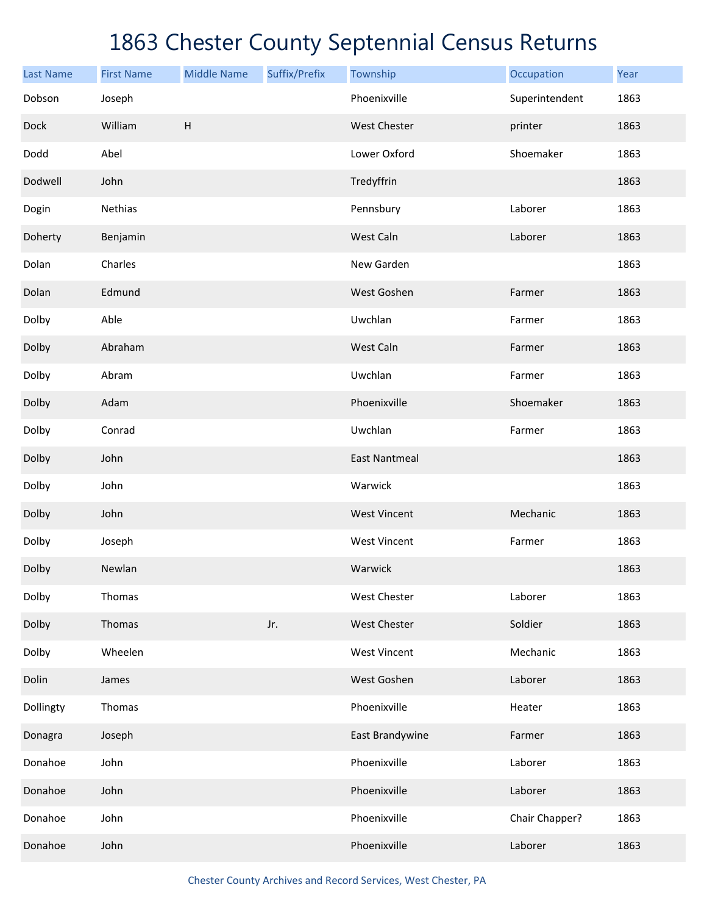# 1863 Chester County Septennial Census Returns

| Last Name | First Name | Middle Name | Suffix/Prefix | Township | Occupation | Year |
|---|---|---|---|---|---|---|
| Dobson | Joseph | | | Phoenixville | Superintendent | 1863 |
| Dock | William | H | | West Chester | printer | 1863 |
| Dodd | Abel | | | Lower Oxford | Shoemaker | 1863 |
| Dodwell | John | | | Tredyffrin | | 1863 |
| Dogin | Nethias | | | Pennsbury | Laborer | 1863 |
| Doherty | Benjamin | | | West Caln | Laborer | 1863 |
| Dolan | Charles | | | New Garden | | 1863 |
| Dolan | Edmund | | | West Goshen | Farmer | 1863 |
| Dolby | Able | | | Uwchlan | Farmer | 1863 |
| Dolby | Abraham | | | West Caln | Farmer | 1863 |
| Dolby | Abram | | | Uwchlan | Farmer | 1863 |
| Dolby | Adam | | | Phoenixville | Shoemaker | 1863 |
| Dolby | Conrad | | | Uwchlan | Farmer | 1863 |
| Dolby | John | | | East Nantmeal | | 1863 |
| Dolby | John | | | Warwick | | 1863 |
| Dolby | John | | | West Vincent | Mechanic | 1863 |
| Dolby | Joseph | | | West Vincent | Farmer | 1863 |
| Dolby | Newlan | | | Warwick | | 1863 |
| Dolby | Thomas | | | West Chester | Laborer | 1863 |
| Dolby | Thomas | | Jr. | West Chester | Soldier | 1863 |
| Dolby | Wheelen | | | West Vincent | Mechanic | 1863 |
| Dolin | James | | | West Goshen | Laborer | 1863 |
| Dollingty | Thomas | | | Phoenixville | Heater | 1863 |
| Donagra | Joseph | | | East Brandywine | Farmer | 1863 |
| Donahoe | John | | | Phoenixville | Laborer | 1863 |
| Donahoe | John | | | Phoenixville | Laborer | 1863 |
| Donahoe | John | | | Phoenixville | Chair Chapper? | 1863 |
| Donahoe | John | | | Phoenixville | Laborer | 1863 |

Chester County Archives and Record Services, West Chester, PA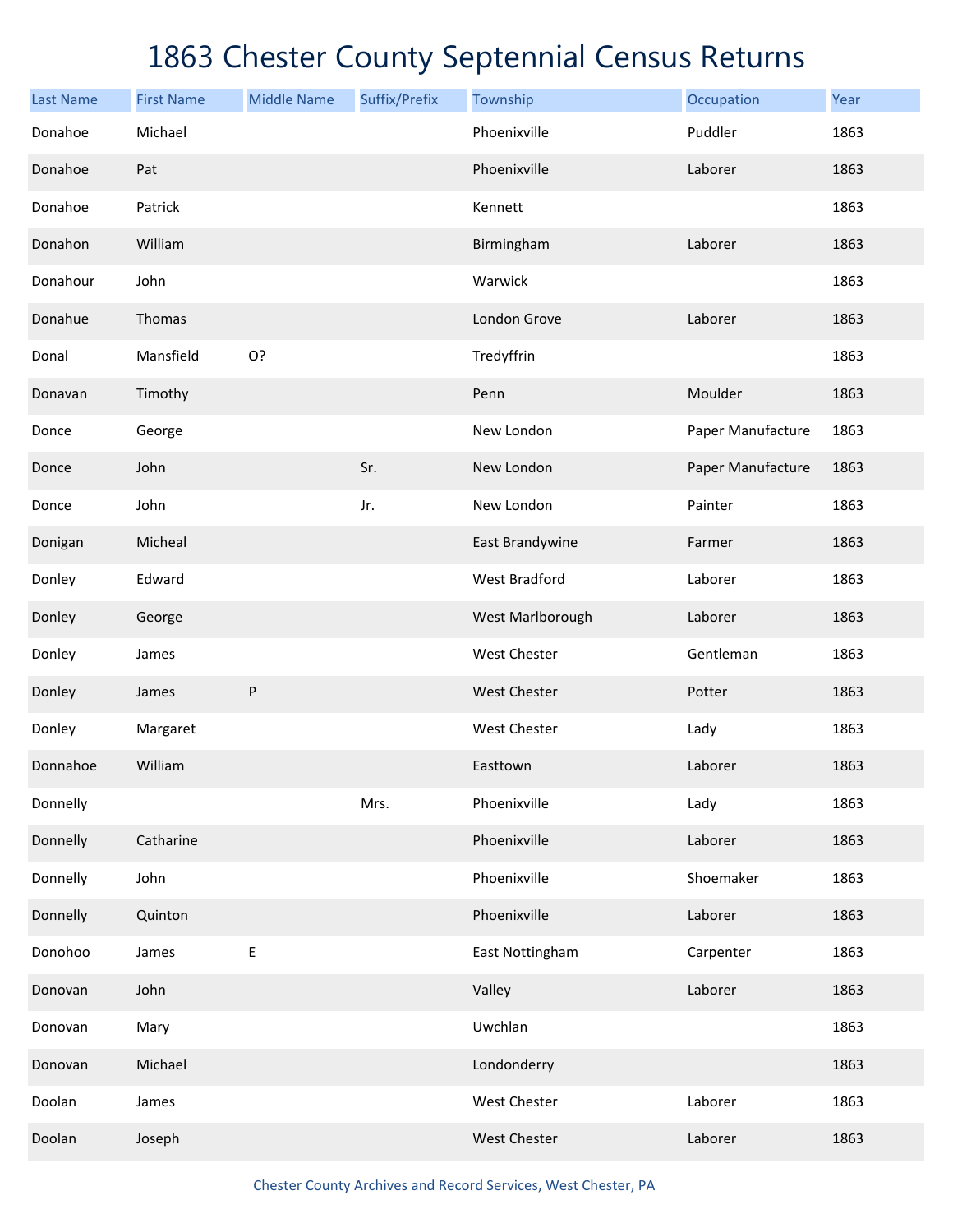# 1863 Chester County Septennial Census Returns

| Last Name | First Name | Middle Name | Suffix/Prefix | Township | Occupation | Year |
|---|---|---|---|---|---|---|
| Donahoe | Michael | | | Phoenixville | Puddler | 1863 |
| Donahoe | Pat | | | Phoenixville | Laborer | 1863 |
| Donahoe | Patrick | | | Kennett | | 1863 |
| Donahon | William | | | Birmingham | Laborer | 1863 |
| Donahour | John | | | Warwick | | 1863 |
| Donahue | Thomas | | | London Grove | Laborer | 1863 |
| Donal | Mansfield | O? | | Tredyffrin | | 1863 |
| Donavan | Timothy | | | Penn | Moulder | 1863 |
| Donce | George | | | New London | Paper Manufacture | 1863 |
| Donce | John | | Sr. | New London | Paper Manufacture | 1863 |
| Donce | John | | Jr. | New London | Painter | 1863 |
| Donigan | Micheal | | | East Brandywine | Farmer | 1863 |
| Donley | Edward | | | West Bradford | Laborer | 1863 |
| Donley | George | | | West Marlborough | Laborer | 1863 |
| Donley | James | | | West Chester | Gentleman | 1863 |
| Donley | James | P | | West Chester | Potter | 1863 |
| Donley | Margaret | | | West Chester | Lady | 1863 |
| Donnahoe | William | | | Easttown | Laborer | 1863 |
| Donnelly | | | Mrs. | Phoenixville | Lady | 1863 |
| Donnelly | Catharine | | | Phoenixville | Laborer | 1863 |
| Donnelly | John | | | Phoenixville | Shoemaker | 1863 |
| Donnelly | Quinton | | | Phoenixville | Laborer | 1863 |
| Donohoo | James | E | | East Nottingham | Carpenter | 1863 |
| Donovan | John | | | Valley | Laborer | 1863 |
| Donovan | Mary | | | Uwchlan | | 1863 |
| Donovan | Michael | | | Londonderry | | 1863 |
| Doolan | James | | | West Chester | Laborer | 1863 |
| Doolan | Joseph | | | West Chester | Laborer | 1863 |

Chester County Archives and Record Services, West Chester, PA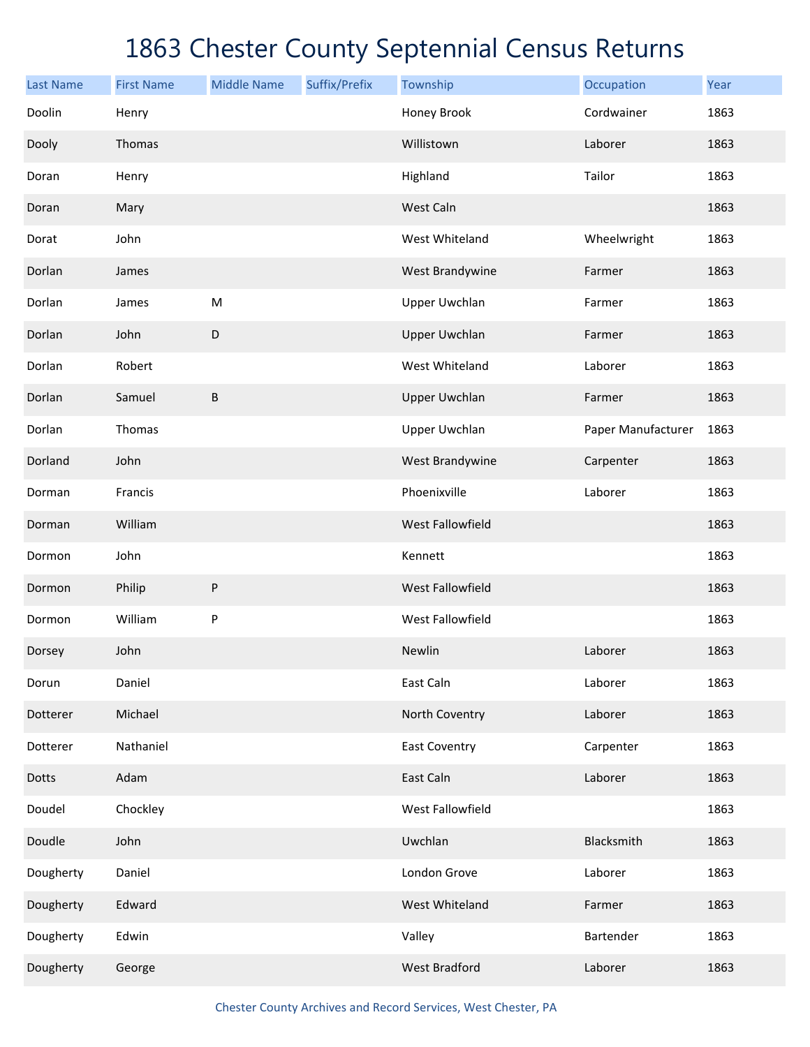# 1863 Chester County Septennial Census Returns

| Last Name | First Name | Middle Name | Suffix/Prefix | Township | Occupation | Year |
|---|---|---|---|---|---|---|
| Doolin | Henry | | | Honey Brook | Cordwainer | 1863 |
| Dooly | Thomas | | | Willistown | Laborer | 1863 |
| Doran | Henry | | | Highland | Tailor | 1863 |
| Doran | Mary | | | West Caln | | 1863 |
| Dorat | John | | | West Whiteland | Wheelwright | 1863 |
| Dorlan | James | | | West Brandywine | Farmer | 1863 |
| Dorlan | James | M | | Upper Uwchlan | Farmer | 1863 |
| Dorlan | John | D | | Upper Uwchlan | Farmer | 1863 |
| Dorlan | Robert | | | West Whiteland | Laborer | 1863 |
| Dorlan | Samuel | B | | Upper Uwchlan | Farmer | 1863 |
| Dorlan | Thomas | | | Upper Uwchlan | Paper Manufacturer | 1863 |
| Dorland | John | | | West Brandywine | Carpenter | 1863 |
| Dorman | Francis | | | Phoenixville | Laborer | 1863 |
| Dorman | William | | | West Fallowfield | | 1863 |
| Dormon | John | | | Kennett | | 1863 |
| Dormon | Philip | P | | West Fallowfield | | 1863 |
| Dormon | William | P | | West Fallowfield | | 1863 |
| Dorsey | John | | | Newlin | Laborer | 1863 |
| Dorun | Daniel | | | East Caln | Laborer | 1863 |
| Dotterer | Michael | | | North Coventry | Laborer | 1863 |
| Dotterer | Nathaniel | | | East Coventry | Carpenter | 1863 |
| Dotts | Adam | | | East Caln | Laborer | 1863 |
| Doudel | Chockley | | | West Fallowfield | | 1863 |
| Doudle | John | | | Uwchlan | Blacksmith | 1863 |
| Dougherty | Daniel | | | London Grove | Laborer | 1863 |
| Dougherty | Edward | | | West Whiteland | Farmer | 1863 |
| Dougherty | Edwin | | | Valley | Bartender | 1863 |
| Dougherty | George | | | West Bradford | Laborer | 1863 |

Chester County Archives and Record Services, West Chester, PA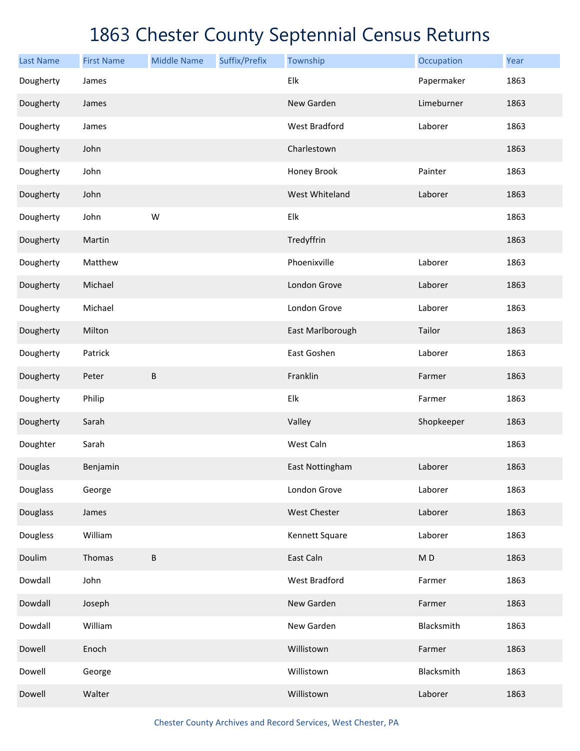# 1863 Chester County Septennial Census Returns

| Last Name | First Name | Middle Name | Suffix/Prefix | Township | Occupation | Year |
|---|---|---|---|---|---|---|
| Dougherty | James | | | Elk | Papermaker | 1863 |
| Dougherty | James | | | New Garden | Limeburner | 1863 |
| Dougherty | James | | | West Bradford | Laborer | 1863 |
| Dougherty | John | | | Charlestown | | 1863 |
| Dougherty | John | | | Honey Brook | Painter | 1863 |
| Dougherty | John | | | West Whiteland | Laborer | 1863 |
| Dougherty | John | W | | Elk | | 1863 |
| Dougherty | Martin | | | Tredyffrin | | 1863 |
| Dougherty | Matthew | | | Phoenixville | Laborer | 1863 |
| Dougherty | Michael | | | London Grove | Laborer | 1863 |
| Dougherty | Michael | | | London Grove | Laborer | 1863 |
| Dougherty | Milton | | | East Marlborough | Tailor | 1863 |
| Dougherty | Patrick | | | East Goshen | Laborer | 1863 |
| Dougherty | Peter | B | | Franklin | Farmer | 1863 |
| Dougherty | Philip | | | Elk | Farmer | 1863 |
| Dougherty | Sarah | | | Valley | Shopkeeper | 1863 |
| Doughter | Sarah | | | West Caln | | 1863 |
| Douglas | Benjamin | | | East Nottingham | Laborer | 1863 |
| Douglass | George | | | London Grove | Laborer | 1863 |
| Douglass | James | | | West Chester | Laborer | 1863 |
| Dougless | William | | | Kennett Square | Laborer | 1863 |
| Doulim | Thomas | B | | East Caln | M D | 1863 |
| Dowdall | John | | | West Bradford | Farmer | 1863 |
| Dowdall | Joseph | | | New Garden | Farmer | 1863 |
| Dowdall | William | | | New Garden | Blacksmith | 1863 |
| Dowell | Enoch | | | Willistown | Farmer | 1863 |
| Dowell | George | | | Willistown | Blacksmith | 1863 |
| Dowell | Walter | | | Willistown | Laborer | 1863 |

Chester County Archives and Record Services, West Chester, PA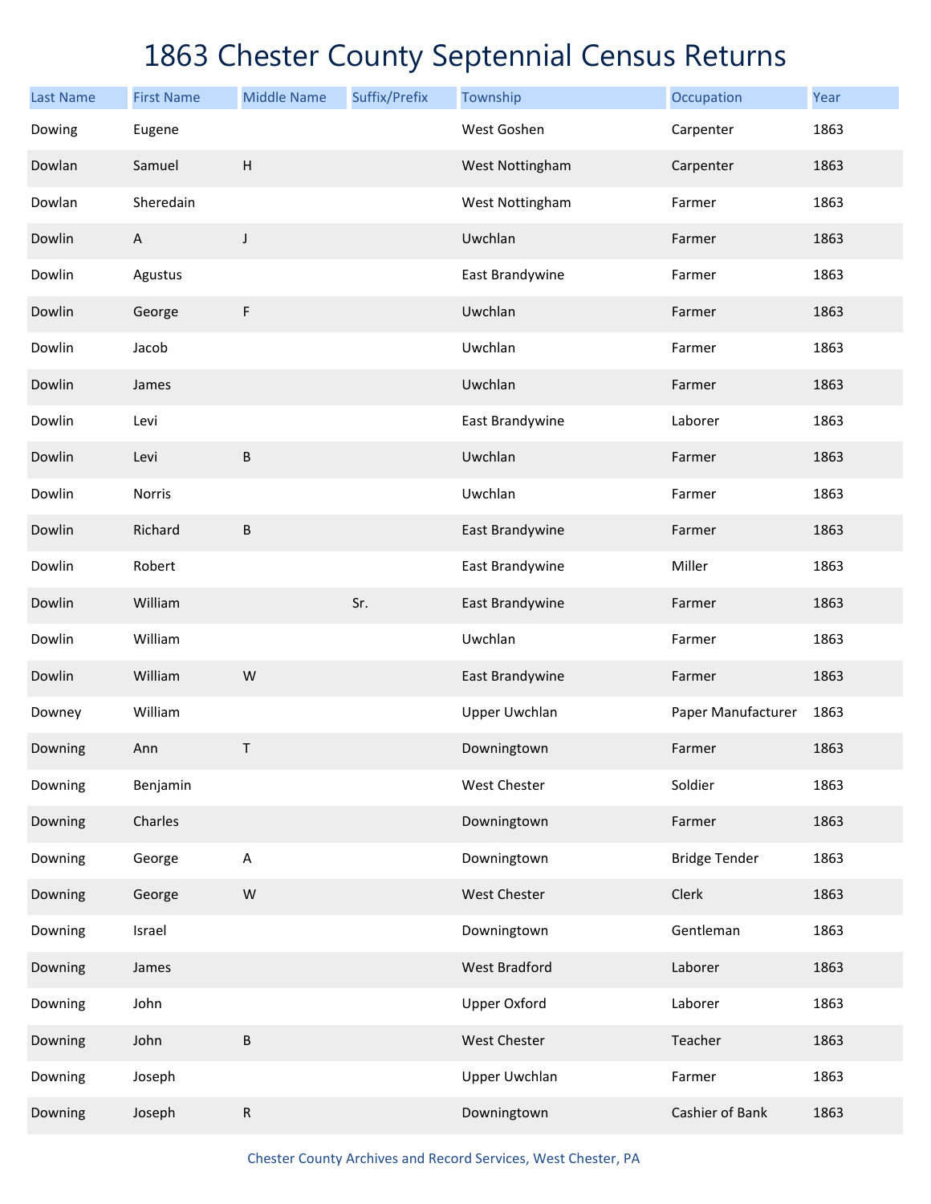# 1863 Chester County Septennial Census Returns

| Last Name | First Name | Middle Name | Suffix/Prefix | Township | Occupation | Year |
|---|---|---|---|---|---|---|
| Dowing | Eugene | | | West Goshen | Carpenter | 1863 |
| Dowlan | Samuel | H | | West Nottingham | Carpenter | 1863 |
| Dowlan | Sheredain | | | West Nottingham | Farmer | 1863 |
| Dowlin | A | J | | Uwchlan | Farmer | 1863 |
| Dowlin | Agustus | | | East Brandywine | Farmer | 1863 |
| Dowlin | George | F | | Uwchlan | Farmer | 1863 |
| Dowlin | Jacob | | | Uwchlan | Farmer | 1863 |
| Dowlin | James | | | Uwchlan | Farmer | 1863 |
| Dowlin | Levi | | | East Brandywine | Laborer | 1863 |
| Dowlin | Levi | B | | Uwchlan | Farmer | 1863 |
| Dowlin | Norris | | | Uwchlan | Farmer | 1863 |
| Dowlin | Richard | B | | East Brandywine | Farmer | 1863 |
| Dowlin | Robert | | | East Brandywine | Miller | 1863 |
| Dowlin | William | | Sr. | East Brandywine | Farmer | 1863 |
| Dowlin | William | | | Uwchlan | Farmer | 1863 |
| Dowlin | William | W | | East Brandywine | Farmer | 1863 |
| Downey | William | | | Upper Uwchlan | Paper Manufacturer | 1863 |
| Downing | Ann | T | | Downingtown | Farmer | 1863 |
| Downing | Benjamin | | | West Chester | Soldier | 1863 |
| Downing | Charles | | | Downingtown | Farmer | 1863 |
| Downing | George | A | | Downingtown | Bridge Tender | 1863 |
| Downing | George | W | | West Chester | Clerk | 1863 |
| Downing | Israel | | | Downingtown | Gentleman | 1863 |
| Downing | James | | | West Bradford | Laborer | 1863 |
| Downing | John | | | Upper Oxford | Laborer | 1863 |
| Downing | John | B | | West Chester | Teacher | 1863 |
| Downing | Joseph | | | Upper Uwchlan | Farmer | 1863 |
| Downing | Joseph | R | | Downingtown | Cashier of Bank | 1863 |

Chester County Archives and Record Services, West Chester, PA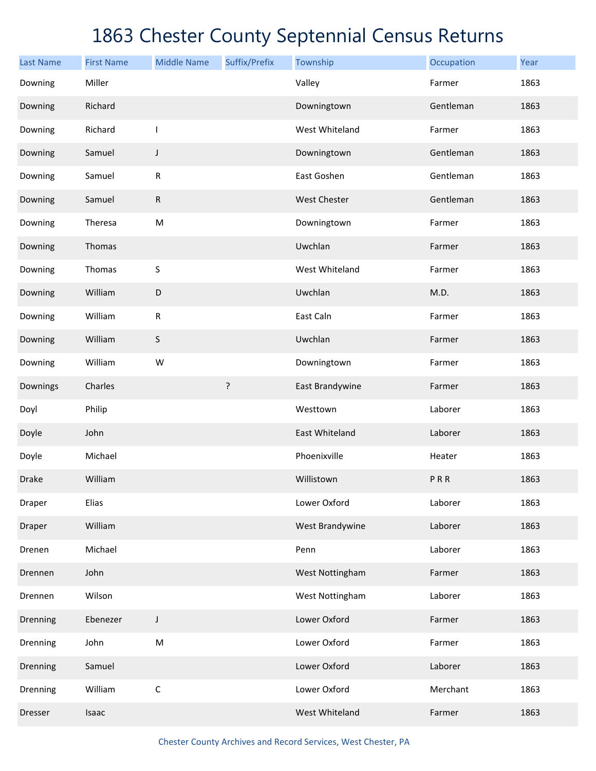# 1863 Chester County Septennial Census Returns

| Last Name | First Name | Middle Name | Suffix/Prefix | Township | Occupation | Year |
|---|---|---|---|---|---|---|
| Downing | Miller | | | Valley | Farmer | 1863 |
| Downing | Richard | | | Downingtown | Gentleman | 1863 |
| Downing | Richard | I | | West Whiteland | Farmer | 1863 |
| Downing | Samuel | J | | Downingtown | Gentleman | 1863 |
| Downing | Samuel | R | | East Goshen | Gentleman | 1863 |
| Downing | Samuel | R | | West Chester | Gentleman | 1863 |
| Downing | Theresa | M | | Downingtown | Farmer | 1863 |
| Downing | Thomas | | | Uwchlan | Farmer | 1863 |
| Downing | Thomas | S | | West Whiteland | Farmer | 1863 |
| Downing | William | D | | Uwchlan | M.D. | 1863 |
| Downing | William | R | | East Caln | Farmer | 1863 |
| Downing | William | S | | Uwchlan | Farmer | 1863 |
| Downing | William | W | | Downingtown | Farmer | 1863 |
| Downings | Charles | | ? | East Brandywine | Farmer | 1863 |
| Doyl | Philip | | | Westtown | Laborer | 1863 |
| Doyle | John | | | East Whiteland | Laborer | 1863 |
| Doyle | Michael | | | Phoenixville | Heater | 1863 |
| Drake | William | | | Willistown | P R R | 1863 |
| Draper | Elias | | | Lower Oxford | Laborer | 1863 |
| Draper | William | | | West Brandywine | Laborer | 1863 |
| Drenen | Michael | | | Penn | Laborer | 1863 |
| Drennen | John | | | West Nottingham | Farmer | 1863 |
| Drennen | Wilson | | | West Nottingham | Laborer | 1863 |
| Drenning | Ebenezer | J | | Lower Oxford | Farmer | 1863 |
| Drenning | John | M | | Lower Oxford | Farmer | 1863 |
| Drenning | Samuel | | | Lower Oxford | Laborer | 1863 |
| Drenning | William | C | | Lower Oxford | Merchant | 1863 |
| Dresser | Isaac | | | West Whiteland | Farmer | 1863 |

Chester County Archives and Record Services, West Chester, PA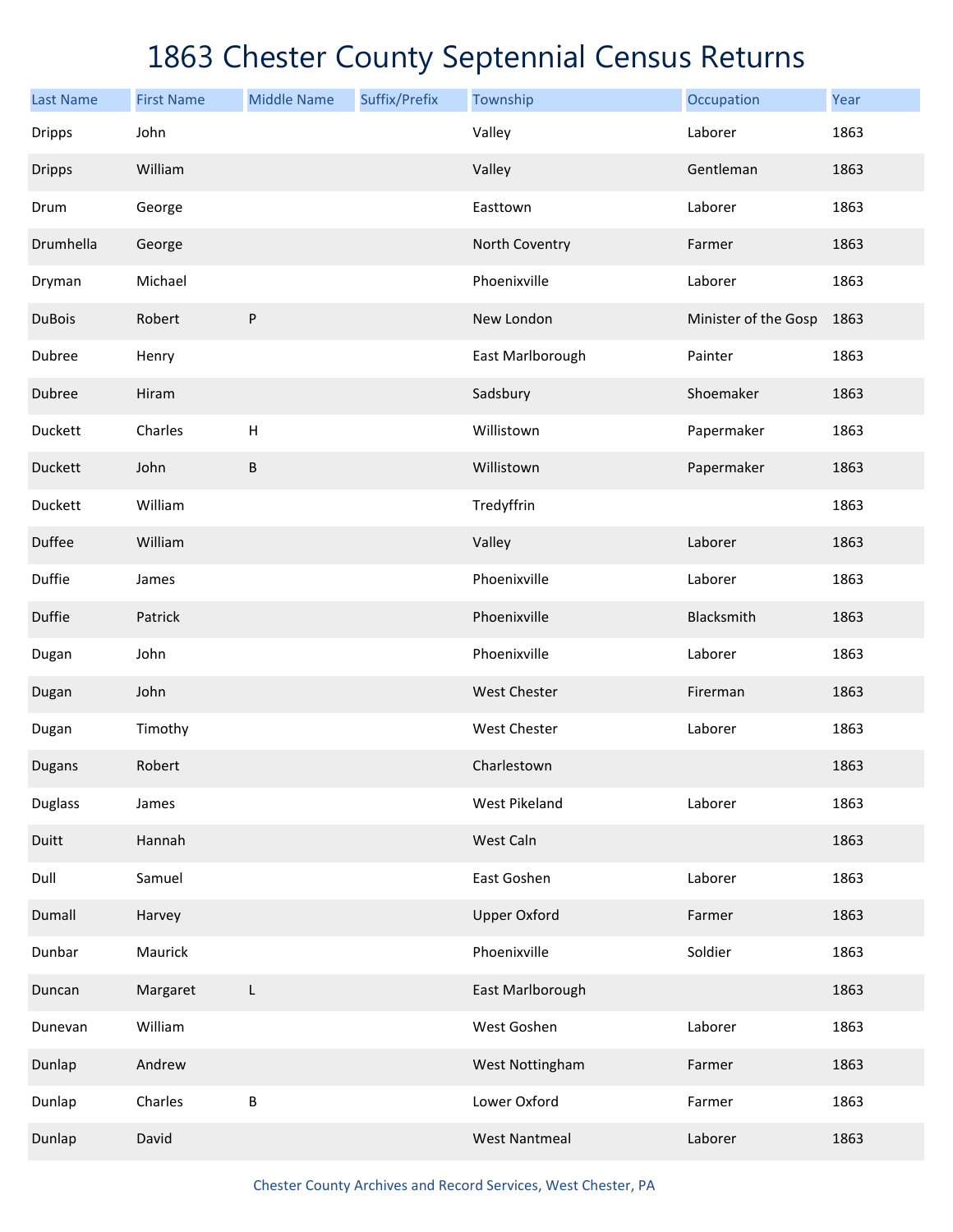# 1863 Chester County Septennial Census Returns

| Last Name | First Name | Middle Name | Suffix/Prefix | Township | Occupation | Year |
|---|---|---|---|---|---|---|
| Dripps | John | | | Valley | Laborer | 1863 |
| Dripps | William | | | Valley | Gentleman | 1863 |
| Drum | George | | | Easttown | Laborer | 1863 |
| Drumhella | George | | | North Coventry | Farmer | 1863 |
| Dryman | Michael | | | Phoenixville | Laborer | 1863 |
| DuBois | Robert | P | | New London | Minister of the Gosp | 1863 |
| Dubree | Henry | | | East Marlborough | Painter | 1863 |
| Dubree | Hiram | | | Sadsbury | Shoemaker | 1863 |
| Duckett | Charles | H | | Willistown | Papermaker | 1863 |
| Duckett | John | B | | Willistown | Papermaker | 1863 |
| Duckett | William | | | Tredyffrin | | 1863 |
| Duffee | William | | | Valley | Laborer | 1863 |
| Duffie | James | | | Phoenixville | Laborer | 1863 |
| Duffie | Patrick | | | Phoenixville | Blacksmith | 1863 |
| Dugan | John | | | Phoenixville | Laborer | 1863 |
| Dugan | John | | | West Chester | Fireman | 1863 |
| Dugan | Timothy | | | West Chester | Laborer | 1863 |
| Dugans | Robert | | | Charlestown | | 1863 |
| Duglass | James | | | West Pikeland | Laborer | 1863 |
| Duitt | Hannah | | | West Caln | | 1863 |
| Dull | Samuel | | | East Goshen | Laborer | 1863 |
| Dumall | Harvey | | | Upper Oxford | Farmer | 1863 |
| Dunbar | Maurick | | | Phoenixville | Soldier | 1863 |
| Duncan | Margaret | L | | East Marlborough | | 1863 |
| Dunevan | William | | | West Goshen | Laborer | 1863 |
| Dunlap | Andrew | | | West Nottingham | Farmer | 1863 |
| Dunlap | Charles | B | | Lower Oxford | Farmer | 1863 |
| Dunlap | David | | | West Nantmeal | Laborer | 1863 |

Chester County Archives and Record Services, West Chester, PA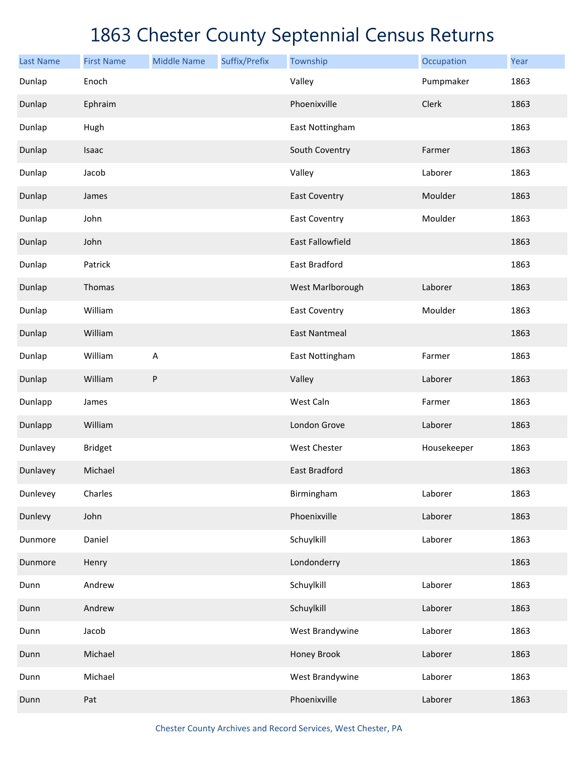# 1863 Chester County Septennial Census Returns

| Last Name | First Name | Middle Name | Suffix/Prefix | Township | Occupation | Year |
|---|---|---|---|---|---|---|
| Dunlap | Enoch | | | Valley | Pumpmaker | 1863 |
| Dunlap | Ephraim | | | Phoenixville | Clerk | 1863 |
| Dunlap | Hugh | | | East Nottingham | | 1863 |
| Dunlap | Isaac | | | South Coventry | Farmer | 1863 |
| Dunlap | Jacob | | | Valley | Laborer | 1863 |
| Dunlap | James | | | East Coventry | Moulder | 1863 |
| Dunlap | John | | | East Coventry | Moulder | 1863 |
| Dunlap | John | | | East Fallowfield | | 1863 |
| Dunlap | Patrick | | | East Bradford | | 1863 |
| Dunlap | Thomas | | | West Marlborough | Laborer | 1863 |
| Dunlap | William | | | East Coventry | Moulder | 1863 |
| Dunlap | William | | | East Nantmeal | | 1863 |
| Dunlap | William | A | | East Nottingham | Farmer | 1863 |
| Dunlap | William | P | | Valley | Laborer | 1863 |
| Dunlapp | James | | | West Caln | Farmer | 1863 |
| Dunlapp | William | | | London Grove | Laborer | 1863 |
| Dunlavey | Bridget | | | West Chester | Housekeeper | 1863 |
| Dunlavey | Michael | | | East Bradford | | 1863 |
| Dunlevey | Charles | | | Birmingham | Laborer | 1863 |
| Dunlevy | John | | | Phoenixville | Laborer | 1863 |
| Dunmore | Daniel | | | Schuylkill | Laborer | 1863 |
| Dunmore | Henry | | | Londonderry | | 1863 |
| Dunn | Andrew | | | Schuylkill | Laborer | 1863 |
| Dunn | Andrew | | | Schuylkill | Laborer | 1863 |
| Dunn | Jacob | | | West Brandywine | Laborer | 1863 |
| Dunn | Michael | | | Honey Brook | Laborer | 1863 |
| Dunn | Michael | | | West Brandywine | Laborer | 1863 |
| Dunn | Pat | | | Phoenixville | Laborer | 1863 |

Chester County Archives and Record Services, West Chester, PA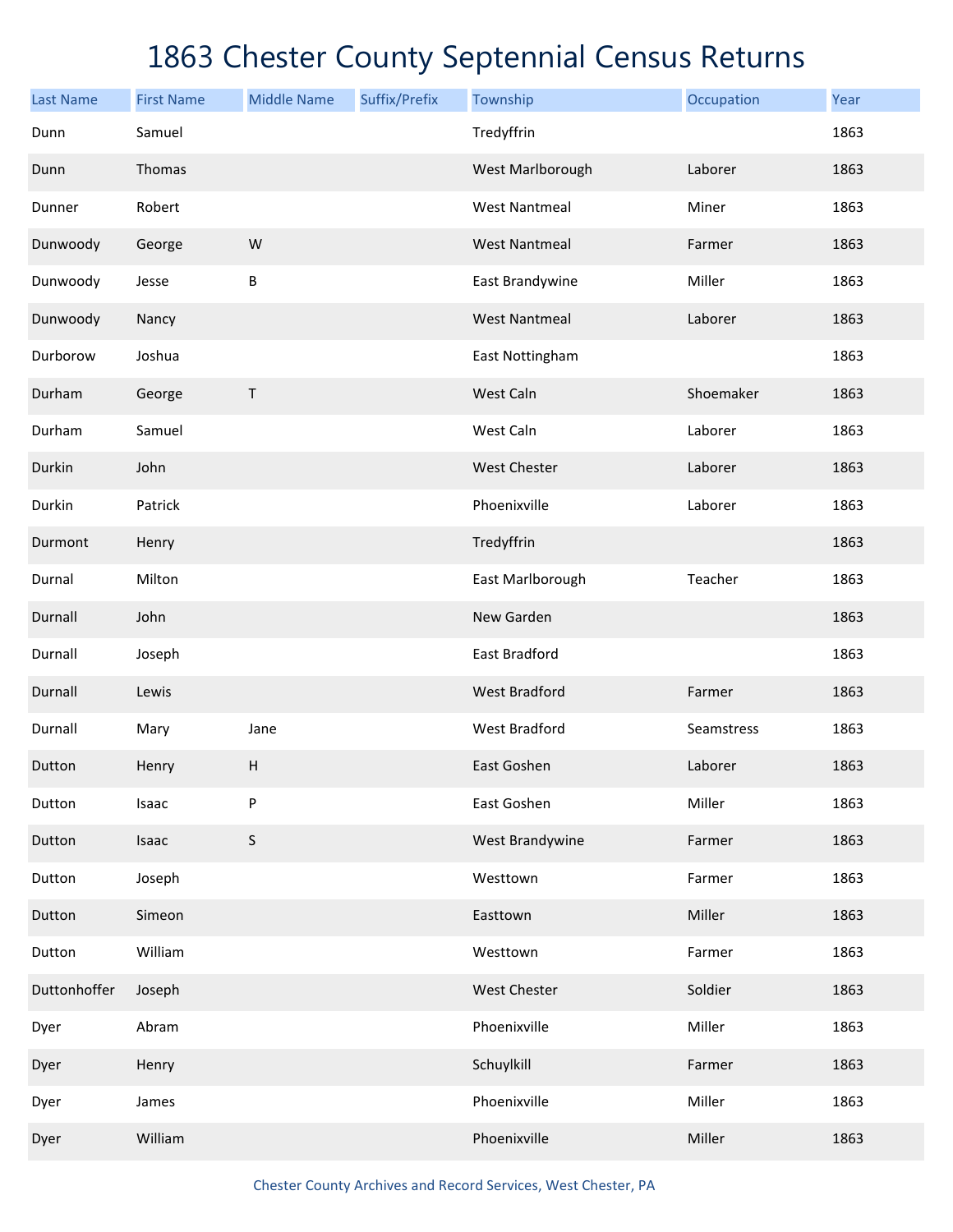# 1863 Chester County Septennial Census Returns

| Last Name | First Name | Middle Name | Suffix/Prefix | Township | Occupation | Year |
|---|---|---|---|---|---|---|
| Dunn | Samuel | | | Tredyffrin | | 1863 |
| Dunn | Thomas | | | West Marlborough | Laborer | 1863 |
| Dunner | Robert | | | West Nantmeal | Miner | 1863 |
| Dunwoody | George | W | | West Nantmeal | Farmer | 1863 |
| Dunwoody | Jesse | B | | East Brandywine | Miller | 1863 |
| Dunwoody | Nancy | | | West Nantmeal | Laborer | 1863 |
| Durborow | Joshua | | | East Nottingham | | 1863 |
| Durham | George | T | | West Caln | Shoemaker | 1863 |
| Durham | Samuel | | | West Caln | Laborer | 1863 |
| Durkin | John | | | West Chester | Laborer | 1863 |
| Durkin | Patrick | | | Phoenixville | Laborer | 1863 |
| Durmont | Henry | | | Tredyffrin | | 1863 |
| Durnal | Milton | | | East Marlborough | Teacher | 1863 |
| Durnall | John | | | New Garden | | 1863 |
| Durnall | Joseph | | | East Bradford | | 1863 |
| Durnall | Lewis | | | West Bradford | Farmer | 1863 |
| Durnall | Mary | Jane | | West Bradford | Seamstress | 1863 |
| Dutton | Henry | H | | East Goshen | Laborer | 1863 |
| Dutton | Isaac | P | | East Goshen | Miller | 1863 |
| Dutton | Isaac | S | | West Brandywine | Farmer | 1863 |
| Dutton | Joseph | | | Westtown | Farmer | 1863 |
| Dutton | Simeon | | | Easttown | Miller | 1863 |
| Dutton | William | | | Westtown | Farmer | 1863 |
| Duttonhoffer | Joseph | | | West Chester | Soldier | 1863 |
| Dyer | Abram | | | Phoenixville | Miller | 1863 |
| Dyer | Henry | | | Schuylkill | Farmer | 1863 |
| Dyer | James | | | Phoenixville | Miller | 1863 |
| Dyer | William | | | Phoenixville | Miller | 1863 |

Chester County Archives and Record Services, West Chester, PA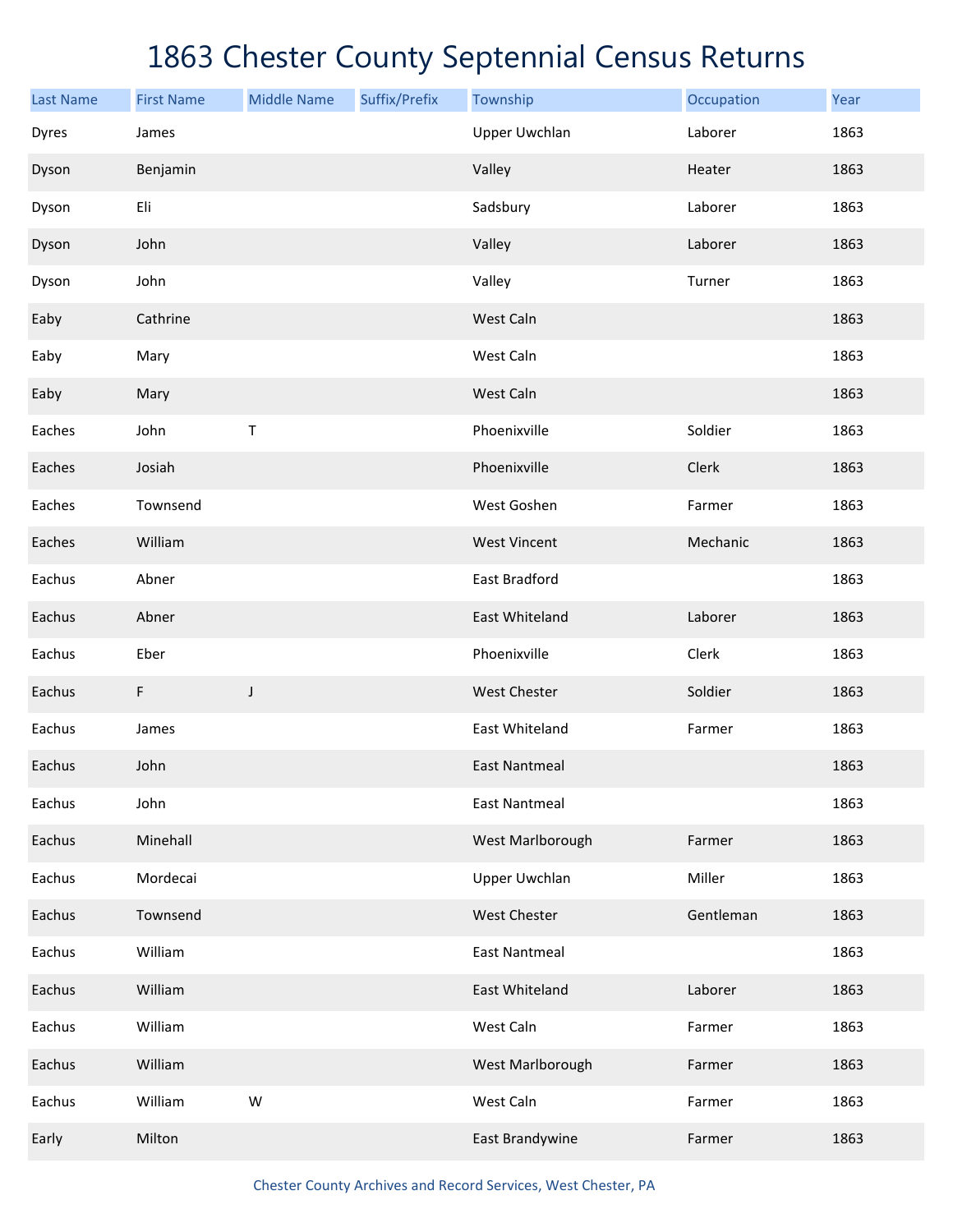# 1863 Chester County Septennial Census Returns

| Last Name | First Name | Middle Name | Suffix/Prefix | Township | Occupation | Year |
|---|---|---|---|---|---|---|
| Dyres | James | | | Upper Uwchlan | Laborer | 1863 |
| Dyson | Benjamin | | | Valley | Heater | 1863 |
| Dyson | Eli | | | Sadsbury | Laborer | 1863 |
| Dyson | John | | | Valley | Laborer | 1863 |
| Dyson | John | | | Valley | Turner | 1863 |
| Eaby | Cathrine | | | West Caln | | 1863 |
| Eaby | Mary | | | West Caln | | 1863 |
| Eaby | Mary | | | West Caln | | 1863 |
| Eaches | John | T | | Phoenixville | Soldier | 1863 |
| Eaches | Josiah | | | Phoenixville | Clerk | 1863 |
| Eaches | Townsend | | | West Goshen | Farmer | 1863 |
| Eaches | William | | | West Vincent | Mechanic | 1863 |
| Eachus | Abner | | | East Bradford | | 1863 |
| Eachus | Abner | | | East Whiteland | Laborer | 1863 |
| Eachus | Eber | | | Phoenixville | Clerk | 1863 |
| Eachus | F | J | | West Chester | Soldier | 1863 |
| Eachus | James | | | East Whiteland | Farmer | 1863 |
| Eachus | John | | | East Nantmeal | | 1863 |
| Eachus | John | | | East Nantmeal | | 1863 |
| Eachus | Minehall | | | West Marlborough | Farmer | 1863 |
| Eachus | Mordecai | | | Upper Uwchlan | Miller | 1863 |
| Eachus | Townsend | | | West Chester | Gentleman | 1863 |
| Eachus | William | | | East Nantmeal | | 1863 |
| Eachus | William | | | East Whiteland | Laborer | 1863 |
| Eachus | William | | | West Caln | Farmer | 1863 |
| Eachus | William | | | West Marlborough | Farmer | 1863 |
| Eachus | William | W | | West Caln | Farmer | 1863 |
| Early | Milton | | | East Brandywine | Farmer | 1863 |

Chester County Archives and Record Services, West Chester, PA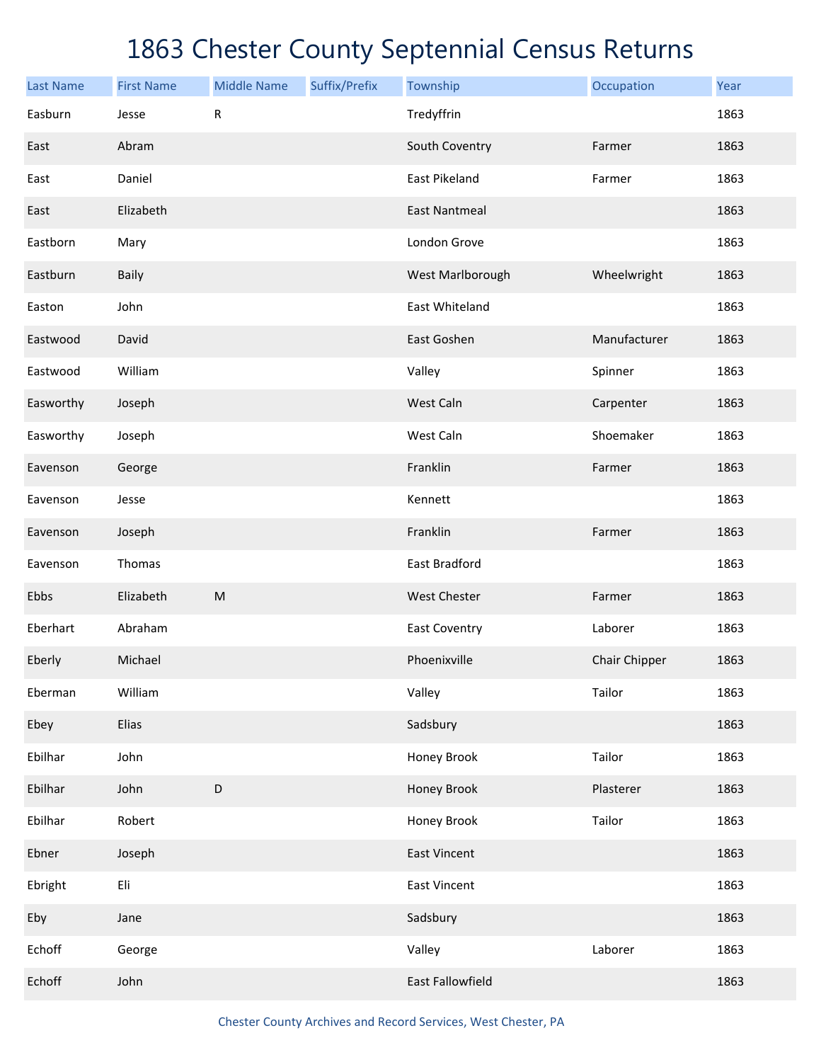# 1863 Chester County Septennial Census Returns

| Last Name | First Name | Middle Name | Suffix/Prefix | Township | Occupation | Year |
|---|---|---|---|---|---|---|
| Easburn | Jesse | R | | Tredyffrin | | 1863 |
| East | Abram | | | South Coventry | Farmer | 1863 |
| East | Daniel | | | East Pikeland | Farmer | 1863 |
| East | Elizabeth | | | East Nantmeal | | 1863 |
| Eastborn | Mary | | | London Grove | | 1863 |
| Eastburn | Baily | | | West Marlborough | Wheelwright | 1863 |
| Easton | John | | | East Whiteland | | 1863 |
| Eastwood | David | | | East Goshen | Manufacturer | 1863 |
| Eastwood | William | | | Valley | Spinner | 1863 |
| Easworthy | Joseph | | | West Caln | Carpenter | 1863 |
| Easworthy | Joseph | | | West Caln | Shoemaker | 1863 |
| Eavenson | George | | | Franklin | Farmer | 1863 |
| Eavenson | Jesse | | | Kennett | | 1863 |
| Eavenson | Joseph | | | Franklin | Farmer | 1863 |
| Eavenson | Thomas | | | East Bradford | | 1863 |
| Ebbs | Elizabeth | M | | West Chester | Farmer | 1863 |
| Eberhart | Abraham | | | East Coventry | Laborer | 1863 |
| Eberly | Michael | | | Phoenixville | Chair Chipper | 1863 |
| Eberman | William | | | Valley | Tailor | 1863 |
| Ebey | Elias | | | Sadsbury | | 1863 |
| Ebilhar | John | | | Honey Brook | Tailor | 1863 |
| Ebilhar | John | D | | Honey Brook | Plasterer | 1863 |
| Ebilhar | Robert | | | Honey Brook | Tailor | 1863 |
| Ebner | Joseph | | | East Vincent | | 1863 |
| Ebright | Eli | | | East Vincent | | 1863 |
| Eby | Jane | | | Sadsbury | | 1863 |
| Echoff | George | | | Valley | Laborer | 1863 |
| Echoff | John | | | East Fallowfield | | 1863 |

Chester County Archives and Record Services, West Chester, PA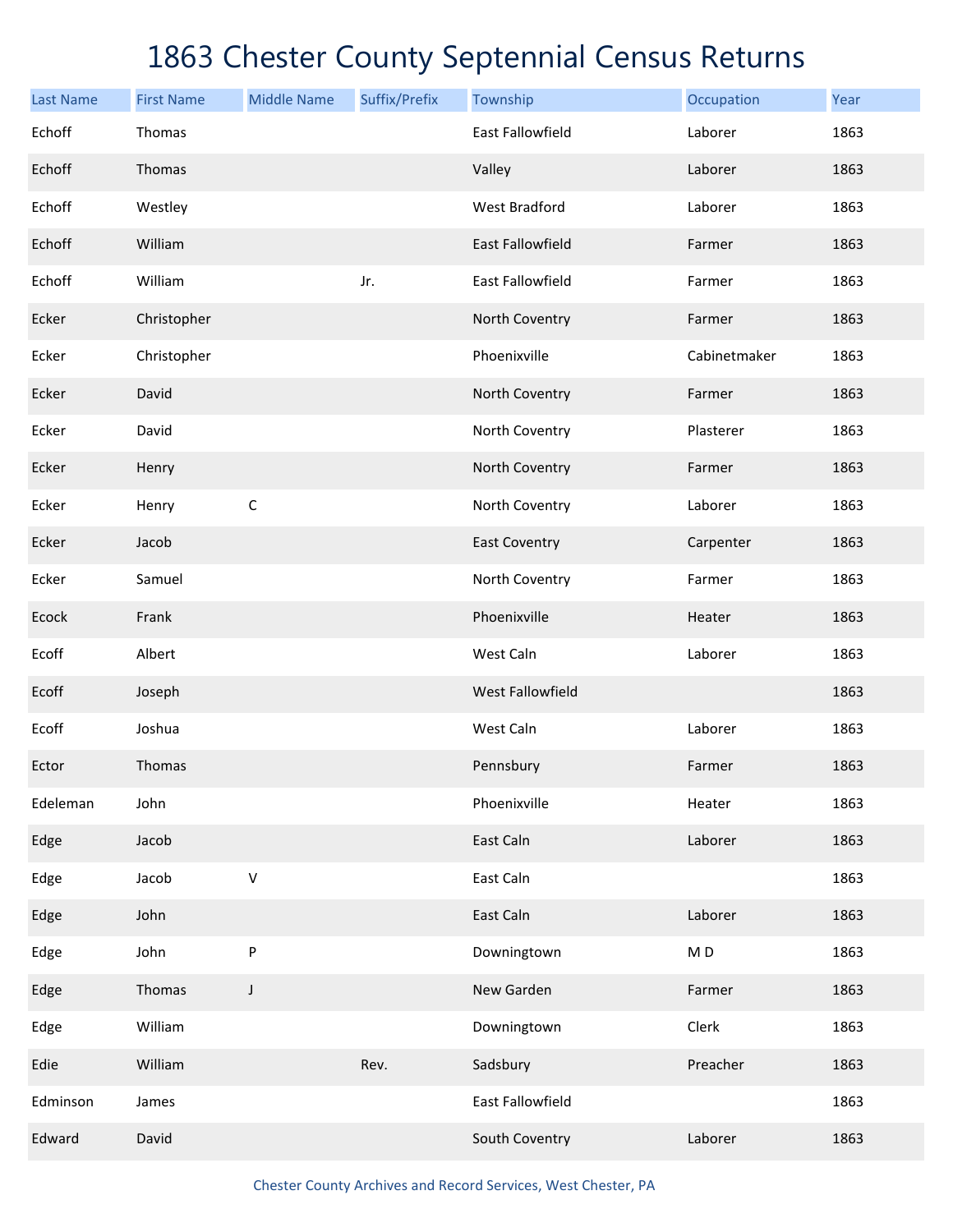# 1863 Chester County Septennial Census Returns

| Last Name | First Name | Middle Name | Suffix/Prefix | Township | Occupation | Year |
|---|---|---|---|---|---|---|
| Echoff | Thomas | | | East Fallowfield | Laborer | 1863 |
| Echoff | Thomas | | | Valley | Laborer | 1863 |
| Echoff | Westley | | | West Bradford | Laborer | 1863 |
| Echoff | William | | | East Fallowfield | Farmer | 1863 |
| Echoff | William | | Jr. | East Fallowfield | Farmer | 1863 |
| Ecker | Christopher | | | North Coventry | Farmer | 1863 |
| Ecker | Christopher | | | Phoenixville | Cabinetmaker | 1863 |
| Ecker | David | | | North Coventry | Farmer | 1863 |
| Ecker | David | | | North Coventry | Plasterer | 1863 |
| Ecker | Henry | | | North Coventry | Farmer | 1863 |
| Ecker | Henry | C | | North Coventry | Laborer | 1863 |
| Ecker | Jacob | | | East Coventry | Carpenter | 1863 |
| Ecker | Samuel | | | North Coventry | Farmer | 1863 |
| Ecock | Frank | | | Phoenixville | Heater | 1863 |
| Ecoff | Albert | | | West Caln | Laborer | 1863 |
| Ecoff | Joseph | | | West Fallowfield | | 1863 |
| Ecoff | Joshua | | | West Caln | Laborer | 1863 |
| Ector | Thomas | | | Pennsbury | Farmer | 1863 |
| Edeleman | John | | | Phoenixville | Heater | 1863 |
| Edge | Jacob | | | East Caln | Laborer | 1863 |
| Edge | Jacob | V | | East Caln | | 1863 |
| Edge | John | | | East Caln | Laborer | 1863 |
| Edge | John | P | | Downingtown | M D | 1863 |
| Edge | Thomas | J | | New Garden | Farmer | 1863 |
| Edge | William | | | Downingtown | Clerk | 1863 |
| Edie | William | | Rev. | Sadsbury | Preacher | 1863 |
| Edminson | James | | | East Fallowfield | | 1863 |
| Edward | David | | | South Coventry | Laborer | 1863 |

Chester County Archives and Record Services, West Chester, PA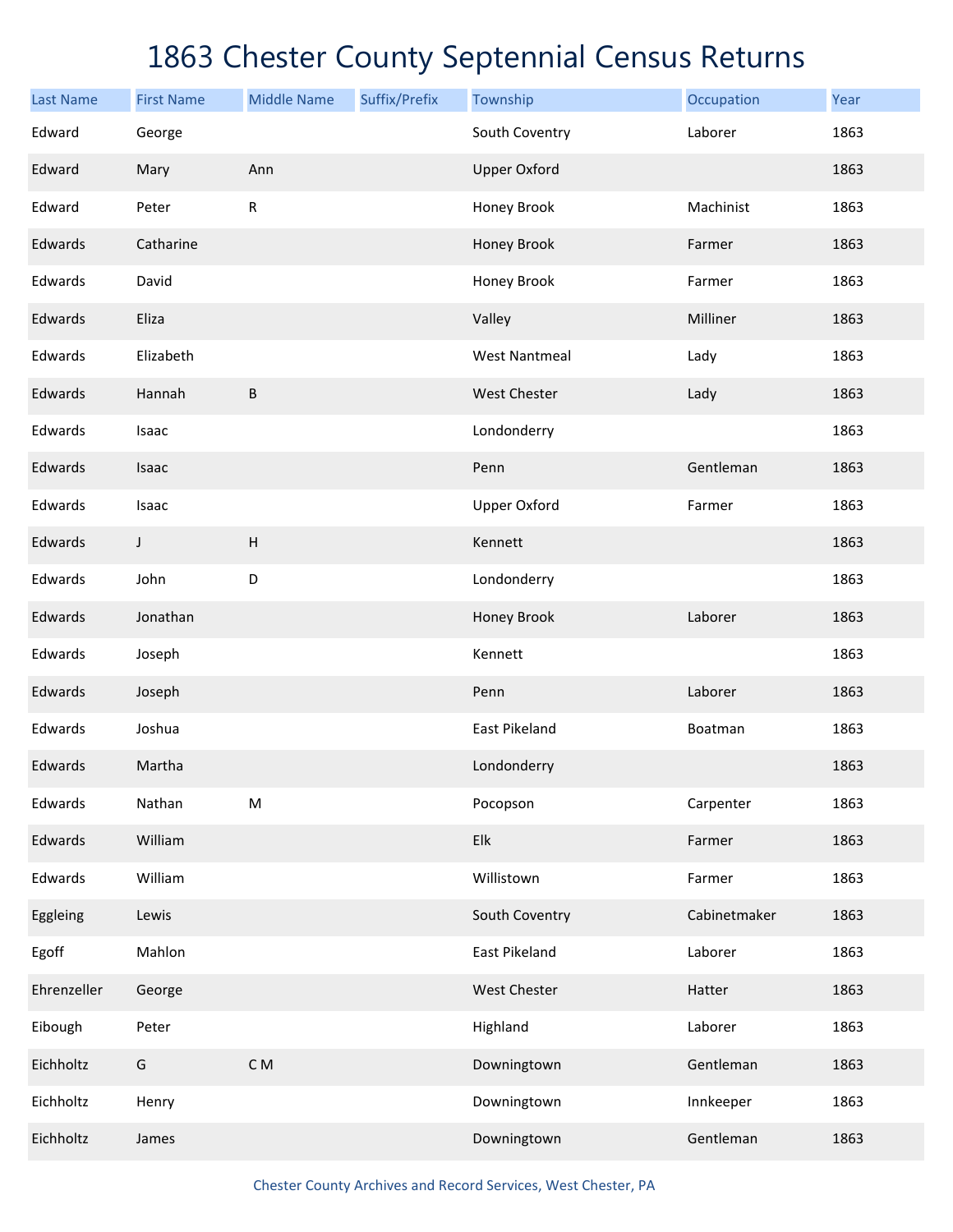# 1863 Chester County Septennial Census Returns

| Last Name | First Name | Middle Name | Suffix/Prefix | Township | Occupation | Year |
| --- | --- | --- | --- | --- | --- | --- |
| Edward | George | | | South Coventry | Laborer | 1863 |
| Edward | Mary | Ann | | Upper Oxford | | 1863 |
| Edward | Peter | R | | Honey Brook | Machinist | 1863 |
| Edwards | Catharine | | | Honey Brook | Farmer | 1863 |
| Edwards | David | | | Honey Brook | Farmer | 1863 |
| Edwards | Eliza | | | Valley | Milliner | 1863 |
| Edwards | Elizabeth | | | West Nantmeal | Lady | 1863 |
| Edwards | Hannah | B | | West Chester | Lady | 1863 |
| Edwards | Isaac | | | Londonderry | | 1863 |
| Edwards | Isaac | | | Penn | Gentleman | 1863 |
| Edwards | Isaac | | | Upper Oxford | Farmer | 1863 |
| Edwards | J | H | | Kennett | | 1863 |
| Edwards | John | D | | Londonderry | | 1863 |
| Edwards | Jonathan | | | Honey Brook | Laborer | 1863 |
| Edwards | Joseph | | | Kennett | | 1863 |
| Edwards | Joseph | | | Penn | Laborer | 1863 |
| Edwards | Joshua | | | East Pikeland | Boatman | 1863 |
| Edwards | Martha | | | Londonderry | | 1863 |
| Edwards | Nathan | M | | Pocopson | Carpenter | 1863 |
| Edwards | William | | | Elk | Farmer | 1863 |
| Edwards | William | | | Willistown | Farmer | 1863 |
| Eggleing | Lewis | | | South Coventry | Cabinetmaker | 1863 |
| Egoff | Mahlon | | | East Pikeland | Laborer | 1863 |
| Ehrenzeller | George | | | West Chester | Hatter | 1863 |
| Eibough | Peter | | | Highland | Laborer | 1863 |
| Eichholtz | G | C M | | Downingtown | Gentleman | 1863 |
| Eichholtz | Henry | | | Downingtown | Innkeeper | 1863 |
| Eichholtz | James | | | Downingtown | Gentleman | 1863 |

Chester County Archives and Record Services, West Chester, PA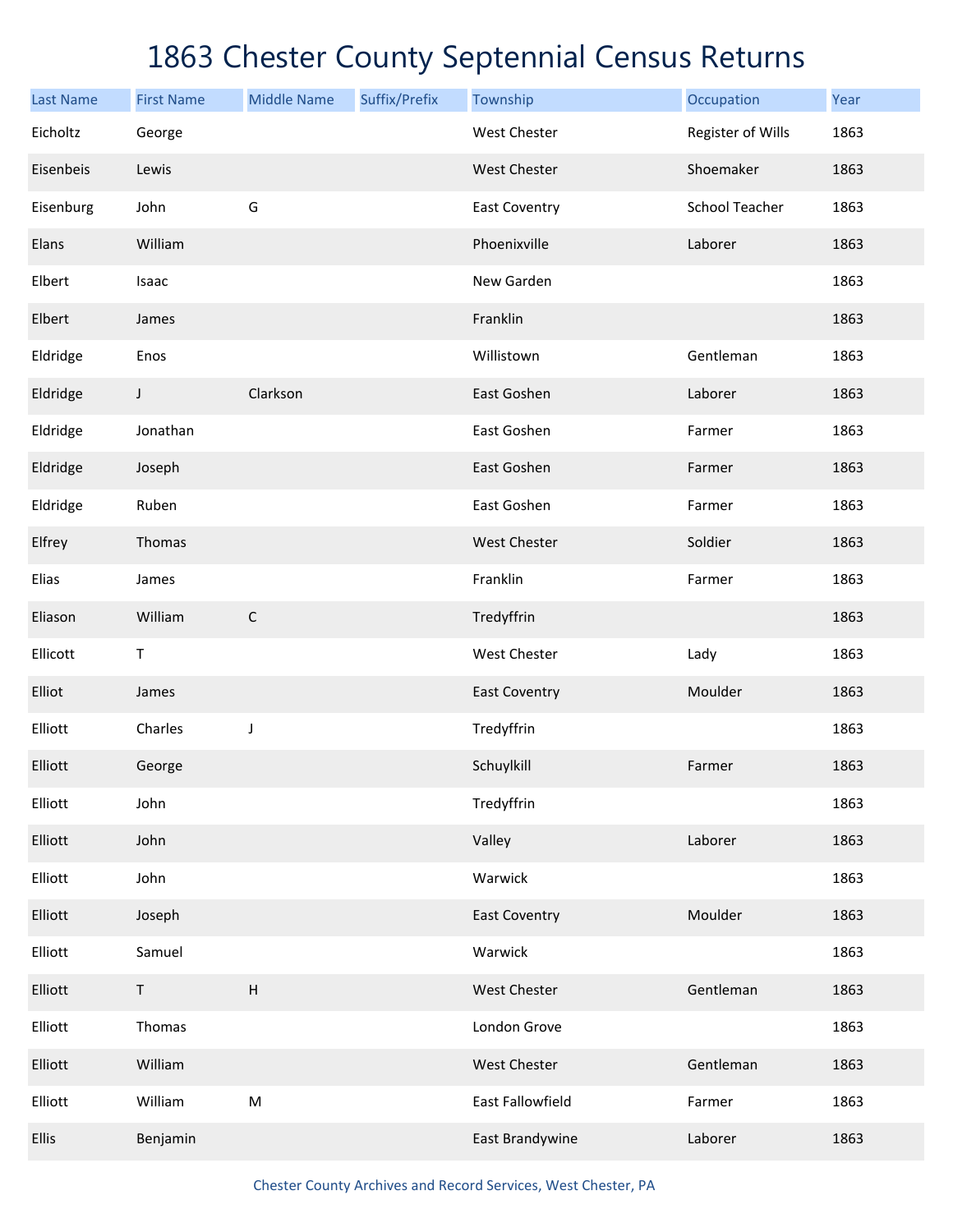# 1863 Chester County Septennial Census Returns

| Last Name | First Name | Middle Name | Suffix/Prefix | Township | Occupation | Year |
|---|---|---|---|---|---|---|
| Eicholtz | George | | | West Chester | Register of Wills | 1863 |
| Eisenbeis | Lewis | | | West Chester | Shoemaker | 1863 |
| Eisenburg | John | G | | East Coventry | School Teacher | 1863 |
| Elans | William | | | Phoenixville | Laborer | 1863 |
| Elbert | Isaac | | | New Garden | | 1863 |
| Elbert | James | | | Franklin | | 1863 |
| Eldridge | Enos | | | Willistown | Gentleman | 1863 |
| Eldridge | J | Clarkson | | East Goshen | Laborer | 1863 |
| Eldridge | Jonathan | | | East Goshen | Farmer | 1863 |
| Eldridge | Joseph | | | East Goshen | Farmer | 1863 |
| Eldridge | Ruben | | | East Goshen | Farmer | 1863 |
| Elfrey | Thomas | | | West Chester | Soldier | 1863 |
| Elias | James | | | Franklin | Farmer | 1863 |
| Eliason | William | C | | Tredyffrin | | 1863 |
| Ellicott | T | | | West Chester | Lady | 1863 |
| Elliot | James | | | East Coventry | Moulder | 1863 |
| Elliott | Charles | J | | Tredyffrin | | 1863 |
| Elliott | George | | | Schuylkill | Farmer | 1863 |
| Elliott | John | | | Tredyffrin | | 1863 |
| Elliott | John | | | Valley | Laborer | 1863 |
| Elliott | John | | | Warwick | | 1863 |
| Elliott | Joseph | | | East Coventry | Moulder | 1863 |
| Elliott | Samuel | | | Warwick | | 1863 |
| Elliott | T | H | | West Chester | Gentleman | 1863 |
| Elliott | Thomas | | | London Grove | | 1863 |
| Elliott | William | | | West Chester | Gentleman | 1863 |
| Elliott | William | M | | East Fallowfield | Farmer | 1863 |
| Ellis | Benjamin | | | East Brandywine | Laborer | 1863 |

Chester County Archives and Record Services, West Chester, PA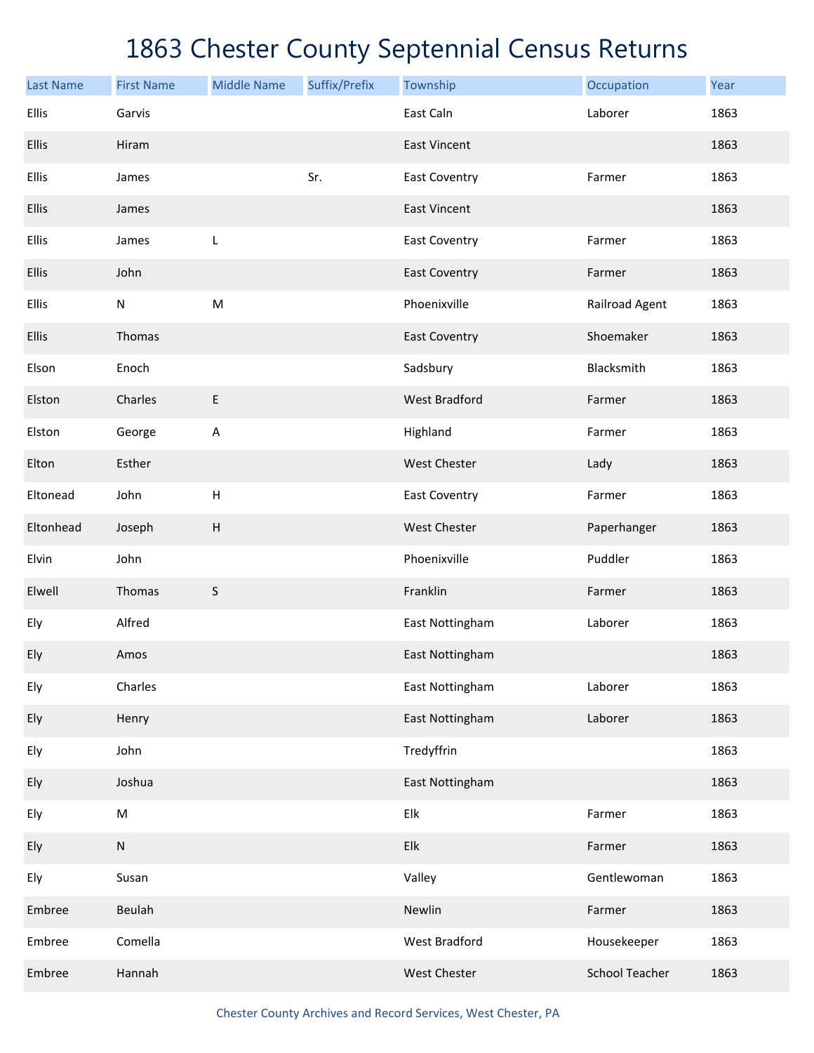# 1863 Chester County Septennial Census Returns

| Last Name | First Name | Middle Name | Suffix/Prefix | Township | Occupation | Year |
|---|---|---|---|---|---|---|
| Ellis | Garvis | | | East Caln | Laborer | 1863 |
| Ellis | Hiram | | | East Vincent | | 1863 |
| Ellis | James | | Sr. | East Coventry | Farmer | 1863 |
| Ellis | James | | | East Vincent | | 1863 |
| Ellis | James | L | | East Coventry | Farmer | 1863 |
| Ellis | John | | | East Coventry | Farmer | 1863 |
| Ellis | N | M | | Phoenixville | Railroad Agent | 1863 |
| Ellis | Thomas | | | East Coventry | Shoemaker | 1863 |
| Elson | Enoch | | | Sadsbury | Blacksmith | 1863 |
| Elston | Charles | E | | West Bradford | Farmer | 1863 |
| Elston | George | A | | Highland | Farmer | 1863 |
| Elton | Esther | | | West Chester | Lady | 1863 |
| Eltonead | John | H | | East Coventry | Farmer | 1863 |
| Eltonhead | Joseph | H | | West Chester | Paperhanger | 1863 |
| Elvin | John | | | Phoenixville | Puddler | 1863 |
| Elwell | Thomas | S | | Franklin | Farmer | 1863 |
| Ely | Alfred | | | East Nottingham | Laborer | 1863 |
| Ely | Amos | | | East Nottingham | | 1863 |
| Ely | Charles | | | East Nottingham | Laborer | 1863 |
| Ely | Henry | | | East Nottingham | Laborer | 1863 |
| Ely | John | | | Tredyffrin | | 1863 |
| Ely | Joshua | | | East Nottingham | | 1863 |
| Ely | M | | | Elk | Farmer | 1863 |
| Ely | N | | | Elk | Farmer | 1863 |
| Ely | Susan | | | Valley | Gentlewoman | 1863 |
| Embree | Beulah | | | Newlin | Farmer | 1863 |
| Embree | Comella | | | West Bradford | Housekeeper | 1863 |
| Embree | Hannah | | | West Chester | School Teacher | 1863 |

Chester County Archives and Record Services, West Chester, PA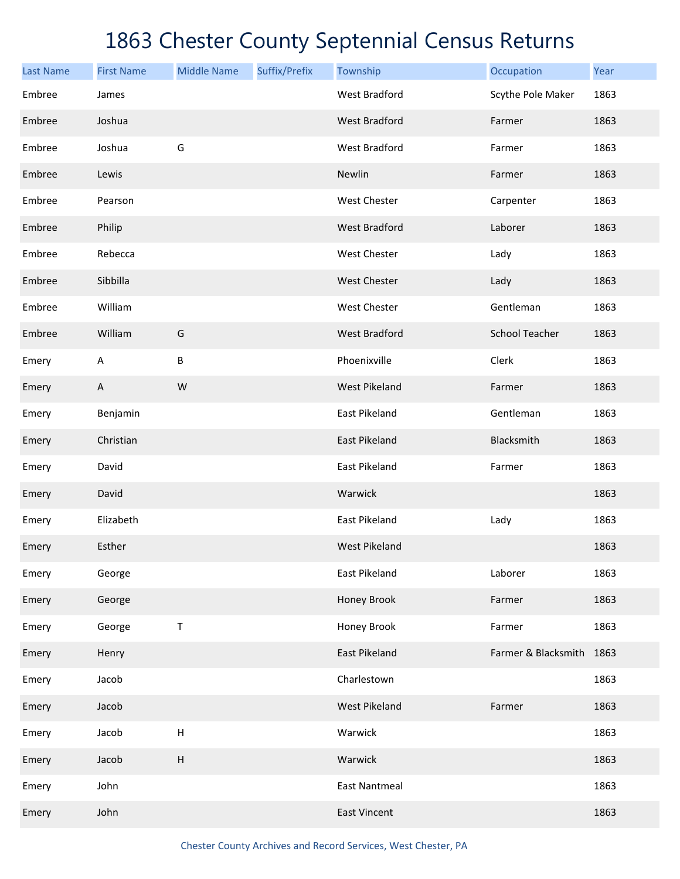# 1863 Chester County Septennial Census Returns

| Last Name | First Name | Middle Name | Suffix/Prefix | Township | Occupation | Year |
|---|---|---|---|---|---|---|
| Embree | James | | | West Bradford | Scythe Pole Maker | 1863 |
| Embree | Joshua | | | West Bradford | Farmer | 1863 |
| Embree | Joshua | G | | West Bradford | Farmer | 1863 |
| Embree | Lewis | | | Newlin | Farmer | 1863 |
| Embree | Pearson | | | West Chester | Carpenter | 1863 |
| Embree | Philip | | | West Bradford | Laborer | 1863 |
| Embree | Rebecca | | | West Chester | Lady | 1863 |
| Embree | Sibbilla | | | West Chester | Lady | 1863 |
| Embree | William | | | West Chester | Gentleman | 1863 |
| Embree | William | G | | West Bradford | School Teacher | 1863 |
| Emery | A | B | | Phoenixville | Clerk | 1863 |
| Emery | A | W | | West Pikeland | Farmer | 1863 |
| Emery | Benjamin | | | East Pikeland | Gentleman | 1863 |
| Emery | Christian | | | East Pikeland | Blacksmith | 1863 |
| Emery | David | | | East Pikeland | Farmer | 1863 |
| Emery | David | | | Warwick | | 1863 |
| Emery | Elizabeth | | | East Pikeland | Lady | 1863 |
| Emery | Esther | | | West Pikeland | | 1863 |
| Emery | George | | | East Pikeland | Laborer | 1863 |
| Emery | George | | | Honey Brook | Farmer | 1863 |
| Emery | George | T | | Honey Brook | Farmer | 1863 |
| Emery | Henry | | | East Pikeland | Farmer & Blacksmith | 1863 |
| Emery | Jacob | | | Charlestown | | 1863 |
| Emery | Jacob | | | West Pikeland | Farmer | 1863 |
| Emery | Jacob | H | | Warwick | | 1863 |
| Emery | Jacob | H | | Warwick | | 1863 |
| Emery | John | | | East Nantmeal | | 1863 |
| Emery | John | | | East Vincent | | 1863 |

Chester County Archives and Record Services, West Chester, PA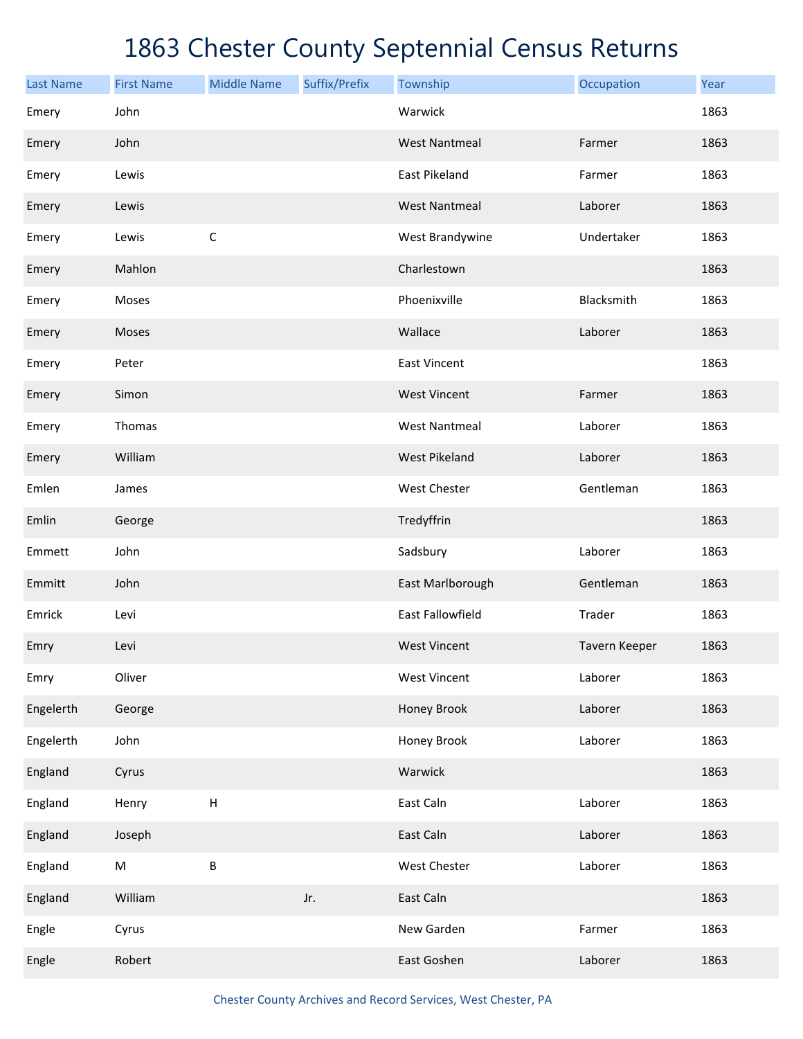# 1863 Chester County Septennial Census Returns

| Last Name | First Name | Middle Name | Suffix/Prefix | Township | Occupation | Year |
|---|---|---|---|---|---|---|
| Emery | John | | | Warwick | | 1863 |
| Emery | John | | | West Nantmeal | Farmer | 1863 |
| Emery | Lewis | | | East Pikeland | Farmer | 1863 |
| Emery | Lewis | | | West Nantmeal | Laborer | 1863 |
| Emery | Lewis | C | | West Brandywine | Undertaker | 1863 |
| Emery | Mahlon | | | Charlestown | | 1863 |
| Emery | Moses | | | Phoenixville | Blacksmith | 1863 |
| Emery | Moses | | | Wallace | Laborer | 1863 |
| Emery | Peter | | | East Vincent | | 1863 |
| Emery | Simon | | | West Vincent | Farmer | 1863 |
| Emery | Thomas | | | West Nantmeal | Laborer | 1863 |
| Emery | William | | | West Pikeland | Laborer | 1863 |
| Emlen | James | | | West Chester | Gentleman | 1863 |
| Emlin | George | | | Tredyffrin | | 1863 |
| Emmett | John | | | Sadsbury | Laborer | 1863 |
| Emmitt | John | | | East Marlborough | Gentleman | 1863 |
| Emrick | Levi | | | East Fallowfield | Trader | 1863 |
| Emry | Levi | | | West Vincent | Tavern Keeper | 1863 |
| Emry | Oliver | | | West Vincent | Laborer | 1863 |
| Engelerth | George | | | Honey Brook | Laborer | 1863 |
| Engelerth | John | | | Honey Brook | Laborer | 1863 |
| England | Cyrus | | | Warwick | | 1863 |
| England | Henry | H | | East Caln | Laborer | 1863 |
| England | Joseph | | | East Caln | Laborer | 1863 |
| England | M | B | | West Chester | Laborer | 1863 |
| England | William | | Jr. | East Caln | | 1863 |
| Engle | Cyrus | | | New Garden | Farmer | 1863 |
| Engle | Robert | | | East Goshen | Laborer | 1863 |

Chester County Archives and Record Services, West Chester, PA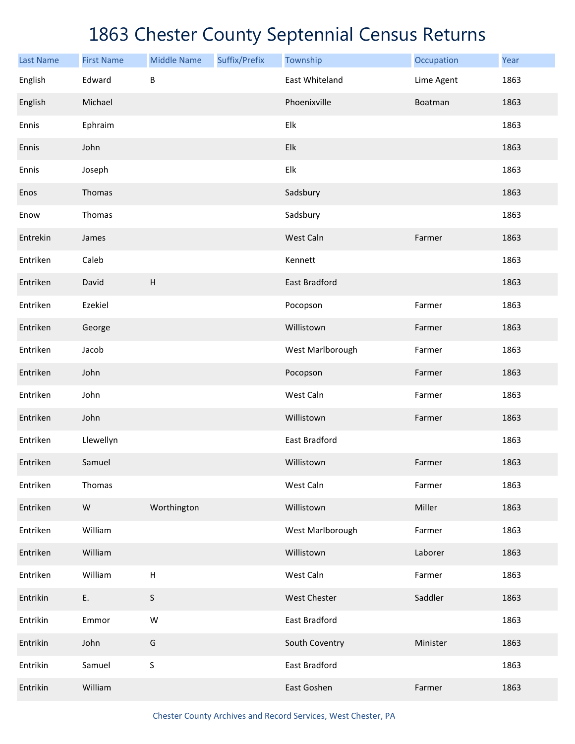# 1863 Chester County Septennial Census Returns

| Last Name | First Name | Middle Name | Suffix/Prefix | Township | Occupation | Year |
|---|---|---|---|---|---|---|
| English | Edward | B | | East Whiteland | Lime Agent | 1863 |
| English | Michael | | | Phoenixville | Boatman | 1863 |
| Ennis | Ephraim | | | Elk | | 1863 |
| Ennis | John | | | Elk | | 1863 |
| Ennis | Joseph | | | Elk | | 1863 |
| Enos | Thomas | | | Sadsbury | | 1863 |
| Enow | Thomas | | | Sadsbury | | 1863 |
| Entrekin | James | | | West Caln | Farmer | 1863 |
| Entriken | Caleb | | | Kennett | | 1863 |
| Entriken | David | H | | East Bradford | | 1863 |
| Entriken | Ezekiel | | | Pocopson | Farmer | 1863 |
| Entriken | George | | | Willistown | Farmer | 1863 |
| Entriken | Jacob | | | West Marlborough | Farmer | 1863 |
| Entriken | John | | | Pocopson | Farmer | 1863 |
| Entriken | John | | | West Caln | Farmer | 1863 |
| Entriken | John | | | Willistown | Farmer | 1863 |
| Entriken | Llewellyn | | | East Bradford | | 1863 |
| Entriken | Samuel | | | Willistown | Farmer | 1863 |
| Entriken | Thomas | | | West Caln | Farmer | 1863 |
| Entriken | W | Worthington | | Willistown | Miller | 1863 |
| Entriken | William | | | West Marlborough | Farmer | 1863 |
| Entriken | William | | | Willistown | Laborer | 1863 |
| Entriken | William | H | | West Caln | Farmer | 1863 |
| Entrikin | E. | S | | West Chester | Saddler | 1863 |
| Entrikin | Emmor | W | | East Bradford | | 1863 |
| Entrikin | John | G | | South Coventry | Minister | 1863 |
| Entrikin | Samuel | S | | East Bradford | | 1863 |
| Entrikin | William | | | East Goshen | Farmer | 1863 |

Chester County Archives and Record Services, West Chester, PA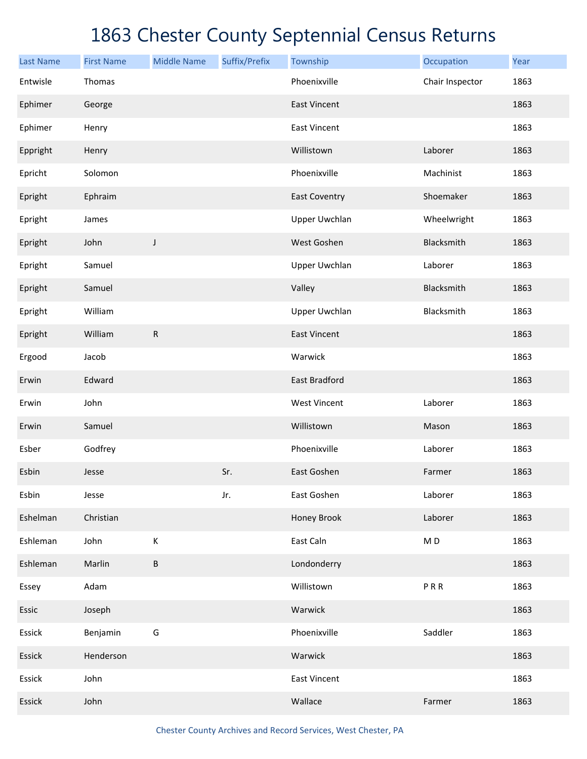# 1863 Chester County Septennial Census Returns

| Last Name | First Name | Middle Name | Suffix/Prefix | Township | Occupation | Year |
|---|---|---|---|---|---|---|
| Entwisle | Thomas | | | Phoenixville | Chair Inspector | 1863 |
| Ephimer | George | | | East Vincent | | 1863 |
| Ephimer | Henry | | | East Vincent | | 1863 |
| Eppright | Henry | | | Willistown | Laborer | 1863 |
| Epricht | Solomon | | | Phoenixville | Machinist | 1863 |
| Epright | Ephraim | | | East Coventry | Shoemaker | 1863 |
| Epright | James | | | Upper Uwchlan | Wheelwright | 1863 |
| Epright | John | J | | West Goshen | Blacksmith | 1863 |
| Epright | Samuel | | | Upper Uwchlan | Laborer | 1863 |
| Epright | Samuel | | | Valley | Blacksmith | 1863 |
| Epright | William | | | Upper Uwchlan | Blacksmith | 1863 |
| Epright | William | R | | East Vincent | | 1863 |
| Ergood | Jacob | | | Warwick | | 1863 |
| Erwin | Edward | | | East Bradford | | 1863 |
| Erwin | John | | | West Vincent | Laborer | 1863 |
| Erwin | Samuel | | | Willistown | Mason | 1863 |
| Esber | Godfrey | | | Phoenixville | Laborer | 1863 |
| Esbin | Jesse | | Sr. | East Goshen | Farmer | 1863 |
| Esbin | Jesse | | Jr. | East Goshen | Laborer | 1863 |
| Eshelman | Christian | | | Honey Brook | Laborer | 1863 |
| Eshleman | John | K | | East Caln | M D | 1863 |
| Eshleman | Marlin | B | | Londonderry | | 1863 |
| Essey | Adam | | | Willistown | P R R | 1863 |
| Essic | Joseph | | | Warwick | | 1863 |
| Essick | Benjamin | G | | Phoenixville | Saddler | 1863 |
| Essick | Henderson | | | Warwick | | 1863 |
| Essick | John | | | East Vincent | | 1863 |
| Essick | John | | | Wallace | Farmer | 1863 |

Chester County Archives and Record Services, West Chester, PA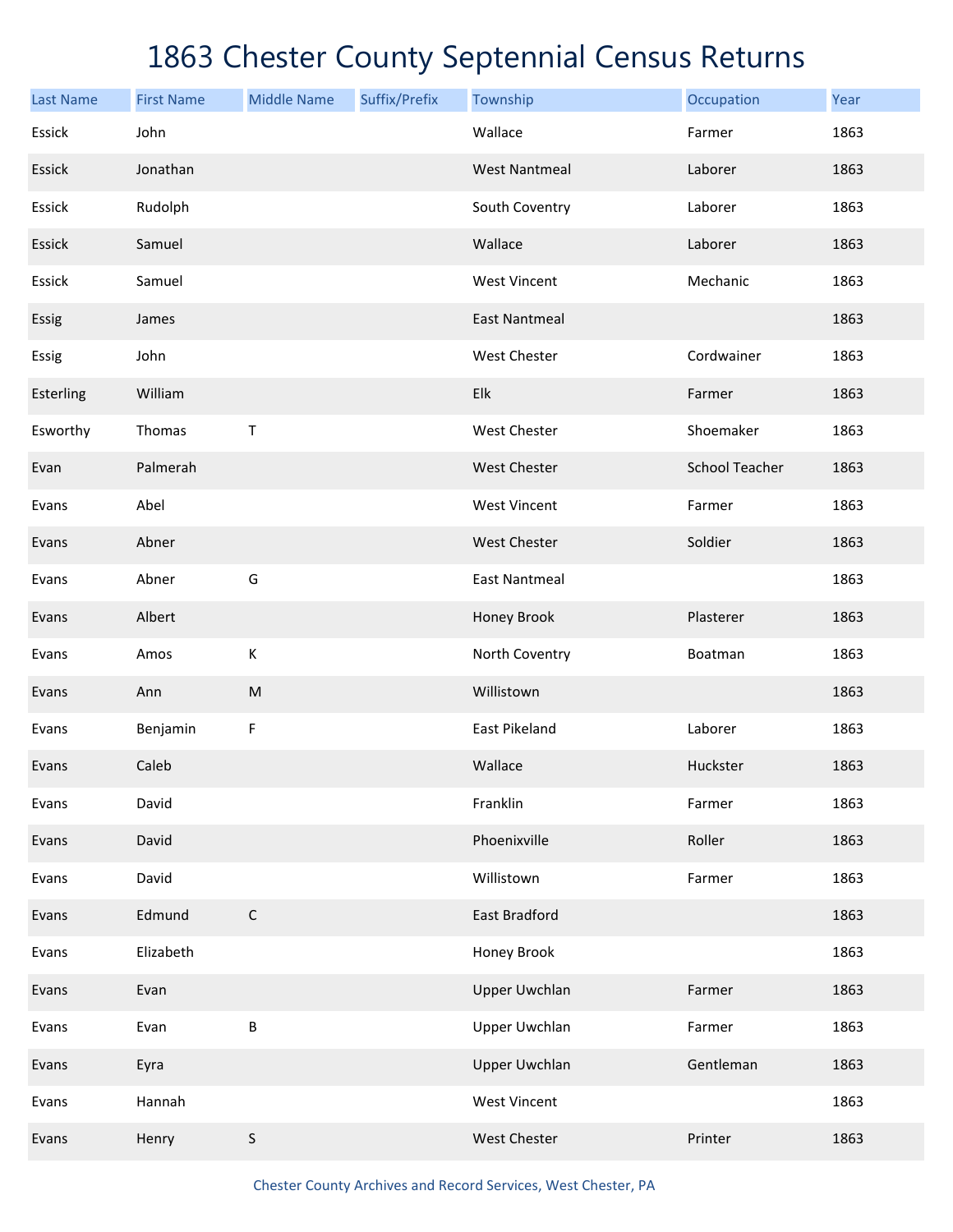# 1863 Chester County Septennial Census Returns

| Last Name | First Name | Middle Name | Suffix/Prefix | Township | Occupation | Year |
|---|---|---|---|---|---|---|
| Essick | John | | | Wallace | Farmer | 1863 |
| Essick | Jonathan | | | West Nantmeal | Laborer | 1863 |
| Essick | Rudolph | | | South Coventry | Laborer | 1863 |
| Essick | Samuel | | | Wallace | Laborer | 1863 |
| Essick | Samuel | | | West Vincent | Mechanic | 1863 |
| Essig | James | | | East Nantmeal | | 1863 |
| Essig | John | | | West Chester | Cordwainer | 1863 |
| Esterling | William | | | Elk | Farmer | 1863 |
| Esworthy | Thomas | T | | West Chester | Shoemaker | 1863 |
| Evan | Palmerah | | | West Chester | School Teacher | 1863 |
| Evans | Abel | | | West Vincent | Farmer | 1863 |
| Evans | Abner | | | West Chester | Soldier | 1863 |
| Evans | Abner | G | | East Nantmeal | | 1863 |
| Evans | Albert | | | Honey Brook | Plasterer | 1863 |
| Evans | Amos | K | | North Coventry | Boatman | 1863 |
| Evans | Ann | M | | Willistown | | 1863 |
| Evans | Benjamin | F | | East Pikeland | Laborer | 1863 |
| Evans | Caleb | | | Wallace | Huckster | 1863 |
| Evans | David | | | Franklin | Farmer | 1863 |
| Evans | David | | | Phoenixville | Roller | 1863 |
| Evans | David | | | Willistown | Farmer | 1863 |
| Evans | Edmund | C | | East Bradford | | 1863 |
| Evans | Elizabeth | | | Honey Brook | | 1863 |
| Evans | Evan | | | Upper Uwchlan | Farmer | 1863 |
| Evans | Evan | B | | Upper Uwchlan | Farmer | 1863 |
| Evans | Eyra | | | Upper Uwchlan | Gentleman | 1863 |
| Evans | Hannah | | | West Vincent | | 1863 |
| Evans | Henry | S | | West Chester | Printer | 1863 |

Chester County Archives and Record Services, West Chester, PA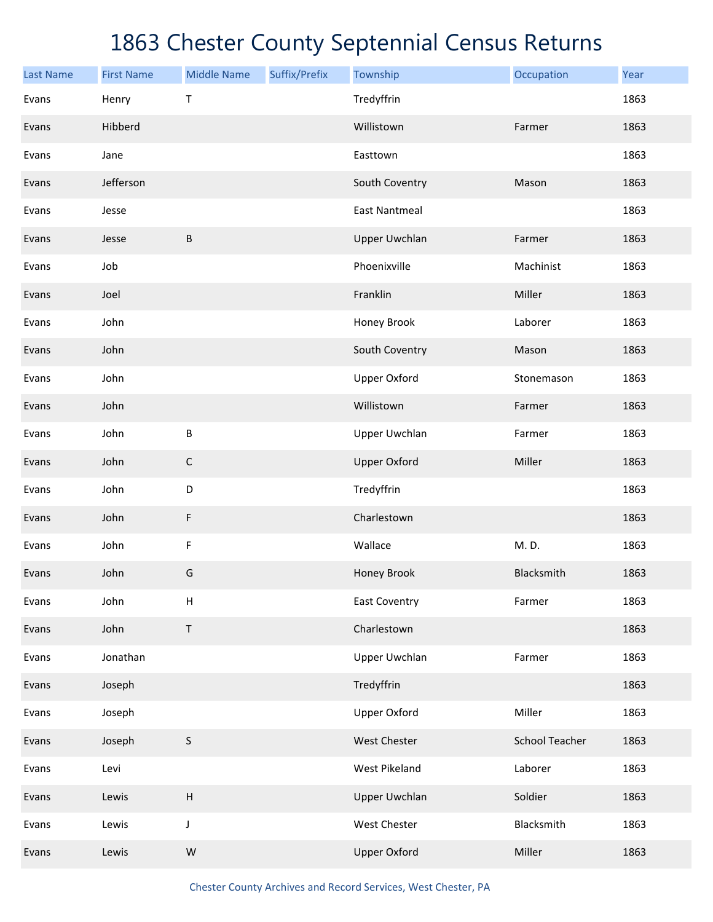# 1863 Chester County Septennial Census Returns

| Last Name | First Name | Middle Name | Suffix/Prefix | Township | Occupation | Year |
|---|---|---|---|---|---|---|
| Evans | Henry | T | | Tredyffrin | | 1863 |
| Evans | Hibberd | | | Willistown | Farmer | 1863 |
| Evans | Jane | | | Easttown | | 1863 |
| Evans | Jefferson | | | South Coventry | Mason | 1863 |
| Evans | Jesse | | | East Nantmeal | | 1863 |
| Evans | Jesse | B | | Upper Uwchlan | Farmer | 1863 |
| Evans | Job | | | Phoenixville | Machinist | 1863 |
| Evans | Joel | | | Franklin | Miller | 1863 |
| Evans | John | | | Honey Brook | Laborer | 1863 |
| Evans | John | | | South Coventry | Mason | 1863 |
| Evans | John | | | Upper Oxford | Stonemason | 1863 |
| Evans | John | | | Willistown | Farmer | 1863 |
| Evans | John | B | | Upper Uwchlan | Farmer | 1863 |
| Evans | John | C | | Upper Oxford | Miller | 1863 |
| Evans | John | D | | Tredyffrin | | 1863 |
| Evans | John | F | | Charlestown | | 1863 |
| Evans | John | F | | Wallace | M. D. | 1863 |
| Evans | John | G | | Honey Brook | Blacksmith | 1863 |
| Evans | John | H | | East Coventry | Farmer | 1863 |
| Evans | John | T | | Charlestown | | 1863 |
| Evans | Jonathan | | | Upper Uwchlan | Farmer | 1863 |
| Evans | Joseph | | | Tredyffrin | | 1863 |
| Evans | Joseph | | | Upper Oxford | Miller | 1863 |
| Evans | Joseph | S | | West Chester | School Teacher | 1863 |
| Evans | Levi | | | West Pikeland | Laborer | 1863 |
| Evans | Lewis | H | | Upper Uwchlan | Soldier | 1863 |
| Evans | Lewis | J | | West Chester | Blacksmith | 1863 |
| Evans | Lewis | W | | Upper Oxford | Miller | 1863 |

Chester County Archives and Record Services, West Chester, PA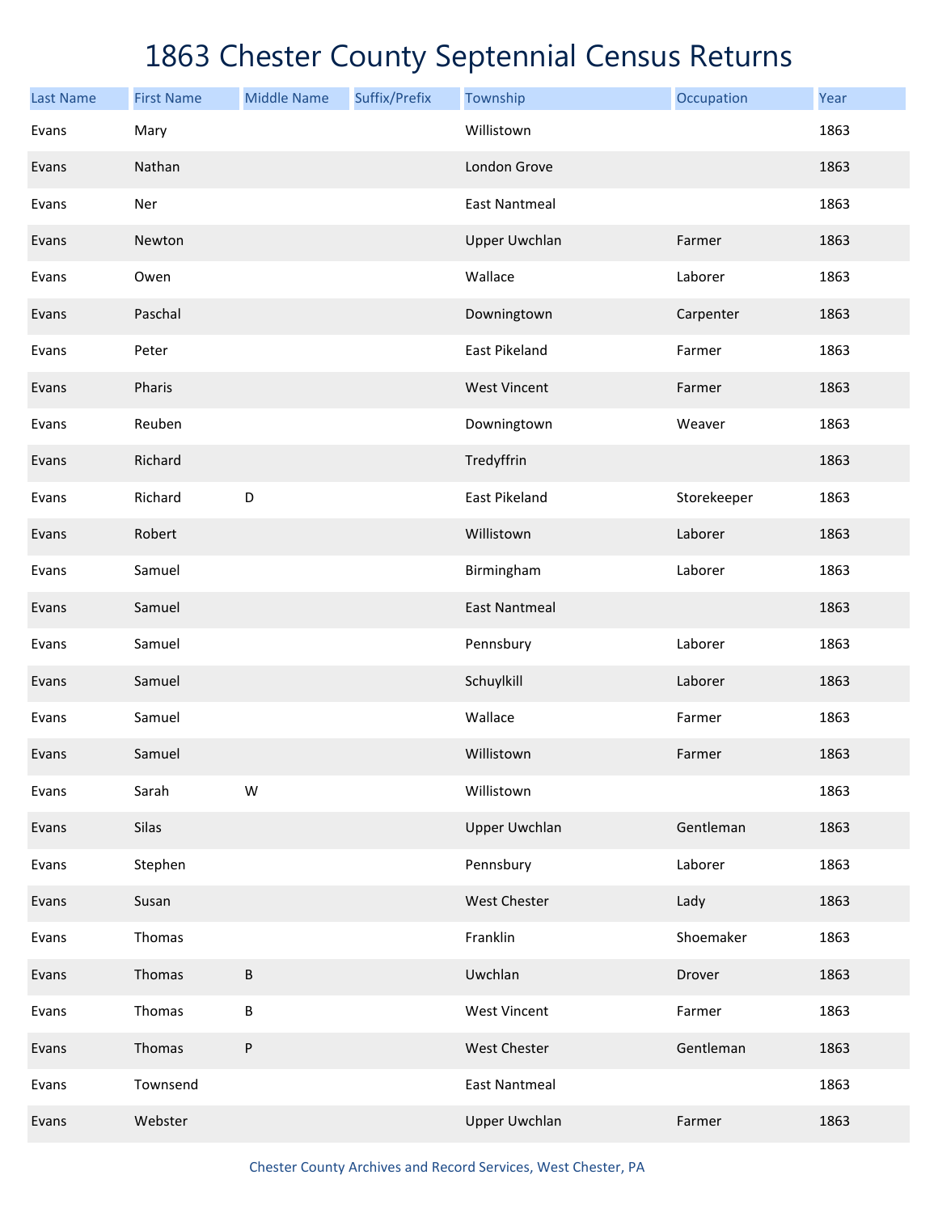# 1863 Chester County Septennial Census Returns

| Last Name | First Name | Middle Name | Suffix/Prefix | Township | Occupation | Year |
|---|---|---|---|---|---|---|
| Evans | Mary | | | Willistown | | 1863 |
| Evans | Nathan | | | London Grove | | 1863 |
| Evans | Ner | | | East Nantmeal | | 1863 |
| Evans | Newton | | | Upper Uwchlan | Farmer | 1863 |
| Evans | Owen | | | Wallace | Laborer | 1863 |
| Evans | Paschal | | | Downingtown | Carpenter | 1863 |
| Evans | Peter | | | East Pikeland | Farmer | 1863 |
| Evans | Pharis | | | West Vincent | Farmer | 1863 |
| Evans | Reuben | | | Downingtown | Weaver | 1863 |
| Evans | Richard | | | Tredyffrin | | 1863 |
| Evans | Richard | D | | East Pikeland | Storekeeper | 1863 |
| Evans | Robert | | | Willistown | Laborer | 1863 |
| Evans | Samuel | | | Birmingham | Laborer | 1863 |
| Evans | Samuel | | | East Nantmeal | | 1863 |
| Evans | Samuel | | | Pennsbury | Laborer | 1863 |
| Evans | Samuel | | | Schuylkill | Laborer | 1863 |
| Evans | Samuel | | | Wallace | Farmer | 1863 |
| Evans | Samuel | | | Willistown | Farmer | 1863 |
| Evans | Sarah | W | | Willistown | | 1863 |
| Evans | Silas | | | Upper Uwchlan | Gentleman | 1863 |
| Evans | Stephen | | | Pennsbury | Laborer | 1863 |
| Evans | Susan | | | West Chester | Lady | 1863 |
| Evans | Thomas | | | Franklin | Shoemaker | 1863 |
| Evans | Thomas | B | | Uwchlan | Drover | 1863 |
| Evans | Thomas | B | | West Vincent | Farmer | 1863 |
| Evans | Thomas | P | | West Chester | Gentleman | 1863 |
| Evans | Townsend | | | East Nantmeal | | 1863 |
| Evans | Webster | | | Upper Uwchlan | Farmer | 1863 |

Chester County Archives and Record Services, West Chester, PA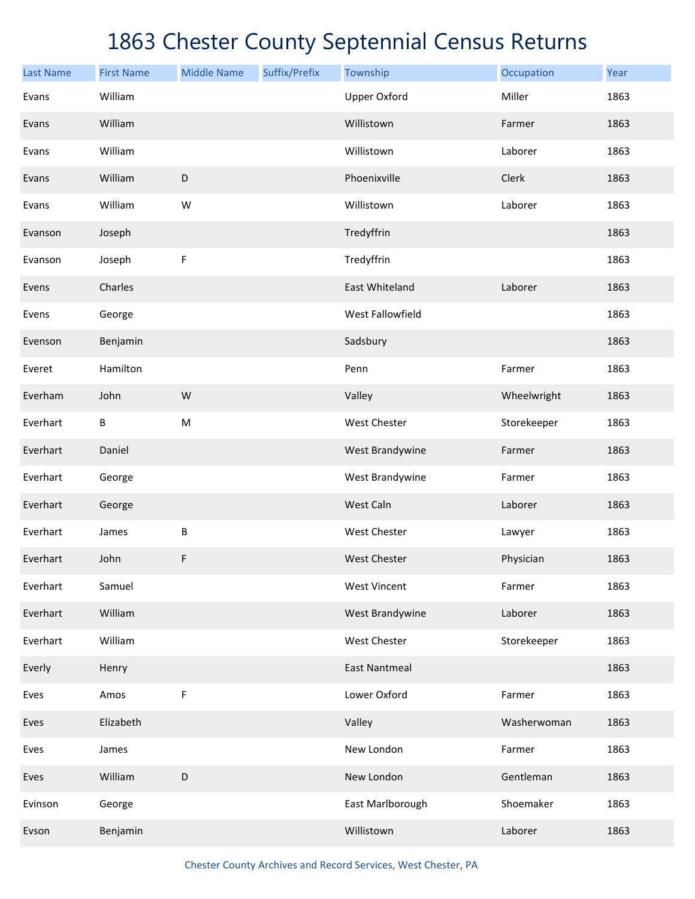# 1863 Chester County Septennial Census Returns

| Last Name | First Name | Middle Name | Suffix/Prefix | Township | Occupation | Year |
|---|---|---|---|---|---|---|
| Evans | William | | | Upper Oxford | Miller | 1863 |
| Evans | William | | | Willistown | Farmer | 1863 |
| Evans | William | | | Willistown | Laborer | 1863 |
| Evans | William | D | | Phoenixville | Clerk | 1863 |
| Evans | William | W | | Willistown | Laborer | 1863 |
| Evanson | Joseph | | | Tredyffrin | | 1863 |
| Evanson | Joseph | F | | Tredyffrin | | 1863 |
| Evens | Charles | | | East Whiteland | Laborer | 1863 |
| Evens | George | | | West Fallowfield | | 1863 |
| Evenson | Benjamin | | | Sadsbury | | 1863 |
| Everet | Hamilton | | | Penn | Farmer | 1863 |
| Everham | John | W | | Valley | Wheelwright | 1863 |
| Everhart | B | M | | West Chester | Storekeeper | 1863 |
| Everhart | Daniel | | | West Brandywine | Farmer | 1863 |
| Everhart | George | | | West Brandywine | Farmer | 1863 |
| Everhart | George | | | West Caln | Laborer | 1863 |
| Everhart | James | B | | West Chester | Lawyer | 1863 |
| Everhart | John | F | | West Chester | Physician | 1863 |
| Everhart | Samuel | | | West Vincent | Farmer | 1863 |
| Everhart | William | | | West Brandywine | Laborer | 1863 |
| Everhart | William | | | West Chester | Storekeeper | 1863 |
| Everly | Henry | | | East Nantmeal | | 1863 |
| Eves | Amos | F | | Lower Oxford | Farmer | 1863 |
| Eves | Elizabeth | | | Valley | Washerwoman | 1863 |
| Eves | James | | | New London | Farmer | 1863 |
| Eves | William | D | | New London | Gentleman | 1863 |
| Evinson | George | | | East Marlborough | Shoemaker | 1863 |
| Evson | Benjamin | | | Willistown | Laborer | 1863 |

Chester County Archives and Record Services, West Chester, PA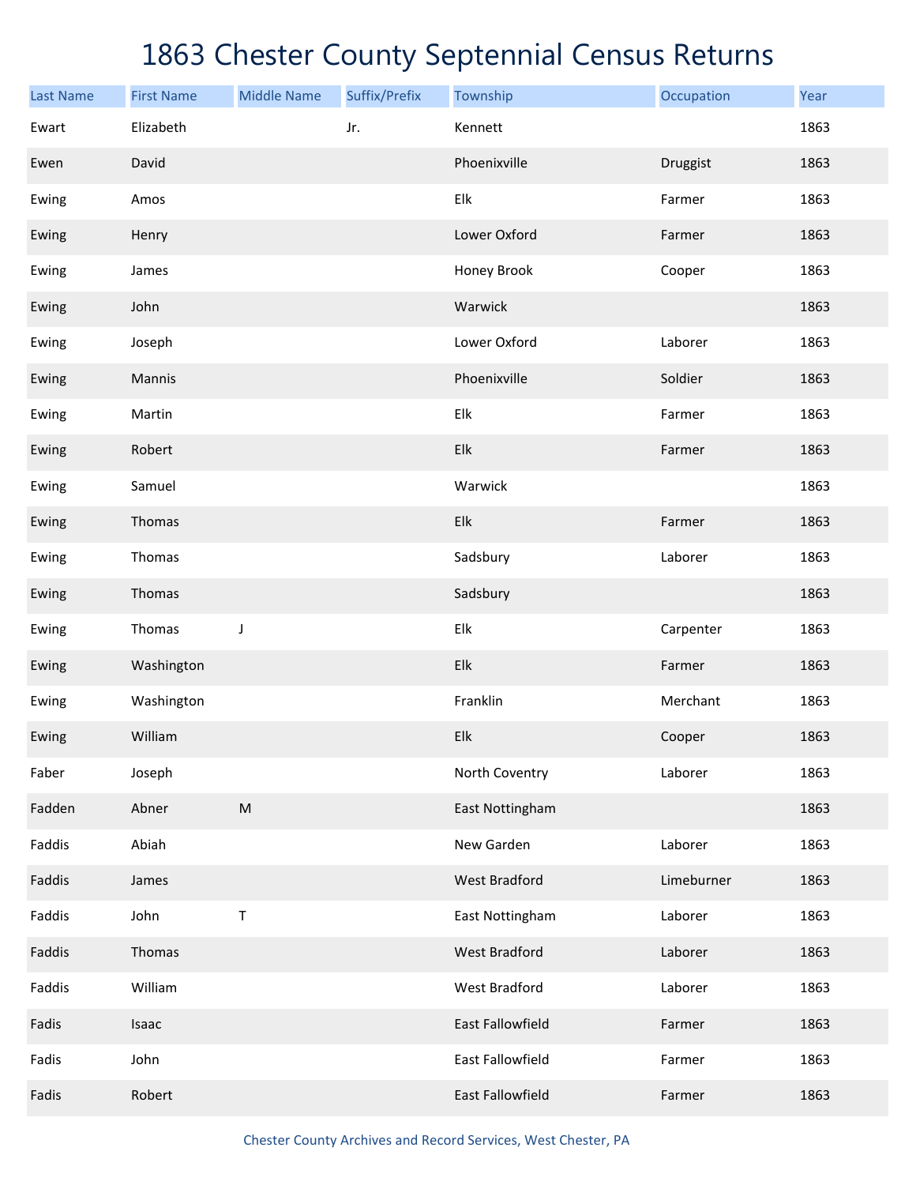# 1863 Chester County Septennial Census Returns

| Last Name | First Name | Middle Name | Suffix/Prefix | Township | Occupation | Year |
|---|---|---|---|---|---|---|
| Ewart | Elizabeth | | Jr. | Kennett | | 1863 |
| Ewen | David | | | Phoenixville | Druggist | 1863 |
| Ewing | Amos | | | Elk | Farmer | 1863 |
| Ewing | Henry | | | Lower Oxford | Farmer | 1863 |
| Ewing | James | | | Honey Brook | Cooper | 1863 |
| Ewing | John | | | Warwick | | 1863 |
| Ewing | Joseph | | | Lower Oxford | Laborer | 1863 |
| Ewing | Mannis | | | Phoenixville | Soldier | 1863 |
| Ewing | Martin | | | Elk | Farmer | 1863 |
| Ewing | Robert | | | Elk | Farmer | 1863 |
| Ewing | Samuel | | | Warwick | | 1863 |
| Ewing | Thomas | | | Elk | Farmer | 1863 |
| Ewing | Thomas | | | Sadsbury | Laborer | 1863 |
| Ewing | Thomas | | | Sadsbury | | 1863 |
| Ewing | Thomas | J | | Elk | Carpenter | 1863 |
| Ewing | Washington | | | Elk | Farmer | 1863 |
| Ewing | Washington | | | Franklin | Merchant | 1863 |
| Ewing | William | | | Elk | Cooper | 1863 |
| Faber | Joseph | | | North Coventry | Laborer | 1863 |
| Fadden | Abner | M | | East Nottingham | | 1863 |
| Faddis | Abiah | | | New Garden | Laborer | 1863 |
| Faddis | James | | | West Bradford | Limeburner | 1863 |
| Faddis | John | T | | East Nottingham | Laborer | 1863 |
| Faddis | Thomas | | | West Bradford | Laborer | 1863 |
| Faddis | William | | | West Bradford | Laborer | 1863 |
| Fadis | Isaac | | | East Fallowfield | Farmer | 1863 |
| Fadis | John | | | East Fallowfield | Farmer | 1863 |
| Fadis | Robert | | | East Fallowfield | Farmer | 1863 |

Chester County Archives and Record Services, West Chester, PA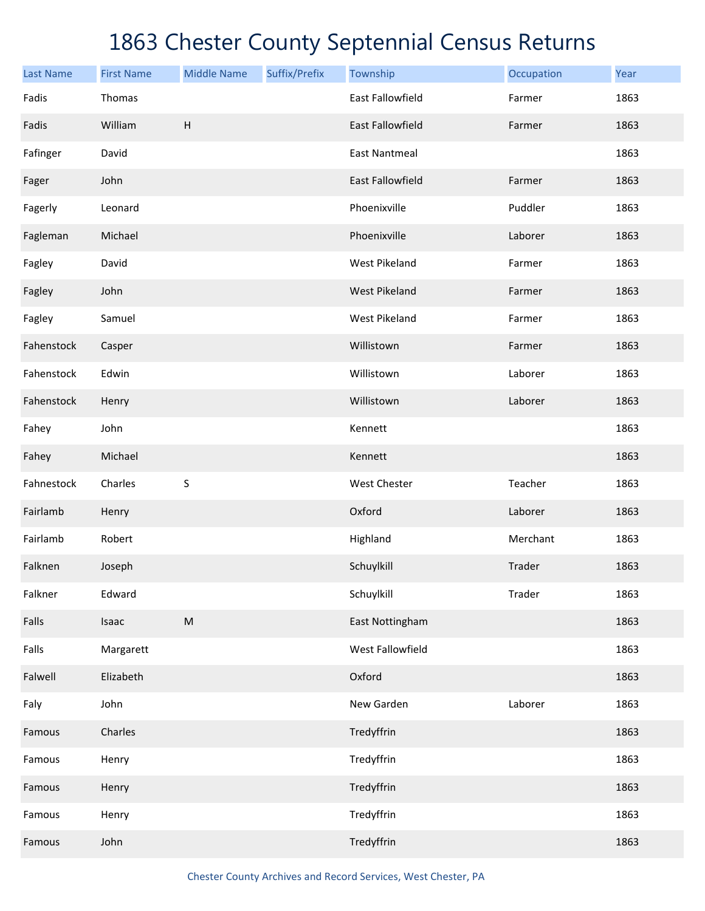# 1863 Chester County Septennial Census Returns

| Last Name | First Name | Middle Name | Suffix/Prefix | Township | Occupation | Year |
|---|---|---|---|---|---|---|
| Fadis | Thomas | | | East Fallowfield | Farmer | 1863 |
| Fadis | William | H | | East Fallowfield | Farmer | 1863 |
| Fafinger | David | | | East Nantmeal | | 1863 |
| Fager | John | | | East Fallowfield | Farmer | 1863 |
| Fagerly | Leonard | | | Phoenixville | Puddler | 1863 |
| Fagleman | Michael | | | Phoenixville | Laborer | 1863 |
| Fagley | David | | | West Pikeland | Farmer | 1863 |
| Fagley | John | | | West Pikeland | Farmer | 1863 |
| Fagley | Samuel | | | West Pikeland | Farmer | 1863 |
| Fahenstock | Casper | | | Willistown | Farmer | 1863 |
| Fahenstock | Edwin | | | Willistown | Laborer | 1863 |
| Fahenstock | Henry | | | Willistown | Laborer | 1863 |
| Fahey | John | | | Kennett | | 1863 |
| Fahey | Michael | | | Kennett | | 1863 |
| Fahnestock | Charles | S | | West Chester | Teacher | 1863 |
| Fairlamb | Henry | | | Oxford | Laborer | 1863 |
| Fairlamb | Robert | | | Highland | Merchant | 1863 |
| Falknen | Joseph | | | Schuylkill | Trader | 1863 |
| Falkner | Edward | | | Schuylkill | Trader | 1863 |
| Falls | Isaac | M | | East Nottingham | | 1863 |
| Falls | Margarett | | | West Fallowfield | | 1863 |
| Falwell | Elizabeth | | | Oxford | | 1863 |
| Faly | John | | | New Garden | Laborer | 1863 |
| Famous | Charles | | | Tredyffrin | | 1863 |
| Famous | Henry | | | Tredyffrin | | 1863 |
| Famous | Henry | | | Tredyffrin | | 1863 |
| Famous | Henry | | | Tredyffrin | | 1863 |
| Famous | John | | | Tredyffrin | | 1863 |

Chester County Archives and Record Services, West Chester, PA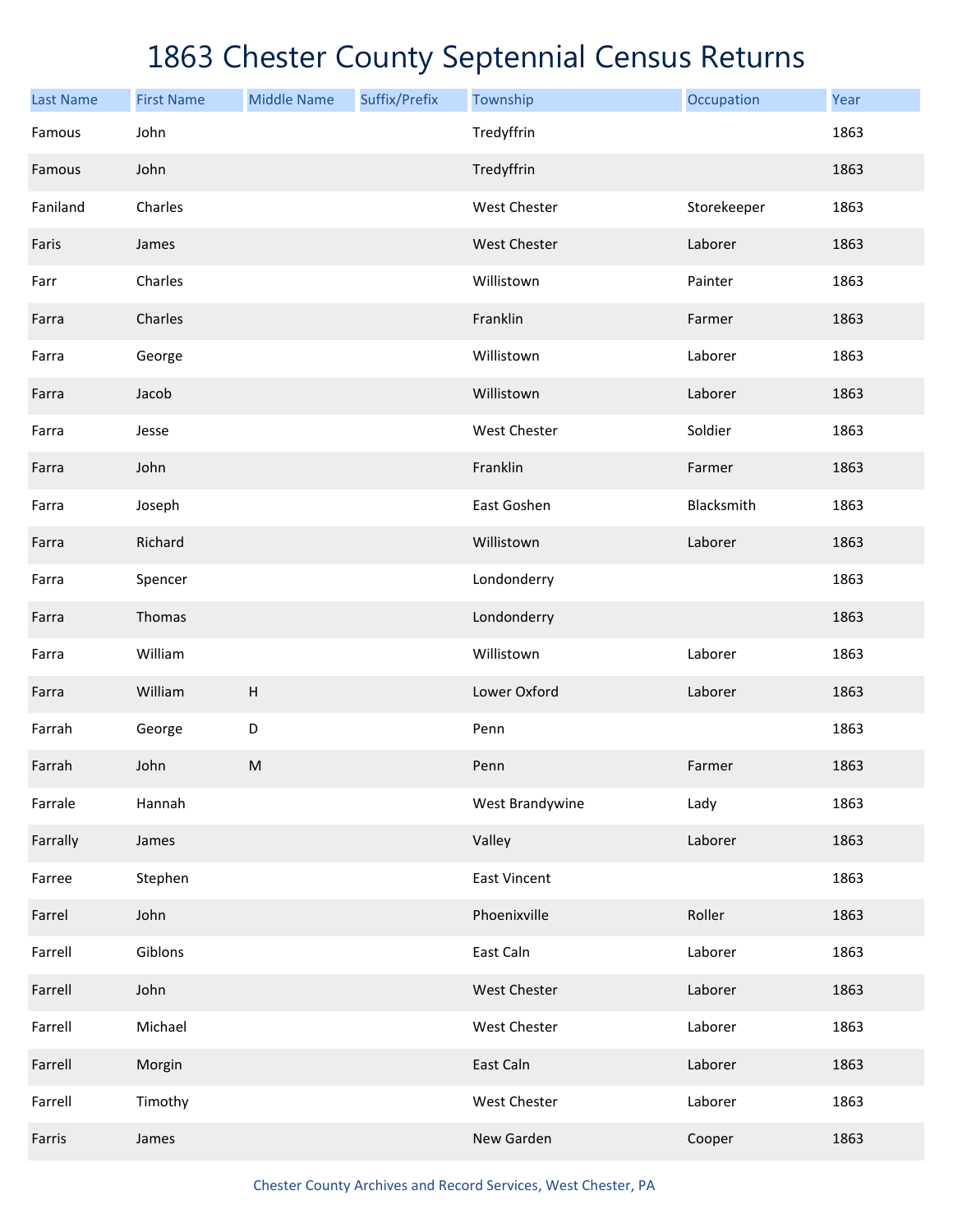# 1863 Chester County Septennial Census Returns

| Last Name | First Name | Middle Name | Suffix/Prefix | Township | Occupation | Year |
|---|---|---|---|---|---|---|
| Famous | John | | | Tredyffrin | | 1863 |
| Famous | John | | | Tredyffrin | | 1863 |
| Faniland | Charles | | | West Chester | Storekeeper | 1863 |
| Faris | James | | | West Chester | Laborer | 1863 |
| Farr | Charles | | | Willistown | Painter | 1863 |
| Farra | Charles | | | Franklin | Farmer | 1863 |
| Farra | George | | | Willistown | Laborer | 1863 |
| Farra | Jacob | | | Willistown | Laborer | 1863 |
| Farra | Jesse | | | West Chester | Soldier | 1863 |
| Farra | John | | | Franklin | Farmer | 1863 |
| Farra | Joseph | | | East Goshen | Blacksmith | 1863 |
| Farra | Richard | | | Willistown | Laborer | 1863 |
| Farra | Spencer | | | Londonderry | | 1863 |
| Farra | Thomas | | | Londonderry | | 1863 |
| Farra | William | | | Willistown | Laborer | 1863 |
| Farra | William | H | | Lower Oxford | Laborer | 1863 |
| Farrah | George | D | | Penn | | 1863 |
| Farrah | John | M | | Penn | Farmer | 1863 |
| Farrale | Hannah | | | West Brandywine | Lady | 1863 |
| Farrally | James | | | Valley | Laborer | 1863 |
| Farree | Stephen | | | East Vincent | | 1863 |
| Farrel | John | | | Phoenixville | Roller | 1863 |
| Farrell | Giblons | | | East Caln | Laborer | 1863 |
| Farrell | John | | | West Chester | Laborer | 1863 |
| Farrell | Michael | | | West Chester | Laborer | 1863 |
| Farrell | Morgin | | | East Caln | Laborer | 1863 |
| Farrell | Timothy | | | West Chester | Laborer | 1863 |
| Farris | James | | | New Garden | Cooper | 1863 |

Chester County Archives and Record Services, West Chester, PA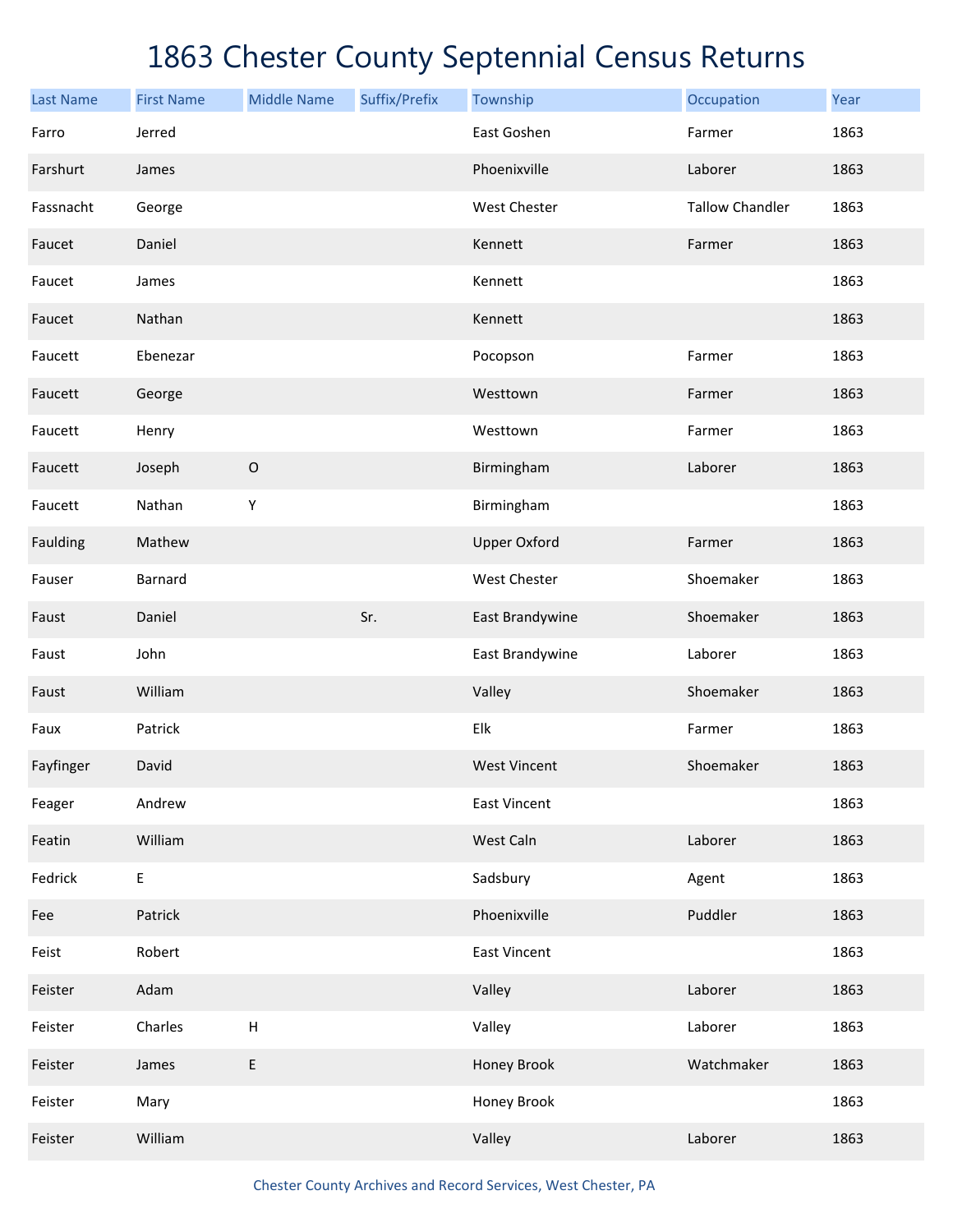# 1863 Chester County Septennial Census Returns

| Last Name | First Name | Middle Name | Suffix/Prefix | Township | Occupation | Year |
| --- | --- | --- | --- | --- | --- | --- |
| Farro | Jerred | | | East Goshen | Farmer | 1863 |
| Farshurt | James | | | Phoenixville | Laborer | 1863 |
| Fassnacht | George | | | West Chester | Tallow Chandler | 1863 |
| Faucet | Daniel | | | Kennett | Farmer | 1863 |
| Faucet | James | | | Kennett | | 1863 |
| Faucet | Nathan | | | Kennett | | 1863 |
| Faucett | Ebenezar | | | Pocopson | Farmer | 1863 |
| Faucett | George | | | Westtown | Farmer | 1863 |
| Faucett | Henry | | | Westtown | Farmer | 1863 |
| Faucett | Joseph | O | | Birmingham | Laborer | 1863 |
| Faucett | Nathan | Y | | Birmingham | | 1863 |
| Faulding | Mathew | | | Upper Oxford | Farmer | 1863 |
| Fauser | Barnard | | | West Chester | Shoemaker | 1863 |
| Faust | Daniel | | Sr. | East Brandywine | Shoemaker | 1863 |
| Faust | John | | | East Brandywine | Laborer | 1863 |
| Faust | William | | | Valley | Shoemaker | 1863 |
| Faux | Patrick | | | Elk | Farmer | 1863 |
| Fayfinger | David | | | West Vincent | Shoemaker | 1863 |
| Feager | Andrew | | | East Vincent | | 1863 |
| Featin | William | | | West Caln | Laborer | 1863 |
| Fedrick | E | | | Sadsbury | Agent | 1863 |
| Fee | Patrick | | | Phoenixville | Puddler | 1863 |
| Feist | Robert | | | East Vincent | | 1863 |
| Feister | Adam | | | Valley | Laborer | 1863 |
| Feister | Charles | H | | Valley | Laborer | 1863 |
| Feister | James | E | | Honey Brook | Watchmaker | 1863 |
| Feister | Mary | | | Honey Brook | | 1863 |
| Feister | William | | | Valley | Laborer | 1863 |

Chester County Archives and Record Services, West Chester, PA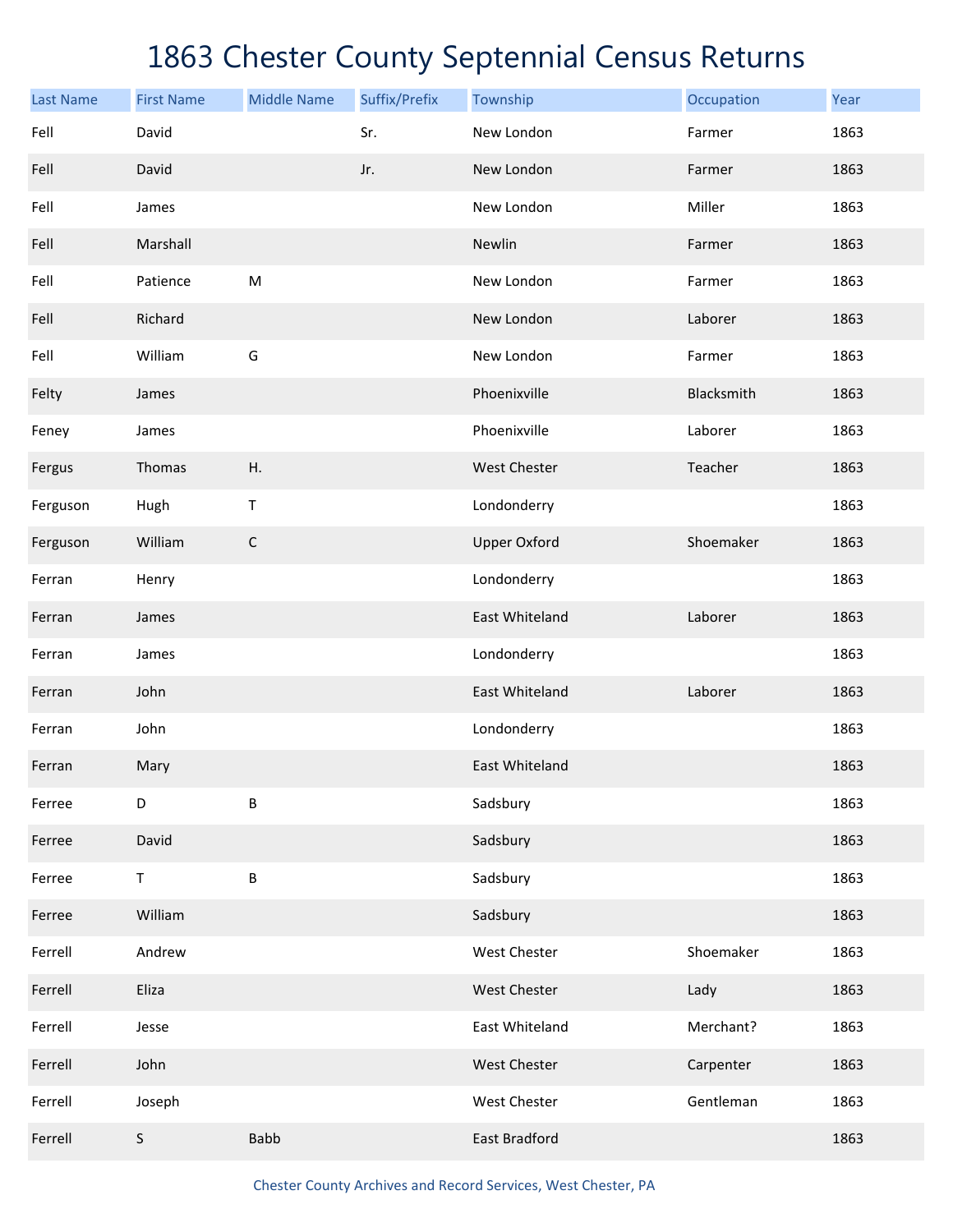# 1863 Chester County Septennial Census Returns

| Last Name | First Name | Middle Name | Suffix/Prefix | Township | Occupation | Year |
|---|---|---|---|---|---|---|
| Fell | David | | Sr. | New London | Farmer | 1863 |
| Fell | David | | Jr. | New London | Farmer | 1863 |
| Fell | James | | | New London | Miller | 1863 |
| Fell | Marshall | | | Newlin | Farmer | 1863 |
| Fell | Patience | M | | New London | Farmer | 1863 |
| Fell | Richard | | | New London | Laborer | 1863 |
| Fell | William | G | | New London | Farmer | 1863 |
| Felty | James | | | Phoenixville | Blacksmith | 1863 |
| Feney | James | | | Phoenixville | Laborer | 1863 |
| Fergus | Thomas | H. | | West Chester | Teacher | 1863 |
| Ferguson | Hugh | T | | Londonderry | | 1863 |
| Ferguson | William | C | | Upper Oxford | Shoemaker | 1863 |
| Ferran | Henry | | | Londonderry | | 1863 |
| Ferran | James | | | East Whiteland | Laborer | 1863 |
| Ferran | James | | | Londonderry | | 1863 |
| Ferran | John | | | East Whiteland | Laborer | 1863 |
| Ferran | John | | | Londonderry | | 1863 |
| Ferran | Mary | | | East Whiteland | | 1863 |
| Ferree | D | B | | Sadsbury | | 1863 |
| Ferree | David | | | Sadsbury | | 1863 |
| Ferree | T | B | | Sadsbury | | 1863 |
| Ferree | William | | | Sadsbury | | 1863 |
| Ferrell | Andrew | | | West Chester | Shoemaker | 1863 |
| Ferrell | Eliza | | | West Chester | Lady | 1863 |
| Ferrell | Jesse | | | East Whiteland | Merchant? | 1863 |
| Ferrell | John | | | West Chester | Carpenter | 1863 |
| Ferrell | Joseph | | | West Chester | Gentleman | 1863 |
| Ferrell | S | Babb | | East Bradford | | 1863 |

Chester County Archives and Record Services, West Chester, PA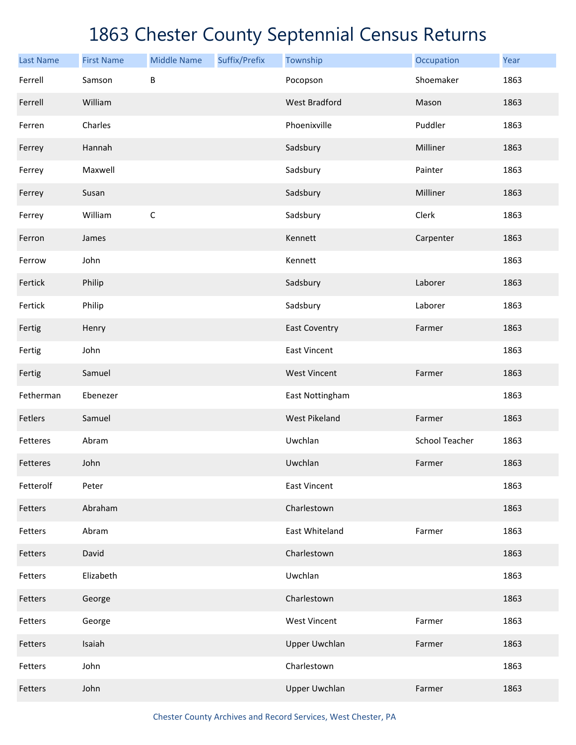# 1863 Chester County Septennial Census Returns

| Last Name | First Name | Middle Name | Suffix/Prefix | Township | Occupation | Year |
|---|---|---|---|---|---|---|
| Ferrell | Samson | B | | Pocopson | Shoemaker | 1863 |
| Ferrell | William | | | West Bradford | Mason | 1863 |
| Ferren | Charles | | | Phoenixville | Puddler | 1863 |
| Ferrey | Hannah | | | Sadsbury | Milliner | 1863 |
| Ferrey | Maxwell | | | Sadsbury | Painter | 1863 |
| Ferrey | Susan | | | Sadsbury | Milliner | 1863 |
| Ferrey | William | C | | Sadsbury | Clerk | 1863 |
| Ferron | James | | | Kennett | Carpenter | 1863 |
| Ferrow | John | | | Kennett | | 1863 |
| Fertick | Philip | | | Sadsbury | Laborer | 1863 |
| Fertick | Philip | | | Sadsbury | Laborer | 1863 |
| Fertig | Henry | | | East Coventry | Farmer | 1863 |
| Fertig | John | | | East Vincent | | 1863 |
| Fertig | Samuel | | | West Vincent | Farmer | 1863 |
| Fetherman | Ebenezer | | | East Nottingham | | 1863 |
| Fetlers | Samuel | | | West Pikeland | Farmer | 1863 |
| Fetteres | Abram | | | Uwchlan | School Teacher | 1863 |
| Fetteres | John | | | Uwchlan | Farmer | 1863 |
| Fetterolf | Peter | | | East Vincent | | 1863 |
| Fetters | Abraham | | | Charlestown | | 1863 |
| Fetters | Abram | | | East Whiteland | Farmer | 1863 |
| Fetters | David | | | Charlestown | | 1863 |
| Fetters | Elizabeth | | | Uwchlan | | 1863 |
| Fetters | George | | | Charlestown | | 1863 |
| Fetters | George | | | West Vincent | Farmer | 1863 |
| Fetters | Isaiah | | | Upper Uwchlan | Farmer | 1863 |
| Fetters | John | | | Charlestown | | 1863 |
| Fetters | John | | | Upper Uwchlan | Farmer | 1863 |

Chester County Archives and Record Services, West Chester, PA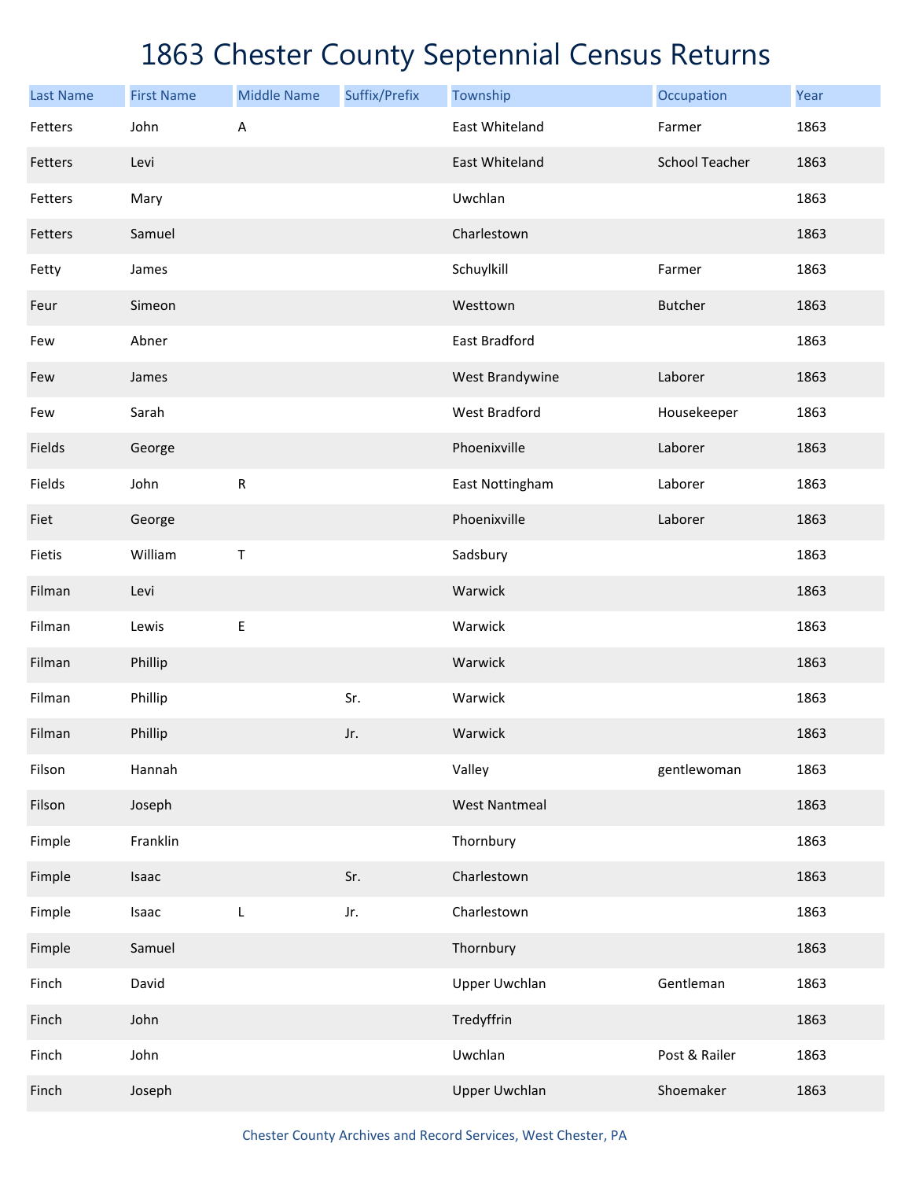# 1863 Chester County Septennial Census Returns

| Last Name | First Name | Middle Name | Suffix/Prefix | Township | Occupation | Year |
|---|---|---|---|---|---|---|
| Fetters | John | A | | East Whiteland | Farmer | 1863 |
| Fetters | Levi | | | East Whiteland | School Teacher | 1863 |
| Fetters | Mary | | | Uwchlan | | 1863 |
| Fetters | Samuel | | | Charlestown | | 1863 |
| Fetty | James | | | Schuylkill | Farmer | 1863 |
| Feur | Simeon | | | Westtown | Butcher | 1863 |
| Few | Abner | | | East Bradford | | 1863 |
| Few | James | | | West Brandywine | Laborer | 1863 |
| Few | Sarah | | | West Bradford | Housekeeper | 1863 |
| Fields | George | | | Phoenixville | Laborer | 1863 |
| Fields | John | R | | East Nottingham | Laborer | 1863 |
| Fiet | George | | | Phoenixville | Laborer | 1863 |
| Fietis | William | T | | Sadsbury | | 1863 |
| Filman | Levi | | | Warwick | | 1863 |
| Filman | Lewis | E | | Warwick | | 1863 |
| Filman | Phillip | | | Warwick | | 1863 |
| Filman | Phillip | | Sr. | Warwick | | 1863 |
| Filman | Phillip | | Jr. | Warwick | | 1863 |
| Filson | Hannah | | | Valley | gentlewoman | 1863 |
| Filson | Joseph | | | West Nantmeal | | 1863 |
| Fimple | Franklin | | | Thornbury | | 1863 |
| Fimple | Isaac | | Sr. | Charlestown | | 1863 |
| Fimple | Isaac | L | Jr. | Charlestown | | 1863 |
| Fimple | Samuel | | | Thornbury | | 1863 |
| Finch | David | | | Upper Uwchlan | Gentleman | 1863 |
| Finch | John | | | Tredyffrin | | 1863 |
| Finch | John | | | Uwchlan | Post & Railer | 1863 |
| Finch | Joseph | | | Upper Uwchlan | Shoemaker | 1863 |

Chester County Archives and Record Services, West Chester, PA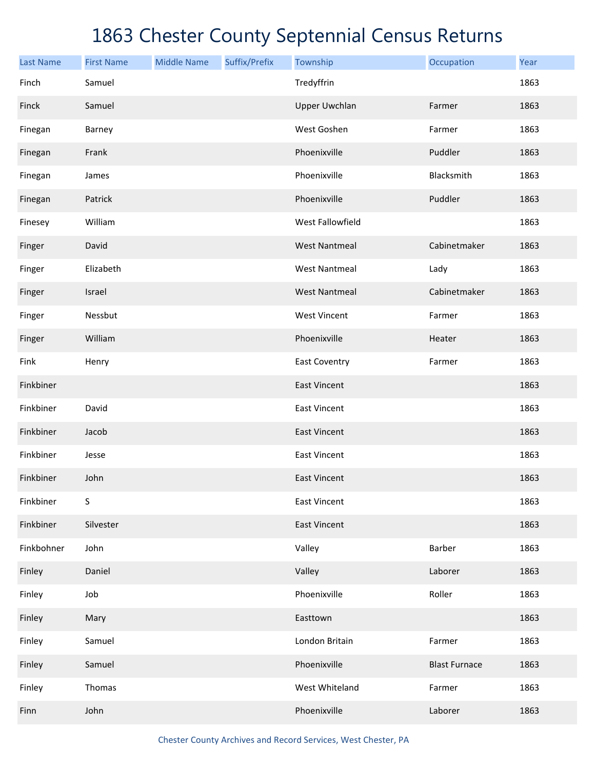# 1863 Chester County Septennial Census Returns

| Last Name | First Name | Middle Name | Suffix/Prefix | Township | Occupation | Year |
|---|---|---|---|---|---|---|
| Finch | Samuel | | | Tredyffrin | | 1863 |
| Finck | Samuel | | | Upper Uwchlan | Farmer | 1863 |
| Finegan | Barney | | | West Goshen | Farmer | 1863 |
| Finegan | Frank | | | Phoenixville | Puddler | 1863 |
| Finegan | James | | | Phoenixville | Blacksmith | 1863 |
| Finegan | Patrick | | | Phoenixville | Puddler | 1863 |
| Finesey | William | | | West Fallowfield | | 1863 |
| Finger | David | | | West Nantmeal | Cabinetmaker | 1863 |
| Finger | Elizabeth | | | West Nantmeal | Lady | 1863 |
| Finger | Israel | | | West Nantmeal | Cabinetmaker | 1863 |
| Finger | Nessbut | | | West Vincent | Farmer | 1863 |
| Finger | William | | | Phoenixville | Heater | 1863 |
| Fink | Henry | | | East Coventry | Farmer | 1863 |
| Finkbiner | | | | East Vincent | | 1863 |
| Finkbiner | David | | | East Vincent | | 1863 |
| Finkbiner | Jacob | | | East Vincent | | 1863 |
| Finkbiner | Jesse | | | East Vincent | | 1863 |
| Finkbiner | John | | | East Vincent | | 1863 |
| Finkbiner | S | | | East Vincent | | 1863 |
| Finkbiner | Silvester | | | East Vincent | | 1863 |
| Finkbohner | John | | | Valley | Barber | 1863 |
| Finley | Daniel | | | Valley | Laborer | 1863 |
| Finley | Job | | | Phoenixville | Roller | 1863 |
| Finley | Mary | | | Easttown | | 1863 |
| Finley | Samuel | | | London Britain | Farmer | 1863 |
| Finley | Samuel | | | Phoenixville | Blast Furnace | 1863 |
| Finley | Thomas | | | West Whiteland | Farmer | 1863 |
| Finn | John | | | Phoenixville | Laborer | 1863 |

Chester County Archives and Record Services, West Chester, PA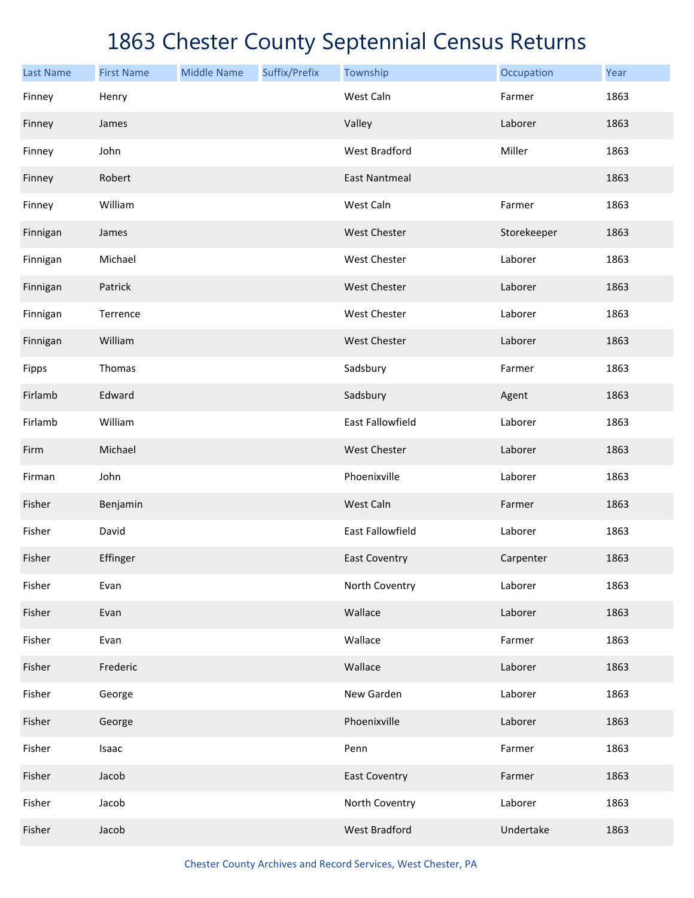# 1863 Chester County Septennial Census Returns

| Last Name | First Name | Middle Name | Suffix/Prefix | Township | Occupation | Year |
|---|---|---|---|---|---|---|
| Finney | Henry | | | West Caln | Farmer | 1863 |
| Finney | James | | | Valley | Laborer | 1863 |
| Finney | John | | | West Bradford | Miller | 1863 |
| Finney | Robert | | | East Nantmeal | | 1863 |
| Finney | William | | | West Caln | Farmer | 1863 |
| Finnigan | James | | | West Chester | Storekeeper | 1863 |
| Finnigan | Michael | | | West Chester | Laborer | 1863 |
| Finnigan | Patrick | | | West Chester | Laborer | 1863 |
| Finnigan | Terrence | | | West Chester | Laborer | 1863 |
| Finnigan | William | | | West Chester | Laborer | 1863 |
| Fipps | Thomas | | | Sadsbury | Farmer | 1863 |
| Firlamb | Edward | | | Sadsbury | Agent | 1863 |
| Firlamb | William | | | East Fallowfield | Laborer | 1863 |
| Firm | Michael | | | West Chester | Laborer | 1863 |
| Firman | John | | | Phoenixville | Laborer | 1863 |
| Fisher | Benjamin | | | West Caln | Farmer | 1863 |
| Fisher | David | | | East Fallowfield | Laborer | 1863 |
| Fisher | Effinger | | | East Coventry | Carpenter | 1863 |
| Fisher | Evan | | | North Coventry | Laborer | 1863 |
| Fisher | Evan | | | Wallace | Laborer | 1863 |
| Fisher | Evan | | | Wallace | Farmer | 1863 |
| Fisher | Frederic | | | Wallace | Laborer | 1863 |
| Fisher | George | | | New Garden | Laborer | 1863 |
| Fisher | George | | | Phoenixville | Laborer | 1863 |
| Fisher | Isaac | | | Penn | Farmer | 1863 |
| Fisher | Jacob | | | East Coventry | Farmer | 1863 |
| Fisher | Jacob | | | North Coventry | Laborer | 1863 |
| Fisher | Jacob | | | West Bradford | Undertake | 1863 |

Chester County Archives and Record Services, West Chester, PA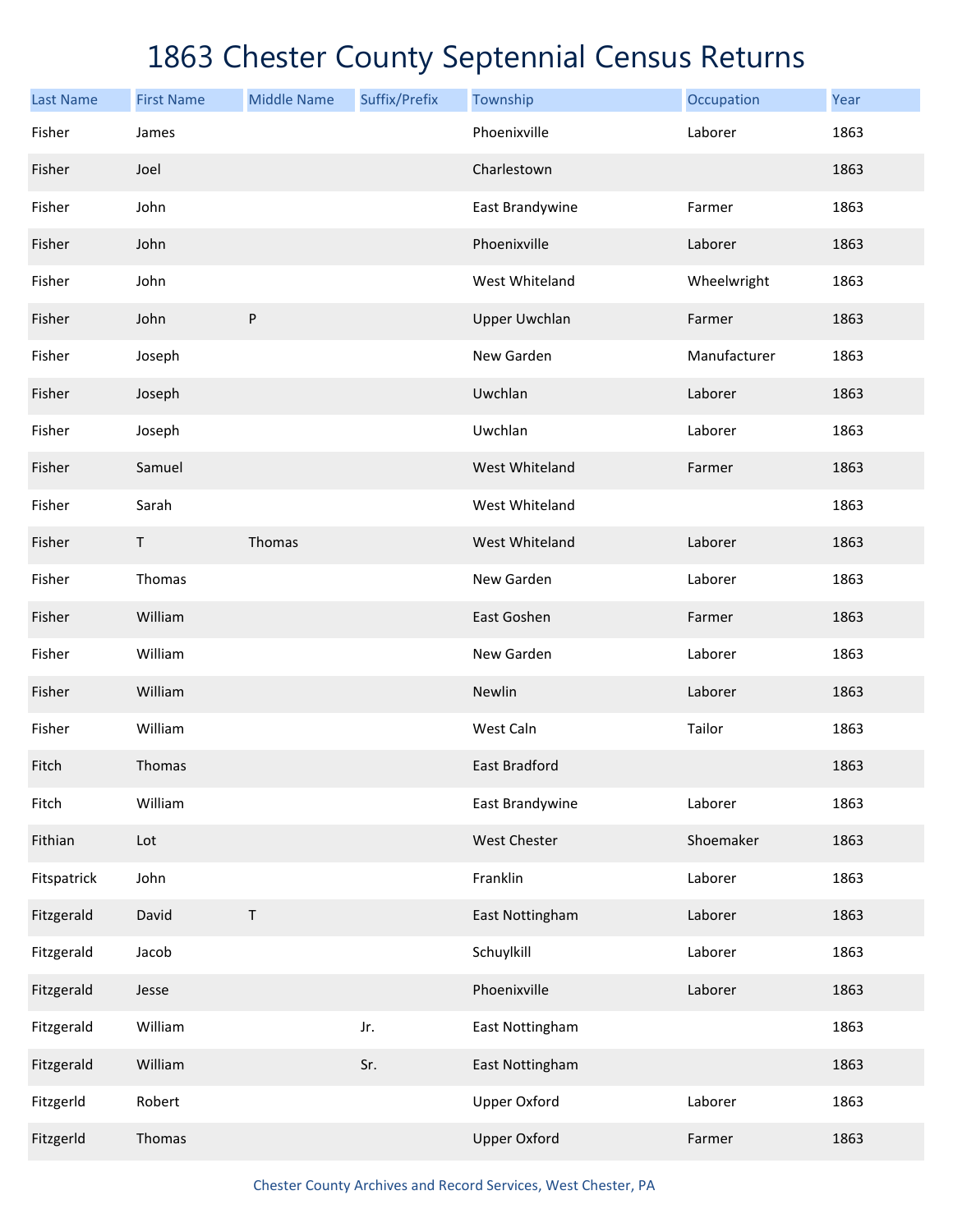# 1863 Chester County Septennial Census Returns

| Last Name | First Name | Middle Name | Suffix/Prefix | Township | Occupation | Year |
|---|---|---|---|---|---|---|
| Fisher | James | | | Phoenixville | Laborer | 1863 |
| Fisher | Joel | | | Charlestown | | 1863 |
| Fisher | John | | | East Brandywine | Farmer | 1863 |
| Fisher | John | | | Phoenixville | Laborer | 1863 |
| Fisher | John | | | West Whiteland | Wheelwright | 1863 |
| Fisher | John | P | | Upper Uwchlan | Farmer | 1863 |
| Fisher | Joseph | | | New Garden | Manufacturer | 1863 |
| Fisher | Joseph | | | Uwchlan | Laborer | 1863 |
| Fisher | Joseph | | | Uwchlan | Laborer | 1863 |
| Fisher | Samuel | | | West Whiteland | Farmer | 1863 |
| Fisher | Sarah | | | West Whiteland | | 1863 |
| Fisher | T | Thomas | | West Whiteland | Laborer | 1863 |
| Fisher | Thomas | | | New Garden | Laborer | 1863 |
| Fisher | William | | | East Goshen | Farmer | 1863 |
| Fisher | William | | | New Garden | Laborer | 1863 |
| Fisher | William | | | Newlin | Laborer | 1863 |
| Fisher | William | | | West Caln | Tailor | 1863 |
| Fitch | Thomas | | | East Bradford | | 1863 |
| Fitch | William | | | East Brandywine | Laborer | 1863 |
| Fithian | Lot | | | West Chester | Shoemaker | 1863 |
| Fitspatrick | John | | | Franklin | Laborer | 1863 |
| Fitzgerald | David | T | | East Nottingham | Laborer | 1863 |
| Fitzgerald | Jacob | | | Schuylkill | Laborer | 1863 |
| Fitzgerald | Jesse | | | Phoenixville | Laborer | 1863 |
| Fitzgerald | William | | Jr. | East Nottingham | | 1863 |
| Fitzgerald | William | | Sr. | East Nottingham | | 1863 |
| Fitzgerld | Robert | | | Upper Oxford | Laborer | 1863 |
| Fitzgerld | Thomas | | | Upper Oxford | Farmer | 1863 |

Chester County Archives and Record Services, West Chester, PA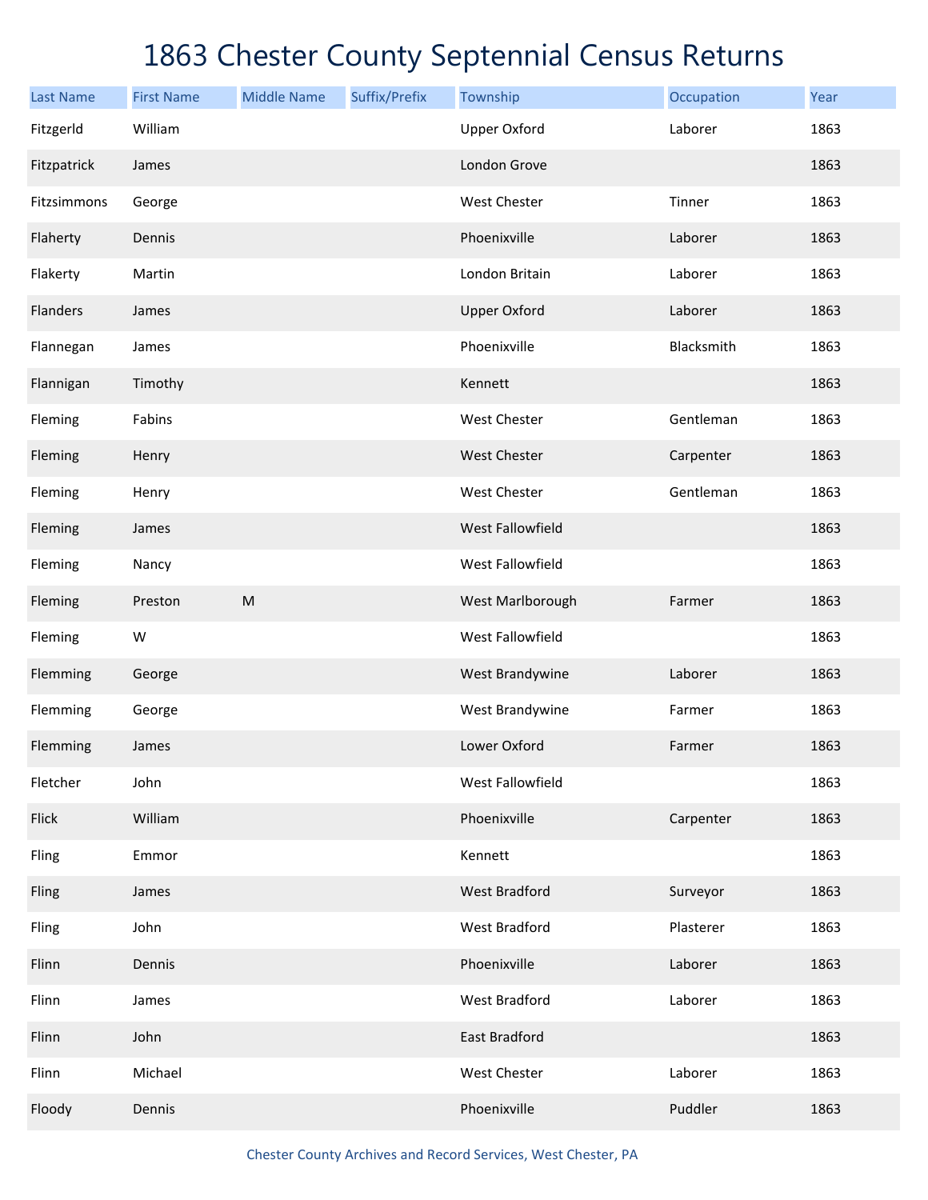# 1863 Chester County Septennial Census Returns

| Last Name | First Name | Middle Name | Suffix/Prefix | Township | Occupation | Year |
|---|---|---|---|---|---|---|
| Fitzgerld | William | | | Upper Oxford | Laborer | 1863 |
| Fitzpatrick | James | | | London Grove | | 1863 |
| Fitzsimmons | George | | | West Chester | Tinner | 1863 |
| Flaherty | Dennis | | | Phoenixville | Laborer | 1863 |
| Flakerty | Martin | | | London Britain | Laborer | 1863 |
| Flanders | James | | | Upper Oxford | Laborer | 1863 |
| Flannegan | James | | | Phoenixville | Blacksmith | 1863 |
| Flannigan | Timothy | | | Kennett | | 1863 |
| Fleming | Fabins | | | West Chester | Gentleman | 1863 |
| Fleming | Henry | | | West Chester | Carpenter | 1863 |
| Fleming | Henry | | | West Chester | Gentleman | 1863 |
| Fleming | James | | | West Fallowfield | | 1863 |
| Fleming | Nancy | | | West Fallowfield | | 1863 |
| Fleming | Preston | M | | West Marlborough | Farmer | 1863 |
| Fleming | W | | | West Fallowfield | | 1863 |
| Flemming | George | | | West Brandywine | Laborer | 1863 |
| Flemming | George | | | West Brandywine | Farmer | 1863 |
| Flemming | James | | | Lower Oxford | Farmer | 1863 |
| Fletcher | John | | | West Fallowfield | | 1863 |
| Flick | William | | | Phoenixville | Carpenter | 1863 |
| Fling | Emmor | | | Kennett | | 1863 |
| Fling | James | | | West Bradford | Surveyor | 1863 |
| Fling | John | | | West Bradford | Plasterer | 1863 |
| Flinn | Dennis | | | Phoenixville | Laborer | 1863 |
| Flinn | James | | | West Bradford | Laborer | 1863 |
| Flinn | John | | | East Bradford | | 1863 |
| Flinn | Michael | | | West Chester | Laborer | 1863 |
| Floody | Dennis | | | Phoenixville | Puddler | 1863 |

Chester County Archives and Record Services, West Chester, PA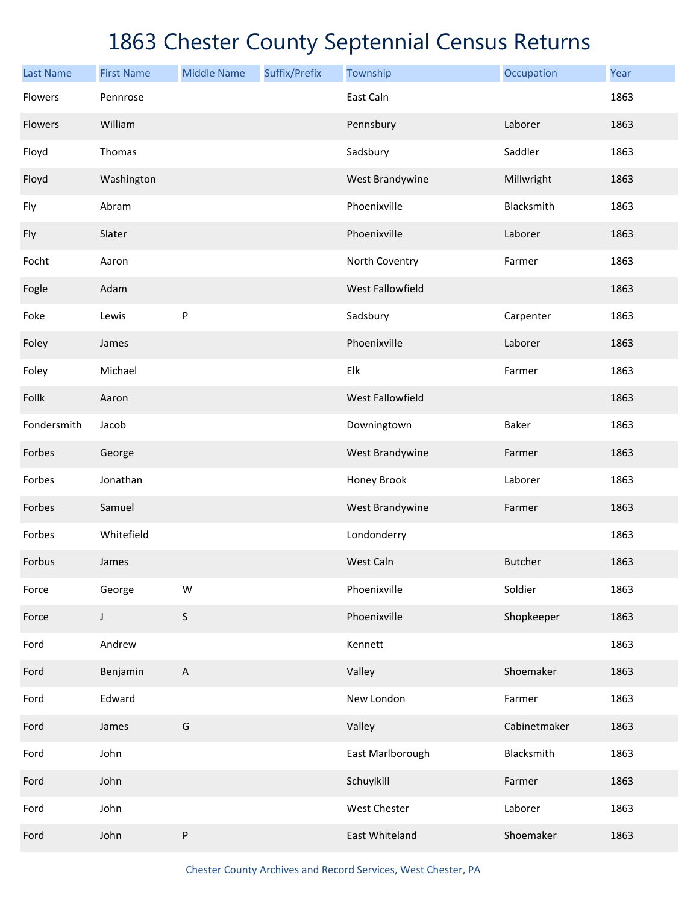# 1863 Chester County Septennial Census Returns

| Last Name | First Name | Middle Name | Suffix/Prefix | Township | Occupation | Year |
|---|---|---|---|---|---|---|
| Flowers | Pennrose | | | East Caln | | 1863 |
| Flowers | William | | | Pennsbury | Laborer | 1863 |
| Floyd | Thomas | | | Sadsbury | Saddler | 1863 |
| Floyd | Washington | | | West Brandywine | Millwright | 1863 |
| Fly | Abram | | | Phoenixville | Blacksmith | 1863 |
| Fly | Slater | | | Phoenixville | Laborer | 1863 |
| Focht | Aaron | | | North Coventry | Farmer | 1863 |
| Fogle | Adam | | | West Fallowfield | | 1863 |
| Foke | Lewis | P | | Sadsbury | Carpenter | 1863 |
| Foley | James | | | Phoenixville | Laborer | 1863 |
| Foley | Michael | | | Elk | Farmer | 1863 |
| Follk | Aaron | | | West Fallowfield | | 1863 |
| Fondersmith | Jacob | | | Downingtown | Baker | 1863 |
| Forbes | George | | | West Brandywine | Farmer | 1863 |
| Forbes | Jonathan | | | Honey Brook | Laborer | 1863 |
| Forbes | Samuel | | | West Brandywine | Farmer | 1863 |
| Forbes | Whitefield | | | Londonderry | | 1863 |
| Forbus | James | | | West Caln | Butcher | 1863 |
| Force | George | W | | Phoenixville | Soldier | 1863 |
| Force | J | S | | Phoenixville | Shopkeeper | 1863 |
| Ford | Andrew | | | Kennett | | 1863 |
| Ford | Benjamin | A | | Valley | Shoemaker | 1863 |
| Ford | Edward | | | New London | Farmer | 1863 |
| Ford | James | G | | Valley | Cabinetmaker | 1863 |
| Ford | John | | | East Marlborough | Blacksmith | 1863 |
| Ford | John | | | Schuylkill | Farmer | 1863 |
| Ford | John | | | West Chester | Laborer | 1863 |
| Ford | John | P | | East Whiteland | Shoemaker | 1863 |

Chester County Archives and Record Services, West Chester, PA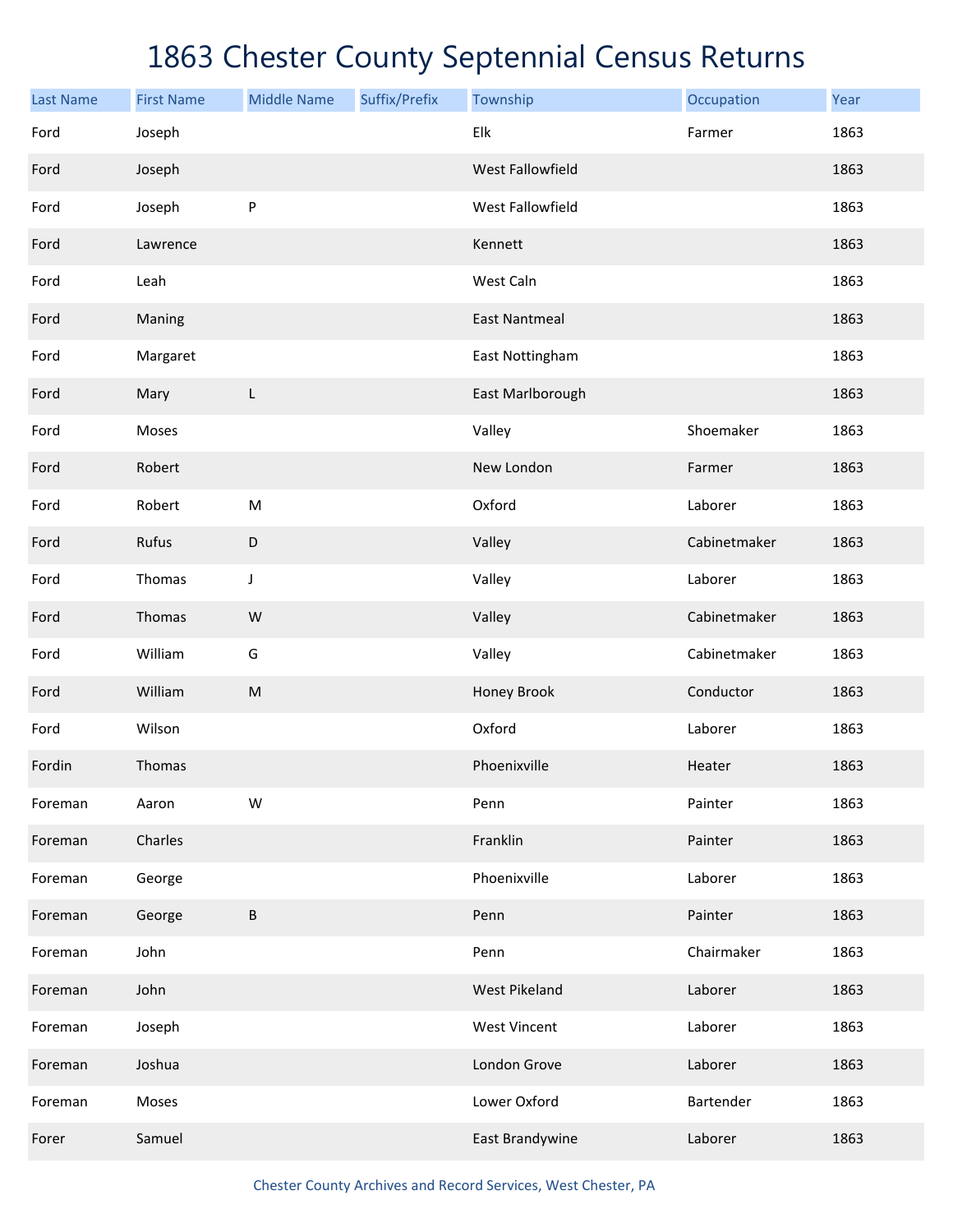# 1863 Chester County Septennial Census Returns

| Last Name | First Name | Middle Name | Suffix/Prefix | Township | Occupation | Year |
|---|---|---|---|---|---|---|
| Ford | Joseph | | | Elk | Farmer | 1863 |
| Ford | Joseph | | | West Fallowfield | | 1863 |
| Ford | Joseph | P | | West Fallowfield | | 1863 |
| Ford | Lawrence | | | Kennett | | 1863 |
| Ford | Leah | | | West Caln | | 1863 |
| Ford | Maning | | | East Nantmeal | | 1863 |
| Ford | Margaret | | | East Nottingham | | 1863 |
| Ford | Mary | L | | East Marlborough | | 1863 |
| Ford | Moses | | | Valley | Shoemaker | 1863 |
| Ford | Robert | | | New London | Farmer | 1863 |
| Ford | Robert | M | | Oxford | Laborer | 1863 |
| Ford | Rufus | D | | Valley | Cabinetmaker | 1863 |
| Ford | Thomas | J | | Valley | Laborer | 1863 |
| Ford | Thomas | W | | Valley | Cabinetmaker | 1863 |
| Ford | William | G | | Valley | Cabinetmaker | 1863 |
| Ford | William | M | | Honey Brook | Conductor | 1863 |
| Ford | Wilson | | | Oxford | Laborer | 1863 |
| Fordin | Thomas | | | Phoenixville | Heater | 1863 |
| Foreman | Aaron | W | | Penn | Painter | 1863 |
| Foreman | Charles | | | Franklin | Painter | 1863 |
| Foreman | George | | | Phoenixville | Laborer | 1863 |
| Foreman | George | B | | Penn | Painter | 1863 |
| Foreman | John | | | Penn | Chairmaker | 1863 |
| Foreman | John | | | West Pikeland | Laborer | 1863 |
| Foreman | Joseph | | | West Vincent | Laborer | 1863 |
| Foreman | Joshua | | | London Grove | Laborer | 1863 |
| Foreman | Moses | | | Lower Oxford | Bartender | 1863 |
| Forer | Samuel | | | East Brandywine | Laborer | 1863 |

Chester County Archives and Record Services, West Chester, PA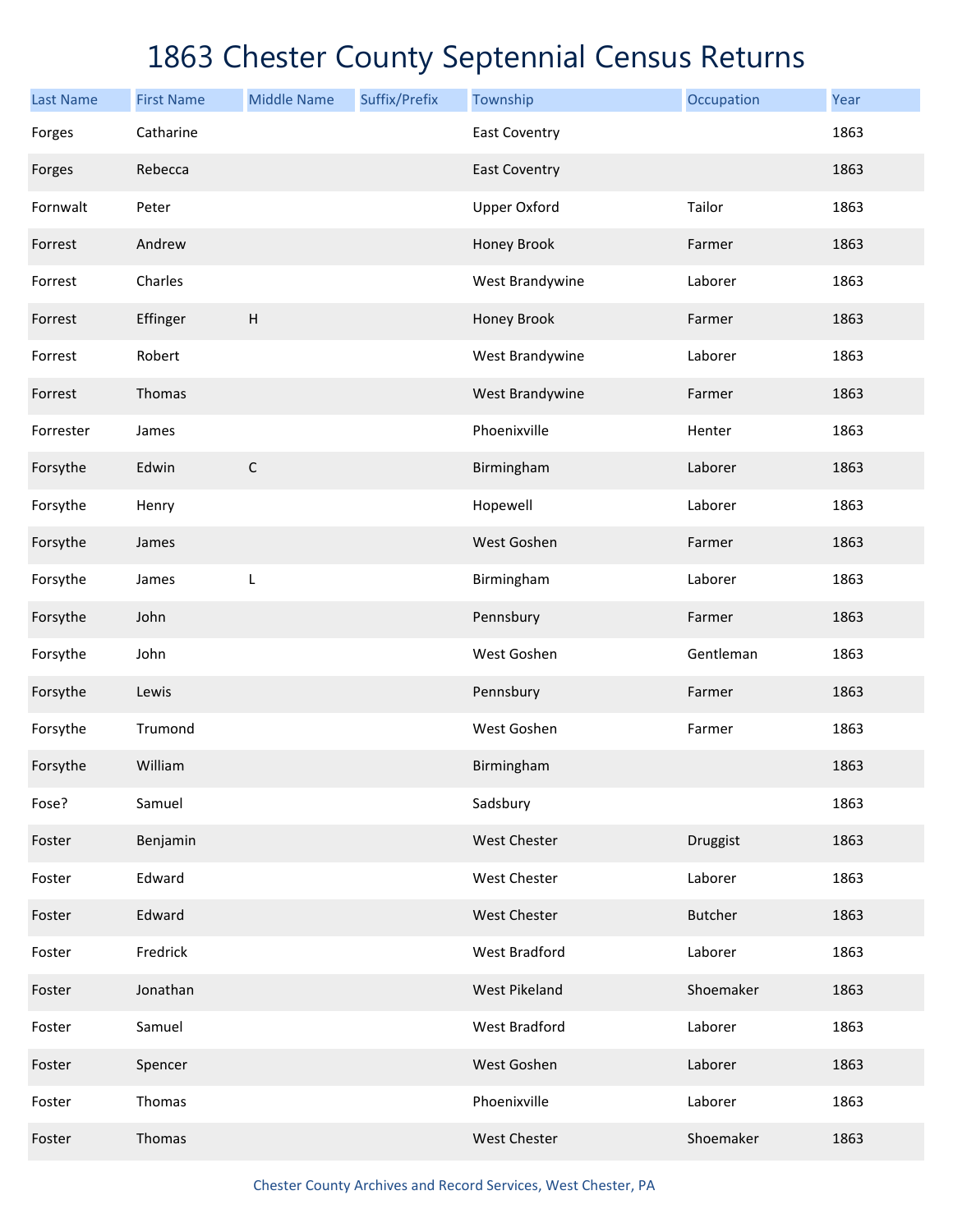# 1863 Chester County Septennial Census Returns

| Last Name | First Name | Middle Name | Suffix/Prefix | Township | Occupation | Year |
|---|---|---|---|---|---|---|
| Forges | Catharine | | | East Coventry | | 1863 |
| Forges | Rebecca | | | East Coventry | | 1863 |
| Fornwalt | Peter | | | Upper Oxford | Tailor | 1863 |
| Forrest | Andrew | | | Honey Brook | Farmer | 1863 |
| Forrest | Charles | | | West Brandywine | Laborer | 1863 |
| Forrest | Effinger | H | | Honey Brook | Farmer | 1863 |
| Forrest | Robert | | | West Brandywine | Laborer | 1863 |
| Forrest | Thomas | | | West Brandywine | Farmer | 1863 |
| Forrester | James | | | Phoenixville | Henter | 1863 |
| Forsythe | Edwin | C | | Birmingham | Laborer | 1863 |
| Forsythe | Henry | | | Hopewell | Laborer | 1863 |
| Forsythe | James | | | West Goshen | Farmer | 1863 |
| Forsythe | James | L | | Birmingham | Laborer | 1863 |
| Forsythe | John | | | Pennsbury | Farmer | 1863 |
| Forsythe | John | | | West Goshen | Gentleman | 1863 |
| Forsythe | Lewis | | | Pennsbury | Farmer | 1863 |
| Forsythe | Trumond | | | West Goshen | Farmer | 1863 |
| Forsythe | William | | | Birmingham | | 1863 |
| Fose? | Samuel | | | Sadsbury | | 1863 |
| Foster | Benjamin | | | West Chester | Druggist | 1863 |
| Foster | Edward | | | West Chester | Laborer | 1863 |
| Foster | Edward | | | West Chester | Butcher | 1863 |
| Foster | Fredrick | | | West Bradford | Laborer | 1863 |
| Foster | Jonathan | | | West Pikeland | Shoemaker | 1863 |
| Foster | Samuel | | | West Bradford | Laborer | 1863 |
| Foster | Spencer | | | West Goshen | Laborer | 1863 |
| Foster | Thomas | | | Phoenixville | Laborer | 1863 |
| Foster | Thomas | | | West Chester | Shoemaker | 1863 |

Chester County Archives and Record Services, West Chester, PA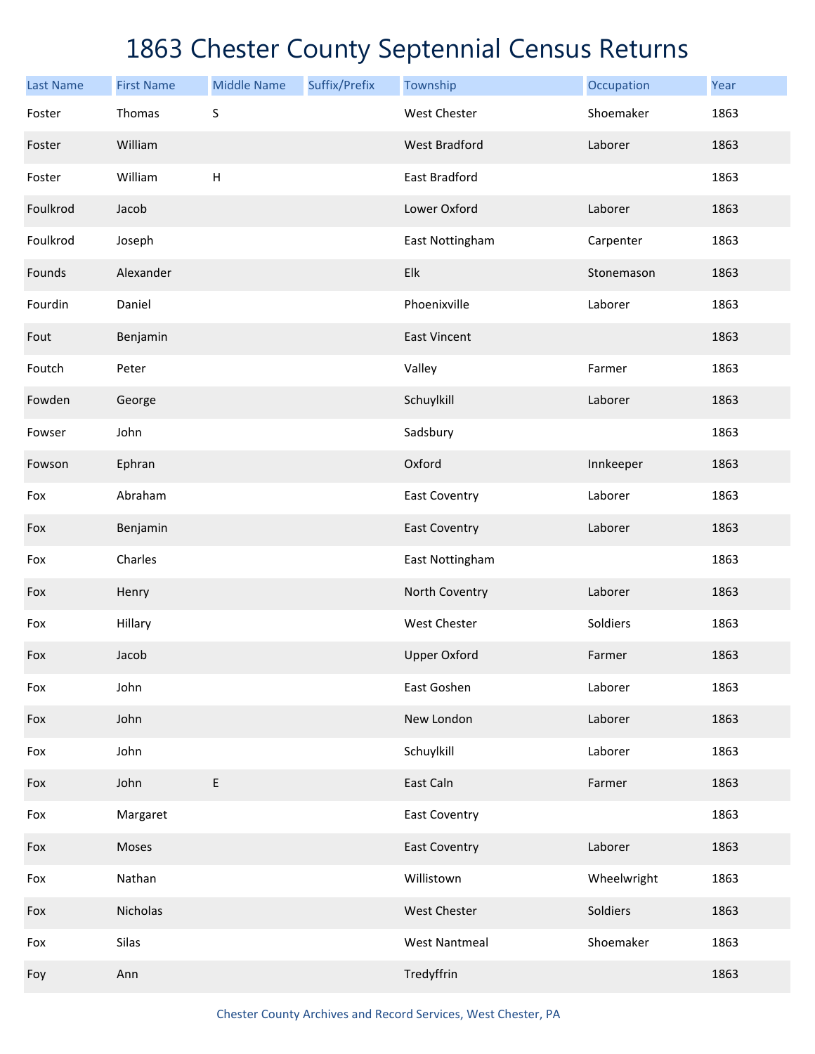# 1863 Chester County Septennial Census Returns

| Last Name | First Name | Middle Name | Suffix/Prefix | Township | Occupation | Year |
|---|---|---|---|---|---|---|
| Foster | Thomas | S | | West Chester | Shoemaker | 1863 |
| Foster | William | | | West Bradford | Laborer | 1863 |
| Foster | William | H | | East Bradford | | 1863 |
| Foulkrod | Jacob | | | Lower Oxford | Laborer | 1863 |
| Foulkrod | Joseph | | | East Nottingham | Carpenter | 1863 |
| Founds | Alexander | | | Elk | Stonemason | 1863 |
| Fourdin | Daniel | | | Phoenixville | Laborer | 1863 |
| Fout | Benjamin | | | East Vincent | | 1863 |
| Foutch | Peter | | | Valley | Farmer | 1863 |
| Fowden | George | | | Schuylkill | Laborer | 1863 |
| Fowser | John | | | Sadsbury | | 1863 |
| Fowson | Ephran | | | Oxford | Innkeeper | 1863 |
| Fox | Abraham | | | East Coventry | Laborer | 1863 |
| Fox | Benjamin | | | East Coventry | Laborer | 1863 |
| Fox | Charles | | | East Nottingham | | 1863 |
| Fox | Henry | | | North Coventry | Laborer | 1863 |
| Fox | Hillary | | | West Chester | Soldiers | 1863 |
| Fox | Jacob | | | Upper Oxford | Farmer | 1863 |
| Fox | John | | | East Goshen | Laborer | 1863 |
| Fox | John | | | New London | Laborer | 1863 |
| Fox | John | | | Schuylkill | Laborer | 1863 |
| Fox | John | E | | East Caln | Farmer | 1863 |
| Fox | Margaret | | | East Coventry | | 1863 |
| Fox | Moses | | | East Coventry | Laborer | 1863 |
| Fox | Nathan | | | Willistown | Wheelwright | 1863 |
| Fox | Nicholas | | | West Chester | Soldiers | 1863 |
| Fox | Silas | | | West Nantmeal | Shoemaker | 1863 |
| Foy | Ann | | | Tredyffrin | | 1863 |

Chester County Archives and Record Services, West Chester, PA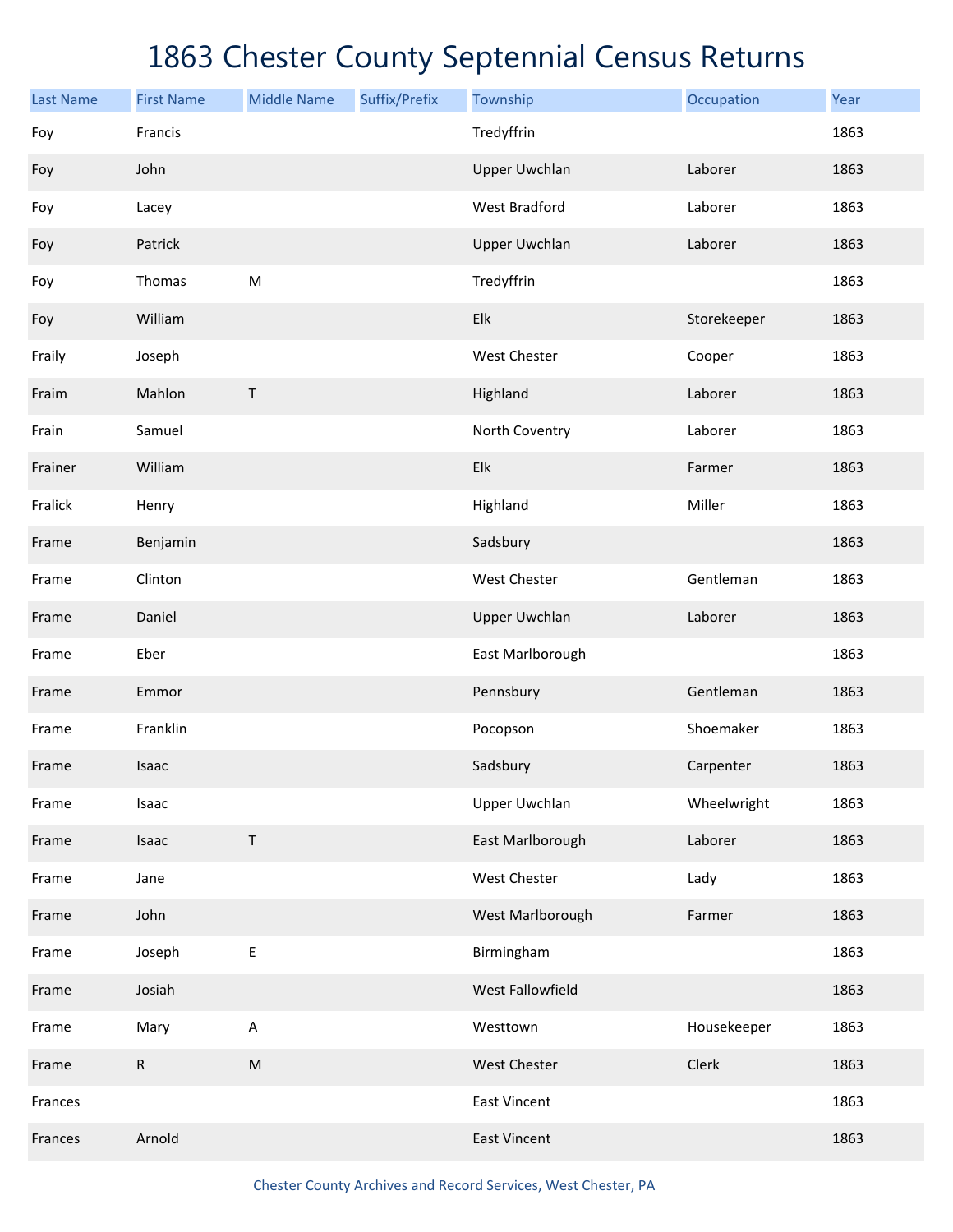# 1863 Chester County Septennial Census Returns

| Last Name | First Name | Middle Name | Suffix/Prefix | Township | Occupation | Year |
|---|---|---|---|---|---|---|
| Foy | Francis | | | Tredyffrin | | 1863 |
| Foy | John | | | Upper Uwchlan | Laborer | 1863 |
| Foy | Lacey | | | West Bradford | Laborer | 1863 |
| Foy | Patrick | | | Upper Uwchlan | Laborer | 1863 |
| Foy | Thomas | M | | Tredyffrin | | 1863 |
| Foy | William | | | Elk | Storekeeper | 1863 |
| Fraily | Joseph | | | West Chester | Cooper | 1863 |
| Fraim | Mahlon | T | | Highland | Laborer | 1863 |
| Frain | Samuel | | | North Coventry | Laborer | 1863 |
| Frainer | William | | | Elk | Farmer | 1863 |
| Fralick | Henry | | | Highland | Miller | 1863 |
| Frame | Benjamin | | | Sadsbury | | 1863 |
| Frame | Clinton | | | West Chester | Gentleman | 1863 |
| Frame | Daniel | | | Upper Uwchlan | Laborer | 1863 |
| Frame | Eber | | | East Marlborough | | 1863 |
| Frame | Emmor | | | Pennsbury | Gentleman | 1863 |
| Frame | Franklin | | | Pocopson | Shoemaker | 1863 |
| Frame | Isaac | | | Sadsbury | Carpenter | 1863 |
| Frame | Isaac | | | Upper Uwchlan | Wheelwright | 1863 |
| Frame | Isaac | T | | East Marlborough | Laborer | 1863 |
| Frame | Jane | | | West Chester | Lady | 1863 |
| Frame | John | | | West Marlborough | Farmer | 1863 |
| Frame | Joseph | E | | Birmingham | | 1863 |
| Frame | Josiah | | | West Fallowfield | | 1863 |
| Frame | Mary | A | | Westtown | Housekeeper | 1863 |
| Frame | R | M | | West Chester | Clerk | 1863 |
| Frances | | | | East Vincent | | 1863 |
| Frances | Arnold | | | East Vincent | | 1863 |

Chester County Archives and Record Services, West Chester, PA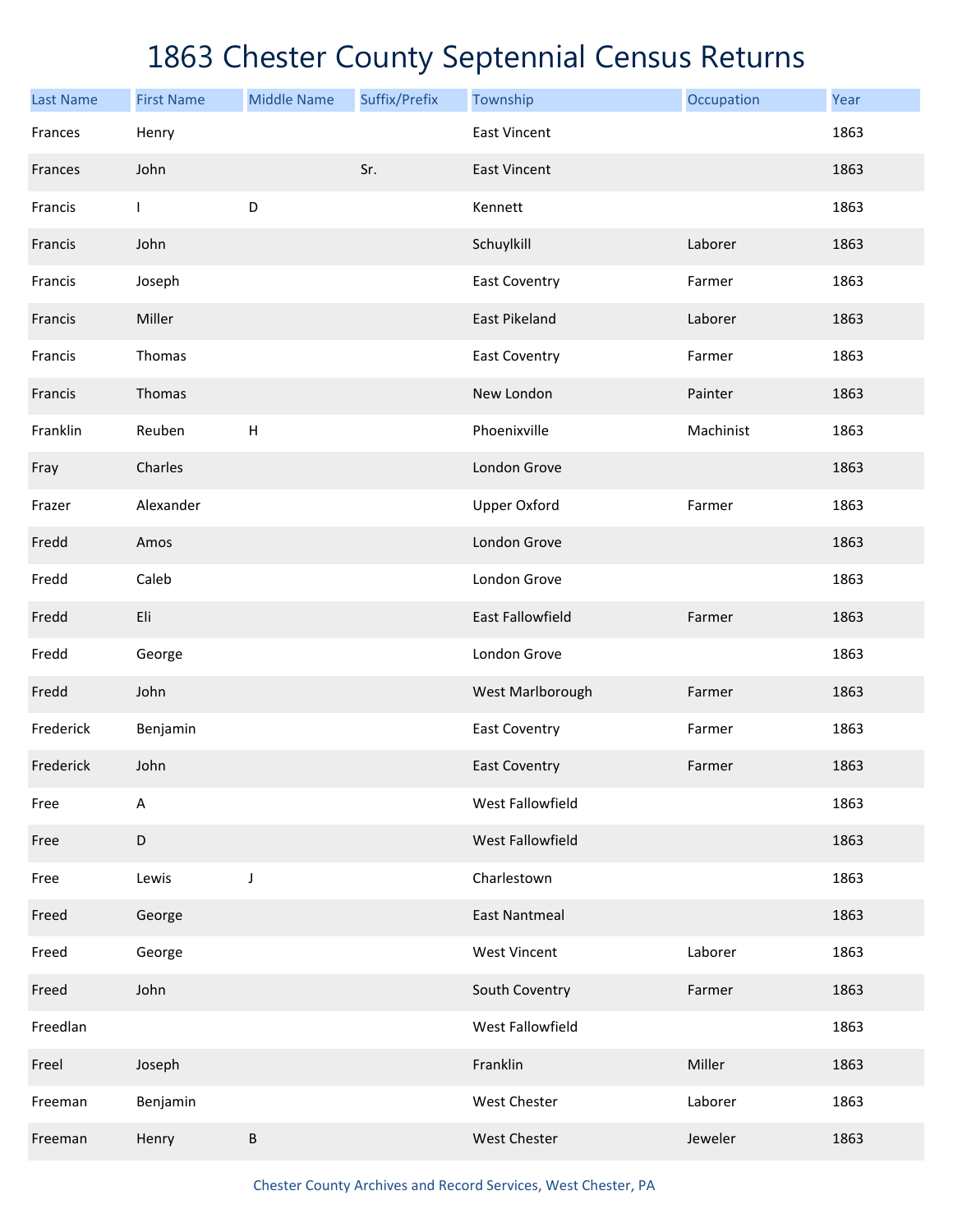# 1863 Chester County Septennial Census Returns

| Last Name | First Name | Middle Name | Suffix/Prefix | Township | Occupation | Year |
|---|---|---|---|---|---|---|
| Frances | Henry | | | East Vincent | | 1863 |
| Frances | John | | Sr. | East Vincent | | 1863 |
| Francis | I | D | | Kennett | | 1863 |
| Francis | John | | | Schuylkill | Laborer | 1863 |
| Francis | Joseph | | | East Coventry | Farmer | 1863 |
| Francis | Miller | | | East Pikeland | Laborer | 1863 |
| Francis | Thomas | | | East Coventry | Farmer | 1863 |
| Francis | Thomas | | | New London | Painter | 1863 |
| Franklin | Reuben | H | | Phoenixville | Machinist | 1863 |
| Fray | Charles | | | London Grove | | 1863 |
| Frazer | Alexander | | | Upper Oxford | Farmer | 1863 |
| Fredd | Amos | | | London Grove | | 1863 |
| Fredd | Caleb | | | London Grove | | 1863 |
| Fredd | Eli | | | East Fallowfield | Farmer | 1863 |
| Fredd | George | | | London Grove | | 1863 |
| Fredd | John | | | West Marlborough | Farmer | 1863 |
| Frederick | Benjamin | | | East Coventry | Farmer | 1863 |
| Frederick | John | | | East Coventry | Farmer | 1863 |
| Free | A | | | West Fallowfield | | 1863 |
| Free | D | | | West Fallowfield | | 1863 |
| Free | Lewis | J | | Charlestown | | 1863 |
| Freed | George | | | East Nantmeal | | 1863 |
| Freed | George | | | West Vincent | Laborer | 1863 |
| Freed | John | | | South Coventry | Farmer | 1863 |
| Freedlan | | | | West Fallowfield | | 1863 |
| Freel | Joseph | | | Franklin | Miller | 1863 |
| Freeman | Benjamin | | | West Chester | Laborer | 1863 |
| Freeman | Henry | B | | West Chester | Jeweler | 1863 |

Chester County Archives and Record Services, West Chester, PA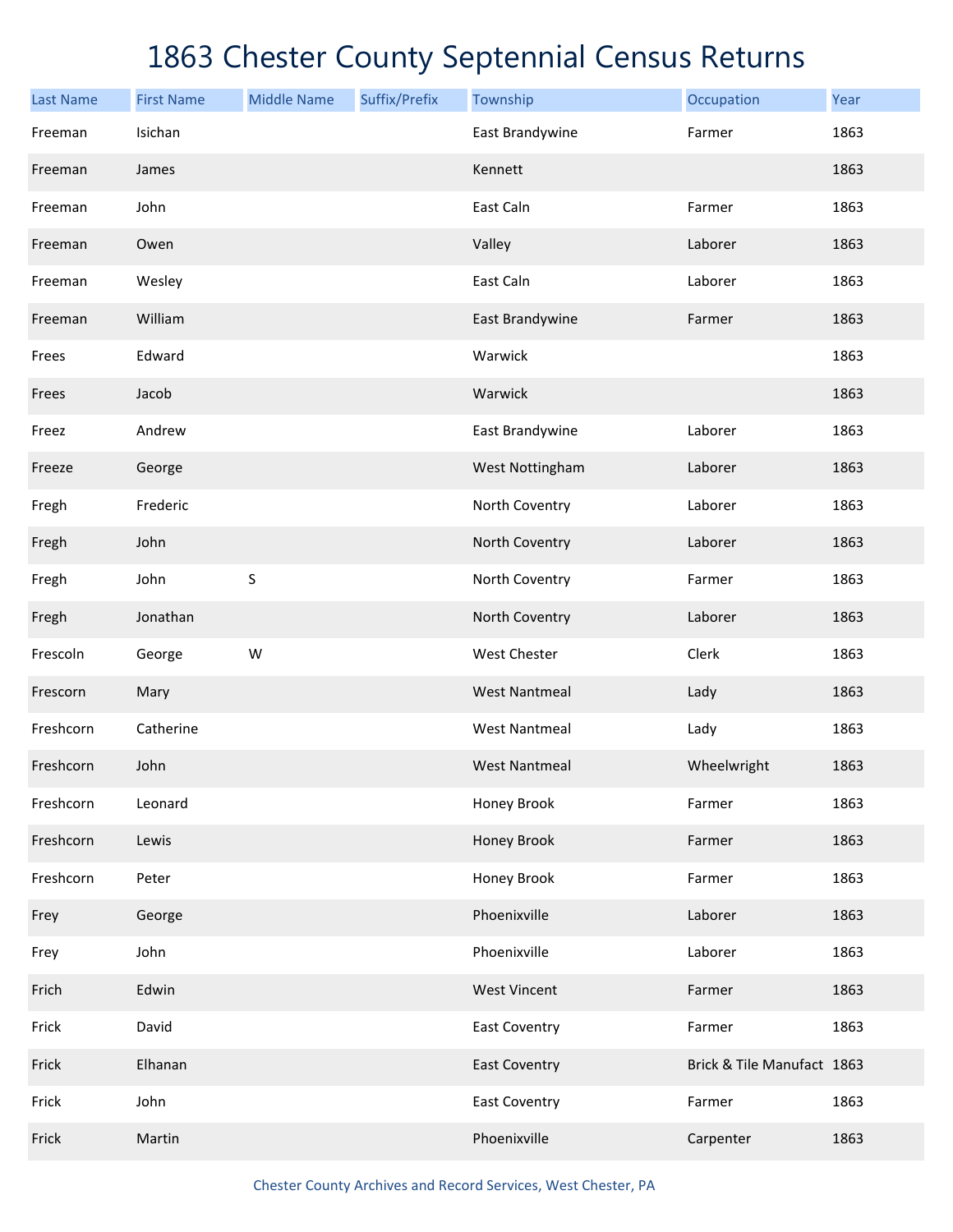# 1863 Chester County Septennial Census Returns

| Last Name | First Name | Middle Name | Suffix/Prefix | Township | Occupation | Year |
|---|---|---|---|---|---|---|
| Freeman | Isichan | | | East Brandywine | Farmer | 1863 |
| Freeman | James | | | Kennett | | 1863 |
| Freeman | John | | | East Caln | Farmer | 1863 |
| Freeman | Owen | | | Valley | Laborer | 1863 |
| Freeman | Wesley | | | East Caln | Laborer | 1863 |
| Freeman | William | | | East Brandywine | Farmer | 1863 |
| Frees | Edward | | | Warwick | | 1863 |
| Frees | Jacob | | | Warwick | | 1863 |
| Freez | Andrew | | | East Brandywine | Laborer | 1863 |
| Freeze | George | | | West Nottingham | Laborer | 1863 |
| Fregh | Frederic | | | North Coventry | Laborer | 1863 |
| Fregh | John | | | North Coventry | Laborer | 1863 |
| Fregh | John | S | | North Coventry | Farmer | 1863 |
| Fregh | Jonathan | | | North Coventry | Laborer | 1863 |
| Frescoln | George | W | | West Chester | Clerk | 1863 |
| Frescorn | Mary | | | West Nantmeal | Lady | 1863 |
| Freshcorn | Catherine | | | West Nantmeal | Lady | 1863 |
| Freshcorn | John | | | West Nantmeal | Wheelwright | 1863 |
| Freshcorn | Leonard | | | Honey Brook | Farmer | 1863 |
| Freshcorn | Lewis | | | Honey Brook | Farmer | 1863 |
| Freshcorn | Peter | | | Honey Brook | Farmer | 1863 |
| Frey | George | | | Phoenixville | Laborer | 1863 |
| Frey | John | | | Phoenixville | Laborer | 1863 |
| Frich | Edwin | | | West Vincent | Farmer | 1863 |
| Frick | David | | | East Coventry | Farmer | 1863 |
| Frick | Elhanan | | | East Coventry | Brick & Tile Manufact | 1863 |
| Frick | John | | | East Coventry | Farmer | 1863 |
| Frick | Martin | | | Phoenixville | Carpenter | 1863 |

Chester County Archives and Record Services, West Chester, PA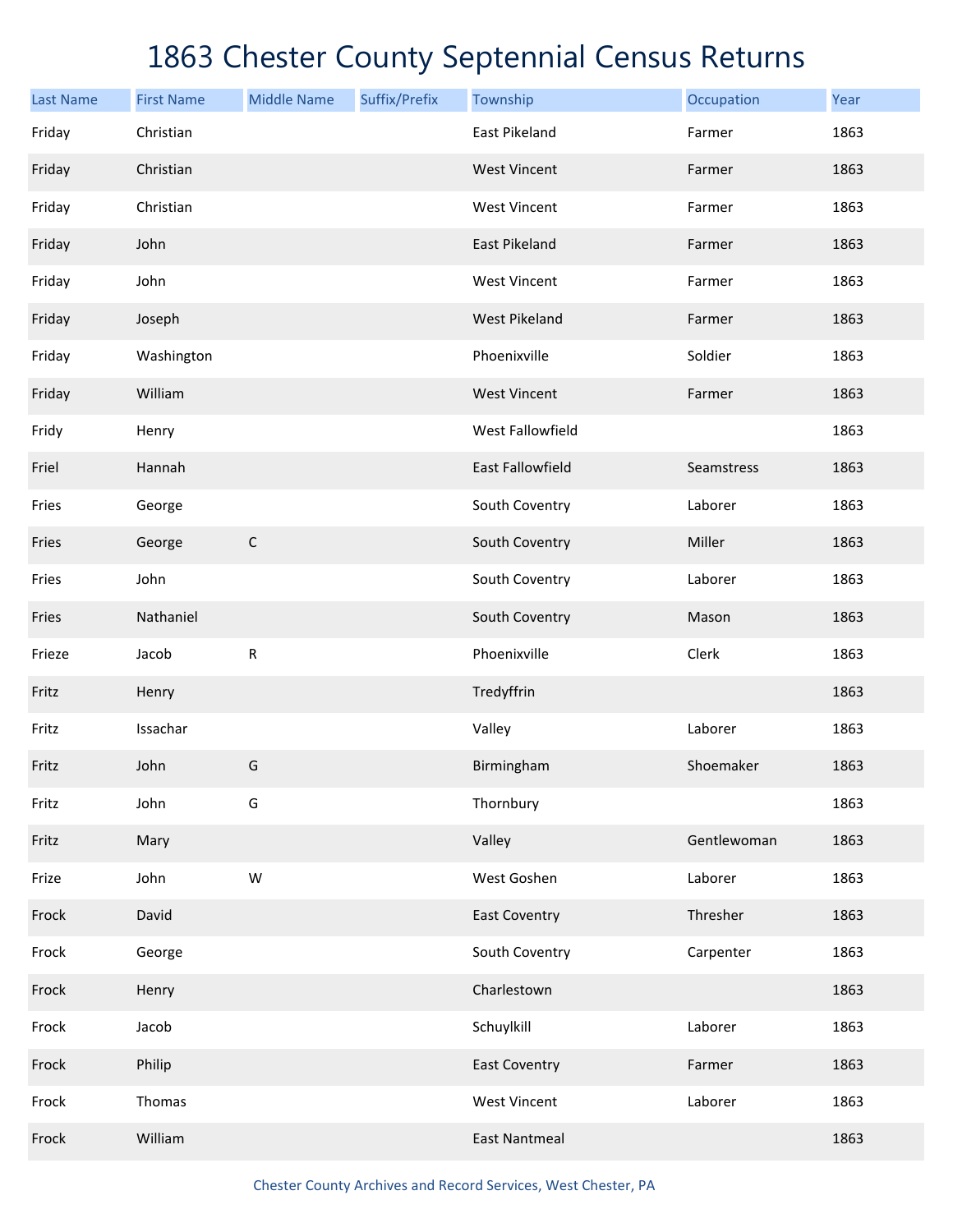# 1863 Chester County Septennial Census Returns

| Last Name | First Name | Middle Name | Suffix/Prefix | Township | Occupation | Year |
|---|---|---|---|---|---|---|
| Friday | Christian | | | East Pikeland | Farmer | 1863 |
| Friday | Christian | | | West Vincent | Farmer | 1863 |
| Friday | Christian | | | West Vincent | Farmer | 1863 |
| Friday | John | | | East Pikeland | Farmer | 1863 |
| Friday | John | | | West Vincent | Farmer | 1863 |
| Friday | Joseph | | | West Pikeland | Farmer | 1863 |
| Friday | Washington | | | Phoenixville | Soldier | 1863 |
| Friday | William | | | West Vincent | Farmer | 1863 |
| Fridy | Henry | | | West Fallowfield | | 1863 |
| Friel | Hannah | | | East Fallowfield | Seamstress | 1863 |
| Fries | George | | | South Coventry | Laborer | 1863 |
| Fries | George | C | | South Coventry | Miller | 1863 |
| Fries | John | | | South Coventry | Laborer | 1863 |
| Fries | Nathaniel | | | South Coventry | Mason | 1863 |
| Frieze | Jacob | R | | Phoenixville | Clerk | 1863 |
| Fritz | Henry | | | Tredyffrin | | 1863 |
| Fritz | Issachar | | | Valley | Laborer | 1863 |
| Fritz | John | G | | Birmingham | Shoemaker | 1863 |
| Fritz | John | G | | Thornbury | | 1863 |
| Fritz | Mary | | | Valley | Gentlewoman | 1863 |
| Frize | John | W | | West Goshen | Laborer | 1863 |
| Frock | David | | | East Coventry | Thresher | 1863 |
| Frock | George | | | South Coventry | Carpenter | 1863 |
| Frock | Henry | | | Charlestown | | 1863 |
| Frock | Jacob | | | Schuylkill | Laborer | 1863 |
| Frock | Philip | | | East Coventry | Farmer | 1863 |
| Frock | Thomas | | | West Vincent | Laborer | 1863 |
| Frock | William | | | East Nantmeal | | 1863 |

Chester County Archives and Record Services, West Chester, PA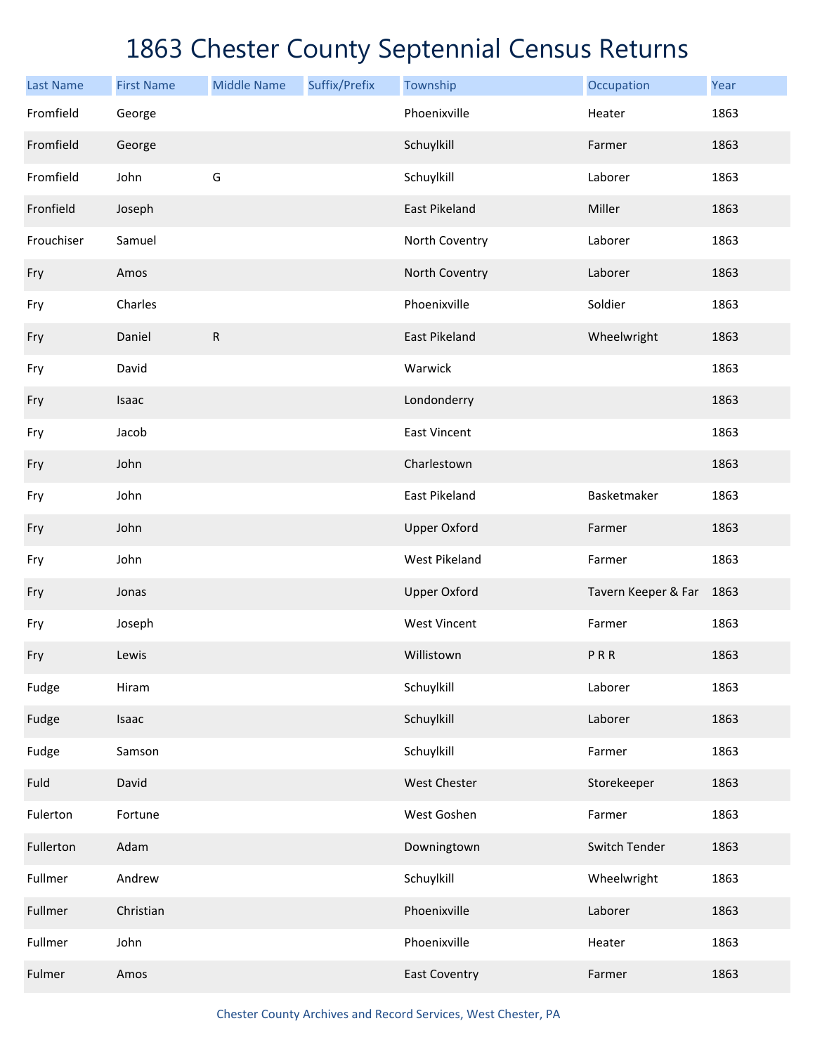# 1863 Chester County Septennial Census Returns

| Last Name | First Name | Middle Name | Suffix/Prefix | Township | Occupation | Year |
|---|---|---|---|---|---|---|
| Fromfield | George | | | Phoenixville | Heater | 1863 |
| Fromfield | George | | | Schuylkill | Farmer | 1863 |
| Fromfield | John | G | | Schuylkill | Laborer | 1863 |
| Fronfield | Joseph | | | East Pikeland | Miller | 1863 |
| Frouchiser | Samuel | | | North Coventry | Laborer | 1863 |
| Fry | Amos | | | North Coventry | Laborer | 1863 |
| Fry | Charles | | | Phoenixville | Soldier | 1863 |
| Fry | Daniel | R | | East Pikeland | Wheelwright | 1863 |
| Fry | David | | | Warwick | | 1863 |
| Fry | Isaac | | | Londonderry | | 1863 |
| Fry | Jacob | | | East Vincent | | 1863 |
| Fry | John | | | Charlestown | | 1863 |
| Fry | John | | | East Pikeland | Basketmaker | 1863 |
| Fry | John | | | Upper Oxford | Farmer | 1863 |
| Fry | John | | | West Pikeland | Farmer | 1863 |
| Fry | Jonas | | | Upper Oxford | Tavern Keeper & Far | 1863 |
| Fry | Joseph | | | West Vincent | Farmer | 1863 |
| Fry | Lewis | | | Willistown | P R R | 1863 |
| Fudge | Hiram | | | Schuylkill | Laborer | 1863 |
| Fudge | Isaac | | | Schuylkill | Laborer | 1863 |
| Fudge | Samson | | | Schuylkill | Farmer | 1863 |
| Fuld | David | | | West Chester | Storekeeper | 1863 |
| Fulerton | Fortune | | | West Goshen | Farmer | 1863 |
| Fullerton | Adam | | | Downingtown | Switch Tender | 1863 |
| Fullmer | Andrew | | | Schuylkill | Wheelwright | 1863 |
| Fullmer | Christian | | | Phoenixville | Laborer | 1863 |
| Fullmer | John | | | Phoenixville | Heater | 1863 |
| Fulmer | Amos | | | East Coventry | Farmer | 1863 |

Chester County Archives and Record Services, West Chester, PA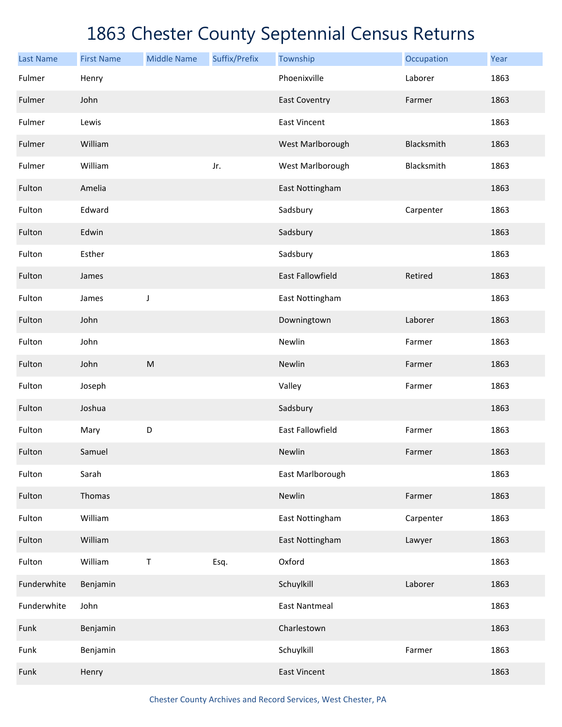# 1863 Chester County Septennial Census Returns

| Last Name | First Name | Middle Name | Suffix/Prefix | Township | Occupation | Year |
|---|---|---|---|---|---|---|
| Fulmer | Henry | | | Phoenixville | Laborer | 1863 |
| Fulmer | John | | | East Coventry | Farmer | 1863 |
| Fulmer | Lewis | | | East Vincent | | 1863 |
| Fulmer | William | | | West Marlborough | Blacksmith | 1863 |
| Fulmer | William | | Jr. | West Marlborough | Blacksmith | 1863 |
| Fulton | Amelia | | | East Nottingham | | 1863 |
| Fulton | Edward | | | Sadsbury | Carpenter | 1863 |
| Fulton | Edwin | | | Sadsbury | | 1863 |
| Fulton | Esther | | | Sadsbury | | 1863 |
| Fulton | James | | | East Fallowfield | Retired | 1863 |
| Fulton | James | J | | East Nottingham | | 1863 |
| Fulton | John | | | Downingtown | Laborer | 1863 |
| Fulton | John | | | Newlin | Farmer | 1863 |
| Fulton | John | M | | Newlin | Farmer | 1863 |
| Fulton | Joseph | | | Valley | Farmer | 1863 |
| Fulton | Joshua | | | Sadsbury | | 1863 |
| Fulton | Mary | D | | East Fallowfield | Farmer | 1863 |
| Fulton | Samuel | | | Newlin | Farmer | 1863 |
| Fulton | Sarah | | | East Marlborough | | 1863 |
| Fulton | Thomas | | | Newlin | Farmer | 1863 |
| Fulton | William | | | East Nottingham | Carpenter | 1863 |
| Fulton | William | | | East Nottingham | Lawyer | 1863 |
| Fulton | William | T | Esq. | Oxford | | 1863 |
| Funderwhite | Benjamin | | | Schuylkill | Laborer | 1863 |
| Funderwhite | John | | | East Nantmeal | | 1863 |
| Funk | Benjamin | | | Charlestown | | 1863 |
| Funk | Benjamin | | | Schuylkill | Farmer | 1863 |
| Funk | Henry | | | East Vincent | | 1863 |

Chester County Archives and Record Services, West Chester, PA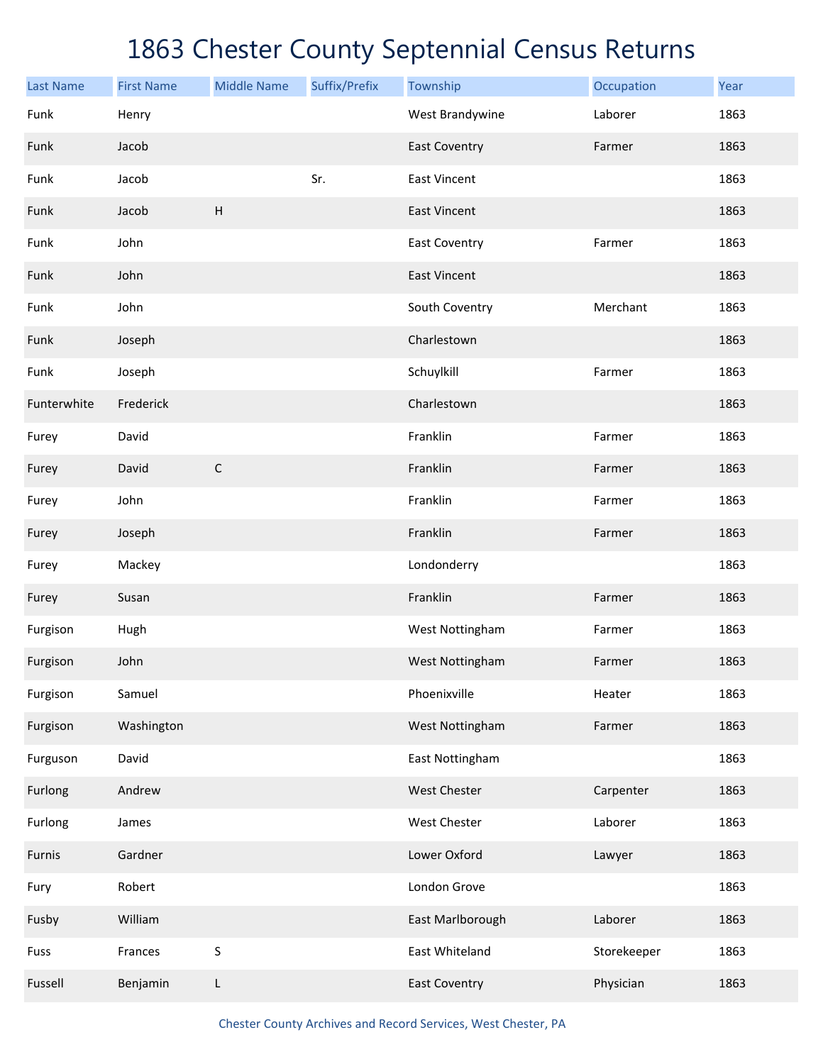# 1863 Chester County Septennial Census Returns

| Last Name | First Name | Middle Name | Suffix/Prefix | Township | Occupation | Year |
|---|---|---|---|---|---|---|
| Funk | Henry | | | West Brandywine | Laborer | 1863 |
| Funk | Jacob | | | East Coventry | Farmer | 1863 |
| Funk | Jacob | | Sr. | East Vincent | | 1863 |
| Funk | Jacob | H | | East Vincent | | 1863 |
| Funk | John | | | East Coventry | Farmer | 1863 |
| Funk | John | | | East Vincent | | 1863 |
| Funk | John | | | South Coventry | Merchant | 1863 |
| Funk | Joseph | | | Charlestown | | 1863 |
| Funk | Joseph | | | Schuylkill | Farmer | 1863 |
| Funterwhite | Frederick | | | Charlestown | | 1863 |
| Furey | David | | | Franklin | Farmer | 1863 |
| Furey | David | C | | Franklin | Farmer | 1863 |
| Furey | John | | | Franklin | Farmer | 1863 |
| Furey | Joseph | | | Franklin | Farmer | 1863 |
| Furey | Mackey | | | Londonderry | | 1863 |
| Furey | Susan | | | Franklin | Farmer | 1863 |
| Furgison | Hugh | | | West Nottingham | Farmer | 1863 |
| Furgison | John | | | West Nottingham | Farmer | 1863 |
| Furgison | Samuel | | | Phoenixville | Heater | 1863 |
| Furgison | Washington | | | West Nottingham | Farmer | 1863 |
| Furguson | David | | | East Nottingham | | 1863 |
| Furlong | Andrew | | | West Chester | Carpenter | 1863 |
| Furlong | James | | | West Chester | Laborer | 1863 |
| Furnis | Gardner | | | Lower Oxford | Lawyer | 1863 |
| Fury | Robert | | | London Grove | | 1863 |
| Fusby | William | | | East Marlborough | Laborer | 1863 |
| Fuss | Frances | S | | East Whiteland | Storekeeper | 1863 |
| Fussell | Benjamin | L | | East Coventry | Physician | 1863 |

Chester County Archives and Record Services, West Chester, PA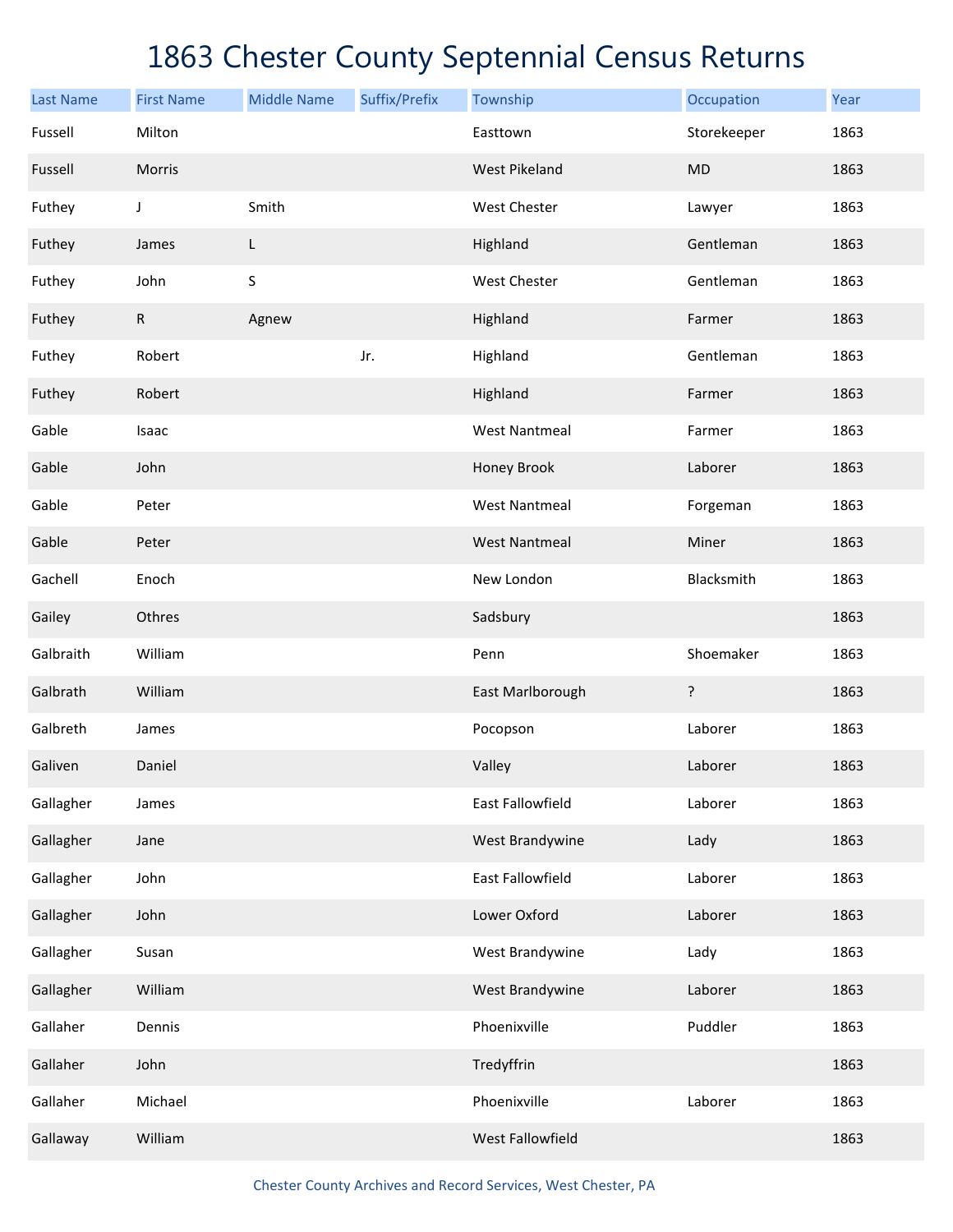# 1863 Chester County Septennial Census Returns

| Last Name | First Name | Middle Name | Suffix/Prefix | Township | Occupation | Year |
|---|---|---|---|---|---|---|
| Fussell | Milton | | | Easttown | Storekeeper | 1863 |
| Fussell | Morris | | | West Pikeland | MD | 1863 |
| Futhey | J | Smith | | West Chester | Lawyer | 1863 |
| Futhey | James | L | | Highland | Gentleman | 1863 |
| Futhey | John | S | | West Chester | Gentleman | 1863 |
| Futhey | R | Agnew | | Highland | Farmer | 1863 |
| Futhey | Robert | | Jr. | Highland | Gentleman | 1863 |
| Futhey | Robert | | | Highland | Farmer | 1863 |
| Gable | Isaac | | | West Nantmeal | Farmer | 1863 |
| Gable | John | | | Honey Brook | Laborer | 1863 |
| Gable | Peter | | | West Nantmeal | Forgeman | 1863 |
| Gable | Peter | | | West Nantmeal | Miner | 1863 |
| Gachell | Enoch | | | New London | Blacksmith | 1863 |
| Gailey | Othres | | | Sadsbury | | 1863 |
| Galbraith | William | | | Penn | Shoemaker | 1863 |
| Galbrath | William | | | East Marlborough | ? | 1863 |
| Galbreth | James | | | Pocopson | Laborer | 1863 |
| Galiven | Daniel | | | Valley | Laborer | 1863 |
| Gallagher | James | | | East Fallowfield | Laborer | 1863 |
| Gallagher | Jane | | | West Brandywine | Lady | 1863 |
| Gallagher | John | | | East Fallowfield | Laborer | 1863 |
| Gallagher | John | | | Lower Oxford | Laborer | 1863 |
| Gallagher | Susan | | | West Brandywine | Lady | 1863 |
| Gallagher | William | | | West Brandywine | Laborer | 1863 |
| Gallaher | Dennis | | | Phoenixville | Puddler | 1863 |
| Gallaher | John | | | Tredyffrin | | 1863 |
| Gallaher | Michael | | | Phoenixville | Laborer | 1863 |
| Gallaway | William | | | West Fallowfield | | 1863 |

Chester County Archives and Record Services, West Chester, PA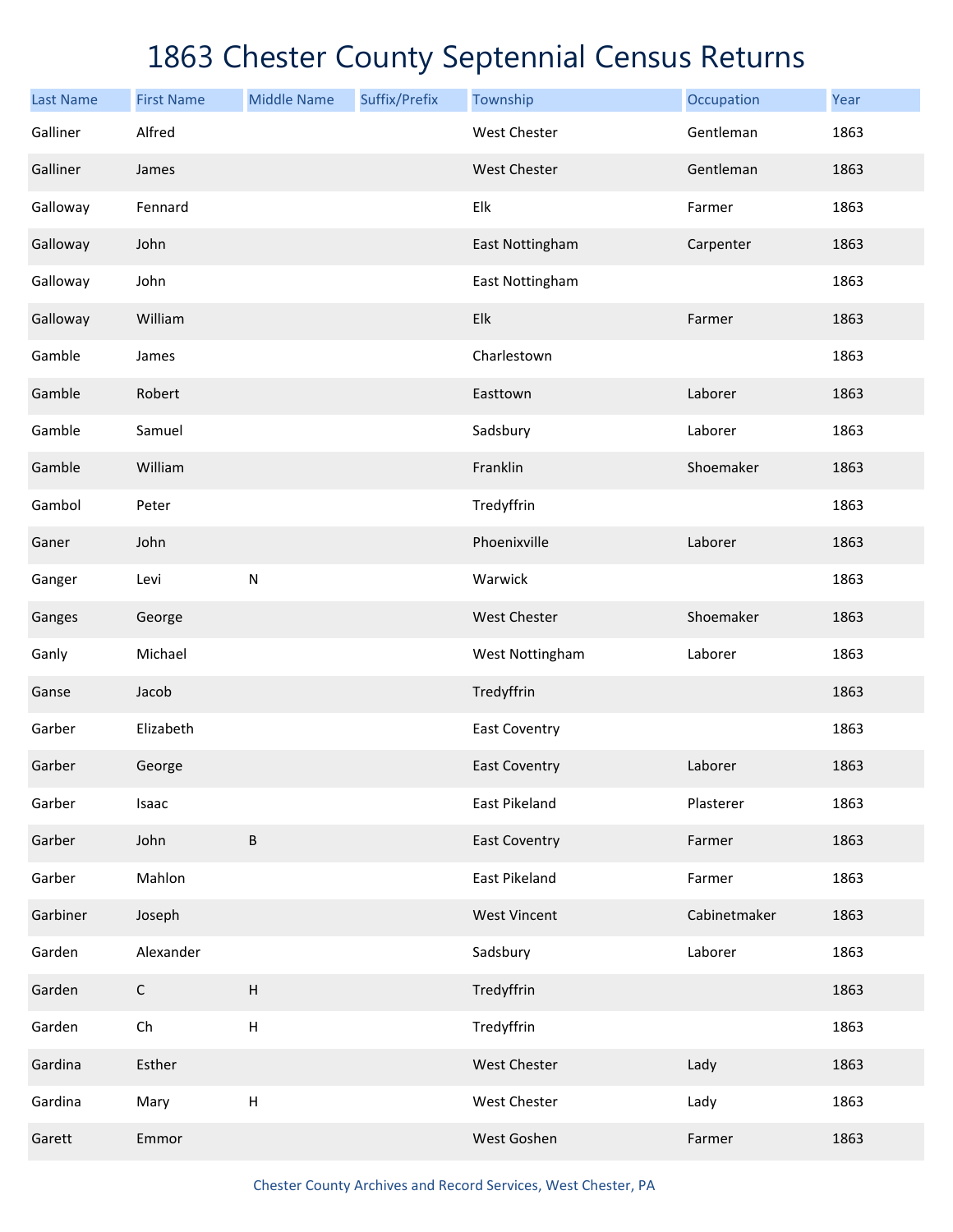# 1863 Chester County Septennial Census Returns

| Last Name | First Name | Middle Name | Suffix/Prefix | Township | Occupation | Year |
|---|---|---|---|---|---|---|
| Galliner | Alfred | | | West Chester | Gentleman | 1863 |
| Galliner | James | | | West Chester | Gentleman | 1863 |
| Galloway | Fennard | | | Elk | Farmer | 1863 |
| Galloway | John | | | East Nottingham | Carpenter | 1863 |
| Galloway | John | | | East Nottingham | | 1863 |
| Galloway | William | | | Elk | Farmer | 1863 |
| Gamble | James | | | Charlestown | | 1863 |
| Gamble | Robert | | | Easttown | Laborer | 1863 |
| Gamble | Samuel | | | Sadsbury | Laborer | 1863 |
| Gamble | William | | | Franklin | Shoemaker | 1863 |
| Gambol | Peter | | | Tredyffrin | | 1863 |
| Ganer | John | | | Phoenixville | Laborer | 1863 |
| Ganger | Levi | N | | Warwick | | 1863 |
| Ganges | George | | | West Chester | Shoemaker | 1863 |
| Ganly | Michael | | | West Nottingham | Laborer | 1863 |
| Ganse | Jacob | | | Tredyffrin | | 1863 |
| Garber | Elizabeth | | | East Coventry | | 1863 |
| Garber | George | | | East Coventry | Laborer | 1863 |
| Garber | Isaac | | | East Pikeland | Plasterer | 1863 |
| Garber | John | B | | East Coventry | Farmer | 1863 |
| Garber | Mahlon | | | East Pikeland | Farmer | 1863 |
| Garbiner | Joseph | | | West Vincent | Cabinetmaker | 1863 |
| Garden | Alexander | | | Sadsbury | Laborer | 1863 |
| Garden | C | H | | Tredyffrin | | 1863 |
| Garden | Ch | H | | Tredyffrin | | 1863 |
| Gardina | Esther | | | West Chester | Lady | 1863 |
| Gardina | Mary | H | | West Chester | Lady | 1863 |
| Garett | Emmor | | | West Goshen | Farmer | 1863 |

Chester County Archives and Record Services, West Chester, PA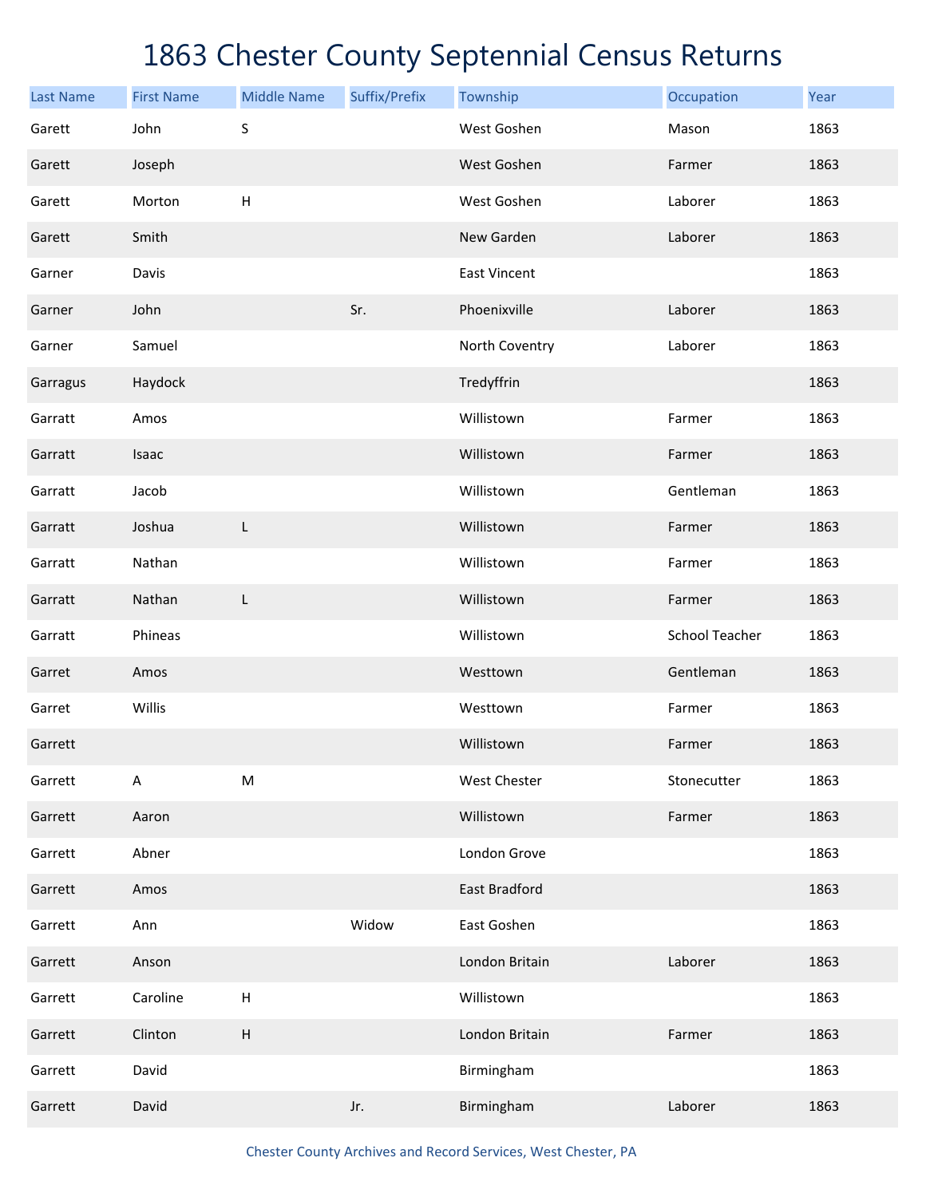# 1863 Chester County Septennial Census Returns

| Last Name | First Name | Middle Name | Suffix/Prefix | Township | Occupation | Year |
|---|---|---|---|---|---|---|
| Garett | John | S | | West Goshen | Mason | 1863 |
| Garett | Joseph | | | West Goshen | Farmer | 1863 |
| Garett | Morton | H | | West Goshen | Laborer | 1863 |
| Garett | Smith | | | New Garden | Laborer | 1863 |
| Garner | Davis | | | East Vincent | | 1863 |
| Garner | John | | Sr. | Phoenixville | Laborer | 1863 |
| Garner | Samuel | | | North Coventry | Laborer | 1863 |
| Garragus | Haydock | | | Tredyffrin | | 1863 |
| Garratt | Amos | | | Willistown | Farmer | 1863 |
| Garratt | Isaac | | | Willistown | Farmer | 1863 |
| Garratt | Jacob | | | Willistown | Gentleman | 1863 |
| Garratt | Joshua | L | | Willistown | Farmer | 1863 |
| Garratt | Nathan | | | Willistown | Farmer | 1863 |
| Garratt | Nathan | L | | Willistown | Farmer | 1863 |
| Garratt | Phineas | | | Willistown | School Teacher | 1863 |
| Garret | Amos | | | Westtown | Gentleman | 1863 |
| Garret | Willis | | | Westtown | Farmer | 1863 |
| Garrett | | | | Willistown | Farmer | 1863 |
| Garrett | A | M | | West Chester | Stonecutter | 1863 |
| Garrett | Aaron | | | Willistown | Farmer | 1863 |
| Garrett | Abner | | | London Grove | | 1863 |
| Garrett | Amos | | | East Bradford | | 1863 |
| Garrett | Ann | | Widow | East Goshen | | 1863 |
| Garrett | Anson | | | London Britain | Laborer | 1863 |
| Garrett | Caroline | H | | Willistown | | 1863 |
| Garrett | Clinton | H | | London Britain | Farmer | 1863 |
| Garrett | David | | | Birmingham | | 1863 |
| Garrett | David | | Jr. | Birmingham | Laborer | 1863 |

Chester County Archives and Record Services, West Chester, PA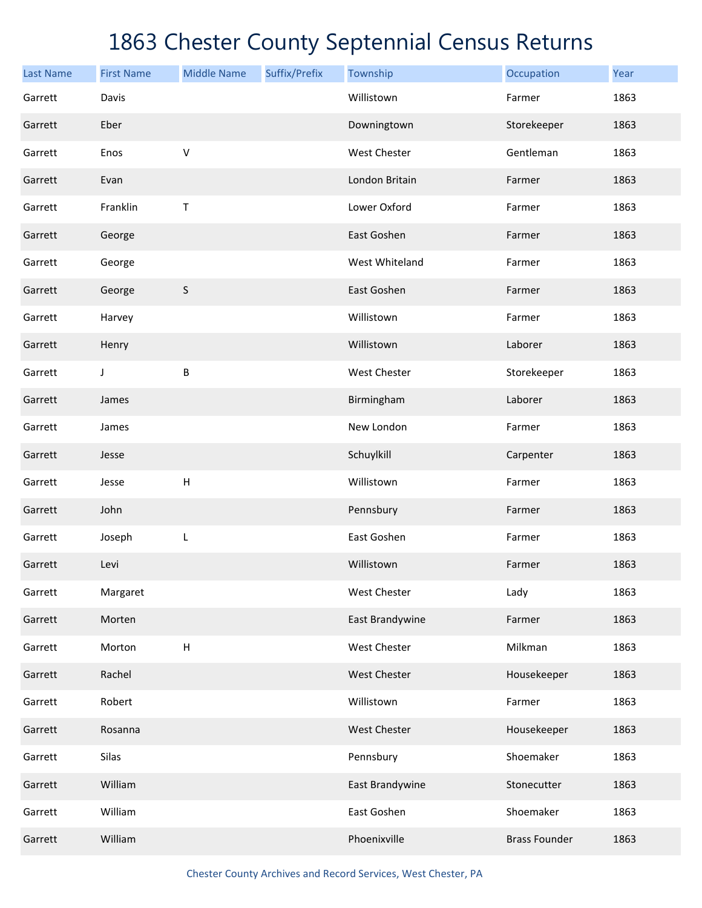# 1863 Chester County Septennial Census Returns

| Last Name | First Name | Middle Name | Suffix/Prefix | Township | Occupation | Year |
|---|---|---|---|---|---|---|
| Garrett | Davis | | | Willistown | Farmer | 1863 |
| Garrett | Eber | | | Downingtown | Storekeeper | 1863 |
| Garrett | Enos | V | | West Chester | Gentleman | 1863 |
| Garrett | Evan | | | London Britain | Farmer | 1863 |
| Garrett | Franklin | T | | Lower Oxford | Farmer | 1863 |
| Garrett | George | | | East Goshen | Farmer | 1863 |
| Garrett | George | | | West Whiteland | Farmer | 1863 |
| Garrett | George | S | | East Goshen | Farmer | 1863 |
| Garrett | Harvey | | | Willistown | Farmer | 1863 |
| Garrett | Henry | | | Willistown | Laborer | 1863 |
| Garrett | J | B | | West Chester | Storekeeper | 1863 |
| Garrett | James | | | Birmingham | Laborer | 1863 |
| Garrett | James | | | New London | Farmer | 1863 |
| Garrett | Jesse | | | Schuylkill | Carpenter | 1863 |
| Garrett | Jesse | H | | Willistown | Farmer | 1863 |
| Garrett | John | | | Pennsbury | Farmer | 1863 |
| Garrett | Joseph | L | | East Goshen | Farmer | 1863 |
| Garrett | Levi | | | Willistown | Farmer | 1863 |
| Garrett | Margaret | | | West Chester | Lady | 1863 |
| Garrett | Morten | | | East Brandywine | Farmer | 1863 |
| Garrett | Morton | H | | West Chester | Milkman | 1863 |
| Garrett | Rachel | | | West Chester | Housekeeper | 1863 |
| Garrett | Robert | | | Willistown | Farmer | 1863 |
| Garrett | Rosanna | | | West Chester | Housekeeper | 1863 |
| Garrett | Silas | | | Pennsbury | Shoemaker | 1863 |
| Garrett | William | | | East Brandywine | Stonecutter | 1863 |
| Garrett | William | | | East Goshen | Shoemaker | 1863 |
| Garrett | William | | | Phoenixville | Brass Founder | 1863 |

Chester County Archives and Record Services, West Chester, PA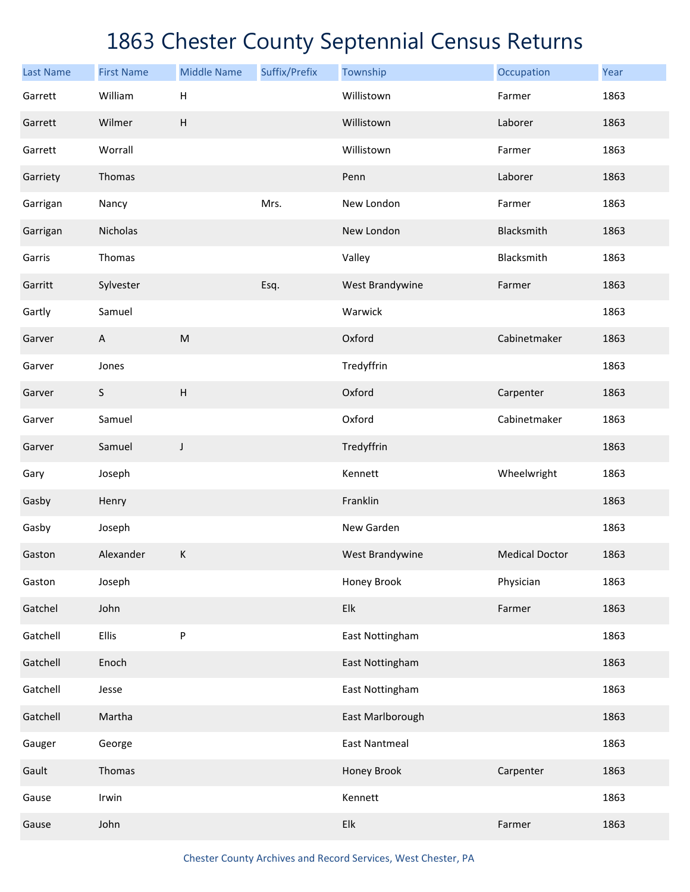# 1863 Chester County Septennial Census Returns

| Last Name | First Name | Middle Name | Suffix/Prefix | Township | Occupation | Year |
|---|---|---|---|---|---|---|
| Garrett | William | H | | Willistown | Farmer | 1863 |
| Garrett | Wilmer | H | | Willistown | Laborer | 1863 |
| Garrett | Worrall | | | Willistown | Farmer | 1863 |
| Garriety | Thomas | | | Penn | Laborer | 1863 |
| Garrigan | Nancy | | Mrs. | New London | Farmer | 1863 |
| Garrigan | Nicholas | | | New London | Blacksmith | 1863 |
| Garris | Thomas | | | Valley | Blacksmith | 1863 |
| Garritt | Sylvester | | Esq. | West Brandywine | Farmer | 1863 |
| Gartly | Samuel | | | Warwick | | 1863 |
| Garver | A | M | | Oxford | Cabinetmaker | 1863 |
| Garver | Jones | | | Tredyffrin | | 1863 |
| Garver | S | H | | Oxford | Carpenter | 1863 |
| Garver | Samuel | | | Oxford | Cabinetmaker | 1863 |
| Garver | Samuel | J | | Tredyffrin | | 1863 |
| Gary | Joseph | | | Kennett | Wheelwright | 1863 |
| Gasby | Henry | | | Franklin | | 1863 |
| Gasby | Joseph | | | New Garden | | 1863 |
| Gaston | Alexander | K | | West Brandywine | Medical Doctor | 1863 |
| Gaston | Joseph | | | Honey Brook | Physician | 1863 |
| Gatchel | John | | | Elk | Farmer | 1863 |
| Gatchell | Ellis | P | | East Nottingham | | 1863 |
| Gatchell | Enoch | | | East Nottingham | | 1863 |
| Gatchell | Jesse | | | East Nottingham | | 1863 |
| Gatchell | Martha | | | East Marlborough | | 1863 |
| Gauger | George | | | East Nantmeal | | 1863 |
| Gault | Thomas | | | Honey Brook | Carpenter | 1863 |
| Gause | Irwin | | | Kennett | | 1863 |
| Gause | John | | | Elk | Farmer | 1863 |

Chester County Archives and Record Services, West Chester, PA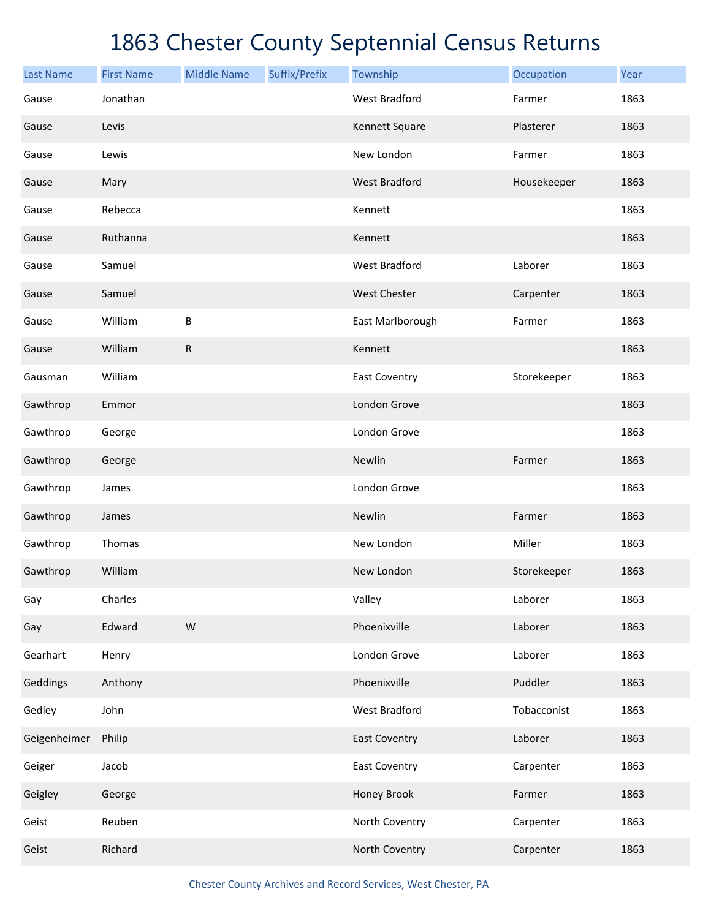# 1863 Chester County Septennial Census Returns

| Last Name | First Name | Middle Name | Suffix/Prefix | Township | Occupation | Year |
|---|---|---|---|---|---|---|
| Gause | Jonathan | | | West Bradford | Farmer | 1863 |
| Gause | Levis | | | Kennett Square | Plasterer | 1863 |
| Gause | Lewis | | | New London | Farmer | 1863 |
| Gause | Mary | | | West Bradford | Housekeeper | 1863 |
| Gause | Rebecca | | | Kennett | | 1863 |
| Gause | Ruthanna | | | Kennett | | 1863 |
| Gause | Samuel | | | West Bradford | Laborer | 1863 |
| Gause | Samuel | | | West Chester | Carpenter | 1863 |
| Gause | William | B | | East Marlborough | Farmer | 1863 |
| Gause | William | R | | Kennett | | 1863 |
| Gausman | William | | | East Coventry | Storekeeper | 1863 |
| Gawthrop | Emmor | | | London Grove | | 1863 |
| Gawthrop | George | | | London Grove | | 1863 |
| Gawthrop | George | | | Newlin | Farmer | 1863 |
| Gawthrop | James | | | London Grove | | 1863 |
| Gawthrop | James | | | Newlin | Farmer | 1863 |
| Gawthrop | Thomas | | | New London | Miller | 1863 |
| Gawthrop | William | | | New London | Storekeeper | 1863 |
| Gay | Charles | | | Valley | Laborer | 1863 |
| Gay | Edward | W | | Phoenixville | Laborer | 1863 |
| Gearhart | Henry | | | London Grove | Laborer | 1863 |
| Geddings | Anthony | | | Phoenixville | Puddler | 1863 |
| Gedley | John | | | West Bradford | Tobacconist | 1863 |
| Geigenheimer | Philip | | | East Coventry | Laborer | 1863 |
| Geiger | Jacob | | | East Coventry | Carpenter | 1863 |
| Geigley | George | | | Honey Brook | Farmer | 1863 |
| Geist | Reuben | | | North Coventry | Carpenter | 1863 |
| Geist | Richard | | | North Coventry | Carpenter | 1863 |

Chester County Archives and Record Services, West Chester, PA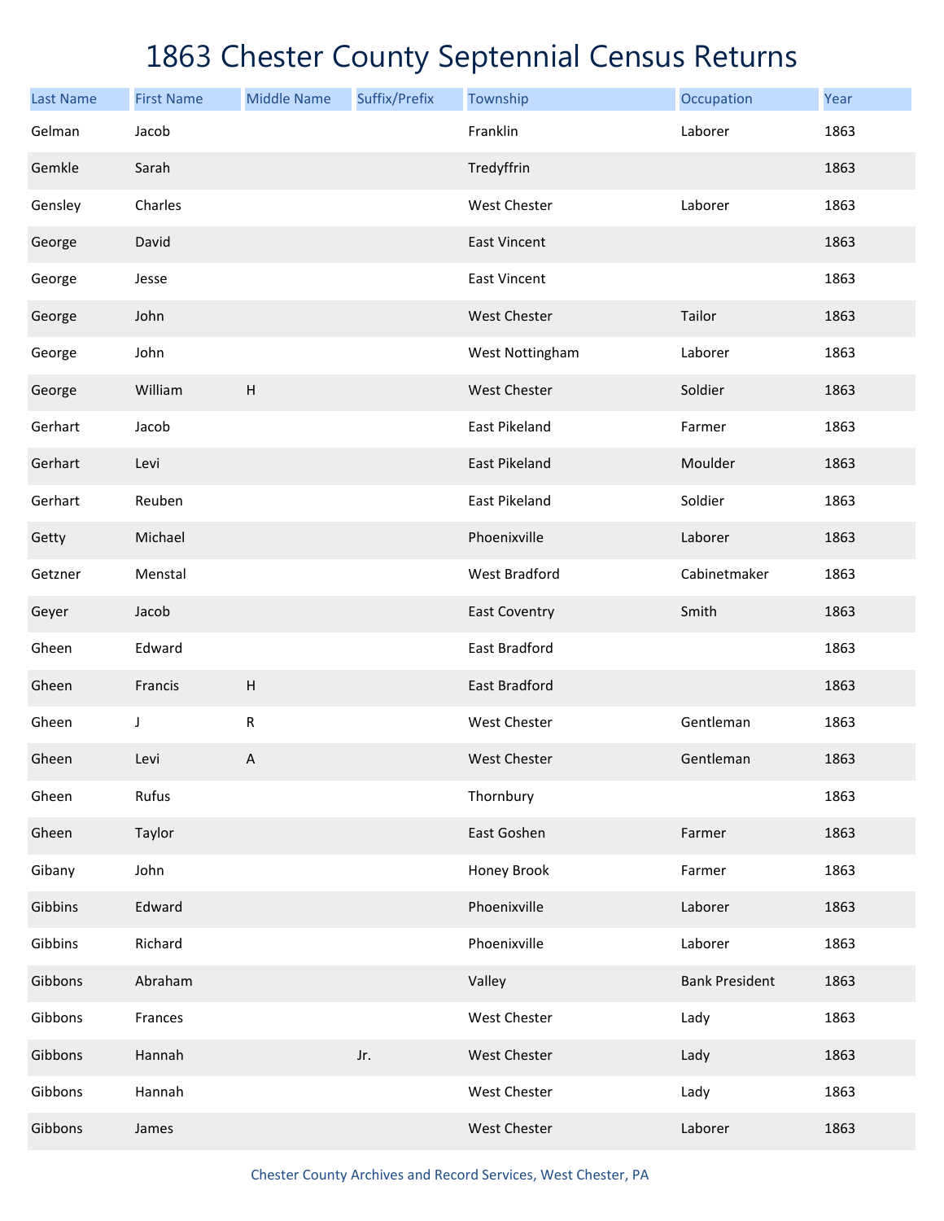# 1863 Chester County Septennial Census Returns

| Last Name | First Name | Middle Name | Suffix/Prefix | Township | Occupation | Year |
|---|---|---|---|---|---|---|
| Gelman | Jacob | | | Franklin | Laborer | 1863 |
| Gemkle | Sarah | | | Tredyffrin | | 1863 |
| Gensley | Charles | | | West Chester | Laborer | 1863 |
| George | David | | | East Vincent | | 1863 |
| George | Jesse | | | East Vincent | | 1863 |
| George | John | | | West Chester | Tailor | 1863 |
| George | John | | | West Nottingham | Laborer | 1863 |
| George | William | H | | West Chester | Soldier | 1863 |
| Gerhart | Jacob | | | East Pikeland | Farmer | 1863 |
| Gerhart | Levi | | | East Pikeland | Moulder | 1863 |
| Gerhart | Reuben | | | East Pikeland | Soldier | 1863 |
| Getty | Michael | | | Phoenixville | Laborer | 1863 |
| Getzner | Menstal | | | West Bradford | Cabinetmaker | 1863 |
| Geyer | Jacob | | | East Coventry | Smith | 1863 |
| Gheen | Edward | | | East Bradford | | 1863 |
| Gheen | Francis | H | | East Bradford | | 1863 |
| Gheen | J | R | | West Chester | Gentleman | 1863 |
| Gheen | Levi | A | | West Chester | Gentleman | 1863 |
| Gheen | Rufus | | | Thornbury | | 1863 |
| Gheen | Taylor | | | East Goshen | Farmer | 1863 |
| Gibany | John | | | Honey Brook | Farmer | 1863 |
| Gibbins | Edward | | | Phoenixville | Laborer | 1863 |
| Gibbins | Richard | | | Phoenixville | Laborer | 1863 |
| Gibbons | Abraham | | | Valley | Bank President | 1863 |
| Gibbons | Frances | | | West Chester | Lady | 1863 |
| Gibbons | Hannah | | Jr. | West Chester | Lady | 1863 |
| Gibbons | Hannah | | | West Chester | Lady | 1863 |
| Gibbons | James | | | West Chester | Laborer | 1863 |

Chester County Archives and Record Services, West Chester, PA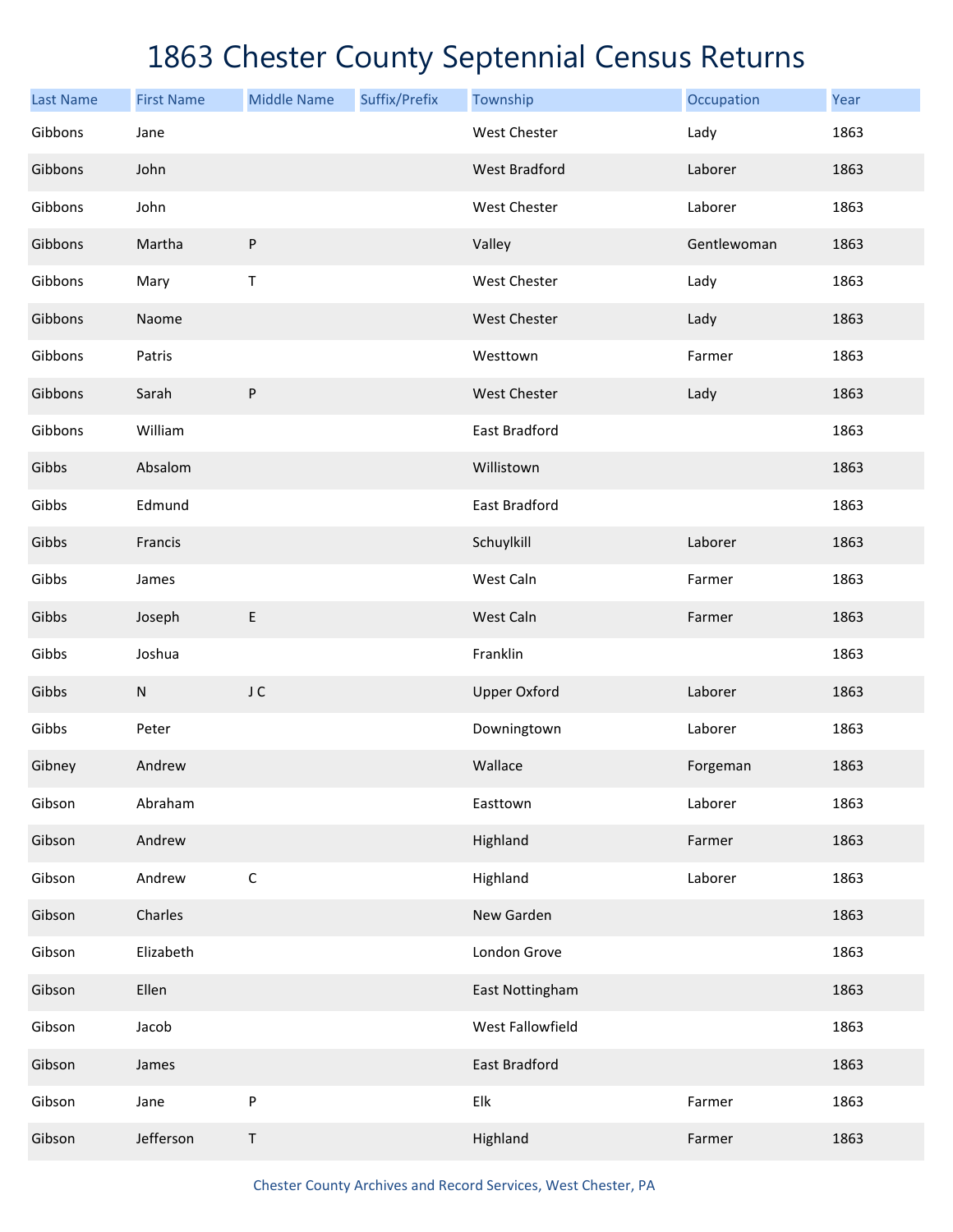# 1863 Chester County Septennial Census Returns

| Last Name | First Name | Middle Name | Suffix/Prefix | Township | Occupation | Year |
|---|---|---|---|---|---|---|
| Gibbons | Jane | | | West Chester | Lady | 1863 |
| Gibbons | John | | | West Bradford | Laborer | 1863 |
| Gibbons | John | | | West Chester | Laborer | 1863 |
| Gibbons | Martha | P | | Valley | Gentlewoman | 1863 |
| Gibbons | Mary | T | | West Chester | Lady | 1863 |
| Gibbons | Naome | | | West Chester | Lady | 1863 |
| Gibbons | Patris | | | Westtown | Farmer | 1863 |
| Gibbons | Sarah | P | | West Chester | Lady | 1863 |
| Gibbons | William | | | East Bradford | | 1863 |
| Gibbs | Absalom | | | Willistown | | 1863 |
| Gibbs | Edmund | | | East Bradford | | 1863 |
| Gibbs | Francis | | | Schuylkill | Laborer | 1863 |
| Gibbs | James | | | West Caln | Farmer | 1863 |
| Gibbs | Joseph | E | | West Caln | Farmer | 1863 |
| Gibbs | Joshua | | | Franklin | | 1863 |
| Gibbs | N | J C | | Upper Oxford | Laborer | 1863 |
| Gibbs | Peter | | | Downingtown | Laborer | 1863 |
| Gibney | Andrew | | | Wallace | Forgeman | 1863 |
| Gibson | Abraham | | | Easttown | Laborer | 1863 |
| Gibson | Andrew | | | Highland | Farmer | 1863 |
| Gibson | Andrew | C | | Highland | Laborer | 1863 |
| Gibson | Charles | | | New Garden | | 1863 |
| Gibson | Elizabeth | | | London Grove | | 1863 |
| Gibson | Ellen | | | East Nottingham | | 1863 |
| Gibson | Jacob | | | West Fallowfield | | 1863 |
| Gibson | James | | | East Bradford | | 1863 |
| Gibson | Jane | P | | Elk | Farmer | 1863 |
| Gibson | Jefferson | T | | Highland | Farmer | 1863 |

Chester County Archives and Record Services, West Chester, PA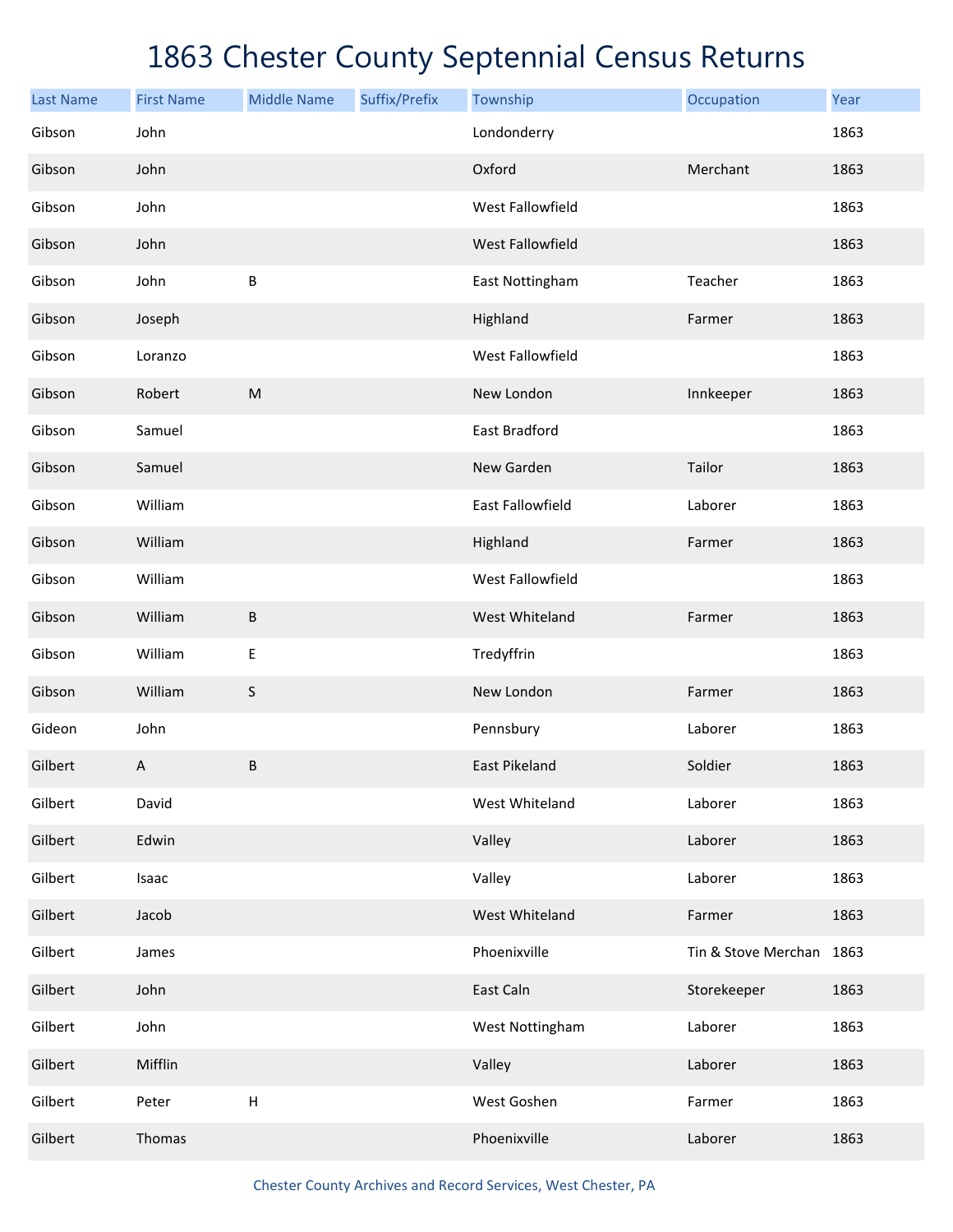# 1863 Chester County Septennial Census Returns

| Last Name | First Name | Middle Name | Suffix/Prefix | Township | Occupation | Year |
|---|---|---|---|---|---|---|
| Gibson | John | | | Londonderry | | 1863 |
| Gibson | John | | | Oxford | Merchant | 1863 |
| Gibson | John | | | West Fallowfield | | 1863 |
| Gibson | John | | | West Fallowfield | | 1863 |
| Gibson | John | B | | East Nottingham | Teacher | 1863 |
| Gibson | Joseph | | | Highland | Farmer | 1863 |
| Gibson | Loranzo | | | West Fallowfield | | 1863 |
| Gibson | Robert | M | | New London | Innkeeper | 1863 |
| Gibson | Samuel | | | East Bradford | | 1863 |
| Gibson | Samuel | | | New Garden | Tailor | 1863 |
| Gibson | William | | | East Fallowfield | Laborer | 1863 |
| Gibson | William | | | Highland | Farmer | 1863 |
| Gibson | William | | | West Fallowfield | | 1863 |
| Gibson | William | B | | West Whiteland | Farmer | 1863 |
| Gibson | William | E | | Tredyffrin | | 1863 |
| Gibson | William | S | | New London | Farmer | 1863 |
| Gideon | John | | | Pennsbury | Laborer | 1863 |
| Gilbert | A | B | | East Pikeland | Soldier | 1863 |
| Gilbert | David | | | West Whiteland | Laborer | 1863 |
| Gilbert | Edwin | | | Valley | Laborer | 1863 |
| Gilbert | Isaac | | | Valley | Laborer | 1863 |
| Gilbert | Jacob | | | West Whiteland | Farmer | 1863 |
| Gilbert | James | | | Phoenixville | Tin & Stove Merchan | 1863 |
| Gilbert | John | | | East Caln | Storekeeper | 1863 |
| Gilbert | John | | | West Nottingham | Laborer | 1863 |
| Gilbert | Mifflin | | | Valley | Laborer | 1863 |
| Gilbert | Peter | H | | West Goshen | Farmer | 1863 |
| Gilbert | Thomas | | | Phoenixville | Laborer | 1863 |

Chester County Archives and Record Services, West Chester, PA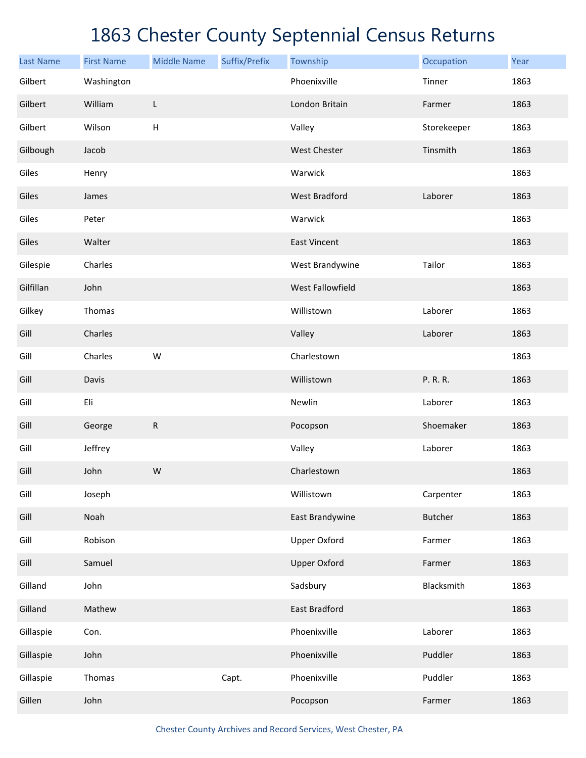# 1863 Chester County Septennial Census Returns

| Last Name | First Name | Middle Name | Suffix/Prefix | Township | Occupation | Year |
|---|---|---|---|---|---|---|
| Gilbert | Washington | | | Phoenixville | Tinner | 1863 |
| Gilbert | William | L | | London Britain | Farmer | 1863 |
| Gilbert | Wilson | H | | Valley | Storekeeper | 1863 |
| Gilbough | Jacob | | | West Chester | Tinsmith | 1863 |
| Giles | Henry | | | Warwick | | 1863 |
| Giles | James | | | West Bradford | Laborer | 1863 |
| Giles | Peter | | | Warwick | | 1863 |
| Giles | Walter | | | East Vincent | | 1863 |
| Gilespie | Charles | | | West Brandywine | Tailor | 1863 |
| Gilfillan | John | | | West Fallowfield | | 1863 |
| Gilkey | Thomas | | | Willistown | Laborer | 1863 |
| Gill | Charles | | | Valley | Laborer | 1863 |
| Gill | Charles | W | | Charlestown | | 1863 |
| Gill | Davis | | | Willistown | P. R. R. | 1863 |
| Gill | Eli | | | Newlin | Laborer | 1863 |
| Gill | George | R | | Pocopson | Shoemaker | 1863 |
| Gill | Jeffrey | | | Valley | Laborer | 1863 |
| Gill | John | W | | Charlestown | | 1863 |
| Gill | Joseph | | | Willistown | Carpenter | 1863 |
| Gill | Noah | | | East Brandywine | Butcher | 1863 |
| Gill | Robison | | | Upper Oxford | Farmer | 1863 |
| Gill | Samuel | | | Upper Oxford | Farmer | 1863 |
| Gilland | John | | | Sadsbury | Blacksmith | 1863 |
| Gilland | Mathew | | | East Bradford | | 1863 |
| Gillaspie | Con. | | | Phoenixville | Laborer | 1863 |
| Gillaspie | John | | | Phoenixville | Puddler | 1863 |
| Gillaspie | Thomas | | Capt. | Phoenixville | Puddler | 1863 |
| Gillen | John | | | Pocopson | Farmer | 1863 |

Chester County Archives and Record Services, West Chester, PA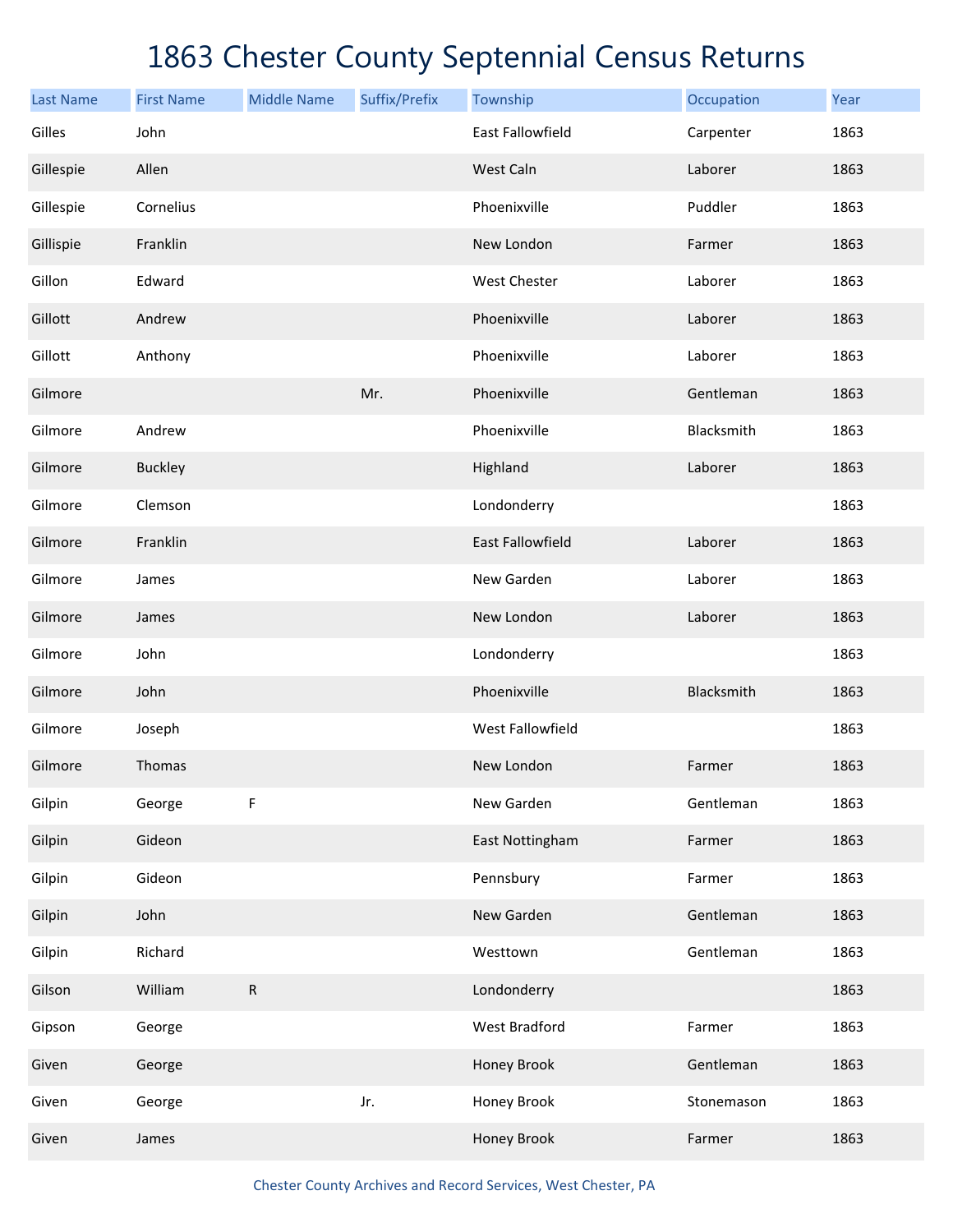# 1863 Chester County Septennial Census Returns

| Last Name | First Name | Middle Name | Suffix/Prefix | Township | Occupation | Year |
|---|---|---|---|---|---|---|
| Gilles | John | | | East Fallowfield | Carpenter | 1863 |
| Gillespie | Allen | | | West Caln | Laborer | 1863 |
| Gillespie | Cornelius | | | Phoenixville | Puddler | 1863 |
| Gillispie | Franklin | | | New London | Farmer | 1863 |
| Gillon | Edward | | | West Chester | Laborer | 1863 |
| Gillott | Andrew | | | Phoenixville | Laborer | 1863 |
| Gillott | Anthony | | | Phoenixville | Laborer | 1863 |
| Gilmore | | | Mr. | Phoenixville | Gentleman | 1863 |
| Gilmore | Andrew | | | Phoenixville | Blacksmith | 1863 |
| Gilmore | Buckley | | | Highland | Laborer | 1863 |
| Gilmore | Clemson | | | Londonderry | | 1863 |
| Gilmore | Franklin | | | East Fallowfield | Laborer | 1863 |
| Gilmore | James | | | New Garden | Laborer | 1863 |
| Gilmore | James | | | New London | Laborer | 1863 |
| Gilmore | John | | | Londonderry | | 1863 |
| Gilmore | John | | | Phoenixville | Blacksmith | 1863 |
| Gilmore | Joseph | | | West Fallowfield | | 1863 |
| Gilmore | Thomas | | | New London | Farmer | 1863 |
| Gilpin | George | F | | New Garden | Gentleman | 1863 |
| Gilpin | Gideon | | | East Nottingham | Farmer | 1863 |
| Gilpin | Gideon | | | Pennsbury | Farmer | 1863 |
| Gilpin | John | | | New Garden | Gentleman | 1863 |
| Gilpin | Richard | | | Westtown | Gentleman | 1863 |
| Gilson | William | R | | Londonderry | | 1863 |
| Gipson | George | | | West Bradford | Farmer | 1863 |
| Given | George | | | Honey Brook | Gentleman | 1863 |
| Given | George | | Jr. | Honey Brook | Stonemason | 1863 |
| Given | James | | | Honey Brook | Farmer | 1863 |

Chester County Archives and Record Services, West Chester, PA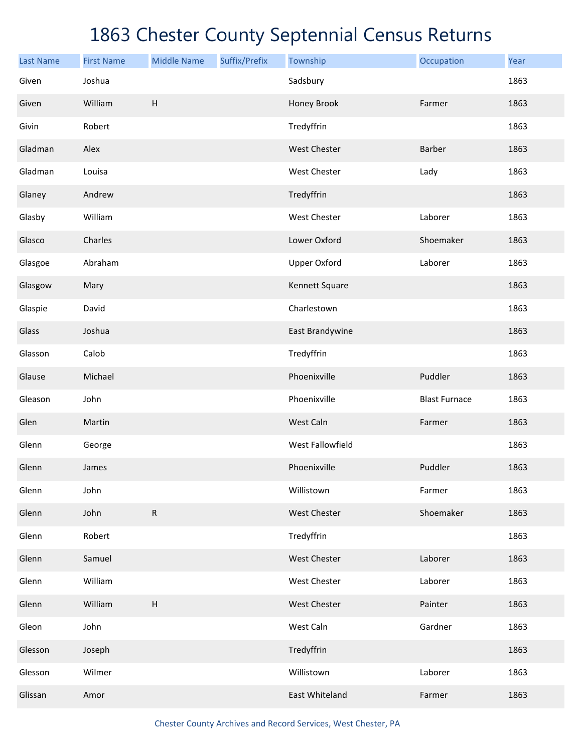# 1863 Chester County Septennial Census Returns

| Last Name | First Name | Middle Name | Suffix/Prefix | Township | Occupation | Year |
|---|---|---|---|---|---|---|
| Given | Joshua | | | Sadsbury | | 1863 |
| Given | William | H | | Honey Brook | Farmer | 1863 |
| Givin | Robert | | | Tredyffrin | | 1863 |
| Gladman | Alex | | | West Chester | Barber | 1863 |
| Gladman | Louisa | | | West Chester | Lady | 1863 |
| Glaney | Andrew | | | Tredyffrin | | 1863 |
| Glasby | William | | | West Chester | Laborer | 1863 |
| Glasco | Charles | | | Lower Oxford | Shoemaker | 1863 |
| Glasgoe | Abraham | | | Upper Oxford | Laborer | 1863 |
| Glasgow | Mary | | | Kennett Square | | 1863 |
| Glaspie | David | | | Charlestown | | 1863 |
| Glass | Joshua | | | East Brandywine | | 1863 |
| Glasson | Calob | | | Tredyffrin | | 1863 |
| Glause | Michael | | | Phoenixville | Puddler | 1863 |
| Gleason | John | | | Phoenixville | Blast Furnace | 1863 |
| Glen | Martin | | | West Caln | Farmer | 1863 |
| Glenn | George | | | West Fallowfield | | 1863 |
| Glenn | James | | | Phoenixville | Puddler | 1863 |
| Glenn | John | | | Willistown | Farmer | 1863 |
| Glenn | John | R | | West Chester | Shoemaker | 1863 |
| Glenn | Robert | | | Tredyffrin | | 1863 |
| Glenn | Samuel | | | West Chester | Laborer | 1863 |
| Glenn | William | | | West Chester | Laborer | 1863 |
| Glenn | William | H | | West Chester | Painter | 1863 |
| Gleon | John | | | West Caln | Gardner | 1863 |
| Glesson | Joseph | | | Tredyffrin | | 1863 |
| Glesson | Wilmer | | | Willistown | Laborer | 1863 |
| Glissan | Amor | | | East Whiteland | Farmer | 1863 |

Chester County Archives and Record Services, West Chester, PA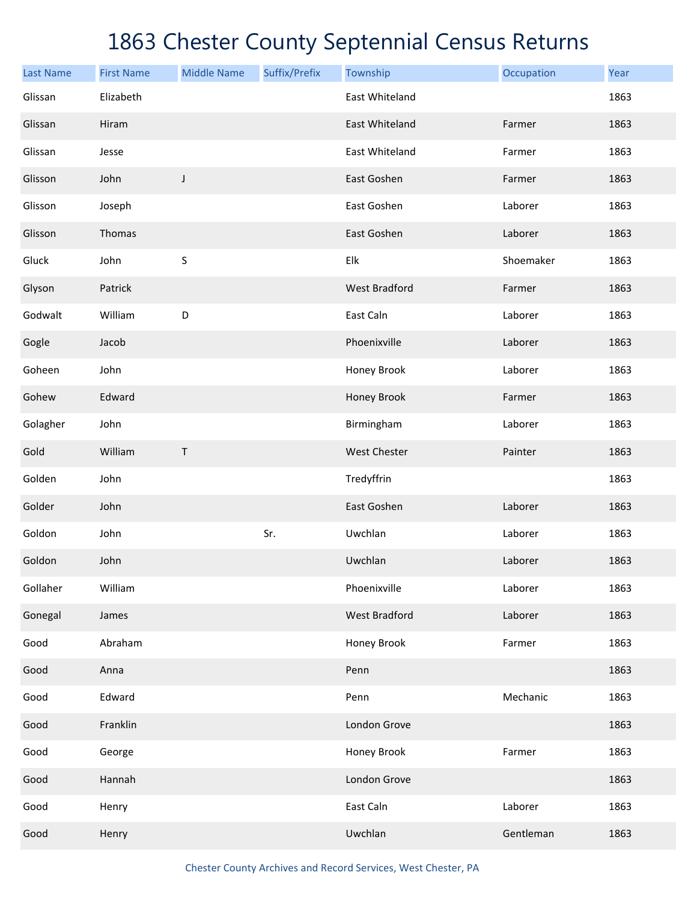# 1863 Chester County Septennial Census Returns

| Last Name | First Name | Middle Name | Suffix/Prefix | Township | Occupation | Year |
|---|---|---|---|---|---|---|
| Glissan | Elizabeth | | | East Whiteland | | 1863 |
| Glissan | Hiram | | | East Whiteland | Farmer | 1863 |
| Glissan | Jesse | | | East Whiteland | Farmer | 1863 |
| Glisson | John | J | | East Goshen | Farmer | 1863 |
| Glisson | Joseph | | | East Goshen | Laborer | 1863 |
| Glisson | Thomas | | | East Goshen | Laborer | 1863 |
| Gluck | John | S | | Elk | Shoemaker | 1863 |
| Glyson | Patrick | | | West Bradford | Farmer | 1863 |
| Godwalt | William | D | | East Caln | Laborer | 1863 |
| Gogle | Jacob | | | Phoenixville | Laborer | 1863 |
| Goheen | John | | | Honey Brook | Laborer | 1863 |
| Gohew | Edward | | | Honey Brook | Farmer | 1863 |
| Golagher | John | | | Birmingham | Laborer | 1863 |
| Gold | William | T | | West Chester | Painter | 1863 |
| Golden | John | | | Tredyffrin | | 1863 |
| Golder | John | | | East Goshen | Laborer | 1863 |
| Goldon | John | | Sr. | Uwchlan | Laborer | 1863 |
| Goldon | John | | | Uwchlan | Laborer | 1863 |
| Gollaher | William | | | Phoenixville | Laborer | 1863 |
| Gonegal | James | | | West Bradford | Laborer | 1863 |
| Good | Abraham | | | Honey Brook | Farmer | 1863 |
| Good | Anna | | | Penn | | 1863 |
| Good | Edward | | | Penn | Mechanic | 1863 |
| Good | Franklin | | | London Grove | | 1863 |
| Good | George | | | Honey Brook | Farmer | 1863 |
| Good | Hannah | | | London Grove | | 1863 |
| Good | Henry | | | East Caln | Laborer | 1863 |
| Good | Henry | | | Uwchlan | Gentleman | 1863 |

Chester County Archives and Record Services, West Chester, PA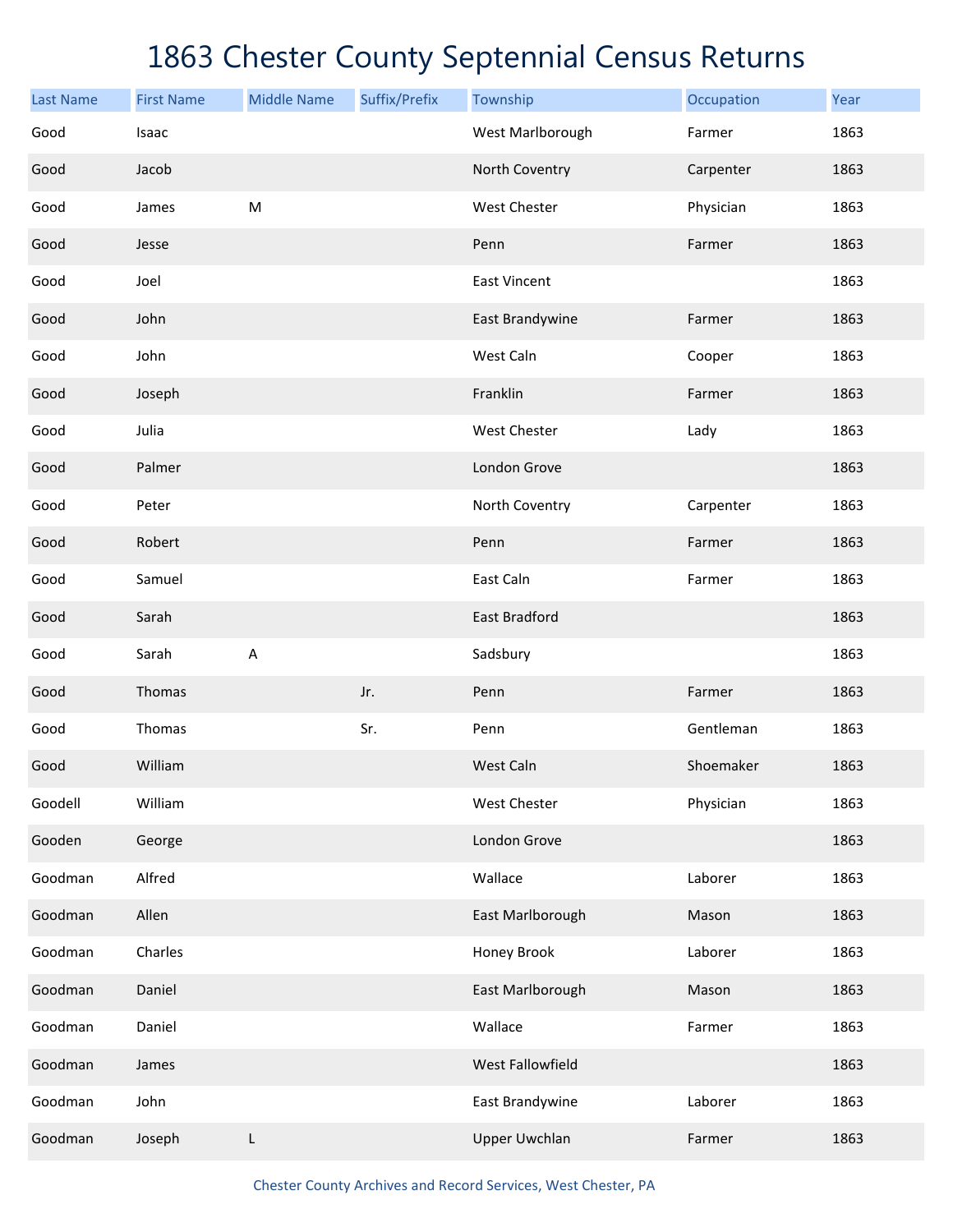# 1863 Chester County Septennial Census Returns

| Last Name | First Name | Middle Name | Suffix/Prefix | Township | Occupation | Year |
|---|---|---|---|---|---|---|
| Good | Isaac | | | West Marlborough | Farmer | 1863 |
| Good | Jacob | | | North Coventry | Carpenter | 1863 |
| Good | James | M | | West Chester | Physician | 1863 |
| Good | Jesse | | | Penn | Farmer | 1863 |
| Good | Joel | | | East Vincent | | 1863 |
| Good | John | | | East Brandywine | Farmer | 1863 |
| Good | John | | | West Caln | Cooper | 1863 |
| Good | Joseph | | | Franklin | Farmer | 1863 |
| Good | Julia | | | West Chester | Lady | 1863 |
| Good | Palmer | | | London Grove | | 1863 |
| Good | Peter | | | North Coventry | Carpenter | 1863 |
| Good | Robert | | | Penn | Farmer | 1863 |
| Good | Samuel | | | East Caln | Farmer | 1863 |
| Good | Sarah | | | East Bradford | | 1863 |
| Good | Sarah | A | | Sadsbury | | 1863 |
| Good | Thomas | | Jr. | Penn | Farmer | 1863 |
| Good | Thomas | | Sr. | Penn | Gentleman | 1863 |
| Good | William | | | West Caln | Shoemaker | 1863 |
| Goodell | William | | | West Chester | Physician | 1863 |
| Gooden | George | | | London Grove | | 1863 |
| Goodman | Alfred | | | Wallace | Laborer | 1863 |
| Goodman | Allen | | | East Marlborough | Mason | 1863 |
| Goodman | Charles | | | Honey Brook | Laborer | 1863 |
| Goodman | Daniel | | | East Marlborough | Mason | 1863 |
| Goodman | Daniel | | | Wallace | Farmer | 1863 |
| Goodman | James | | | West Fallowfield | | 1863 |
| Goodman | John | | | East Brandywine | Laborer | 1863 |
| Goodman | Joseph | L | | Upper Uwchlan | Farmer | 1863 |

Chester County Archives and Record Services, West Chester, PA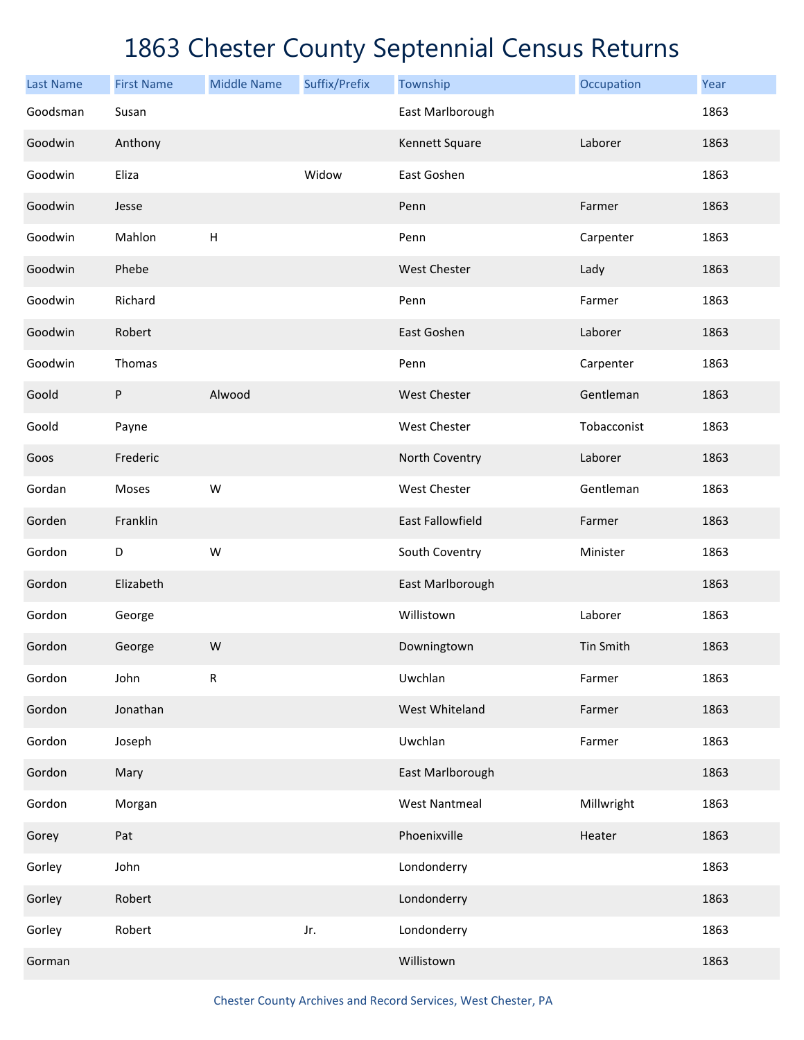# 1863 Chester County Septennial Census Returns

| Last Name | First Name | Middle Name | Suffix/Prefix | Township | Occupation | Year |
|---|---|---|---|---|---|---|
| Goodsman | Susan | | | East Marlborough | | 1863 |
| Goodwin | Anthony | | | Kennett Square | Laborer | 1863 |
| Goodwin | Eliza | | Widow | East Goshen | | 1863 |
| Goodwin | Jesse | | | Penn | Farmer | 1863 |
| Goodwin | Mahlon | H | | Penn | Carpenter | 1863 |
| Goodwin | Phebe | | | West Chester | Lady | 1863 |
| Goodwin | Richard | | | Penn | Farmer | 1863 |
| Goodwin | Robert | | | East Goshen | Laborer | 1863 |
| Goodwin | Thomas | | | Penn | Carpenter | 1863 |
| Goold | P | Alwood | | West Chester | Gentleman | 1863 |
| Goold | Payne | | | West Chester | Tobacconist | 1863 |
| Goos | Frederic | | | North Coventry | Laborer | 1863 |
| Gordan | Moses | W | | West Chester | Gentleman | 1863 |
| Gorden | Franklin | | | East Fallowfield | Farmer | 1863 |
| Gordon | D | W | | South Coventry | Minister | 1863 |
| Gordon | Elizabeth | | | East Marlborough | | 1863 |
| Gordon | George | | | Willistown | Laborer | 1863 |
| Gordon | George | W | | Downingtown | Tin Smith | 1863 |
| Gordon | John | R | | Uwchlan | Farmer | 1863 |
| Gordon | Jonathan | | | West Whiteland | Farmer | 1863 |
| Gordon | Joseph | | | Uwchlan | Farmer | 1863 |
| Gordon | Mary | | | East Marlborough | | 1863 |
| Gordon | Morgan | | | West Nantmeal | Millwright | 1863 |
| Gorey | Pat | | | Phoenixville | Heater | 1863 |
| Gorley | John | | | Londonderry | | 1863 |
| Gorley | Robert | | | Londonderry | | 1863 |
| Gorley | Robert | | Jr. | Londonderry | | 1863 |
| Gorman | | | | Willistown | | 1863 |

Chester County Archives and Record Services, West Chester, PA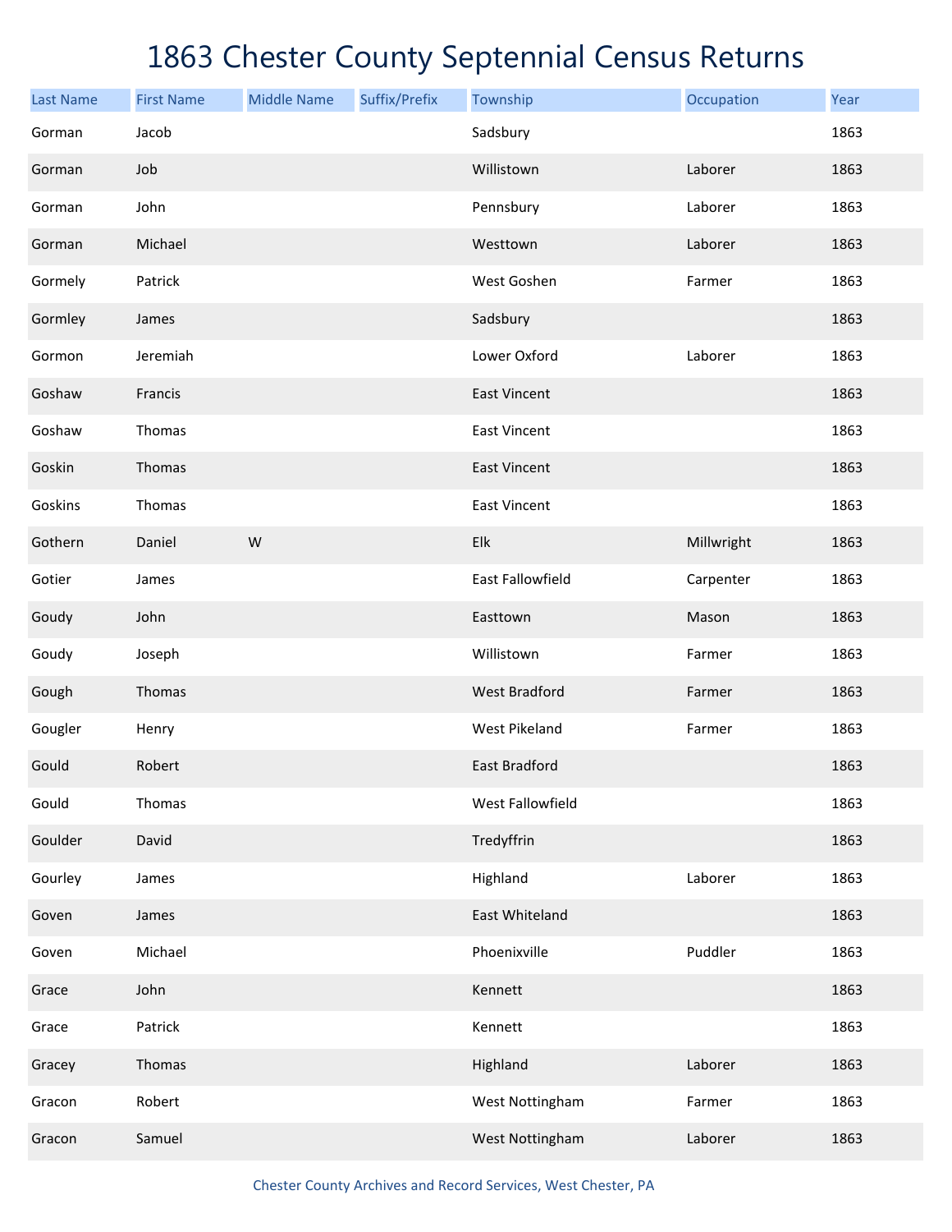# 1863 Chester County Septennial Census Returns

| Last Name | First Name | Middle Name | Suffix/Prefix | Township | Occupation | Year |
|---|---|---|---|---|---|---|
| Gorman | Jacob | | | Sadsbury | | 1863 |
| Gorman | Job | | | Willistown | Laborer | 1863 |
| Gorman | John | | | Pennsbury | Laborer | 1863 |
| Gorman | Michael | | | Westtown | Laborer | 1863 |
| Gormely | Patrick | | | West Goshen | Farmer | 1863 |
| Gormley | James | | | Sadsbury | | 1863 |
| Gormon | Jeremiah | | | Lower Oxford | Laborer | 1863 |
| Goshaw | Francis | | | East Vincent | | 1863 |
| Goshaw | Thomas | | | East Vincent | | 1863 |
| Goskin | Thomas | | | East Vincent | | 1863 |
| Goskins | Thomas | | | East Vincent | | 1863 |
| Gothern | Daniel | W | | Elk | Millwright | 1863 |
| Gotier | James | | | East Fallowfield | Carpenter | 1863 |
| Goudy | John | | | Easttown | Mason | 1863 |
| Goudy | Joseph | | | Willistown | Farmer | 1863 |
| Gough | Thomas | | | West Bradford | Farmer | 1863 |
| Gougler | Henry | | | West Pikeland | Farmer | 1863 |
| Gould | Robert | | | East Bradford | | 1863 |
| Gould | Thomas | | | West Fallowfield | | 1863 |
| Goulder | David | | | Tredyffrin | | 1863 |
| Gourley | James | | | Highland | Laborer | 1863 |
| Goven | James | | | East Whiteland | | 1863 |
| Goven | Michael | | | Phoenixville | Puddler | 1863 |
| Grace | John | | | Kennett | | 1863 |
| Grace | Patrick | | | Kennett | | 1863 |
| Gracey | Thomas | | | Highland | Laborer | 1863 |
| Gracon | Robert | | | West Nottingham | Farmer | 1863 |
| Gracon | Samuel | | | West Nottingham | Laborer | 1863 |

Chester County Archives and Record Services, West Chester, PA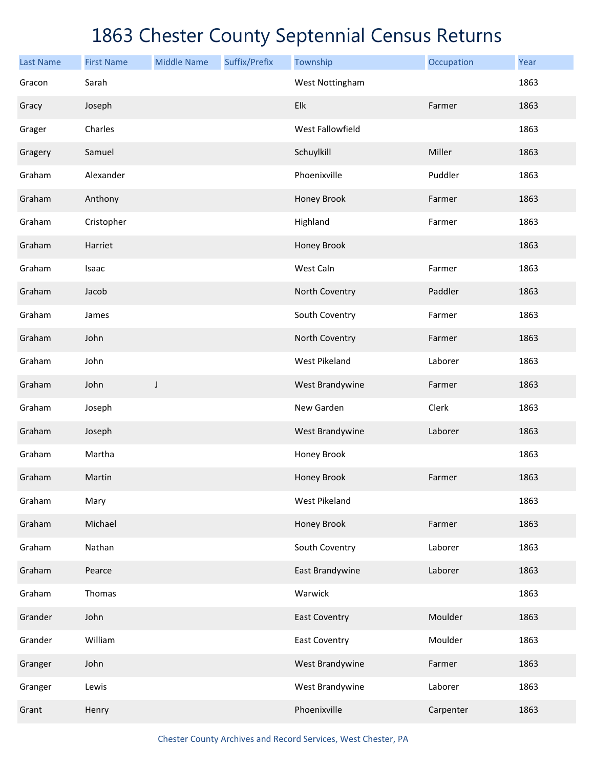# 1863 Chester County Septennial Census Returns

| Last Name | First Name | Middle Name | Suffix/Prefix | Township | Occupation | Year |
|---|---|---|---|---|---|---|
| Gracon | Sarah | | | West Nottingham | | 1863 |
| Gracy | Joseph | | | Elk | Farmer | 1863 |
| Grager | Charles | | | West Fallowfield | | 1863 |
| Gragery | Samuel | | | Schuylkill | Miller | 1863 |
| Graham | Alexander | | | Phoenixville | Puddler | 1863 |
| Graham | Anthony | | | Honey Brook | Farmer | 1863 |
| Graham | Cristopher | | | Highland | Farmer | 1863 |
| Graham | Harriet | | | Honey Brook | | 1863 |
| Graham | Isaac | | | West Caln | Farmer | 1863 |
| Graham | Jacob | | | North Coventry | Paddler | 1863 |
| Graham | James | | | South Coventry | Farmer | 1863 |
| Graham | John | | | North Coventry | Farmer | 1863 |
| Graham | John | | | West Pikeland | Laborer | 1863 |
| Graham | John | J | | West Brandywine | Farmer | 1863 |
| Graham | Joseph | | | New Garden | Clerk | 1863 |
| Graham | Joseph | | | West Brandywine | Laborer | 1863 |
| Graham | Martha | | | Honey Brook | | 1863 |
| Graham | Martin | | | Honey Brook | Farmer | 1863 |
| Graham | Mary | | | West Pikeland | | 1863 |
| Graham | Michael | | | Honey Brook | Farmer | 1863 |
| Graham | Nathan | | | South Coventry | Laborer | 1863 |
| Graham | Pearce | | | East Brandywine | Laborer | 1863 |
| Graham | Thomas | | | Warwick | | 1863 |
| Grander | John | | | East Coventry | Moulder | 1863 |
| Grander | William | | | East Coventry | Moulder | 1863 |
| Granger | John | | | West Brandywine | Farmer | 1863 |
| Granger | Lewis | | | West Brandywine | Laborer | 1863 |
| Grant | Henry | | | Phoenixville | Carpenter | 1863 |

Chester County Archives and Record Services, West Chester, PA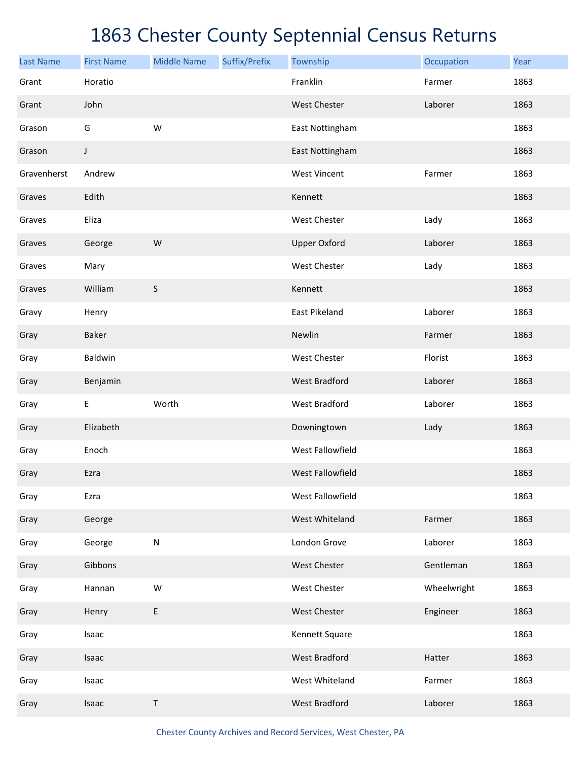# 1863 Chester County Septennial Census Returns

| Last Name | First Name | Middle Name | Suffix/Prefix | Township | Occupation | Year |
|---|---|---|---|---|---|---|
| Grant | Horatio | | | Franklin | Farmer | 1863 |
| Grant | John | | | West Chester | Laborer | 1863 |
| Grason | G | W | | East Nottingham | | 1863 |
| Grason | J | | | East Nottingham | | 1863 |
| Gravenherst | Andrew | | | West Vincent | Farmer | 1863 |
| Graves | Edith | | | Kennett | | 1863 |
| Graves | Eliza | | | West Chester | Lady | 1863 |
| Graves | George | W | | Upper Oxford | Laborer | 1863 |
| Graves | Mary | | | West Chester | Lady | 1863 |
| Graves | William | S | | Kennett | | 1863 |
| Gravy | Henry | | | East Pikeland | Laborer | 1863 |
| Gray | Baker | | | Newlin | Farmer | 1863 |
| Gray | Baldwin | | | West Chester | Florist | 1863 |
| Gray | Benjamin | | | West Bradford | Laborer | 1863 |
| Gray | E | Worth | | West Bradford | Laborer | 1863 |
| Gray | Elizabeth | | | Downingtown | Lady | 1863 |
| Gray | Enoch | | | West Fallowfield | | 1863 |
| Gray | Ezra | | | West Fallowfield | | 1863 |
| Gray | Ezra | | | West Fallowfield | | 1863 |
| Gray | George | | | West Whiteland | Farmer | 1863 |
| Gray | George | N | | London Grove | Laborer | 1863 |
| Gray | Gibbons | | | West Chester | Gentleman | 1863 |
| Gray | Hannan | W | | West Chester | Wheelwright | 1863 |
| Gray | Henry | E | | West Chester | Engineer | 1863 |
| Gray | Isaac | | | Kennett Square | | 1863 |
| Gray | Isaac | | | West Bradford | Hatter | 1863 |
| Gray | Isaac | | | West Whiteland | Farmer | 1863 |
| Gray | Isaac | T | | West Bradford | Laborer | 1863 |

Chester County Archives and Record Services, West Chester, PA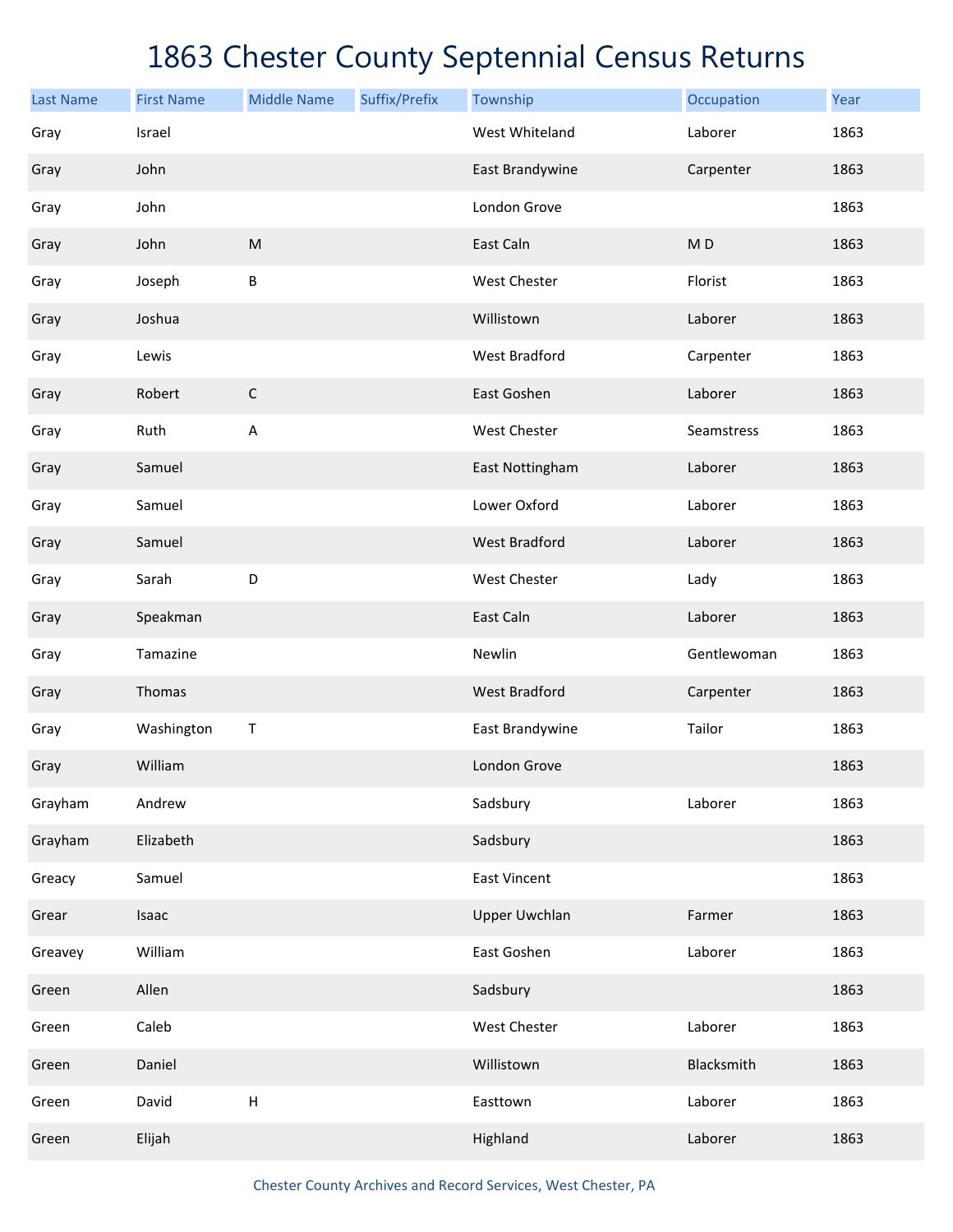# 1863 Chester County Septennial Census Returns

| Last Name | First Name | Middle Name | Suffix/Prefix | Township | Occupation | Year |
|---|---|---|---|---|---|---|
| Gray | Israel | | | West Whiteland | Laborer | 1863 |
| Gray | John | | | East Brandywine | Carpenter | 1863 |
| Gray | John | | | London Grove | | 1863 |
| Gray | John | M | | East Caln | M D | 1863 |
| Gray | Joseph | B | | West Chester | Florist | 1863 |
| Gray | Joshua | | | Willistown | Laborer | 1863 |
| Gray | Lewis | | | West Bradford | Carpenter | 1863 |
| Gray | Robert | C | | East Goshen | Laborer | 1863 |
| Gray | Ruth | A | | West Chester | Seamstress | 1863 |
| Gray | Samuel | | | East Nottingham | Laborer | 1863 |
| Gray | Samuel | | | Lower Oxford | Laborer | 1863 |
| Gray | Samuel | | | West Bradford | Laborer | 1863 |
| Gray | Sarah | D | | West Chester | Lady | 1863 |
| Gray | Speakman | | | East Caln | Laborer | 1863 |
| Gray | Tamazine | | | Newlin | Gentlewoman | 1863 |
| Gray | Thomas | | | West Bradford | Carpenter | 1863 |
| Gray | Washington | T | | East Brandywine | Tailor | 1863 |
| Gray | William | | | London Grove | | 1863 |
| Grayham | Andrew | | | Sadsbury | Laborer | 1863 |
| Grayham | Elizabeth | | | Sadsbury | | 1863 |
| Greacy | Samuel | | | East Vincent | | 1863 |
| Grear | Isaac | | | Upper Uwchlan | Farmer | 1863 |
| Greavey | William | | | East Goshen | Laborer | 1863 |
| Green | Allen | | | Sadsbury | | 1863 |
| Green | Caleb | | | West Chester | Laborer | 1863 |
| Green | Daniel | | | Willistown | Blacksmith | 1863 |
| Green | David | H | | Easttown | Laborer | 1863 |
| Green | Elijah | | | Highland | Laborer | 1863 |

Chester County Archives and Record Services, West Chester, PA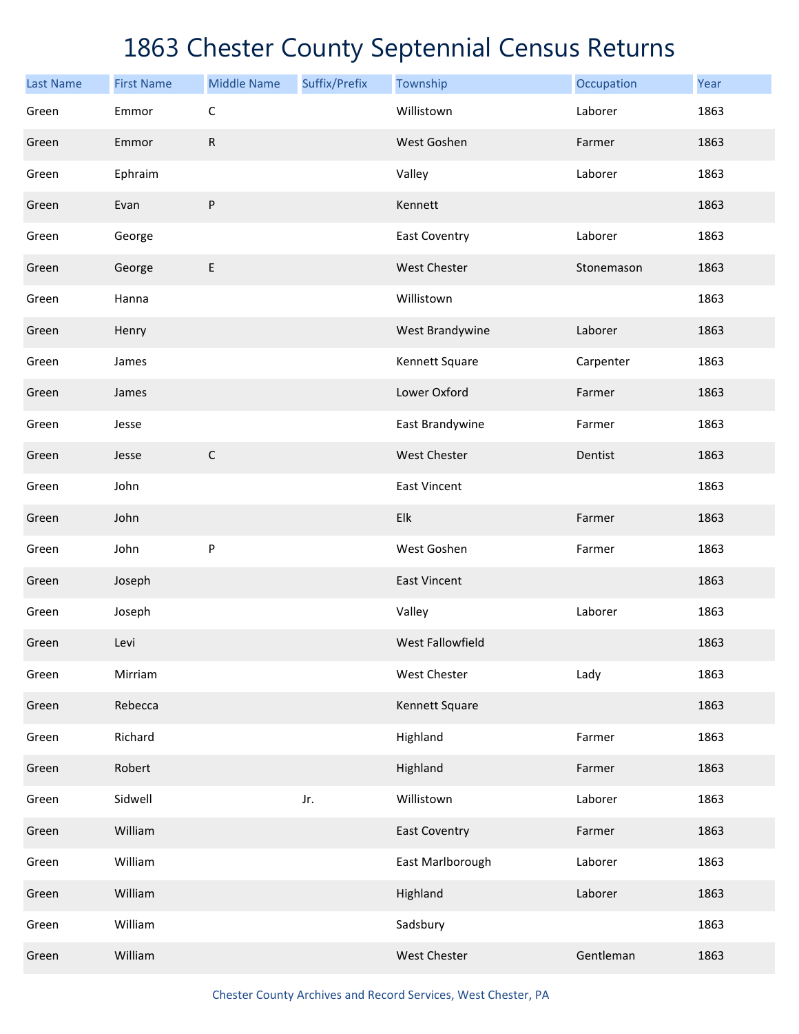# 1863 Chester County Septennial Census Returns

| Last Name | First Name | Middle Name | Suffix/Prefix | Township | Occupation | Year |
|---|---|---|---|---|---|---|
| Green | Emmor | C | | Willistown | Laborer | 1863 |
| Green | Emmor | R | | West Goshen | Farmer | 1863 |
| Green | Ephraim | | | Valley | Laborer | 1863 |
| Green | Evan | P | | Kennett | | 1863 |
| Green | George | | | East Coventry | Laborer | 1863 |
| Green | George | E | | West Chester | Stonemason | 1863 |
| Green | Hanna | | | Willistown | | 1863 |
| Green | Henry | | | West Brandywine | Laborer | 1863 |
| Green | James | | | Kennett Square | Carpenter | 1863 |
| Green | James | | | Lower Oxford | Farmer | 1863 |
| Green | Jesse | | | East Brandywine | Farmer | 1863 |
| Green | Jesse | C | | West Chester | Dentist | 1863 |
| Green | John | | | East Vincent | | 1863 |
| Green | John | | | Elk | Farmer | 1863 |
| Green | John | P | | West Goshen | Farmer | 1863 |
| Green | Joseph | | | East Vincent | | 1863 |
| Green | Joseph | | | Valley | Laborer | 1863 |
| Green | Levi | | | West Fallowfield | | 1863 |
| Green | Mirriam | | | West Chester | Lady | 1863 |
| Green | Rebecca | | | Kennett Square | | 1863 |
| Green | Richard | | | Highland | Farmer | 1863 |
| Green | Robert | | | Highland | Farmer | 1863 |
| Green | Sidwell | | Jr. | Willistown | Laborer | 1863 |
| Green | William | | | East Coventry | Farmer | 1863 |
| Green | William | | | East Marlborough | Laborer | 1863 |
| Green | William | | | Highland | Laborer | 1863 |
| Green | William | | | Sadsbury | | 1863 |
| Green | William | | | West Chester | Gentleman | 1863 |

Chester County Archives and Record Services, West Chester, PA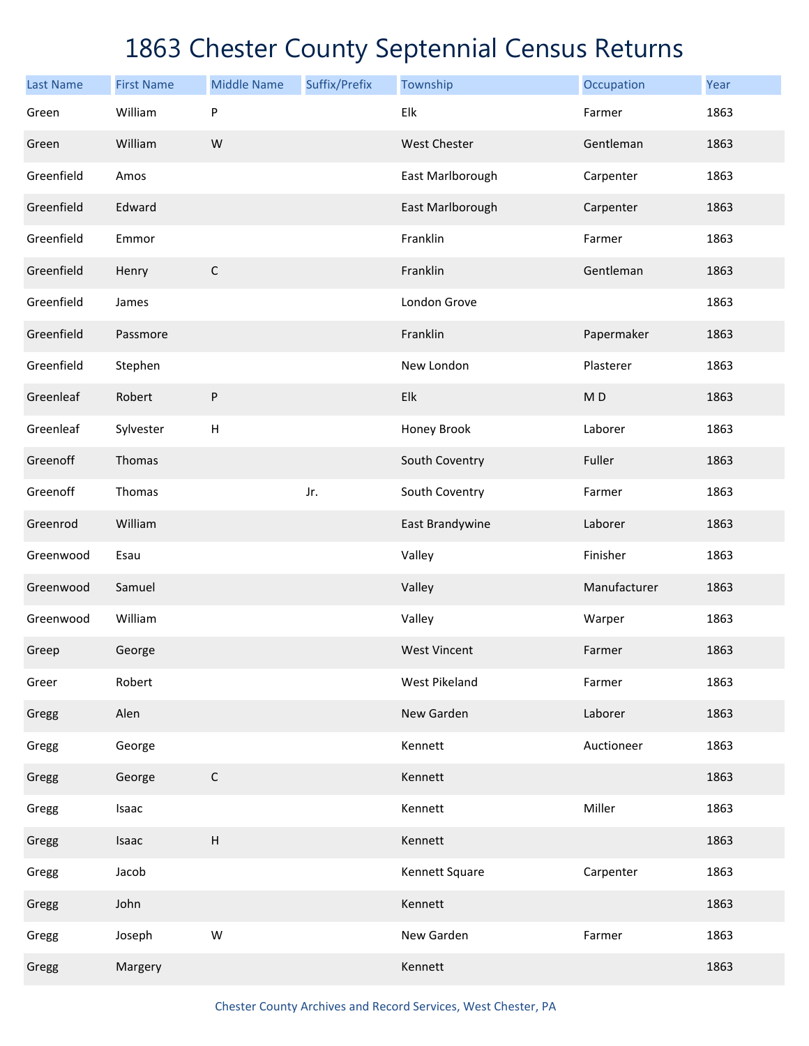# 1863 Chester County Septennial Census Returns

| Last Name | First Name | Middle Name | Suffix/Prefix | Township | Occupation | Year |
|---|---|---|---|---|---|---|
| Green | William | P | | Elk | Farmer | 1863 |
| Green | William | W | | West Chester | Gentleman | 1863 |
| Greenfield | Amos | | | East Marlborough | Carpenter | 1863 |
| Greenfield | Edward | | | East Marlborough | Carpenter | 1863 |
| Greenfield | Emmor | | | Franklin | Farmer | 1863 |
| Greenfield | Henry | C | | Franklin | Gentleman | 1863 |
| Greenfield | James | | | London Grove | | 1863 |
| Greenfield | Passmore | | | Franklin | Papermaker | 1863 |
| Greenfield | Stephen | | | New London | Plasterer | 1863 |
| Greenleaf | Robert | P | | Elk | M D | 1863 |
| Greenleaf | Sylvester | H | | Honey Brook | Laborer | 1863 |
| Greenoff | Thomas | | | South Coventry | Fuller | 1863 |
| Greenoff | Thomas | | Jr. | South Coventry | Farmer | 1863 |
| Greenrod | William | | | East Brandywine | Laborer | 1863 |
| Greenwood | Esau | | | Valley | Finisher | 1863 |
| Greenwood | Samuel | | | Valley | Manufacturer | 1863 |
| Greenwood | William | | | Valley | Warper | 1863 |
| Greep | George | | | West Vincent | Farmer | 1863 |
| Greer | Robert | | | West Pikeland | Farmer | 1863 |
| Gregg | Alen | | | New Garden | Laborer | 1863 |
| Gregg | George | | | Kennett | Auctioneer | 1863 |
| Gregg | George | C | | Kennett | | 1863 |
| Gregg | Isaac | | | Kennett | Miller | 1863 |
| Gregg | Isaac | H | | Kennett | | 1863 |
| Gregg | Jacob | | | Kennett Square | Carpenter | 1863 |
| Gregg | John | | | Kennett | | 1863 |
| Gregg | Joseph | W | | New Garden | Farmer | 1863 |
| Gregg | Margery | | | Kennett | | 1863 |

Chester County Archives and Record Services, West Chester, PA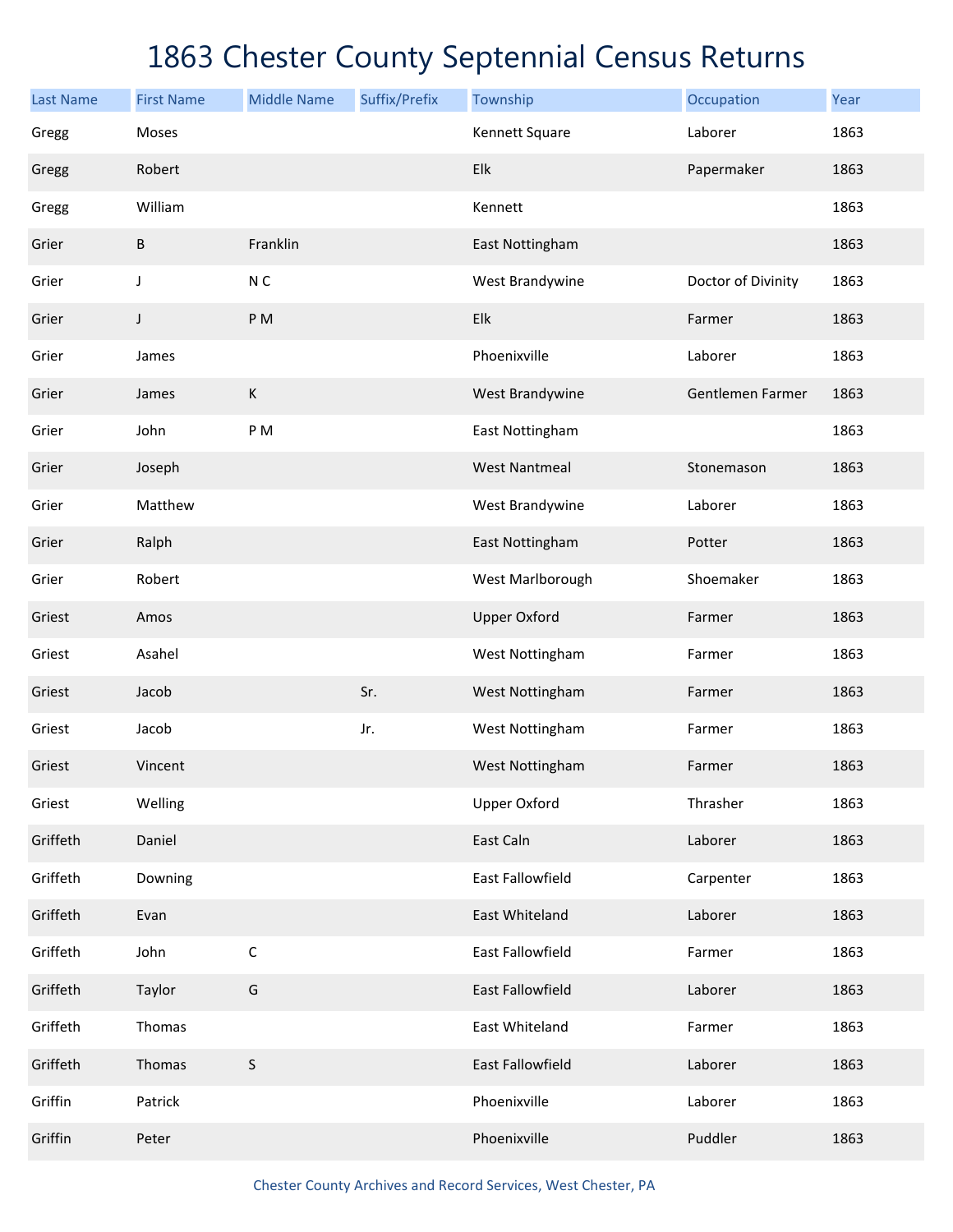# 1863 Chester County Septennial Census Returns

| Last Name | First Name | Middle Name | Suffix/Prefix | Township | Occupation | Year |
|---|---|---|---|---|---|---|
| Gregg | Moses | | | Kennett Square | Laborer | 1863 |
| Gregg | Robert | | | Elk | Papermaker | 1863 |
| Gregg | William | | | Kennett | | 1863 |
| Grier | B | Franklin | | East Nottingham | | 1863 |
| Grier | J | N C | | West Brandywine | Doctor of Divinity | 1863 |
| Grier | J | P M | | Elk | Farmer | 1863 |
| Grier | James | | | Phoenixville | Laborer | 1863 |
| Grier | James | K | | West Brandywine | Gentlemen Farmer | 1863 |
| Grier | John | P M | | East Nottingham | | 1863 |
| Grier | Joseph | | | West Nantmeal | Stonemason | 1863 |
| Grier | Matthew | | | West Brandywine | Laborer | 1863 |
| Grier | Ralph | | | East Nottingham | Potter | 1863 |
| Grier | Robert | | | West Marlborough | Shoemaker | 1863 |
| Griest | Amos | | | Upper Oxford | Farmer | 1863 |
| Griest | Asahel | | | West Nottingham | Farmer | 1863 |
| Griest | Jacob | | Sr. | West Nottingham | Farmer | 1863 |
| Griest | Jacob | | Jr. | West Nottingham | Farmer | 1863 |
| Griest | Vincent | | | West Nottingham | Farmer | 1863 |
| Griest | Welling | | | Upper Oxford | Thrasher | 1863 |
| Griffeth | Daniel | | | East Caln | Laborer | 1863 |
| Griffeth | Downing | | | East Fallowfield | Carpenter | 1863 |
| Griffeth | Evan | | | East Whiteland | Laborer | 1863 |
| Griffeth | John | C | | East Fallowfield | Farmer | 1863 |
| Griffeth | Taylor | G | | East Fallowfield | Laborer | 1863 |
| Griffeth | Thomas | | | East Whiteland | Farmer | 1863 |
| Griffeth | Thomas | S | | East Fallowfield | Laborer | 1863 |
| Griffin | Patrick | | | Phoenixville | Laborer | 1863 |
| Griffin | Peter | | | Phoenixville | Puddler | 1863 |

Chester County Archives and Record Services, West Chester, PA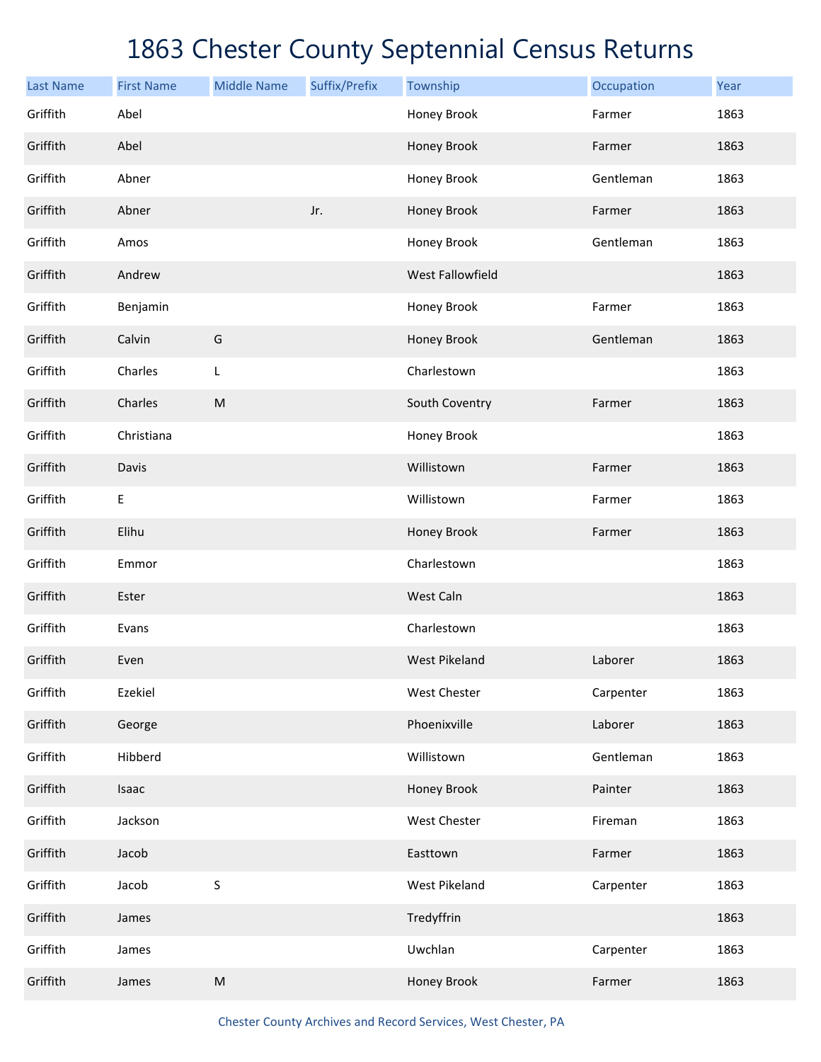# 1863 Chester County Septennial Census Returns

| Last Name | First Name | Middle Name | Suffix/Prefix | Township | Occupation | Year |
|---|---|---|---|---|---|---|
| Griffith | Abel | | | Honey Brook | Farmer | 1863 |
| Griffith | Abel | | | Honey Brook | Farmer | 1863 |
| Griffith | Abner | | | Honey Brook | Gentleman | 1863 |
| Griffith | Abner | | Jr. | Honey Brook | Farmer | 1863 |
| Griffith | Amos | | | Honey Brook | Gentleman | 1863 |
| Griffith | Andrew | | | West Fallowfield | | 1863 |
| Griffith | Benjamin | | | Honey Brook | Farmer | 1863 |
| Griffith | Calvin | G | | Honey Brook | Gentleman | 1863 |
| Griffith | Charles | L | | Charlestown | | 1863 |
| Griffith | Charles | M | | South Coventry | Farmer | 1863 |
| Griffith | Christiana | | | Honey Brook | | 1863 |
| Griffith | Davis | | | Willistown | Farmer | 1863 |
| Griffith | E | | | Willistown | Farmer | 1863 |
| Griffith | Elihu | | | Honey Brook | Farmer | 1863 |
| Griffith | Emmor | | | Charlestown | | 1863 |
| Griffith | Ester | | | West Caln | | 1863 |
| Griffith | Evans | | | Charlestown | | 1863 |
| Griffith | Even | | | West Pikeland | Laborer | 1863 |
| Griffith | Ezekiel | | | West Chester | Carpenter | 1863 |
| Griffith | George | | | Phoenixville | Laborer | 1863 |
| Griffith | Hibberd | | | Willistown | Gentleman | 1863 |
| Griffith | Isaac | | | Honey Brook | Painter | 1863 |
| Griffith | Jackson | | | West Chester | Fireman | 1863 |
| Griffith | Jacob | | | Easttown | Farmer | 1863 |
| Griffith | Jacob | S | | West Pikeland | Carpenter | 1863 |
| Griffith | James | | | Tredyffrin | | 1863 |
| Griffith | James | | | Uwchlan | Carpenter | 1863 |
| Griffith | James | M | | Honey Brook | Farmer | 1863 |

Chester County Archives and Record Services, West Chester, PA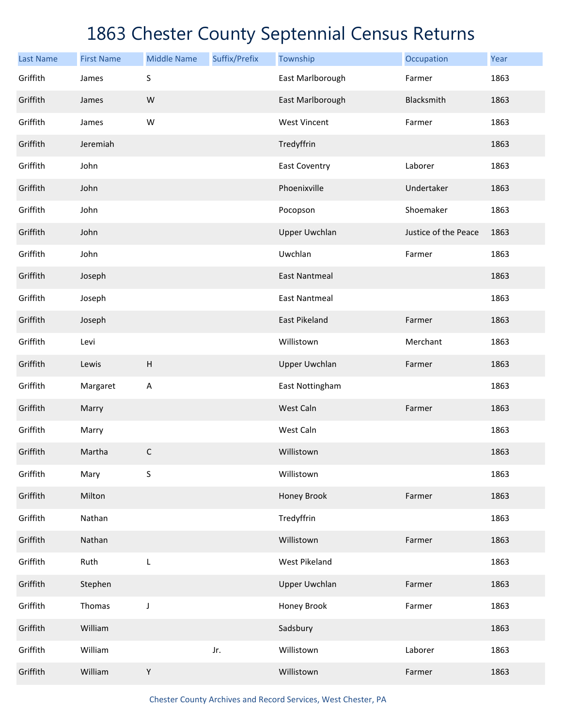# 1863 Chester County Septennial Census Returns

| Last Name | First Name | Middle Name | Suffix/Prefix | Township | Occupation | Year |
|---|---|---|---|---|---|---|
| Griffith | James | S | | East Marlborough | Farmer | 1863 |
| Griffith | James | W | | East Marlborough | Blacksmith | 1863 |
| Griffith | James | W | | West Vincent | Farmer | 1863 |
| Griffith | Jeremiah | | | Tredyffrin | | 1863 |
| Griffith | John | | | East Coventry | Laborer | 1863 |
| Griffith | John | | | Phoenixville | Undertaker | 1863 |
| Griffith | John | | | Pocopson | Shoemaker | 1863 |
| Griffith | John | | | Upper Uwchlan | Justice of the Peace | 1863 |
| Griffith | John | | | Uwchlan | Farmer | 1863 |
| Griffith | Joseph | | | East Nantmeal | | 1863 |
| Griffith | Joseph | | | East Nantmeal | | 1863 |
| Griffith | Joseph | | | East Pikeland | Farmer | 1863 |
| Griffith | Levi | | | Willistown | Merchant | 1863 |
| Griffith | Lewis | H | | Upper Uwchlan | Farmer | 1863 |
| Griffith | Margaret | A | | East Nottingham | | 1863 |
| Griffith | Marry | | | West Caln | Farmer | 1863 |
| Griffith | Marry | | | West Caln | | 1863 |
| Griffith | Martha | C | | Willistown | | 1863 |
| Griffith | Mary | S | | Willistown | | 1863 |
| Griffith | Milton | | | Honey Brook | Farmer | 1863 |
| Griffith | Nathan | | | Tredyffrin | | 1863 |
| Griffith | Nathan | | | Willistown | Farmer | 1863 |
| Griffith | Ruth | L | | West Pikeland | | 1863 |
| Griffith | Stephen | | | Upper Uwchlan | Farmer | 1863 |
| Griffith | Thomas | J | | Honey Brook | Farmer | 1863 |
| Griffith | William | | | Sadsbury | | 1863 |
| Griffith | William | | Jr. | Willistown | Laborer | 1863 |
| Griffith | William | Y | | Willistown | Farmer | 1863 |

Chester County Archives and Record Services, West Chester, PA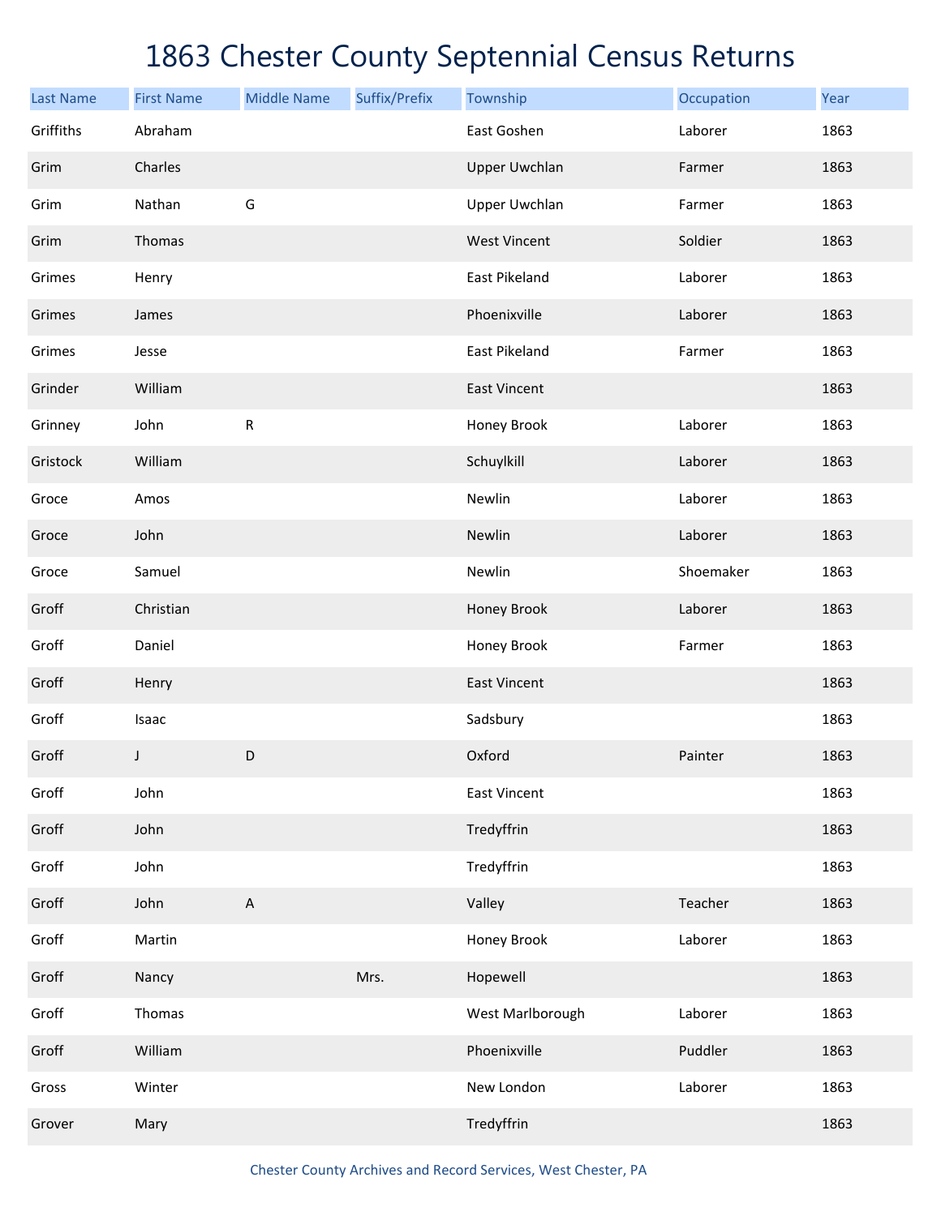# 1863 Chester County Septennial Census Returns

| Last Name | First Name | Middle Name | Suffix/Prefix | Township | Occupation | Year |
|---|---|---|---|---|---|---|
| Griffiths | Abraham | | | East Goshen | Laborer | 1863 |
| Grim | Charles | | | Upper Uwchlan | Farmer | 1863 |
| Grim | Nathan | G | | Upper Uwchlan | Farmer | 1863 |
| Grim | Thomas | | | West Vincent | Soldier | 1863 |
| Grimes | Henry | | | East Pikeland | Laborer | 1863 |
| Grimes | James | | | Phoenixville | Laborer | 1863 |
| Grimes | Jesse | | | East Pikeland | Farmer | 1863 |
| Grinder | William | | | East Vincent | | 1863 |
| Grinney | John | R | | Honey Brook | Laborer | 1863 |
| Gristock | William | | | Schuylkill | Laborer | 1863 |
| Groce | Amos | | | Newlin | Laborer | 1863 |
| Groce | John | | | Newlin | Laborer | 1863 |
| Groce | Samuel | | | Newlin | Shoemaker | 1863 |
| Groff | Christian | | | Honey Brook | Laborer | 1863 |
| Groff | Daniel | | | Honey Brook | Farmer | 1863 |
| Groff | Henry | | | East Vincent | | 1863 |
| Groff | Isaac | | | Sadsbury | | 1863 |
| Groff | J | D | | Oxford | Painter | 1863 |
| Groff | John | | | East Vincent | | 1863 |
| Groff | John | | | Tredyffrin | | 1863 |
| Groff | John | | | Tredyffrin | | 1863 |
| Groff | John | A | | Valley | Teacher | 1863 |
| Groff | Martin | | | Honey Brook | Laborer | 1863 |
| Groff | Nancy | | Mrs. | Hopewell | | 1863 |
| Groff | Thomas | | | West Marlborough | Laborer | 1863 |
| Groff | William | | | Phoenixville | Puddler | 1863 |
| Gross | Winter | | | New London | Laborer | 1863 |
| Grover | Mary | | | Tredyffrin | | 1863 |

Chester County Archives and Record Services, West Chester, PA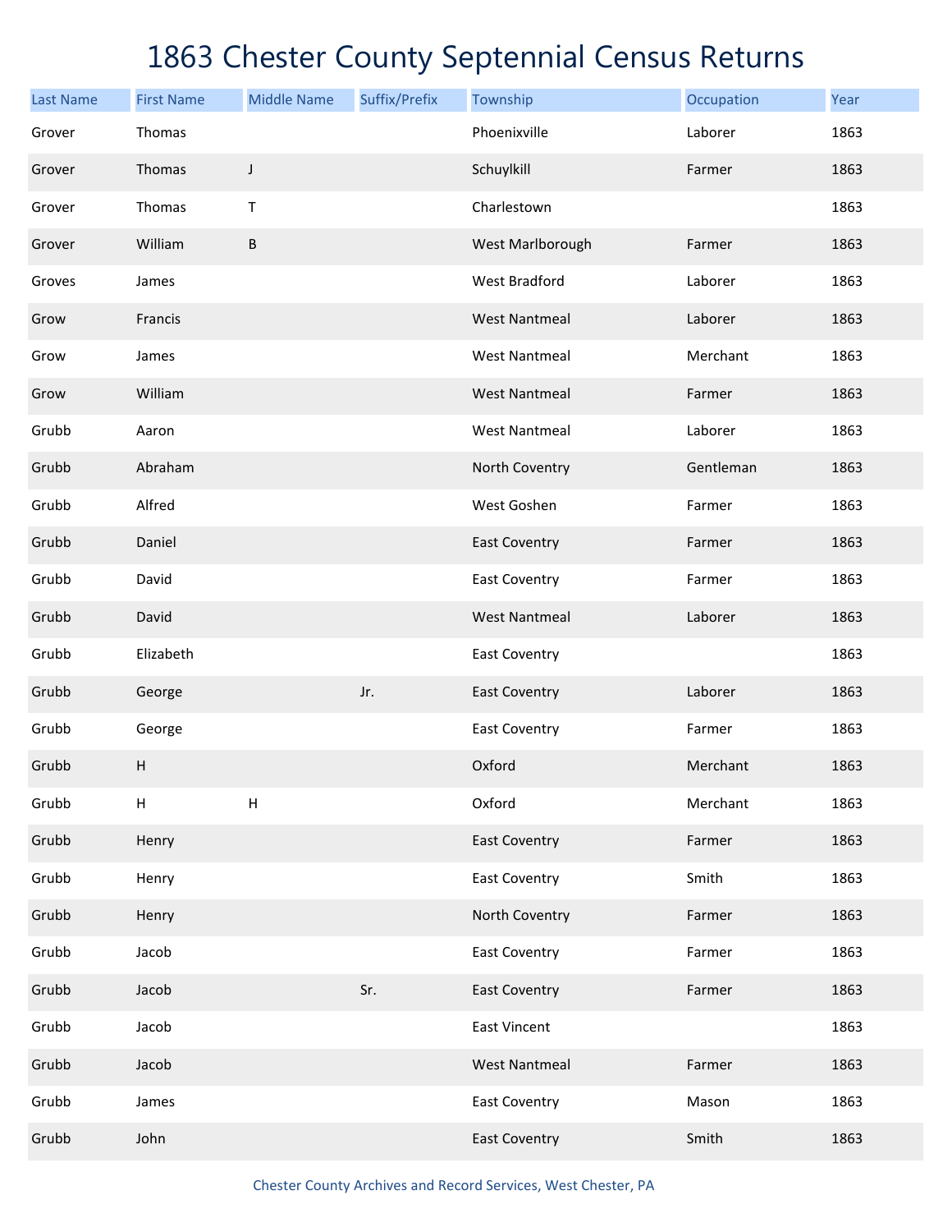# 1863 Chester County Septennial Census Returns

| Last Name | First Name | Middle Name | Suffix/Prefix | Township | Occupation | Year |
|---|---|---|---|---|---|---|
| Grover | Thomas | | | Phoenixville | Laborer | 1863 |
| Grover | Thomas | J | | Schuylkill | Farmer | 1863 |
| Grover | Thomas | T | | Charlestown | | 1863 |
| Grover | William | B | | West Marlborough | Farmer | 1863 |
| Groves | James | | | West Bradford | Laborer | 1863 |
| Grow | Francis | | | West Nantmeal | Laborer | 1863 |
| Grow | James | | | West Nantmeal | Merchant | 1863 |
| Grow | William | | | West Nantmeal | Farmer | 1863 |
| Grubb | Aaron | | | West Nantmeal | Laborer | 1863 |
| Grubb | Abraham | | | North Coventry | Gentleman | 1863 |
| Grubb | Alfred | | | West Goshen | Farmer | 1863 |
| Grubb | Daniel | | | East Coventry | Farmer | 1863 |
| Grubb | David | | | East Coventry | Farmer | 1863 |
| Grubb | David | | | West Nantmeal | Laborer | 1863 |
| Grubb | Elizabeth | | | East Coventry | | 1863 |
| Grubb | George | | Jr. | East Coventry | Laborer | 1863 |
| Grubb | George | | | East Coventry | Farmer | 1863 |
| Grubb | H | | | Oxford | Merchant | 1863 |
| Grubb | H | H | | Oxford | Merchant | 1863 |
| Grubb | Henry | | | East Coventry | Farmer | 1863 |
| Grubb | Henry | | | East Coventry | Smith | 1863 |
| Grubb | Henry | | | North Coventry | Farmer | 1863 |
| Grubb | Jacob | | | East Coventry | Farmer | 1863 |
| Grubb | Jacob | | Sr. | East Coventry | Farmer | 1863 |
| Grubb | Jacob | | | East Vincent | | 1863 |
| Grubb | Jacob | | | West Nantmeal | Farmer | 1863 |
| Grubb | James | | | East Coventry | Mason | 1863 |
| Grubb | John | | | East Coventry | Smith | 1863 |

Chester County Archives and Record Services, West Chester, PA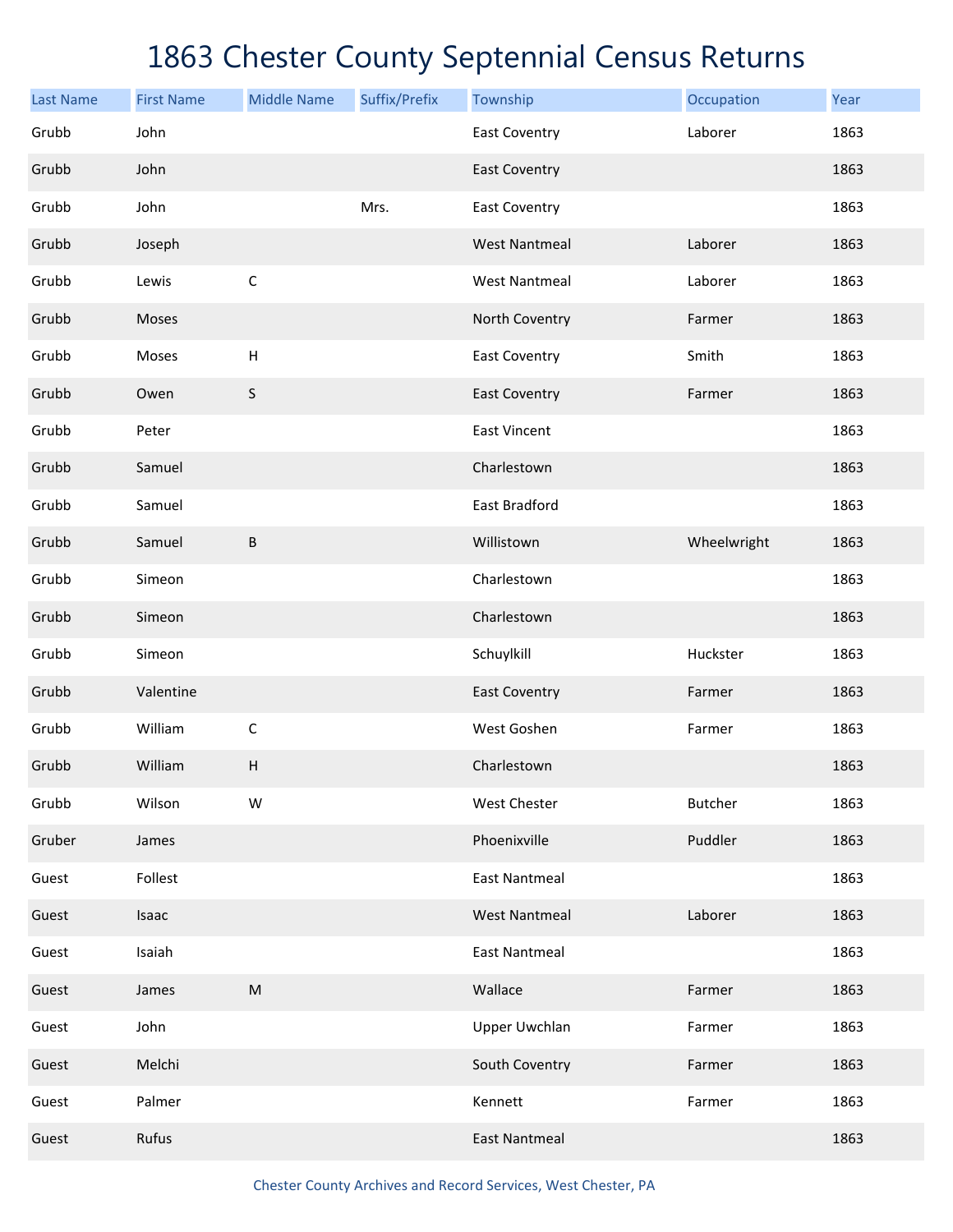# 1863 Chester County Septennial Census Returns

| Last Name | First Name | Middle Name | Suffix/Prefix | Township | Occupation | Year |
|---|---|---|---|---|---|---|
| Grubb | John | | | East Coventry | Laborer | 1863 |
| Grubb | John | | | East Coventry | | 1863 |
| Grubb | John | | Mrs. | East Coventry | | 1863 |
| Grubb | Joseph | | | West Nantmeal | Laborer | 1863 |
| Grubb | Lewis | C | | West Nantmeal | Laborer | 1863 |
| Grubb | Moses | | | North Coventry | Farmer | 1863 |
| Grubb | Moses | H | | East Coventry | Smith | 1863 |
| Grubb | Owen | S | | East Coventry | Farmer | 1863 |
| Grubb | Peter | | | East Vincent | | 1863 |
| Grubb | Samuel | | | Charlestown | | 1863 |
| Grubb | Samuel | | | East Bradford | | 1863 |
| Grubb | Samuel | B | | Willistown | Wheelwright | 1863 |
| Grubb | Simeon | | | Charlestown | | 1863 |
| Grubb | Simeon | | | Charlestown | | 1863 |
| Grubb | Simeon | | | Schuylkill | Huckster | 1863 |
| Grubb | Valentine | | | East Coventry | Farmer | 1863 |
| Grubb | William | C | | West Goshen | Farmer | 1863 |
| Grubb | William | H | | Charlestown | | 1863 |
| Grubb | Wilson | W | | West Chester | Butcher | 1863 |
| Gruber | James | | | Phoenixville | Puddler | 1863 |
| Guest | Follest | | | East Nantmeal | | 1863 |
| Guest | Isaac | | | West Nantmeal | Laborer | 1863 |
| Guest | Isaiah | | | East Nantmeal | | 1863 |
| Guest | James | M | | Wallace | Farmer | 1863 |
| Guest | John | | | Upper Uwchlan | Farmer | 1863 |
| Guest | Melchi | | | South Coventry | Farmer | 1863 |
| Guest | Palmer | | | Kennett | Farmer | 1863 |
| Guest | Rufus | | | East Nantmeal | | 1863 |

Chester County Archives and Record Services, West Chester, PA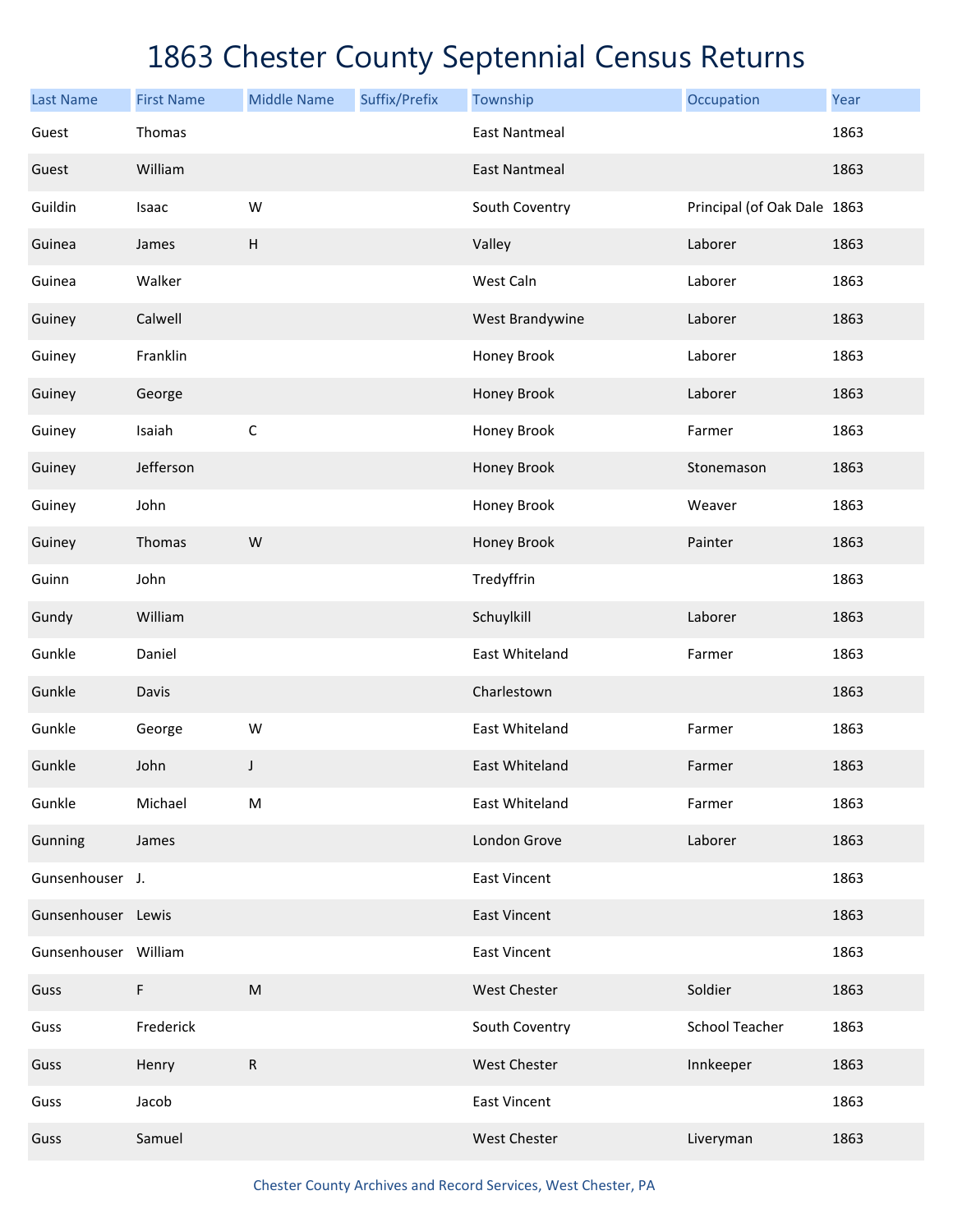# 1863 Chester County Septennial Census Returns

| Last Name | First Name | Middle Name | Suffix/Prefix | Township | Occupation | Year |
|---|---|---|---|---|---|---|
| Guest | Thomas | | | East Nantmeal | | 1863 |
| Guest | William | | | East Nantmeal | | 1863 |
| Guildin | Isaac | W | | South Coventry | Principal (of Oak Dale | 1863 |
| Guinea | James | H | | Valley | Laborer | 1863 |
| Guinea | Walker | | | West Caln | Laborer | 1863 |
| Guiney | Calwell | | | West Brandywine | Laborer | 1863 |
| Guiney | Franklin | | | Honey Brook | Laborer | 1863 |
| Guiney | George | | | Honey Brook | Laborer | 1863 |
| Guiney | Isaiah | C | | Honey Brook | Farmer | 1863 |
| Guiney | Jefferson | | | Honey Brook | Stonemason | 1863 |
| Guiney | John | | | Honey Brook | Weaver | 1863 |
| Guiney | Thomas | W | | Honey Brook | Painter | 1863 |
| Guinn | John | | | Tredyffrin | | 1863 |
| Gundy | William | | | Schuylkill | Laborer | 1863 |
| Gunkle | Daniel | | | East Whiteland | Farmer | 1863 |
| Gunkle | Davis | | | Charlestown | | 1863 |
| Gunkle | George | W | | East Whiteland | Farmer | 1863 |
| Gunkle | John | J | | East Whiteland | Farmer | 1863 |
| Gunkle | Michael | M | | East Whiteland | Farmer | 1863 |
| Gunning | James | | | London Grove | Laborer | 1863 |
| Gunsenhouser | J. | | | East Vincent | | 1863 |
| Gunsenhouser | Lewis | | | East Vincent | | 1863 |
| Gunsenhouser | William | | | East Vincent | | 1863 |
| Guss | F | M | | West Chester | Soldier | 1863 |
| Guss | Frederick | | | South Coventry | School Teacher | 1863 |
| Guss | Henry | R | | West Chester | Innkeeper | 1863 |
| Guss | Jacob | | | East Vincent | | 1863 |
| Guss | Samuel | | | West Chester | Liveryman | 1863 |

Chester County Archives and Record Services, West Chester, PA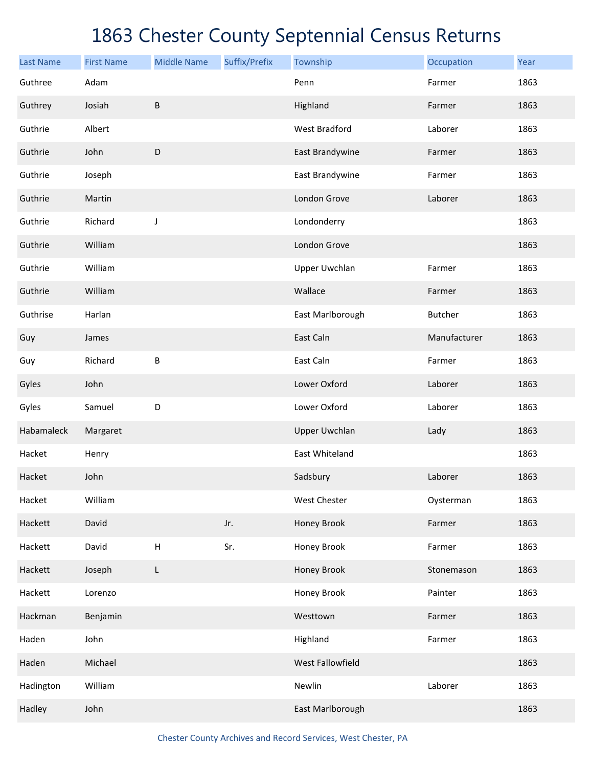# 1863 Chester County Septennial Census Returns

| Last Name | First Name | Middle Name | Suffix/Prefix | Township | Occupation | Year |
|---|---|---|---|---|---|---|
| Guthree | Adam | | | Penn | Farmer | 1863 |
| Guthrey | Josiah | B | | Highland | Farmer | 1863 |
| Guthrie | Albert | | | West Bradford | Laborer | 1863 |
| Guthrie | John | D | | East Brandywine | Farmer | 1863 |
| Guthrie | Joseph | | | East Brandywine | Farmer | 1863 |
| Guthrie | Martin | | | London Grove | Laborer | 1863 |
| Guthrie | Richard | J | | Londonderry | | 1863 |
| Guthrie | William | | | London Grove | | 1863 |
| Guthrie | William | | | Upper Uwchlan | Farmer | 1863 |
| Guthrie | William | | | Wallace | Farmer | 1863 |
| Guthrise | Harlan | | | East Marlborough | Butcher | 1863 |
| Guy | James | | | East Caln | Manufacturer | 1863 |
| Guy | Richard | B | | East Caln | Farmer | 1863 |
| Gyles | John | | | Lower Oxford | Laborer | 1863 |
| Gyles | Samuel | D | | Lower Oxford | Laborer | 1863 |
| Habamaleck | Margaret | | | Upper Uwchlan | Lady | 1863 |
| Hacket | Henry | | | East Whiteland | | 1863 |
| Hacket | John | | | Sadsbury | Laborer | 1863 |
| Hacket | William | | | West Chester | Oysterman | 1863 |
| Hackett | David | | Jr. | Honey Brook | Farmer | 1863 |
| Hackett | David | H | Sr. | Honey Brook | Farmer | 1863 |
| Hackett | Joseph | L | | Honey Brook | Stonemason | 1863 |
| Hackett | Lorenzo | | | Honey Brook | Painter | 1863 |
| Hackman | Benjamin | | | Westtown | Farmer | 1863 |
| Haden | John | | | Highland | Farmer | 1863 |
| Haden | Michael | | | West Fallowfield | | 1863 |
| Hadington | William | | | Newlin | Laborer | 1863 |
| Hadley | John | | | East Marlborough | | 1863 |

Chester County Archives and Record Services, West Chester, PA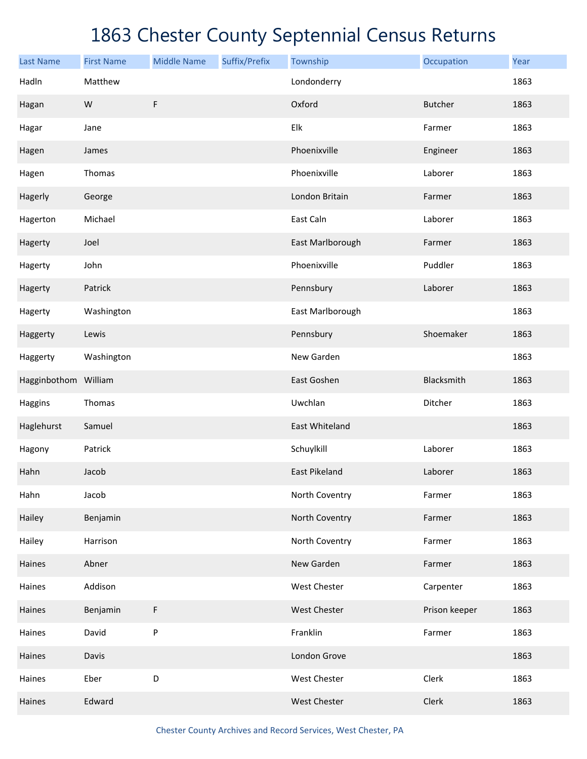# 1863 Chester County Septennial Census Returns

| Last Name | First Name | Middle Name | Suffix/Prefix | Township | Occupation | Year |
|---|---|---|---|---|---|---|
| Hadln | Matthew | | | Londonderry | | 1863 |
| Hagan | W | F | | Oxford | Butcher | 1863 |
| Hagar | Jane | | | Elk | Farmer | 1863 |
| Hagen | James | | | Phoenixville | Engineer | 1863 |
| Hagen | Thomas | | | Phoenixville | Laborer | 1863 |
| Hagerly | George | | | London Britain | Farmer | 1863 |
| Hagerton | Michael | | | East Caln | Laborer | 1863 |
| Hagerty | Joel | | | East Marlborough | Farmer | 1863 |
| Hagerty | John | | | Phoenixville | Puddler | 1863 |
| Hagerty | Patrick | | | Pennsbury | Laborer | 1863 |
| Hagerty | Washington | | | East Marlborough | | 1863 |
| Haggerty | Lewis | | | Pennsbury | Shoemaker | 1863 |
| Haggerty | Washington | | | New Garden | | 1863 |
| Hagginbothom | William | | | East Goshen | Blacksmith | 1863 |
| Haggins | Thomas | | | Uwchlan | Ditcher | 1863 |
| Haglehurst | Samuel | | | East Whiteland | | 1863 |
| Hagony | Patrick | | | Schuylkill | Laborer | 1863 |
| Hahn | Jacob | | | East Pikeland | Laborer | 1863 |
| Hahn | Jacob | | | North Coventry | Farmer | 1863 |
| Hailey | Benjamin | | | North Coventry | Farmer | 1863 |
| Hailey | Harrison | | | North Coventry | Farmer | 1863 |
| Haines | Abner | | | New Garden | Farmer | 1863 |
| Haines | Addison | | | West Chester | Carpenter | 1863 |
| Haines | Benjamin | F | | West Chester | Prison keeper | 1863 |
| Haines | David | P | | Franklin | Farmer | 1863 |
| Haines | Davis | | | London Grove | | 1863 |
| Haines | Eber | D | | West Chester | Clerk | 1863 |
| Haines | Edward | | | West Chester | Clerk | 1863 |

Chester County Archives and Record Services, West Chester, PA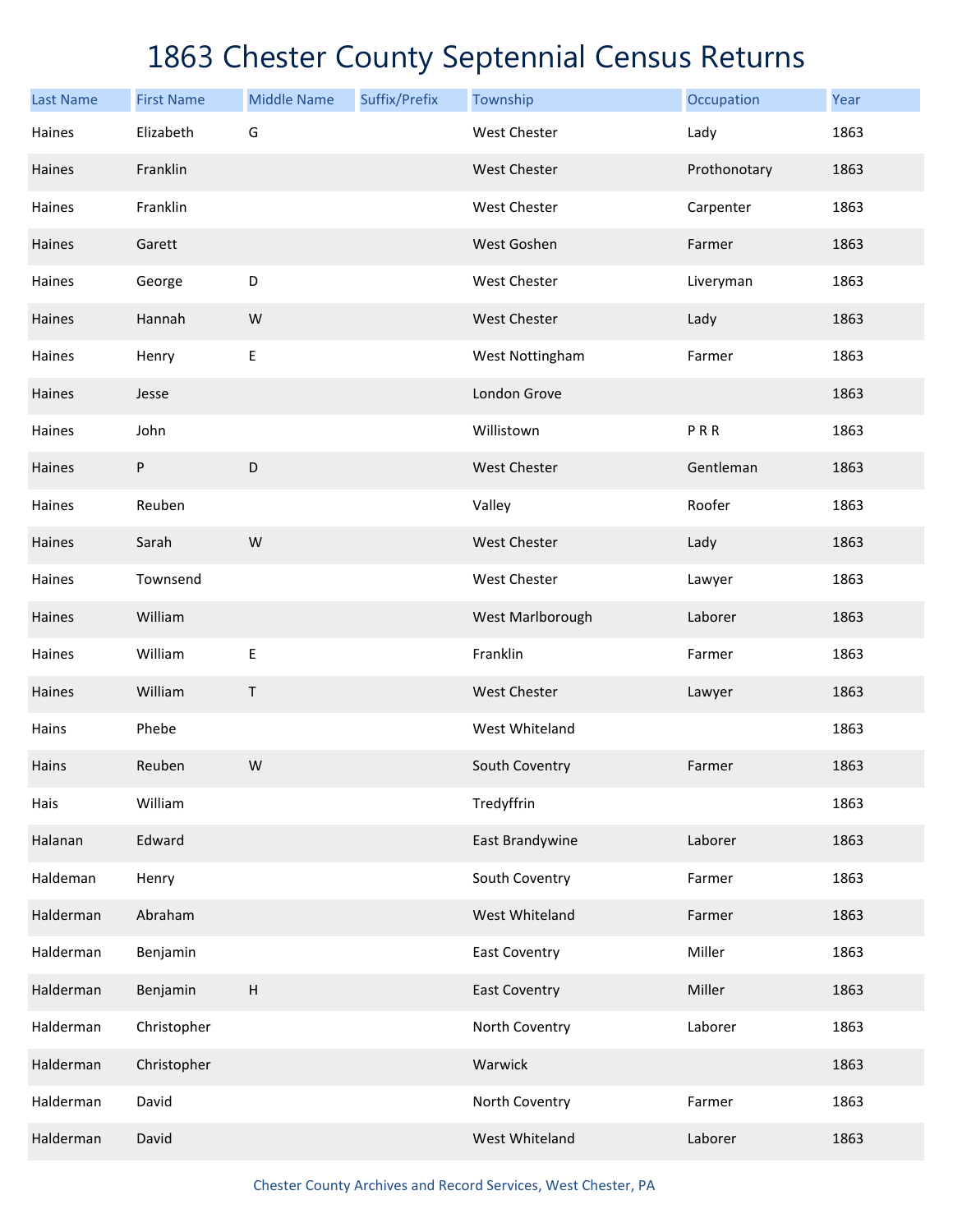# 1863 Chester County Septennial Census Returns

| Last Name | First Name | Middle Name | Suffix/Prefix | Township | Occupation | Year |
|---|---|---|---|---|---|---|
| Haines | Elizabeth | G | | West Chester | Lady | 1863 |
| Haines | Franklin | | | West Chester | Prothonotary | 1863 |
| Haines | Franklin | | | West Chester | Carpenter | 1863 |
| Haines | Garett | | | West Goshen | Farmer | 1863 |
| Haines | George | D | | West Chester | Liveryman | 1863 |
| Haines | Hannah | W | | West Chester | Lady | 1863 |
| Haines | Henry | E | | West Nottingham | Farmer | 1863 |
| Haines | Jesse | | | London Grove | | 1863 |
| Haines | John | | | Willistown | P R R | 1863 |
| Haines | P | D | | West Chester | Gentleman | 1863 |
| Haines | Reuben | | | Valley | Roofer | 1863 |
| Haines | Sarah | W | | West Chester | Lady | 1863 |
| Haines | Townsend | | | West Chester | Lawyer | 1863 |
| Haines | William | | | West Marlborough | Laborer | 1863 |
| Haines | William | E | | Franklin | Farmer | 1863 |
| Haines | William | T | | West Chester | Lawyer | 1863 |
| Hains | Phebe | | | West Whiteland | | 1863 |
| Hains | Reuben | W | | South Coventry | Farmer | 1863 |
| Hais | William | | | Tredyffrin | | 1863 |
| Halanan | Edward | | | East Brandywine | Laborer | 1863 |
| Haldeman | Henry | | | South Coventry | Farmer | 1863 |
| Halderman | Abraham | | | West Whiteland | Farmer | 1863 |
| Halderman | Benjamin | | | East Coventry | Miller | 1863 |
| Halderman | Benjamin | H | | East Coventry | Miller | 1863 |
| Halderman | Christopher | | | North Coventry | Laborer | 1863 |
| Halderman | Christopher | | | Warwick | | 1863 |
| Halderman | David | | | North Coventry | Farmer | 1863 |
| Halderman | David | | | West Whiteland | Laborer | 1863 |

Chester County Archives and Record Services, West Chester, PA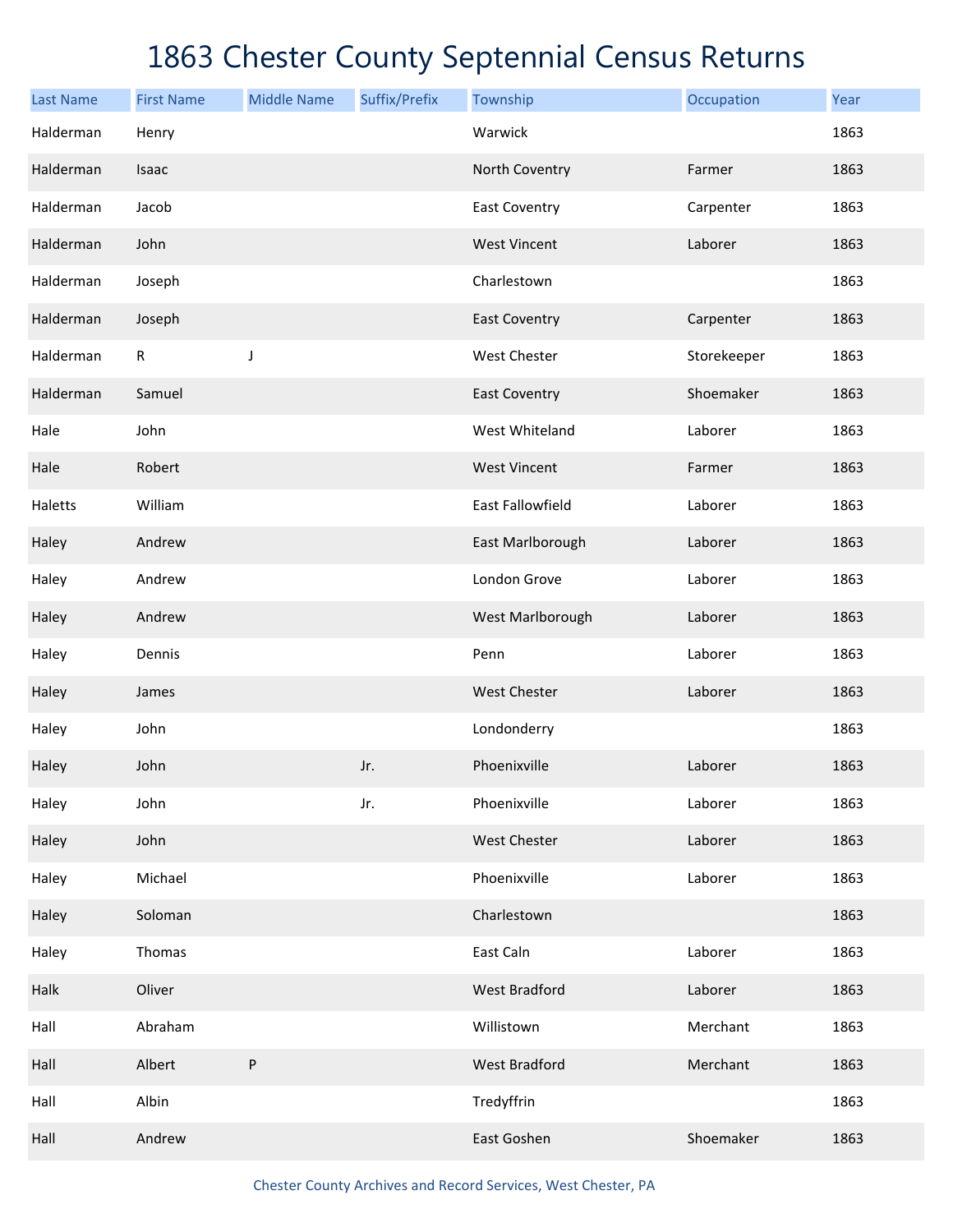# 1863 Chester County Septennial Census Returns

| Last Name | First Name | Middle Name | Suffix/Prefix | Township | Occupation | Year |
|---|---|---|---|---|---|---|
| Halderman | Henry | | | Warwick | | 1863 |
| Halderman | Isaac | | | North Coventry | Farmer | 1863 |
| Halderman | Jacob | | | East Coventry | Carpenter | 1863 |
| Halderman | John | | | West Vincent | Laborer | 1863 |
| Halderman | Joseph | | | Charlestown | | 1863 |
| Halderman | Joseph | | | East Coventry | Carpenter | 1863 |
| Halderman | R | J | | West Chester | Storekeeper | 1863 |
| Halderman | Samuel | | | East Coventry | Shoemaker | 1863 |
| Hale | John | | | West Whiteland | Laborer | 1863 |
| Hale | Robert | | | West Vincent | Farmer | 1863 |
| Haletts | William | | | East Fallowfield | Laborer | 1863 |
| Haley | Andrew | | | East Marlborough | Laborer | 1863 |
| Haley | Andrew | | | London Grove | Laborer | 1863 |
| Haley | Andrew | | | West Marlborough | Laborer | 1863 |
| Haley | Dennis | | | Penn | Laborer | 1863 |
| Haley | James | | | West Chester | Laborer | 1863 |
| Haley | John | | | Londonderry | | 1863 |
| Haley | John | | Jr. | Phoenixville | Laborer | 1863 |
| Haley | John | | Jr. | Phoenixville | Laborer | 1863 |
| Haley | John | | | West Chester | Laborer | 1863 |
| Haley | Michael | | | Phoenixville | Laborer | 1863 |
| Haley | Soloman | | | Charlestown | | 1863 |
| Haley | Thomas | | | East Caln | Laborer | 1863 |
| Halk | Oliver | | | West Bradford | Laborer | 1863 |
| Hall | Abraham | | | Willistown | Merchant | 1863 |
| Hall | Albert | P | | West Bradford | Merchant | 1863 |
| Hall | Albin | | | Tredyffrin | | 1863 |
| Hall | Andrew | | | East Goshen | Shoemaker | 1863 |

Chester County Archives and Record Services, West Chester, PA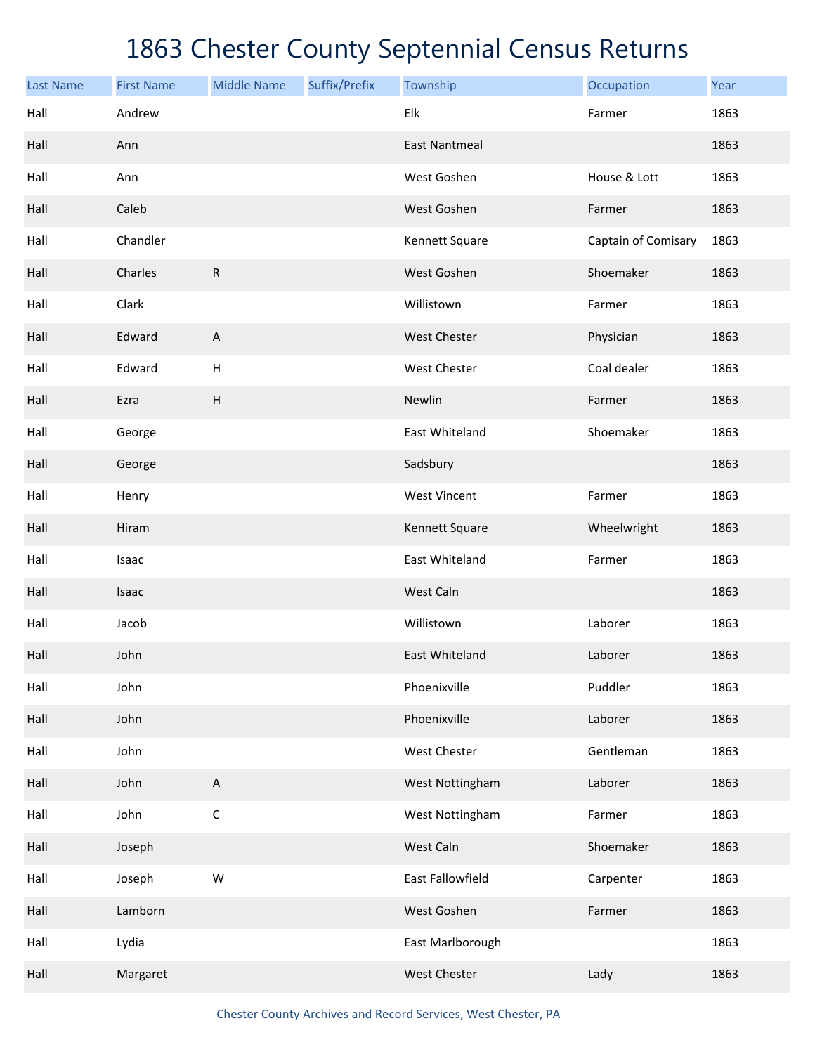# 1863 Chester County Septennial Census Returns

| Last Name | First Name | Middle Name | Suffix/Prefix | Township | Occupation | Year |
|---|---|---|---|---|---|---|
| Hall | Andrew | | | Elk | Farmer | 1863 |
| Hall | Ann | | | East Nantmeal | | 1863 |
| Hall | Ann | | | West Goshen | House & Lott | 1863 |
| Hall | Caleb | | | West Goshen | Farmer | 1863 |
| Hall | Chandler | | | Kennett Square | Captain of Comisary | 1863 |
| Hall | Charles | R | | West Goshen | Shoemaker | 1863 |
| Hall | Clark | | | Willistown | Farmer | 1863 |
| Hall | Edward | A | | West Chester | Physician | 1863 |
| Hall | Edward | H | | West Chester | Coal dealer | 1863 |
| Hall | Ezra | H | | Newlin | Farmer | 1863 |
| Hall | George | | | East Whiteland | Shoemaker | 1863 |
| Hall | George | | | Sadsbury | | 1863 |
| Hall | Henry | | | West Vincent | Farmer | 1863 |
| Hall | Hiram | | | Kennett Square | Wheelwright | 1863 |
| Hall | Isaac | | | East Whiteland | Farmer | 1863 |
| Hall | Isaac | | | West Caln | | 1863 |
| Hall | Jacob | | | Willistown | Laborer | 1863 |
| Hall | John | | | East Whiteland | Laborer | 1863 |
| Hall | John | | | Phoenixville | Puddler | 1863 |
| Hall | John | | | Phoenixville | Laborer | 1863 |
| Hall | John | | | West Chester | Gentleman | 1863 |
| Hall | John | A | | West Nottingham | Laborer | 1863 |
| Hall | John | C | | West Nottingham | Farmer | 1863 |
| Hall | Joseph | | | West Caln | Shoemaker | 1863 |
| Hall | Joseph | W | | East Fallowfield | Carpenter | 1863 |
| Hall | Lamborn | | | West Goshen | Farmer | 1863 |
| Hall | Lydia | | | East Marlborough | | 1863 |
| Hall | Margaret | | | West Chester | Lady | 1863 |

Chester County Archives and Record Services, West Chester, PA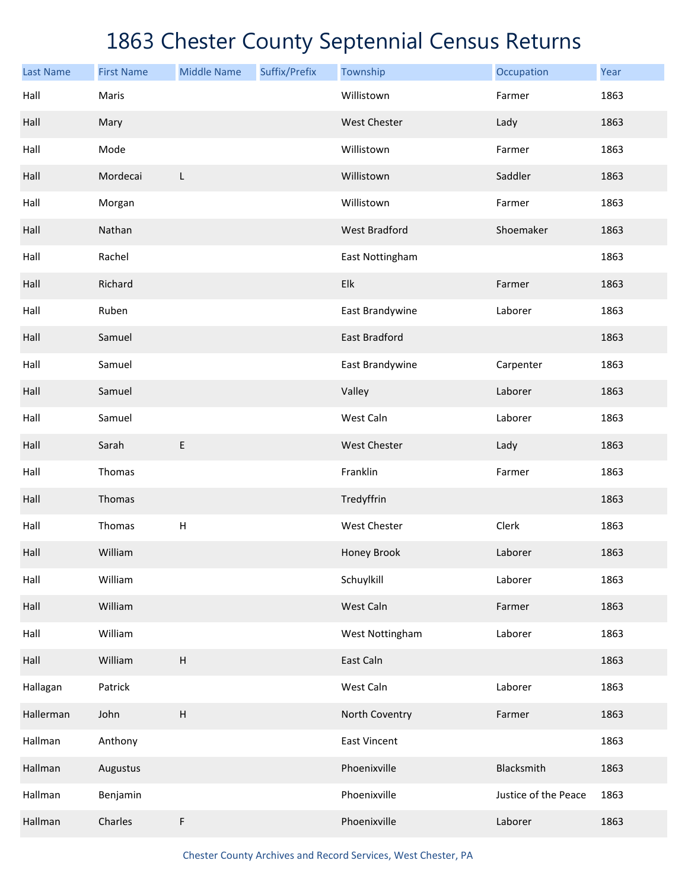# 1863 Chester County Septennial Census Returns

| Last Name | First Name | Middle Name | Suffix/Prefix | Township | Occupation | Year |
|---|---|---|---|---|---|---|
| Hall | Maris | | | Willistown | Farmer | 1863 |
| Hall | Mary | | | West Chester | Lady | 1863 |
| Hall | Mode | | | Willistown | Farmer | 1863 |
| Hall | Mordecai | L | | Willistown | Saddler | 1863 |
| Hall | Morgan | | | Willistown | Farmer | 1863 |
| Hall | Nathan | | | West Bradford | Shoemaker | 1863 |
| Hall | Rachel | | | East Nottingham | | 1863 |
| Hall | Richard | | | Elk | Farmer | 1863 |
| Hall | Ruben | | | East Brandywine | Laborer | 1863 |
| Hall | Samuel | | | East Bradford | | 1863 |
| Hall | Samuel | | | East Brandywine | Carpenter | 1863 |
| Hall | Samuel | | | Valley | Laborer | 1863 |
| Hall | Samuel | | | West Caln | Laborer | 1863 |
| Hall | Sarah | E | | West Chester | Lady | 1863 |
| Hall | Thomas | | | Franklin | Farmer | 1863 |
| Hall | Thomas | | | Tredyffrin | | 1863 |
| Hall | Thomas | H | | West Chester | Clerk | 1863 |
| Hall | William | | | Honey Brook | Laborer | 1863 |
| Hall | William | | | Schuylkill | Laborer | 1863 |
| Hall | William | | | West Caln | Farmer | 1863 |
| Hall | William | | | West Nottingham | Laborer | 1863 |
| Hall | William | H | | East Caln | | 1863 |
| Hallagan | Patrick | | | West Caln | Laborer | 1863 |
| Hallerman | John | H | | North Coventry | Farmer | 1863 |
| Hallman | Anthony | | | East Vincent | | 1863 |
| Hallman | Augustus | | | Phoenixville | Blacksmith | 1863 |
| Hallman | Benjamin | | | Phoenixville | Justice of the Peace | 1863 |
| Hallman | Charles | F | | Phoenixville | Laborer | 1863 |

Chester County Archives and Record Services, West Chester, PA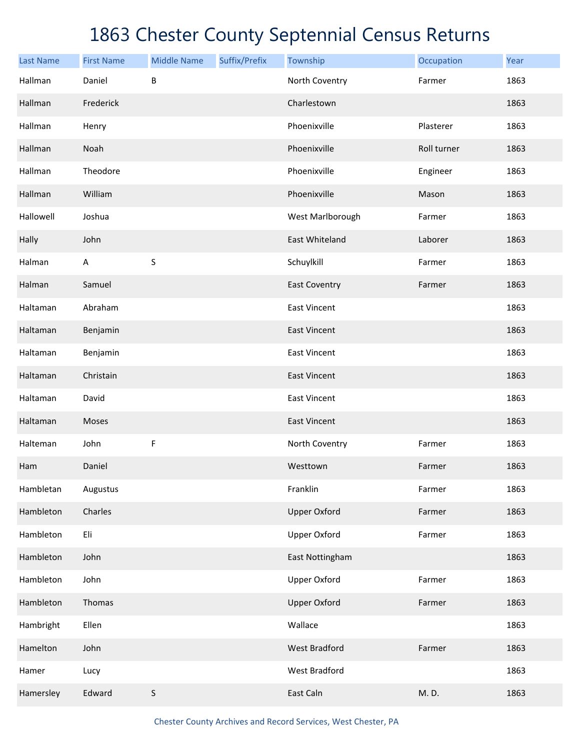# 1863 Chester County Septennial Census Returns

| Last Name | First Name | Middle Name | Suffix/Prefix | Township | Occupation | Year |
|---|---|---|---|---|---|---|
| Hallman | Daniel | B | | North Coventry | Farmer | 1863 |
| Hallman | Frederick | | | Charlestown | | 1863 |
| Hallman | Henry | | | Phoenixville | Plasterer | 1863 |
| Hallman | Noah | | | Phoenixville | Roll turner | 1863 |
| Hallman | Theodore | | | Phoenixville | Engineer | 1863 |
| Hallman | William | | | Phoenixville | Mason | 1863 |
| Hallowell | Joshua | | | West Marlborough | Farmer | 1863 |
| Hally | John | | | East Whiteland | Laborer | 1863 |
| Halman | A | S | | Schuylkill | Farmer | 1863 |
| Halman | Samuel | | | East Coventry | Farmer | 1863 |
| Haltaman | Abraham | | | East Vincent | | 1863 |
| Haltaman | Benjamin | | | East Vincent | | 1863 |
| Haltaman | Benjamin | | | East Vincent | | 1863 |
| Haltaman | Christain | | | East Vincent | | 1863 |
| Haltaman | David | | | East Vincent | | 1863 |
| Haltaman | Moses | | | East Vincent | | 1863 |
| Halteman | John | F | | North Coventry | Farmer | 1863 |
| Ham | Daniel | | | Westtown | Farmer | 1863 |
| Hambletan | Augustus | | | Franklin | Farmer | 1863 |
| Hambleton | Charles | | | Upper Oxford | Farmer | 1863 |
| Hambleton | Eli | | | Upper Oxford | Farmer | 1863 |
| Hambleton | John | | | East Nottingham | | 1863 |
| Hambleton | John | | | Upper Oxford | Farmer | 1863 |
| Hambleton | Thomas | | | Upper Oxford | Farmer | 1863 |
| Hambright | Ellen | | | Wallace | | 1863 |
| Hamelton | John | | | West Bradford | Farmer | 1863 |
| Hamer | Lucy | | | West Bradford | | 1863 |
| Hamersley | Edward | S | | East Caln | M. D. | 1863 |

Chester County Archives and Record Services, West Chester, PA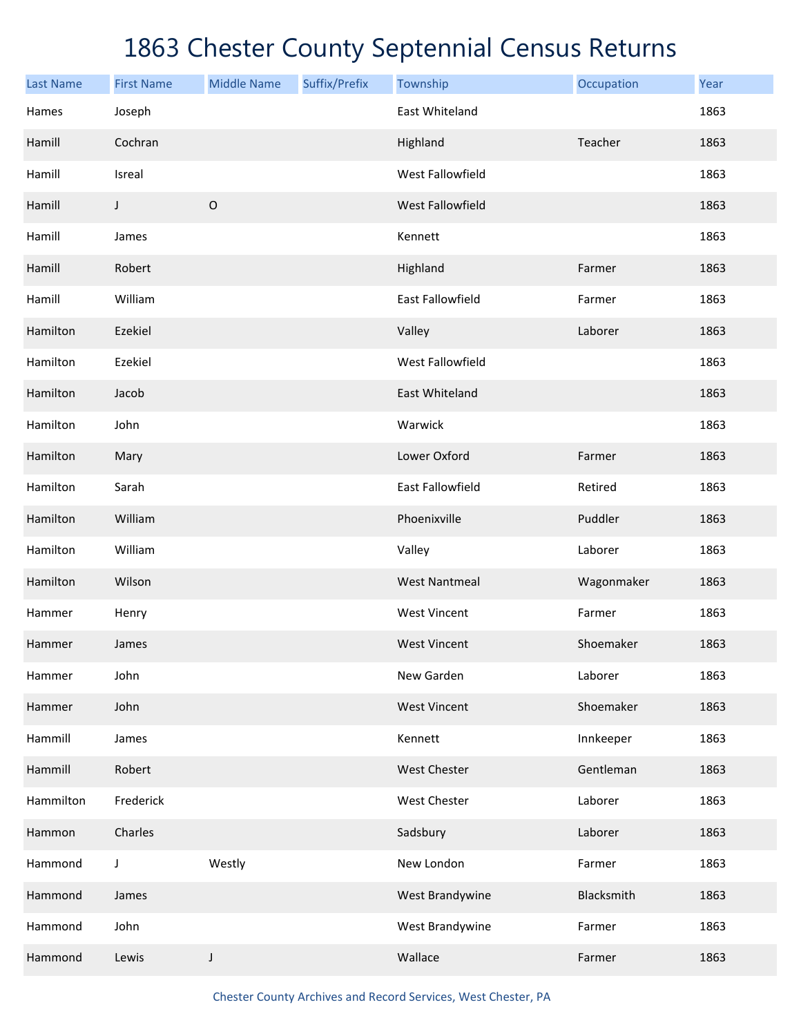# 1863 Chester County Septennial Census Returns

| Last Name | First Name | Middle Name | Suffix/Prefix | Township | Occupation | Year |
|---|---|---|---|---|---|---|
| Hames | Joseph | | | East Whiteland | | 1863 |
| Hamill | Cochran | | | Highland | Teacher | 1863 |
| Hamill | Isreal | | | West Fallowfield | | 1863 |
| Hamill | J | O | | West Fallowfield | | 1863 |
| Hamill | James | | | Kennett | | 1863 |
| Hamill | Robert | | | Highland | Farmer | 1863 |
| Hamill | William | | | East Fallowfield | Farmer | 1863 |
| Hamilton | Ezekiel | | | Valley | Laborer | 1863 |
| Hamilton | Ezekiel | | | West Fallowfield | | 1863 |
| Hamilton | Jacob | | | East Whiteland | | 1863 |
| Hamilton | John | | | Warwick | | 1863 |
| Hamilton | Mary | | | Lower Oxford | Farmer | 1863 |
| Hamilton | Sarah | | | East Fallowfield | Retired | 1863 |
| Hamilton | William | | | Phoenixville | Puddler | 1863 |
| Hamilton | William | | | Valley | Laborer | 1863 |
| Hamilton | Wilson | | | West Nantmeal | Wagonmaker | 1863 |
| Hammer | Henry | | | West Vincent | Farmer | 1863 |
| Hammer | James | | | West Vincent | Shoemaker | 1863 |
| Hammer | John | | | New Garden | Laborer | 1863 |
| Hammer | John | | | West Vincent | Shoemaker | 1863 |
| Hammill | James | | | Kennett | Innkeeper | 1863 |
| Hammill | Robert | | | West Chester | Gentleman | 1863 |
| Hammilton | Frederick | | | West Chester | Laborer | 1863 |
| Hammon | Charles | | | Sadsbury | Laborer | 1863 |
| Hammond | J | Westly | | New London | Farmer | 1863 |
| Hammond | James | | | West Brandywine | Blacksmith | 1863 |
| Hammond | John | | | West Brandywine | Farmer | 1863 |
| Hammond | Lewis | J | | Wallace | Farmer | 1863 |

Chester County Archives and Record Services, West Chester, PA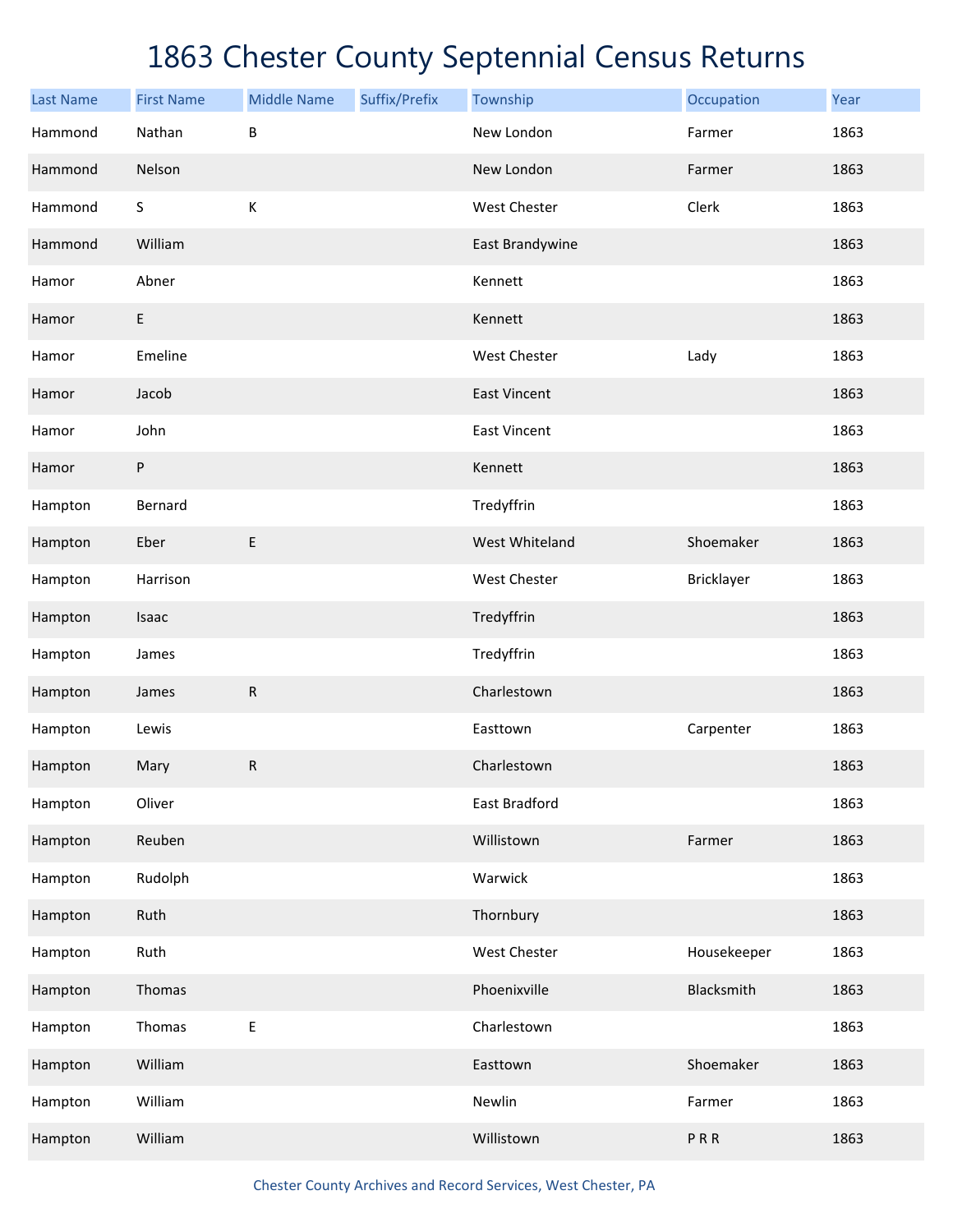# 1863 Chester County Septennial Census Returns

| Last Name | First Name | Middle Name | Suffix/Prefix | Township | Occupation | Year |
|---|---|---|---|---|---|---|
| Hammond | Nathan | B | | New London | Farmer | 1863 |
| Hammond | Nelson | | | New London | Farmer | 1863 |
| Hammond | S | K | | West Chester | Clerk | 1863 |
| Hammond | William | | | East Brandywine | | 1863 |
| Hamor | Abner | | | Kennett | | 1863 |
| Hamor | E | | | Kennett | | 1863 |
| Hamor | Emeline | | | West Chester | Lady | 1863 |
| Hamor | Jacob | | | East Vincent | | 1863 |
| Hamor | John | | | East Vincent | | 1863 |
| Hamor | P | | | Kennett | | 1863 |
| Hampton | Bernard | | | Tredyffrin | | 1863 |
| Hampton | Eber | E | | West Whiteland | Shoemaker | 1863 |
| Hampton | Harrison | | | West Chester | Bricklayer | 1863 |
| Hampton | Isaac | | | Tredyffrin | | 1863 |
| Hampton | James | | | Tredyffrin | | 1863 |
| Hampton | James | R | | Charlestown | | 1863 |
| Hampton | Lewis | | | Easttown | Carpenter | 1863 |
| Hampton | Mary | R | | Charlestown | | 1863 |
| Hampton | Oliver | | | East Bradford | | 1863 |
| Hampton | Reuben | | | Willistown | Farmer | 1863 |
| Hampton | Rudolph | | | Warwick | | 1863 |
| Hampton | Ruth | | | Thornbury | | 1863 |
| Hampton | Ruth | | | West Chester | Housekeeper | 1863 |
| Hampton | Thomas | | | Phoenixville | Blacksmith | 1863 |
| Hampton | Thomas | E | | Charlestown | | 1863 |
| Hampton | William | | | Easttown | Shoemaker | 1863 |
| Hampton | William | | | Newlin | Farmer | 1863 |
| Hampton | William | | | Willistown | P R R | 1863 |

Chester County Archives and Record Services, West Chester, PA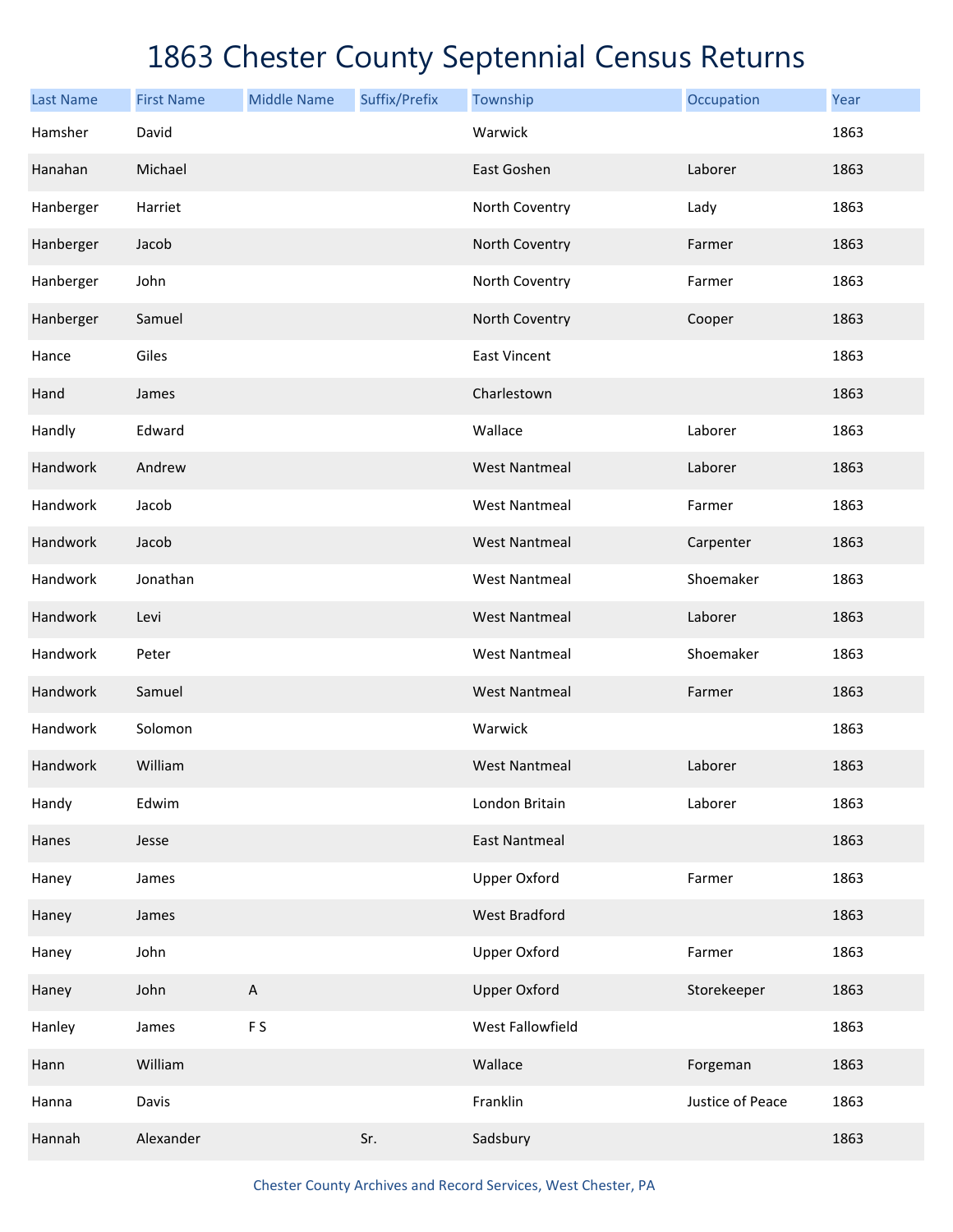# 1863 Chester County Septennial Census Returns

| Last Name | First Name | Middle Name | Suffix/Prefix | Township | Occupation | Year |
|---|---|---|---|---|---|---|
| Hamsher | David | | | Warwick | | 1863 |
| Hanahan | Michael | | | East Goshen | Laborer | 1863 |
| Hanberger | Harriet | | | North Coventry | Lady | 1863 |
| Hanberger | Jacob | | | North Coventry | Farmer | 1863 |
| Hanberger | John | | | North Coventry | Farmer | 1863 |
| Hanberger | Samuel | | | North Coventry | Cooper | 1863 |
| Hance | Giles | | | East Vincent | | 1863 |
| Hand | James | | | Charlestown | | 1863 |
| Handly | Edward | | | Wallace | Laborer | 1863 |
| Handwork | Andrew | | | West Nantmeal | Laborer | 1863 |
| Handwork | Jacob | | | West Nantmeal | Farmer | 1863 |
| Handwork | Jacob | | | West Nantmeal | Carpenter | 1863 |
| Handwork | Jonathan | | | West Nantmeal | Shoemaker | 1863 |
| Handwork | Levi | | | West Nantmeal | Laborer | 1863 |
| Handwork | Peter | | | West Nantmeal | Shoemaker | 1863 |
| Handwork | Samuel | | | West Nantmeal | Farmer | 1863 |
| Handwork | Solomon | | | Warwick | | 1863 |
| Handwork | William | | | West Nantmeal | Laborer | 1863 |
| Handy | Edwim | | | London Britain | Laborer | 1863 |
| Hanes | Jesse | | | East Nantmeal | | 1863 |
| Haney | James | | | Upper Oxford | Farmer | 1863 |
| Haney | James | | | West Bradford | | 1863 |
| Haney | John | | | Upper Oxford | Farmer | 1863 |
| Haney | John | A | | Upper Oxford | Storekeeper | 1863 |
| Hanley | James | F S | | West Fallowfield | | 1863 |
| Hann | William | | | Wallace | Forgeman | 1863 |
| Hanna | Davis | | | Franklin | Justice of Peace | 1863 |
| Hannah | Alexander | | Sr. | Sadsbury | | 1863 |

Chester County Archives and Record Services, West Chester, PA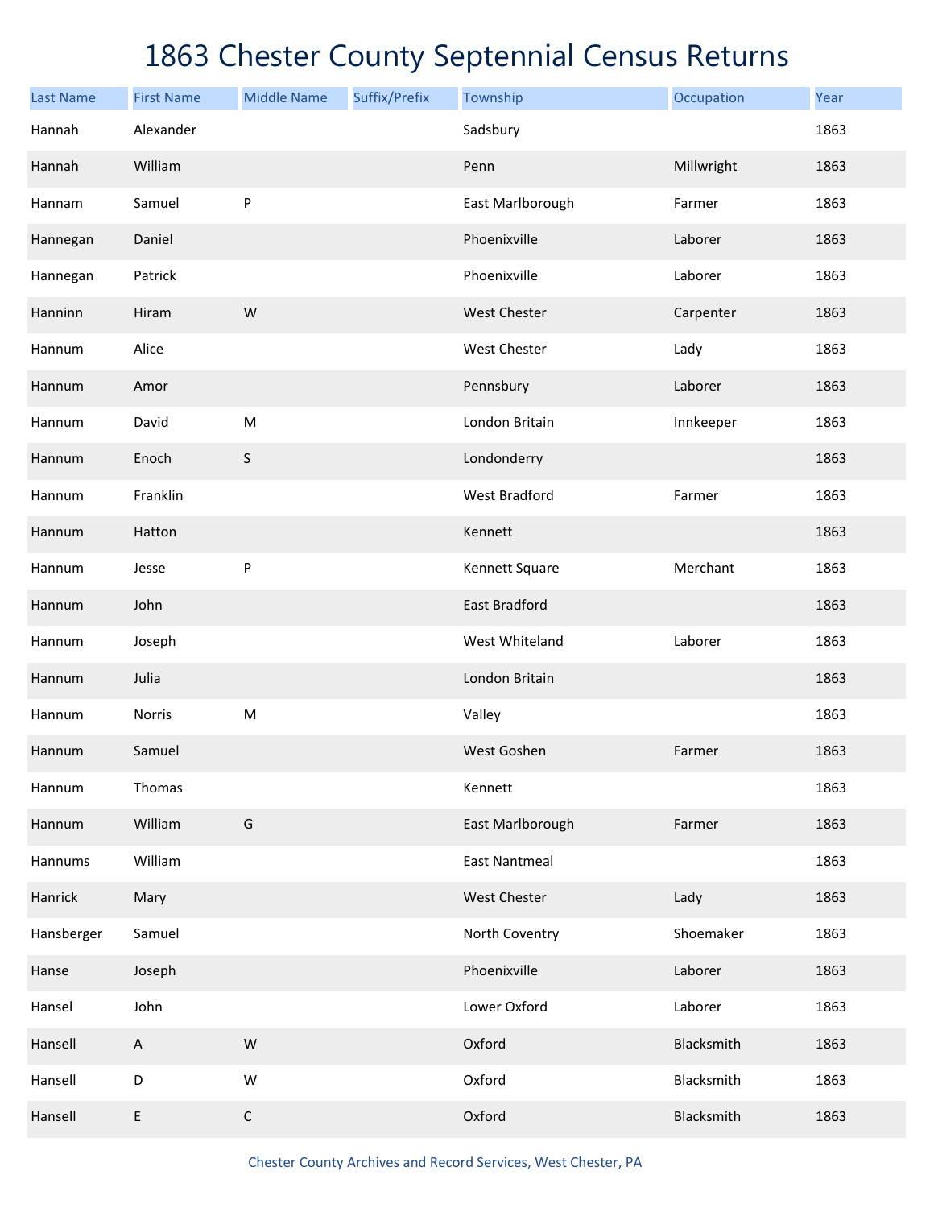# 1863 Chester County Septennial Census Returns

| Last Name | First Name | Middle Name | Suffix/Prefix | Township | Occupation | Year |
| --- | --- | --- | --- | --- | --- | --- |
| Hannah | Alexander | | | Sadsbury | | 1863 |
| Hannah | William | | | Penn | Millwright | 1863 |
| Hannam | Samuel | P | | East Marlborough | Farmer | 1863 |
| Hannegan | Daniel | | | Phoenixville | Laborer | 1863 |
| Hannegan | Patrick | | | Phoenixville | Laborer | 1863 |
| Hanninn | Hiram | W | | West Chester | Carpenter | 1863 |
| Hannum | Alice | | | West Chester | Lady | 1863 |
| Hannum | Amor | | | Pennsbury | Laborer | 1863 |
| Hannum | David | M | | London Britain | Innkeeper | 1863 |
| Hannum | Enoch | S | | Londonderry | | 1863 |
| Hannum | Franklin | | | West Bradford | Farmer | 1863 |
| Hannum | Hatton | | | Kennett | | 1863 |
| Hannum | Jesse | P | | Kennett Square | Merchant | 1863 |
| Hannum | John | | | East Bradford | | 1863 |
| Hannum | Joseph | | | West Whiteland | Laborer | 1863 |
| Hannum | Julia | | | London Britain | | 1863 |
| Hannum | Norris | M | | Valley | | 1863 |
| Hannum | Samuel | | | West Goshen | Farmer | 1863 |
| Hannum | Thomas | | | Kennett | | 1863 |
| Hannum | William | G | | East Marlborough | Farmer | 1863 |
| Hannums | William | | | East Nantmeal | | 1863 |
| Hanrick | Mary | | | West Chester | Lady | 1863 |
| Hansberger | Samuel | | | North Coventry | Shoemaker | 1863 |
| Hanse | Joseph | | | Phoenixville | Laborer | 1863 |
| Hansel | John | | | Lower Oxford | Laborer | 1863 |
| Hansell | A | W | | Oxford | Blacksmith | 1863 |
| Hansell | D | W | | Oxford | Blacksmith | 1863 |
| Hansell | E | C | | Oxford | Blacksmith | 1863 |

Chester County Archives and Record Services, West Chester, PA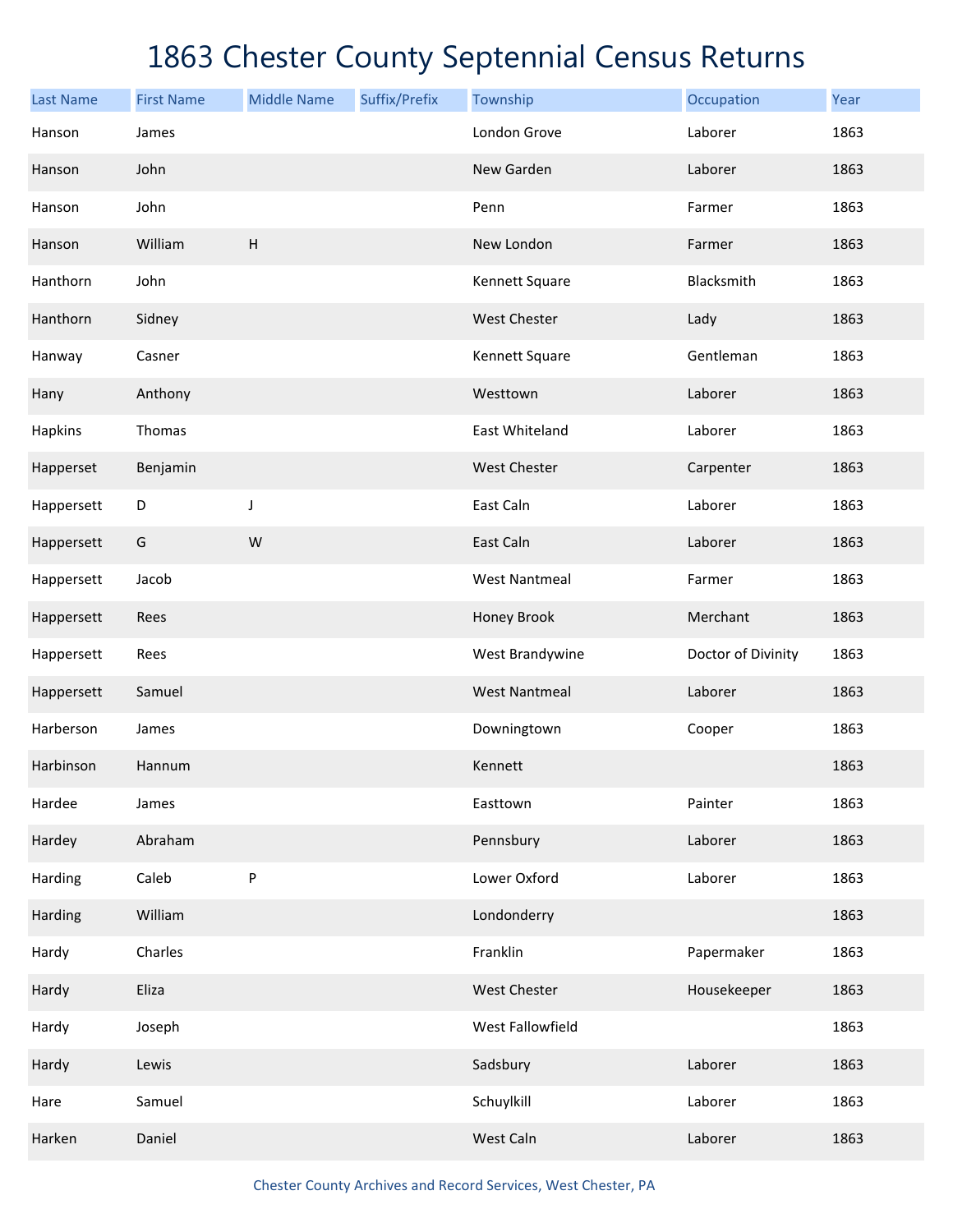# 1863 Chester County Septennial Census Returns

| Last Name | First Name | Middle Name | Suffix/Prefix | Township | Occupation | Year |
|---|---|---|---|---|---|---|
| Hanson | James | | | London Grove | Laborer | 1863 |
| Hanson | John | | | New Garden | Laborer | 1863 |
| Hanson | John | | | Penn | Farmer | 1863 |
| Hanson | William | H | | New London | Farmer | 1863 |
| Hanthorn | John | | | Kennett Square | Blacksmith | 1863 |
| Hanthorn | Sidney | | | West Chester | Lady | 1863 |
| Hanway | Casner | | | Kennett Square | Gentleman | 1863 |
| Hany | Anthony | | | Westtown | Laborer | 1863 |
| Hapkins | Thomas | | | East Whiteland | Laborer | 1863 |
| Happerset | Benjamin | | | West Chester | Carpenter | 1863 |
| Happersett | D | J | | East Caln | Laborer | 1863 |
| Happersett | G | W | | East Caln | Laborer | 1863 |
| Happersett | Jacob | | | West Nantmeal | Farmer | 1863 |
| Happersett | Rees | | | Honey Brook | Merchant | 1863 |
| Happersett | Rees | | | West Brandywine | Doctor of Divinity | 1863 |
| Happersett | Samuel | | | West Nantmeal | Laborer | 1863 |
| Harberson | James | | | Downingtown | Cooper | 1863 |
| Harbinson | Hannum | | | Kennett | | 1863 |
| Hardee | James | | | Easttown | Painter | 1863 |
| Hardey | Abraham | | | Pennsbury | Laborer | 1863 |
| Harding | Caleb | P | | Lower Oxford | Laborer | 1863 |
| Harding | William | | | Londonderry | | 1863 |
| Hardy | Charles | | | Franklin | Papermaker | 1863 |
| Hardy | Eliza | | | West Chester | Housekeeper | 1863 |
| Hardy | Joseph | | | West Fallowfield | | 1863 |
| Hardy | Lewis | | | Sadsbury | Laborer | 1863 |
| Hare | Samuel | | | Schuylkill | Laborer | 1863 |
| Harken | Daniel | | | West Caln | Laborer | 1863 |

Chester County Archives and Record Services, West Chester, PA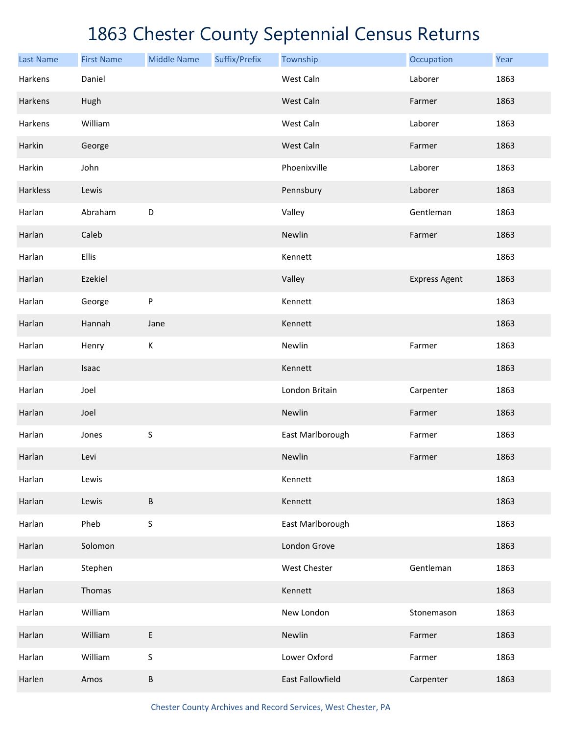# 1863 Chester County Septennial Census Returns

| Last Name | First Name | Middle Name | Suffix/Prefix | Township | Occupation | Year |
|---|---|---|---|---|---|---|
| Harkens | Daniel | | | West Caln | Laborer | 1863 |
| Harkens | Hugh | | | West Caln | Farmer | 1863 |
| Harkens | William | | | West Caln | Laborer | 1863 |
| Harkin | George | | | West Caln | Farmer | 1863 |
| Harkin | John | | | Phoenixville | Laborer | 1863 |
| Harkless | Lewis | | | Pennsbury | Laborer | 1863 |
| Harlan | Abraham | D | | Valley | Gentleman | 1863 |
| Harlan | Caleb | | | Newlin | Farmer | 1863 |
| Harlan | Ellis | | | Kennett | | 1863 |
| Harlan | Ezekiel | | | Valley | Express Agent | 1863 |
| Harlan | George | P | | Kennett | | 1863 |
| Harlan | Hannah | Jane | | Kennett | | 1863 |
| Harlan | Henry | K | | Newlin | Farmer | 1863 |
| Harlan | Isaac | | | Kennett | | 1863 |
| Harlan | Joel | | | London Britain | Carpenter | 1863 |
| Harlan | Joel | | | Newlin | Farmer | 1863 |
| Harlan | Jones | S | | East Marlborough | Farmer | 1863 |
| Harlan | Levi | | | Newlin | Farmer | 1863 |
| Harlan | Lewis | | | Kennett | | 1863 |
| Harlan | Lewis | B | | Kennett | | 1863 |
| Harlan | Pheb | S | | East Marlborough | | 1863 |
| Harlan | Solomon | | | London Grove | | 1863 |
| Harlan | Stephen | | | West Chester | Gentleman | 1863 |
| Harlan | Thomas | | | Kennett | | 1863 |
| Harlan | William | | | New London | Stonemason | 1863 |
| Harlan | William | E | | Newlin | Farmer | 1863 |
| Harlan | William | S | | Lower Oxford | Farmer | 1863 |
| Harlen | Amos | B | | East Fallowfield | Carpenter | 1863 |

Chester County Archives and Record Services, West Chester, PA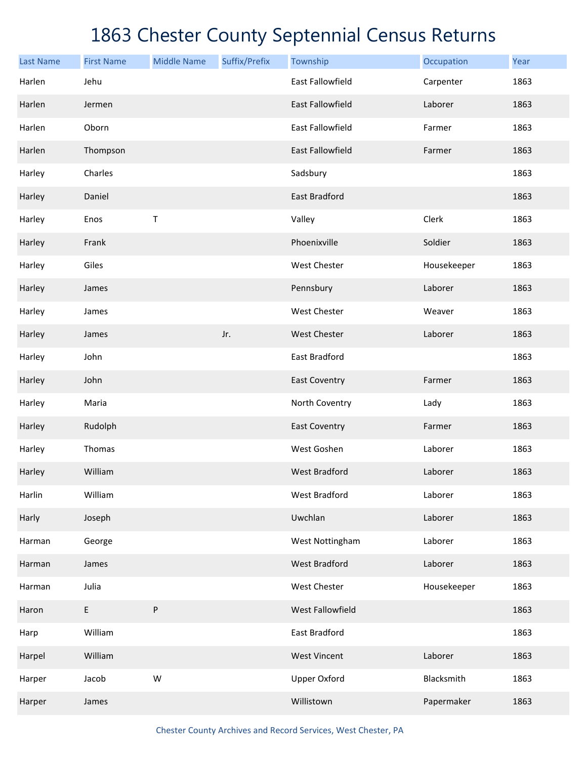# 1863 Chester County Septennial Census Returns

| Last Name | First Name | Middle Name | Suffix/Prefix | Township | Occupation | Year |
|---|---|---|---|---|---|---|
| Harlen | Jehu | | | East Fallowfield | Carpenter | 1863 |
| Harlen | Jermen | | | East Fallowfield | Laborer | 1863 |
| Harlen | Oborn | | | East Fallowfield | Farmer | 1863 |
| Harlen | Thompson | | | East Fallowfield | Farmer | 1863 |
| Harley | Charles | | | Sadsbury | | 1863 |
| Harley | Daniel | | | East Bradford | | 1863 |
| Harley | Enos | T | | Valley | Clerk | 1863 |
| Harley | Frank | | | Phoenixville | Soldier | 1863 |
| Harley | Giles | | | West Chester | Housekeeper | 1863 |
| Harley | James | | | Pennsbury | Laborer | 1863 |
| Harley | James | | | West Chester | Weaver | 1863 |
| Harley | James | | Jr. | West Chester | Laborer | 1863 |
| Harley | John | | | East Bradford | | 1863 |
| Harley | John | | | East Coventry | Farmer | 1863 |
| Harley | Maria | | | North Coventry | Lady | 1863 |
| Harley | Rudolph | | | East Coventry | Farmer | 1863 |
| Harley | Thomas | | | West Goshen | Laborer | 1863 |
| Harley | William | | | West Bradford | Laborer | 1863 |
| Harlin | William | | | West Bradford | Laborer | 1863 |
| Harly | Joseph | | | Uwchlan | Laborer | 1863 |
| Harman | George | | | West Nottingham | Laborer | 1863 |
| Harman | James | | | West Bradford | Laborer | 1863 |
| Harman | Julia | | | West Chester | Housekeeper | 1863 |
| Haron | E | P | | West Fallowfield | | 1863 |
| Harp | William | | | East Bradford | | 1863 |
| Harpel | William | | | West Vincent | Laborer | 1863 |
| Harper | Jacob | W | | Upper Oxford | Blacksmith | 1863 |
| Harper | James | | | Willistown | Papermaker | 1863 |

Chester County Archives and Record Services, West Chester, PA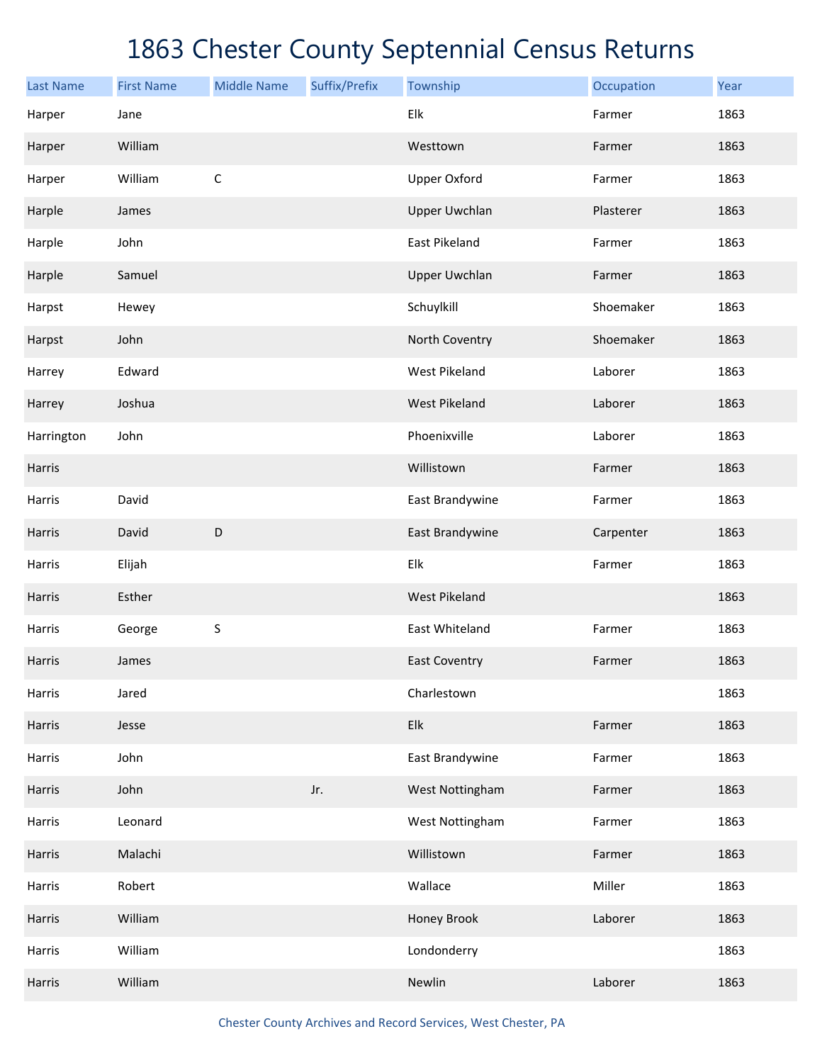# 1863 Chester County Septennial Census Returns

| Last Name | First Name | Middle Name | Suffix/Prefix | Township | Occupation | Year |
|---|---|---|---|---|---|---|
| Harper | Jane | | | Elk | Farmer | 1863 |
| Harper | William | | | Westtown | Farmer | 1863 |
| Harper | William | C | | Upper Oxford | Farmer | 1863 |
| Harple | James | | | Upper Uwchlan | Plasterer | 1863 |
| Harple | John | | | East Pikeland | Farmer | 1863 |
| Harple | Samuel | | | Upper Uwchlan | Farmer | 1863 |
| Harpst | Hewey | | | Schuylkill | Shoemaker | 1863 |
| Harpst | John | | | North Coventry | Shoemaker | 1863 |
| Harrey | Edward | | | West Pikeland | Laborer | 1863 |
| Harrey | Joshua | | | West Pikeland | Laborer | 1863 |
| Harrington | John | | | Phoenixville | Laborer | 1863 |
| Harris | | | | Willistown | Farmer | 1863 |
| Harris | David | | | East Brandywine | Farmer | 1863 |
| Harris | David | D | | East Brandywine | Carpenter | 1863 |
| Harris | Elijah | | | Elk | Farmer | 1863 |
| Harris | Esther | | | West Pikeland | | 1863 |
| Harris | George | S | | East Whiteland | Farmer | 1863 |
| Harris | James | | | East Coventry | Farmer | 1863 |
| Harris | Jared | | | Charlestown | | 1863 |
| Harris | Jesse | | | Elk | Farmer | 1863 |
| Harris | John | | | East Brandywine | Farmer | 1863 |
| Harris | John | | Jr. | West Nottingham | Farmer | 1863 |
| Harris | Leonard | | | West Nottingham | Farmer | 1863 |
| Harris | Malachi | | | Willistown | Farmer | 1863 |
| Harris | Robert | | | Wallace | Miller | 1863 |
| Harris | William | | | Honey Brook | Laborer | 1863 |
| Harris | William | | | Londonderry | | 1863 |
| Harris | William | | | Newlin | Laborer | 1863 |

Chester County Archives and Record Services, West Chester, PA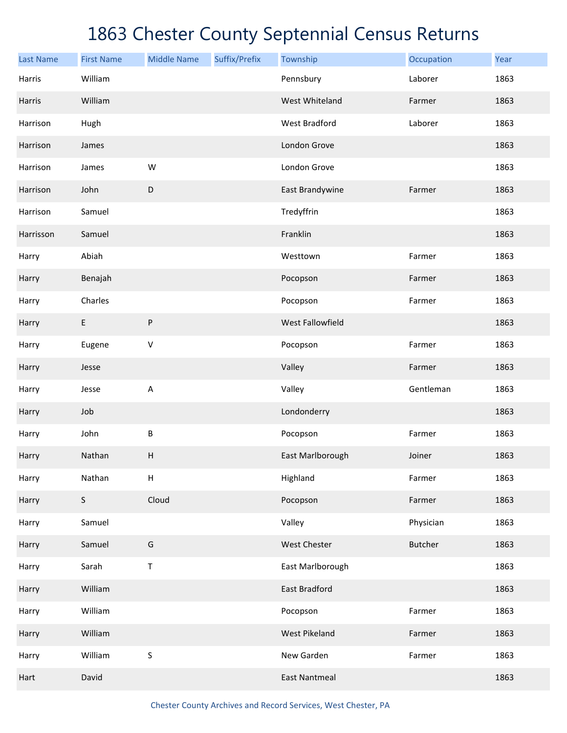# 1863 Chester County Septennial Census Returns

| Last Name | First Name | Middle Name | Suffix/Prefix | Township | Occupation | Year |
|---|---|---|---|---|---|---|
| Harris | William | | | Pennsbury | Laborer | 1863 |
| Harris | William | | | West Whiteland | Farmer | 1863 |
| Harrison | Hugh | | | West Bradford | Laborer | 1863 |
| Harrison | James | | | London Grove | | 1863 |
| Harrison | James | W | | London Grove | | 1863 |
| Harrison | John | D | | East Brandywine | Farmer | 1863 |
| Harrison | Samuel | | | Tredyffrin | | 1863 |
| Harrisson | Samuel | | | Franklin | | 1863 |
| Harry | Abiah | | | Westtown | Farmer | 1863 |
| Harry | Benajah | | | Pocopson | Farmer | 1863 |
| Harry | Charles | | | Pocopson | Farmer | 1863 |
| Harry | E | P | | West Fallowfield | | 1863 |
| Harry | Eugene | V | | Pocopson | Farmer | 1863 |
| Harry | Jesse | | | Valley | Farmer | 1863 |
| Harry | Jesse | A | | Valley | Gentleman | 1863 |
| Harry | Job | | | Londonderry | | 1863 |
| Harry | John | B | | Pocopson | Farmer | 1863 |
| Harry | Nathan | H | | East Marlborough | Joiner | 1863 |
| Harry | Nathan | H | | Highland | Farmer | 1863 |
| Harry | S | Cloud | | Pocopson | Farmer | 1863 |
| Harry | Samuel | | | Valley | Physician | 1863 |
| Harry | Samuel | G | | West Chester | Butcher | 1863 |
| Harry | Sarah | T | | East Marlborough | | 1863 |
| Harry | William | | | East Bradford | | 1863 |
| Harry | William | | | Pocopson | Farmer | 1863 |
| Harry | William | | | West Pikeland | Farmer | 1863 |
| Harry | William | S | | New Garden | Farmer | 1863 |
| Hart | David | | | East Nantmeal | | 1863 |

Chester County Archives and Record Services, West Chester, PA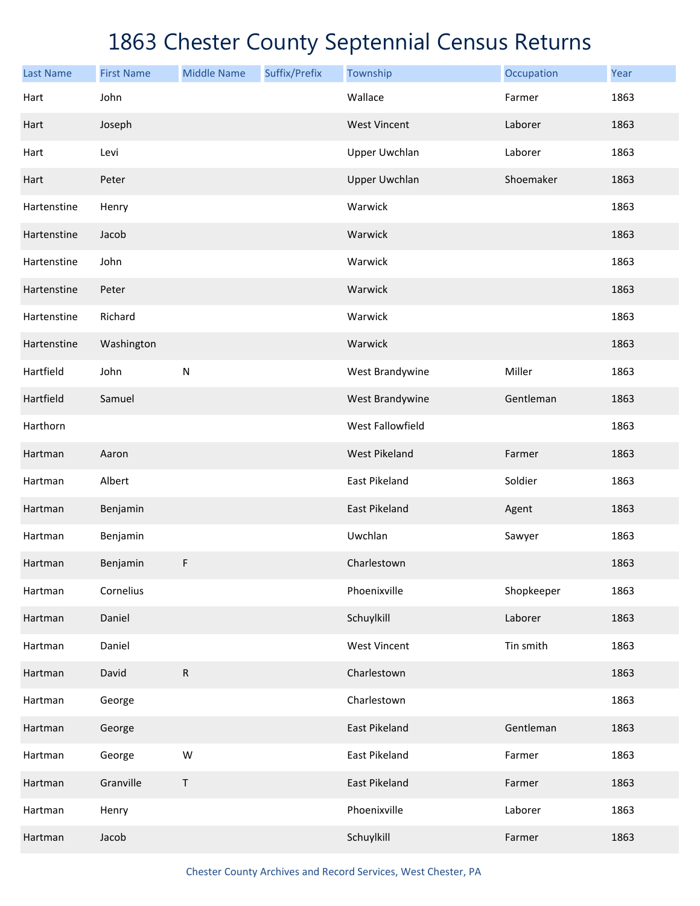# 1863 Chester County Septennial Census Returns

| Last Name | First Name | Middle Name | Suffix/Prefix | Township | Occupation | Year |
|---|---|---|---|---|---|---|
| Hart | John | | | Wallace | Farmer | 1863 |
| Hart | Joseph | | | West Vincent | Laborer | 1863 |
| Hart | Levi | | | Upper Uwchlan | Laborer | 1863 |
| Hart | Peter | | | Upper Uwchlan | Shoemaker | 1863 |
| Hartenstine | Henry | | | Warwick | | 1863 |
| Hartenstine | Jacob | | | Warwick | | 1863 |
| Hartenstine | John | | | Warwick | | 1863 |
| Hartenstine | Peter | | | Warwick | | 1863 |
| Hartenstine | Richard | | | Warwick | | 1863 |
| Hartenstine | Washington | | | Warwick | | 1863 |
| Hartfield | John | N | | West Brandywine | Miller | 1863 |
| Hartfield | Samuel | | | West Brandywine | Gentleman | 1863 |
| Harthorn | | | | West Fallowfield | | 1863 |
| Hartman | Aaron | | | West Pikeland | Farmer | 1863 |
| Hartman | Albert | | | East Pikeland | Soldier | 1863 |
| Hartman | Benjamin | | | East Pikeland | Agent | 1863 |
| Hartman | Benjamin | | | Uwchlan | Sawyer | 1863 |
| Hartman | Benjamin | F | | Charlestown | | 1863 |
| Hartman | Cornelius | | | Phoenixville | Shopkeeper | 1863 |
| Hartman | Daniel | | | Schuylkill | Laborer | 1863 |
| Hartman | Daniel | | | West Vincent | Tin smith | 1863 |
| Hartman | David | R | | Charlestown | | 1863 |
| Hartman | George | | | Charlestown | | 1863 |
| Hartman | George | | | East Pikeland | Gentleman | 1863 |
| Hartman | George | W | | East Pikeland | Farmer | 1863 |
| Hartman | Granville | T | | East Pikeland | Farmer | 1863 |
| Hartman | Henry | | | Phoenixville | Laborer | 1863 |
| Hartman | Jacob | | | Schuylkill | Farmer | 1863 |

Chester County Archives and Record Services, West Chester, PA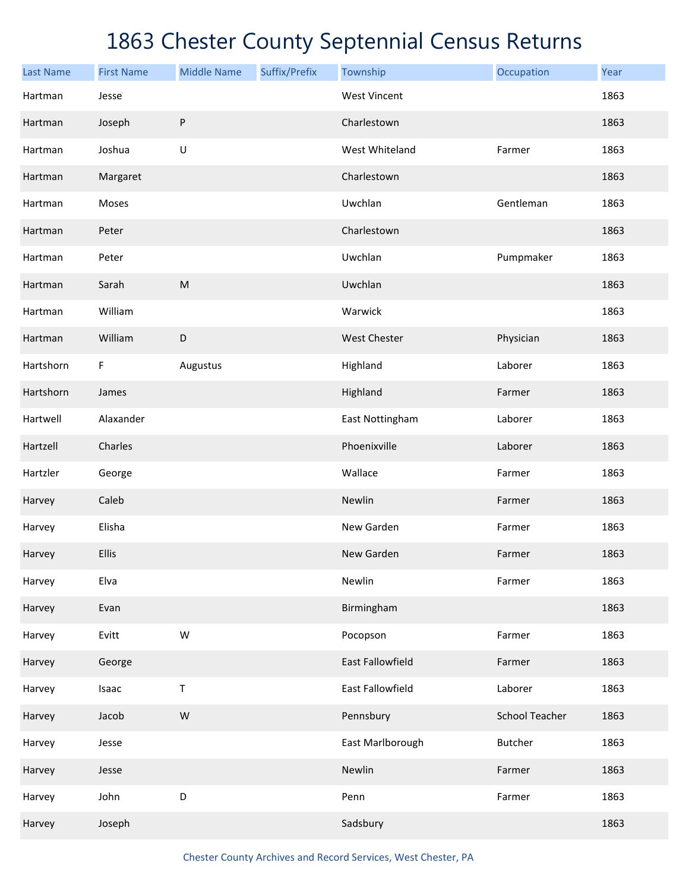# 1863 Chester County Septennial Census Returns

| Last Name | First Name | Middle Name | Suffix/Prefix | Township | Occupation | Year |
|---|---|---|---|---|---|---|
| Hartman | Jesse | | | West Vincent | | 1863 |
| Hartman | Joseph | P | | Charlestown | | 1863 |
| Hartman | Joshua | U | | West Whiteland | Farmer | 1863 |
| Hartman | Margaret | | | Charlestown | | 1863 |
| Hartman | Moses | | | Uwchlan | Gentleman | 1863 |
| Hartman | Peter | | | Charlestown | | 1863 |
| Hartman | Peter | | | Uwchlan | Pumpmaker | 1863 |
| Hartman | Sarah | M | | Uwchlan | | 1863 |
| Hartman | William | | | Warwick | | 1863 |
| Hartman | William | D | | West Chester | Physician | 1863 |
| Hartshorn | F | Augustus | | Highland | Laborer | 1863 |
| Hartshorn | James | | | Highland | Farmer | 1863 |
| Hartwell | Alaxander | | | East Nottingham | Laborer | 1863 |
| Hartzell | Charles | | | Phoenixville | Laborer | 1863 |
| Hartzler | George | | | Wallace | Farmer | 1863 |
| Harvey | Caleb | | | Newlin | Farmer | 1863 |
| Harvey | Elisha | | | New Garden | Farmer | 1863 |
| Harvey | Ellis | | | New Garden | Farmer | 1863 |
| Harvey | Elva | | | Newlin | Farmer | 1863 |
| Harvey | Evan | | | Birmingham | | 1863 |
| Harvey | Evitt | W | | Pocopson | Farmer | 1863 |
| Harvey | George | | | East Fallowfield | Farmer | 1863 |
| Harvey | Isaac | T | | East Fallowfield | Laborer | 1863 |
| Harvey | Jacob | W | | Pennsbury | School Teacher | 1863 |
| Harvey | Jesse | | | East Marlborough | Butcher | 1863 |
| Harvey | Jesse | | | Newlin | Farmer | 1863 |
| Harvey | John | D | | Penn | Farmer | 1863 |
| Harvey | Joseph | | | Sadsbury | | 1863 |

Chester County Archives and Record Services, West Chester, PA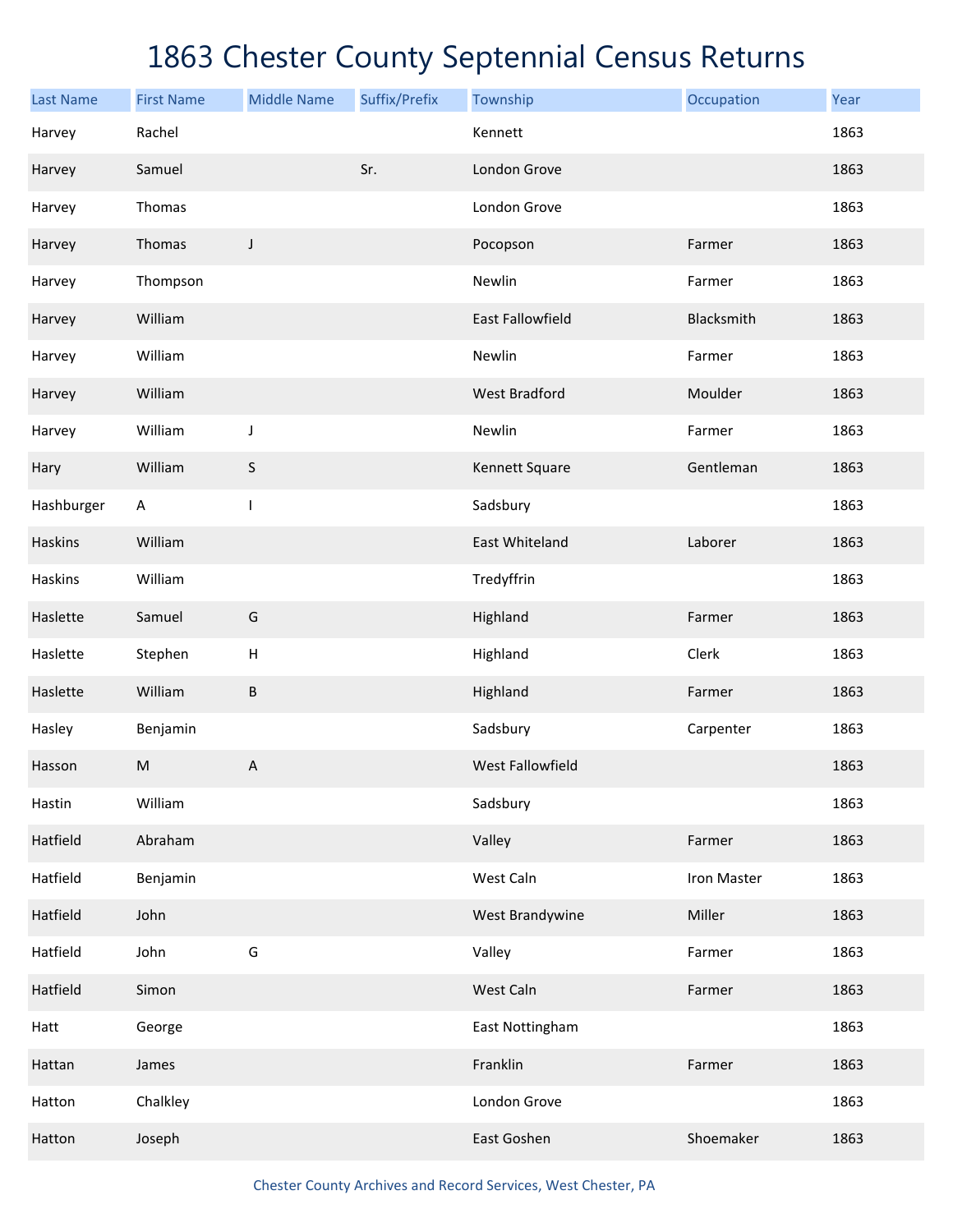# 1863 Chester County Septennial Census Returns

| Last Name | First Name | Middle Name | Suffix/Prefix | Township | Occupation | Year |
|---|---|---|---|---|---|---|
| Harvey | Rachel | | | Kennett | | 1863 |
| Harvey | Samuel | | Sr. | London Grove | | 1863 |
| Harvey | Thomas | | | London Grove | | 1863 |
| Harvey | Thomas | J | | Pocopson | Farmer | 1863 |
| Harvey | Thompson | | | Newlin | Farmer | 1863 |
| Harvey | William | | | East Fallowfield | Blacksmith | 1863 |
| Harvey | William | | | Newlin | Farmer | 1863 |
| Harvey | William | | | West Bradford | Moulder | 1863 |
| Harvey | William | J | | Newlin | Farmer | 1863 |
| Hary | William | S | | Kennett Square | Gentleman | 1863 |
| Hashburger | A | I | | Sadsbury | | 1863 |
| Haskins | William | | | East Whiteland | Laborer | 1863 |
| Haskins | William | | | Tredyffrin | | 1863 |
| Haslette | Samuel | G | | Highland | Farmer | 1863 |
| Haslette | Stephen | H | | Highland | Clerk | 1863 |
| Haslette | William | B | | Highland | Farmer | 1863 |
| Hasley | Benjamin | | | Sadsbury | Carpenter | 1863 |
| Hasson | M | A | | West Fallowfield | | 1863 |
| Hastin | William | | | Sadsbury | | 1863 |
| Hatfield | Abraham | | | Valley | Farmer | 1863 |
| Hatfield | Benjamin | | | West Caln | Iron Master | 1863 |
| Hatfield | John | | | West Brandywine | Miller | 1863 |
| Hatfield | John | G | | Valley | Farmer | 1863 |
| Hatfield | Simon | | | West Caln | Farmer | 1863 |
| Hatt | George | | | East Nottingham | | 1863 |
| Hattan | James | | | Franklin | Farmer | 1863 |
| Hatton | Chalkley | | | London Grove | | 1863 |
| Hatton | Joseph | | | East Goshen | Shoemaker | 1863 |

Chester County Archives and Record Services, West Chester, PA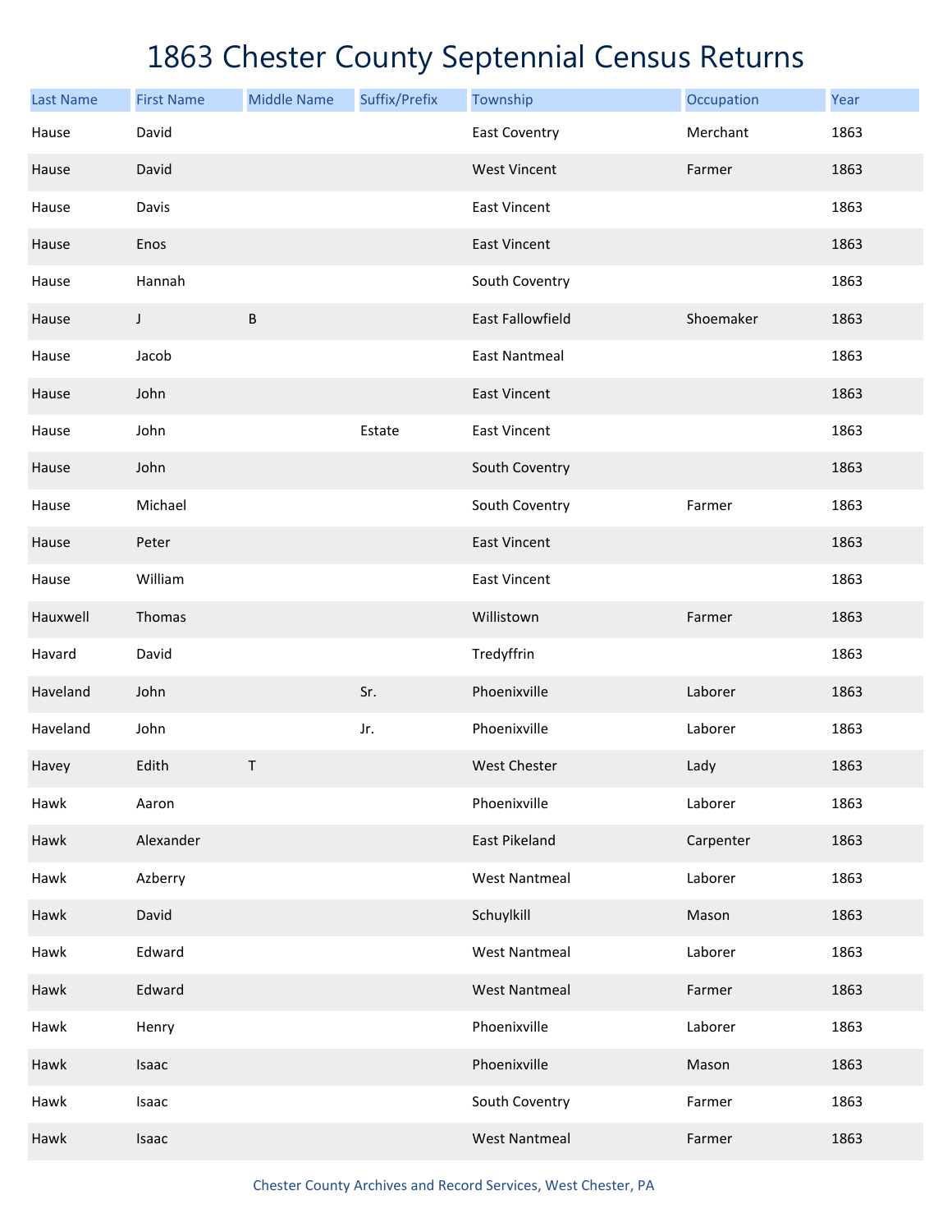# 1863 Chester County Septennial Census Returns

| Last Name | First Name | Middle Name | Suffix/Prefix | Township | Occupation | Year |
|---|---|---|---|---|---|---|
| Hause | David | | | East Coventry | Merchant | 1863 |
| Hause | David | | | West Vincent | Farmer | 1863 |
| Hause | Davis | | | East Vincent | | 1863 |
| Hause | Enos | | | East Vincent | | 1863 |
| Hause | Hannah | | | South Coventry | | 1863 |
| Hause | J | B | | East Fallowfield | Shoemaker | 1863 |
| Hause | Jacob | | | East Nantmeal | | 1863 |
| Hause | John | | | East Vincent | | 1863 |
| Hause | John | | Estate | East Vincent | | 1863 |
| Hause | John | | | South Coventry | | 1863 |
| Hause | Michael | | | South Coventry | Farmer | 1863 |
| Hause | Peter | | | East Vincent | | 1863 |
| Hause | William | | | East Vincent | | 1863 |
| Hauxwell | Thomas | | | Willistown | Farmer | 1863 |
| Havard | David | | | Tredyffrin | | 1863 |
| Haveland | John | | Sr. | Phoenixville | Laborer | 1863 |
| Haveland | John | | Jr. | Phoenixville | Laborer | 1863 |
| Havey | Edith | T | | West Chester | Lady | 1863 |
| Hawk | Aaron | | | Phoenixville | Laborer | 1863 |
| Hawk | Alexander | | | East Pikeland | Carpenter | 1863 |
| Hawk | Azberry | | | West Nantmeal | Laborer | 1863 |
| Hawk | David | | | Schuylkill | Mason | 1863 |
| Hawk | Edward | | | West Nantmeal | Laborer | 1863 |
| Hawk | Edward | | | West Nantmeal | Farmer | 1863 |
| Hawk | Henry | | | Phoenixville | Laborer | 1863 |
| Hawk | Isaac | | | Phoenixville | Mason | 1863 |
| Hawk | Isaac | | | South Coventry | Farmer | 1863 |
| Hawk | Isaac | | | West Nantmeal | Farmer | 1863 |

Chester County Archives and Record Services, West Chester, PA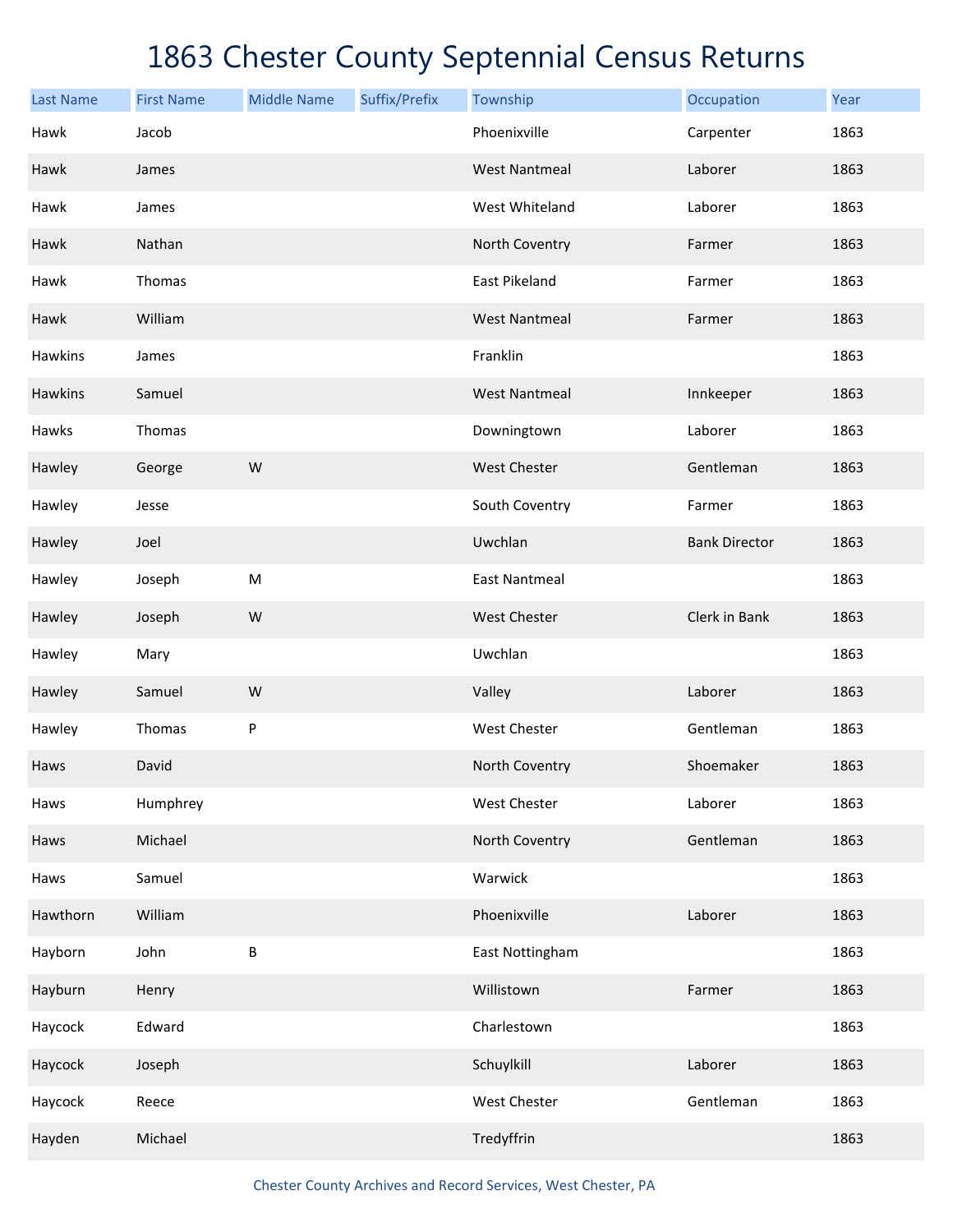# 1863 Chester County Septennial Census Returns

| Last Name | First Name | Middle Name | Suffix/Prefix | Township | Occupation | Year |
|---|---|---|---|---|---|---|
| Hawk | Jacob | | | Phoenixville | Carpenter | 1863 |
| Hawk | James | | | West Nantmeal | Laborer | 1863 |
| Hawk | James | | | West Whiteland | Laborer | 1863 |
| Hawk | Nathan | | | North Coventry | Farmer | 1863 |
| Hawk | Thomas | | | East Pikeland | Farmer | 1863 |
| Hawk | William | | | West Nantmeal | Farmer | 1863 |
| Hawkins | James | | | Franklin | | 1863 |
| Hawkins | Samuel | | | West Nantmeal | Innkeeper | 1863 |
| Hawks | Thomas | | | Downingtown | Laborer | 1863 |
| Hawley | George | W | | West Chester | Gentleman | 1863 |
| Hawley | Jesse | | | South Coventry | Farmer | 1863 |
| Hawley | Joel | | | Uwchlan | Bank Director | 1863 |
| Hawley | Joseph | M | | East Nantmeal | | 1863 |
| Hawley | Joseph | W | | West Chester | Clerk in Bank | 1863 |
| Hawley | Mary | | | Uwchlan | | 1863 |
| Hawley | Samuel | W | | Valley | Laborer | 1863 |
| Hawley | Thomas | P | | West Chester | Gentleman | 1863 |
| Haws | David | | | North Coventry | Shoemaker | 1863 |
| Haws | Humphrey | | | West Chester | Laborer | 1863 |
| Haws | Michael | | | North Coventry | Gentleman | 1863 |
| Haws | Samuel | | | Warwick | | 1863 |
| Hawthorn | William | | | Phoenixville | Laborer | 1863 |
| Hayborn | John | B | | East Nottingham | | 1863 |
| Hayburn | Henry | | | Willistown | Farmer | 1863 |
| Haycock | Edward | | | Charlestown | | 1863 |
| Haycock | Joseph | | | Schuylkill | Laborer | 1863 |
| Haycock | Reece | | | West Chester | Gentleman | 1863 |
| Hayden | Michael | | | Tredyffrin | | 1863 |

Chester County Archives and Record Services, West Chester, PA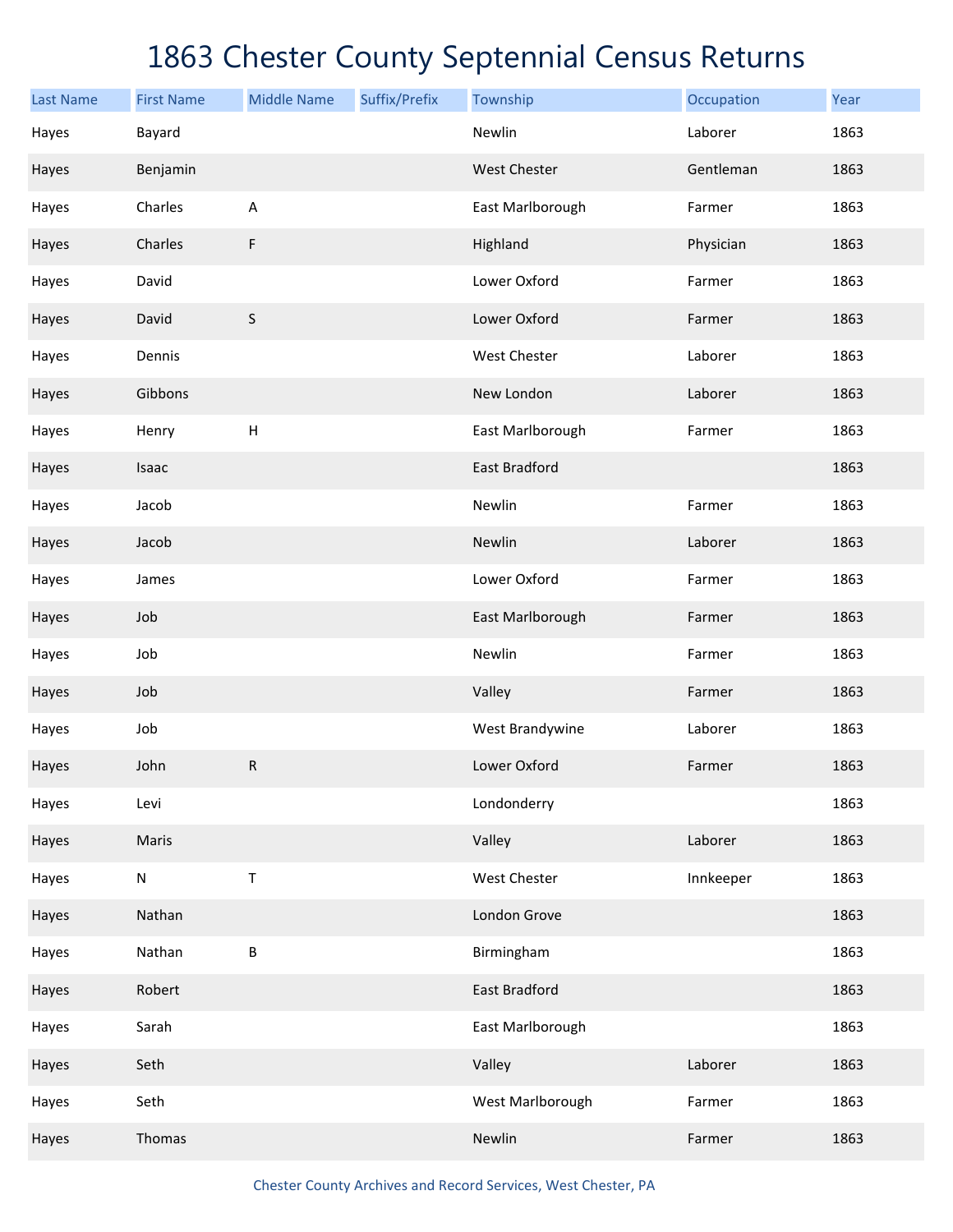# 1863 Chester County Septennial Census Returns

| Last Name | First Name | Middle Name | Suffix/Prefix | Township | Occupation | Year |
|---|---|---|---|---|---|---|
| Hayes | Bayard | | | Newlin | Laborer | 1863 |
| Hayes | Benjamin | | | West Chester | Gentleman | 1863 |
| Hayes | Charles | A | | East Marlborough | Farmer | 1863 |
| Hayes | Charles | F | | Highland | Physician | 1863 |
| Hayes | David | | | Lower Oxford | Farmer | 1863 |
| Hayes | David | S | | Lower Oxford | Farmer | 1863 |
| Hayes | Dennis | | | West Chester | Laborer | 1863 |
| Hayes | Gibbons | | | New London | Laborer | 1863 |
| Hayes | Henry | H | | East Marlborough | Farmer | 1863 |
| Hayes | Isaac | | | East Bradford | | 1863 |
| Hayes | Jacob | | | Newlin | Farmer | 1863 |
| Hayes | Jacob | | | Newlin | Laborer | 1863 |
| Hayes | James | | | Lower Oxford | Farmer | 1863 |
| Hayes | Job | | | East Marlborough | Farmer | 1863 |
| Hayes | Job | | | Newlin | Farmer | 1863 |
| Hayes | Job | | | Valley | Farmer | 1863 |
| Hayes | Job | | | West Brandywine | Laborer | 1863 |
| Hayes | John | R | | Lower Oxford | Farmer | 1863 |
| Hayes | Levi | | | Londonderry | | 1863 |
| Hayes | Maris | | | Valley | Laborer | 1863 |
| Hayes | N | T | | West Chester | Innkeeper | 1863 |
| Hayes | Nathan | | | London Grove | | 1863 |
| Hayes | Nathan | B | | Birmingham | | 1863 |
| Hayes | Robert | | | East Bradford | | 1863 |
| Hayes | Sarah | | | East Marlborough | | 1863 |
| Hayes | Seth | | | Valley | Laborer | 1863 |
| Hayes | Seth | | | West Marlborough | Farmer | 1863 |
| Hayes | Thomas | | | Newlin | Farmer | 1863 |

Chester County Archives and Record Services, West Chester, PA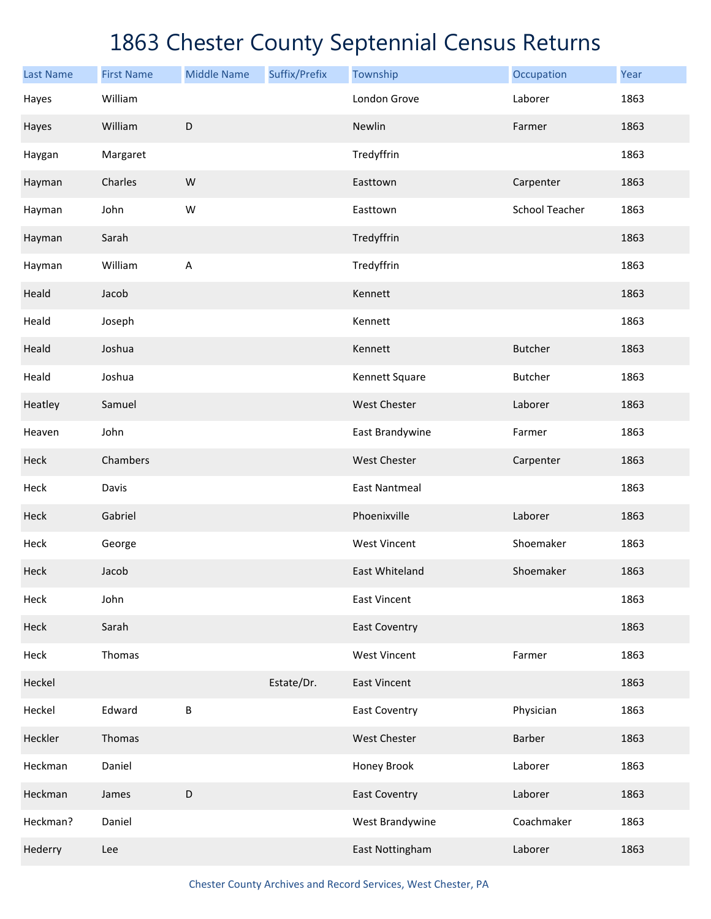# 1863 Chester County Septennial Census Returns

| Last Name | First Name | Middle Name | Suffix/Prefix | Township | Occupation | Year |
|---|---|---|---|---|---|---|
| Hayes | William | | | London Grove | Laborer | 1863 |
| Hayes | William | D | | Newlin | Farmer | 1863 |
| Haygan | Margaret | | | Tredyffrin | | 1863 |
| Hayman | Charles | W | | Easttown | Carpenter | 1863 |
| Hayman | John | W | | Easttown | School Teacher | 1863 |
| Hayman | Sarah | | | Tredyffrin | | 1863 |
| Hayman | William | A | | Tredyffrin | | 1863 |
| Heald | Jacob | | | Kennett | | 1863 |
| Heald | Joseph | | | Kennett | | 1863 |
| Heald | Joshua | | | Kennett | Butcher | 1863 |
| Heald | Joshua | | | Kennett Square | Butcher | 1863 |
| Heatley | Samuel | | | West Chester | Laborer | 1863 |
| Heaven | John | | | East Brandywine | Farmer | 1863 |
| Heck | Chambers | | | West Chester | Carpenter | 1863 |
| Heck | Davis | | | East Nantmeal | | 1863 |
| Heck | Gabriel | | | Phoenixville | Laborer | 1863 |
| Heck | George | | | West Vincent | Shoemaker | 1863 |
| Heck | Jacob | | | East Whiteland | Shoemaker | 1863 |
| Heck | John | | | East Vincent | | 1863 |
| Heck | Sarah | | | East Coventry | | 1863 |
| Heck | Thomas | | | West Vincent | Farmer | 1863 |
| Heckel | | | Estate/Dr. | East Vincent | | 1863 |
| Heckel | Edward | B | | East Coventry | Physician | 1863 |
| Heckler | Thomas | | | West Chester | Barber | 1863 |
| Heckman | Daniel | | | Honey Brook | Laborer | 1863 |
| Heckman | James | D | | East Coventry | Laborer | 1863 |
| Heckman? | Daniel | | | West Brandywine | Coachmaker | 1863 |
| Hederry | Lee | | | East Nottingham | Laborer | 1863 |

Chester County Archives and Record Services, West Chester, PA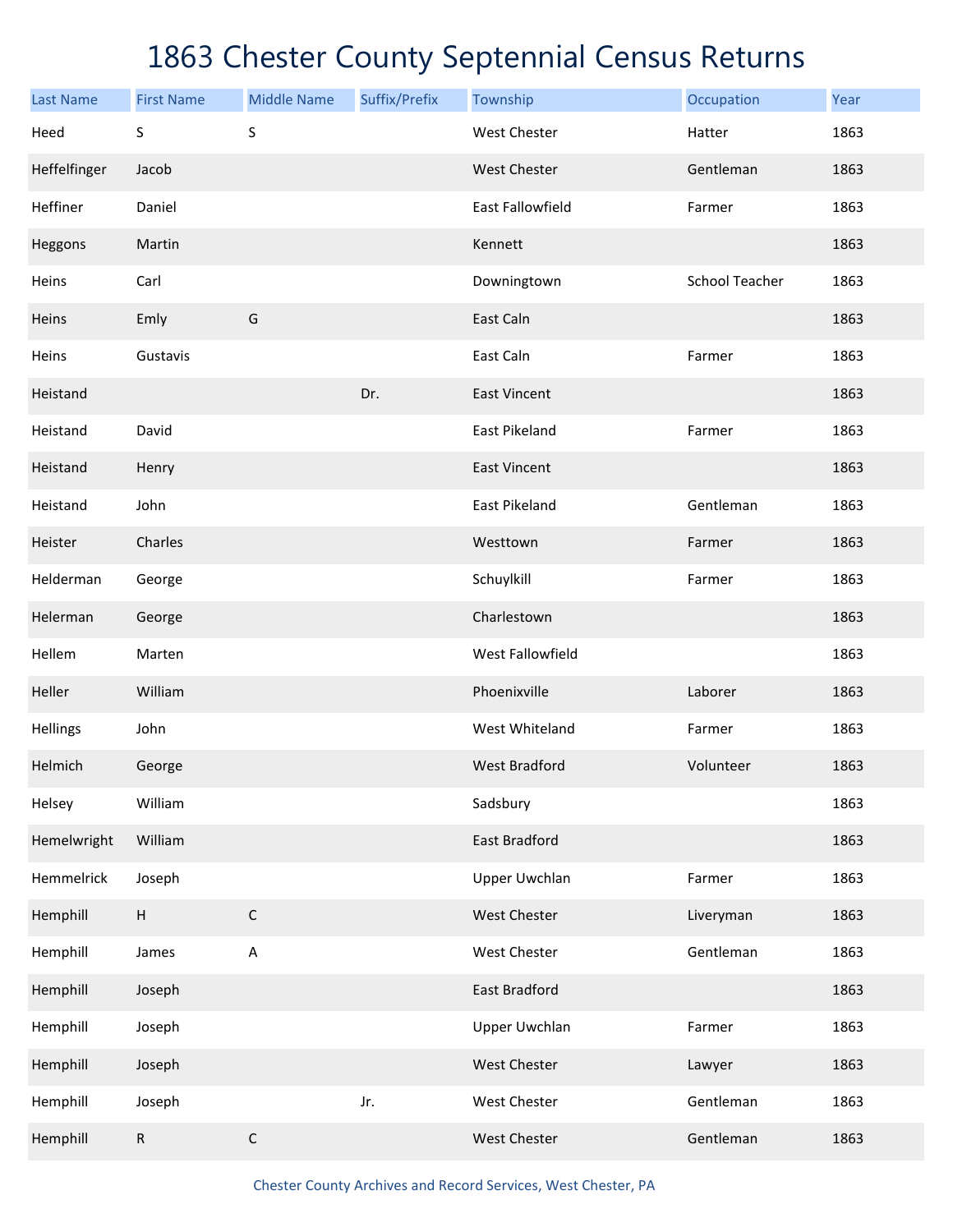# 1863 Chester County Septennial Census Returns

| Last Name | First Name | Middle Name | Suffix/Prefix | Township | Occupation | Year |
|---|---|---|---|---|---|---|
| Heed | S | S | | West Chester | Hatter | 1863 |
| Heffelfinger | Jacob | | | West Chester | Gentleman | 1863 |
| Heffiner | Daniel | | | East Fallowfield | Farmer | 1863 |
| Heggons | Martin | | | Kennett | | 1863 |
| Heins | Carl | | | Downingtown | School Teacher | 1863 |
| Heins | Emly | G | | East Caln | | 1863 |
| Heins | Gustavis | | | East Caln | Farmer | 1863 |
| Heistand | | | Dr. | East Vincent | | 1863 |
| Heistand | David | | | East Pikeland | Farmer | 1863 |
| Heistand | Henry | | | East Vincent | | 1863 |
| Heistand | John | | | East Pikeland | Gentleman | 1863 |
| Heister | Charles | | | Westtown | Farmer | 1863 |
| Helderman | George | | | Schuylkill | Farmer | 1863 |
| Helerman | George | | | Charlestown | | 1863 |
| Hellem | Marten | | | West Fallowfield | | 1863 |
| Heller | William | | | Phoenixville | Laborer | 1863 |
| Hellings | John | | | West Whiteland | Farmer | 1863 |
| Helmich | George | | | West Bradford | Volunteer | 1863 |
| Helsey | William | | | Sadsbury | | 1863 |
| Hemelwright | William | | | East Bradford | | 1863 |
| Hemmelrick | Joseph | | | Upper Uwchlan | Farmer | 1863 |
| Hemphill | H | C | | West Chester | Liveryman | 1863 |
| Hemphill | James | A | | West Chester | Gentleman | 1863 |
| Hemphill | Joseph | | | East Bradford | | 1863 |
| Hemphill | Joseph | | | Upper Uwchlan | Farmer | 1863 |
| Hemphill | Joseph | | | West Chester | Lawyer | 1863 |
| Hemphill | Joseph | | Jr. | West Chester | Gentleman | 1863 |
| Hemphill | R | C | | West Chester | Gentleman | 1863 |

Chester County Archives and Record Services, West Chester, PA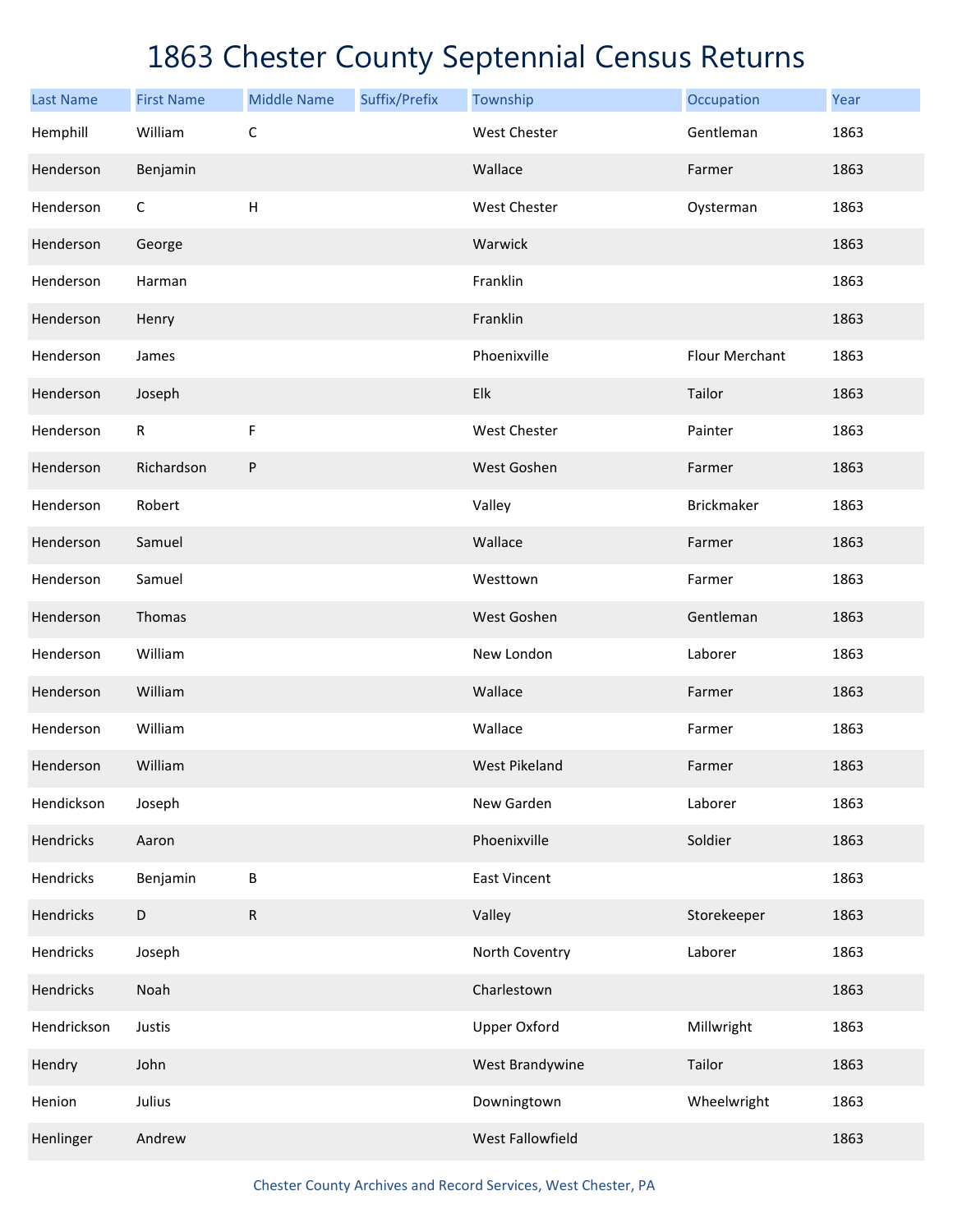# 1863 Chester County Septennial Census Returns

| Last Name | First Name | Middle Name | Suffix/Prefix | Township | Occupation | Year |
|---|---|---|---|---|---|---|
| Hemphill | William | C | | West Chester | Gentleman | 1863 |
| Henderson | Benjamin | | | Wallace | Farmer | 1863 |
| Henderson | C | H | | West Chester | Oysterman | 1863 |
| Henderson | George | | | Warwick | | 1863 |
| Henderson | Harman | | | Franklin | | 1863 |
| Henderson | Henry | | | Franklin | | 1863 |
| Henderson | James | | | Phoenixville | Flour Merchant | 1863 |
| Henderson | Joseph | | | Elk | Tailor | 1863 |
| Henderson | R | F | | West Chester | Painter | 1863 |
| Henderson | Richardson | P | | West Goshen | Farmer | 1863 |
| Henderson | Robert | | | Valley | Brickmaker | 1863 |
| Henderson | Samuel | | | Wallace | Farmer | 1863 |
| Henderson | Samuel | | | Westtown | Farmer | 1863 |
| Henderson | Thomas | | | West Goshen | Gentleman | 1863 |
| Henderson | William | | | New London | Laborer | 1863 |
| Henderson | William | | | Wallace | Farmer | 1863 |
| Henderson | William | | | Wallace | Farmer | 1863 |
| Henderson | William | | | West Pikeland | Farmer | 1863 |
| Hendickson | Joseph | | | New Garden | Laborer | 1863 |
| Hendricks | Aaron | | | Phoenixville | Soldier | 1863 |
| Hendricks | Benjamin | B | | East Vincent | | 1863 |
| Hendricks | D | R | | Valley | Storekeeper | 1863 |
| Hendricks | Joseph | | | North Coventry | Laborer | 1863 |
| Hendricks | Noah | | | Charlestown | | 1863 |
| Hendrickson | Justis | | | Upper Oxford | Millwright | 1863 |
| Hendry | John | | | West Brandywine | Tailor | 1863 |
| Henion | Julius | | | Downingtown | Wheelwright | 1863 |
| Henlinger | Andrew | | | West Fallowfield | | 1863 |

Chester County Archives and Record Services, West Chester, PA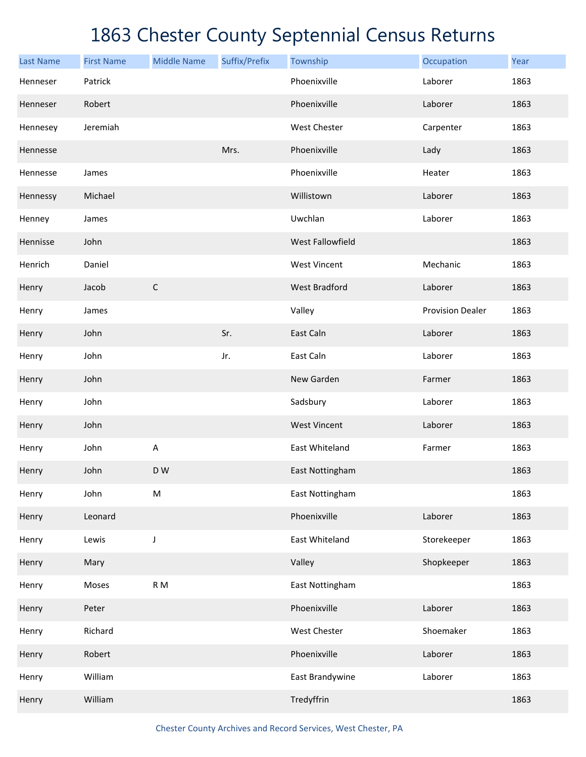# 1863 Chester County Septennial Census Returns

| Last Name | First Name | Middle Name | Suffix/Prefix | Township | Occupation | Year |
|---|---|---|---|---|---|---|
| Henneser | Patrick | | | Phoenixville | Laborer | 1863 |
| Henneser | Robert | | | Phoenixville | Laborer | 1863 |
| Hennesey | Jeremiah | | | West Chester | Carpenter | 1863 |
| Hennesse | | | Mrs. | Phoenixville | Lady | 1863 |
| Hennesse | James | | | Phoenixville | Heater | 1863 |
| Hennessy | Michael | | | Willistown | Laborer | 1863 |
| Henney | James | | | Uwchlan | Laborer | 1863 |
| Hennisse | John | | | West Fallowfield | | 1863 |
| Henrich | Daniel | | | West Vincent | Mechanic | 1863 |
| Henry | Jacob | C | | West Bradford | Laborer | 1863 |
| Henry | James | | | Valley | Provision Dealer | 1863 |
| Henry | John | | Sr. | East Caln | Laborer | 1863 |
| Henry | John | | Jr. | East Caln | Laborer | 1863 |
| Henry | John | | | New Garden | Farmer | 1863 |
| Henry | John | | | Sadsbury | Laborer | 1863 |
| Henry | John | | | West Vincent | Laborer | 1863 |
| Henry | John | A | | East Whiteland | Farmer | 1863 |
| Henry | John | D W | | East Nottingham | | 1863 |
| Henry | John | M | | East Nottingham | | 1863 |
| Henry | Leonard | | | Phoenixville | Laborer | 1863 |
| Henry | Lewis | J | | East Whiteland | Storekeeper | 1863 |
| Henry | Mary | | | Valley | Shopkeeper | 1863 |
| Henry | Moses | R M | | East Nottingham | | 1863 |
| Henry | Peter | | | Phoenixville | Laborer | 1863 |
| Henry | Richard | | | West Chester | Shoemaker | 1863 |
| Henry | Robert | | | Phoenixville | Laborer | 1863 |
| Henry | William | | | East Brandywine | Laborer | 1863 |
| Henry | William | | | Tredyffrin | | 1863 |

Chester County Archives and Record Services, West Chester, PA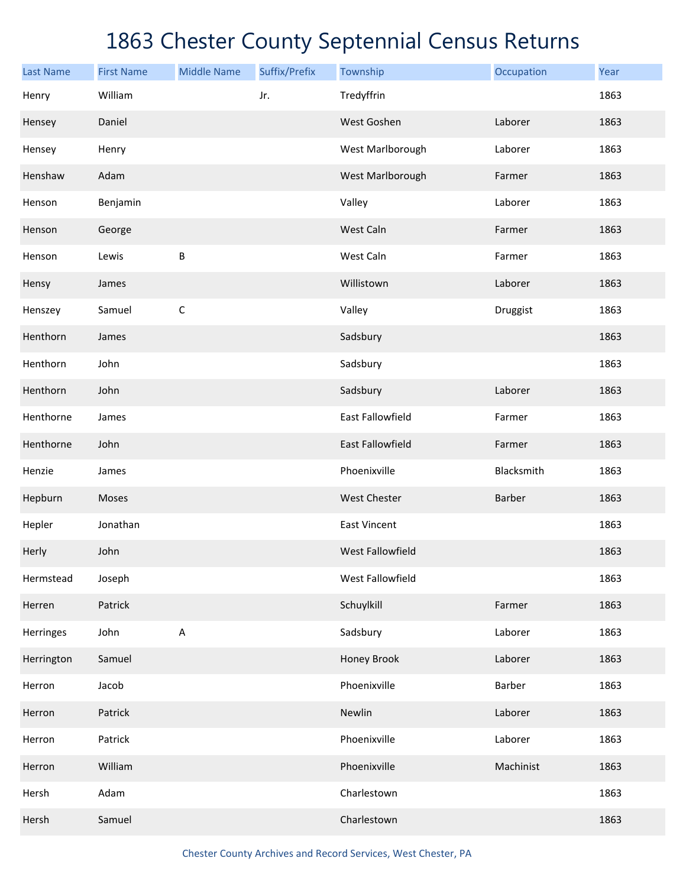# 1863 Chester County Septennial Census Returns

| Last Name | First Name | Middle Name | Suffix/Prefix | Township | Occupation | Year |
|---|---|---|---|---|---|---|
| Henry | William | | Jr. | Tredyffrin | | 1863 |
| Hensey | Daniel | | | West Goshen | Laborer | 1863 |
| Hensey | Henry | | | West Marlborough | Laborer | 1863 |
| Henshaw | Adam | | | West Marlborough | Farmer | 1863 |
| Henson | Benjamin | | | Valley | Laborer | 1863 |
| Henson | George | | | West Caln | Farmer | 1863 |
| Henson | Lewis | B | | West Caln | Farmer | 1863 |
| Hensy | James | | | Willistown | Laborer | 1863 |
| Henszey | Samuel | C | | Valley | Druggist | 1863 |
| Henthorn | James | | | Sadsbury | | 1863 |
| Henthorn | John | | | Sadsbury | | 1863 |
| Henthorn | John | | | Sadsbury | Laborer | 1863 |
| Henthorne | James | | | East Fallowfield | Farmer | 1863 |
| Henthorne | John | | | East Fallowfield | Farmer | 1863 |
| Henzie | James | | | Phoenixville | Blacksmith | 1863 |
| Hepburn | Moses | | | West Chester | Barber | 1863 |
| Hepler | Jonathan | | | East Vincent | | 1863 |
| Herly | John | | | West Fallowfield | | 1863 |
| Hermstead | Joseph | | | West Fallowfield | | 1863 |
| Herren | Patrick | | | Schuylkill | Farmer | 1863 |
| Herringes | John | A | | Sadsbury | Laborer | 1863 |
| Herrington | Samuel | | | Honey Brook | Laborer | 1863 |
| Herron | Jacob | | | Phoenixville | Barber | 1863 |
| Herron | Patrick | | | Newlin | Laborer | 1863 |
| Herron | Patrick | | | Phoenixville | Laborer | 1863 |
| Herron | William | | | Phoenixville | Machinist | 1863 |
| Hersh | Adam | | | Charlestown | | 1863 |
| Hersh | Samuel | | | Charlestown | | 1863 |

Chester County Archives and Record Services, West Chester, PA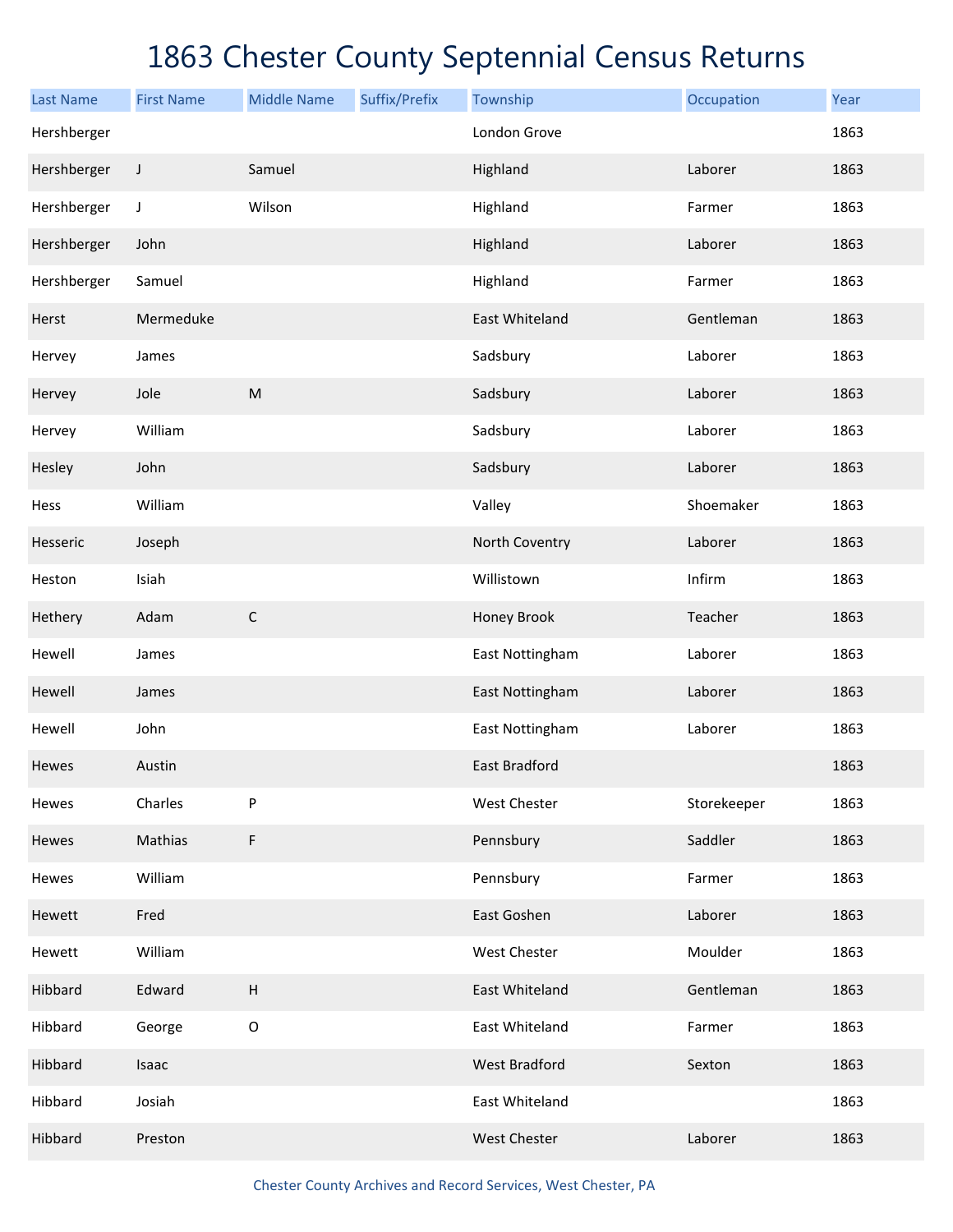# 1863 Chester County Septennial Census Returns

| Last Name | First Name | Middle Name | Suffix/Prefix | Township | Occupation | Year |
|---|---|---|---|---|---|---|
| Hershberger | | | | London Grove | | 1863 |
| Hershberger | J | Samuel | | Highland | Laborer | 1863 |
| Hershberger | J | Wilson | | Highland | Farmer | 1863 |
| Hershberger | John | | | Highland | Laborer | 1863 |
| Hershberger | Samuel | | | Highland | Farmer | 1863 |
| Herst | Mermeduke | | | East Whiteland | Gentleman | 1863 |
| Hervey | James | | | Sadsbury | Laborer | 1863 |
| Hervey | Jole | M | | Sadsbury | Laborer | 1863 |
| Hervey | William | | | Sadsbury | Laborer | 1863 |
| Hesley | John | | | Sadsbury | Laborer | 1863 |
| Hess | William | | | Valley | Shoemaker | 1863 |
| Hesseric | Joseph | | | North Coventry | Laborer | 1863 |
| Heston | Isiah | | | Willistown | Infirm | 1863 |
| Hethery | Adam | C | | Honey Brook | Teacher | 1863 |
| Hewell | James | | | East Nottingham | Laborer | 1863 |
| Hewell | James | | | East Nottingham | Laborer | 1863 |
| Hewell | John | | | East Nottingham | Laborer | 1863 |
| Hewes | Austin | | | East Bradford | | 1863 |
| Hewes | Charles | P | | West Chester | Storekeeper | 1863 |
| Hewes | Mathias | F | | Pennsbury | Saddler | 1863 |
| Hewes | William | | | Pennsbury | Farmer | 1863 |
| Hewett | Fred | | | East Goshen | Laborer | 1863 |
| Hewett | William | | | West Chester | Moulder | 1863 |
| Hibbard | Edward | H | | East Whiteland | Gentleman | 1863 |
| Hibbard | George | O | | East Whiteland | Farmer | 1863 |
| Hibbard | Isaac | | | West Bradford | Sexton | 1863 |
| Hibbard | Josiah | | | East Whiteland | | 1863 |
| Hibbard | Preston | | | West Chester | Laborer | 1863 |

Chester County Archives and Record Services, West Chester, PA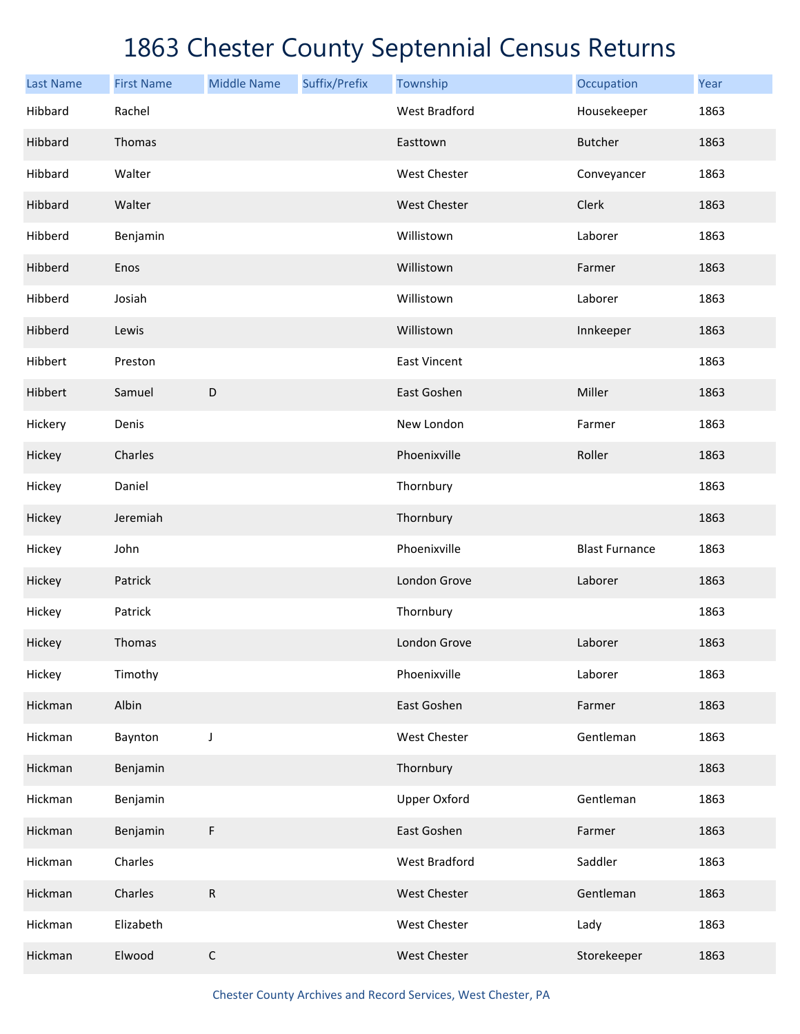# 1863 Chester County Septennial Census Returns

| Last Name | First Name | Middle Name | Suffix/Prefix | Township | Occupation | Year |
| --- | --- | --- | --- | --- | --- | --- |
| Hibbard | Rachel | | | West Bradford | Housekeeper | 1863 |
| Hibbard | Thomas | | | Easttown | Butcher | 1863 |
| Hibbard | Walter | | | West Chester | Conveyancer | 1863 |
| Hibbard | Walter | | | West Chester | Clerk | 1863 |
| Hibberd | Benjamin | | | Willistown | Laborer | 1863 |
| Hibberd | Enos | | | Willistown | Farmer | 1863 |
| Hibberd | Josiah | | | Willistown | Laborer | 1863 |
| Hibberd | Lewis | | | Willistown | Innkeeper | 1863 |
| Hibbert | Preston | | | East Vincent | | 1863 |
| Hibbert | Samuel | D | | East Goshen | Miller | 1863 |
| Hickery | Denis | | | New London | Farmer | 1863 |
| Hickey | Charles | | | Phoenixville | Roller | 1863 |
| Hickey | Daniel | | | Thornbury | | 1863 |
| Hickey | Jeremiah | | | Thornbury | | 1863 |
| Hickey | John | | | Phoenixville | Blast Furnance | 1863 |
| Hickey | Patrick | | | London Grove | Laborer | 1863 |
| Hickey | Patrick | | | Thornbury | | 1863 |
| Hickey | Thomas | | | London Grove | Laborer | 1863 |
| Hickey | Timothy | | | Phoenixville | Laborer | 1863 |
| Hickman | Albin | | | East Goshen | Farmer | 1863 |
| Hickman | Baynton | J | | West Chester | Gentleman | 1863 |
| Hickman | Benjamin | | | Thornbury | | 1863 |
| Hickman | Benjamin | | | Upper Oxford | Gentleman | 1863 |
| Hickman | Benjamin | F | | East Goshen | Farmer | 1863 |
| Hickman | Charles | | | West Bradford | Saddler | 1863 |
| Hickman | Charles | R | | West Chester | Gentleman | 1863 |
| Hickman | Elizabeth | | | West Chester | Lady | 1863 |
| Hickman | Elwood | C | | West Chester | Storekeeper | 1863 |

Chester County Archives and Record Services, West Chester, PA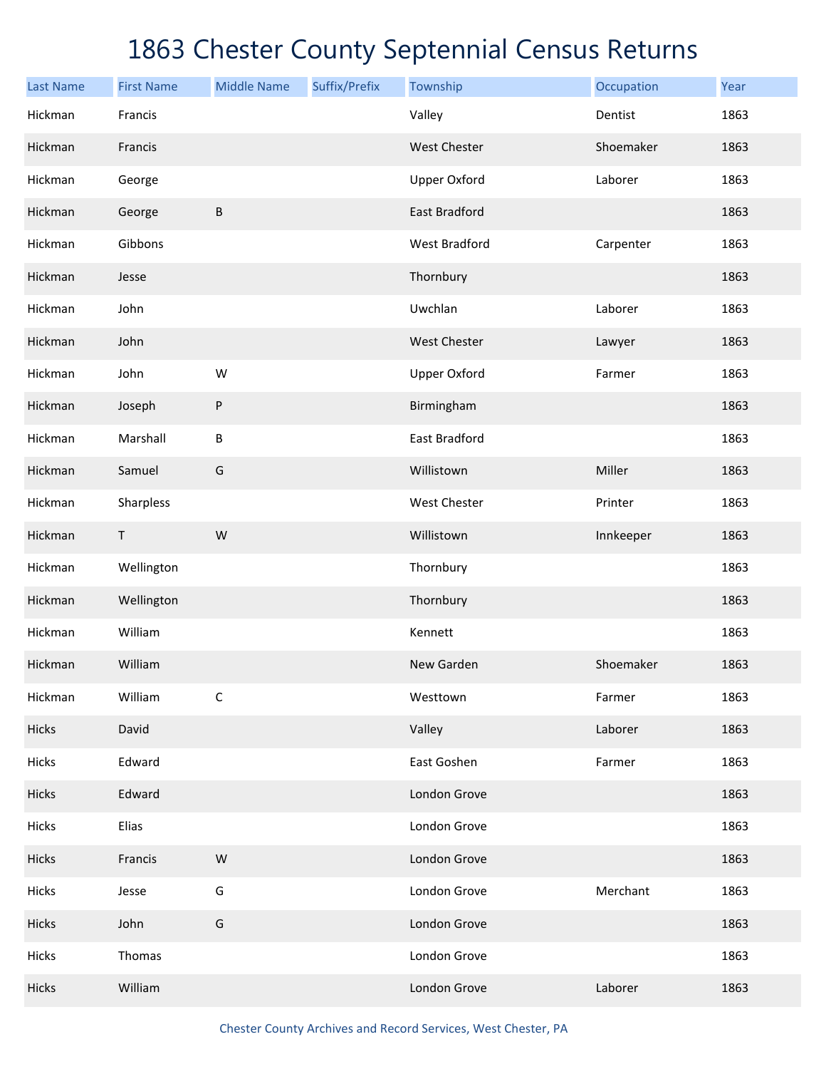# 1863 Chester County Septennial Census Returns

| Last Name | First Name | Middle Name | Suffix/Prefix | Township | Occupation | Year |
|---|---|---|---|---|---|---|
| Hickman | Francis | | | Valley | Dentist | 1863 |
| Hickman | Francis | | | West Chester | Shoemaker | 1863 |
| Hickman | George | | | Upper Oxford | Laborer | 1863 |
| Hickman | George | B | | East Bradford | | 1863 |
| Hickman | Gibbons | | | West Bradford | Carpenter | 1863 |
| Hickman | Jesse | | | Thornbury | | 1863 |
| Hickman | John | | | Uwchlan | Laborer | 1863 |
| Hickman | John | | | West Chester | Lawyer | 1863 |
| Hickman | John | W | | Upper Oxford | Farmer | 1863 |
| Hickman | Joseph | P | | Birmingham | | 1863 |
| Hickman | Marshall | B | | East Bradford | | 1863 |
| Hickman | Samuel | G | | Willistown | Miller | 1863 |
| Hickman | Sharpless | | | West Chester | Printer | 1863 |
| Hickman | T | W | | Willistown | Innkeeper | 1863 |
| Hickman | Wellington | | | Thornbury | | 1863 |
| Hickman | Wellington | | | Thornbury | | 1863 |
| Hickman | William | | | Kennett | | 1863 |
| Hickman | William | | | New Garden | Shoemaker | 1863 |
| Hickman | William | C | | Westtown | Farmer | 1863 |
| Hicks | David | | | Valley | Laborer | 1863 |
| Hicks | Edward | | | East Goshen | Farmer | 1863 |
| Hicks | Edward | | | London Grove | | 1863 |
| Hicks | Elias | | | London Grove | | 1863 |
| Hicks | Francis | W | | London Grove | | 1863 |
| Hicks | Jesse | G | | London Grove | Merchant | 1863 |
| Hicks | John | G | | London Grove | | 1863 |
| Hicks | Thomas | | | London Grove | | 1863 |
| Hicks | William | | | London Grove | Laborer | 1863 |

Chester County Archives and Record Services, West Chester, PA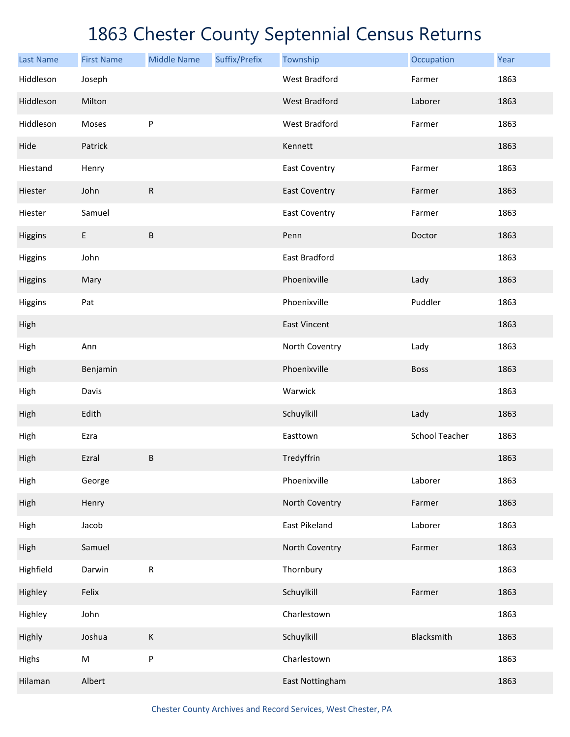# 1863 Chester County Septennial Census Returns

| Last Name | First Name | Middle Name | Suffix/Prefix | Township | Occupation | Year |
|---|---|---|---|---|---|---|
| Hiddleson | Joseph | | | West Bradford | Farmer | 1863 |
| Hiddleson | Milton | | | West Bradford | Laborer | 1863 |
| Hiddleson | Moses | P | | West Bradford | Farmer | 1863 |
| Hide | Patrick | | | Kennett | | 1863 |
| Hiestand | Henry | | | East Coventry | Farmer | 1863 |
| Hiester | John | R | | East Coventry | Farmer | 1863 |
| Hiester | Samuel | | | East Coventry | Farmer | 1863 |
| Higgins | E | B | | Penn | Doctor | 1863 |
| Higgins | John | | | East Bradford | | 1863 |
| Higgins | Mary | | | Phoenixville | Lady | 1863 |
| Higgins | Pat | | | Phoenixville | Puddler | 1863 |
| High | | | | East Vincent | | 1863 |
| High | Ann | | | North Coventry | Lady | 1863 |
| High | Benjamin | | | Phoenixville | Boss | 1863 |
| High | Davis | | | Warwick | | 1863 |
| High | Edith | | | Schuylkill | Lady | 1863 |
| High | Ezra | | | Easttown | School Teacher | 1863 |
| High | Ezral | B | | Tredyffrin | | 1863 |
| High | George | | | Phoenixville | Laborer | 1863 |
| High | Henry | | | North Coventry | Farmer | 1863 |
| High | Jacob | | | East Pikeland | Laborer | 1863 |
| High | Samuel | | | North Coventry | Farmer | 1863 |
| Highfield | Darwin | R | | Thornbury | | 1863 |
| Highley | Felix | | | Schuylkill | Farmer | 1863 |
| Highley | John | | | Charlestown | | 1863 |
| Highly | Joshua | K | | Schuylkill | Blacksmith | 1863 |
| Highs | M | P | | Charlestown | | 1863 |
| Hilaman | Albert | | | East Nottingham | | 1863 |

Chester County Archives and Record Services, West Chester, PA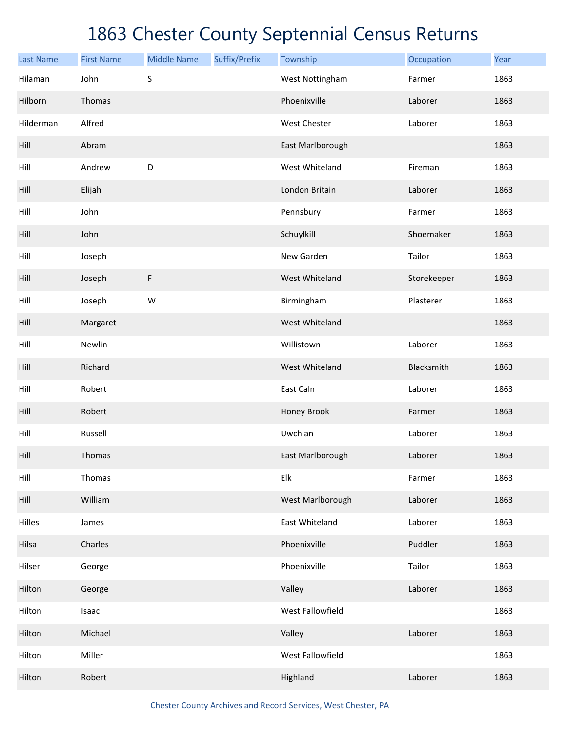# 1863 Chester County Septennial Census Returns

| Last Name | First Name | Middle Name | Suffix/Prefix | Township | Occupation | Year |
|---|---|---|---|---|---|---|
| Hilaman | John | S | | West Nottingham | Farmer | 1863 |
| Hilborn | Thomas | | | Phoenixville | Laborer | 1863 |
| Hilderman | Alfred | | | West Chester | Laborer | 1863 |
| Hill | Abram | | | East Marlborough | | 1863 |
| Hill | Andrew | D | | West Whiteland | Fireman | 1863 |
| Hill | Elijah | | | London Britain | Laborer | 1863 |
| Hill | John | | | Pennsbury | Farmer | 1863 |
| Hill | John | | | Schuylkill | Shoemaker | 1863 |
| Hill | Joseph | | | New Garden | Tailor | 1863 |
| Hill | Joseph | F | | West Whiteland | Storekeeper | 1863 |
| Hill | Joseph | W | | Birmingham | Plasterer | 1863 |
| Hill | Margaret | | | West Whiteland | | 1863 |
| Hill | Newlin | | | Willistown | Laborer | 1863 |
| Hill | Richard | | | West Whiteland | Blacksmith | 1863 |
| Hill | Robert | | | East Caln | Laborer | 1863 |
| Hill | Robert | | | Honey Brook | Farmer | 1863 |
| Hill | Russell | | | Uwchlan | Laborer | 1863 |
| Hill | Thomas | | | East Marlborough | Laborer | 1863 |
| Hill | Thomas | | | Elk | Farmer | 1863 |
| Hill | William | | | West Marlborough | Laborer | 1863 |
| Hilles | James | | | East Whiteland | Laborer | 1863 |
| Hilsa | Charles | | | Phoenixville | Puddler | 1863 |
| Hilser | George | | | Phoenixville | Tailor | 1863 |
| Hilton | George | | | Valley | Laborer | 1863 |
| Hilton | Isaac | | | West Fallowfield | | 1863 |
| Hilton | Michael | | | Valley | Laborer | 1863 |
| Hilton | Miller | | | West Fallowfield | | 1863 |
| Hilton | Robert | | | Highland | Laborer | 1863 |

Chester County Archives and Record Services, West Chester, PA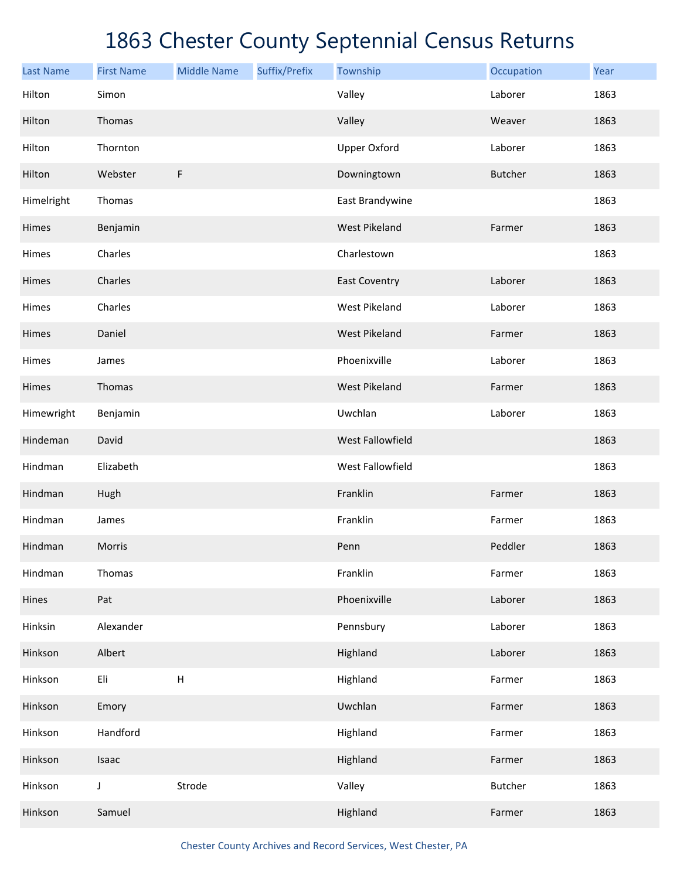# 1863 Chester County Septennial Census Returns

| Last Name | First Name | Middle Name | Suffix/Prefix | Township | Occupation | Year |
|---|---|---|---|---|---|---|
| Hilton | Simon | | | Valley | Laborer | 1863 |
| Hilton | Thomas | | | Valley | Weaver | 1863 |
| Hilton | Thornton | | | Upper Oxford | Laborer | 1863 |
| Hilton | Webster | F | | Downingtown | Butcher | 1863 |
| Himelright | Thomas | | | East Brandywine | | 1863 |
| Himes | Benjamin | | | West Pikeland | Farmer | 1863 |
| Himes | Charles | | | Charlestown | | 1863 |
| Himes | Charles | | | East Coventry | Laborer | 1863 |
| Himes | Charles | | | West Pikeland | Laborer | 1863 |
| Himes | Daniel | | | West Pikeland | Farmer | 1863 |
| Himes | James | | | Phoenixville | Laborer | 1863 |
| Himes | Thomas | | | West Pikeland | Farmer | 1863 |
| Himewright | Benjamin | | | Uwchlan | Laborer | 1863 |
| Hindeman | David | | | West Fallowfield | | 1863 |
| Hindman | Elizabeth | | | West Fallowfield | | 1863 |
| Hindman | Hugh | | | Franklin | Farmer | 1863 |
| Hindman | James | | | Franklin | Farmer | 1863 |
| Hindman | Morris | | | Penn | Peddler | 1863 |
| Hindman | Thomas | | | Franklin | Farmer | 1863 |
| Hines | Pat | | | Phoenixville | Laborer | 1863 |
| Hinksin | Alexander | | | Pennsbury | Laborer | 1863 |
| Hinkson | Albert | | | Highland | Laborer | 1863 |
| Hinkson | Eli | H | | Highland | Farmer | 1863 |
| Hinkson | Emory | | | Uwchlan | Farmer | 1863 |
| Hinkson | Handford | | | Highland | Farmer | 1863 |
| Hinkson | Isaac | | | Highland | Farmer | 1863 |
| Hinkson | J | Strode | | Valley | Butcher | 1863 |
| Hinkson | Samuel | | | Highland | Farmer | 1863 |

Chester County Archives and Record Services, West Chester, PA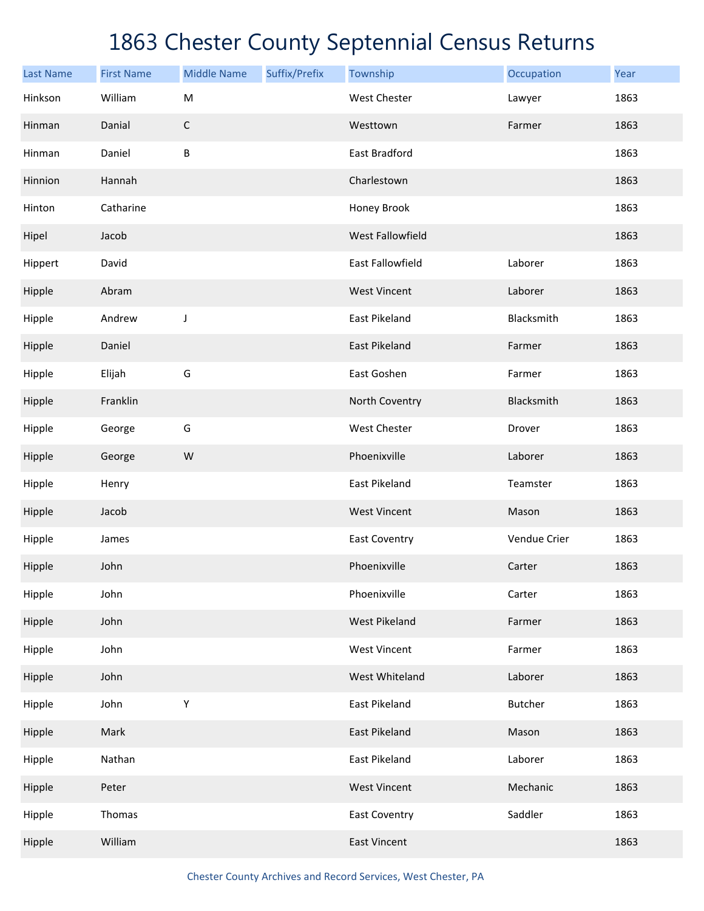# 1863 Chester County Septennial Census Returns

| Last Name | First Name | Middle Name | Suffix/Prefix | Township | Occupation | Year |
|---|---|---|---|---|---|---|
| Hinkson | William | M | | West Chester | Lawyer | 1863 |
| Hinman | Danial | C | | Westtown | Farmer | 1863 |
| Hinman | Daniel | B | | East Bradford | | 1863 |
| Hinnion | Hannah | | | Charlestown | | 1863 |
| Hinton | Catharine | | | Honey Brook | | 1863 |
| Hipel | Jacob | | | West Fallowfield | | 1863 |
| Hippert | David | | | East Fallowfield | Laborer | 1863 |
| Hipple | Abram | | | West Vincent | Laborer | 1863 |
| Hipple | Andrew | J | | East Pikeland | Blacksmith | 1863 |
| Hipple | Daniel | | | East Pikeland | Farmer | 1863 |
| Hipple | Elijah | G | | East Goshen | Farmer | 1863 |
| Hipple | Franklin | | | North Coventry | Blacksmith | 1863 |
| Hipple | George | G | | West Chester | Drover | 1863 |
| Hipple | George | W | | Phoenixville | Laborer | 1863 |
| Hipple | Henry | | | East Pikeland | Teamster | 1863 |
| Hipple | Jacob | | | West Vincent | Mason | 1863 |
| Hipple | James | | | East Coventry | Vendue Crier | 1863 |
| Hipple | John | | | Phoenixville | Carter | 1863 |
| Hipple | John | | | Phoenixville | Carter | 1863 |
| Hipple | John | | | West Pikeland | Farmer | 1863 |
| Hipple | John | | | West Vincent | Farmer | 1863 |
| Hipple | John | | | West Whiteland | Laborer | 1863 |
| Hipple | John | Y | | East Pikeland | Butcher | 1863 |
| Hipple | Mark | | | East Pikeland | Mason | 1863 |
| Hipple | Nathan | | | East Pikeland | Laborer | 1863 |
| Hipple | Peter | | | West Vincent | Mechanic | 1863 |
| Hipple | Thomas | | | East Coventry | Saddler | 1863 |
| Hipple | William | | | East Vincent | | 1863 |

Chester County Archives and Record Services, West Chester, PA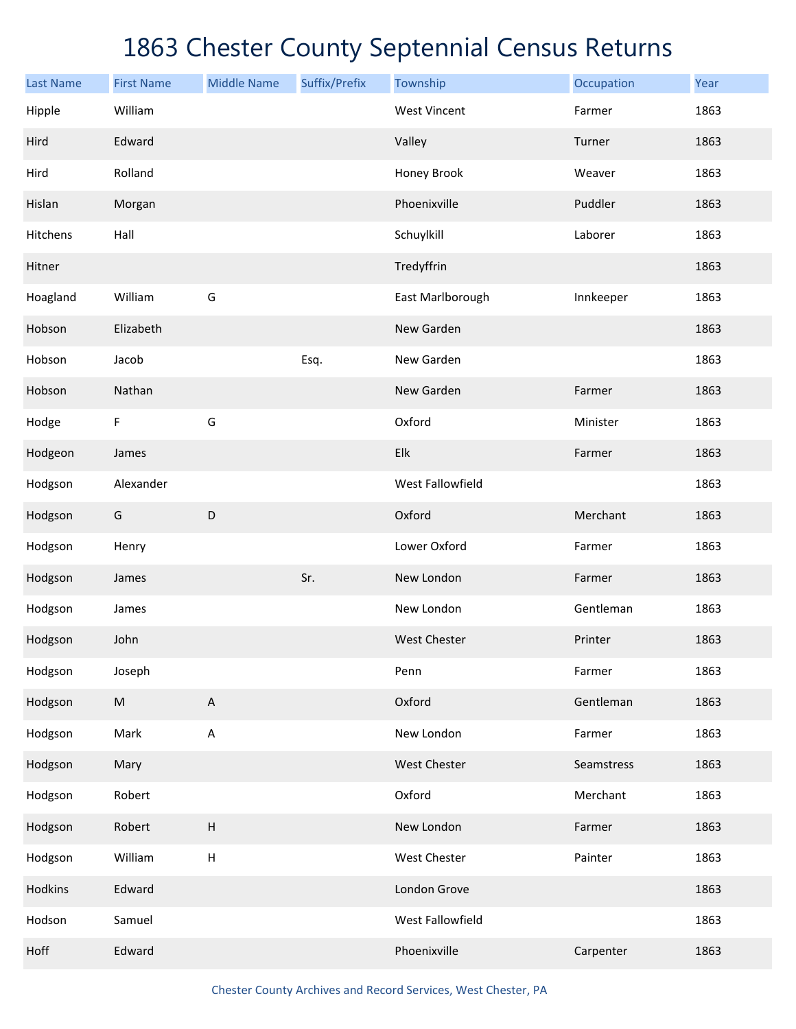# 1863 Chester County Septennial Census Returns

| Last Name | First Name | Middle Name | Suffix/Prefix | Township | Occupation | Year |
|---|---|---|---|---|---|---|
| Hipple | William | | | West Vincent | Farmer | 1863 |
| Hird | Edward | | | Valley | Turner | 1863 |
| Hird | Rolland | | | Honey Brook | Weaver | 1863 |
| Hislan | Morgan | | | Phoenixville | Puddler | 1863 |
| Hitchens | Hall | | | Schuylkill | Laborer | 1863 |
| Hitner | | | | Tredyffrin | | 1863 |
| Hoagland | William | G | | East Marlborough | Innkeeper | 1863 |
| Hobson | Elizabeth | | | New Garden | | 1863 |
| Hobson | Jacob | | Esq. | New Garden | | 1863 |
| Hobson | Nathan | | | New Garden | Farmer | 1863 |
| Hodge | F | G | | Oxford | Minister | 1863 |
| Hodgeon | James | | | Elk | Farmer | 1863 |
| Hodgson | Alexander | | | West Fallowfield | | 1863 |
| Hodgson | G | D | | Oxford | Merchant | 1863 |
| Hodgson | Henry | | | Lower Oxford | Farmer | 1863 |
| Hodgson | James | | Sr. | New London | Farmer | 1863 |
| Hodgson | James | | | New London | Gentleman | 1863 |
| Hodgson | John | | | West Chester | Printer | 1863 |
| Hodgson | Joseph | | | Penn | Farmer | 1863 |
| Hodgson | M | A | | Oxford | Gentleman | 1863 |
| Hodgson | Mark | A | | New London | Farmer | 1863 |
| Hodgson | Mary | | | West Chester | Seamstress | 1863 |
| Hodgson | Robert | | | Oxford | Merchant | 1863 |
| Hodgson | Robert | H | | New London | Farmer | 1863 |
| Hodgson | William | H | | West Chester | Painter | 1863 |
| Hodkins | Edward | | | London Grove | | 1863 |
| Hodson | Samuel | | | West Fallowfield | | 1863 |
| Hoff | Edward | | | Phoenixville | Carpenter | 1863 |

Chester County Archives and Record Services, West Chester, PA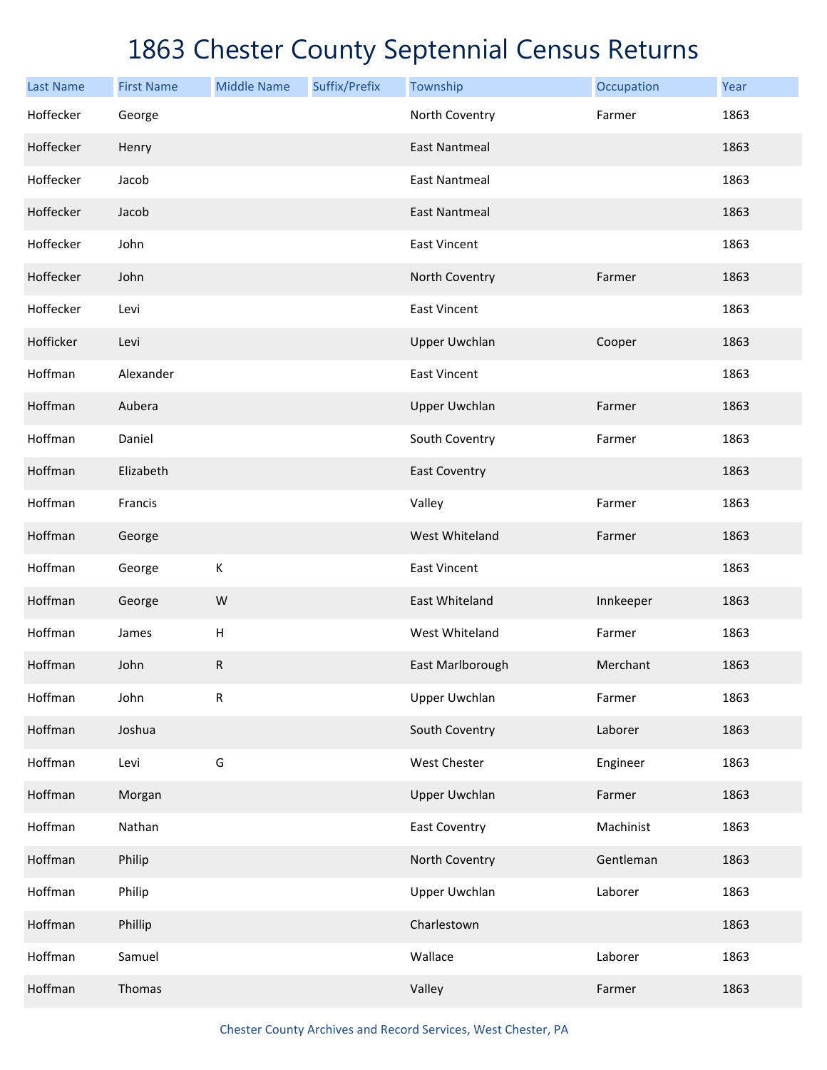# 1863 Chester County Septennial Census Returns

| Last Name | First Name | Middle Name | Suffix/Prefix | Township | Occupation | Year |
|---|---|---|---|---|---|---|
| Hoffecker | George | | | North Coventry | Farmer | 1863 |
| Hoffecker | Henry | | | East Nantmeal | | 1863 |
| Hoffecker | Jacob | | | East Nantmeal | | 1863 |
| Hoffecker | Jacob | | | East Nantmeal | | 1863 |
| Hoffecker | John | | | East Vincent | | 1863 |
| Hoffecker | John | | | North Coventry | Farmer | 1863 |
| Hoffecker | Levi | | | East Vincent | | 1863 |
| Hofficker | Levi | | | Upper Uwchlan | Cooper | 1863 |
| Hoffman | Alexander | | | East Vincent | | 1863 |
| Hoffman | Aubera | | | Upper Uwchlan | Farmer | 1863 |
| Hoffman | Daniel | | | South Coventry | Farmer | 1863 |
| Hoffman | Elizabeth | | | East Coventry | | 1863 |
| Hoffman | Francis | | | Valley | Farmer | 1863 |
| Hoffman | George | | | West Whiteland | Farmer | 1863 |
| Hoffman | George | K | | East Vincent | | 1863 |
| Hoffman | George | W | | East Whiteland | Innkeeper | 1863 |
| Hoffman | James | H | | West Whiteland | Farmer | 1863 |
| Hoffman | John | R | | East Marlborough | Merchant | 1863 |
| Hoffman | John | R | | Upper Uwchlan | Farmer | 1863 |
| Hoffman | Joshua | | | South Coventry | Laborer | 1863 |
| Hoffman | Levi | G | | West Chester | Engineer | 1863 |
| Hoffman | Morgan | | | Upper Uwchlan | Farmer | 1863 |
| Hoffman | Nathan | | | East Coventry | Machinist | 1863 |
| Hoffman | Philip | | | North Coventry | Gentleman | 1863 |
| Hoffman | Philip | | | Upper Uwchlan | Laborer | 1863 |
| Hoffman | Phillip | | | Charlestown | | 1863 |
| Hoffman | Samuel | | | Wallace | Laborer | 1863 |
| Hoffman | Thomas | | | Valley | Farmer | 1863 |

Chester County Archives and Record Services, West Chester, PA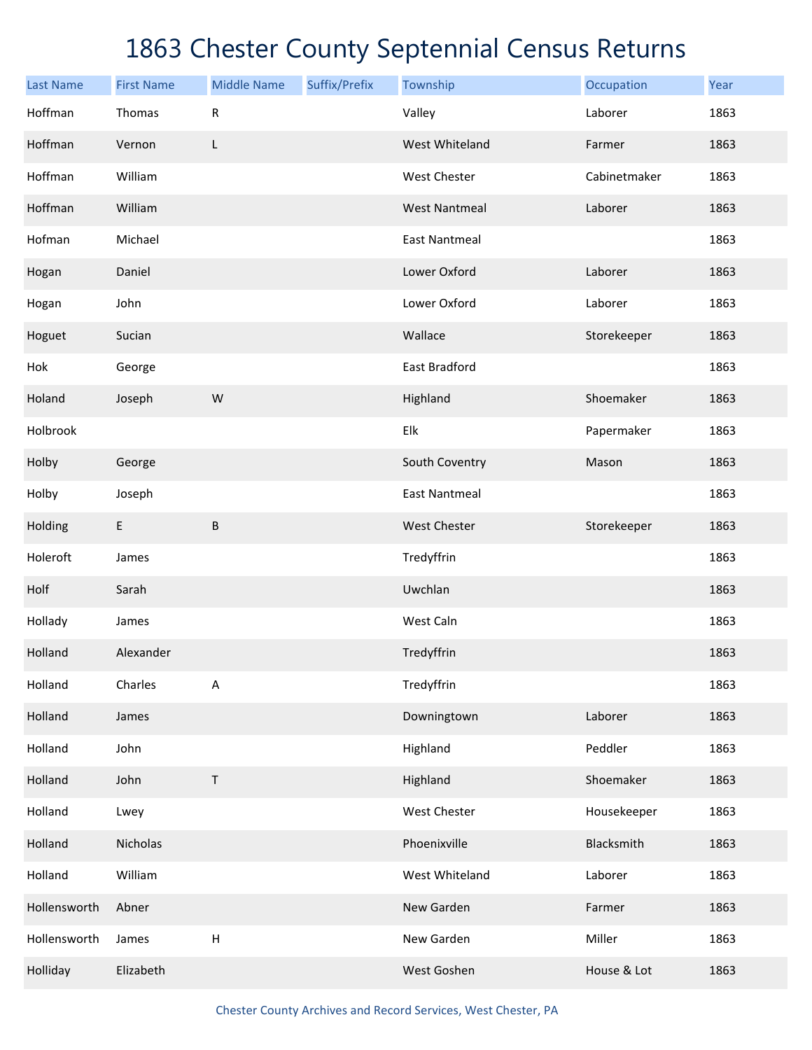# 1863 Chester County Septennial Census Returns

| Last Name | First Name | Middle Name | Suffix/Prefix | Township | Occupation | Year |
|---|---|---|---|---|---|---|
| Hoffman | Thomas | R | | Valley | Laborer | 1863 |
| Hoffman | Vernon | L | | West Whiteland | Farmer | 1863 |
| Hoffman | William | | | West Chester | Cabinetmaker | 1863 |
| Hoffman | William | | | West Nantmeal | Laborer | 1863 |
| Hofman | Michael | | | East Nantmeal | | 1863 |
| Hogan | Daniel | | | Lower Oxford | Laborer | 1863 |
| Hogan | John | | | Lower Oxford | Laborer | 1863 |
| Hoguet | Sucian | | | Wallace | Storekeeper | 1863 |
| Hok | George | | | East Bradford | | 1863 |
| Holand | Joseph | W | | Highland | Shoemaker | 1863 |
| Holbrook | | | | Elk | Papermaker | 1863 |
| Holby | George | | | South Coventry | Mason | 1863 |
| Holby | Joseph | | | East Nantmeal | | 1863 |
| Holding | E | B | | West Chester | Storekeeper | 1863 |
| Holeroft | James | | | Tredyffrin | | 1863 |
| Holf | Sarah | | | Uwchlan | | 1863 |
| Hollady | James | | | West Caln | | 1863 |
| Holland | Alexander | | | Tredyffrin | | 1863 |
| Holland | Charles | A | | Tredyffrin | | 1863 |
| Holland | James | | | Downingtown | Laborer | 1863 |
| Holland | John | | | Highland | Peddler | 1863 |
| Holland | John | T | | Highland | Shoemaker | 1863 |
| Holland | Lwey | | | West Chester | Housekeeper | 1863 |
| Holland | Nicholas | | | Phoenixville | Blacksmith | 1863 |
| Holland | William | | | West Whiteland | Laborer | 1863 |
| Hollensworth | Abner | | | New Garden | Farmer | 1863 |
| Hollensworth | James | H | | New Garden | Miller | 1863 |
| Holliday | Elizabeth | | | West Goshen | House & Lot | 1863 |

Chester County Archives and Record Services, West Chester, PA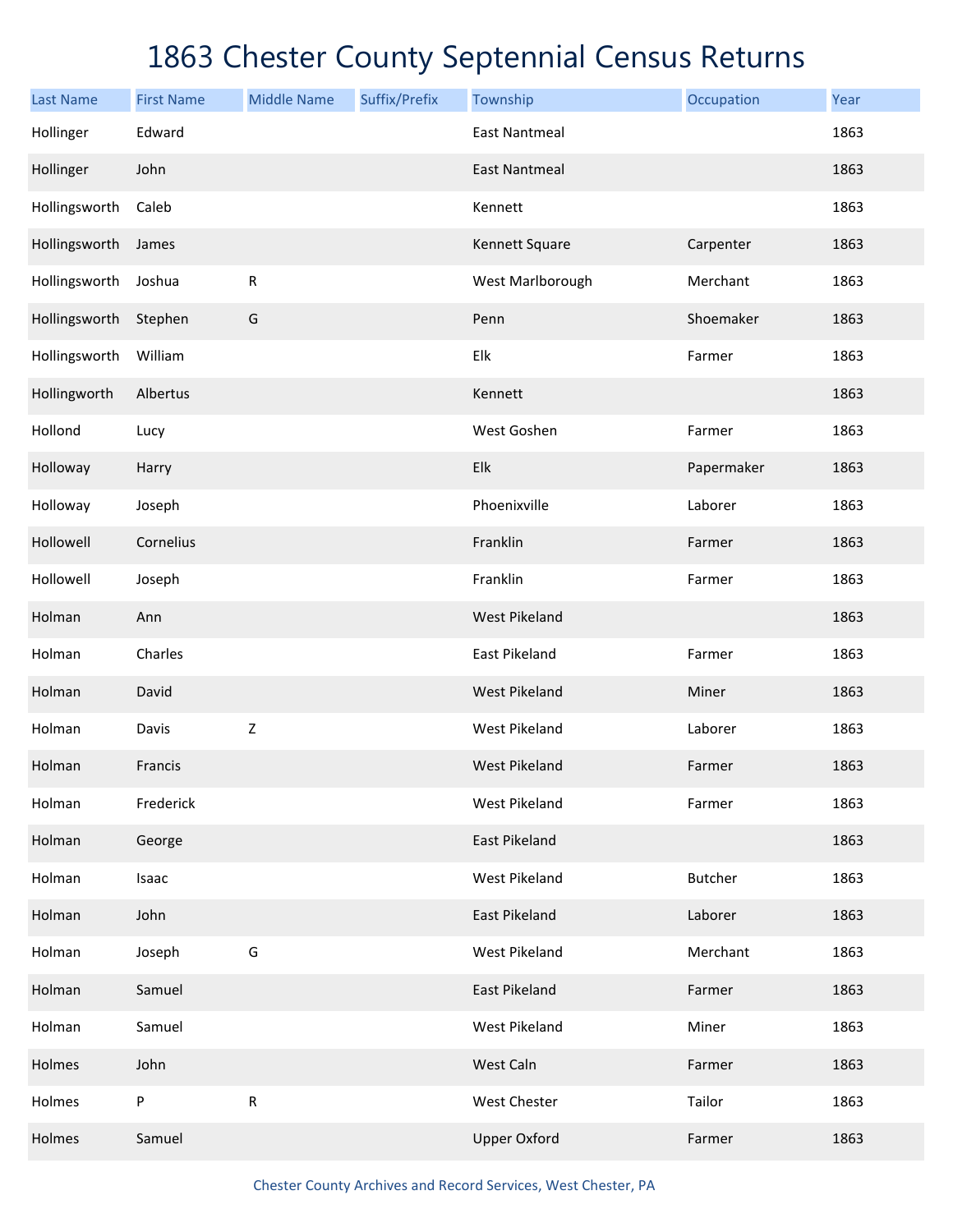# 1863 Chester County Septennial Census Returns

| Last Name | First Name | Middle Name | Suffix/Prefix | Township | Occupation | Year |
|---|---|---|---|---|---|---|
| Hollinger | Edward | | | East Nantmeal | | 1863 |
| Hollinger | John | | | East Nantmeal | | 1863 |
| Hollingsworth | Caleb | | | Kennett | | 1863 |
| Hollingsworth | James | | | Kennett Square | Carpenter | 1863 |
| Hollingsworth | Joshua | R | | West Marlborough | Merchant | 1863 |
| Hollingsworth | Stephen | G | | Penn | Shoemaker | 1863 |
| Hollingsworth | William | | | Elk | Farmer | 1863 |
| Hollingworth | Albertus | | | Kennett | | 1863 |
| Hollond | Lucy | | | West Goshen | Farmer | 1863 |
| Holloway | Harry | | | Elk | Papermaker | 1863 |
| Holloway | Joseph | | | Phoenixville | Laborer | 1863 |
| Hollowell | Cornelius | | | Franklin | Farmer | 1863 |
| Hollowell | Joseph | | | Franklin | Farmer | 1863 |
| Holman | Ann | | | West Pikeland | | 1863 |
| Holman | Charles | | | East Pikeland | Farmer | 1863 |
| Holman | David | | | West Pikeland | Miner | 1863 |
| Holman | Davis | Z | | West Pikeland | Laborer | 1863 |
| Holman | Francis | | | West Pikeland | Farmer | 1863 |
| Holman | Frederick | | | West Pikeland | Farmer | 1863 |
| Holman | George | | | East Pikeland | | 1863 |
| Holman | Isaac | | | West Pikeland | Butcher | 1863 |
| Holman | John | | | East Pikeland | Laborer | 1863 |
| Holman | Joseph | G | | West Pikeland | Merchant | 1863 |
| Holman | Samuel | | | East Pikeland | Farmer | 1863 |
| Holman | Samuel | | | West Pikeland | Miner | 1863 |
| Holmes | John | | | West Caln | Farmer | 1863 |
| Holmes | P | R | | West Chester | Tailor | 1863 |
| Holmes | Samuel | | | Upper Oxford | Farmer | 1863 |

Chester County Archives and Record Services, West Chester, PA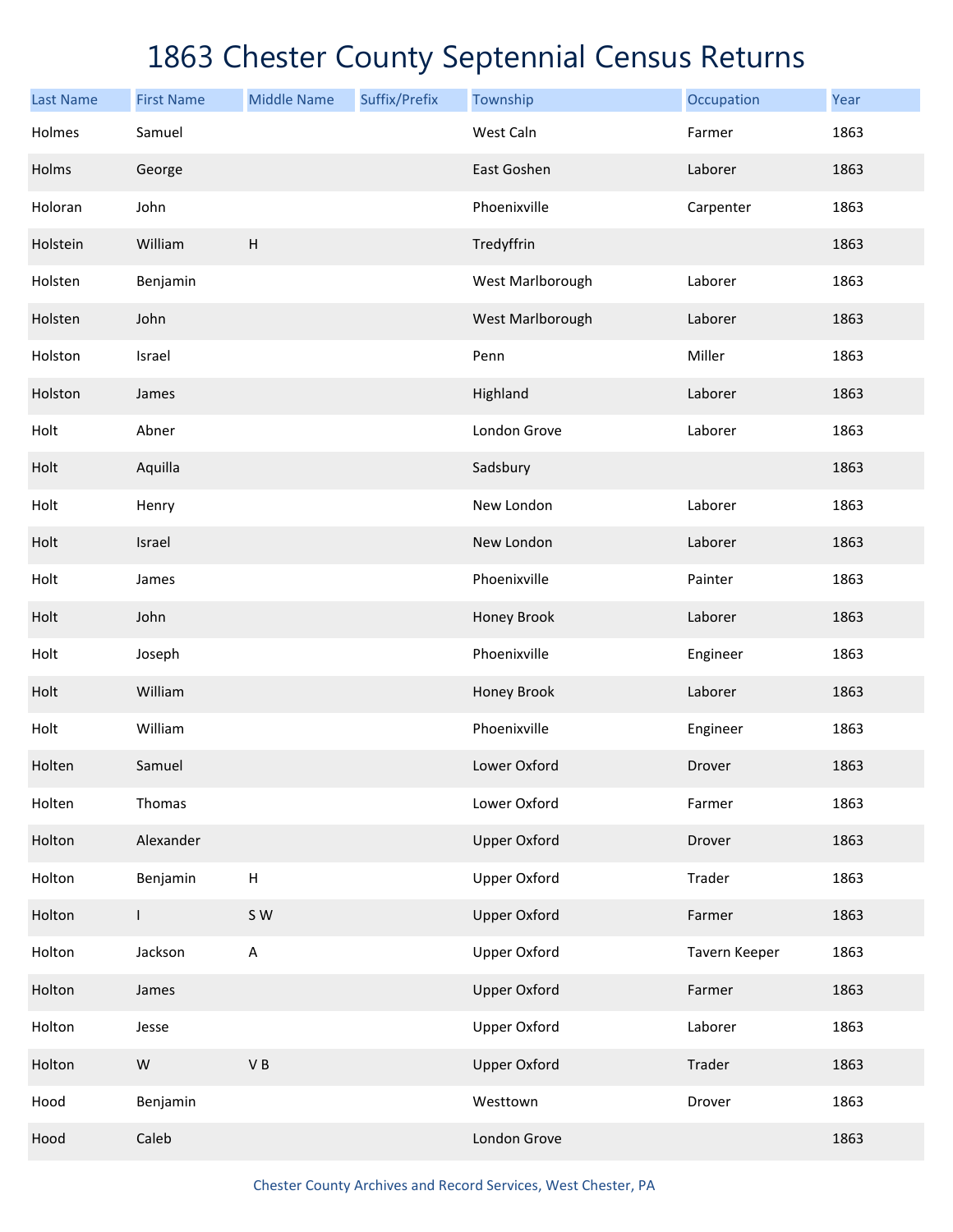# 1863 Chester County Septennial Census Returns

| Last Name | First Name | Middle Name | Suffix/Prefix | Township | Occupation | Year |
|---|---|---|---|---|---|---|
| Holmes | Samuel | | | West Caln | Farmer | 1863 |
| Holms | George | | | East Goshen | Laborer | 1863 |
| Holoran | John | | | Phoenixville | Carpenter | 1863 |
| Holstein | William | H | | Tredyffrin | | 1863 |
| Holsten | Benjamin | | | West Marlborough | Laborer | 1863 |
| Holsten | John | | | West Marlborough | Laborer | 1863 |
| Holston | Israel | | | Penn | Miller | 1863 |
| Holston | James | | | Highland | Laborer | 1863 |
| Holt | Abner | | | London Grove | Laborer | 1863 |
| Holt | Aquilla | | | Sadsbury | | 1863 |
| Holt | Henry | | | New London | Laborer | 1863 |
| Holt | Israel | | | New London | Laborer | 1863 |
| Holt | James | | | Phoenixville | Painter | 1863 |
| Holt | John | | | Honey Brook | Laborer | 1863 |
| Holt | Joseph | | | Phoenixville | Engineer | 1863 |
| Holt | William | | | Honey Brook | Laborer | 1863 |
| Holt | William | | | Phoenixville | Engineer | 1863 |
| Holten | Samuel | | | Lower Oxford | Drover | 1863 |
| Holten | Thomas | | | Lower Oxford | Farmer | 1863 |
| Holton | Alexander | | | Upper Oxford | Drover | 1863 |
| Holton | Benjamin | H | | Upper Oxford | Trader | 1863 |
| Holton | I | S W | | Upper Oxford | Farmer | 1863 |
| Holton | Jackson | A | | Upper Oxford | Tavern Keeper | 1863 |
| Holton | James | | | Upper Oxford | Farmer | 1863 |
| Holton | Jesse | | | Upper Oxford | Laborer | 1863 |
| Holton | W | V B | | Upper Oxford | Trader | 1863 |
| Hood | Benjamin | | | Westtown | Drover | 1863 |
| Hood | Caleb | | | London Grove | | 1863 |

Chester County Archives and Record Services, West Chester, PA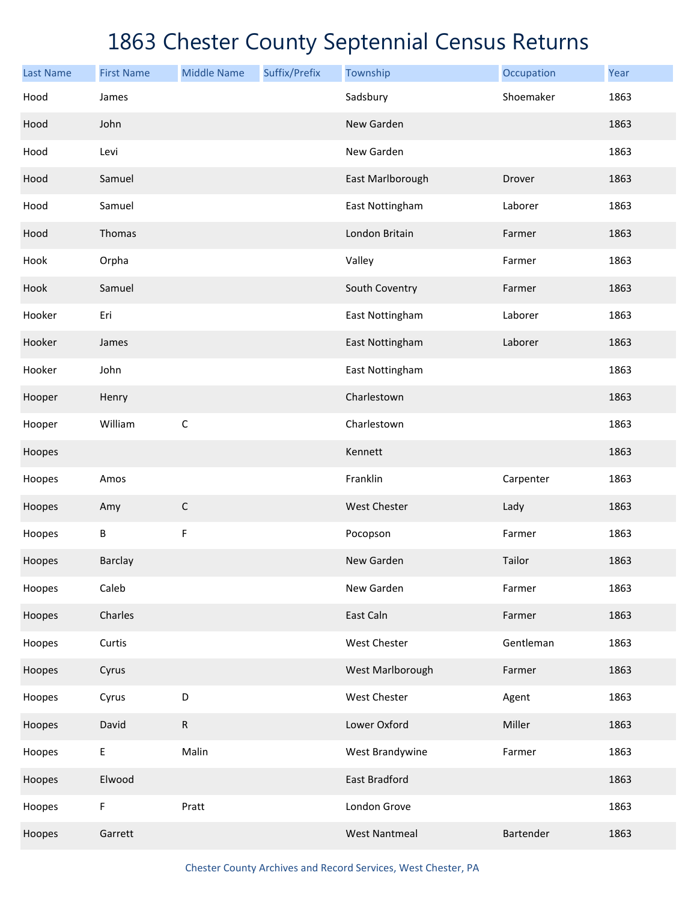# 1863 Chester County Septennial Census Returns

| Last Name | First Name | Middle Name | Suffix/Prefix | Township | Occupation | Year |
|---|---|---|---|---|---|---|
| Hood | James | | | Sadsbury | Shoemaker | 1863 |
| Hood | John | | | New Garden | | 1863 |
| Hood | Levi | | | New Garden | | 1863 |
| Hood | Samuel | | | East Marlborough | Drover | 1863 |
| Hood | Samuel | | | East Nottingham | Laborer | 1863 |
| Hood | Thomas | | | London Britain | Farmer | 1863 |
| Hook | Orpha | | | Valley | Farmer | 1863 |
| Hook | Samuel | | | South Coventry | Farmer | 1863 |
| Hooker | Eri | | | East Nottingham | Laborer | 1863 |
| Hooker | James | | | East Nottingham | Laborer | 1863 |
| Hooker | John | | | East Nottingham | | 1863 |
| Hooper | Henry | | | Charlestown | | 1863 |
| Hooper | William | C | | Charlestown | | 1863 |
| Hoopes | | | | Kennett | | 1863 |
| Hoopes | Amos | | | Franklin | Carpenter | 1863 |
| Hoopes | Amy | C | | West Chester | Lady | 1863 |
| Hoopes | B | F | | Pocopson | Farmer | 1863 |
| Hoopes | Barclay | | | New Garden | Tailor | 1863 |
| Hoopes | Caleb | | | New Garden | Farmer | 1863 |
| Hoopes | Charles | | | East Caln | Farmer | 1863 |
| Hoopes | Curtis | | | West Chester | Gentleman | 1863 |
| Hoopes | Cyrus | | | West Marlborough | Farmer | 1863 |
| Hoopes | Cyrus | D | | West Chester | Agent | 1863 |
| Hoopes | David | R | | Lower Oxford | Miller | 1863 |
| Hoopes | E | Malin | | West Brandywine | Farmer | 1863 |
| Hoopes | Elwood | | | East Bradford | | 1863 |
| Hoopes | F | Pratt | | London Grove | | 1863 |
| Hoopes | Garrett | | | West Nantmeal | Bartender | 1863 |

Chester County Archives and Record Services, West Chester, PA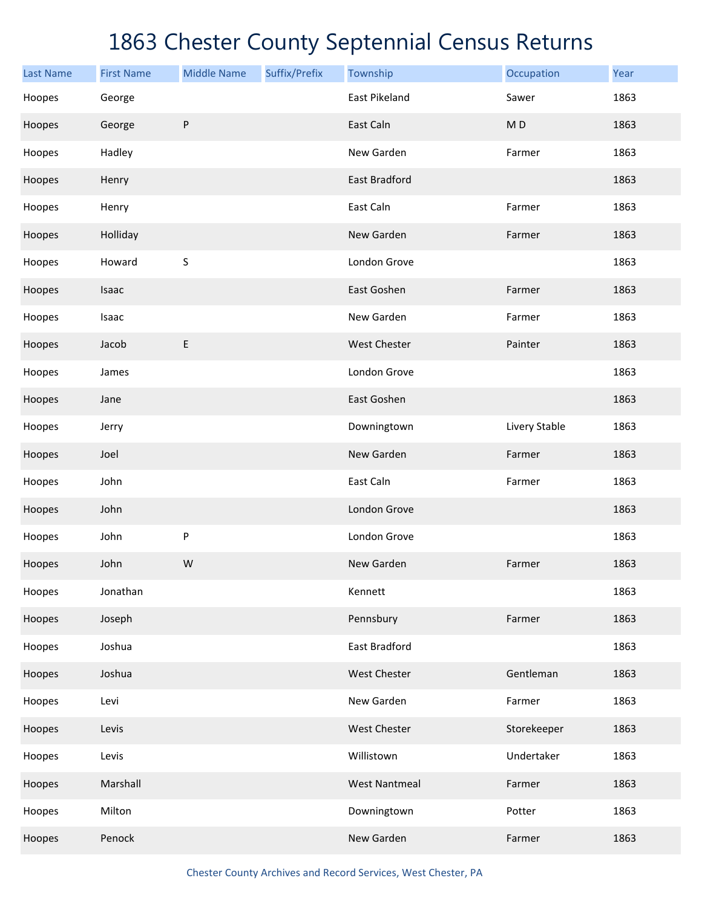# 1863 Chester County Septennial Census Returns

| Last Name | First Name | Middle Name | Suffix/Prefix | Township | Occupation | Year |
|---|---|---|---|---|---|---|
| Hoopes | George | | | East Pikeland | Sawer | 1863 |
| Hoopes | George | P | | East Caln | M D | 1863 |
| Hoopes | Hadley | | | New Garden | Farmer | 1863 |
| Hoopes | Henry | | | East Bradford | | 1863 |
| Hoopes | Henry | | | East Caln | Farmer | 1863 |
| Hoopes | Holliday | | | New Garden | Farmer | 1863 |
| Hoopes | Howard | S | | London Grove | | 1863 |
| Hoopes | Isaac | | | East Goshen | Farmer | 1863 |
| Hoopes | Isaac | | | New Garden | Farmer | 1863 |
| Hoopes | Jacob | E | | West Chester | Painter | 1863 |
| Hoopes | James | | | London Grove | | 1863 |
| Hoopes | Jane | | | East Goshen | | 1863 |
| Hoopes | Jerry | | | Downingtown | Livery Stable | 1863 |
| Hoopes | Joel | | | New Garden | Farmer | 1863 |
| Hoopes | John | | | East Caln | Farmer | 1863 |
| Hoopes | John | | | London Grove | | 1863 |
| Hoopes | John | P | | London Grove | | 1863 |
| Hoopes | John | W | | New Garden | Farmer | 1863 |
| Hoopes | Jonathan | | | Kennett | | 1863 |
| Hoopes | Joseph | | | Pennsbury | Farmer | 1863 |
| Hoopes | Joshua | | | East Bradford | | 1863 |
| Hoopes | Joshua | | | West Chester | Gentleman | 1863 |
| Hoopes | Levi | | | New Garden | Farmer | 1863 |
| Hoopes | Levis | | | West Chester | Storekeeper | 1863 |
| Hoopes | Levis | | | Willistown | Undertaker | 1863 |
| Hoopes | Marshall | | | West Nantmeal | Farmer | 1863 |
| Hoopes | Milton | | | Downingtown | Potter | 1863 |
| Hoopes | Penock | | | New Garden | Farmer | 1863 |

Chester County Archives and Record Services, West Chester, PA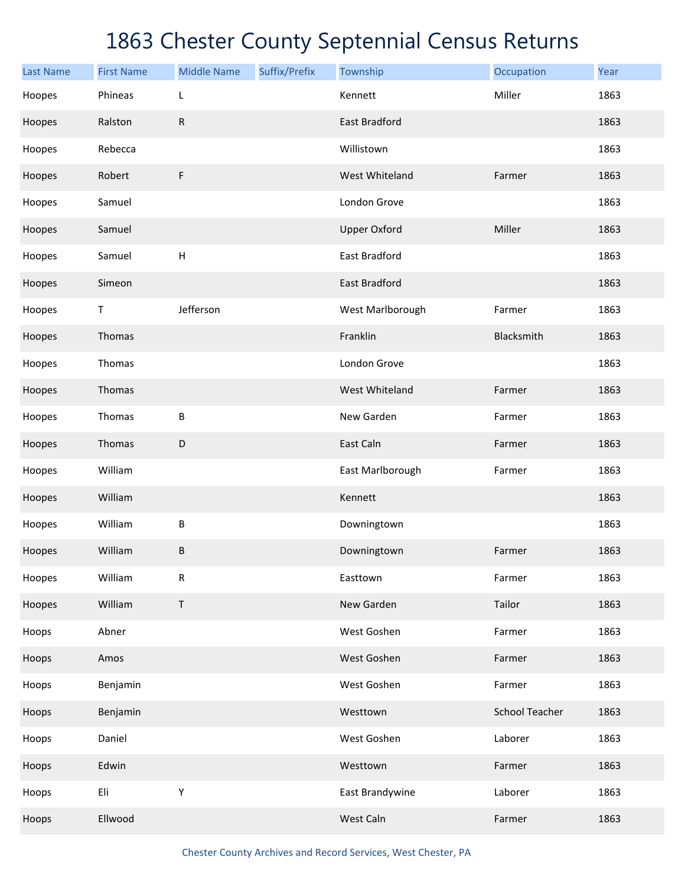# 1863 Chester County Septennial Census Returns

| Last Name | First Name | Middle Name | Suffix/Prefix | Township | Occupation | Year |
|---|---|---|---|---|---|---|
| Hoopes | Phineas | L | | Kennett | Miller | 1863 |
| Hoopes | Ralston | R | | East Bradford | | 1863 |
| Hoopes | Rebecca | | | Willistown | | 1863 |
| Hoopes | Robert | F | | West Whiteland | Farmer | 1863 |
| Hoopes | Samuel | | | London Grove | | 1863 |
| Hoopes | Samuel | | | Upper Oxford | Miller | 1863 |
| Hoopes | Samuel | H | | East Bradford | | 1863 |
| Hoopes | Simeon | | | East Bradford | | 1863 |
| Hoopes | T | Jefferson | | West Marlborough | Farmer | 1863 |
| Hoopes | Thomas | | | Franklin | Blacksmith | 1863 |
| Hoopes | Thomas | | | London Grove | | 1863 |
| Hoopes | Thomas | | | West Whiteland | Farmer | 1863 |
| Hoopes | Thomas | B | | New Garden | Farmer | 1863 |
| Hoopes | Thomas | D | | East Caln | Farmer | 1863 |
| Hoopes | William | | | East Marlborough | Farmer | 1863 |
| Hoopes | William | | | Kennett | | 1863 |
| Hoopes | William | B | | Downingtown | | 1863 |
| Hoopes | William | B | | Downingtown | Farmer | 1863 |
| Hoopes | William | R | | Easttown | Farmer | 1863 |
| Hoopes | William | T | | New Garden | Tailor | 1863 |
| Hoops | Abner | | | West Goshen | Farmer | 1863 |
| Hoops | Amos | | | West Goshen | Farmer | 1863 |
| Hoops | Benjamin | | | West Goshen | Farmer | 1863 |
| Hoops | Benjamin | | | Westtown | School Teacher | 1863 |
| Hoops | Daniel | | | West Goshen | Laborer | 1863 |
| Hoops | Edwin | | | Westtown | Farmer | 1863 |
| Hoops | Eli | Y | | East Brandywine | Laborer | 1863 |
| Hoops | Ellwood | | | West Caln | Farmer | 1863 |

Chester County Archives and Record Services, West Chester, PA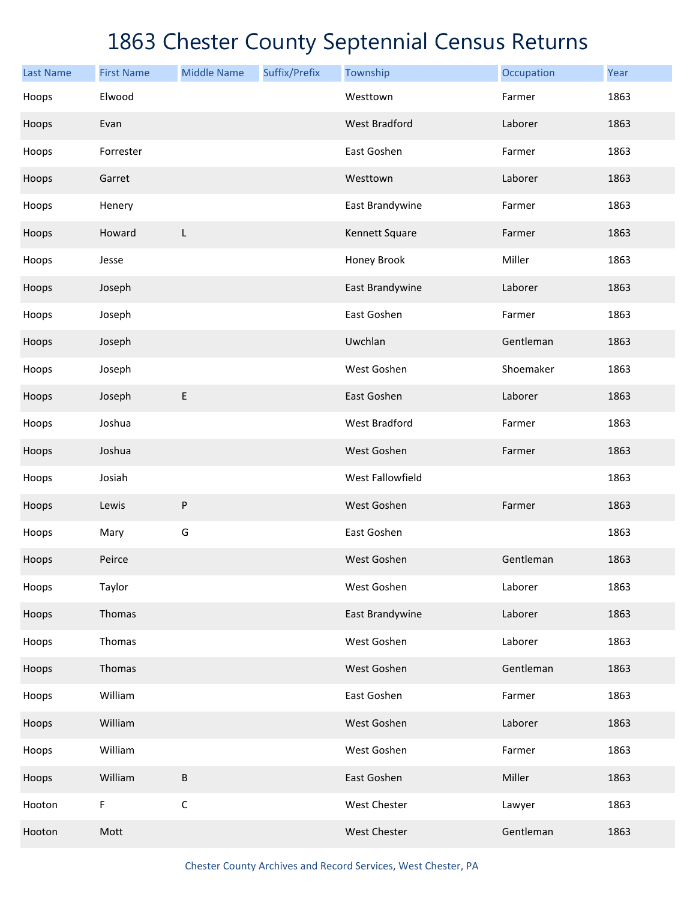# 1863 Chester County Septennial Census Returns

| Last Name | First Name | Middle Name | Suffix/Prefix | Township | Occupation | Year |
|---|---|---|---|---|---|---|
| Hoops | Elwood | | | Westtown | Farmer | 1863 |
| Hoops | Evan | | | West Bradford | Laborer | 1863 |
| Hoops | Forrester | | | East Goshen | Farmer | 1863 |
| Hoops | Garret | | | Westtown | Laborer | 1863 |
| Hoops | Henery | | | East Brandywine | Farmer | 1863 |
| Hoops | Howard | L | | Kennett Square | Farmer | 1863 |
| Hoops | Jesse | | | Honey Brook | Miller | 1863 |
| Hoops | Joseph | | | East Brandywine | Laborer | 1863 |
| Hoops | Joseph | | | East Goshen | Farmer | 1863 |
| Hoops | Joseph | | | Uwchlan | Gentleman | 1863 |
| Hoops | Joseph | | | West Goshen | Shoemaker | 1863 |
| Hoops | Joseph | E | | East Goshen | Laborer | 1863 |
| Hoops | Joshua | | | West Bradford | Farmer | 1863 |
| Hoops | Joshua | | | West Goshen | Farmer | 1863 |
| Hoops | Josiah | | | West Fallowfield | | 1863 |
| Hoops | Lewis | P | | West Goshen | Farmer | 1863 |
| Hoops | Mary | G | | East Goshen | | 1863 |
| Hoops | Peirce | | | West Goshen | Gentleman | 1863 |
| Hoops | Taylor | | | West Goshen | Laborer | 1863 |
| Hoops | Thomas | | | East Brandywine | Laborer | 1863 |
| Hoops | Thomas | | | West Goshen | Laborer | 1863 |
| Hoops | Thomas | | | West Goshen | Gentleman | 1863 |
| Hoops | William | | | East Goshen | Farmer | 1863 |
| Hoops | William | | | West Goshen | Laborer | 1863 |
| Hoops | William | | | West Goshen | Farmer | 1863 |
| Hoops | William | B | | East Goshen | Miller | 1863 |
| Hooton | F | C | | West Chester | Lawyer | 1863 |
| Hooton | Mott | | | West Chester | Gentleman | 1863 |

Chester County Archives and Record Services, West Chester, PA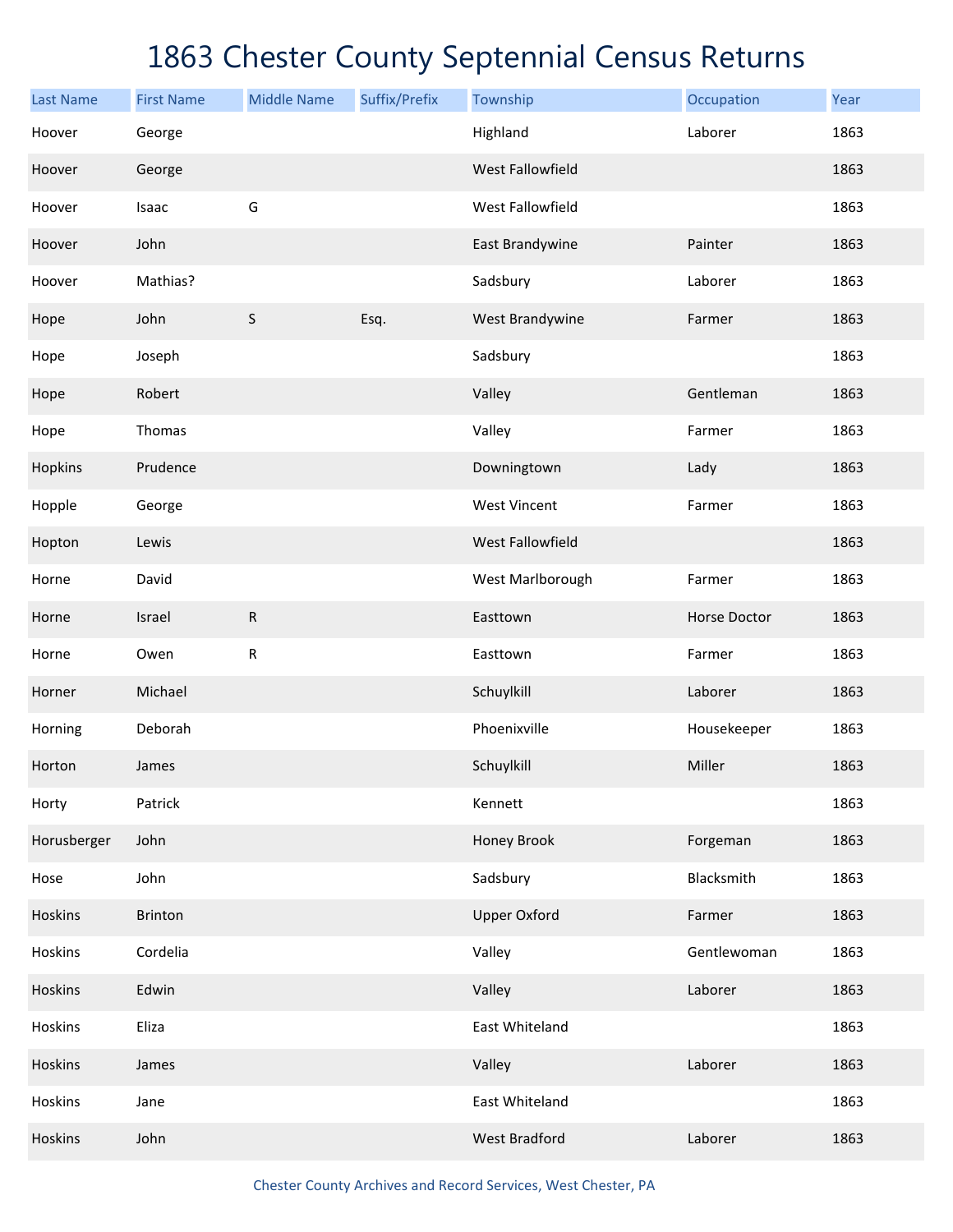# 1863 Chester County Septennial Census Returns

| Last Name | First Name | Middle Name | Suffix/Prefix | Township | Occupation | Year |
|---|---|---|---|---|---|---|
| Hoover | George | | | Highland | Laborer | 1863 |
| Hoover | George | | | West Fallowfield | | 1863 |
| Hoover | Isaac | G | | West Fallowfield | | 1863 |
| Hoover | John | | | East Brandywine | Painter | 1863 |
| Hoover | Mathias? | | | Sadsbury | Laborer | 1863 |
| Hope | John | S | Esq. | West Brandywine | Farmer | 1863 |
| Hope | Joseph | | | Sadsbury | | 1863 |
| Hope | Robert | | | Valley | Gentleman | 1863 |
| Hope | Thomas | | | Valley | Farmer | 1863 |
| Hopkins | Prudence | | | Downingtown | Lady | 1863 |
| Hopple | George | | | West Vincent | Farmer | 1863 |
| Hopton | Lewis | | | West Fallowfield | | 1863 |
| Horne | David | | | West Marlborough | Farmer | 1863 |
| Horne | Israel | R | | Easttown | Horse Doctor | 1863 |
| Horne | Owen | R | | Easttown | Farmer | 1863 |
| Horner | Michael | | | Schuylkill | Laborer | 1863 |
| Horning | Deborah | | | Phoenixville | Housekeeper | 1863 |
| Horton | James | | | Schuylkill | Miller | 1863 |
| Horty | Patrick | | | Kennett | | 1863 |
| Horusberger | John | | | Honey Brook | Forgeman | 1863 |
| Hose | John | | | Sadsbury | Blacksmith | 1863 |
| Hoskins | Brinton | | | Upper Oxford | Farmer | 1863 |
| Hoskins | Cordelia | | | Valley | Gentlewoman | 1863 |
| Hoskins | Edwin | | | Valley | Laborer | 1863 |
| Hoskins | Eliza | | | East Whiteland | | 1863 |
| Hoskins | James | | | Valley | Laborer | 1863 |
| Hoskins | Jane | | | East Whiteland | | 1863 |
| Hoskins | John | | | West Bradford | Laborer | 1863 |

Chester County Archives and Record Services, West Chester, PA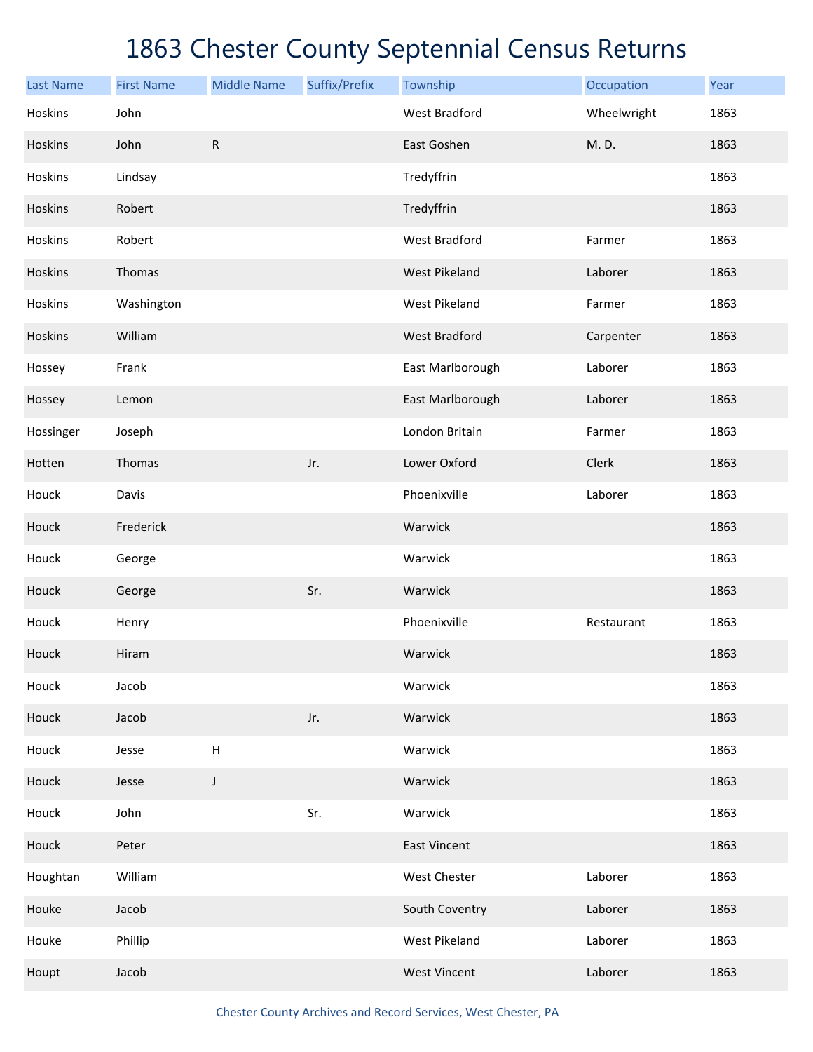# 1863 Chester County Septennial Census Returns

| Last Name | First Name | Middle Name | Suffix/Prefix | Township | Occupation | Year |
|---|---|---|---|---|---|---|
| Hoskins | John | | | West Bradford | Wheelwright | 1863 |
| Hoskins | John | R | | East Goshen | M. D. | 1863 |
| Hoskins | Lindsay | | | Tredyffrin | | 1863 |
| Hoskins | Robert | | | Tredyffrin | | 1863 |
| Hoskins | Robert | | | West Bradford | Farmer | 1863 |
| Hoskins | Thomas | | | West Pikeland | Laborer | 1863 |
| Hoskins | Washington | | | West Pikeland | Farmer | 1863 |
| Hoskins | William | | | West Bradford | Carpenter | 1863 |
| Hossey | Frank | | | East Marlborough | Laborer | 1863 |
| Hossey | Lemon | | | East Marlborough | Laborer | 1863 |
| Hossinger | Joseph | | | London Britain | Farmer | 1863 |
| Hotten | Thomas | | Jr. | Lower Oxford | Clerk | 1863 |
| Houck | Davis | | | Phoenixville | Laborer | 1863 |
| Houck | Frederick | | | Warwick | | 1863 |
| Houck | George | | | Warwick | | 1863 |
| Houck | George | | Sr. | Warwick | | 1863 |
| Houck | Henry | | | Phoenixville | Restaurant | 1863 |
| Houck | Hiram | | | Warwick | | 1863 |
| Houck | Jacob | | | Warwick | | 1863 |
| Houck | Jacob | | Jr. | Warwick | | 1863 |
| Houck | Jesse | H | | Warwick | | 1863 |
| Houck | Jesse | J | | Warwick | | 1863 |
| Houck | John | | Sr. | Warwick | | 1863 |
| Houck | Peter | | | East Vincent | | 1863 |
| Houghtan | William | | | West Chester | Laborer | 1863 |
| Houke | Jacob | | | South Coventry | Laborer | 1863 |
| Houke | Phillip | | | West Pikeland | Laborer | 1863 |
| Houpt | Jacob | | | West Vincent | Laborer | 1863 |

Chester County Archives and Record Services, West Chester, PA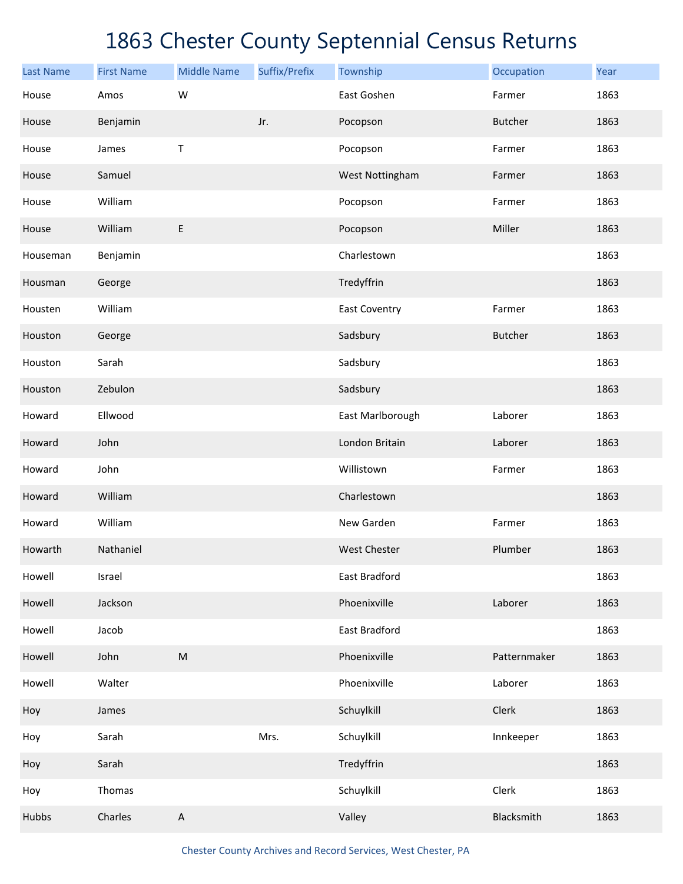# 1863 Chester County Septennial Census Returns

| Last Name | First Name | Middle Name | Suffix/Prefix | Township | Occupation | Year |
|---|---|---|---|---|---|---|
| House | Amos | W | | East Goshen | Farmer | 1863 |
| House | Benjamin | | Jr. | Pocopson | Butcher | 1863 |
| House | James | T | | Pocopson | Farmer | 1863 |
| House | Samuel | | | West Nottingham | Farmer | 1863 |
| House | William | | | Pocopson | Farmer | 1863 |
| House | William | E | | Pocopson | Miller | 1863 |
| Houseman | Benjamin | | | Charlestown | | 1863 |
| Housman | George | | | Tredyffrin | | 1863 |
| Housten | William | | | East Coventry | Farmer | 1863 |
| Houston | George | | | Sadsbury | Butcher | 1863 |
| Houston | Sarah | | | Sadsbury | | 1863 |
| Houston | Zebulon | | | Sadsbury | | 1863 |
| Howard | Ellwood | | | East Marlborough | Laborer | 1863 |
| Howard | John | | | London Britain | Laborer | 1863 |
| Howard | John | | | Willistown | Farmer | 1863 |
| Howard | William | | | Charlestown | | 1863 |
| Howard | William | | | New Garden | Farmer | 1863 |
| Howarth | Nathaniel | | | West Chester | Plumber | 1863 |
| Howell | Israel | | | East Bradford | | 1863 |
| Howell | Jackson | | | Phoenixville | Laborer | 1863 |
| Howell | Jacob | | | East Bradford | | 1863 |
| Howell | John | M | | Phoenixville | Patternmaker | 1863 |
| Howell | Walter | | | Phoenixville | Laborer | 1863 |
| Hoy | James | | | Schuylkill | Clerk | 1863 |
| Hoy | Sarah | | Mrs. | Schuylkill | Innkeeper | 1863 |
| Hoy | Sarah | | | Tredyffrin | | 1863 |
| Hoy | Thomas | | | Schuylkill | Clerk | 1863 |
| Hubbs | Charles | A | | Valley | Blacksmith | 1863 |

Chester County Archives and Record Services, West Chester, PA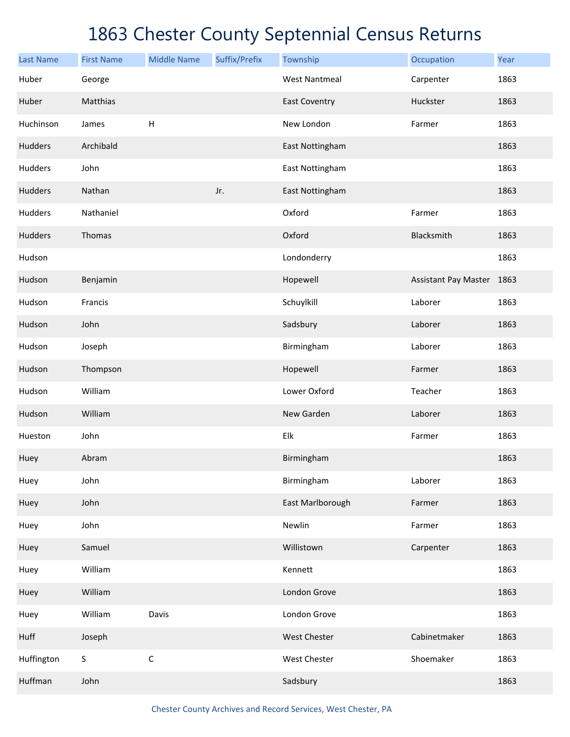# 1863 Chester County Septennial Census Returns

| Last Name | First Name | Middle Name | Suffix/Prefix | Township | Occupation | Year |
|---|---|---|---|---|---|---|
| Huber | George | | | West Nantmeal | Carpenter | 1863 |
| Huber | Matthias | | | East Coventry | Huckster | 1863 |
| Huchinson | James | H | | New London | Farmer | 1863 |
| Hudders | Archibald | | | East Nottingham | | 1863 |
| Hudders | John | | | East Nottingham | | 1863 |
| Hudders | Nathan | | Jr. | East Nottingham | | 1863 |
| Hudders | Nathaniel | | | Oxford | Farmer | 1863 |
| Hudders | Thomas | | | Oxford | Blacksmith | 1863 |
| Hudson | | | | Londonderry | | 1863 |
| Hudson | Benjamin | | | Hopewell | Assistant Pay Master | 1863 |
| Hudson | Francis | | | Schuylkill | Laborer | 1863 |
| Hudson | John | | | Sadsbury | Laborer | 1863 |
| Hudson | Joseph | | | Birmingham | Laborer | 1863 |
| Hudson | Thompson | | | Hopewell | Farmer | 1863 |
| Hudson | William | | | Lower Oxford | Teacher | 1863 |
| Hudson | William | | | New Garden | Laborer | 1863 |
| Hueston | John | | | Elk | Farmer | 1863 |
| Huey | Abram | | | Birmingham | | 1863 |
| Huey | John | | | Birmingham | Laborer | 1863 |
| Huey | John | | | East Marlborough | Farmer | 1863 |
| Huey | John | | | Newlin | Farmer | 1863 |
| Huey | Samuel | | | Willistown | Carpenter | 1863 |
| Huey | William | | | Kennett | | 1863 |
| Huey | William | | | London Grove | | 1863 |
| Huey | William | Davis | | London Grove | | 1863 |
| Huff | Joseph | | | West Chester | Cabinetmaker | 1863 |
| Huffington | S | C | | West Chester | Shoemaker | 1863 |
| Huffman | John | | | Sadsbury | | 1863 |

Chester County Archives and Record Services, West Chester, PA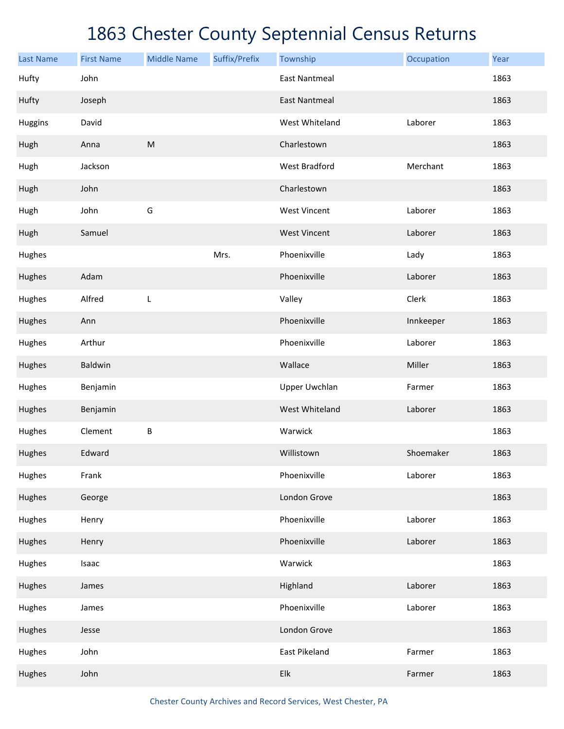# 1863 Chester County Septennial Census Returns

| Last Name | First Name | Middle Name | Suffix/Prefix | Township | Occupation | Year |
|---|---|---|---|---|---|---|
| Hufty | John | | | East Nantmeal | | 1863 |
| Hufty | Joseph | | | East Nantmeal | | 1863 |
| Huggins | David | | | West Whiteland | Laborer | 1863 |
| Hugh | Anna | M | | Charlestown | | 1863 |
| Hugh | Jackson | | | West Bradford | Merchant | 1863 |
| Hugh | John | | | Charlestown | | 1863 |
| Hugh | John | G | | West Vincent | Laborer | 1863 |
| Hugh | Samuel | | | West Vincent | Laborer | 1863 |
| Hughes | | | Mrs. | Phoenixville | Lady | 1863 |
| Hughes | Adam | | | Phoenixville | Laborer | 1863 |
| Hughes | Alfred | L | | Valley | Clerk | 1863 |
| Hughes | Ann | | | Phoenixville | Innkeeper | 1863 |
| Hughes | Arthur | | | Phoenixville | Laborer | 1863 |
| Hughes | Baldwin | | | Wallace | Miller | 1863 |
| Hughes | Benjamin | | | Upper Uwchlan | Farmer | 1863 |
| Hughes | Benjamin | | | West Whiteland | Laborer | 1863 |
| Hughes | Clement | B | | Warwick | | 1863 |
| Hughes | Edward | | | Willistown | Shoemaker | 1863 |
| Hughes | Frank | | | Phoenixville | Laborer | 1863 |
| Hughes | George | | | London Grove | | 1863 |
| Hughes | Henry | | | Phoenixville | Laborer | 1863 |
| Hughes | Henry | | | Phoenixville | Laborer | 1863 |
| Hughes | Isaac | | | Warwick | | 1863 |
| Hughes | James | | | Highland | Laborer | 1863 |
| Hughes | James | | | Phoenixville | Laborer | 1863 |
| Hughes | Jesse | | | London Grove | | 1863 |
| Hughes | John | | | East Pikeland | Farmer | 1863 |
| Hughes | John | | | Elk | Farmer | 1863 |

Chester County Archives and Record Services, West Chester, PA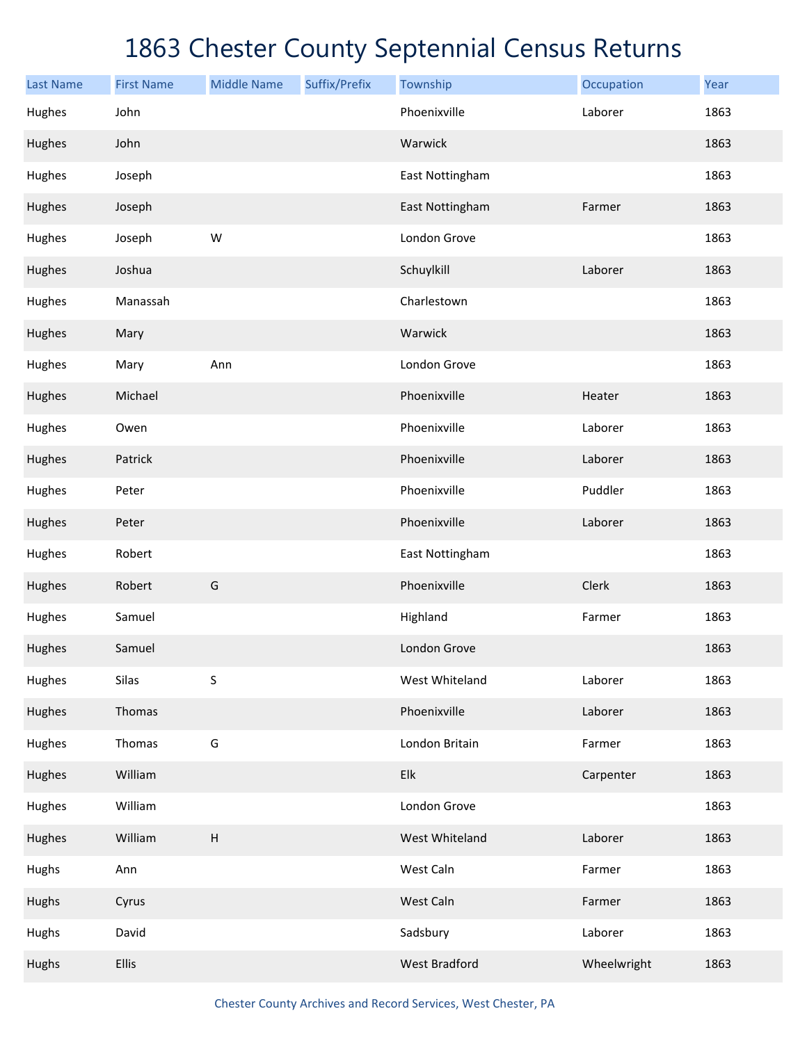# 1863 Chester County Septennial Census Returns

| Last Name | First Name | Middle Name | Suffix/Prefix | Township | Occupation | Year |
|---|---|---|---|---|---|---|
| Hughes | John | | | Phoenixville | Laborer | 1863 |
| Hughes | John | | | Warwick | | 1863 |
| Hughes | Joseph | | | East Nottingham | | 1863 |
| Hughes | Joseph | | | East Nottingham | Farmer | 1863 |
| Hughes | Joseph | W | | London Grove | | 1863 |
| Hughes | Joshua | | | Schuylkill | Laborer | 1863 |
| Hughes | Manassah | | | Charlestown | | 1863 |
| Hughes | Mary | | | Warwick | | 1863 |
| Hughes | Mary | Ann | | London Grove | | 1863 |
| Hughes | Michael | | | Phoenixville | Heater | 1863 |
| Hughes | Owen | | | Phoenixville | Laborer | 1863 |
| Hughes | Patrick | | | Phoenixville | Laborer | 1863 |
| Hughes | Peter | | | Phoenixville | Puddler | 1863 |
| Hughes | Peter | | | Phoenixville | Laborer | 1863 |
| Hughes | Robert | | | East Nottingham | | 1863 |
| Hughes | Robert | G | | Phoenixville | Clerk | 1863 |
| Hughes | Samuel | | | Highland | Farmer | 1863 |
| Hughes | Samuel | | | London Grove | | 1863 |
| Hughes | Silas | S | | West Whiteland | Laborer | 1863 |
| Hughes | Thomas | | | Phoenixville | Laborer | 1863 |
| Hughes | Thomas | G | | London Britain | Farmer | 1863 |
| Hughes | William | | | Elk | Carpenter | 1863 |
| Hughes | William | | | London Grove | | 1863 |
| Hughes | William | H | | West Whiteland | Laborer | 1863 |
| Hughs | Ann | | | West Caln | Farmer | 1863 |
| Hughs | Cyrus | | | West Caln | Farmer | 1863 |
| Hughs | David | | | Sadsbury | Laborer | 1863 |
| Hughs | Ellis | | | West Bradford | Wheelwright | 1863 |

Chester County Archives and Record Services, West Chester, PA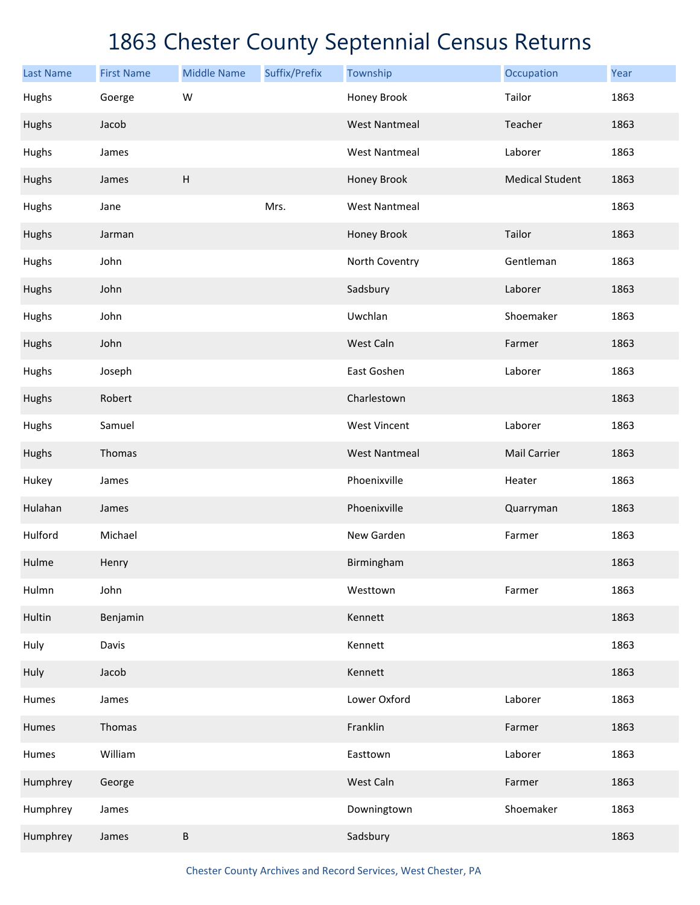# 1863 Chester County Septennial Census Returns

| Last Name | First Name | Middle Name | Suffix/Prefix | Township | Occupation | Year |
|---|---|---|---|---|---|---|
| Hughs | Goerge | W | | Honey Brook | Tailor | 1863 |
| Hughs | Jacob | | | West Nantmeal | Teacher | 1863 |
| Hughs | James | | | West Nantmeal | Laborer | 1863 |
| Hughs | James | H | | Honey Brook | Medical Student | 1863 |
| Hughs | Jane | | Mrs. | West Nantmeal | | 1863 |
| Hughs | Jarman | | | Honey Brook | Tailor | 1863 |
| Hughs | John | | | North Coventry | Gentleman | 1863 |
| Hughs | John | | | Sadsbury | Laborer | 1863 |
| Hughs | John | | | Uwchlan | Shoemaker | 1863 |
| Hughs | John | | | West Caln | Farmer | 1863 |
| Hughs | Joseph | | | East Goshen | Laborer | 1863 |
| Hughs | Robert | | | Charlestown | | 1863 |
| Hughs | Samuel | | | West Vincent | Laborer | 1863 |
| Hughs | Thomas | | | West Nantmeal | Mail Carrier | 1863 |
| Hukey | James | | | Phoenixville | Heater | 1863 |
| Hulahan | James | | | Phoenixville | Quarryman | 1863 |
| Hulford | Michael | | | New Garden | Farmer | 1863 |
| Hulme | Henry | | | Birmingham | | 1863 |
| Hulmn | John | | | Westtown | Farmer | 1863 |
| Hultin | Benjamin | | | Kennett | | 1863 |
| Huly | Davis | | | Kennett | | 1863 |
| Huly | Jacob | | | Kennett | | 1863 |
| Humes | James | | | Lower Oxford | Laborer | 1863 |
| Humes | Thomas | | | Franklin | Farmer | 1863 |
| Humes | William | | | Easttown | Laborer | 1863 |
| Humphrey | George | | | West Caln | Farmer | 1863 |
| Humphrey | James | | | Downingtown | Shoemaker | 1863 |
| Humphrey | James | B | | Sadsbury | | 1863 |

Chester County Archives and Record Services, West Chester, PA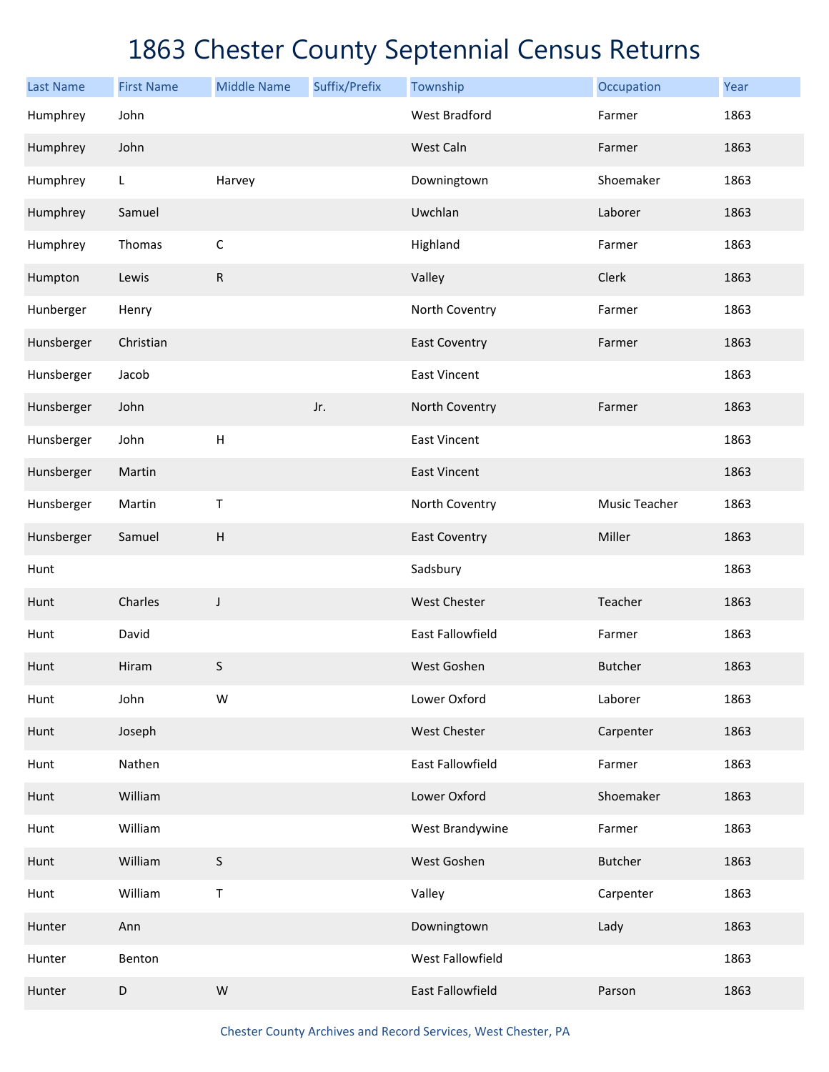# 1863 Chester County Septennial Census Returns

| Last Name | First Name | Middle Name | Suffix/Prefix | Township | Occupation | Year |
|---|---|---|---|---|---|---|
| Humphrey | John | | | West Bradford | Farmer | 1863 |
| Humphrey | John | | | West Caln | Farmer | 1863 |
| Humphrey | L | Harvey | | Downingtown | Shoemaker | 1863 |
| Humphrey | Samuel | | | Uwchlan | Laborer | 1863 |
| Humphrey | Thomas | C | | Highland | Farmer | 1863 |
| Humpton | Lewis | R | | Valley | Clerk | 1863 |
| Hunberger | Henry | | | North Coventry | Farmer | 1863 |
| Hunsberger | Christian | | | East Coventry | Farmer | 1863 |
| Hunsberger | Jacob | | | East Vincent | | 1863 |
| Hunsberger | John | | Jr. | North Coventry | Farmer | 1863 |
| Hunsberger | John | H | | East Vincent | | 1863 |
| Hunsberger | Martin | | | East Vincent | | 1863 |
| Hunsberger | Martin | T | | North Coventry | Music Teacher | 1863 |
| Hunsberger | Samuel | H | | East Coventry | Miller | 1863 |
| Hunt | | | | Sadsbury | | 1863 |
| Hunt | Charles | J | | West Chester | Teacher | 1863 |
| Hunt | David | | | East Fallowfield | Farmer | 1863 |
| Hunt | Hiram | S | | West Goshen | Butcher | 1863 |
| Hunt | John | W | | Lower Oxford | Laborer | 1863 |
| Hunt | Joseph | | | West Chester | Carpenter | 1863 |
| Hunt | Nathen | | | East Fallowfield | Farmer | 1863 |
| Hunt | William | | | Lower Oxford | Shoemaker | 1863 |
| Hunt | William | | | West Brandywine | Farmer | 1863 |
| Hunt | William | S | | West Goshen | Butcher | 1863 |
| Hunt | William | T | | Valley | Carpenter | 1863 |
| Hunter | Ann | | | Downingtown | Lady | 1863 |
| Hunter | Benton | | | West Fallowfield | | 1863 |
| Hunter | D | W | | East Fallowfield | Parson | 1863 |

Chester County Archives and Record Services, West Chester, PA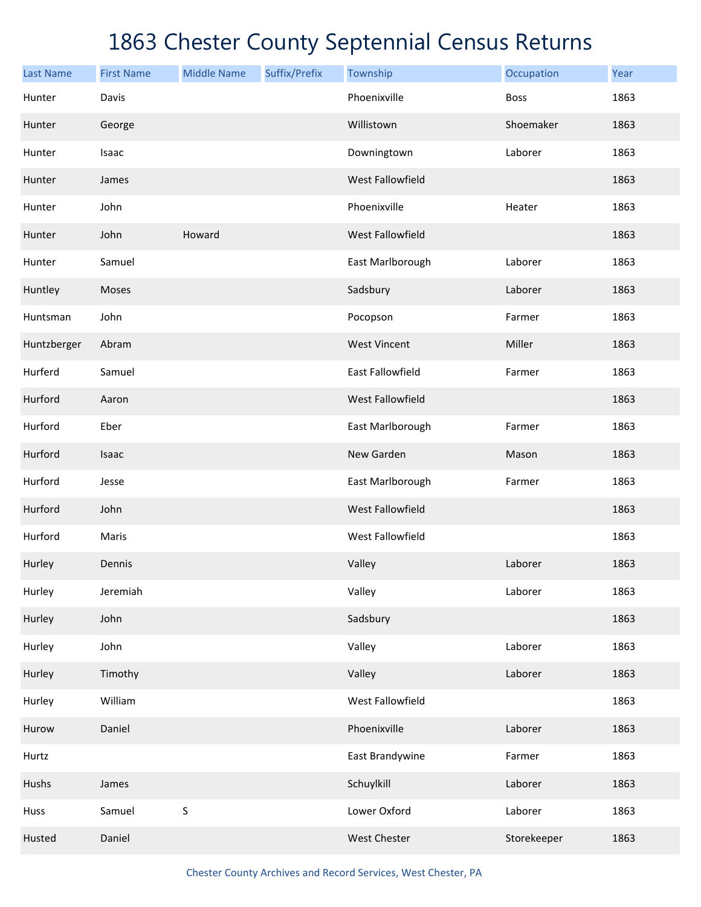# 1863 Chester County Septennial Census Returns

| Last Name | First Name | Middle Name | Suffix/Prefix | Township | Occupation | Year |
|---|---|---|---|---|---|---|
| Hunter | Davis | | | Phoenixville | Boss | 1863 |
| Hunter | George | | | Willistown | Shoemaker | 1863 |
| Hunter | Isaac | | | Downingtown | Laborer | 1863 |
| Hunter | James | | | West Fallowfield | | 1863 |
| Hunter | John | | | Phoenixville | Heater | 1863 |
| Hunter | John | Howard | | West Fallowfield | | 1863 |
| Hunter | Samuel | | | East Marlborough | Laborer | 1863 |
| Huntley | Moses | | | Sadsbury | Laborer | 1863 |
| Huntsman | John | | | Pocopson | Farmer | 1863 |
| Huntzberger | Abram | | | West Vincent | Miller | 1863 |
| Hurferd | Samuel | | | East Fallowfield | Farmer | 1863 |
| Hurford | Aaron | | | West Fallowfield | | 1863 |
| Hurford | Eber | | | East Marlborough | Farmer | 1863 |
| Hurford | Isaac | | | New Garden | Mason | 1863 |
| Hurford | Jesse | | | East Marlborough | Farmer | 1863 |
| Hurford | John | | | West Fallowfield | | 1863 |
| Hurford | Maris | | | West Fallowfield | | 1863 |
| Hurley | Dennis | | | Valley | Laborer | 1863 |
| Hurley | Jeremiah | | | Valley | Laborer | 1863 |
| Hurley | John | | | Sadsbury | | 1863 |
| Hurley | John | | | Valley | Laborer | 1863 |
| Hurley | Timothy | | | Valley | Laborer | 1863 |
| Hurley | William | | | West Fallowfield | | 1863 |
| Hurow | Daniel | | | Phoenixville | Laborer | 1863 |
| Hurtz | | | | East Brandywine | Farmer | 1863 |
| Hushs | James | | | Schuylkill | Laborer | 1863 |
| Huss | Samuel | S | | Lower Oxford | Laborer | 1863 |
| Husted | Daniel | | | West Chester | Storekeeper | 1863 |

Chester County Archives and Record Services, West Chester, PA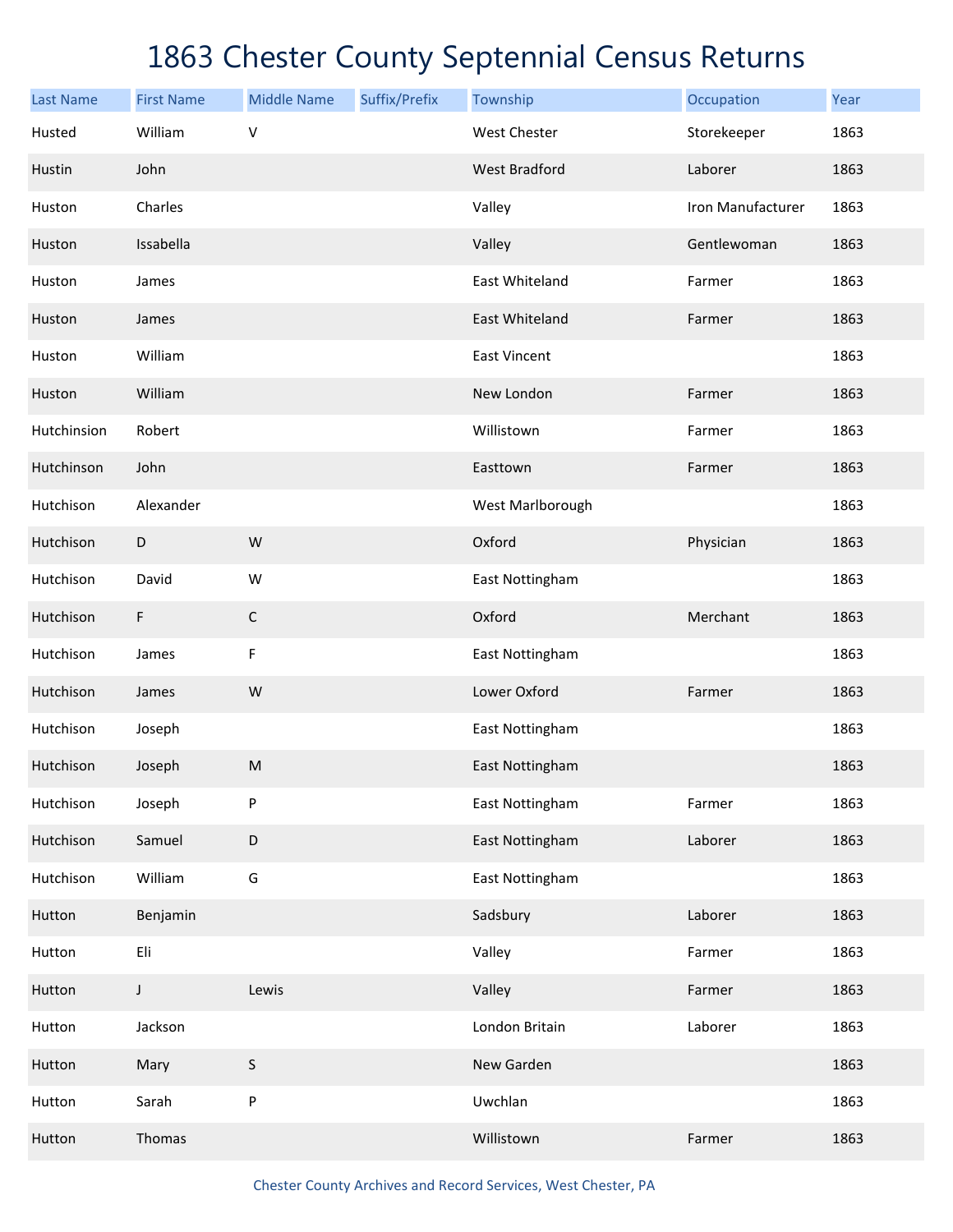# 1863 Chester County Septennial Census Returns

| Last Name | First Name | Middle Name | Suffix/Prefix | Township | Occupation | Year |
|---|---|---|---|---|---|---|
| Husted | William | V | | West Chester | Storekeeper | 1863 |
| Hustin | John | | | West Bradford | Laborer | 1863 |
| Huston | Charles | | | Valley | Iron Manufacturer | 1863 |
| Huston | Issabella | | | Valley | Gentlewoman | 1863 |
| Huston | James | | | East Whiteland | Farmer | 1863 |
| Huston | James | | | East Whiteland | Farmer | 1863 |
| Huston | William | | | East Vincent | | 1863 |
| Huston | William | | | New London | Farmer | 1863 |
| Hutchinsion | Robert | | | Willistown | Farmer | 1863 |
| Hutchinson | John | | | Easttown | Farmer | 1863 |
| Hutchison | Alexander | | | West Marlborough | | 1863 |
| Hutchison | D | W | | Oxford | Physician | 1863 |
| Hutchison | David | W | | East Nottingham | | 1863 |
| Hutchison | F | C | | Oxford | Merchant | 1863 |
| Hutchison | James | F | | East Nottingham | | 1863 |
| Hutchison | James | W | | Lower Oxford | Farmer | 1863 |
| Hutchison | Joseph | | | East Nottingham | | 1863 |
| Hutchison | Joseph | M | | East Nottingham | | 1863 |
| Hutchison | Joseph | P | | East Nottingham | Farmer | 1863 |
| Hutchison | Samuel | D | | East Nottingham | Laborer | 1863 |
| Hutchison | William | G | | East Nottingham | | 1863 |
| Hutton | Benjamin | | | Sadsbury | Laborer | 1863 |
| Hutton | Eli | | | Valley | Farmer | 1863 |
| Hutton | J | Lewis | | Valley | Farmer | 1863 |
| Hutton | Jackson | | | London Britain | Laborer | 1863 |
| Hutton | Mary | S | | New Garden | | 1863 |
| Hutton | Sarah | P | | Uwchlan | | 1863 |
| Hutton | Thomas | | | Willistown | Farmer | 1863 |

Chester County Archives and Record Services, West Chester, PA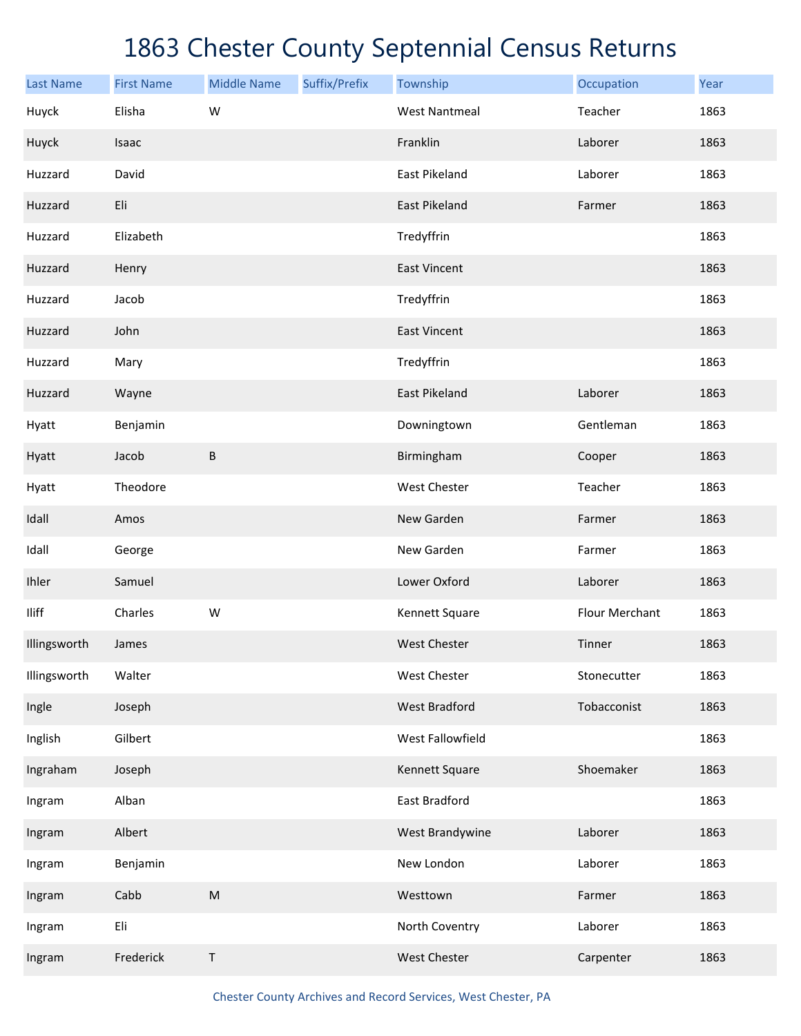# 1863 Chester County Septennial Census Returns

| Last Name | First Name | Middle Name | Suffix/Prefix | Township | Occupation | Year |
|---|---|---|---|---|---|---|
| Huyck | Elisha | W | | West Nantmeal | Teacher | 1863 |
| Huyck | Isaac | | | Franklin | Laborer | 1863 |
| Huzzard | David | | | East Pikeland | Laborer | 1863 |
| Huzzard | Eli | | | East Pikeland | Farmer | 1863 |
| Huzzard | Elizabeth | | | Tredyffrin | | 1863 |
| Huzzard | Henry | | | East Vincent | | 1863 |
| Huzzard | Jacob | | | Tredyffrin | | 1863 |
| Huzzard | John | | | East Vincent | | 1863 |
| Huzzard | Mary | | | Tredyffrin | | 1863 |
| Huzzard | Wayne | | | East Pikeland | Laborer | 1863 |
| Hyatt | Benjamin | | | Downingtown | Gentleman | 1863 |
| Hyatt | Jacob | B | | Birmingham | Cooper | 1863 |
| Hyatt | Theodore | | | West Chester | Teacher | 1863 |
| Idall | Amos | | | New Garden | Farmer | 1863 |
| Idall | George | | | New Garden | Farmer | 1863 |
| Ihler | Samuel | | | Lower Oxford | Laborer | 1863 |
| Iliff | Charles | W | | Kennett Square | Flour Merchant | 1863 |
| Illingsworth | James | | | West Chester | Tinner | 1863 |
| Illingsworth | Walter | | | West Chester | Stonecutter | 1863 |
| Ingle | Joseph | | | West Bradford | Tobacconist | 1863 |
| Inglish | Gilbert | | | West Fallowfield | | 1863 |
| Ingraham | Joseph | | | Kennett Square | Shoemaker | 1863 |
| Ingram | Alban | | | East Bradford | | 1863 |
| Ingram | Albert | | | West Brandywine | Laborer | 1863 |
| Ingram | Benjamin | | | New London | Laborer | 1863 |
| Ingram | Cabb | M | | Westtown | Farmer | 1863 |
| Ingram | Eli | | | North Coventry | Laborer | 1863 |
| Ingram | Frederick | T | | West Chester | Carpenter | 1863 |

Chester County Archives and Record Services, West Chester, PA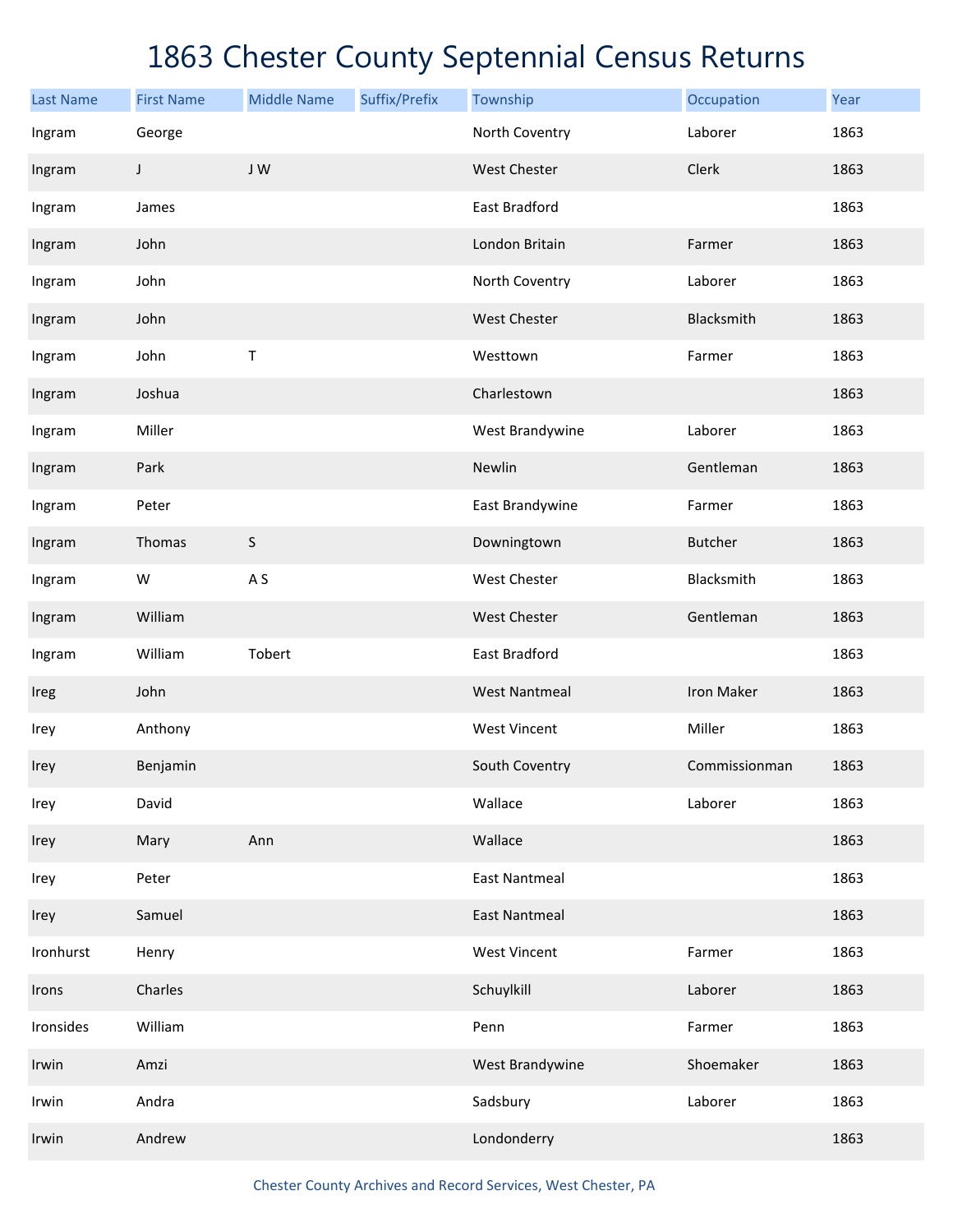# 1863 Chester County Septennial Census Returns

| Last Name | First Name | Middle Name | Suffix/Prefix | Township | Occupation | Year |
|---|---|---|---|---|---|---|
| Ingram | George | | | North Coventry | Laborer | 1863 |
| Ingram | J | J W | | West Chester | Clerk | 1863 |
| Ingram | James | | | East Bradford | | 1863 |
| Ingram | John | | | London Britain | Farmer | 1863 |
| Ingram | John | | | North Coventry | Laborer | 1863 |
| Ingram | John | | | West Chester | Blacksmith | 1863 |
| Ingram | John | T | | Westtown | Farmer | 1863 |
| Ingram | Joshua | | | Charlestown | | 1863 |
| Ingram | Miller | | | West Brandywine | Laborer | 1863 |
| Ingram | Park | | | Newlin | Gentleman | 1863 |
| Ingram | Peter | | | East Brandywine | Farmer | 1863 |
| Ingram | Thomas | S | | Downingtown | Butcher | 1863 |
| Ingram | W | A S | | West Chester | Blacksmith | 1863 |
| Ingram | William | | | West Chester | Gentleman | 1863 |
| Ingram | William | Tobert | | East Bradford | | 1863 |
| Ireg | John | | | West Nantmeal | Iron Maker | 1863 |
| Irey | Anthony | | | West Vincent | Miller | 1863 |
| Irey | Benjamin | | | South Coventry | Commissionman | 1863 |
| Irey | David | | | Wallace | Laborer | 1863 |
| Irey | Mary | Ann | | Wallace | | 1863 |
| Irey | Peter | | | East Nantmeal | | 1863 |
| Irey | Samuel | | | East Nantmeal | | 1863 |
| Ironhurst | Henry | | | West Vincent | Farmer | 1863 |
| Irons | Charles | | | Schuylkill | Laborer | 1863 |
| Ironsides | William | | | Penn | Farmer | 1863 |
| Irwin | Amzi | | | West Brandywine | Shoemaker | 1863 |
| Irwin | Andra | | | Sadsbury | Laborer | 1863 |
| Irwin | Andrew | | | Londonderry | | 1863 |

Chester County Archives and Record Services, West Chester, PA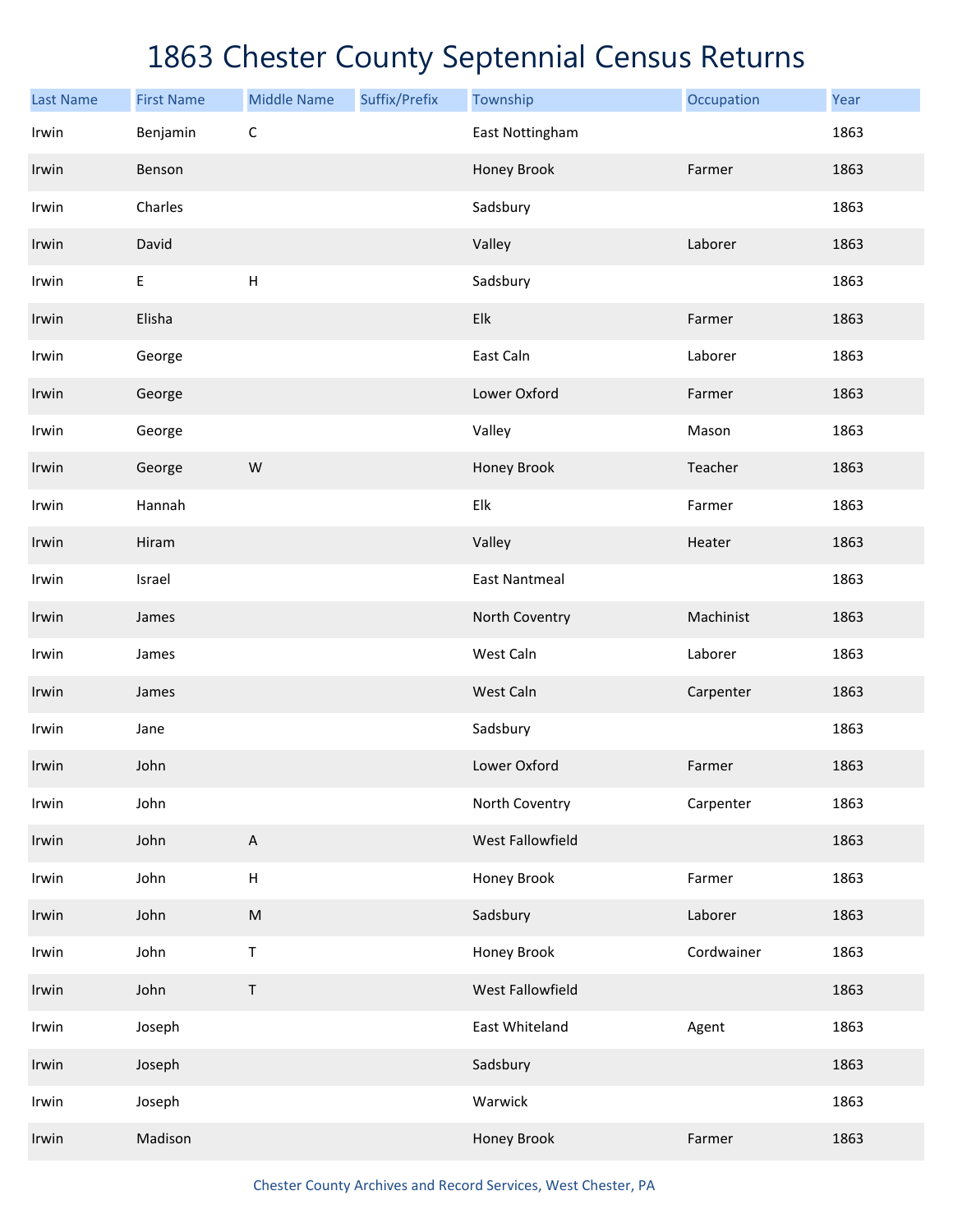# 1863 Chester County Septennial Census Returns

| Last Name | First Name | Middle Name | Suffix/Prefix | Township | Occupation | Year |
|---|---|---|---|---|---|---|
| Irwin | Benjamin | C | | East Nottingham | | 1863 |
| Irwin | Benson | | | Honey Brook | Farmer | 1863 |
| Irwin | Charles | | | Sadsbury | | 1863 |
| Irwin | David | | | Valley | Laborer | 1863 |
| Irwin | E | H | | Sadsbury | | 1863 |
| Irwin | Elisha | | | Elk | Farmer | 1863 |
| Irwin | George | | | East Caln | Laborer | 1863 |
| Irwin | George | | | Lower Oxford | Farmer | 1863 |
| Irwin | George | | | Valley | Mason | 1863 |
| Irwin | George | W | | Honey Brook | Teacher | 1863 |
| Irwin | Hannah | | | Elk | Farmer | 1863 |
| Irwin | Hiram | | | Valley | Heater | 1863 |
| Irwin | Israel | | | East Nantmeal | | 1863 |
| Irwin | James | | | North Coventry | Machinist | 1863 |
| Irwin | James | | | West Caln | Laborer | 1863 |
| Irwin | James | | | West Caln | Carpenter | 1863 |
| Irwin | Jane | | | Sadsbury | | 1863 |
| Irwin | John | | | Lower Oxford | Farmer | 1863 |
| Irwin | John | | | North Coventry | Carpenter | 1863 |
| Irwin | John | A | | West Fallowfield | | 1863 |
| Irwin | John | H | | Honey Brook | Farmer | 1863 |
| Irwin | John | M | | Sadsbury | Laborer | 1863 |
| Irwin | John | T | | Honey Brook | Cordwainer | 1863 |
| Irwin | John | T | | West Fallowfield | | 1863 |
| Irwin | Joseph | | | East Whiteland | Agent | 1863 |
| Irwin | Joseph | | | Sadsbury | | 1863 |
| Irwin | Joseph | | | Warwick | | 1863 |
| Irwin | Madison | | | Honey Brook | Farmer | 1863 |

Chester County Archives and Record Services, West Chester, PA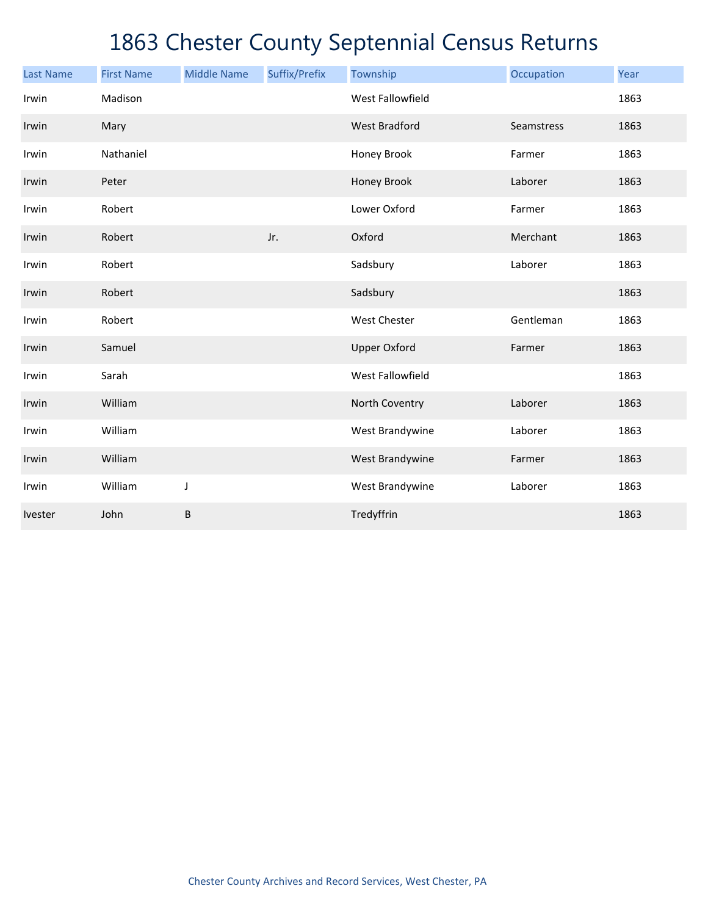# 1863 Chester County Septennial Census Returns

| Last Name | First Name | Middle Name | Suffix/Prefix | Township | Occupation | Year |
|---|---|---|---|---|---|---|
| Irwin | Madison | | | West Fallowfield | | 1863 |
| Irwin | Mary | | | West Bradford | Seamstress | 1863 |
| Irwin | Nathaniel | | | Honey Brook | Farmer | 1863 |
| Irwin | Peter | | | Honey Brook | Laborer | 1863 |
| Irwin | Robert | | | Lower Oxford | Farmer | 1863 |
| Irwin | Robert | | Jr. | Oxford | Merchant | 1863 |
| Irwin | Robert | | | Sadsbury | Laborer | 1863 |
| Irwin | Robert | | | Sadsbury | | 1863 |
| Irwin | Robert | | | West Chester | Gentleman | 1863 |
| Irwin | Samuel | | | Upper Oxford | Farmer | 1863 |
| Irwin | Sarah | | | West Fallowfield | | 1863 |
| Irwin | William | | | North Coventry | Laborer | 1863 |
| Irwin | William | | | West Brandywine | Laborer | 1863 |
| Irwin | William | | | West Brandywine | Farmer | 1863 |
| Irwin | William | J | | West Brandywine | Laborer | 1863 |
| Ivester | John | B | | Tredyffrin | | 1863 |

Chester County Archives and Record Services, West Chester, PA